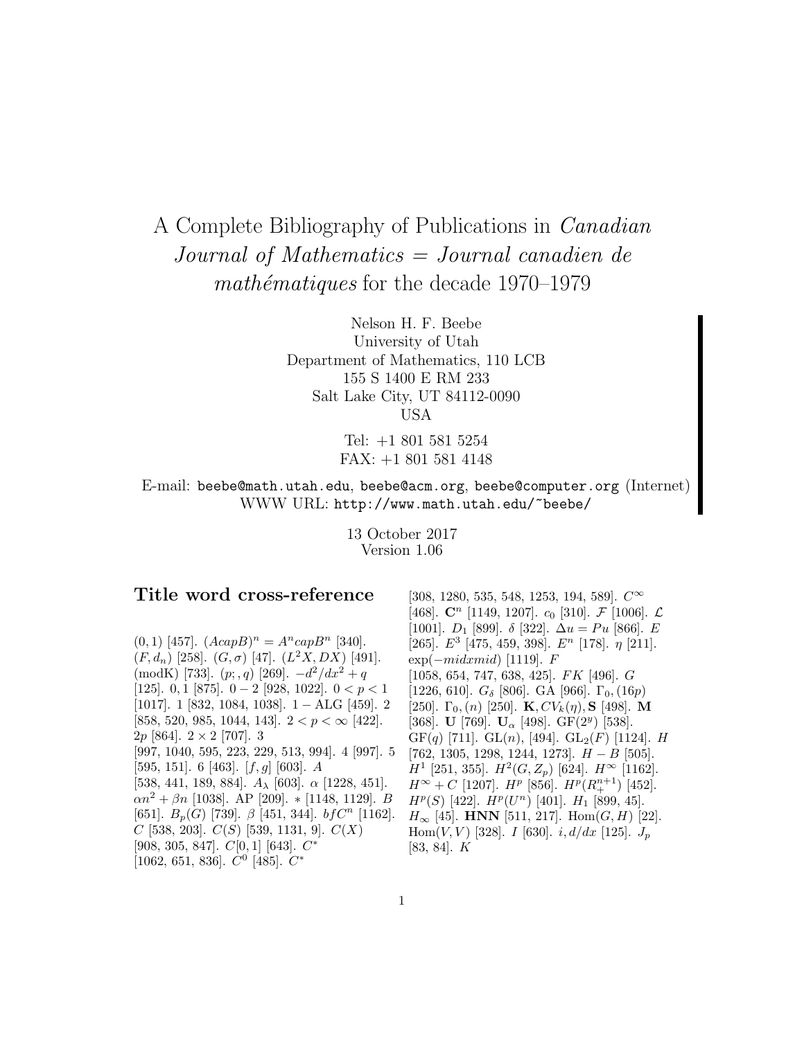# A Complete Bibliography of Publications in *Canadian Journal of Mathematics = Journal canadien de mathématiques* for the decade 1970–1979

Nelson H. F. Beebe
University of Utah
Department of Mathematics, 110 LCB
155 S 1400 E RM 233
Salt Lake City, UT 84112-0090
USA

Tel: +1 801 581 5254
FAX: +1 801 581 4148

E-mail: `beebe@math.utah.edu`, `beebe@acm.org`, `beebe@computer.org` (Internet)
WWW URL: `http://www.math.utah.edu/~beebe/`

13 October 2017
Version 1.06

## Title word cross-reference

$(0,1)$ [457]. $(AcapB)^n = A^n capB^n$ [340]. $(F, d_n)$ [258]. $(G,\sigma)$ [47]. $(L^2X, DX)$ [491]. (modK) [733]. $(p;,q)$ [269]. $-d^2/dx^2 + q$ [125]. $0, 1$ [875]. $0-2$ [928, 1022]. $0 < p < 1$ [1017]. 1 [832, 1084, 1038]. $1-$ ALG [459]. 2 [858, 520, 985, 1044, 143]. $2 < p < \infty$ [422]. $2p$ [864]. $2 \times 2$ [707]. 3 [997, 1040, 595, 223, 229, 513, 994]. 4 [997]. 5 [595, 151]. 6 [463]. $[f, g]$ [603]. $A$ [538, 441, 189, 884]. $A_\lambda$ [603]. $\alpha$ [1228, 451]. $\alpha n^2 + \beta n$ [1038]. AP [209]. $*$ [1148, 1129]. $B$ [651]. $B_p(G)$ [739]. $\beta$ [451, 344]. $bfC^n$ [1162]. $C$ [538, 203]. $C(S)$ [539, 1131, 9]. $C(X)$ [908, 305, 847]. $C[0,1]$ [643]. $C^*$ [1062, 651, 836]. $C^0$ [485]. $C^*$ [308, 1280, 535, 548, 1253, 194, 589]. $C^\infty$ [468]. $\mathbf{C}^n$ [1149, 1207]. $c_0$ [310]. $\mathcal{F}$ [1006]. $\mathcal{L}$ [1001]. $D_1$ [899]. $\delta$ [322]. $\Delta u = Pu$ [866]. $E$ [265]. $E^3$ [475, 459, 398]. $E^n$ [178]. $\eta$ [211]. $\exp(-midxmid)$ [1119]. $F$ [1058, 654, 747, 638, 425]. $FK$ [496]. $G$ [1226, 610]. $G_\delta$ [806]. GA [966]. $\Gamma_0, (16p)$ [250]. $\Gamma_0, (n)$ [250]. $\mathbf{K}, CV_k(\eta), \mathbf{S}$ [498]. $\mathbf{M}$ [368]. $\mathbf{U}$ [769]. $\mathbf{U}_\alpha$ [498]. $\mathrm{GF}(2^y)$ [538]. $\mathrm{GF}(q)$ [711]. $\mathrm{GL}(n)$, [494]. $\mathrm{GL}_2(F)$ [1124]. $H$ [762, 1305, 1298, 1244, 1273]. $H-B$ [505]. $H^1$ [251, 355]. $H^2(G, Z_p)$ [624]. $H^\infty$ [1162]. $H^\infty + C$ [1207]. $H^p$ [856]. $H^p(R^{n+1}_+)$ [452]. $H^p(S)$ [422]. $H^p(U^n)$ [401]. $H_1$ [899, 45]. $H_\infty$ [45]. **HNN** [511, 217]. $\mathrm{Hom}(G, H)$ [22]. $\mathrm{Hom}(V, V)$ [328]. $I$ [630]. $i, d/dx$ [125]. $J_p$ [83, 84]. $K$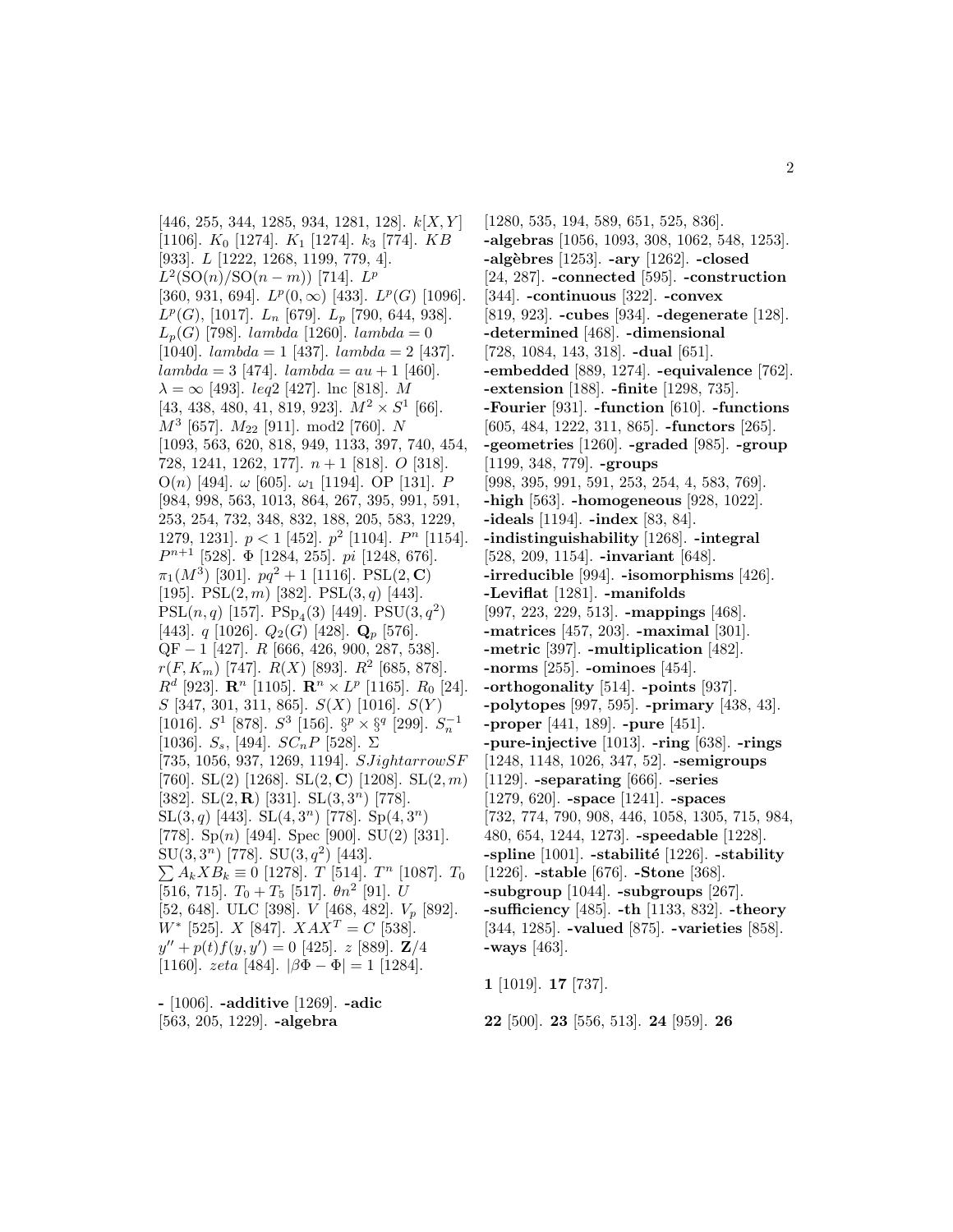[446, 255, 344, 1285, 934, 1281, 128]. $k[X,Y]$ [1106]. $K_0$ [1274]. $K_1$ [1274]. $k_3$ [774]. $KB$ [933]. $L$ [1222, 1268, 1199, 779, 4]. $L^2(\mathrm{SO}(n)/\mathrm{SO}(n-m))$ [714]. $L^p$ [360, 931, 694]. $L^p(0,\infty)$ [433]. $L^p(G)$ [1096]. $L^p(G)$, [1017]. $L_n$ [679]. $L_p$ [790, 644, 938]. $L_p(G)$ [798]. $lambda$ [1260]. $lambda = 0$ [1040]. $lambda = 1$ [437]. $lambda = 2$ [437]. $lambda = 3$ [474]. $lambda = au + 1$ [460]. $\lambda = \infty$ [493]. $leq2$ [427]. lnc [818]. $M$ [43, 438, 480, 41, 819, 923]. $M^2 \times S^1$ [66]. $M^3$ [657]. $M_{22}$ [911]. mod2 [760]. $N$ [1093, 563, 620, 818, 949, 1133, 397, 740, 454, 728, 1241, 1262, 177]. $n+1$ [818]. $O$ [318]. $\mathrm{O}(n)$ [494]. $\omega$ [605]. $\omega_1$ [1194]. OP [131]. $P$ [984, 998, 563, 1013, 864, 267, 395, 991, 591, 253, 254, 732, 348, 832, 188, 205, 583, 1229, 1279, 1231]. $p < 1$ [452]. $p^2$ [1104]. $P^n$ [1154]. $P^{n+1}$ [528]. $\Phi$ [1284, 255]. $pi$ [1248, 676]. $\pi_1(M^3)$ [301]. $pq^2+1$ [1116]. $\mathrm{PSL}(2,\mathbf{C})$ [195]. $\mathrm{PSL}(2,m)$ [382]. $\mathrm{PSL}(3,q)$ [443]. $\mathrm{PSL}(n,q)$ [157]. $\mathrm{PSp}_4(3)$ [449]. $\mathrm{PSU}(3,q^2)$ [443]. $q$ [1026]. $Q_2(G)$ [428]. $\mathbf{Q}_p$ [576]. $\mathrm{QF}-1$ [427]. $R$ [666, 426, 900, 287, 538]. $r(F,K_m)$ [747]. $R(X)$ [893]. $R^2$ [685, 878]. $R^d$ [923]. $\mathbf{R}^n$ [1105]. $\mathbf{R}^n \times L^p$ [1165]. $R_0$ [24]. $S$ [347, 301, 311, 865]. $S(X)$ [1016]. $S(Y)$ [1016]. $S^1$ [878]. $S^3$ [156]. $\S^p \times \S^q$ [299]. $S_n^{-1}$ [1036]. $S_s$, [494]. $SC_nP$ [528]. $\Sigma$ [735, 1056, 937, 1269, 1194]. $SJightarrowSF$ [760]. $\mathrm{SL}(2)$ [1268]. $\mathrm{SL}(2,\mathbf{C})$ [1208]. $\mathrm{SL}(2,m)$ [382]. $\mathrm{SL}(2,\mathbf{R})$ [331]. $\mathrm{SL}(3,3^n)$ [778]. $\mathrm{SL}(3,q)$ [443]. $\mathrm{SL}(4,3^n)$ [778]. $\mathrm{Sp}(4,3^n)$ [778]. $\mathrm{Sp}(n)$ [494]. Spec [900]. $\mathrm{SU}(2)$ [331]. $\mathrm{SU}(3,3^n)$ [778]. $\mathrm{SU}(3,q^2)$ [443]. $\sum A_kXB_k \equiv 0$ [1278]. $T$ [514]. $T^n$ [1087]. $T_0$ [516, 715]. $T_0 + T_5$ [517]. $\theta n^2$ [91]. $U$ [52, 648]. ULC [398]. $V$ [468, 482]. $V_p$ [892]. $W^*$ [525]. $X$ [847]. $XAX^T = C$ [538]. $y'' + p(t)f(y,y') = 0$ [425]. $z$ [889]. $\mathbf{Z}/4$ [1160]. $zeta$ [484]. $|\beta\Phi - \Phi| = 1$ [1284].

**-** [1006]. **-additive** [1269]. **-adic** [563, 205, 1229]. **-algebra** [1280, 535, 194, 589, 651, 525, 836]. **-algebras** [1056, 1093, 308, 1062, 548, 1253]. **-algèbres** [1253]. **-ary** [1262]. **-closed** [24, 287]. **-connected** [595]. **-construction** [344]. **-continuous** [322]. **-convex** [819, 923]. **-cubes** [934]. **-degenerate** [128]. **-determined** [468]. **-dimensional** [728, 1084, 143, 318]. **-dual** [651]. **-embedded** [889, 1274]. **-equivalence** [762]. **-extension** [188]. **-finite** [1298, 735]. **-Fourier** [931]. **-function** [610]. **-functions** [605, 484, 1222, 311, 865]. **-functors** [265]. **-geometries** [1260]. **-graded** [985]. **-group** [1199, 348, 779]. **-groups** [998, 395, 991, 591, 253, 254, 4, 583, 769]. **-high** [563]. **-homogeneous** [928, 1022]. **-ideals** [1194]. **-index** [83, 84]. **-indistinguishability** [1268]. **-integral** [528, 209, 1154]. **-invariant** [648]. **-irreducible** [994]. **-isomorphisms** [426]. **-Leviflat** [1281]. **-manifolds** [997, 223, 229, 513]. **-mappings** [468]. **-matrices** [457, 203]. **-maximal** [301]. **-metric** [397]. **-multiplication** [482]. **-norms** [255]. **-ominoes** [454]. **-orthogonality** [514]. **-points** [937]. **-polytopes** [997, 595]. **-primary** [438, 43]. **-proper** [441, 189]. **-pure** [451]. **-pure-injective** [1013]. **-ring** [638]. **-rings** [1248, 1148, 1026, 347, 52]. **-semigroups** [1129]. **-separating** [666]. **-series** [1279, 620]. **-space** [1241]. **-spaces** [732, 774, 790, 908, 446, 1058, 1305, 715, 984, 480, 654, 1244, 1273]. **-speedable** [1228]. **-spline** [1001]. **-stabilité** [1226]. **-stability** [1226]. **-stable** [676]. **-Stone** [368]. **-subgroup** [1044]. **-subgroups** [267]. **-sufficiency** [485]. **-th** [1133, 832]. **-theory** [344, 1285]. **-valued** [875]. **-varieties** [858]. **-ways** [463].

**1** [1019]. **17** [737].

**22** [500]. **23** [556, 513]. **24** [959]. **26**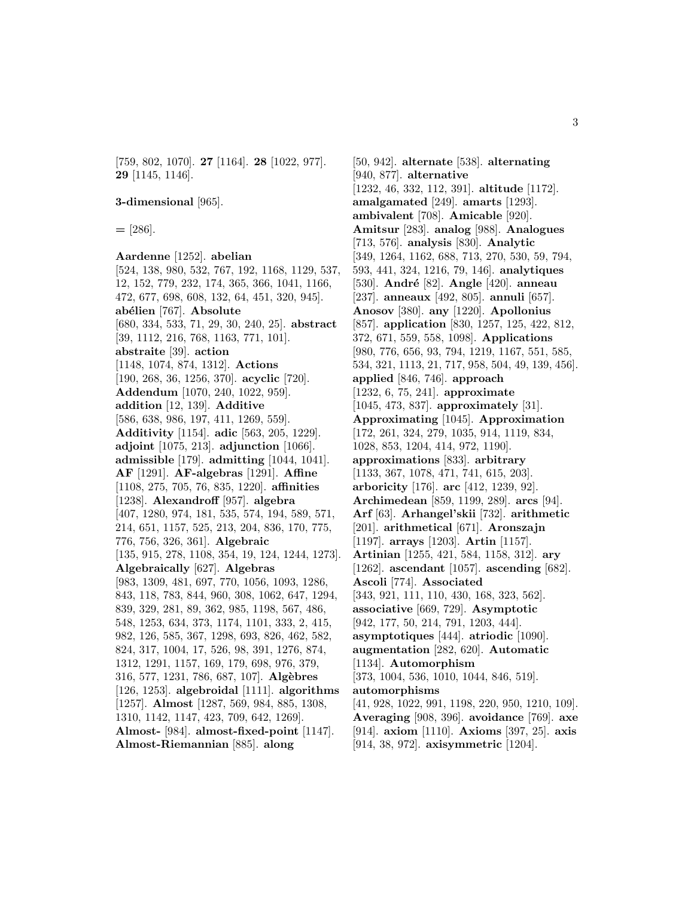[759, 802, 1070]. **27** [1164]. **28** [1022, 977]. **29** [1145, 1146].

**3-dimensional** [965].

**=** [286].

**Aardenne** [1252]. **abelian** [524, 138, 980, 532, 767, 192, 1168, 1129, 537, 12, 152, 779, 232, 174, 365, 366, 1041, 1166, 472, 677, 698, 608, 132, 64, 451, 320, 945]. **abélien** [767]. **Absolute** [680, 334, 533, 71, 29, 30, 240, 25]. **abstract** [39, 1112, 216, 768, 1163, 771, 101]. **abstraite** [39]. **action** [1148, 1074, 874, 1312]. **Actions** [190, 268, 36, 1256, 370]. **acyclic** [720]. **Addendum** [1070, 240, 1022, 959]. **addition** [12, 139]. **Additive** [586, 638, 986, 197, 411, 1269, 559]. **Additivity** [1154]. **adic** [563, 205, 1229]. **adjoint** [1075, 213]. **adjunction** [1066]. **admissible** [179]. **admitting** [1044, 1041]. **AF** [1291]. **AF-algebras** [1291]. **Affine** [1108, 275, 705, 76, 835, 1220]. **affinities** [1238]. **Alexandroff** [957]. **algebra** [407, 1280, 974, 181, 535, 574, 194, 589, 571, 214, 651, 1157, 525, 213, 204, 836, 170, 775, 776, 756, 326, 361]. **Algebraic** [135, 915, 278, 1108, 354, 19, 124, 1244, 1273]. **Algebraically** [627]. **Algebras** [983, 1309, 481, 697, 770, 1056, 1093, 1286, 843, 118, 783, 844, 960, 308, 1062, 647, 1294, 839, 329, 281, 89, 362, 985, 1198, 567, 486, 548, 1253, 634, 373, 1174, 1101, 333, 2, 415, 982, 126, 585, 367, 1298, 693, 826, 462, 582, 824, 317, 1004, 17, 526, 98, 391, 1276, 874, 1312, 1291, 1157, 169, 179, 698, 976, 379, 316, 577, 1231, 786, 687, 107]. **Algèbres** [126, 1253]. **algebroidal** [1111]. **algorithms** [1257]. **Almost** [1287, 569, 984, 885, 1308, 1310, 1142, 1147, 423, 709, 642, 1269]. **Almost-** [984]. **almost-fixed-point** [1147]. **Almost-Riemannian** [885]. **along** [50, 942]. **alternate** [538]. **alternating** [940, 877]. **alternative** [1232, 46, 332, 112, 391]. **altitude** [1172]. **amalgamated** [249]. **amarts** [1293]. **ambivalent** [708]. **Amicable** [920]. **Amitsur** [283]. **analog** [988]. **Analogues** [713, 576]. **analysis** [830]. **Analytic** [349, 1264, 1162, 688, 713, 270, 530, 59, 794, 593, 441, 324, 1216, 79, 146]. **analytiques** [530]. **André** [82]. **Angle** [420]. **anneau** [237]. **anneaux** [492, 805]. **annuli** [657]. **Anosov** [380]. **any** [1220]. **Apollonius** [857]. **application** [830, 1257, 125, 422, 812, 372, 671, 559, 558, 1098]. **Applications** [980, 776, 656, 93, 794, 1219, 1167, 551, 585, 534, 321, 1113, 21, 717, 958, 504, 49, 139, 456]. **applied** [846, 746]. **approach** [1232, 6, 75, 241]. **approximate** [1045, 473, 837]. **approximately** [31]. **Approximating** [1045]. **Approximation** [172, 261, 324, 279, 1035, 914, 1119, 834, 1028, 853, 1204, 414, 972, 1190]. **approximations** [833]. **arbitrary** [1133, 367, 1078, 471, 741, 615, 203]. **arboricity** [176]. **arc** [412, 1239, 92]. **Archimedean** [859, 1199, 289]. **arcs** [94]. **Arf** [63]. **Arhangel'skii** [732]. **arithmetic** [201]. **arithmetical** [671]. **Aronszajn** [1197]. **arrays** [1203]. **Artin** [1157]. **Artinian** [1255, 421, 584, 1158, 312]. **ary** [1262]. **ascendant** [1057]. **ascending** [682]. **Ascoli** [774]. **Associated** [343, 921, 111, 110, 430, 168, 323, 562]. **associative** [669, 729]. **Asymptotic** [942, 177, 50, 214, 791, 1203, 444]. **asymptotiques** [444]. **atriodic** [1090]. **augmentation** [282, 620]. **Automatic** [1134]. **Automorphism** [373, 1004, 536, 1010, 1044, 846, 519]. **automorphisms** [41, 928, 1022, 991, 1198, 220, 950, 1210, 109]. **Averaging** [908, 396]. **avoidance** [769]. **axe** [914]. **axiom** [1110]. **Axioms** [397, 25]. **axis** [914, 38, 972]. **axisymmetric** [1204].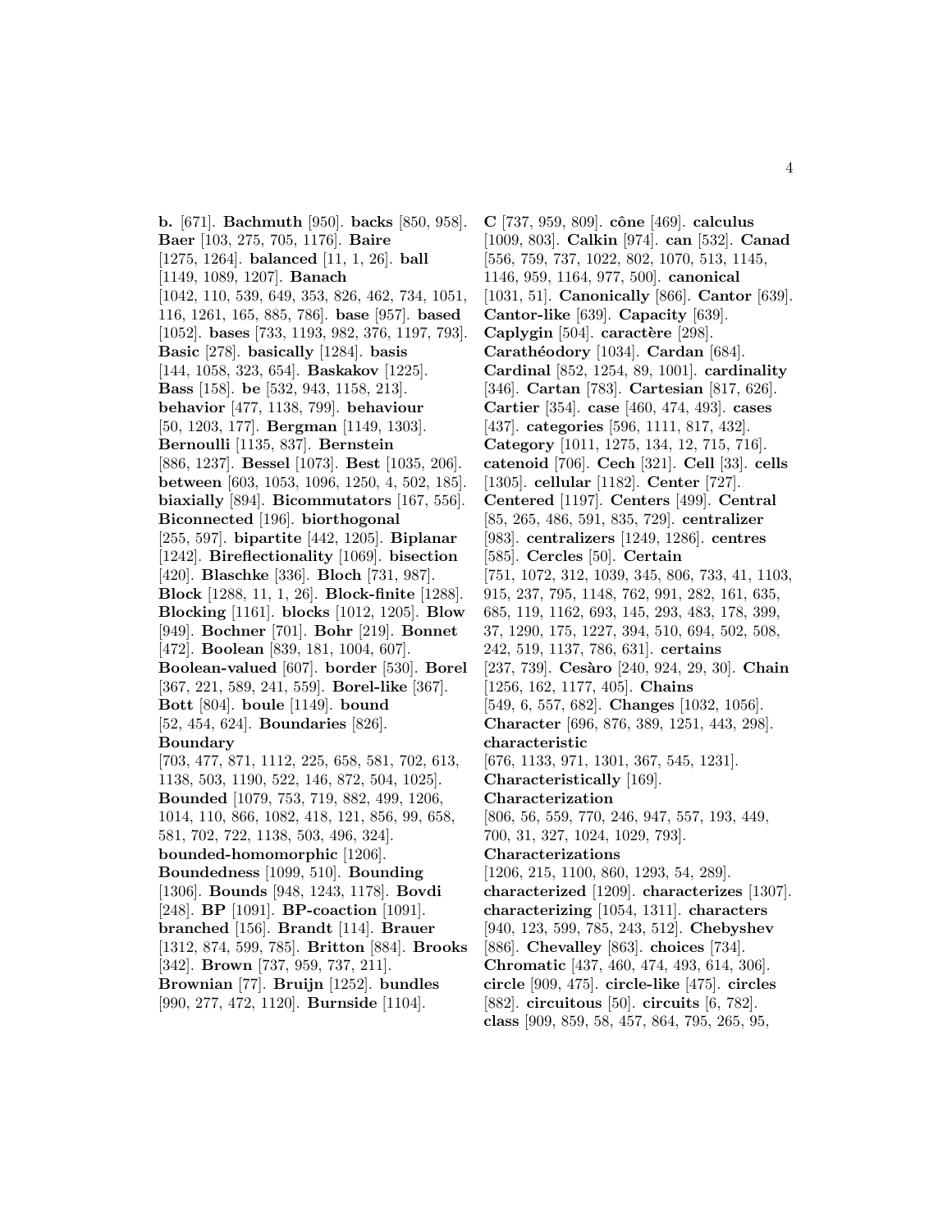**b.** [671]. **Bachmuth** [950]. **backs** [850, 958]. **Baer** [103, 275, 705, 1176]. **Baire** [1275, 1264]. **balanced** [11, 1, 26]. **ball** [1149, 1089, 1207]. **Banach** [1042, 110, 539, 649, 353, 826, 462, 734, 1051, 116, 1261, 165, 885, 786]. **base** [957]. **based** [1052]. **bases** [733, 1193, 982, 376, 1197, 793]. **Basic** [278]. **basically** [1284]. **basis** [144, 1058, 323, 654]. **Baskakov** [1225]. **Bass** [158]. **be** [532, 943, 1158, 213]. **behavior** [477, 1138, 799]. **behaviour** [50, 1203, 177]. **Bergman** [1149, 1303]. **Bernoulli** [1135, 837]. **Bernstein** [886, 1237]. **Bessel** [1073]. **Best** [1035, 206]. **between** [603, 1053, 1096, 1250, 4, 502, 185]. **biaxially** [894]. **Bicommutators** [167, 556]. **Biconnected** [196]. **biorthogonal** [255, 597]. **bipartite** [442, 1205]. **Biplanar** [1242]. **Bireflectionality** [1069]. **bisection** [420]. **Blaschke** [336]. **Bloch** [731, 987]. **Block** [1288, 11, 1, 26]. **Block-finite** [1288]. **Blocking** [1161]. **blocks** [1012, 1205]. **Blow** [949]. **Bochner** [701]. **Bohr** [219]. **Bonnet** [472]. **Boolean** [839, 181, 1004, 607]. **Boolean-valued** [607]. **border** [530]. **Borel** [367, 221, 589, 241, 559]. **Borel-like** [367]. **Bott** [804]. **boule** [1149]. **bound** [52, 454, 624]. **Boundaries** [826]. **Boundary** [703, 477, 871, 1112, 225, 658, 581, 702, 613, 1138, 503, 1190, 522, 146, 872, 504, 1025]. **Bounded** [1079, 753, 719, 882, 499, 1206, 1014, 110, 866, 1082, 418, 121, 856, 99, 658, 581, 702, 722, 1138, 503, 496, 324]. **bounded-homomorphic** [1206]. **Boundedness** [1099, 510]. **Bounding** [1306]. **Bounds** [948, 1243, 1178]. **Bovdi** [248]. **BP** [1091]. **BP-coaction** [1091]. **branched** [156]. **Brandt** [114]. **Brauer** [1312, 874, 599, 785]. **Britton** [884]. **Brooks** [342]. **Brown** [737, 959, 737, 211]. **Brownian** [77]. **Bruijn** [1252]. **bundles** [990, 277, 472, 1120]. **Burnside** [1104].

**C** [737, 959, 809]. **cône** [469]. **calculus** [1009, 803]. **Calkin** [974]. **can** [532]. **Canad** [556, 759, 737, 1022, 802, 1070, 513, 1145, 1146, 959, 1164, 977, 500]. **canonical** [1031, 51]. **Canonically** [866]. **Cantor** [639]. **Cantor-like** [639]. **Capacity** [639]. **Caplygin** [504]. **caractère** [298]. **Carathéodory** [1034]. **Cardan** [684]. **Cardinal** [852, 1254, 89, 1001]. **cardinality** [346]. **Cartan** [783]. **Cartesian** [817, 626]. **Cartier** [354]. **case** [460, 474, 493]. **cases** [437]. **categories** [596, 1111, 817, 432]. **Category** [1011, 1275, 134, 12, 715, 716]. **catenoid** [706]. **Cech** [321]. **Cell** [33]. **cells** [1305]. **cellular** [1182]. **Center** [727]. **Centered** [1197]. **Centers** [499]. **Central** [85, 265, 486, 591, 835, 729]. **centralizer** [983]. **centralizers** [1249, 1286]. **centres** [585]. **Cercles** [50]. **Certain** [751, 1072, 312, 1039, 345, 806, 733, 41, 1103, 915, 237, 795, 1148, 762, 991, 282, 161, 635, 685, 119, 1162, 693, 145, 293, 483, 178, 399, 37, 1290, 175, 1227, 394, 510, 694, 502, 508, 242, 519, 1137, 786, 631]. **certains** [237, 739]. **Cesàro** [240, 924, 29, 30]. **Chain** [1256, 162, 1177, 405]. **Chains** [549, 6, 557, 682]. **Changes** [1032, 1056]. **Character** [696, 876, 389, 1251, 443, 298]. **characteristic** [676, 1133, 971, 1301, 367, 545, 1231]. **Characteristically** [169]. **Characterization** [806, 56, 559, 770, 246, 947, 557, 193, 449, 700, 31, 327, 1024, 1029, 793]. **Characterizations** [1206, 215, 1100, 860, 1293, 54, 289]. **characterized** [1209]. **characterizes** [1307]. **characterizing** [1054, 1311]. **characters** [940, 123, 599, 785, 243, 512]. **Chebyshev** [886]. **Chevalley** [863]. **choices** [734]. **Chromatic** [437, 460, 474, 493, 614, 306]. **circle** [909, 475]. **circle-like** [475]. **circles** [882]. **circuitous** [50]. **circuits** [6, 782]. **class** [909, 859, 58, 457, 864, 795, 265, 95,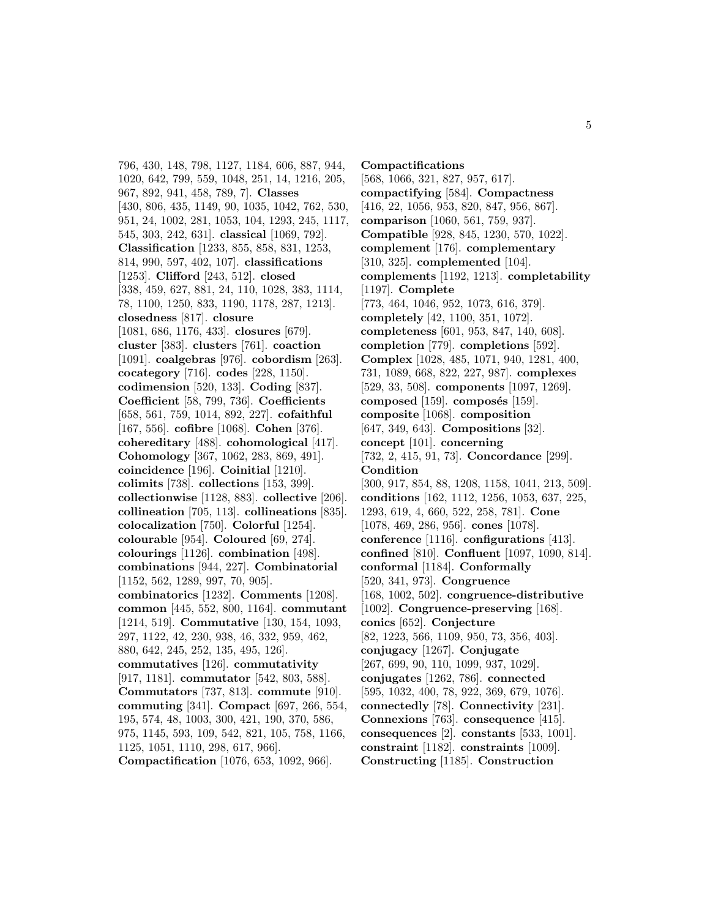796, 430, 148, 798, 1127, 1184, 606, 887, 944, 1020, 642, 799, 559, 1048, 251, 14, 1216, 205, 967, 892, 941, 458, 789, 7]. **Classes** [430, 806, 435, 1149, 90, 1035, 1042, 762, 530, 951, 24, 1002, 281, 1053, 104, 1293, 245, 1117, 545, 303, 242, 631]. **classical** [1069, 792]. **Classification** [1233, 855, 858, 831, 1253, 814, 990, 597, 402, 107]. **classifications** [1253]. **Clifford** [243, 512]. **closed** [338, 459, 627, 881, 24, 110, 1028, 383, 1114, 78, 1100, 1250, 833, 1190, 1178, 287, 1213]. **closedness** [817]. **closure** [1081, 686, 1176, 433]. **closures** [679]. **cluster** [383]. **clusters** [761]. **coaction** [1091]. **coalgebras** [976]. **cobordism** [263]. **cocategory** [716]. **codes** [228, 1150]. **codimension** [520, 133]. **Coding** [837]. **Coefficient** [58, 799, 736]. **Coefficients** [658, 561, 759, 1014, 892, 227]. **cofaithful** [167, 556]. **cofibre** [1068]. **Cohen** [376]. **cohereditary** [488]. **cohomological** [417]. **Cohomology** [367, 1062, 283, 869, 491]. **coincidence** [196]. **Coinitial** [1210]. **colimits** [738]. **collections** [153, 399]. **collectionwise** [1128, 883]. **collective** [206]. **collineation** [705, 113]. **collineations** [835]. **colocalization** [750]. **Colorful** [1254]. **colourable** [954]. **Coloured** [69, 274]. **colourings** [1126]. **combination** [498]. **combinations** [944, 227]. **Combinatorial** [1152, 562, 1289, 997, 70, 905]. **combinatorics** [1232]. **Comments** [1208]. **common** [445, 552, 800, 1164]. **commutant** [1214, 519]. **Commutative** [130, 154, 1093, 297, 1122, 42, 230, 938, 46, 332, 959, 462, 880, 642, 245, 252, 135, 495, 126]. **commutatives** [126]. **commutativity** [917, 1181]. **commutator** [542, 803, 588]. **Commutators** [737, 813]. **commute** [910]. **commuting** [341]. **Compact** [697, 266, 554, 195, 574, 48, 1003, 300, 421, 190, 370, 586, 975, 1145, 593, 109, 542, 821, 105, 758, 1166, 1125, 1051, 1110, 298, 617, 966]. **Compactification** [1076, 653, 1092, 966].

**Compactifications** [568, 1066, 321, 827, 957, 617]. **compactifying** [584]. **Compactness** [416, 22, 1056, 953, 820, 847, 956, 867]. **comparison** [1060, 561, 759, 937]. **Compatible** [928, 845, 1230, 570, 1022]. **complement** [176]. **complementary** [310, 325]. **complemented** [104]. **complements** [1192, 1213]. **completability** [1197]. **Complete** [773, 464, 1046, 952, 1073, 616, 379]. **completely** [42, 1100, 351, 1072]. **completeness** [601, 953, 847, 140, 608]. **completion** [779]. **completions** [592]. **Complex** [1028, 485, 1071, 940, 1281, 400, 731, 1089, 668, 822, 227, 987]. **complexes** [529, 33, 508]. **components** [1097, 1269]. **composed** [159]. **composés** [159]. **composite** [1068]. **composition** [647, 349, 643]. **Compositions** [32]. **concept** [101]. **concerning** [732, 2, 415, 91, 73]. **Concordance** [299]. **Condition** [300, 917, 854, 88, 1208, 1158, 1041, 213, 509]. **conditions** [162, 1112, 1256, 1053, 637, 225, 1293, 619, 4, 660, 522, 258, 781]. **Cone** [1078, 469, 286, 956]. **cones** [1078]. **conference** [1116]. **configurations** [413]. **confined** [810]. **Confluent** [1097, 1090, 814]. **conformal** [1184]. **Conformally** [520, 341, 973]. **Congruence** [168, 1002, 502]. **congruence-distributive** [1002]. **Congruence-preserving** [168]. **conics** [652]. **Conjecture** [82, 1223, 566, 1109, 950, 73, 356, 403]. **conjugacy** [1267]. **Conjugate** [267, 699, 90, 110, 1099, 937, 1029]. **conjugates** [1262, 786]. **connected** [595, 1032, 400, 78, 922, 369, 679, 1076]. **connectedly** [78]. **Connectivity** [231]. **Connexions** [763]. **consequence** [415]. **consequences** [2]. **constants** [533, 1001]. **constraint** [1182]. **constraints** [1009]. **Constructing** [1185]. **Construction**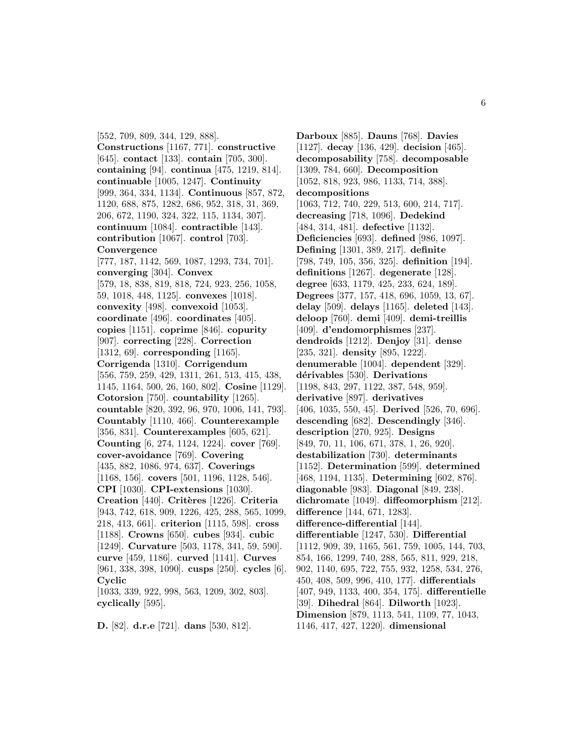[552, 709, 809, 344, 129, 888]. **Constructions** [1167, 771]. **constructive** [645]. **contact** [133]. **contain** [705, 300]. **containing** [94]. **continua** [475, 1219, 814]. **continuable** [1005, 1247]. **Continuity** [999, 364, 334, 1134]. **Continuous** [857, 872, 1120, 688, 875, 1282, 686, 952, 318, 31, 369, 206, 672, 1190, 324, 322, 115, 1134, 307]. **continuum** [1084]. **contractible** [143]. **contribution** [1067]. **control** [703]. **Convergence** [777, 187, 1142, 569, 1087, 1293, 734, 701]. **converging** [304]. **Convex** [579, 18, 838, 819, 818, 724, 923, 256, 1058, 59, 1018, 448, 1125]. **convexes** [1018]. **convexity** [498]. **convexoid** [1053]. **coordinate** [496]. **coordinates** [405]. **copies** [1151]. **coprime** [846]. **copurity** [907]. **correcting** [228]. **Correction** [1312, 69]. **corresponding** [1165]. **Corrigenda** [1310]. **Corrigendum** [556, 759, 259, 429, 1311, 261, 513, 415, 438, 1145, 1164, 500, 26, 160, 802]. **Cosine** [1129]. **Cotorsion** [750]. **countability** [1265]. **countable** [820, 392, 96, 970, 1006, 141, 793]. **Countably** [1110, 466]. **Counterexample** [356, 831]. **Counterexamples** [605, 621]. **Counting** [6, 274, 1124, 1224]. **cover** [769]. **cover-avoidance** [769]. **Covering** [435, 882, 1086, 974, 637]. **Coverings** [1168, 156]. **covers** [501, 1196, 1128, 546]. **CPI** [1030]. **CPI-extensions** [1030]. **Creation** [440]. **Critères** [1226]. **Criteria** [943, 742, 618, 909, 1226, 425, 288, 565, 1099, 218, 413, 661]. **criterion** [1115, 598]. **cross** [1188]. **Crowns** [650]. **cubes** [934]. **cubic** [1249]. **Curvature** [503, 1178, 341, 59, 590]. **curve** [459, 1186]. **curved** [1141]. **Curves** [961, 338, 398, 1090]. **cusps** [250]. **cycles** [6]. **Cyclic** [1033, 339, 922, 998, 563, 1209, 302, 803]. **cyclically** [595].

**D.** [82]. **d.r.e** [721]. **dans** [530, 812]. **Darboux** [885]. **Dauns** [768]. **Davies** [1127]. **decay** [136, 429]. **decision** [465]. **decomposability** [758]. **decomposable** [1309, 784, 660]. **Decomposition** [1052, 818, 923, 986, 1133, 714, 388]. **decompositions** [1063, 712, 740, 229, 513, 600, 214, 717]. **decreasing** [718, 1096]. **Dedekind** [484, 314, 481]. **defective** [1132]. **Deficiencies** [693]. **defined** [986, 1097]. **Defining** [1301, 389, 217]. **definite** [798, 749, 105, 356, 325]. **definition** [194]. **definitions** [1267]. **degenerate** [128]. **degree** [633, 1179, 425, 233, 624, 189]. **Degrees** [377, 157, 418, 696, 1059, 13, 67]. **delay** [509]. **delays** [1165]. **deleted** [143]. **deloop** [760]. **demi** [409]. **demi-treillis** [409]. **d'endomorphismes** [237]. **dendroids** [1212]. **Denjoy** [31]. **dense** [235, 321]. **density** [895, 1222]. **denumerable** [1004]. **dependent** [329]. **dérivables** [530]. **Derivations** [1198, 843, 297, 1122, 387, 548, 959]. **derivative** [897]. **derivatives** [406, 1035, 550, 45]. **Derived** [526, 70, 696]. **descending** [682]. **Descendingly** [346]. **description** [270, 925]. **Designs** [849, 70, 11, 106, 671, 378, 1, 26, 920]. **destabilization** [730]. **determinants** [1152]. **Determination** [599]. **determined** [468, 1194, 1135]. **Determining** [602, 876]. **diagonable** [983]. **Diagonal** [849, 238]. **dichromate** [1049]. **diffeomorphism** [212]. **difference** [144, 671, 1283]. **difference-differential** [144]. **differentiable** [1247, 530]. **Differential** [1112, 909, 39, 1165, 561, 759, 1005, 144, 703, 854, 166, 1299, 740, 288, 565, 811, 929, 218, 902, 1140, 695, 722, 755, 932, 1258, 534, 276, 450, 408, 509, 996, 410, 177]. **differentials** [407, 949, 1133, 400, 354, 175]. **differentielle** [39]. **Dihedral** [864]. **Dilworth** [1023]. **Dimension** [879, 1113, 541, 1109, 77, 1043, 1146, 417, 427, 1220]. **dimensional**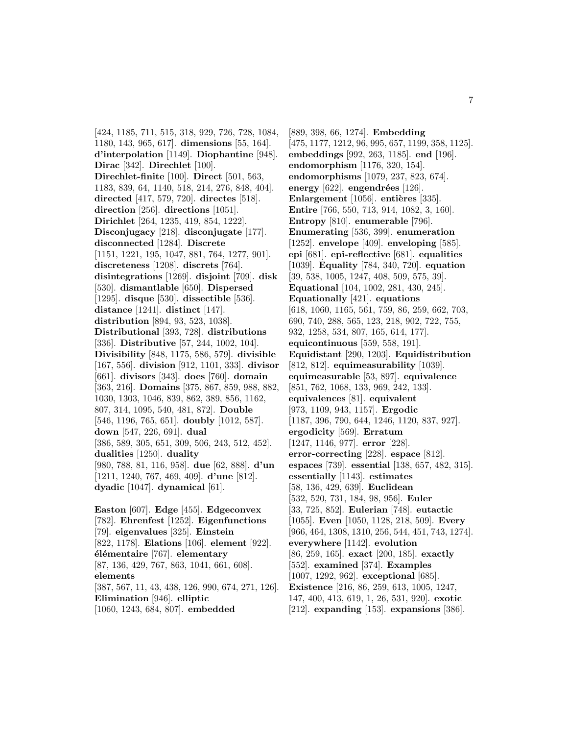[424, 1185, 711, 515, 318, 929, 726, 728, 1084, 1180, 143, 965, 617]. **dimensions** [55, 164]. **d'interpolation** [1149]. **Diophantine** [948]. **Dirac** [342]. **Direchlet** [100]. **Direchlet-finite** [100]. **Direct** [501, 563, 1183, 839, 64, 1140, 518, 214, 276, 848, 404]. **directed** [417, 579, 720]. **directes** [518]. **direction** [256]. **directions** [1051]. **Dirichlet** [264, 1235, 419, 854, 1222]. **Disconjugacy** [218]. **disconjugate** [177]. **disconnected** [1284]. **Discrete** [1151, 1221, 195, 1047, 881, 764, 1277, 901]. **discreteness** [1208]. **discrets** [764]. **disintegrations** [1269]. **disjoint** [709]. **disk** [530]. **dismantlable** [650]. **Dispersed** [1295]. **disque** [530]. **dissectible** [536]. **distance** [1241]. **distinct** [147]. **distribution** [894, 93, 523, 1038]. **Distributional** [393, 728]. **distributions** [336]. **Distributive** [57, 244, 1002, 104]. **Divisibility** [848, 1175, 586, 579]. **divisible** [167, 556]. **division** [912, 1101, 333]. **divisor** [661]. **divisors** [343]. **does** [760]. **domain** [363, 216]. **Domains** [375, 867, 859, 988, 882, 1030, 1303, 1046, 839, 862, 389, 856, 1162, 807, 314, 1095, 540, 481, 872]. **Double** [546, 1196, 765, 651]. **doubly** [1012, 587]. **down** [547, 226, 691]. **dual** [386, 589, 305, 651, 309, 506, 243, 512, 452]. **dualities** [1250]. **duality** [980, 788, 81, 116, 958]. **due** [62, 888]. **d'un** [1211, 1240, 767, 469, 409]. **d'une** [812]. **dyadic** [1047]. **dynamical** [61].

**Easton** [607]. **Edge** [455]. **Edgeconvex** [782]. **Ehrenfest** [1252]. **Eigenfunctions** [79]. **eigenvalues** [325]. **Einstein** [822, 1178]. **Elations** [106]. **element** [922]. **élémentaire** [767]. **elementary** [87, 136, 429, 767, 863, 1041, 661, 608]. **elements** [387, 567, 11, 43, 438, 126, 990, 674, 271, 126]. **Elimination** [946]. **elliptic** [1060, 1243, 684, 807]. **embedded** [889, 398, 66, 1274]. **Embedding** [475, 1177, 1212, 96, 995, 657, 1199, 358, 1125]. **embeddings** [992, 263, 1185]. **end** [196]. **endomorphism** [1176, 320, 154]. **endomorphisms** [1079, 237, 823, 674]. **energy** [622]. **engendrées** [126]. **Enlargement** [1056]. **entières** [335]. **Entire** [766, 550, 713, 914, 1082, 3, 160]. **Entropy** [810]. **enumerable** [796]. **Enumerating** [536, 399]. **enumeration** [1252]. **envelope** [409]. **enveloping** [585]. **epi** [681]. **epi-reflective** [681]. **equalities** [1039]. **Equality** [784, 340, 720]. **equation** [39, 538, 1005, 1247, 408, 509, 575, 39]. **Equational** [104, 1002, 281, 430, 245]. **Equationally** [421]. **equations** [618, 1060, 1165, 561, 759, 86, 259, 662, 703, 690, 740, 288, 565, 123, 218, 902, 722, 755, 932, 1258, 534, 807, 165, 614, 177]. **equicontinuous** [559, 558, 191]. **Equidistant** [290, 1203]. **Equidistribution** [812, 812]. **equimeasurability** [1039]. **equimeasurable** [53, 897]. **equivalence** [851, 762, 1068, 133, 969, 242, 133]. **equivalences** [81]. **equivalent** [973, 1109, 943, 1157]. **Ergodic** [1187, 396, 790, 644, 1246, 1120, 837, 927]. **ergodicity** [569]. **Erratum** [1247, 1146, 977]. **error** [228]. **error-correcting** [228]. **espace** [812]. **espaces** [739]. **essential** [138, 657, 482, 315]. **essentially** [1143]. **estimates** [58, 136, 429, 639]. **Euclidean** [532, 520, 731, 184, 98, 956]. **Euler** [33, 725, 852]. **Eulerian** [748]. **eutactic** [1055]. **Even** [1050, 1128, 218, 509]. **Every** [966, 464, 1308, 1310, 256, 544, 451, 743, 1274]. **everywhere** [1142]. **evolution** [86, 259, 165]. **exact** [200, 185]. **exactly** [552]. **examined** [374]. **Examples** [1007, 1292, 962]. **exceptional** [685]. **Existence** [216, 86, 259, 613, 1005, 1247, 147, 400, 413, 619, 1, 26, 531, 920]. **exotic** [212]. **expanding** [153]. **expansions** [386].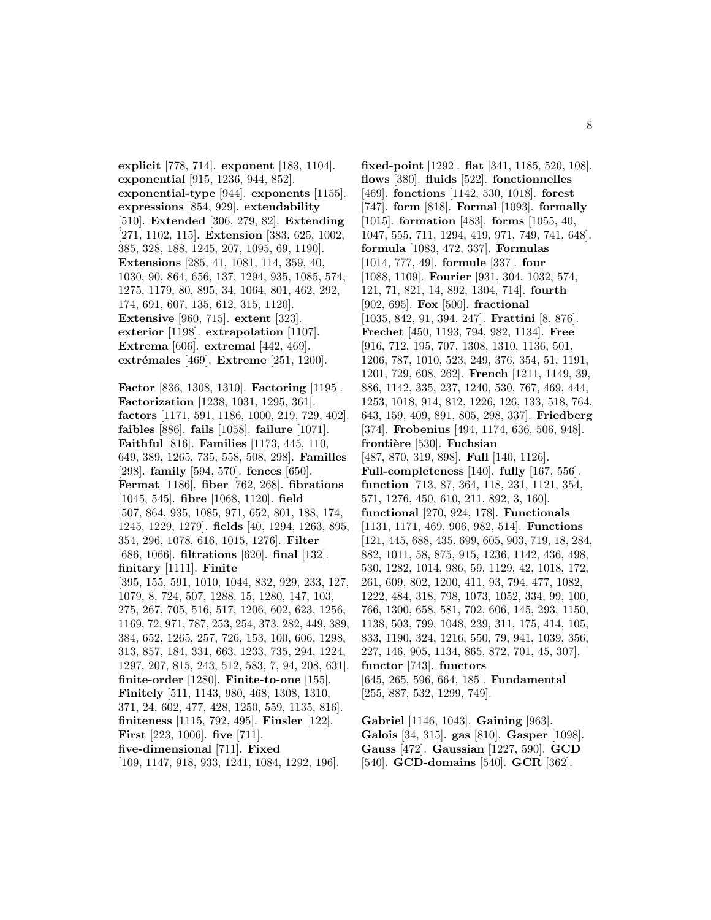**explicit** [778, 714]. **exponent** [183, 1104]. **exponential** [915, 1236, 944, 852]. **exponential-type** [944]. **exponents** [1155]. **expressions** [854, 929]. **extendability** [510]. **Extended** [306, 279, 82]. **Extending** [271, 1102, 115]. **Extension** [383, 625, 1002, 385, 328, 188, 1245, 207, 1095, 69, 1190]. **Extensions** [285, 41, 1081, 114, 359, 40, 1030, 90, 864, 656, 137, 1294, 935, 1085, 574, 1275, 1179, 80, 895, 34, 1064, 801, 462, 292, 174, 691, 607, 135, 612, 315, 1120]. **Extensive** [960, 715]. **extent** [323]. **exterior** [1198]. **extrapolation** [1107]. **Extrema** [606]. **extremal** [442, 469]. **extrémales** [469]. **Extreme** [251, 1200].

**Factor** [836, 1308, 1310]. **Factoring** [1195]. **Factorization** [1238, 1031, 1295, 361]. **factors** [1171, 591, 1186, 1000, 219, 729, 402]. **faibles** [886]. **fails** [1058]. **failure** [1071]. **Faithful** [816]. **Families** [1173, 445, 110, 649, 389, 1265, 735, 558, 508, 298]. **Familles** [298]. **family** [594, 570]. **fences** [650]. **Fermat** [1186]. **fiber** [762, 268]. **fibrations** [1045, 545]. **fibre** [1068, 1120]. **field** [507, 864, 935, 1085, 971, 652, 801, 188, 174, 1245, 1229, 1279]. **fields** [40, 1294, 1263, 895, 354, 296, 1078, 616, 1015, 1276]. **Filter** [686, 1066]. **filtrations** [620]. **final** [132]. **finitary** [1111]. **Finite** [395, 155, 591, 1010, 1044, 832, 929, 233, 127, 1079, 8, 724, 507, 1288, 15, 1280, 147, 103, 275, 267, 705, 516, 517, 1206, 602, 623, 1256, 1169, 72, 971, 787, 253, 254, 373, 282, 449, 389, 384, 652, 1265, 257, 726, 153, 100, 606, 1298, 313, 857, 184, 331, 663, 1233, 735, 294, 1224, 1297, 207, 815, 243, 512, 583, 7, 94, 208, 631]. **finite-order** [1280]. **Finite-to-one** [155]. **Finitely** [511, 1143, 980, 468, 1308, 1310, 371, 24, 602, 477, 428, 1250, 559, 1135, 816]. **finiteness** [1115, 792, 495]. **Finsler** [122]. **First** [223, 1006]. **five** [711]. **five-dimensional** [711]. **Fixed** [109, 1147, 918, 933, 1241, 1084, 1292, 196].

**fixed-point** [1292]. **flat** [341, 1185, 520, 108]. **flows** [380]. **fluids** [522]. **fonctionnelles** [469]. **fonctions** [1142, 530, 1018]. **forest** [747]. **form** [818]. **Formal** [1093]. **formally** [1015]. **formation** [483]. **forms** [1055, 40, 1047, 555, 711, 1294, 419, 971, 749, 741, 648]. **formula** [1083, 472, 337]. **Formulas** [1014, 777, 49]. **formule** [337]. **four** [1088, 1109]. **Fourier** [931, 304, 1032, 574, 121, 71, 821, 14, 892, 1304, 714]. **fourth** [902, 695]. **Fox** [500]. **fractional** [1035, 842, 91, 394, 247]. **Frattini** [8, 876]. **Frechet** [450, 1193, 794, 982, 1134]. **Free** [916, 712, 195, 707, 1308, 1310, 1136, 501, 1206, 787, 1010, 523, 249, 376, 354, 51, 1191, 1201, 729, 608, 262]. **French** [1211, 1149, 39, 886, 1142, 335, 237, 1240, 530, 767, 469, 444, 1253, 1018, 914, 812, 1226, 126, 133, 518, 764, 643, 159, 409, 891, 805, 298, 337]. **Friedberg** [374]. **Frobenius** [494, 1174, 636, 506, 948]. **frontière** [530]. **Fuchsian** [487, 870, 319, 898]. **Full** [140, 1126]. **Full-completeness** [140]. **fully** [167, 556]. **function** [713, 87, 364, 118, 231, 1121, 354, 571, 1276, 450, 610, 211, 892, 3, 160]. **functional** [270, 924, 178]. **Functionals** [1131, 1171, 469, 906, 982, 514]. **Functions** [121, 445, 688, 435, 699, 605, 903, 719, 18, 284, 882, 1011, 58, 875, 915, 1236, 1142, 436, 498, 530, 1282, 1014, 986, 59, 1129, 42, 1018, 172, 261, 609, 802, 1200, 411, 93, 794, 477, 1082, 1222, 484, 318, 798, 1073, 1052, 334, 99, 100, 766, 1300, 658, 581, 702, 606, 145, 293, 1150, 1138, 503, 799, 1048, 239, 311, 175, 414, 105, 833, 1190, 324, 1216, 550, 79, 941, 1039, 356, 227, 146, 905, 1134, 865, 872, 701, 45, 307]. **functor** [743]. **functors** [645, 265, 596, 664, 185]. **Fundamental** [255, 887, 532, 1299, 749].

**Gabriel** [1146, 1043]. **Gaining** [963]. **Galois** [34, 315]. **gas** [810]. **Gasper** [1098]. **Gauss** [472]. **Gaussian** [1227, 590]. **GCD** [540]. **GCD-domains** [540]. **GCR** [362].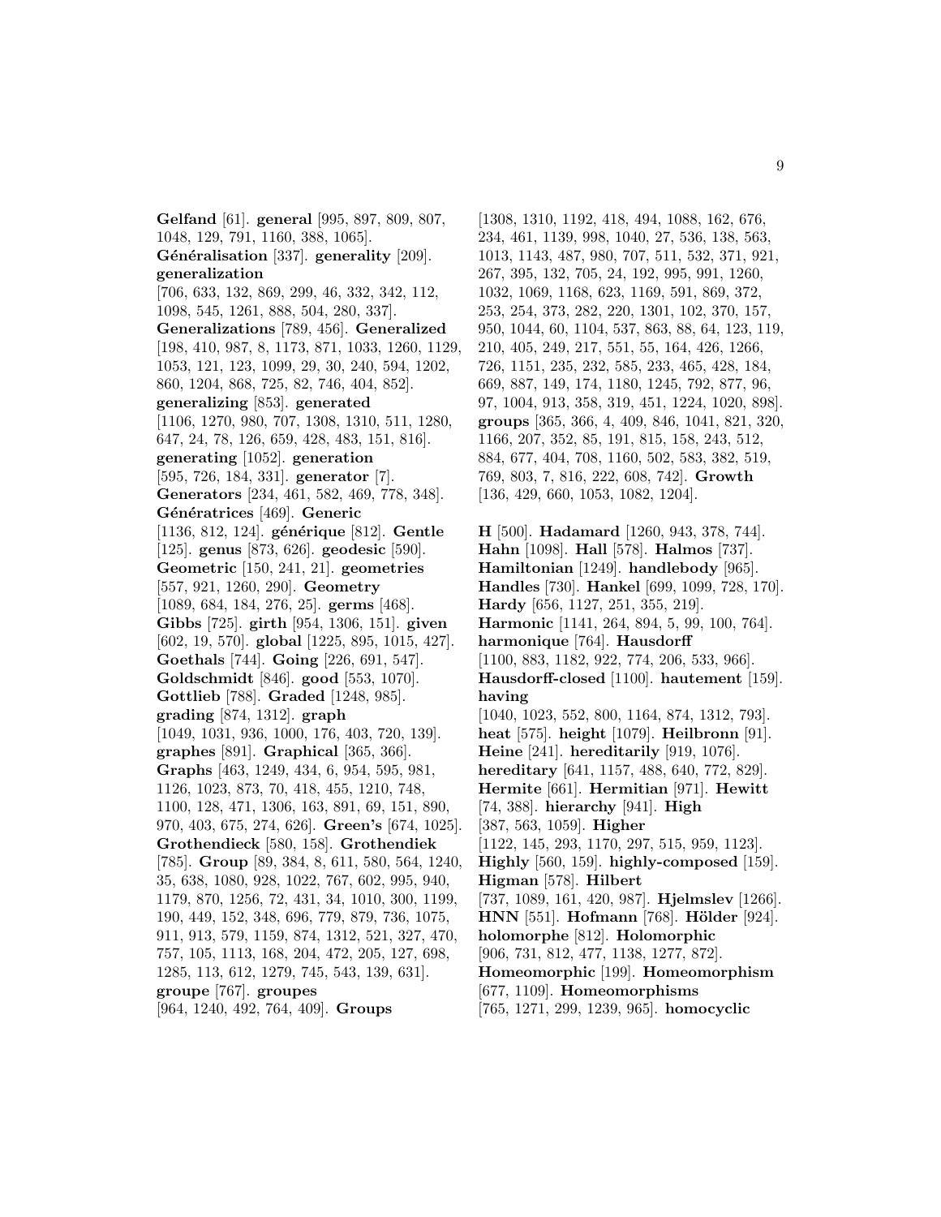**Gelfand** [61]. **general** [995, 897, 809, 807, 1048, 129, 791, 1160, 388, 1065]. **Généralisation** [337]. **generality** [209]. **generalization** [706, 633, 132, 869, 299, 46, 332, 342, 112, 1098, 545, 1261, 888, 504, 280, 337]. **Generalizations** [789, 456]. **Generalized** [198, 410, 987, 8, 1173, 871, 1033, 1260, 1129, 1053, 121, 123, 1099, 29, 30, 240, 594, 1202, 860, 1204, 868, 725, 82, 746, 404, 852]. **generalizing** [853]. **generated** [1106, 1270, 980, 707, 1308, 1310, 511, 1280, 647, 24, 78, 126, 659, 428, 483, 151, 816]. **generating** [1052]. **generation** [595, 726, 184, 331]. **generator** [7]. **Generators** [234, 461, 582, 469, 778, 348]. **Génératrices** [469]. **Generic** [1136, 812, 124]. **générique** [812]. **Gentle** [125]. **genus** [873, 626]. **geodesic** [590]. **Geometric** [150, 241, 21]. **geometries** [557, 921, 1260, 290]. **Geometry** [1089, 684, 184, 276, 25]. **germs** [468]. **Gibbs** [725]. **girth** [954, 1306, 151]. **given** [602, 19, 570]. **global** [1225, 895, 1015, 427]. **Goethals** [744]. **Going** [226, 691, 547]. **Goldschmidt** [846]. **good** [553, 1070]. **Gottlieb** [788]. **Graded** [1248, 985]. **grading** [874, 1312]. **graph** [1049, 1031, 936, 1000, 176, 403, 720, 139]. **graphes** [891]. **Graphical** [365, 366]. **Graphs** [463, 1249, 434, 6, 954, 595, 981, 1126, 1023, 873, 70, 418, 455, 1210, 748, 1100, 128, 471, 1306, 163, 891, 69, 151, 890, 970, 403, 675, 274, 626]. **Green's** [674, 1025]. **Grothendieck** [580, 158]. **Grothendiek** [785]. **Group** [89, 384, 8, 611, 580, 564, 1240, 35, 638, 1080, 928, 1022, 767, 602, 995, 940, 1179, 870, 1256, 72, 431, 34, 1010, 300, 1199, 190, 449, 152, 348, 696, 779, 879, 736, 1075, 911, 913, 579, 1159, 874, 1312, 521, 327, 470, 757, 105, 1113, 168, 204, 472, 205, 127, 698, 1285, 113, 612, 1279, 745, 543, 139, 631]. **groupe** [767]. **groupes** [964, 1240, 492, 764, 409]. **Groups** [1308, 1310, 1192, 418, 494, 1088, 162, 676, 234, 461, 1139, 998, 1040, 27, 536, 138, 563, 1013, 1143, 487, 980, 707, 511, 532, 371, 921, 267, 395, 132, 705, 24, 192, 995, 991, 1260, 1032, 1069, 1168, 623, 1169, 591, 869, 372, 253, 254, 373, 282, 220, 1301, 102, 370, 157, 950, 1044, 60, 1104, 537, 863, 88, 64, 123, 119, 210, 405, 249, 217, 551, 55, 164, 426, 1266, 726, 1151, 235, 232, 585, 233, 465, 428, 184, 669, 887, 149, 174, 1180, 1245, 792, 877, 96, 97, 1004, 913, 358, 319, 451, 1224, 1020, 898]. **groups** [365, 366, 4, 409, 846, 1041, 821, 320, 1166, 207, 352, 85, 191, 815, 158, 243, 512, 884, 677, 404, 708, 1160, 502, 583, 382, 519, 769, 803, 7, 816, 222, 608, 742]. **Growth** [136, 429, 660, 1053, 1082, 1204].

**H** [500]. **Hadamard** [1260, 943, 378, 744]. **Hahn** [1098]. **Hall** [578]. **Halmos** [737]. **Hamiltonian** [1249]. **handlebody** [965]. **Handles** [730]. **Hankel** [699, 1099, 728, 170]. **Hardy** [656, 1127, 251, 355, 219]. **Harmonic** [1141, 264, 894, 5, 99, 100, 764]. **harmonique** [764]. **Hausdorff** [1100, 883, 1182, 922, 774, 206, 533, 966]. **Hausdorff-closed** [1100]. **hautement** [159]. **having** [1040, 1023, 552, 800, 1164, 874, 1312, 793]. **heat** [575]. **height** [1079]. **Heilbronn** [91]. **Heine** [241]. **hereditarily** [919, 1076]. **hereditary** [641, 1157, 488, 640, 772, 829]. **Hermite** [661]. **Hermitian** [971]. **Hewitt** [74, 388]. **hierarchy** [941]. **High** [387, 563, 1059]. **Higher** [1122, 145, 293, 1170, 297, 515, 959, 1123]. **Highly** [560, 159]. **highly-composed** [159]. **Higman** [578]. **Hilbert** [737, 1089, 161, 420, 987]. **Hjelmslev** [1266]. **HNN** [551]. **Hofmann** [768]. **Hölder** [924]. **holomorphe** [812]. **Holomorphic** [906, 731, 812, 477, 1138, 1277, 872]. **Homeomorphic** [199]. **Homeomorphism** [677, 1109]. **Homeomorphisms** [765, 1271, 299, 1239, 965]. **homocyclic**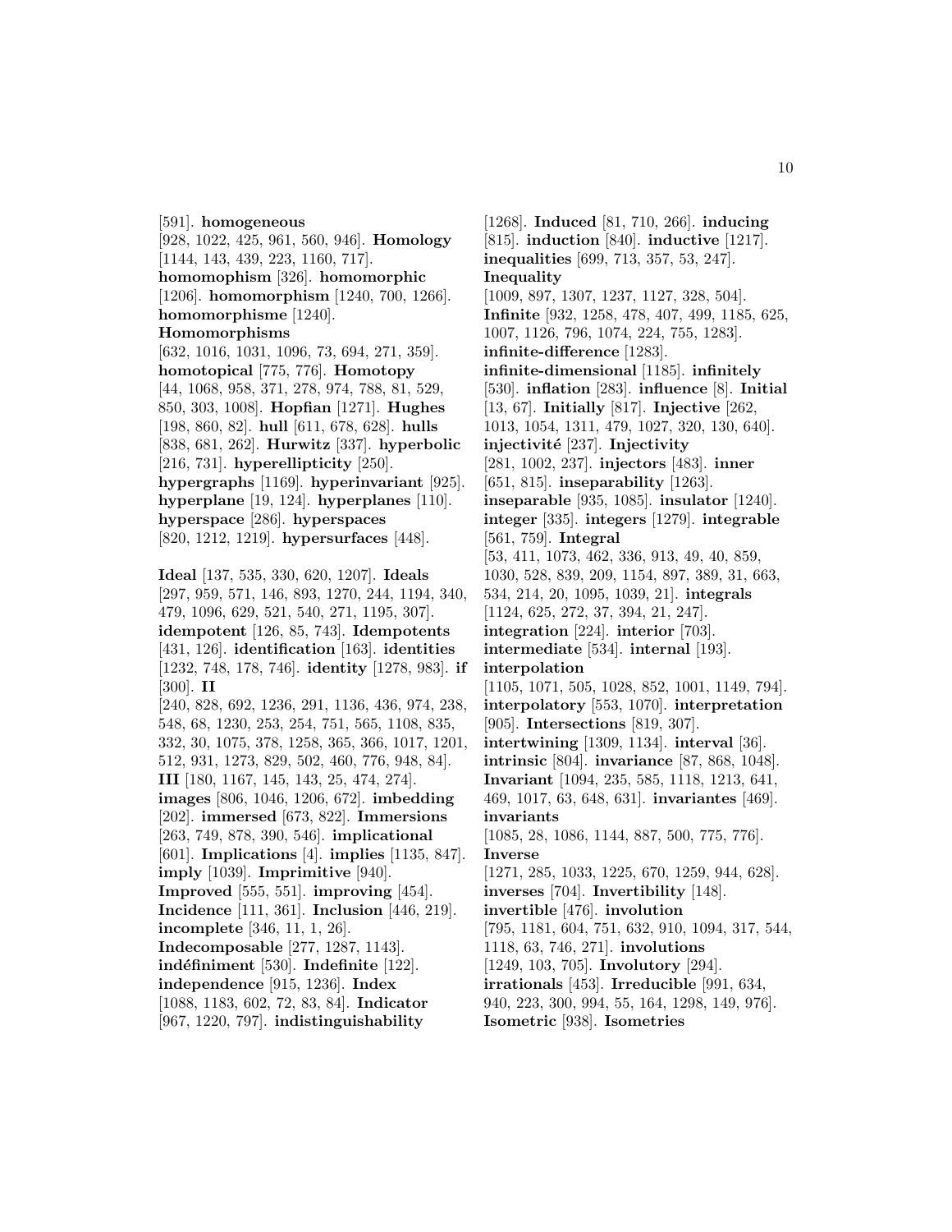[591]. **homogeneous** [928, 1022, 425, 961, 560, 946]. **Homology** [1144, 143, 439, 223, 1160, 717]. **homomophism** [326]. **homomorphic** [1206]. **homomorphism** [1240, 700, 1266]. **homomorphisme** [1240]. **Homomorphisms** [632, 1016, 1031, 1096, 73, 694, 271, 359]. **homotopical** [775, 776]. **Homotopy** [44, 1068, 958, 371, 278, 974, 788, 81, 529, 850, 303, 1008]. **Hopfian** [1271]. **Hughes** [198, 860, 82]. **hull** [611, 678, 628]. **hulls** [838, 681, 262]. **Hurwitz** [337]. **hyperbolic** [216, 731]. **hyperellipticity** [250]. **hypergraphs** [1169]. **hyperinvariant** [925]. **hyperplane** [19, 124]. **hyperplanes** [110]. **hyperspace** [286]. **hyperspaces** [820, 1212, 1219]. **hypersurfaces** [448].

**Ideal** [137, 535, 330, 620, 1207]. **Ideals** [297, 959, 571, 146, 893, 1270, 244, 1194, 340, 479, 1096, 629, 521, 540, 271, 1195, 307]. **idempotent** [126, 85, 743]. **Idempotents** [431, 126]. **identification** [163]. **identities** [1232, 748, 178, 746]. **identity** [1278, 983]. **if** [300]. **II** [240, 828, 692, 1236, 291, 1136, 436, 974, 238, 548, 68, 1230, 253, 254, 751, 565, 1108, 835, 332, 30, 1075, 378, 1258, 365, 366, 1017, 1201, 512, 931, 1273, 829, 502, 460, 776, 948, 84]. **III** [180, 1167, 145, 143, 25, 474, 274]. **images** [806, 1046, 1206, 672]. **imbedding** [202]. **immersed** [673, 822]. **Immersions** [263, 749, 878, 390, 546]. **implicational** [601]. **Implications** [4]. **implies** [1135, 847]. **imply** [1039]. **Imprimitive** [940]. **Improved** [555, 551]. **improving** [454]. **Incidence** [111, 361]. **Inclusion** [446, 219]. **incomplete** [346, 11, 1, 26]. **Indecomposable** [277, 1287, 1143]. **indéfiniment** [530]. **Indefinite** [122]. **independence** [915, 1236]. **Index** [1088, 1183, 602, 72, 83, 84]. **Indicator** [967, 1220, 797]. **indistinguishability** [1268]. **Induced** [81, 710, 266]. **inducing** [815]. **induction** [840]. **inductive** [1217]. **inequalities** [699, 713, 357, 53, 247]. **Inequality** [1009, 897, 1307, 1237, 1127, 328, 504]. **Infinite** [932, 1258, 478, 407, 499, 1185, 625, 1007, 1126, 796, 1074, 224, 755, 1283]. **infinite-difference** [1283]. **infinite-dimensional** [1185]. **infinitely** [530]. **inflation** [283]. **influence** [8]. **Initial** [13, 67]. **Initially** [817]. **Injective** [262, 1013, 1054, 1311, 479, 1027, 320, 130, 640]. **injectivité** [237]. **Injectivity** [281, 1002, 237]. **injectors** [483]. **inner** [651, 815]. **inseparability** [1263]. **inseparable** [935, 1085]. **insulator** [1240]. **integer** [335]. **integers** [1279]. **integrable** [561, 759]. **Integral** [53, 411, 1073, 462, 336, 913, 49, 40, 859, 1030, 528, 839, 209, 1154, 897, 389, 31, 663, 534, 214, 20, 1095, 1039, 21]. **integrals** [1124, 625, 272, 37, 394, 21, 247]. **integration** [224]. **interior** [703]. **intermediate** [534]. **internal** [193]. **interpolation** [1105, 1071, 505, 1028, 852, 1001, 1149, 794]. **interpolatory** [553, 1070]. **interpretation** [905]. **Intersections** [819, 307]. **intertwining** [1309, 1134]. **interval** [36]. **intrinsic** [804]. **invariance** [87, 868, 1048]. **Invariant** [1094, 235, 585, 1118, 1213, 641, 469, 1017, 63, 648, 631]. **invariantes** [469]. **invariants** [1085, 28, 1086, 1144, 887, 500, 775, 776]. **Inverse** [1271, 285, 1033, 1225, 670, 1259, 944, 628]. **inverses** [704]. **Invertibility** [148]. **invertible** [476]. **involution** [795, 1181, 604, 751, 632, 910, 1094, 317, 544, 1118, 63, 746, 271]. **involutions** [1249, 103, 705]. **Involutory** [294]. **irrationals** [453]. **Irreducible** [991, 634, 940, 223, 300, 994, 55, 164, 1298, 149, 976]. **Isometric** [938]. **Isometries**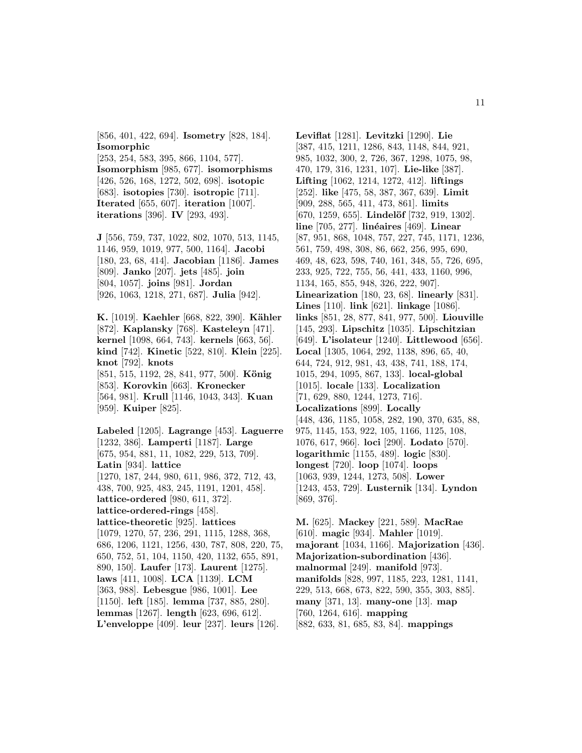[856, 401, 422, 694]. **Isometry** [828, 184]. **Isomorphic** [253, 254, 583, 395, 866, 1104, 577]. **Isomorphism** [985, 677]. **isomorphisms** [426, 526, 168, 1272, 502, 698]. **isotopic** [683]. **isotopies** [730]. **isotropic** [711]. **Iterated** [655, 607]. **iteration** [1007]. **iterations** [396]. **IV** [293, 493].

**J** [556, 759, 737, 1022, 802, 1070, 513, 1145, 1146, 959, 1019, 977, 500, 1164]. **Jacobi** [180, 23, 68, 414]. **Jacobian** [1186]. **James** [809]. **Janko** [207]. **jets** [485]. **join** [804, 1057]. **joins** [981]. **Jordan** [926, 1063, 1218, 271, 687]. **Julia** [942].

**K.** [1019]. **Kaehler** [668, 822, 390]. **Kähler** [872]. **Kaplansky** [768]. **Kasteleyn** [471]. **kernel** [1098, 664, 743]. **kernels** [663, 56]. **kind** [742]. **Kinetic** [522, 810]. **Klein** [225]. **knot** [792]. **knots** [851, 515, 1192, 28, 841, 977, 500]. **König** [853]. **Korovkin** [663]. **Kronecker** [564, 981]. **Krull** [1146, 1043, 343]. **Kuan** [959]. **Kuiper** [825].

**Labeled** [1205]. **Lagrange** [453]. **Laguerre** [1232, 386]. **Lamperti** [1187]. **Large** [675, 954, 881, 11, 1082, 229, 513, 709]. **Latin** [934]. **lattice** [1270, 187, 244, 980, 611, 986, 372, 712, 43, 438, 700, 925, 483, 245, 1191, 1201, 458]. **lattice-ordered** [980, 611, 372]. **lattice-ordered-rings** [458]. **lattice-theoretic** [925]. **lattices** [1079, 1270, 57, 236, 291, 1115, 1288, 368, 686, 1206, 1121, 1256, 430, 787, 808, 220, 75, 650, 752, 51, 104, 1150, 420, 1132, 655, 891, 890, 150]. **Laufer** [173]. **Laurent** [1275]. **laws** [411, 1008]. **LCA** [1139]. **LCM** [363, 988]. **Lebesgue** [986, 1001]. **Lee** [1150]. **left** [185]. **lemma** [737, 885, 280]. **lemmas** [1267]. **length** [623, 696, 612]. **L'enveloppe** [409]. **leur** [237]. **leurs** [126].

**Leviflat** [1281]. **Levitzki** [1290]. **Lie** [387, 415, 1211, 1286, 843, 1148, 844, 921, 985, 1032, 300, 2, 726, 367, 1298, 1075, 98, 470, 179, 316, 1231, 107]. **Lie-like** [387]. **Lifting** [1062, 1214, 1272, 412]. **liftings** [252]. **like** [475, 58, 387, 367, 639]. **Limit** [909, 288, 565, 411, 473, 861]. **limits** [670, 1259, 655]. **Lindelöf** [732, 919, 1302]. **line** [705, 277]. **linéaires** [469]. **Linear** [87, 951, 868, 1048, 757, 227, 745, 1171, 1236, 561, 759, 498, 308, 86, 662, 256, 995, 690, 469, 48, 623, 598, 740, 161, 348, 55, 726, 695, 233, 925, 722, 755, 56, 441, 433, 1160, 996, 1134, 165, 855, 948, 326, 222, 907]. **Linearization** [180, 23, 68]. **linearly** [831]. **Lines** [110]. **link** [621]. **linkage** [1086]. **links** [851, 28, 877, 841, 977, 500]. **Liouville** [145, 293]. **Lipschitz** [1035]. **Lipschitzian** [649]. **L'isolateur** [1240]. **Littlewood** [656]. **Local** [1305, 1064, 292, 1138, 896, 65, 40, 644, 724, 912, 981, 43, 438, 741, 188, 174, 1015, 294, 1095, 867, 133]. **local-global** [1015]. **locale** [133]. **Localization** [71, 629, 880, 1244, 1273, 716]. **Localizations** [899]. **Locally** [448, 436, 1185, 1058, 282, 190, 370, 635, 88, 975, 1145, 153, 922, 105, 1166, 1125, 108, 1076, 617, 966]. **loci** [290]. **Lodato** [570]. **logarithmic** [1155, 489]. **logic** [830]. **longest** [720]. **loop** [1074]. **loops** [1063, 939, 1244, 1273, 508]. **Lower** [1243, 453, 729]. **Lusternik** [134]. **Lyndon** [869, 376].

**M.** [625]. **Mackey** [221, 589]. **MacRae** [610]. **magic** [934]. **Mahler** [1019]. **majorant** [1034, 1166]. **Majorization** [436]. **Majorization-subordination** [436]. **malnormal** [249]. **manifold** [973]. **manifolds** [828, 997, 1185, 223, 1281, 1141, 229, 513, 668, 673, 822, 590, 355, 303, 885]. **many** [371, 13]. **many-one** [13]. **map** [760, 1264, 616]. **mapping** [882, 633, 81, 685, 83, 84]. **mappings**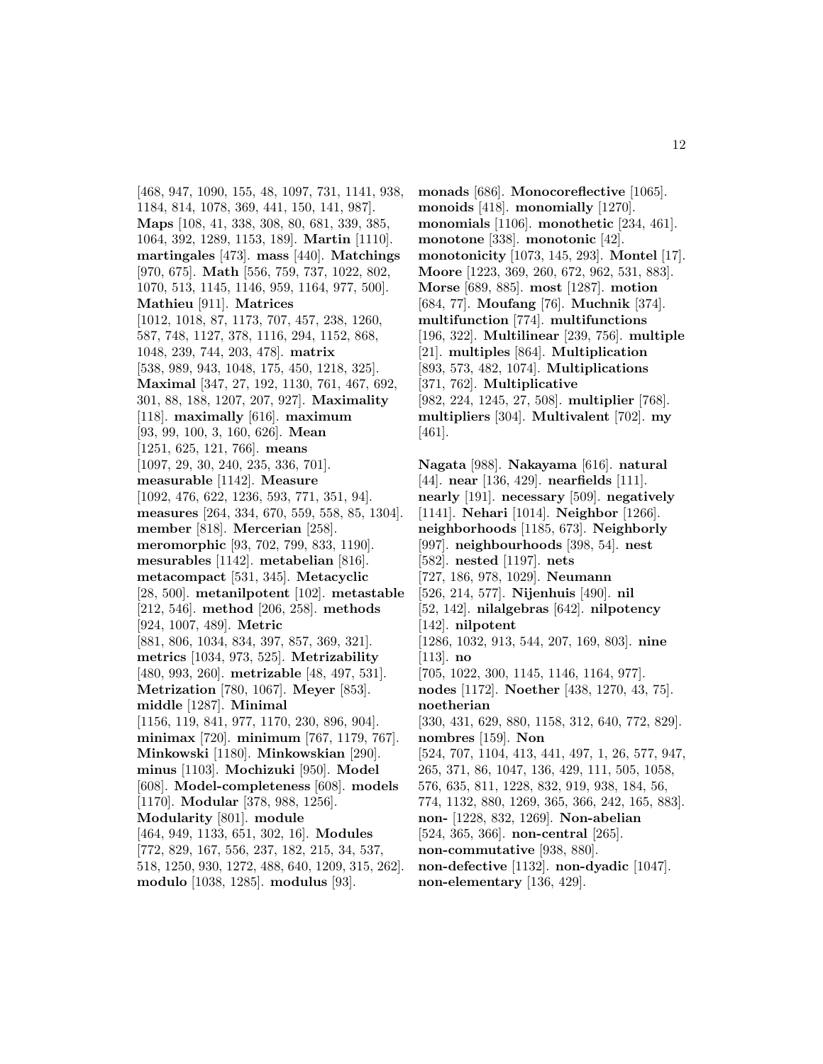[468, 947, 1090, 155, 48, 1097, 731, 1141, 938, 1184, 814, 1078, 369, 441, 150, 141, 987]. **Maps** [108, 41, 338, 308, 80, 681, 339, 385, 1064, 392, 1289, 1153, 189]. **Martin** [1110]. **martingales** [473]. **mass** [440]. **Matchings** [970, 675]. **Math** [556, 759, 737, 1022, 802, 1070, 513, 1145, 1146, 959, 1164, 977, 500]. **Mathieu** [911]. **Matrices** [1012, 1018, 87, 1173, 707, 457, 238, 1260, 587, 748, 1127, 378, 1116, 294, 1152, 868, 1048, 239, 744, 203, 478]. **matrix** [538, 989, 943, 1048, 175, 450, 1218, 325]. **Maximal** [347, 27, 192, 1130, 761, 467, 692, 301, 88, 188, 1207, 207, 927]. **Maximality** [118]. **maximally** [616]. **maximum** [93, 99, 100, 3, 160, 626]. **Mean** [1251, 625, 121, 766]. **means** [1097, 29, 30, 240, 235, 336, 701]. **measurable** [1142]. **Measure** [1092, 476, 622, 1236, 593, 771, 351, 94]. **measures** [264, 334, 670, 559, 558, 85, 1304]. **member** [818]. **Mercerian** [258]. **meromorphic** [93, 702, 799, 833, 1190]. **mesurables** [1142]. **metabelian** [816]. **metacompact** [531, 345]. **Metacyclic** [28, 500]. **metanilpotent** [102]. **metastable** [212, 546]. **method** [206, 258]. **methods** [924, 1007, 489]. **Metric** [881, 806, 1034, 834, 397, 857, 369, 321]. **metrics** [1034, 973, 525]. **Metrizability** [480, 993, 260]. **metrizable** [48, 497, 531]. **Metrization** [780, 1067]. **Meyer** [853]. **middle** [1287]. **Minimal** [1156, 119, 841, 977, 1170, 230, 896, 904]. **minimax** [720]. **minimum** [767, 1179, 767]. **Minkowski** [1180]. **Minkowskian** [290]. **minus** [1103]. **Mochizuki** [950]. **Model** [608]. **Model-completeness** [608]. **models** [1170]. **Modular** [378, 988, 1256]. **Modularity** [801]. **module** [464, 949, 1133, 651, 302, 16]. **Modules** [772, 829, 167, 556, 237, 182, 215, 34, 537, 518, 1250, 930, 1272, 488, 640, 1209, 315, 262]. **modulo** [1038, 1285]. **modulus** [93].

**monads** [686]. **Monocoreflective** [1065]. **monoids** [418]. **monomially** [1270]. **monomials** [1106]. **monothetic** [234, 461]. **monotone** [338]. **monotonic** [42]. **monotonicity** [1073, 145, 293]. **Montel** [17]. **Moore** [1223, 369, 260, 672, 962, 531, 883]. **Morse** [689, 885]. **most** [1287]. **motion** [684, 77]. **Moufang** [76]. **Muchnik** [374]. **multifunction** [774]. **multifunctions** [196, 322]. **Multilinear** [239, 756]. **multiple** [21]. **multiples** [864]. **Multiplication** [893, 573, 482, 1074]. **Multiplications** [371, 762]. **Multiplicative** [982, 224, 1245, 27, 508]. **multiplier** [768]. **multipliers** [304]. **Multivalent** [702]. **my** [461].

**Nagata** [988]. **Nakayama** [616]. **natural** [44]. **near** [136, 429]. **nearfields** [111]. **nearly** [191]. **necessary** [509]. **negatively** [1141]. **Nehari** [1014]. **Neighbor** [1266]. **neighborhoods** [1185, 673]. **Neighborly** [997]. **neighbourhoods** [398, 54]. **nest** [582]. **nested** [1197]. **nets** [727, 186, 978, 1029]. **Neumann** [526, 214, 577]. **Nijenhuis** [490]. **nil** [52, 142]. **nilalgebras** [642]. **nilpotency** [142]. **nilpotent** [1286, 1032, 913, 544, 207, 169, 803]. **nine** [113]. **no** [705, 1022, 300, 1145, 1146, 1164, 977]. **nodes** [1172]. **Noether** [438, 1270, 43, 75]. **noetherian** [330, 431, 629, 880, 1158, 312, 640, 772, 829]. **nombres** [159]. **Non** [524, 707, 1104, 413, 441, 497, 1, 26, 577, 947, 265, 371, 86, 1047, 136, 429, 111, 505, 1058, 576, 635, 811, 1228, 832, 919, 938, 184, 56, 774, 1132, 880, 1269, 365, 366, 242, 165, 883]. **non-** [1228, 832, 1269]. **Non-abelian** [524, 365, 366]. **non-central** [265]. **non-commutative** [938, 880]. **non-defective** [1132]. **non-dyadic** [1047]. **non-elementary** [136, 429].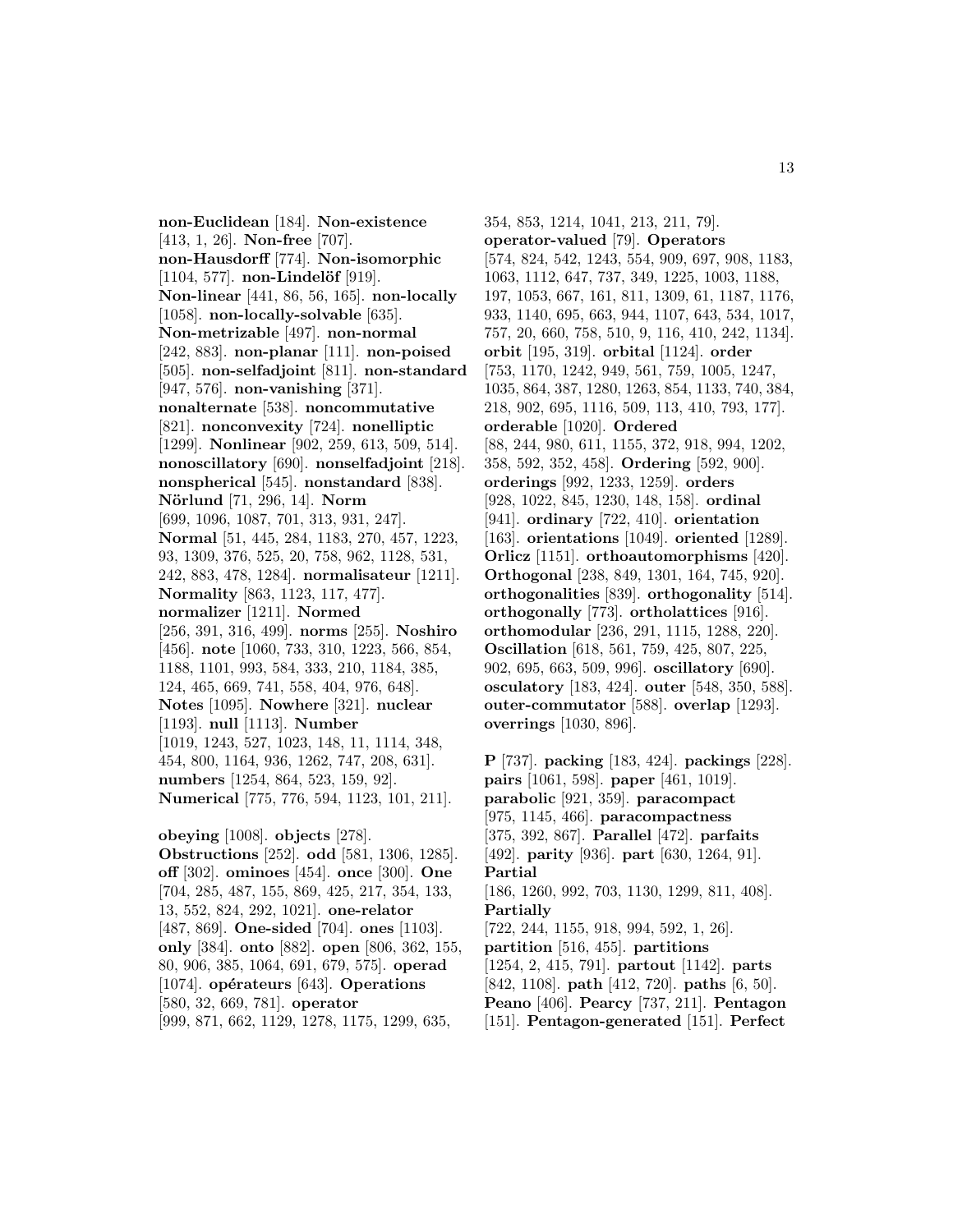**non-Euclidean** [184]. **Non-existence** [413, 1, 26]. **Non-free** [707]. **non-Hausdorff** [774]. **Non-isomorphic** [1104, 577]. **non-Lindelöf** [919]. **Non-linear** [441, 86, 56, 165]. **non-locally** [1058]. **non-locally-solvable** [635]. **Non-metrizable** [497]. **non-normal** [242, 883]. **non-planar** [111]. **non-poised** [505]. **non-selfadjoint** [811]. **non-standard** [947, 576]. **non-vanishing** [371]. **nonalternate** [538]. **noncommutative** [821]. **nonconvexity** [724]. **nonelliptic** [1299]. **Nonlinear** [902, 259, 613, 509, 514]. **nonoscillatory** [690]. **nonselfadjoint** [218]. **nonspherical** [545]. **nonstandard** [838]. **Nörlund** [71, 296, 14]. **Norm** [699, 1096, 1087, 701, 313, 931, 247]. **Normal** [51, 445, 284, 1183, 270, 457, 1223, 93, 1309, 376, 525, 20, 758, 962, 1128, 531, 242, 883, 478, 1284]. **normalisateur** [1211]. **Normality** [863, 1123, 117, 477]. **normalizer** [1211]. **Normed** [256, 391, 316, 499]. **norms** [255]. **Noshiro** [456]. **note** [1060, 733, 310, 1223, 566, 854, 1188, 1101, 993, 584, 333, 210, 1184, 385, 124, 465, 669, 741, 558, 404, 976, 648]. **Notes** [1095]. **Nowhere** [321]. **nuclear** [1193]. **null** [1113]. **Number** [1019, 1243, 527, 1023, 148, 11, 1114, 348, 454, 800, 1164, 936, 1262, 747, 208, 631]. **numbers** [1254, 864, 523, 159, 92]. **Numerical** [775, 776, 594, 1123, 101, 211].

**obeying** [1008]. **objects** [278]. **Obstructions** [252]. **odd** [581, 1306, 1285]. **off** [302]. **ominoes** [454]. **once** [300]. **One** [704, 285, 487, 155, 869, 425, 217, 354, 133, 13, 552, 824, 292, 1021]. **one-relator** [487, 869]. **One-sided** [704]. **ones** [1103]. **only** [384]. **onto** [882]. **open** [806, 362, 155, 80, 906, 385, 1064, 691, 679, 575]. **operad** [1074]. **opérateurs** [643]. **Operations** [580, 32, 669, 781]. **operator** [999, 871, 662, 1129, 1278, 1175, 1299, 635, 354, 853, 1214, 1041, 213, 211, 79]. **operator-valued** [79]. **Operators** [574, 824, 542, 1243, 554, 909, 697, 908, 1183, 1063, 1112, 647, 737, 349, 1225, 1003, 1188, 197, 1053, 667, 161, 811, 1309, 61, 1187, 1176, 933, 1140, 695, 663, 944, 1107, 643, 534, 1017, 757, 20, 660, 758, 510, 9, 116, 410, 242, 1134]. **orbit** [195, 319]. **orbital** [1124]. **order** [753, 1170, 1242, 949, 561, 759, 1005, 1247, 1035, 864, 387, 1280, 1263, 854, 1133, 740, 384, 218, 902, 695, 1116, 509, 113, 410, 793, 177]. **orderable** [1020]. **Ordered** [88, 244, 980, 611, 1155, 372, 918, 994, 1202, 358, 592, 352, 458]. **Ordering** [592, 900]. **orderings** [992, 1233, 1259]. **orders** [928, 1022, 845, 1230, 148, 158]. **ordinal** [941]. **ordinary** [722, 410]. **orientation** [163]. **orientations** [1049]. **oriented** [1289]. **Orlicz** [1151]. **orthoautomorphisms** [420]. **Orthogonal** [238, 849, 1301, 164, 745, 920]. **orthogonalities** [839]. **orthogonality** [514]. **orthogonally** [773]. **ortholattices** [916]. **orthomodular** [236, 291, 1115, 1288, 220]. **Oscillation** [618, 561, 759, 425, 807, 225, 902, 695, 663, 509, 996]. **oscillatory** [690]. **osculatory** [183, 424]. **outer** [548, 350, 588]. **outer-commutator** [588]. **overlap** [1293]. **overrings** [1030, 896].

**P** [737]. **packing** [183, 424]. **packings** [228]. **pairs** [1061, 598]. **paper** [461, 1019]. **parabolic** [921, 359]. **paracompact** [975, 1145, 466]. **paracompactness** [375, 392, 867]. **Parallel** [472]. **parfaits** [492]. **parity** [936]. **part** [630, 1264, 91]. **Partial** [186, 1260, 992, 703, 1130, 1299, 811, 408]. **Partially** [722, 244, 1155, 918, 994, 592, 1, 26]. **partition** [516, 455]. **partitions** [1254, 2, 415, 791]. **partout** [1142]. **parts** [842, 1108]. **path** [412, 720]. **paths** [6, 50]. **Peano** [406]. **Pearcy** [737, 211]. **Pentagon** [151]. **Pentagon-generated** [151]. **Perfect**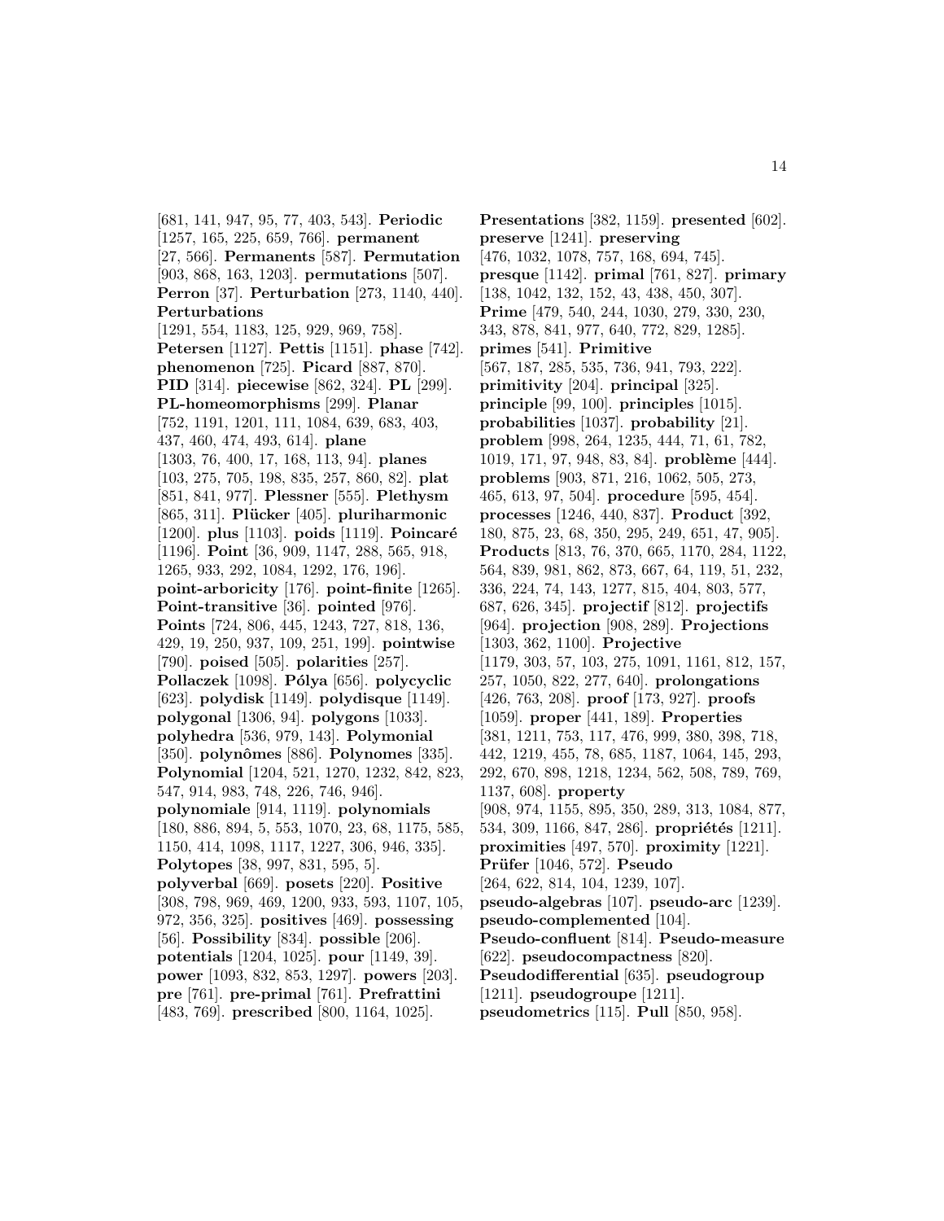[681, 141, 947, 95, 77, 403, 543]. **Periodic** [1257, 165, 225, 659, 766]. **permanent** [27, 566]. **Permanents** [587]. **Permutation** [903, 868, 163, 1203]. **permutations** [507]. **Perron** [37]. **Perturbation** [273, 1140, 440]. **Perturbations** [1291, 554, 1183, 125, 929, 969, 758]. **Petersen** [1127]. **Pettis** [1151]. **phase** [742]. **phenomenon** [725]. **Picard** [887, 870]. **PID** [314]. **piecewise** [862, 324]. **PL** [299]. **PL-homeomorphisms** [299]. **Planar** [752, 1191, 1201, 111, 1084, 639, 683, 403, 437, 460, 474, 493, 614]. **plane** [1303, 76, 400, 17, 168, 113, 94]. **planes** [103, 275, 705, 198, 835, 257, 860, 82]. **plat** [851, 841, 977]. **Plessner** [555]. **Plethysm** [865, 311]. **Plücker** [405]. **pluriharmonic** [1200]. **plus** [1103]. **poids** [1119]. **Poincaré** [1196]. **Point** [36, 909, 1147, 288, 565, 918, 1265, 933, 292, 1084, 1292, 176, 196]. **point-arboricity** [176]. **point-finite** [1265]. **Point-transitive** [36]. **pointed** [976]. **Points** [724, 806, 445, 1243, 727, 818, 136, 429, 19, 250, 937, 109, 251, 199]. **pointwise** [790]. **poised** [505]. **polarities** [257]. **Pollaczek** [1098]. **Pólya** [656]. **polycyclic** [623]. **polydisk** [1149]. **polydisque** [1149]. **polygonal** [1306, 94]. **polygons** [1033]. **polyhedra** [536, 979, 143]. **Polymonial** [350]. **polynômes** [886]. **Polynomes** [335]. **Polynomial** [1204, 521, 1270, 1232, 842, 823, 547, 914, 983, 748, 226, 746, 946]. **polynomiale** [914, 1119]. **polynomials** [180, 886, 894, 5, 553, 1070, 23, 68, 1175, 585, 1150, 414, 1098, 1117, 1227, 306, 946, 335]. **Polytopes** [38, 997, 831, 595, 5]. **polyverbal** [669]. **posets** [220]. **Positive** [308, 798, 969, 469, 1200, 933, 593, 1107, 105, 972, 356, 325]. **positives** [469]. **possessing** [56]. **Possibility** [834]. **possible** [206]. **potentials** [1204, 1025]. **pour** [1149, 39]. **power** [1093, 832, 853, 1297]. **powers** [203]. **pre** [761]. **pre-primal** [761]. **Prefrattini** [483, 769]. **prescribed** [800, 1164, 1025]. **Presentations** [382, 1159]. **presented** [602]. **preserve** [1241]. **preserving** [476, 1032, 1078, 757, 168, 694, 745]. **presque** [1142]. **primal** [761, 827]. **primary** [138, 1042, 132, 152, 43, 438, 450, 307]. **Prime** [479, 540, 244, 1030, 279, 330, 230, 343, 878, 841, 977, 640, 772, 829, 1285]. **primes** [541]. **Primitive** [567, 187, 285, 535, 736, 941, 793, 222]. **primitivity** [204]. **principal** [325]. **principle** [99, 100]. **principles** [1015]. **probabilities** [1037]. **probability** [21]. **problem** [998, 264, 1235, 444, 71, 61, 782, 1019, 171, 97, 948, 83, 84]. **problème** [444]. **problems** [903, 871, 216, 1062, 505, 273, 465, 613, 97, 504]. **procedure** [595, 454]. **processes** [1246, 440, 837]. **Product** [392, 180, 875, 23, 68, 350, 295, 249, 651, 47, 905]. **Products** [813, 76, 370, 665, 1170, 284, 1122, 564, 839, 981, 862, 873, 667, 64, 119, 51, 232, 336, 224, 74, 143, 1277, 815, 404, 803, 577, 687, 626, 345]. **projectif** [812]. **projectifs** [964]. **projection** [908, 289]. **Projections** [1303, 362, 1100]. **Projective** [1179, 303, 57, 103, 275, 1091, 1161, 812, 157, 257, 1050, 822, 277, 640]. **prolongations** [426, 763, 208]. **proof** [173, 927]. **proofs** [1059]. **proper** [441, 189]. **Properties** [381, 1211, 753, 117, 476, 999, 380, 398, 718, 442, 1219, 455, 78, 685, 1187, 1064, 145, 293, 292, 670, 898, 1218, 1234, 562, 508, 789, 769, 1137, 608]. **property** [908, 974, 1155, 895, 350, 289, 313, 1084, 877, 534, 309, 1166, 847, 286]. **propriétés** [1211]. **proximities** [497, 570]. **proximity** [1221]. **Prüfer** [1046, 572]. **Pseudo** [264, 622, 814, 104, 1239, 107]. **pseudo-algebras** [107]. **pseudo-arc** [1239]. **pseudo-complemented** [104]. **Pseudo-confluent** [814]. **Pseudo-measure** [622]. **pseudocompactness** [820]. **Pseudodifferential** [635]. **pseudogroup** [1211]. **pseudogroupe** [1211]. **pseudometrics** [115]. **Pull** [850, 958].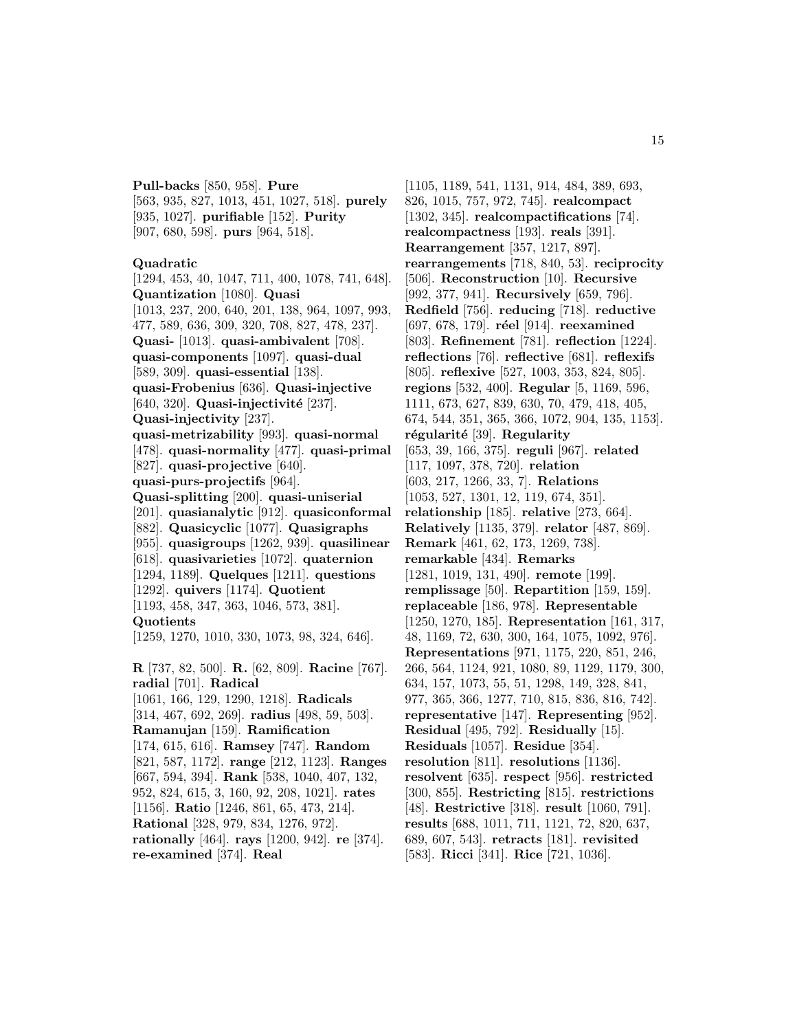**Pull-backs** [850, 958]. **Pure** [563, 935, 827, 1013, 451, 1027, 518]. **purely** [935, 1027]. **purifiable** [152]. **Purity** [907, 680, 598]. **purs** [964, 518].

**Quadratic** [1294, 453, 40, 1047, 711, 400, 1078, 741, 648]. **Quantization** [1080]. **Quasi** [1013, 237, 200, 640, 201, 138, 964, 1097, 993, 477, 589, 636, 309, 320, 708, 827, 478, 237]. **Quasi-** [1013]. **quasi-ambivalent** [708]. **quasi-components** [1097]. **quasi-dual** [589, 309]. **quasi-essential** [138]. **quasi-Frobenius** [636]. **Quasi-injective** [640, 320]. **Quasi-injectivité** [237]. **Quasi-injectivity** [237]. **quasi-metrizability** [993]. **quasi-normal** [478]. **quasi-normality** [477]. **quasi-primal** [827]. **quasi-projective** [640]. **quasi-purs-projectifs** [964]. **Quasi-splitting** [200]. **quasi-uniserial** [201]. **quasianalytic** [912]. **quasiconformal** [882]. **Quasicyclic** [1077]. **Quasigraphs** [955]. **quasigroups** [1262, 939]. **quasilinear** [618]. **quasivarieties** [1072]. **quaternion** [1294, 1189]. **Quelques** [1211]. **questions** [1292]. **quivers** [1174]. **Quotient** [1193, 458, 347, 363, 1046, 573, 381]. **Quotients** [1259, 1270, 1010, 330, 1073, 98, 324, 646].

**R** [737, 82, 500]. **R.** [62, 809]. **Racine** [767]. **radial** [701]. **Radical** [1061, 166, 129, 1290, 1218]. **Radicals** [314, 467, 692, 269]. **radius** [498, 59, 503]. **Ramanujan** [159]. **Ramification** [174, 615, 616]. **Ramsey** [747]. **Random** [821, 587, 1172]. **range** [212, 1123]. **Ranges** [667, 594, 394]. **Rank** [538, 1040, 407, 132, 952, 824, 615, 3, 160, 92, 208, 1021]. **rates** [1156]. **Ratio** [1246, 861, 65, 473, 214]. **Rational** [328, 979, 834, 1276, 972]. **rationally** [464]. **rays** [1200, 942]. **re** [374]. **re-examined** [374]. **Real** [1105, 1189, 541, 1131, 914, 484, 389, 693, 826, 1015, 757, 972, 745]. **realcompact** [1302, 345]. **realcompactifications** [74]. **realcompactness** [193]. **reals** [391]. **Rearrangement** [357, 1217, 897]. **rearrangements** [718, 840, 53]. **reciprocity** [506]. **Reconstruction** [10]. **Recursive** [992, 377, 941]. **Recursively** [659, 796]. **Redfield** [756]. **reducing** [718]. **reductive** [697, 678, 179]. **réel** [914]. **reexamined** [803]. **Refinement** [781]. **reflection** [1224]. **reflections** [76]. **reflective** [681]. **reflexifs** [805]. **reflexive** [527, 1003, 353, 824, 805]. **regions** [532, 400]. **Regular** [5, 1169, 596, 1111, 673, 627, 839, 630, 70, 479, 418, 405, 674, 544, 351, 365, 366, 1072, 904, 135, 1153]. **régularité** [39]. **Regularity** [653, 39, 166, 375]. **reguli** [967]. **related** [117, 1097, 378, 720]. **relation** [603, 217, 1266, 33, 7]. **Relations** [1053, 527, 1301, 12, 119, 674, 351]. **relationship** [185]. **relative** [273, 664]. **Relatively** [1135, 379]. **relator** [487, 869]. **Remark** [461, 62, 173, 1269, 738]. **remarkable** [434]. **Remarks** [1281, 1019, 131, 490]. **remote** [199]. **remplissage** [50]. **Repartition** [159, 159]. **replaceable** [186, 978]. **Representable** [1250, 1270, 185]. **Representation** [161, 317, 48, 1169, 72, 630, 300, 164, 1075, 1092, 976]. **Representations** [971, 1175, 220, 851, 246, 266, 564, 1124, 921, 1080, 89, 1129, 1179, 300, 634, 157, 1073, 55, 51, 1298, 149, 328, 841, 977, 365, 366, 1277, 710, 815, 836, 816, 742]. **representative** [147]. **Representing** [952]. **Residual** [495, 792]. **Residually** [15]. **Residuals** [1057]. **Residue** [354]. **resolution** [811]. **resolutions** [1136]. **resolvent** [635]. **respect** [956]. **restricted** [300, 855]. **Restricting** [815]. **restrictions** [48]. **Restrictive** [318]. **result** [1060, 791]. **results** [688, 1011, 711, 1121, 72, 820, 637, 689, 607, 543]. **retracts** [181]. **revisited** [583]. **Ricci** [341]. **Rice** [721, 1036].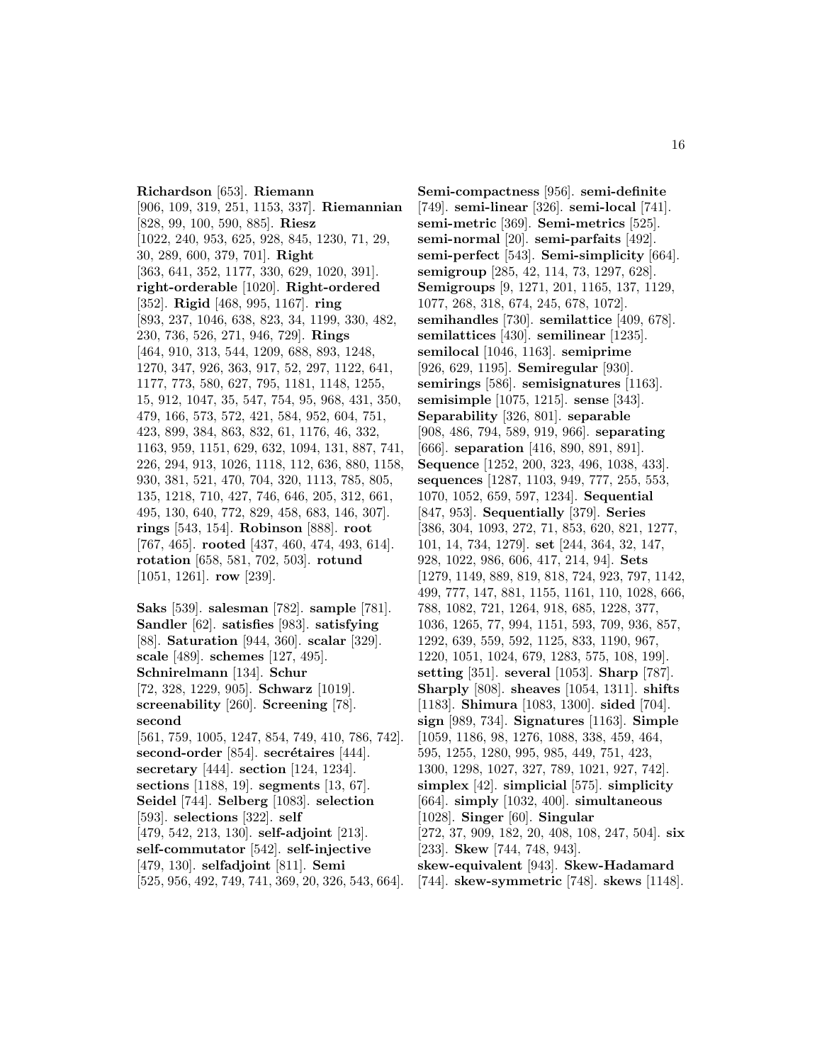**Richardson** [653]. **Riemann** [906, 109, 319, 251, 1153, 337]. **Riemannian** [828, 99, 100, 590, 885]. **Riesz** [1022, 240, 953, 625, 928, 845, 1230, 71, 29, 30, 289, 600, 379, 701]. **Right** [363, 641, 352, 1177, 330, 629, 1020, 391]. **right-orderable** [1020]. **Right-ordered** [352]. **Rigid** [468, 995, 1167]. **ring** [893, 237, 1046, 638, 823, 34, 1199, 330, 482, 230, 736, 526, 271, 946, 729]. **Rings** [464, 910, 313, 544, 1209, 688, 893, 1248, 1270, 347, 926, 363, 917, 52, 297, 1122, 641, 1177, 773, 580, 627, 795, 1181, 1148, 1255, 15, 912, 1047, 35, 547, 754, 95, 968, 431, 350, 479, 166, 573, 572, 421, 584, 952, 604, 751, 423, 899, 384, 863, 832, 61, 1176, 46, 332, 1163, 959, 1151, 629, 632, 1094, 131, 887, 741, 226, 294, 913, 1026, 1118, 112, 636, 880, 1158, 930, 381, 521, 470, 704, 320, 1113, 785, 805, 135, 1218, 710, 427, 746, 646, 205, 312, 661, 495, 130, 640, 772, 829, 458, 683, 146, 307]. **rings** [543, 154]. **Robinson** [888]. **root** [767, 465]. **rooted** [437, 460, 474, 493, 614]. **rotation** [658, 581, 702, 503]. **rotund** [1051, 1261]. **row** [239].

**Saks** [539]. **salesman** [782]. **sample** [781]. **Sandler** [62]. **satisfies** [983]. **satisfying** [88]. **Saturation** [944, 360]. **scalar** [329]. **scale** [489]. **schemes** [127, 495]. **Schnirelmann** [134]. **Schur** [72, 328, 1229, 905]. **Schwarz** [1019]. **screenability** [260]. **Screening** [78]. **second** [561, 759, 1005, 1247, 854, 749, 410, 786, 742]. **second-order** [854]. **secrétaires** [444]. **secretary** [444]. **section** [124, 1234]. **sections** [1188, 19]. **segments** [13, 67]. **Seidel** [744]. **Selberg** [1083]. **selection** [593]. **selections** [322]. **self** [479, 542, 213, 130]. **self-adjoint** [213]. **self-commutator** [542]. **self-injective** [479, 130]. **selfadjoint** [811]. **Semi** [525, 956, 492, 749, 741, 369, 20, 326, 543, 664].

**Semi-compactness** [956]. **semi-definite** [749]. **semi-linear** [326]. **semi-local** [741]. **semi-metric** [369]. **Semi-metrics** [525]. **semi-normal** [20]. **semi-parfaits** [492]. **semi-perfect** [543]. **Semi-simplicity** [664]. **semigroup** [285, 42, 114, 73, 1297, 628]. **Semigroups** [9, 1271, 201, 1165, 137, 1129, 1077, 268, 318, 674, 245, 678, 1072]. **semihandles** [730]. **semilattice** [409, 678]. **semilattices** [430]. **semilinear** [1235]. **semilocal** [1046, 1163]. **semiprime** [926, 629, 1195]. **Semiregular** [930]. **semirings** [586]. **semisignatures** [1163]. **semisimple** [1075, 1215]. **sense** [343]. **Separability** [326, 801]. **separable** [908, 486, 794, 589, 919, 966]. **separating** [666]. **separation** [416, 890, 891, 891]. **Sequence** [1252, 200, 323, 496, 1038, 433]. **sequences** [1287, 1103, 949, 777, 255, 553, 1070, 1052, 659, 597, 1234]. **Sequential** [847, 953]. **Sequentially** [379]. **Series** [386, 304, 1093, 272, 71, 853, 620, 821, 1277, 101, 14, 734, 1279]. **set** [244, 364, 32, 147, 928, 1022, 986, 606, 417, 214, 94]. **Sets** [1279, 1149, 889, 819, 818, 724, 923, 797, 1142, 499, 777, 147, 881, 1155, 1161, 110, 1028, 666, 788, 1082, 721, 1264, 918, 685, 1228, 377, 1036, 1265, 77, 994, 1151, 593, 709, 936, 857, 1292, 639, 559, 592, 1125, 833, 1190, 967, 1220, 1051, 1024, 679, 1283, 575, 108, 199]. **setting** [351]. **several** [1053]. **Sharp** [787]. **Sharply** [808]. **sheaves** [1054, 1311]. **shifts** [1183]. **Shimura** [1083, 1300]. **sided** [704]. **sign** [989, 734]. **Signatures** [1163]. **Simple** [1059, 1186, 98, 1276, 1088, 338, 459, 464, 595, 1255, 1280, 995, 985, 449, 751, 423, 1300, 1298, 1027, 327, 789, 1021, 927, 742]. **simplex** [42]. **simplicial** [575]. **simplicity** [664]. **simply** [1032, 400]. **simultaneous** [1028]. **Singer** [60]. **Singular** [272, 37, 909, 182, 20, 408, 108, 247, 504]. **six** [233]. **Skew** [744, 748, 943]. **skew-equivalent** [943]. **Skew-Hadamard** [744]. **skew-symmetric** [748]. **skews** [1148].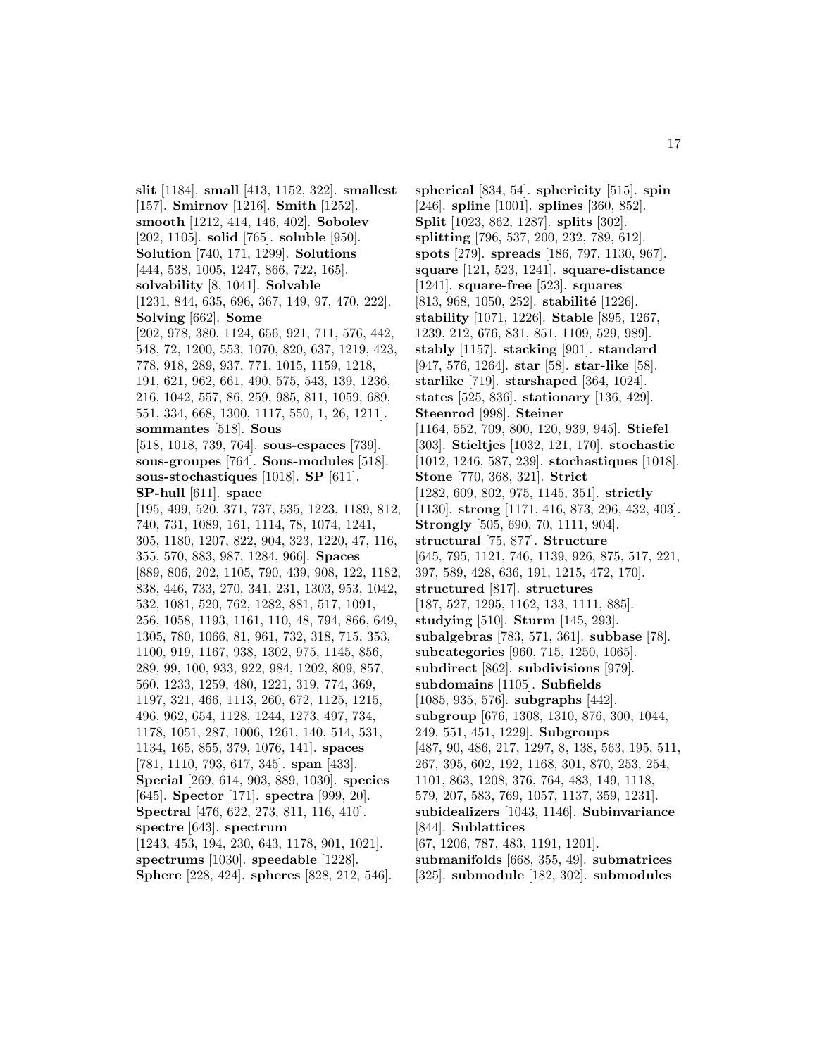**slit** [1184]. **small** [413, 1152, 322]. **smallest** [157]. **Smirnov** [1216]. **Smith** [1252]. **smooth** [1212, 414, 146, 402]. **Sobolev** [202, 1105]. **solid** [765]. **soluble** [950]. **Solution** [740, 171, 1299]. **Solutions** [444, 538, 1005, 1247, 866, 722, 165]. **solvability** [8, 1041]. **Solvable** [1231, 844, 635, 696, 367, 149, 97, 470, 222]. **Solving** [662]. **Some** [202, 978, 380, 1124, 656, 921, 711, 576, 442, 548, 72, 1200, 553, 1070, 820, 637, 1219, 423, 778, 918, 289, 937, 771, 1015, 1159, 1218, 191, 621, 962, 661, 490, 575, 543, 139, 1236, 216, 1042, 557, 86, 259, 985, 811, 1059, 689, 551, 334, 668, 1300, 1117, 550, 1, 26, 1211]. **sommantes** [518]. **Sous** [518, 1018, 739, 764]. **sous-espaces** [739]. **sous-groupes** [764]. **Sous-modules** [518]. **sous-stochastiques** [1018]. **SP** [611]. **SP-hull** [611]. **space** [195, 499, 520, 371, 737, 535, 1223, 1189, 812, 740, 731, 1089, 161, 1114, 78, 1074, 1241, 305, 1180, 1207, 822, 904, 323, 1220, 47, 116, 355, 570, 883, 987, 1284, 966]. **Spaces** [889, 806, 202, 1105, 790, 439, 908, 122, 1182, 838, 446, 733, 270, 341, 231, 1303, 953, 1042, 532, 1081, 520, 762, 1282, 881, 517, 1091, 256, 1058, 1193, 1161, 110, 48, 794, 866, 649, 1305, 780, 1066, 81, 961, 732, 318, 715, 353, 1100, 919, 1167, 938, 1302, 975, 1145, 856, 289, 99, 100, 933, 922, 984, 1202, 809, 857, 560, 1233, 1259, 480, 1221, 319, 774, 369, 1197, 321, 466, 1113, 260, 672, 1125, 1215, 496, 962, 654, 1128, 1244, 1273, 497, 734, 1178, 1051, 287, 1006, 1261, 140, 514, 531, 1134, 165, 855, 379, 1076, 141]. **spaces** [781, 1110, 793, 617, 345]. **span** [433]. **Special** [269, 614, 903, 889, 1030]. **species** [645]. **Spector** [171]. **spectra** [999, 20]. **Spectral** [476, 622, 273, 811, 116, 410]. **spectre** [643]. **spectrum** [1243, 453, 194, 230, 643, 1178, 901, 1021]. **spectrums** [1030]. **speedable** [1228]. **Sphere** [228, 424]. **spheres** [828, 212, 546]. **spherical** [834, 54]. **sphericity** [515]. **spin** [246]. **spline** [1001]. **splines** [360, 852]. **Split** [1023, 862, 1287]. **splits** [302]. **splitting** [796, 537, 200, 232, 789, 612]. **spots** [279]. **spreads** [186, 797, 1130, 967]. **square** [121, 523, 1241]. **square-distance** [1241]. **square-free** [523]. **squares** [813, 968, 1050, 252]. **stabilité** [1226]. **stability** [1071, 1226]. **Stable** [895, 1267, 1239, 212, 676, 831, 851, 1109, 529, 989]. **stably** [1157]. **stacking** [901]. **standard** [947, 576, 1264]. **star** [58]. **star-like** [58]. **starlike** [719]. **starshaped** [364, 1024]. **states** [525, 836]. **stationary** [136, 429]. **Steenrod** [998]. **Steiner** [1164, 552, 709, 800, 120, 939, 945]. **Stiefel** [303]. **Stieltjes** [1032, 121, 170]. **stochastic** [1012, 1246, 587, 239]. **stochastiques** [1018]. **Stone** [770, 368, 321]. **Strict** [1282, 609, 802, 975, 1145, 351]. **strictly** [1130]. **strong** [1171, 416, 873, 296, 432, 403]. **Strongly** [505, 690, 70, 1111, 904]. **structural** [75, 877]. **Structure** [645, 795, 1121, 746, 1139, 926, 875, 517, 221, 397, 589, 428, 636, 191, 1215, 472, 170]. **structured** [817]. **structures** [187, 527, 1295, 1162, 133, 1111, 885]. **studying** [510]. **Sturm** [145, 293]. **subalgebras** [783, 571, 361]. **subbase** [78]. **subcategories** [960, 715, 1250, 1065]. **subdirect** [862]. **subdivisions** [979]. **subdomains** [1105]. **Subfields** [1085, 935, 576]. **subgraphs** [442]. **subgroup** [676, 1308, 1310, 876, 300, 1044, 249, 551, 451, 1229]. **Subgroups** [487, 90, 486, 217, 1297, 8, 138, 563, 195, 511, 267, 395, 602, 192, 1168, 301, 870, 253, 254, 1101, 863, 1208, 376, 764, 483, 149, 1118, 579, 207, 583, 769, 1057, 1137, 359, 1231]. **subidealizers** [1043, 1146]. **Subinvariance** [844]. **Sublattices** [67, 1206, 787, 483, 1191, 1201]. **submanifolds** [668, 355, 49]. **submatrices** [325]. **submodule** [182, 302]. **submodules**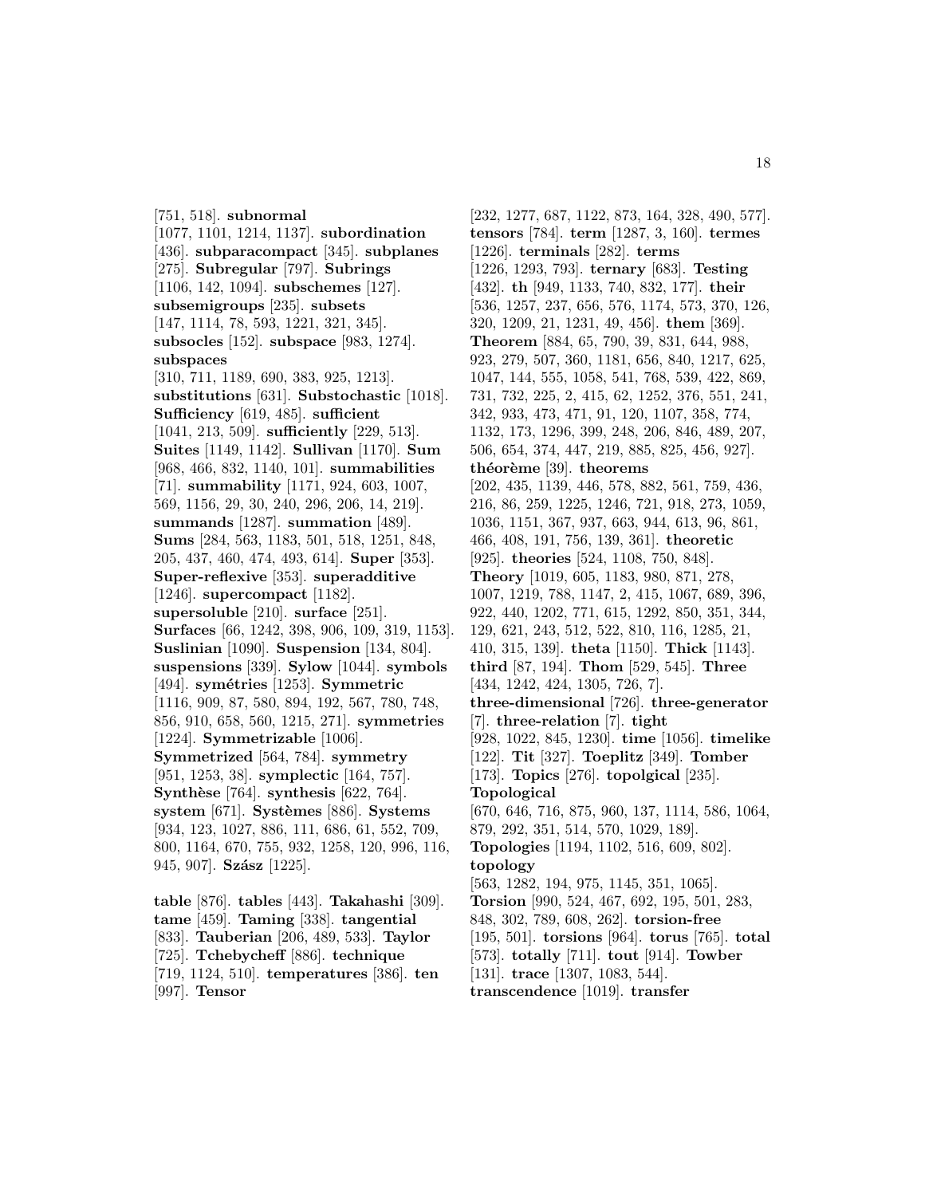[751, 518]. **subnormal** [1077, 1101, 1214, 1137]. **subordination** [436]. **subparacompact** [345]. **subplanes** [275]. **Subregular** [797]. **Subrings** [1106, 142, 1094]. **subschemes** [127]. **subsemigroups** [235]. **subsets** [147, 1114, 78, 593, 1221, 321, 345]. **subsocles** [152]. **subspace** [983, 1274]. **subspaces** [310, 711, 1189, 690, 383, 925, 1213]. **substitutions** [631]. **Substochastic** [1018]. **Sufficiency** [619, 485]. **sufficient** [1041, 213, 509]. **sufficiently** [229, 513]. **Suites** [1149, 1142]. **Sullivan** [1170]. **Sum** [968, 466, 832, 1140, 101]. **summabilities** [71]. **summability** [1171, 924, 603, 1007, 569, 1156, 29, 30, 240, 296, 206, 14, 219]. **summands** [1287]. **summation** [489]. **Sums** [284, 563, 1183, 501, 518, 1251, 848, 205, 437, 460, 474, 493, 614]. **Super** [353]. **Super-reflexive** [353]. **superadditive** [1246]. **supercompact** [1182]. **supersoluble** [210]. **surface** [251]. **Surfaces** [66, 1242, 398, 906, 109, 319, 1153]. **Suslinian** [1090]. **Suspension** [134, 804]. **suspensions** [339]. **Sylow** [1044]. **symbols** [494]. **symétries** [1253]. **Symmetric** [1116, 909, 87, 580, 894, 192, 567, 780, 748, 856, 910, 658, 560, 1215, 271]. **symmetries** [1224]. **Symmetrizable** [1006]. **Symmetrized** [564, 784]. **symmetry** [951, 1253, 38]. **symplectic** [164, 757]. **Synthèse** [764]. **synthesis** [622, 764]. **system** [671]. **Systèmes** [886]. **Systems** [934, 123, 1027, 886, 111, 686, 61, 552, 709, 800, 1164, 670, 755, 932, 1258, 120, 996, 116, 945, 907]. **Szász** [1225].

**table** [876]. **tables** [443]. **Takahashi** [309]. **tame** [459]. **Taming** [338]. **tangential** [833]. **Tauberian** [206, 489, 533]. **Taylor** [725]. **Tchebycheff** [886]. **technique** [719, 1124, 510]. **temperatures** [386]. **ten** [997]. **Tensor** [232, 1277, 687, 1122, 873, 164, 328, 490, 577]. **tensors** [784]. **term** [1287, 3, 160]. **termes** [1226]. **terminals** [282]. **terms** [1226, 1293, 793]. **ternary** [683]. **Testing** [432]. **th** [949, 1133, 740, 832, 177]. **their** [536, 1257, 237, 656, 576, 1174, 573, 370, 126, 320, 1209, 21, 1231, 49, 456]. **them** [369]. **Theorem** [884, 65, 790, 39, 831, 644, 988, 923, 279, 507, 360, 1181, 656, 840, 1217, 625, 1047, 144, 555, 1058, 541, 768, 539, 422, 869, 731, 732, 225, 2, 415, 62, 1252, 376, 551, 241, 342, 933, 473, 471, 91, 120, 1107, 358, 774, 1132, 173, 1296, 399, 248, 206, 846, 489, 207, 506, 654, 374, 447, 219, 885, 825, 456, 927]. **théorème** [39]. **theorems** [202, 435, 1139, 446, 578, 882, 561, 759, 436, 216, 86, 259, 1225, 1246, 721, 918, 273, 1059, 1036, 1151, 367, 937, 663, 944, 613, 96, 861, 466, 408, 191, 756, 139, 361]. **theoretic** [925]. **theories** [524, 1108, 750, 848]. **Theory** [1019, 605, 1183, 980, 871, 278, 1007, 1219, 788, 1147, 2, 415, 1067, 689, 396, 922, 440, 1202, 771, 615, 1292, 850, 351, 344, 129, 621, 243, 512, 522, 810, 116, 1285, 21, 410, 315, 139]. **theta** [1150]. **Thick** [1143]. **third** [87, 194]. **Thom** [529, 545]. **Three** [434, 1242, 424, 1305, 726, 7]. **three-dimensional** [726]. **three-generator** [7]. **three-relation** [7]. **tight** [928, 1022, 845, 1230]. **time** [1056]. **timelike** [122]. **Tit** [327]. **Toeplitz** [349]. **Tomber** [173]. **Topics** [276]. **topolgical** [235]. **Topological** [670, 646, 716, 875, 960, 137, 1114, 586, 1064, 879, 292, 351, 514, 570, 1029, 189]. **Topologies** [1194, 1102, 516, 609, 802]. **topology** [563, 1282, 194, 975, 1145, 351, 1065]. **Torsion** [990, 524, 467, 692, 195, 501, 283, 848, 302, 789, 608, 262]. **torsion-free** [195, 501]. **torsions** [964]. **torus** [765]. **total** [573]. **totally** [711]. **tout** [914]. **Towber** [131]. **trace** [1307, 1083, 544]. **transcendence** [1019]. **transfer**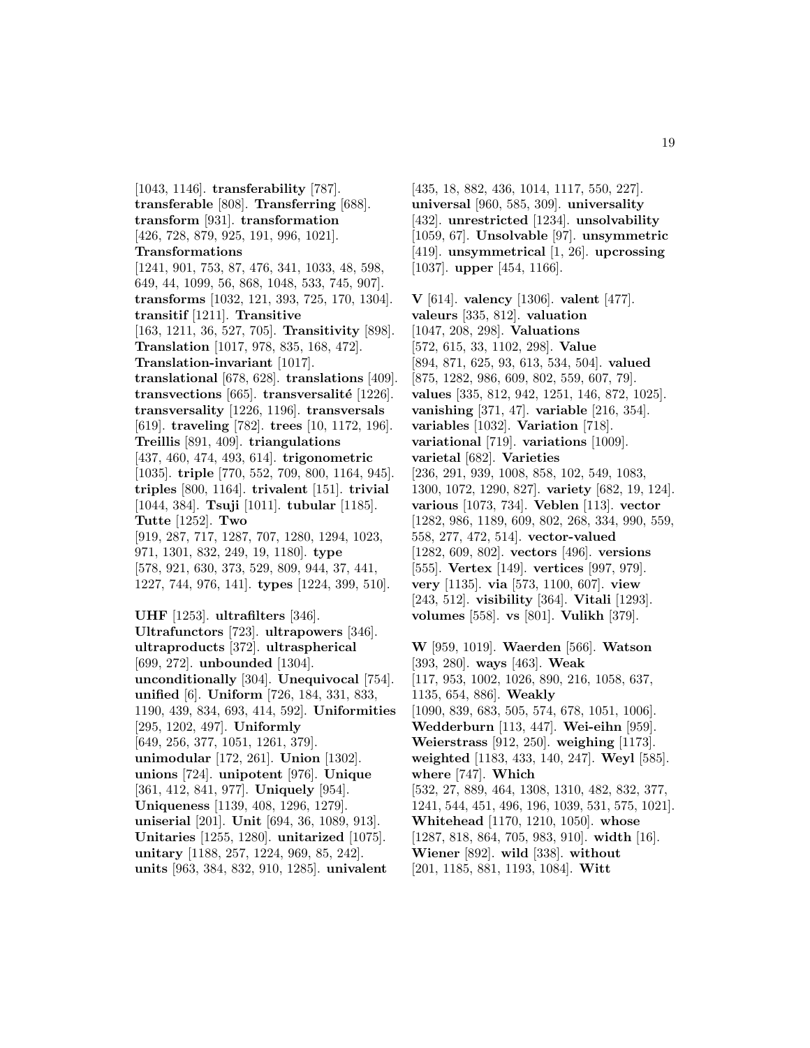[1043, 1146]. **transferability** [787]. **transferable** [808]. **Transferring** [688]. **transform** [931]. **transformation** [426, 728, 879, 925, 191, 996, 1021]. **Transformations** [1241, 901, 753, 87, 476, 341, 1033, 48, 598, 649, 44, 1099, 56, 868, 1048, 533, 745, 907]. **transforms** [1032, 121, 393, 725, 170, 1304]. **transitif** [1211]. **Transitive** [163, 1211, 36, 527, 705]. **Transitivity** [898]. **Translation** [1017, 978, 835, 168, 472]. **Translation-invariant** [1017]. **translational** [678, 628]. **translations** [409]. **transvections** [665]. **transversalité** [1226]. **transversality** [1226, 1196]. **transversals** [619]. **traveling** [782]. **trees** [10, 1172, 196]. **Treillis** [891, 409]. **triangulations** [437, 460, 474, 493, 614]. **trigonometric** [1035]. **triple** [770, 552, 709, 800, 1164, 945]. **triples** [800, 1164]. **trivalent** [151]. **trivial** [1044, 384]. **Tsuji** [1011]. **tubular** [1185]. **Tutte** [1252]. **Two** [919, 287, 717, 1287, 707, 1280, 1294, 1023, 971, 1301, 832, 249, 19, 1180]. **type** [578, 921, 630, 373, 529, 809, 944, 37, 441, 1227, 744, 976, 141]. **types** [1224, 399, 510].

**UHF** [1253]. **ultrafilters** [346]. **Ultrafunctors** [723]. **ultrapowers** [346]. **ultraproducts** [372]. **ultraspherical** [699, 272]. **unbounded** [1304]. **unconditionally** [304]. **Unequivocal** [754]. **unified** [6]. **Uniform** [726, 184, 331, 833, 1190, 439, 834, 693, 414, 592]. **Uniformities** [295, 1202, 497]. **Uniformly** [649, 256, 377, 1051, 1261, 379]. **unimodular** [172, 261]. **Union** [1302]. **unions** [724]. **unipotent** [976]. **Unique** [361, 412, 841, 977]. **Uniquely** [954]. **Uniqueness** [1139, 408, 1296, 1279]. **uniserial** [201]. **Unit** [694, 36, 1089, 913]. **Unitaries** [1255, 1280]. **unitarized** [1075]. **unitary** [1188, 257, 1224, 969, 85, 242]. **units** [963, 384, 832, 910, 1285]. **univalent** [435, 18, 882, 436, 1014, 1117, 550, 227]. **universal** [960, 585, 309]. **universality** [432]. **unrestricted** [1234]. **unsolvability** [1059, 67]. **Unsolvable** [97]. **unsymmetric** [419]. **unsymmetrical** [1, 26]. **upcrossing** [1037]. **upper** [454, 1166].

**V** [614]. **valency** [1306]. **valent** [477]. **valeurs** [335, 812]. **valuation** [1047, 208, 298]. **Valuations** [572, 615, 33, 1102, 298]. **Value** [894, 871, 625, 93, 613, 534, 504]. **valued** [875, 1282, 986, 609, 802, 559, 607, 79]. **values** [335, 812, 942, 1251, 146, 872, 1025]. **vanishing** [371, 47]. **variable** [216, 354]. **variables** [1032]. **Variation** [718]. **variational** [719]. **variations** [1009]. **varietal** [682]. **Varieties** [236, 291, 939, 1008, 858, 102, 549, 1083, 1300, 1072, 1290, 827]. **variety** [682, 19, 124]. **various** [1073, 734]. **Veblen** [113]. **vector** [1282, 986, 1189, 609, 802, 268, 334, 990, 559, 558, 277, 472, 514]. **vector-valued** [1282, 609, 802]. **vectors** [496]. **versions** [555]. **Vertex** [149]. **vertices** [997, 979]. **very** [1135]. **via** [573, 1100, 607]. **view** [243, 512]. **visibility** [364]. **Vitali** [1293]. **volumes** [558]. **vs** [801]. **Vulikh** [379].

**W** [959, 1019]. **Waerden** [566]. **Watson** [393, 280]. **ways** [463]. **Weak** [117, 953, 1002, 1026, 890, 216, 1058, 637, 1135, 654, 886]. **Weakly** [1090, 839, 683, 505, 574, 678, 1051, 1006]. **Wedderburn** [113, 447]. **Wei-eihn** [959]. **Weierstrass** [912, 250]. **weighing** [1173]. **weighted** [1183, 433, 140, 247]. **Weyl** [585]. **where** [747]. **Which** [532, 27, 889, 464, 1308, 1310, 482, 832, 377, 1241, 544, 451, 496, 196, 1039, 531, 575, 1021]. **Whitehead** [1170, 1210, 1050]. **whose** [1287, 818, 864, 705, 983, 910]. **width** [16]. **Wiener** [892]. **wild** [338]. **without** [201, 1185, 881, 1193, 1084]. **Witt**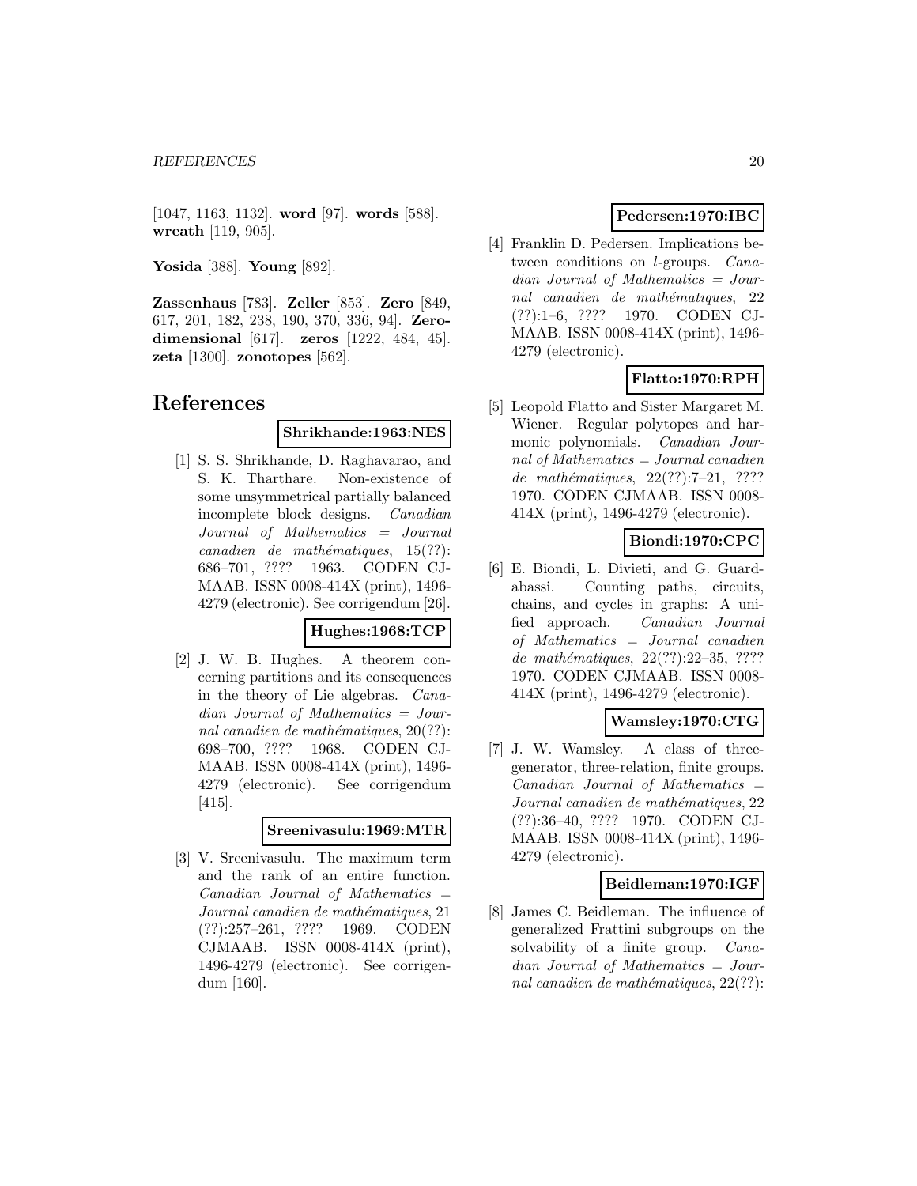[1047, 1163, 1132]. **word** [97]. **words** [588]. **wreath** [119, 905].

**Yosida** [388]. **Young** [892].

**Zassenhaus** [783]. **Zeller** [853]. **Zero** [849, 617, 201, 182, 238, 190, 370, 336, 94]. **Zero-dimensional** [617]. **zeros** [1222, 484, 45]. **zeta** [1300]. **zonotopes** [562].

# References

**Shrikhande:1963:NES**

[1] S. S. Shrikhande, D. Raghavarao, and S. K. Tharthare. Non-existence of some unsymmetrical partially balanced incomplete block designs. *Canadian Journal of Mathematics = Journal canadien de mathématiques*, 15(??): 686–701, ???? 1963. CODEN CJMAAB. ISSN 0008-414X (print), 1496-4279 (electronic). See corrigendum [26].

**Hughes:1968:TCP**

[2] J. W. B. Hughes. A theorem concerning partitions and its consequences in the theory of Lie algebras. *Canadian Journal of Mathematics = Journal canadien de mathématiques*, 20(??): 698–700, ???? 1968. CODEN CJMAAB. ISSN 0008-414X (print), 1496-4279 (electronic). See corrigendum [415].

**Sreenivasulu:1969:MTR**

[3] V. Sreenivasulu. The maximum term and the rank of an entire function. *Canadian Journal of Mathematics = Journal canadien de mathématiques*, 21 (??):257–261, ???? 1969. CODEN CJMAAB. ISSN 0008-414X (print), 1496-4279 (electronic). See corrigendum [160].

**Pedersen:1970:IBC**

[4] Franklin D. Pedersen. Implications between conditions on $l$-groups. *Canadian Journal of Mathematics = Journal canadien de mathématiques*, 22 (??):1–6, ???? 1970. CODEN CJMAAB. ISSN 0008-414X (print), 1496-4279 (electronic).

**Flatto:1970:RPH**

[5] Leopold Flatto and Sister Margaret M. Wiener. Regular polytopes and harmonic polynomials. *Canadian Journal of Mathematics = Journal canadien de mathématiques*, 22(??):7–21, ???? 1970. CODEN CJMAAB. ISSN 0008-414X (print), 1496-4279 (electronic).

**Biondi:1970:CPC**

[6] E. Biondi, L. Divieti, and G. Guardabassi. Counting paths, circuits, chains, and cycles in graphs: A unified approach. *Canadian Journal of Mathematics = Journal canadien de mathématiques*, 22(??):22–35, ???? 1970. CODEN CJMAAB. ISSN 0008-414X (print), 1496-4279 (electronic).

**Wamsley:1970:CTG**

[7] J. W. Wamsley. A class of three-generator, three-relation, finite groups. *Canadian Journal of Mathematics = Journal canadien de mathématiques*, 22 (??):36–40, ???? 1970. CODEN CJMAAB. ISSN 0008-414X (print), 1496-4279 (electronic).

**Beidleman:1970:IGF**

[8] James C. Beidleman. The influence of generalized Frattini subgroups on the solvability of a finite group. *Canadian Journal of Mathematics = Journal canadien de mathématiques*, 22(??):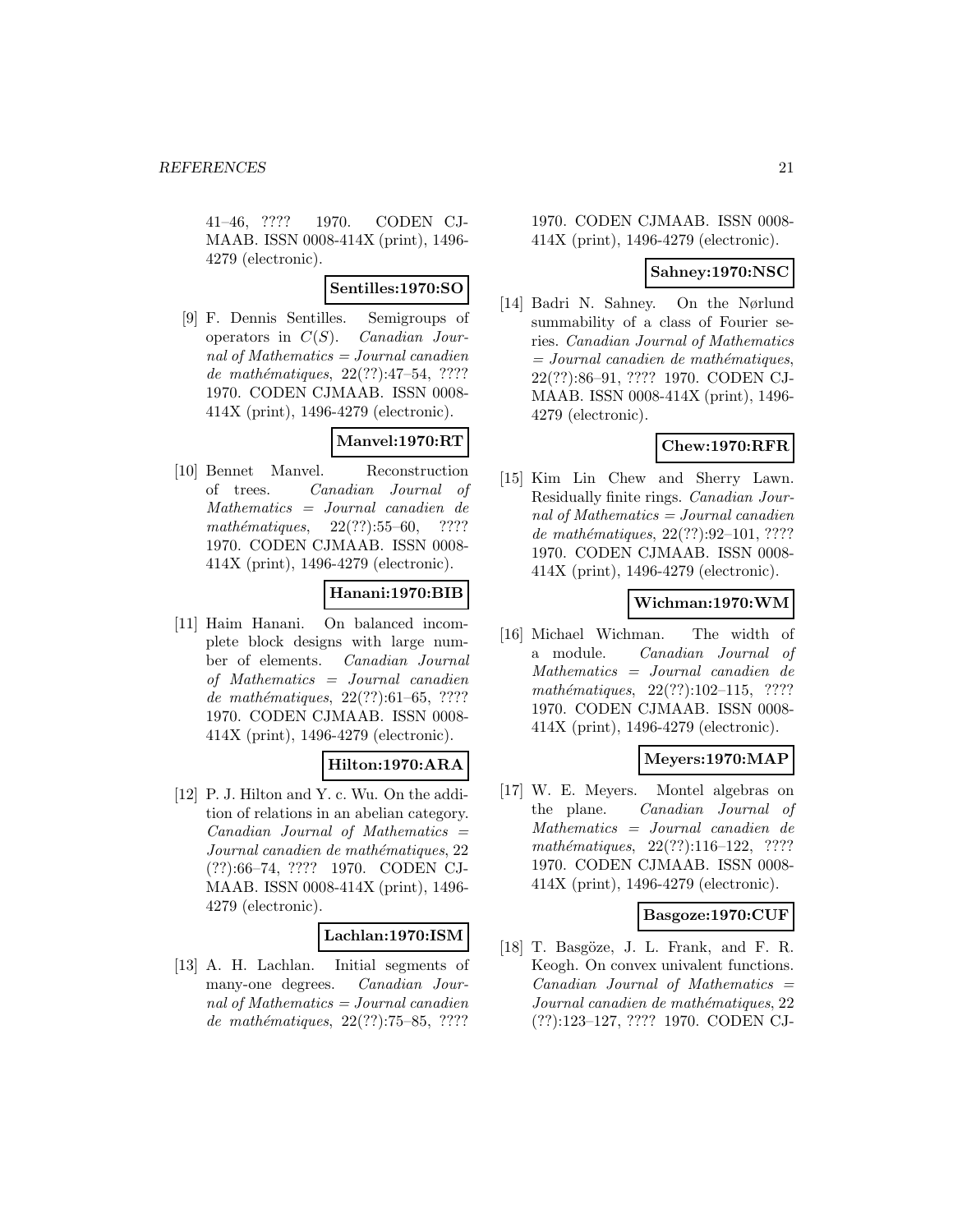41–46, ???? 1970. CODEN CJMAAB. ISSN 0008-414X (print), 1496-4279 (electronic).

**Sentilles:1970:SO**

[9] F. Dennis Sentilles. Semigroups of operators in $C(S)$. *Canadian Journal of Mathematics = Journal canadien de mathématiques*, 22(??):47–54, ???? 1970. CODEN CJMAAB. ISSN 0008-414X (print), 1496-4279 (electronic).

**Manvel:1970:RT**

[10] Bennet Manvel. Reconstruction of trees. *Canadian Journal of Mathematics = Journal canadien de mathématiques*, 22(??):55–60, ???? 1970. CODEN CJMAAB. ISSN 0008-414X (print), 1496-4279 (electronic).

**Hanani:1970:BIB**

[11] Haim Hanani. On balanced incomplete block designs with large number of elements. *Canadian Journal of Mathematics = Journal canadien de mathématiques*, 22(??):61–65, ???? 1970. CODEN CJMAAB. ISSN 0008-414X (print), 1496-4279 (electronic).

**Hilton:1970:ARA**

[12] P. J. Hilton and Y. c. Wu. On the addition of relations in an abelian category. *Canadian Journal of Mathematics = Journal canadien de mathématiques*, 22(??):66–74, ???? 1970. CODEN CJMAAB. ISSN 0008-414X (print), 1496-4279 (electronic).

**Lachlan:1970:ISM**

[13] A. H. Lachlan. Initial segments of many-one degrees. *Canadian Journal of Mathematics = Journal canadien de mathématiques*, 22(??):75–85, ???? 1970. CODEN CJMAAB. ISSN 0008-414X (print), 1496-4279 (electronic).

**Sahney:1970:NSC**

[14] Badri N. Sahney. On the Nørlund summability of a class of Fourier series. *Canadian Journal of Mathematics = Journal canadien de mathématiques*, 22(??):86–91, ???? 1970. CODEN CJMAAB. ISSN 0008-414X (print), 1496-4279 (electronic).

**Chew:1970:RFR**

[15] Kim Lin Chew and Sherry Lawn. Residually finite rings. *Canadian Journal of Mathematics = Journal canadien de mathématiques*, 22(??):92–101, ???? 1970. CODEN CJMAAB. ISSN 0008-414X (print), 1496-4279 (electronic).

**Wichman:1970:WM**

[16] Michael Wichman. The width of a module. *Canadian Journal of Mathematics = Journal canadien de mathématiques*, 22(??):102–115, ???? 1970. CODEN CJMAAB. ISSN 0008-414X (print), 1496-4279 (electronic).

**Meyers:1970:MAP**

[17] W. E. Meyers. Montel algebras on the plane. *Canadian Journal of Mathematics = Journal canadien de mathématiques*, 22(??):116–122, ???? 1970. CODEN CJMAAB. ISSN 0008-414X (print), 1496-4279 (electronic).

**Basgoze:1970:CUF**

[18] T. Basgöze, J. L. Frank, and F. R. Keogh. On convex univalent functions. *Canadian Journal of Mathematics = Journal canadien de mathématiques*, 22(??):123–127, ???? 1970. CODEN CJ-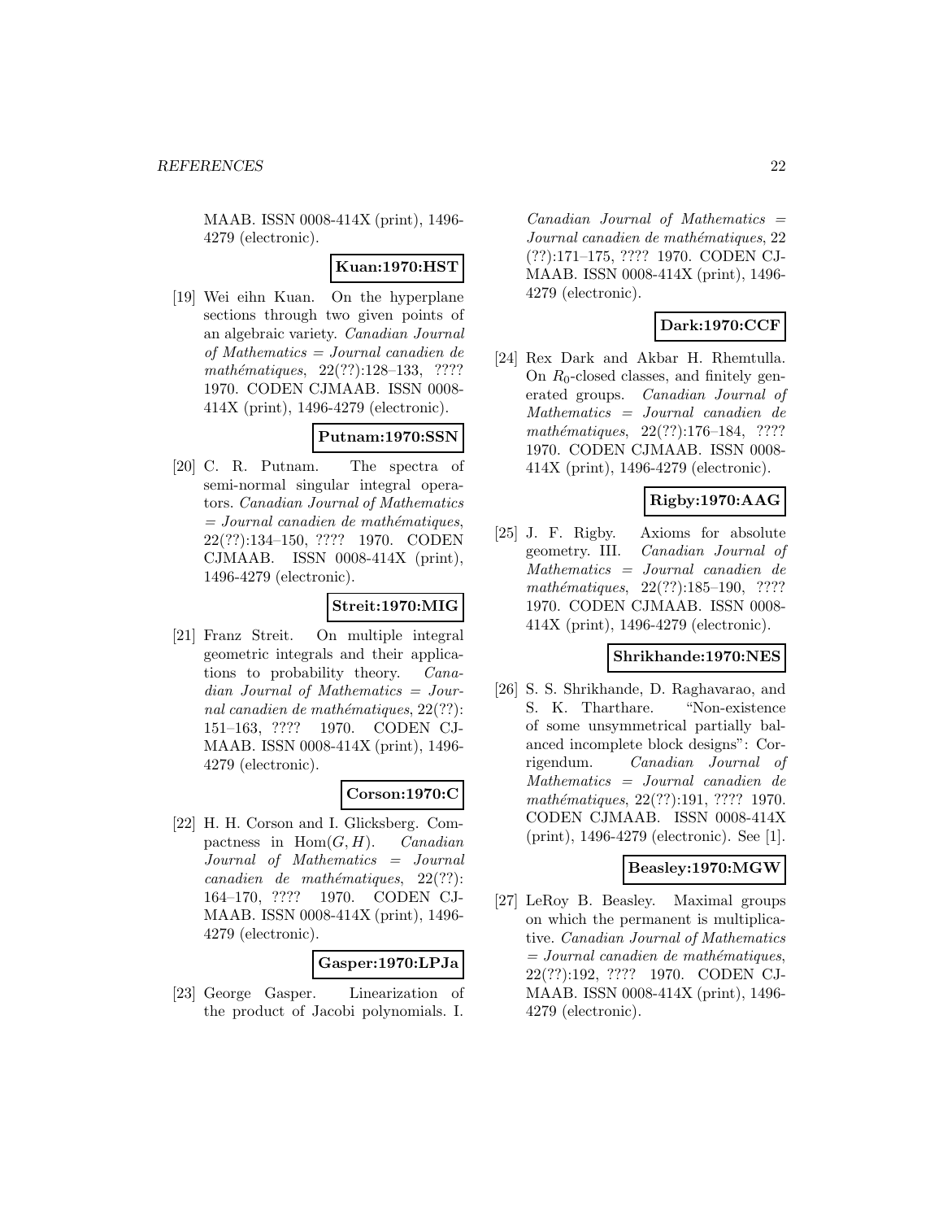MAAB. ISSN 0008-414X (print), 1496-4279 (electronic).

**Kuan:1970:HST**

[19] Wei eihn Kuan. On the hyperplane sections through two given points of an algebraic variety. *Canadian Journal of Mathematics = Journal canadien de mathématiques*, 22(??):128–133, ???? 1970. CODEN CJMAAB. ISSN 0008-414X (print), 1496-4279 (electronic).

**Putnam:1970:SSN**

[20] C. R. Putnam. The spectra of semi-normal singular integral operators. *Canadian Journal of Mathematics = Journal canadien de mathématiques*, 22(??):134–150, ???? 1970. CODEN CJMAAB. ISSN 0008-414X (print), 1496-4279 (electronic).

**Streit:1970:MIG**

[21] Franz Streit. On multiple integral geometric integrals and their applications to probability theory. *Canadian Journal of Mathematics = Journal canadien de mathématiques*, 22(??):151–163, ???? 1970. CODEN CJMAAB. ISSN 0008-414X (print), 1496-4279 (electronic).

**Corson:1970:C**

[22] H. H. Corson and I. Glicksberg. Compactness in $\operatorname{Hom}(G, H)$. *Canadian Journal of Mathematics = Journal canadien de mathématiques*, 22(??):164–170, ???? 1970. CODEN CJMAAB. ISSN 0008-414X (print), 1496-4279 (electronic).

**Gasper:1970:LPJa**

[23] George Gasper. Linearization of the product of Jacobi polynomials. I. *Canadian Journal of Mathematics = Journal canadien de mathématiques*, 22(??):171–175, ???? 1970. CODEN CJMAAB. ISSN 0008-414X (print), 1496-4279 (electronic).

**Dark:1970:CCF**

[24] Rex Dark and Akbar H. Rhemtulla. On $R_0$-closed classes, and finitely generated groups. *Canadian Journal of Mathematics = Journal canadien de mathématiques*, 22(??):176–184, ???? 1970. CODEN CJMAAB. ISSN 0008-414X (print), 1496-4279 (electronic).

**Rigby:1970:AAG**

[25] J. F. Rigby. Axioms for absolute geometry. III. *Canadian Journal of Mathematics = Journal canadien de mathématiques*, 22(??):185–190, ???? 1970. CODEN CJMAAB. ISSN 0008-414X (print), 1496-4279 (electronic).

**Shrikhande:1970:NES**

[26] S. S. Shrikhande, D. Raghavarao, and S. K. Tharthare. "Non-existence of some unsymmetrical partially balanced incomplete block designs": Corrigendum. *Canadian Journal of Mathematics = Journal canadien de mathématiques*, 22(??):191, ???? 1970. CODEN CJMAAB. ISSN 0008-414X (print), 1496-4279 (electronic). See [1].

**Beasley:1970:MGW**

[27] LeRoy B. Beasley. Maximal groups on which the permanent is multiplicative. *Canadian Journal of Mathematics = Journal canadien de mathématiques*, 22(??):192, ???? 1970. CODEN CJMAAB. ISSN 0008-414X (print), 1496-4279 (electronic).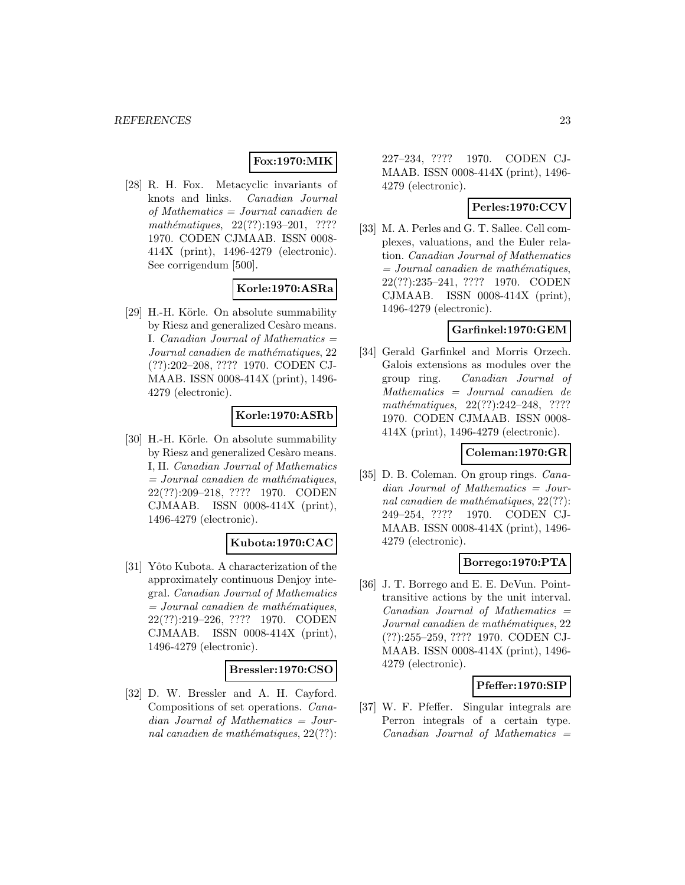**Fox:1970:MIK**

[28] R. H. Fox. Metacyclic invariants of knots and links. *Canadian Journal of Mathematics = Journal canadien de mathématiques*, 22(??):193–201, ???? 1970. CODEN CJMAAB. ISSN 0008-414X (print), 1496-4279 (electronic). See corrigendum [500].

**Korle:1970:ASRa**

[29] H.-H. Körle. On absolute summability by Riesz and generalized Cesàro means. I. *Canadian Journal of Mathematics = Journal canadien de mathématiques*, 22 (??):202–208, ???? 1970. CODEN CJMAAB. ISSN 0008-414X (print), 1496-4279 (electronic).

**Korle:1970:ASRb**

[30] H.-H. Körle. On absolute summability by Riesz and generalized Cesàro means. I, II. *Canadian Journal of Mathematics = Journal canadien de mathématiques*, 22(??):209–218, ???? 1970. CODEN CJMAAB. ISSN 0008-414X (print), 1496-4279 (electronic).

**Kubota:1970:CAC**

[31] Yôto Kubota. A characterization of the approximately continuous Denjoy integral. *Canadian Journal of Mathematics = Journal canadien de mathématiques*, 22(??):219–226, ???? 1970. CODEN CJMAAB. ISSN 0008-414X (print), 1496-4279 (electronic).

**Bressler:1970:CSO**

[32] D. W. Bressler and A. H. Cayford. Compositions of set operations. *Canadian Journal of Mathematics = Journal canadien de mathématiques*, 22(??): 227–234, ???? 1970. CODEN CJMAAB. ISSN 0008-414X (print), 1496-4279 (electronic).

**Perles:1970:CCV**

[33] M. A. Perles and G. T. Sallee. Cell complexes, valuations, and the Euler relation. *Canadian Journal of Mathematics = Journal canadien de mathématiques*, 22(??):235–241, ???? 1970. CODEN CJMAAB. ISSN 0008-414X (print), 1496-4279 (electronic).

**Garfinkel:1970:GEM**

[34] Gerald Garfinkel and Morris Orzech. Galois extensions as modules over the group ring. *Canadian Journal of Mathematics = Journal canadien de mathématiques*, 22(??):242–248, ???? 1970. CODEN CJMAAB. ISSN 0008-414X (print), 1496-4279 (electronic).

**Coleman:1970:GR**

[35] D. B. Coleman. On group rings. *Canadian Journal of Mathematics = Journal canadien de mathématiques*, 22(??): 249–254, ???? 1970. CODEN CJMAAB. ISSN 0008-414X (print), 1496-4279 (electronic).

**Borrego:1970:PTA**

[36] J. T. Borrego and E. E. DeVun. Point-transitive actions by the unit interval. *Canadian Journal of Mathematics = Journal canadien de mathématiques*, 22 (??):255–259, ???? 1970. CODEN CJMAAB. ISSN 0008-414X (print), 1496-4279 (electronic).

**Pfeffer:1970:SIP**

[37] W. F. Pfeffer. Singular integrals are Perron integrals of a certain type. *Canadian Journal of Mathematics =*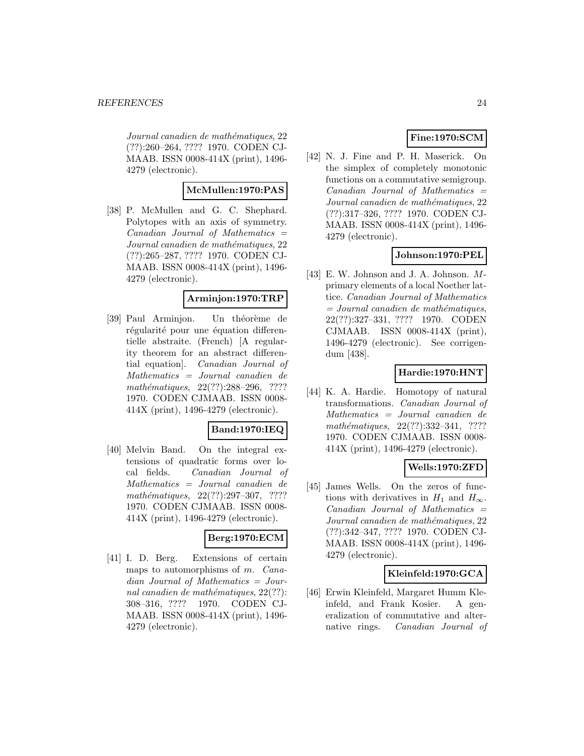*Journal canadien de mathématiques*, 22 (??):260–264, ???? 1970. CODEN CJMAAB. ISSN 0008-414X (print), 1496-4279 (electronic).

**McMullen:1970:PAS**

[38] P. McMullen and G. C. Shephard. Polytopes with an axis of symmetry. *Canadian Journal of Mathematics = Journal canadien de mathématiques*, 22 (??):265–287, ???? 1970. CODEN CJMAAB. ISSN 0008-414X (print), 1496-4279 (electronic).

**Arminjon:1970:TRP**

[39] Paul Arminjon. Un théorème de régularité pour une équation differentielle abstraite. (French) [A regularity theorem for an abstract differential equation]. *Canadian Journal of Mathematics = Journal canadien de mathématiques*, 22(??):288–296, ???? 1970. CODEN CJMAAB. ISSN 0008-414X (print), 1496-4279 (electronic).

**Band:1970:IEQ**

[40] Melvin Band. On the integral extensions of quadratic forms over local fields. *Canadian Journal of Mathematics = Journal canadien de mathématiques*, 22(??):297–307, ???? 1970. CODEN CJMAAB. ISSN 0008-414X (print), 1496-4279 (electronic).

**Berg:1970:ECM**

[41] I. D. Berg. Extensions of certain maps to automorphisms of $m$. *Canadian Journal of Mathematics = Journal canadien de mathématiques*, 22(??): 308–316, ???? 1970. CODEN CJMAAB. ISSN 0008-414X (print), 1496-4279 (electronic).

**Fine:1970:SCM**

[42] N. J. Fine and P. H. Maserick. On the simplex of completely monotonic functions on a commutative semigroup. *Canadian Journal of Mathematics = Journal canadien de mathématiques*, 22 (??):317–326, ???? 1970. CODEN CJMAAB. ISSN 0008-414X (print), 1496-4279 (electronic).

**Johnson:1970:PEL**

[43] E. W. Johnson and J. A. Johnson. $M$-primary elements of a local Noether lattice. *Canadian Journal of Mathematics = Journal canadien de mathématiques*, 22(??):327–331, ???? 1970. CODEN CJMAAB. ISSN 0008-414X (print), 1496-4279 (electronic). See corrigendum [438].

**Hardie:1970:HNT**

[44] K. A. Hardie. Homotopy of natural transformations. *Canadian Journal of Mathematics = Journal canadien de mathématiques*, 22(??):332–341, ???? 1970. CODEN CJMAAB. ISSN 0008-414X (print), 1496-4279 (electronic).

**Wells:1970:ZFD**

[45] James Wells. On the zeros of functions with derivatives in $H_1$ and $H_\infty$. *Canadian Journal of Mathematics = Journal canadien de mathématiques*, 22 (??):342–347, ???? 1970. CODEN CJMAAB. ISSN 0008-414X (print), 1496-4279 (electronic).

**Kleinfeld:1970:GCA**

[46] Erwin Kleinfeld, Margaret Humm Kleinfeld, and Frank Kosier. A generalization of commutative and alternative rings. *Canadian Journal of*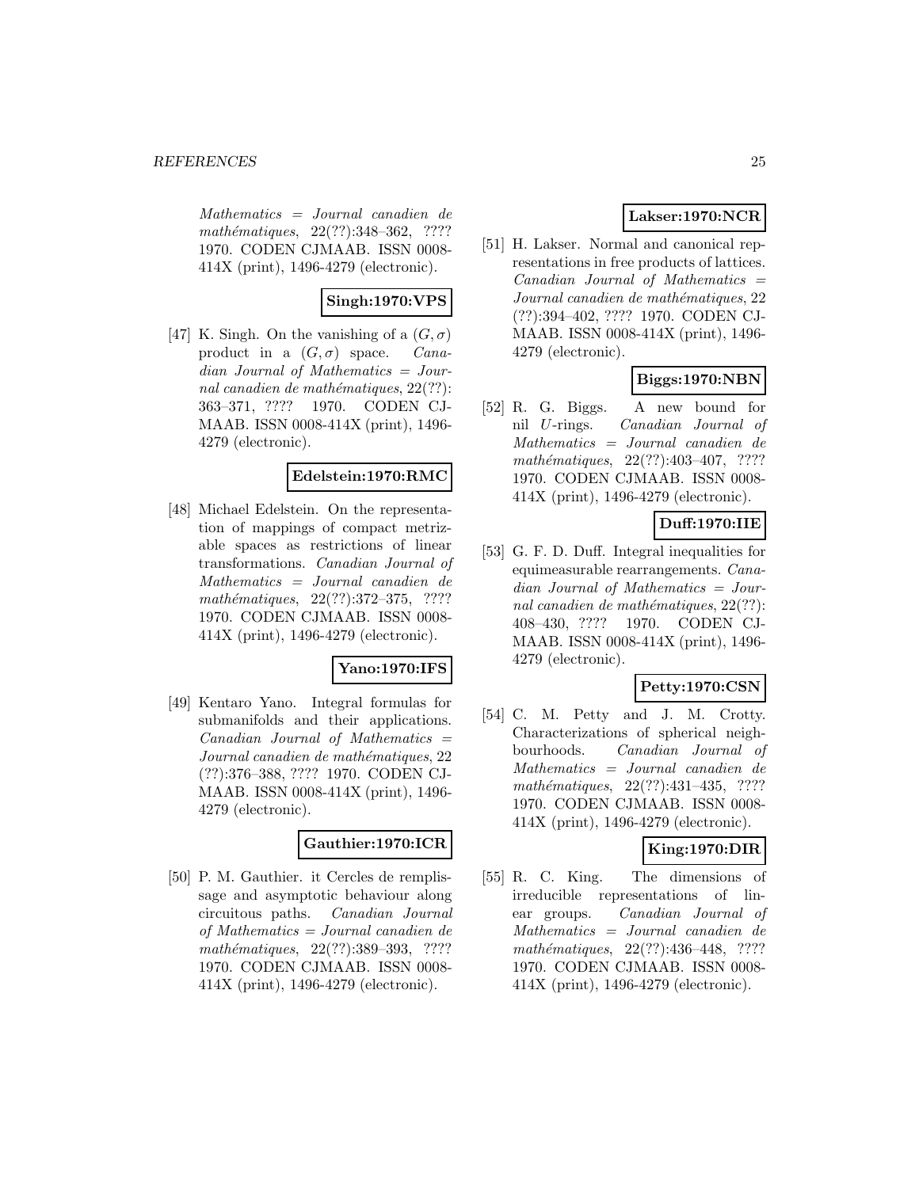*Mathematics = Journal canadien de mathématiques*, 22(??):348–362, ???? 1970. CODEN CJMAAB. ISSN 0008-414X (print), 1496-4279 (electronic).

**Singh:1970:VPS**

[47] K. Singh. On the vanishing of a $(G, \sigma)$ product in a $(G, \sigma)$ space. *Canadian Journal of Mathematics = Journal canadien de mathématiques*, 22(??):363–371, ???? 1970. CODEN CJMAAB. ISSN 0008-414X (print), 1496-4279 (electronic).

**Edelstein:1970:RMC**

[48] Michael Edelstein. On the representation of mappings of compact metrizable spaces as restrictions of linear transformations. *Canadian Journal of Mathematics = Journal canadien de mathématiques*, 22(??):372–375, ???? 1970. CODEN CJMAAB. ISSN 0008-414X (print), 1496-4279 (electronic).

**Yano:1970:IFS**

[49] Kentaro Yano. Integral formulas for submanifolds and their applications. *Canadian Journal of Mathematics = Journal canadien de mathématiques*, 22(??):376–388, ???? 1970. CODEN CJMAAB. ISSN 0008-414X (print), 1496-4279 (electronic).

**Gauthier:1970:ICR**

[50] P. M. Gauthier. it Cercles de remplissage and asymptotic behaviour along circuitous paths. *Canadian Journal of Mathematics = Journal canadien de mathématiques*, 22(??):389–393, ???? 1970. CODEN CJMAAB. ISSN 0008-414X (print), 1496-4279 (electronic).

**Lakser:1970:NCR**

[51] H. Lakser. Normal and canonical representations in free products of lattices. *Canadian Journal of Mathematics = Journal canadien de mathématiques*, 22(??):394–402, ???? 1970. CODEN CJMAAB. ISSN 0008-414X (print), 1496-4279 (electronic).

**Biggs:1970:NBN**

[52] R. G. Biggs. A new bound for nil $U$-rings. *Canadian Journal of Mathematics = Journal canadien de mathématiques*, 22(??):403–407, ???? 1970. CODEN CJMAAB. ISSN 0008-414X (print), 1496-4279 (electronic).

**Duff:1970:IIE**

[53] G. F. D. Duff. Integral inequalities for equimeasurable rearrangements. *Canadian Journal of Mathematics = Journal canadien de mathématiques*, 22(??):408–430, ???? 1970. CODEN CJMAAB. ISSN 0008-414X (print), 1496-4279 (electronic).

**Petty:1970:CSN**

[54] C. M. Petty and J. M. Crotty. Characterizations of spherical neighbourhoods. *Canadian Journal of Mathematics = Journal canadien de mathématiques*, 22(??):431–435, ???? 1970. CODEN CJMAAB. ISSN 0008-414X (print), 1496-4279 (electronic).

**King:1970:DIR**

[55] R. C. King. The dimensions of irreducible representations of linear groups. *Canadian Journal of Mathematics = Journal canadien de mathématiques*, 22(??):436–448, ???? 1970. CODEN CJMAAB. ISSN 0008-414X (print), 1496-4279 (electronic).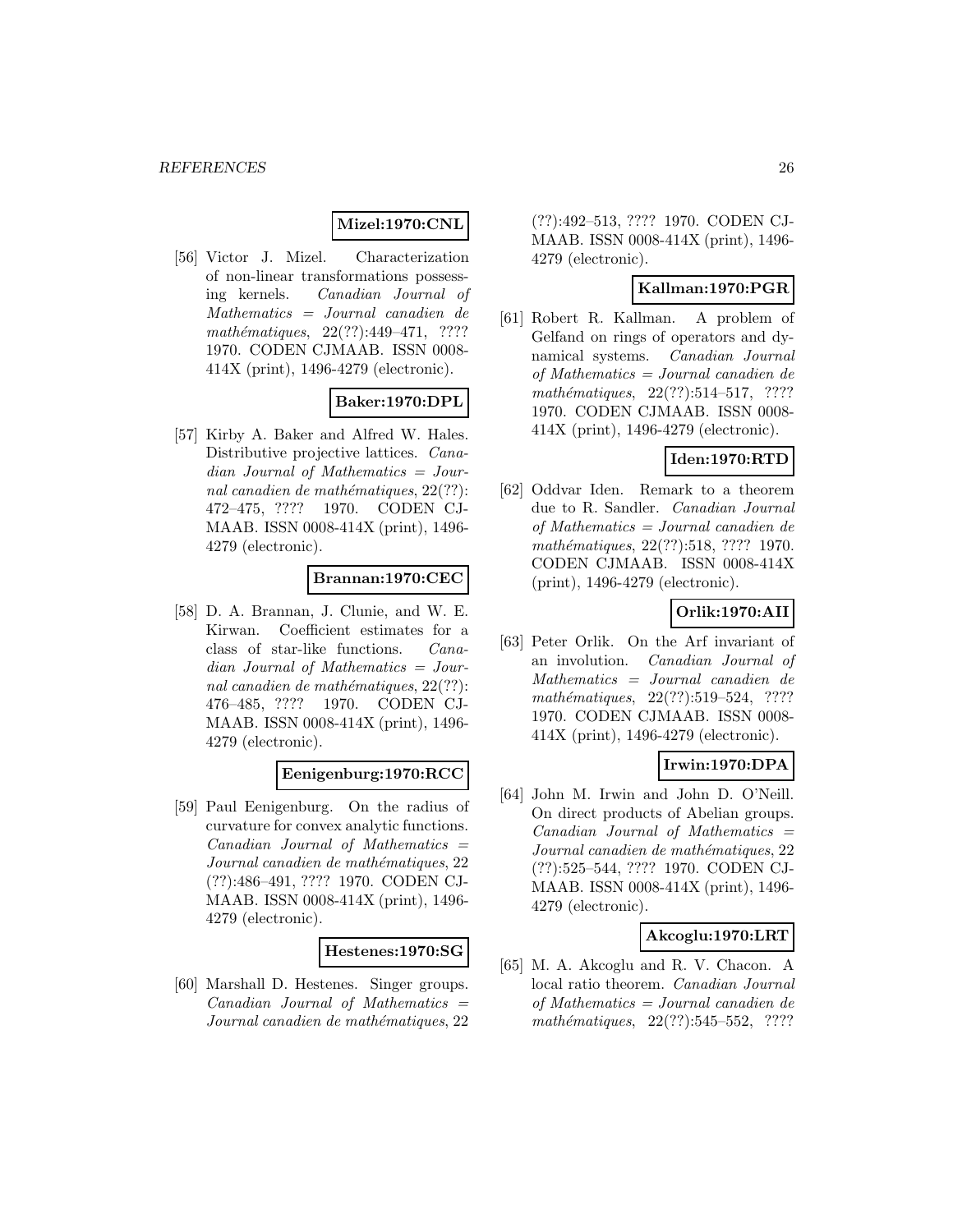**Mizel:1970:CNL**

[56] Victor J. Mizel. Characterization of non-linear transformations possessing kernels. *Canadian Journal of Mathematics = Journal canadien de mathématiques*, 22(??):449–471, ???? 1970. CODEN CJMAAB. ISSN 0008-414X (print), 1496-4279 (electronic).

**Baker:1970:DPL**

[57] Kirby A. Baker and Alfred W. Hales. Distributive projective lattices. *Canadian Journal of Mathematics = Journal canadien de mathématiques*, 22(??): 472–475, ???? 1970. CODEN CJMAAB. ISSN 0008-414X (print), 1496-4279 (electronic).

**Brannan:1970:CEC**

[58] D. A. Brannan, J. Clunie, and W. E. Kirwan. Coefficient estimates for a class of star-like functions. *Canadian Journal of Mathematics = Journal canadien de mathématiques*, 22(??): 476–485, ???? 1970. CODEN CJMAAB. ISSN 0008-414X (print), 1496-4279 (electronic).

**Eenigenburg:1970:RCC**

[59] Paul Eenigenburg. On the radius of curvature for convex analytic functions. *Canadian Journal of Mathematics = Journal canadien de mathématiques*, 22 (??):486–491, ???? 1970. CODEN CJMAAB. ISSN 0008-414X (print), 1496-4279 (electronic).

**Hestenes:1970:SG**

[60] Marshall D. Hestenes. Singer groups. *Canadian Journal of Mathematics = Journal canadien de mathématiques*, 22 (??):492–513, ???? 1970. CODEN CJMAAB. ISSN 0008-414X (print), 1496-4279 (electronic).

**Kallman:1970:PGR**

[61] Robert R. Kallman. A problem of Gelfand on rings of operators and dynamical systems. *Canadian Journal of Mathematics = Journal canadien de mathématiques*, 22(??):514–517, ???? 1970. CODEN CJMAAB. ISSN 0008-414X (print), 1496-4279 (electronic).

**Iden:1970:RTD**

[62] Oddvar Iden. Remark to a theorem due to R. Sandler. *Canadian Journal of Mathematics = Journal canadien de mathématiques*, 22(??):518, ???? 1970. CODEN CJMAAB. ISSN 0008-414X (print), 1496-4279 (electronic).

**Orlik:1970:AII**

[63] Peter Orlik. On the Arf invariant of an involution. *Canadian Journal of Mathematics = Journal canadien de mathématiques*, 22(??):519–524, ???? 1970. CODEN CJMAAB. ISSN 0008-414X (print), 1496-4279 (electronic).

**Irwin:1970:DPA**

[64] John M. Irwin and John D. O'Neill. On direct products of Abelian groups. *Canadian Journal of Mathematics = Journal canadien de mathématiques*, 22 (??):525–544, ???? 1970. CODEN CJMAAB. ISSN 0008-414X (print), 1496-4279 (electronic).

**Akcoglu:1970:LRT**

[65] M. A. Akcoglu and R. V. Chacon. A local ratio theorem. *Canadian Journal of Mathematics = Journal canadien de mathématiques*, 22(??):545–552, ????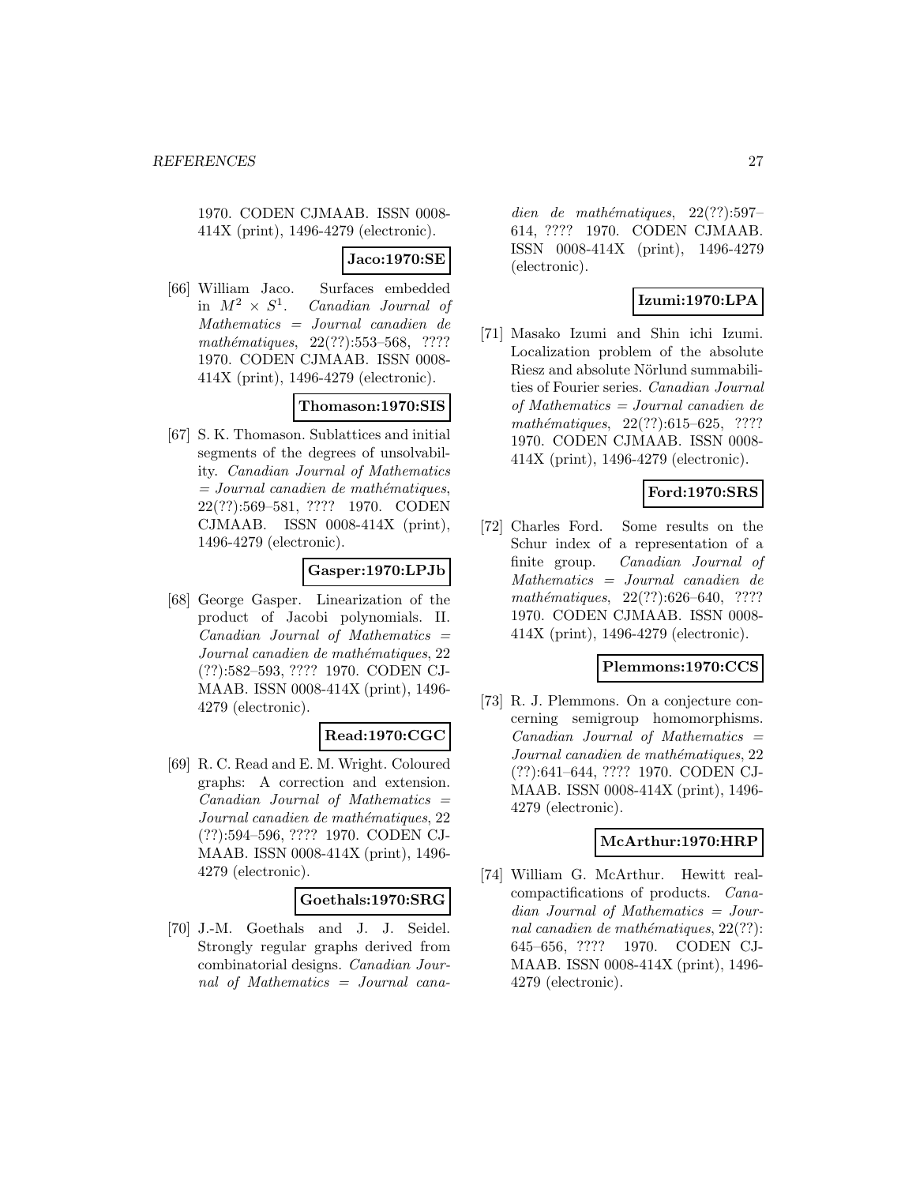1970. CODEN CJMAAB. ISSN 0008-414X (print), 1496-4279 (electronic).

**Jaco:1970:SE**

[66] William Jaco. Surfaces embedded in $M^2 \times S^1$. *Canadian Journal of Mathematics = Journal canadien de mathématiques*, 22(??):553–568, ???? 1970. CODEN CJMAAB. ISSN 0008-414X (print), 1496-4279 (electronic).

**Thomason:1970:SIS**

[67] S. K. Thomason. Sublattices and initial segments of the degrees of unsolvability. *Canadian Journal of Mathematics = Journal canadien de mathématiques*, 22(??):569–581, ???? 1970. CODEN CJMAAB. ISSN 0008-414X (print), 1496-4279 (electronic).

**Gasper:1970:LPJb**

[68] George Gasper. Linearization of the product of Jacobi polynomials. II. *Canadian Journal of Mathematics = Journal canadien de mathématiques*, 22 (??):582–593, ???? 1970. CODEN CJMAAB. ISSN 0008-414X (print), 1496-4279 (electronic).

**Read:1970:CGC**

[69] R. C. Read and E. M. Wright. Coloured graphs: A correction and extension. *Canadian Journal of Mathematics = Journal canadien de mathématiques*, 22 (??):594–596, ???? 1970. CODEN CJMAAB. ISSN 0008-414X (print), 1496-4279 (electronic).

**Goethals:1970:SRG**

[70] J.-M. Goethals and J. J. Seidel. Strongly regular graphs derived from combinatorial designs. *Canadian Journal of Mathematics = Journal canadien de mathématiques*, 22(??):597–614, ???? 1970. CODEN CJMAAB. ISSN 0008-414X (print), 1496-4279 (electronic).

**Izumi:1970:LPA**

[71] Masako Izumi and Shin ichi Izumi. Localization problem of the absolute Riesz and absolute Nörlund summabilities of Fourier series. *Canadian Journal of Mathematics = Journal canadien de mathématiques*, 22(??):615–625, ???? 1970. CODEN CJMAAB. ISSN 0008-414X (print), 1496-4279 (electronic).

**Ford:1970:SRS**

[72] Charles Ford. Some results on the Schur index of a representation of a finite group. *Canadian Journal of Mathematics = Journal canadien de mathématiques*, 22(??):626–640, ???? 1970. CODEN CJMAAB. ISSN 0008-414X (print), 1496-4279 (electronic).

**Plemmons:1970:CCS**

[73] R. J. Plemmons. On a conjecture concerning semigroup homomorphisms. *Canadian Journal of Mathematics = Journal canadien de mathématiques*, 22 (??):641–644, ???? 1970. CODEN CJMAAB. ISSN 0008-414X (print), 1496-4279 (electronic).

**McArthur:1970:HRP**

[74] William G. McArthur. Hewitt realcompactifications of products. *Canadian Journal of Mathematics = Journal canadien de mathématiques*, 22(??): 645–656, ???? 1970. CODEN CJMAAB. ISSN 0008-414X (print), 1496-4279 (electronic).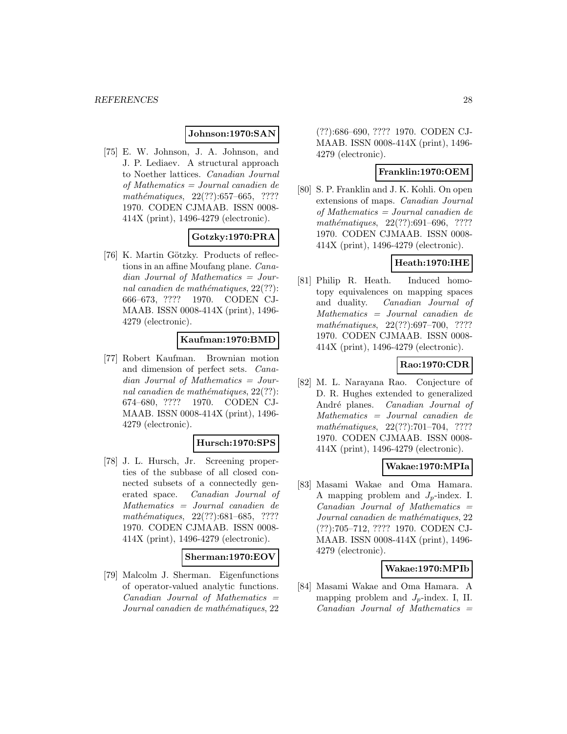**Johnson:1970:SAN**

[75] E. W. Johnson, J. A. Johnson, and J. P. Lediaev. A structural approach to Noether lattices. *Canadian Journal of Mathematics = Journal canadien de mathématiques*, 22(??):657–665, ???? 1970. CODEN CJMAAB. ISSN 0008-414X (print), 1496-4279 (electronic).

**Gotzky:1970:PRA**

[76] K. Martin Götzky. Products of reflections in an affine Moufang plane. *Canadian Journal of Mathematics = Journal canadien de mathématiques*, 22(??): 666–673, ???? 1970. CODEN CJMAAB. ISSN 0008-414X (print), 1496-4279 (electronic).

**Kaufman:1970:BMD**

[77] Robert Kaufman. Brownian motion and dimension of perfect sets. *Canadian Journal of Mathematics = Journal canadien de mathématiques*, 22(??): 674–680, ???? 1970. CODEN CJMAAB. ISSN 0008-414X (print), 1496-4279 (electronic).

**Hursch:1970:SPS**

[78] J. L. Hursch, Jr. Screening properties of the subbase of all closed connected subsets of a connectedly generated space. *Canadian Journal of Mathematics = Journal canadien de mathématiques*, 22(??):681–685, ???? 1970. CODEN CJMAAB. ISSN 0008-414X (print), 1496-4279 (electronic).

**Sherman:1970:EOV**

[79] Malcolm J. Sherman. Eigenfunctions of operator-valued analytic functions. *Canadian Journal of Mathematics = Journal canadien de mathématiques*, 22 (??):686–690, ???? 1970. CODEN CJMAAB. ISSN 0008-414X (print), 1496-4279 (electronic).

**Franklin:1970:OEM**

[80] S. P. Franklin and J. K. Kohli. On open extensions of maps. *Canadian Journal of Mathematics = Journal canadien de mathématiques*, 22(??):691–696, ???? 1970. CODEN CJMAAB. ISSN 0008-414X (print), 1496-4279 (electronic).

**Heath:1970:IHE**

[81] Philip R. Heath. Induced homotopy equivalences on mapping spaces and duality. *Canadian Journal of Mathematics = Journal canadien de mathématiques*, 22(??):697–700, ???? 1970. CODEN CJMAAB. ISSN 0008-414X (print), 1496-4279 (electronic).

**Rao:1970:CDR**

[82] M. L. Narayana Rao. Conjecture of D. R. Hughes extended to generalized André planes. *Canadian Journal of Mathematics = Journal canadien de mathématiques*, 22(??):701–704, ???? 1970. CODEN CJMAAB. ISSN 0008-414X (print), 1496-4279 (electronic).

**Wakae:1970:MPIa**

[83] Masami Wakae and Oma Hamara. A mapping problem and $J_p$-index. I. *Canadian Journal of Mathematics = Journal canadien de mathématiques*, 22 (??):705–712, ???? 1970. CODEN CJMAAB. ISSN 0008-414X (print), 1496-4279 (electronic).

**Wakae:1970:MPIb**

[84] Masami Wakae and Oma Hamara. A mapping problem and $J_p$-index. I, II. *Canadian Journal of Mathematics =*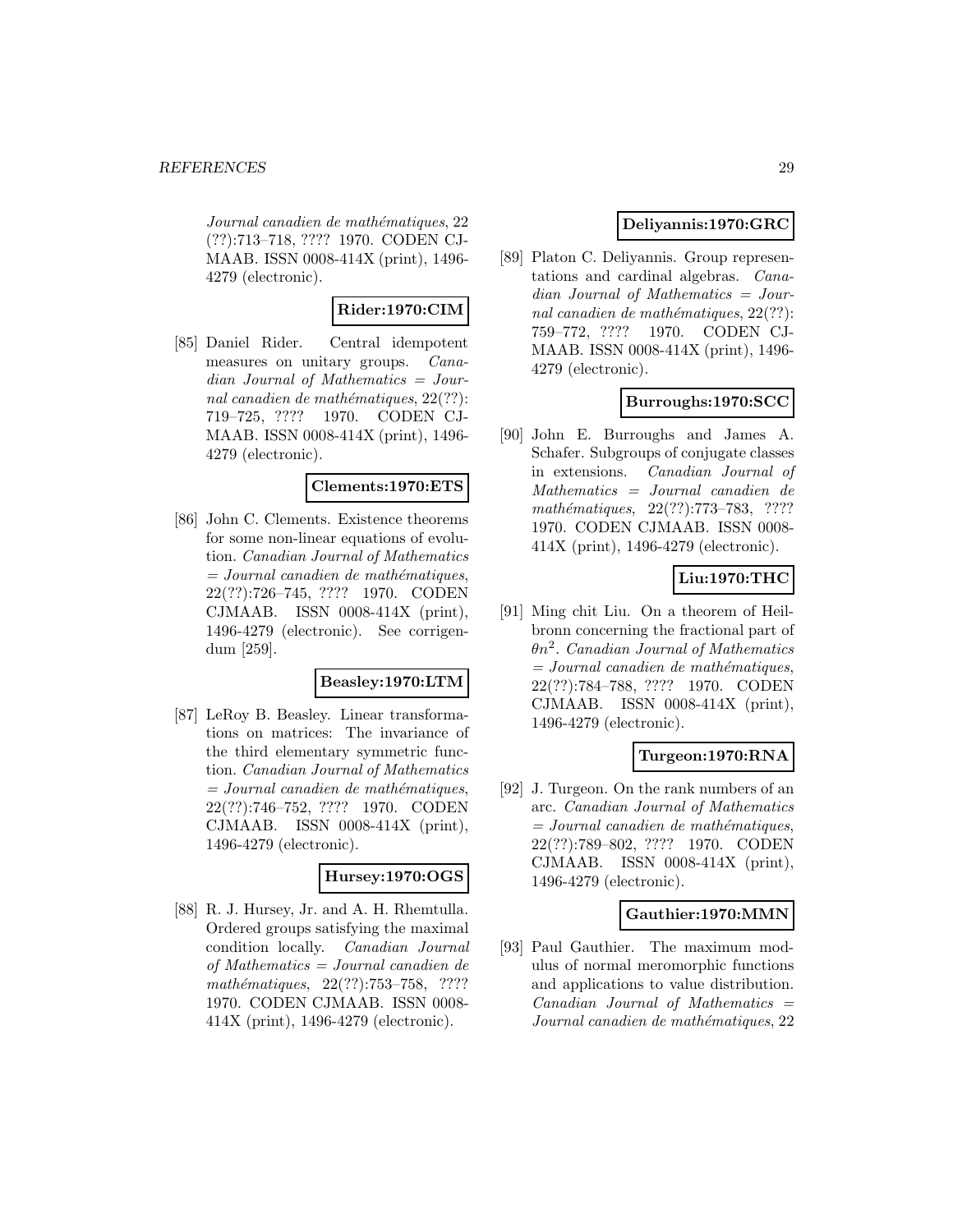Journal canadien de mathématiques, 22 (??):713–718, ???? 1970. CODEN CJMAAB. ISSN 0008-414X (print), 1496-4279 (electronic).

**Rider:1970:CIM**

[85] Daniel Rider. Central idempotent measures on unitary groups. *Canadian Journal of Mathematics = Journal canadien de mathématiques*, 22(??): 719–725, ???? 1970. CODEN CJMAAB. ISSN 0008-414X (print), 1496-4279 (electronic).

**Clements:1970:ETS**

[86] John C. Clements. Existence theorems for some non-linear equations of evolution. *Canadian Journal of Mathematics = Journal canadien de mathématiques*, 22(??):726–745, ???? 1970. CODEN CJMAAB. ISSN 0008-414X (print), 1496-4279 (electronic). See corrigendum [259].

**Beasley:1970:LTM**

[87] LeRoy B. Beasley. Linear transformations on matrices: The invariance of the third elementary symmetric function. *Canadian Journal of Mathematics = Journal canadien de mathématiques*, 22(??):746–752, ???? 1970. CODEN CJMAAB. ISSN 0008-414X (print), 1496-4279 (electronic).

**Hursey:1970:OGS**

[88] R. J. Hursey, Jr. and A. H. Rhemtulla. Ordered groups satisfying the maximal condition locally. *Canadian Journal of Mathematics = Journal canadien de mathématiques*, 22(??):753–758, ???? 1970. CODEN CJMAAB. ISSN 0008-414X (print), 1496-4279 (electronic).

**Deliyannis:1970:GRC**

[89] Platon C. Deliyannis. Group representations and cardinal algebras. *Canadian Journal of Mathematics = Journal canadien de mathématiques*, 22(??): 759–772, ???? 1970. CODEN CJMAAB. ISSN 0008-414X (print), 1496-4279 (electronic).

**Burroughs:1970:SCC**

[90] John E. Burroughs and James A. Schafer. Subgroups of conjugate classes in extensions. *Canadian Journal of Mathematics = Journal canadien de mathématiques*, 22(??):773–783, ???? 1970. CODEN CJMAAB. ISSN 0008-414X (print), 1496-4279 (electronic).

**Liu:1970:THC**

[91] Ming chit Liu. On a theorem of Heilbronn concerning the fractional part of $\theta n^2$. *Canadian Journal of Mathematics = Journal canadien de mathématiques*, 22(??):784–788, ???? 1970. CODEN CJMAAB. ISSN 0008-414X (print), 1496-4279 (electronic).

**Turgeon:1970:RNA**

[92] J. Turgeon. On the rank numbers of an arc. *Canadian Journal of Mathematics = Journal canadien de mathématiques*, 22(??):789–802, ???? 1970. CODEN CJMAAB. ISSN 0008-414X (print), 1496-4279 (electronic).

**Gauthier:1970:MMN**

[93] Paul Gauthier. The maximum modulus of normal meromorphic functions and applications to value distribution. *Canadian Journal of Mathematics = Journal canadien de mathématiques*, 22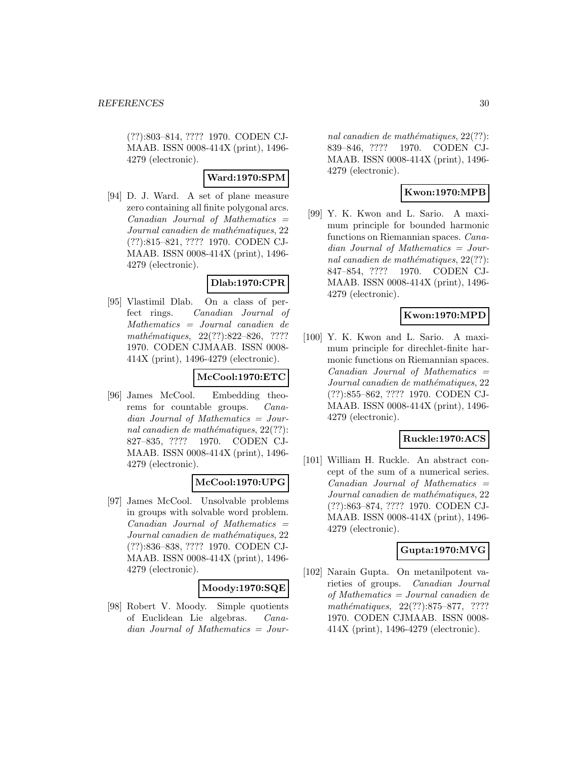(??):803–814, ???? 1970. CODEN CJMAAB. ISSN 0008-414X (print), 1496-4279 (electronic).

**Ward:1970:SPM**

[94] D. J. Ward. A set of plane measure zero containing all finite polygonal arcs. *Canadian Journal of Mathematics = Journal canadien de mathématiques*, 22 (??):815–821, ???? 1970. CODEN CJMAAB. ISSN 0008-414X (print), 1496-4279 (electronic).

**Dlab:1970:CPR**

[95] Vlastimil Dlab. On a class of perfect rings. *Canadian Journal of Mathematics = Journal canadien de mathématiques*, 22(??):822–826, ???? 1970. CODEN CJMAAB. ISSN 0008-414X (print), 1496-4279 (electronic).

**McCool:1970:ETC**

[96] James McCool. Embedding theorems for countable groups. *Canadian Journal of Mathematics = Journal canadien de mathématiques*, 22(??): 827–835, ???? 1970. CODEN CJMAAB. ISSN 0008-414X (print), 1496-4279 (electronic).

**McCool:1970:UPG**

[97] James McCool. Unsolvable problems in groups with solvable word problem. *Canadian Journal of Mathematics = Journal canadien de mathématiques*, 22 (??):836–838, ???? 1970. CODEN CJMAAB. ISSN 0008-414X (print), 1496-4279 (electronic).

**Moody:1970:SQE**

[98] Robert V. Moody. Simple quotients of Euclidean Lie algebras. *Canadian Journal of Mathematics = Journal canadien de mathématiques*, 22(??): 839–846, ???? 1970. CODEN CJMAAB. ISSN 0008-414X (print), 1496-4279 (electronic).

**Kwon:1970:MPB**

[99] Y. K. Kwon and L. Sario. A maximum principle for bounded harmonic functions on Riemannian spaces. *Canadian Journal of Mathematics = Journal canadien de mathématiques*, 22(??): 847–854, ???? 1970. CODEN CJMAAB. ISSN 0008-414X (print), 1496-4279 (electronic).

**Kwon:1970:MPD**

[100] Y. K. Kwon and L. Sario. A maximum principle for direchlet-finite harmonic functions on Riemannian spaces. *Canadian Journal of Mathematics = Journal canadien de mathématiques*, 22 (??):855–862, ???? 1970. CODEN CJMAAB. ISSN 0008-414X (print), 1496-4279 (electronic).

**Ruckle:1970:ACS**

[101] William H. Ruckle. An abstract concept of the sum of a numerical series. *Canadian Journal of Mathematics = Journal canadien de mathématiques*, 22 (??):863–874, ???? 1970. CODEN CJMAAB. ISSN 0008-414X (print), 1496-4279 (electronic).

**Gupta:1970:MVG**

[102] Narain Gupta. On metanilpotent varieties of groups. *Canadian Journal of Mathematics = Journal canadien de mathématiques*, 22(??):875–877, ???? 1970. CODEN CJMAAB. ISSN 0008-414X (print), 1496-4279 (electronic).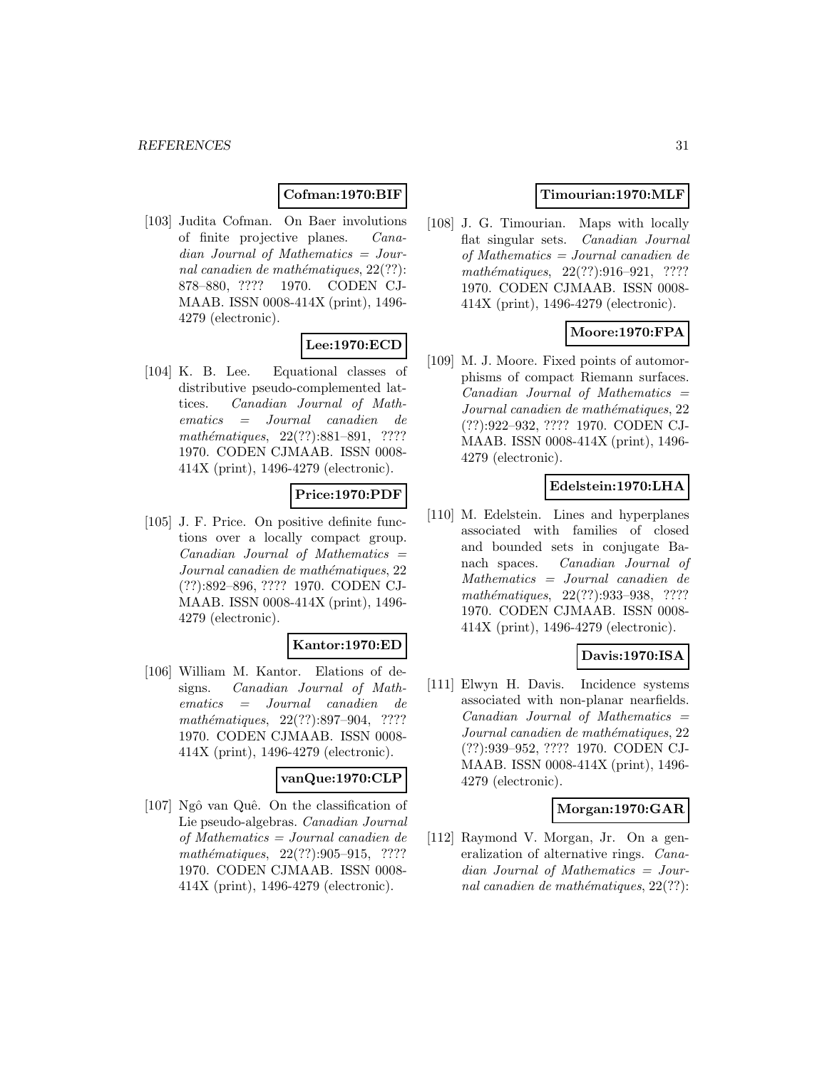**Cofman:1970:BIF**

[103] Judita Cofman. On Baer involutions of finite projective planes. *Canadian Journal of Mathematics = Journal canadien de mathématiques*, 22(??): 878–880, ???? 1970. CODEN CJMAAB. ISSN 0008-414X (print), 1496-4279 (electronic).

**Lee:1970:ECD**

[104] K. B. Lee. Equational classes of distributive pseudo-complemented lattices. *Canadian Journal of Mathematics = Journal canadien de mathématiques*, 22(??):881–891, ???? 1970. CODEN CJMAAB. ISSN 0008-414X (print), 1496-4279 (electronic).

**Price:1970:PDF**

[105] J. F. Price. On positive definite functions over a locally compact group. *Canadian Journal of Mathematics = Journal canadien de mathématiques*, 22 (??):892–896, ???? 1970. CODEN CJMAAB. ISSN 0008-414X (print), 1496-4279 (electronic).

**Kantor:1970:ED**

[106] William M. Kantor. Elations of designs. *Canadian Journal of Mathematics = Journal canadien de mathématiques*, 22(??):897–904, ???? 1970. CODEN CJMAAB. ISSN 0008-414X (print), 1496-4279 (electronic).

**vanQue:1970:CLP**

[107] Ngô van Quê. On the classification of Lie pseudo-algebras. *Canadian Journal of Mathematics = Journal canadien de mathématiques*, 22(??):905–915, ???? 1970. CODEN CJMAAB. ISSN 0008-414X (print), 1496-4279 (electronic).

**Timourian:1970:MLF**

[108] J. G. Timourian. Maps with locally flat singular sets. *Canadian Journal of Mathematics = Journal canadien de mathématiques*, 22(??):916–921, ???? 1970. CODEN CJMAAB. ISSN 0008-414X (print), 1496-4279 (electronic).

**Moore:1970:FPA**

[109] M. J. Moore. Fixed points of automorphisms of compact Riemann surfaces. *Canadian Journal of Mathematics = Journal canadien de mathématiques*, 22 (??):922–932, ???? 1970. CODEN CJMAAB. ISSN 0008-414X (print), 1496-4279 (electronic).

**Edelstein:1970:LHA**

[110] M. Edelstein. Lines and hyperplanes associated with families of closed and bounded sets in conjugate Banach spaces. *Canadian Journal of Mathematics = Journal canadien de mathématiques*, 22(??):933–938, ???? 1970. CODEN CJMAAB. ISSN 0008-414X (print), 1496-4279 (electronic).

**Davis:1970:ISA**

[111] Elwyn H. Davis. Incidence systems associated with non-planar nearfields. *Canadian Journal of Mathematics = Journal canadien de mathématiques*, 22 (??):939–952, ???? 1970. CODEN CJMAAB. ISSN 0008-414X (print), 1496-4279 (electronic).

**Morgan:1970:GAR**

[112] Raymond V. Morgan, Jr. On a generalization of alternative rings. *Canadian Journal of Mathematics = Journal canadien de mathématiques*, 22(??):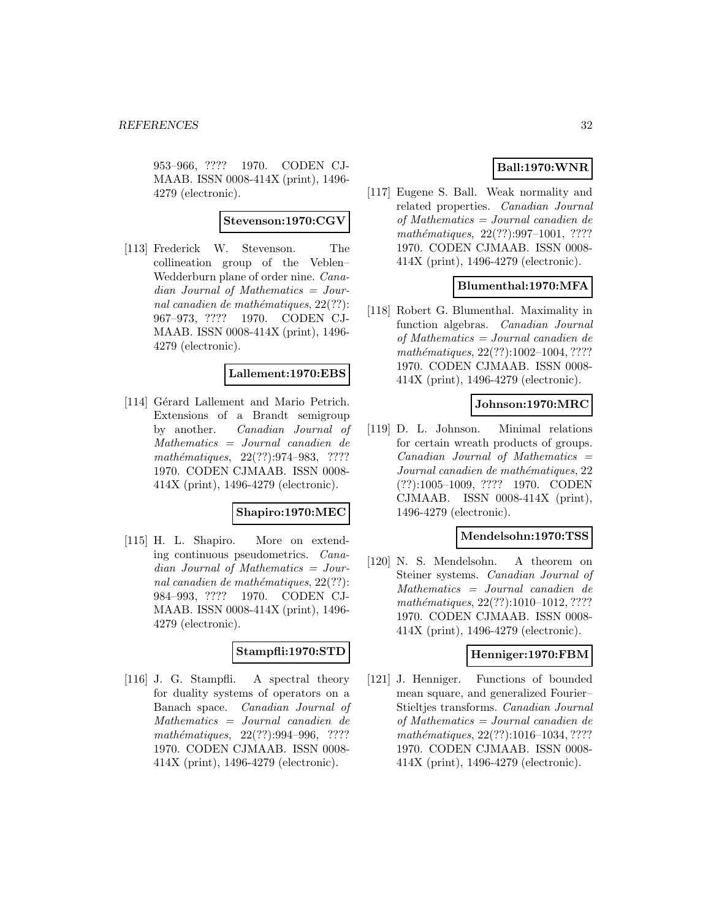953–966, ???? 1970. CODEN CJMAAB. ISSN 0008-414X (print), 1496-4279 (electronic).

**Stevenson:1970:CGV**

[113] Frederick W. Stevenson. The collineation group of the Veblen–Wedderburn plane of order nine. *Canadian Journal of Mathematics = Journal canadien de mathématiques*, 22(??): 967–973, ???? 1970. CODEN CJMAAB. ISSN 0008-414X (print), 1496-4279 (electronic).

**Lallement:1970:EBS**

[114] Gérard Lallement and Mario Petrich. Extensions of a Brandt semigroup by another. *Canadian Journal of Mathematics = Journal canadien de mathématiques*, 22(??):974–983, ???? 1970. CODEN CJMAAB. ISSN 0008-414X (print), 1496-4279 (electronic).

**Shapiro:1970:MEC**

[115] H. L. Shapiro. More on extending continuous pseudometrics. *Canadian Journal of Mathematics = Journal canadien de mathématiques*, 22(??): 984–993, ???? 1970. CODEN CJMAAB. ISSN 0008-414X (print), 1496-4279 (electronic).

**Stampfli:1970:STD**

[116] J. G. Stampfli. A spectral theory for duality systems of operators on a Banach space. *Canadian Journal of Mathematics = Journal canadien de mathématiques*, 22(??):994–996, ???? 1970. CODEN CJMAAB. ISSN 0008-414X (print), 1496-4279 (electronic).

**Ball:1970:WNR**

[117] Eugene S. Ball. Weak normality and related properties. *Canadian Journal of Mathematics = Journal canadien de mathématiques*, 22(??):997–1001, ???? 1970. CODEN CJMAAB. ISSN 0008-414X (print), 1496-4279 (electronic).

**Blumenthal:1970:MFA**

[118] Robert G. Blumenthal. Maximality in function algebras. *Canadian Journal of Mathematics = Journal canadien de mathématiques*, 22(??):1002–1004, ???? 1970. CODEN CJMAAB. ISSN 0008-414X (print), 1496-4279 (electronic).

**Johnson:1970:MRC**

[119] D. L. Johnson. Minimal relations for certain wreath products of groups. *Canadian Journal of Mathematics = Journal canadien de mathématiques*, 22 (??):1005–1009, ???? 1970. CODEN CJMAAB. ISSN 0008-414X (print), 1496-4279 (electronic).

**Mendelsohn:1970:TSS**

[120] N. S. Mendelsohn. A theorem on Steiner systems. *Canadian Journal of Mathematics = Journal canadien de mathématiques*, 22(??):1010–1012, ???? 1970. CODEN CJMAAB. ISSN 0008-414X (print), 1496-4279 (electronic).

**Henniger:1970:FBM**

[121] J. Henniger. Functions of bounded mean square, and generalized Fourier–Stieltjes transforms. *Canadian Journal of Mathematics = Journal canadien de mathématiques*, 22(??):1016–1034, ???? 1970. CODEN CJMAAB. ISSN 0008-414X (print), 1496-4279 (electronic).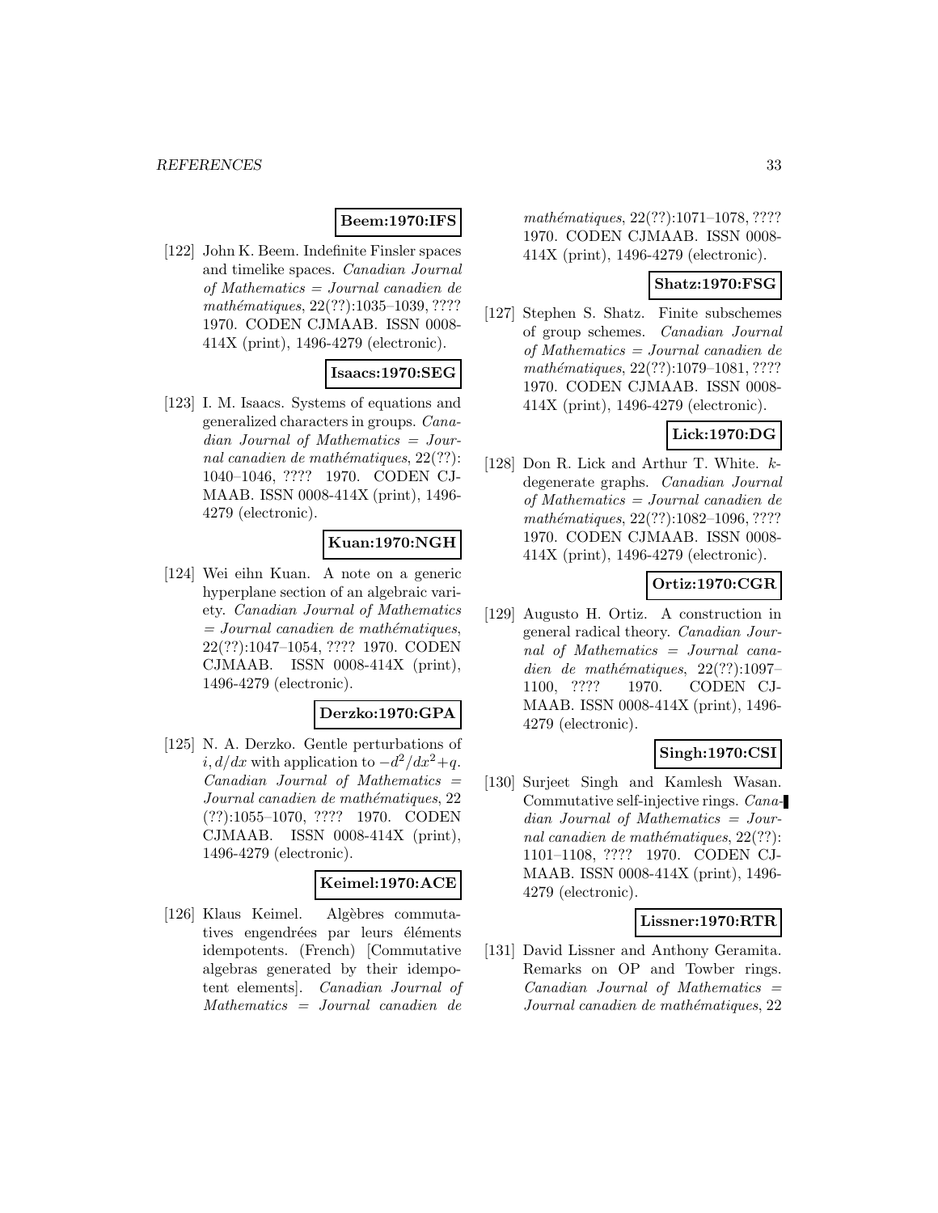**Beem:1970:IFS**

[122] John K. Beem. Indefinite Finsler spaces and timelike spaces. *Canadian Journal of Mathematics = Journal canadien de mathématiques*, 22(??):1035–1039, ???? 1970. CODEN CJMAAB. ISSN 0008-414X (print), 1496-4279 (electronic).

**Isaacs:1970:SEG**

[123] I. M. Isaacs. Systems of equations and generalized characters in groups. *Canadian Journal of Mathematics = Journal canadien de mathématiques*, 22(??): 1040–1046, ???? 1970. CODEN CJMAAB. ISSN 0008-414X (print), 1496-4279 (electronic).

**Kuan:1970:NGH**

[124] Wei eihn Kuan. A note on a generic hyperplane section of an algebraic variety. *Canadian Journal of Mathematics = Journal canadien de mathématiques*, 22(??):1047–1054, ???? 1970. CODEN CJMAAB. ISSN 0008-414X (print), 1496-4279 (electronic).

**Derzko:1970:GPA**

[125] N. A. Derzko. Gentle perturbations of $i, d/dx$ with application to $-d^2/dx^2+q$. *Canadian Journal of Mathematics = Journal canadien de mathématiques*, 22 (??):1055–1070, ???? 1970. CODEN CJMAAB. ISSN 0008-414X (print), 1496-4279 (electronic).

**Keimel:1970:ACE**

[126] Klaus Keimel. Algèbres commutatives engendrées par leurs éléments idempotents. (French) [Commutative algebras generated by their idempotent elements]. *Canadian Journal of Mathematics = Journal canadien de mathématiques*, 22(??):1071–1078, ???? 1970. CODEN CJMAAB. ISSN 0008-414X (print), 1496-4279 (electronic).

**Shatz:1970:FSG**

[127] Stephen S. Shatz. Finite subschemes of group schemes. *Canadian Journal of Mathematics = Journal canadien de mathématiques*, 22(??):1079–1081, ???? 1970. CODEN CJMAAB. ISSN 0008-414X (print), 1496-4279 (electronic).

**Lick:1970:DG**

[128] Don R. Lick and Arthur T. White. $k$-degenerate graphs. *Canadian Journal of Mathematics = Journal canadien de mathématiques*, 22(??):1082–1096, ???? 1970. CODEN CJMAAB. ISSN 0008-414X (print), 1496-4279 (electronic).

**Ortiz:1970:CGR**

[129] Augusto H. Ortiz. A construction in general radical theory. *Canadian Journal of Mathematics = Journal canadien de mathématiques*, 22(??):1097–1100, ???? 1970. CODEN CJMAAB. ISSN 0008-414X (print), 1496-4279 (electronic).

**Singh:1970:CSI**

[130] Surjeet Singh and Kamlesh Wasan. Commutative self-injective rings. *Canadian Journal of Mathematics = Journal canadien de mathématiques*, 22(??): 1101–1108, ???? 1970. CODEN CJMAAB. ISSN 0008-414X (print), 1496-4279 (electronic).

**Lissner:1970:RTR**

[131] David Lissner and Anthony Geramita. Remarks on OP and Towber rings. *Canadian Journal of Mathematics = Journal canadien de mathématiques*, 22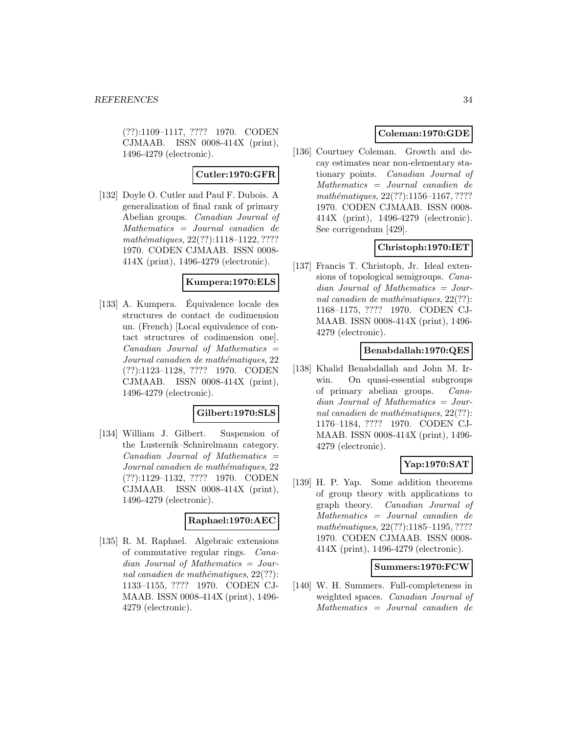(??):1109–1117, ???? 1970. CODEN CJMAAB. ISSN 0008-414X (print), 1496-4279 (electronic).

**Cutler:1970:GFR**

[132] Doyle O. Cutler and Paul F. Dubois. A generalization of final rank of primary Abelian groups. *Canadian Journal of Mathematics = Journal canadien de mathématiques*, 22(??):1118–1122, ???? 1970. CODEN CJMAAB. ISSN 0008-414X (print), 1496-4279 (electronic).

**Kumpera:1970:ELS**

[133] A. Kumpera. Équivalence locale des structures de contact de codimension un. (French) [Local equivalence of contact structures of codimension one]. *Canadian Journal of Mathematics = Journal canadien de mathématiques*, 22 (??):1123–1128, ???? 1970. CODEN CJMAAB. ISSN 0008-414X (print), 1496-4279 (electronic).

**Gilbert:1970:SLS**

[134] William J. Gilbert. Suspension of the Lusternik–Schnirelmann category. *Canadian Journal of Mathematics = Journal canadien de mathématiques*, 22 (??):1129–1132, ???? 1970. CODEN CJMAAB. ISSN 0008-414X (print), 1496-4279 (electronic).

**Raphael:1970:AEC**

[135] R. M. Raphael. Algebraic extensions of commutative regular rings. *Canadian Journal of Mathematics = Journal canadien de mathématiques*, 22(??): 1133–1155, ???? 1970. CODEN CJMAAB. ISSN 0008-414X (print), 1496-4279 (electronic).

**Coleman:1970:GDE**

[136] Courtney Coleman. Growth and decay estimates near non-elementary stationary points. *Canadian Journal of Mathematics = Journal canadien de mathématiques*, 22(??):1156–1167, ???? 1970. CODEN CJMAAB. ISSN 0008-414X (print), 1496-4279 (electronic). See corrigendum [429].

**Christoph:1970:IET**

[137] Francis T. Christoph, Jr. Ideal extensions of topological semigroups. *Canadian Journal of Mathematics = Journal canadien de mathématiques*, 22(??): 1168–1175, ???? 1970. CODEN CJMAAB. ISSN 0008-414X (print), 1496-4279 (electronic).

**Benabdallah:1970:QES**

[138] Khalid Benabdallah and John M. Irwin. On quasi-essential subgroups of primary abelian groups. *Canadian Journal of Mathematics = Journal canadien de mathématiques*, 22(??): 1176–1184, ???? 1970. CODEN CJMAAB. ISSN 0008-414X (print), 1496-4279 (electronic).

**Yap:1970:SAT**

[139] H. P. Yap. Some addition theorems of group theory with applications to graph theory. *Canadian Journal of Mathematics = Journal canadien de mathématiques*, 22(??):1185–1195, ???? 1970. CODEN CJMAAB. ISSN 0008-414X (print), 1496-4279 (electronic).

**Summers:1970:FCW**

[140] W. H. Summers. Full-completeness in weighted spaces. *Canadian Journal of Mathematics = Journal canadien de*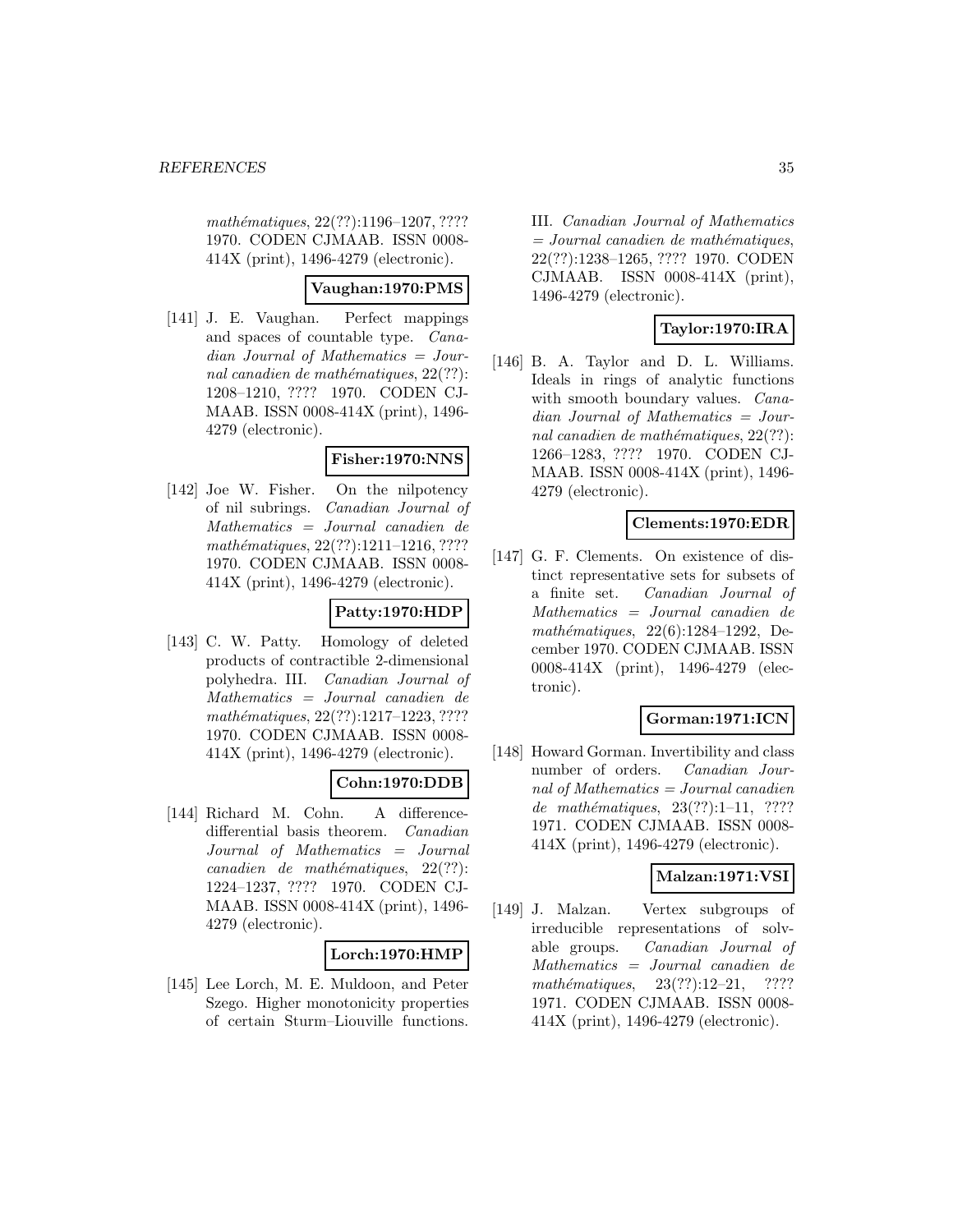*mathématiques*, 22(??):1196–1207, ???? 1970. CODEN CJMAAB. ISSN 0008-414X (print), 1496-4279 (electronic).

**Vaughan:1970:PMS**

[141] J. E. Vaughan. Perfect mappings and spaces of countable type. *Canadian Journal of Mathematics = Journal canadien de mathématiques*, 22(??): 1208–1210, ???? 1970. CODEN CJMAAB. ISSN 0008-414X (print), 1496-4279 (electronic).

**Fisher:1970:NNS**

[142] Joe W. Fisher. On the nilpotency of nil subrings. *Canadian Journal of Mathematics = Journal canadien de mathématiques*, 22(??):1211–1216, ???? 1970. CODEN CJMAAB. ISSN 0008-414X (print), 1496-4279 (electronic).

**Patty:1970:HDP**

[143] C. W. Patty. Homology of deleted products of contractible 2-dimensional polyhedra. III. *Canadian Journal of Mathematics = Journal canadien de mathématiques*, 22(??):1217–1223, ???? 1970. CODEN CJMAAB. ISSN 0008-414X (print), 1496-4279 (electronic).

**Cohn:1970:DDB**

[144] Richard M. Cohn. A difference-differential basis theorem. *Canadian Journal of Mathematics = Journal canadien de mathématiques*, 22(??): 1224–1237, ???? 1970. CODEN CJMAAB. ISSN 0008-414X (print), 1496-4279 (electronic).

**Lorch:1970:HMP**

[145] Lee Lorch, M. E. Muldoon, and Peter Szego. Higher monotonicity properties of certain Sturm–Liouville functions. III. *Canadian Journal of Mathematics = Journal canadien de mathématiques*, 22(??):1238–1265, ???? 1970. CODEN CJMAAB. ISSN 0008-414X (print), 1496-4279 (electronic).

**Taylor:1970:IRA**

[146] B. A. Taylor and D. L. Williams. Ideals in rings of analytic functions with smooth boundary values. *Canadian Journal of Mathematics = Journal canadien de mathématiques*, 22(??): 1266–1283, ???? 1970. CODEN CJMAAB. ISSN 0008-414X (print), 1496-4279 (electronic).

**Clements:1970:EDR**

[147] G. F. Clements. On existence of distinct representative sets for subsets of a finite set. *Canadian Journal of Mathematics = Journal canadien de mathématiques*, 22(6):1284–1292, December 1970. CODEN CJMAAB. ISSN 0008-414X (print), 1496-4279 (electronic).

**Gorman:1971:ICN**

[148] Howard Gorman. Invertibility and class number of orders. *Canadian Journal of Mathematics = Journal canadien de mathématiques*, 23(??):1–11, ???? 1971. CODEN CJMAAB. ISSN 0008-414X (print), 1496-4279 (electronic).

**Malzan:1971:VSI**

[149] J. Malzan. Vertex subgroups of irreducible representations of solvable groups. *Canadian Journal of Mathematics = Journal canadien de mathématiques*, 23(??):12–21, ???? 1971. CODEN CJMAAB. ISSN 0008-414X (print), 1496-4279 (electronic).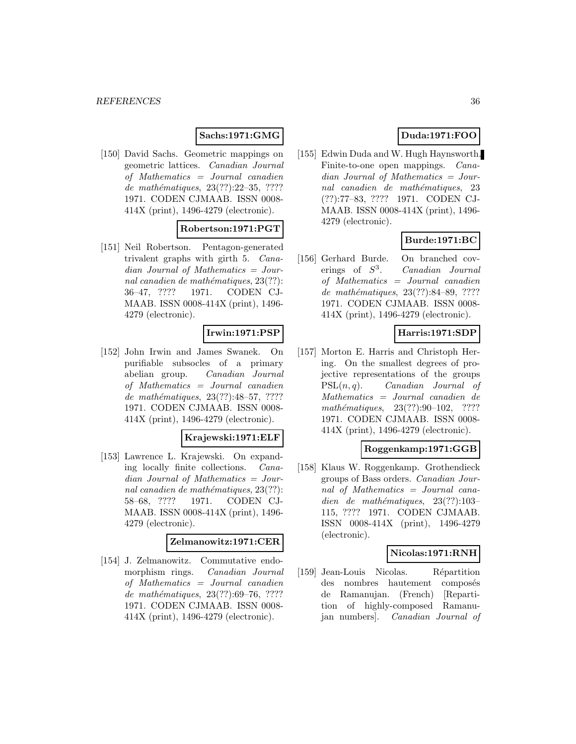**Sachs:1971:GMG**

[150] David Sachs. Geometric mappings on geometric lattices. *Canadian Journal of Mathematics = Journal canadien de mathématiques*, 23(??):22–35, ???? 1971. CODEN CJMAAB. ISSN 0008-414X (print), 1496-4279 (electronic).

**Robertson:1971:PGT**

[151] Neil Robertson. Pentagon-generated trivalent graphs with girth 5. *Canadian Journal of Mathematics = Journal canadien de mathématiques*, 23(??): 36–47, ???? 1971. CODEN CJMAAB. ISSN 0008-414X (print), 1496-4279 (electronic).

**Irwin:1971:PSP**

[152] John Irwin and James Swanek. On purifiable subsocles of a primary abelian group. *Canadian Journal of Mathematics = Journal canadien de mathématiques*, 23(??):48–57, ???? 1971. CODEN CJMAAB. ISSN 0008-414X (print), 1496-4279 (electronic).

**Krajewski:1971:ELF**

[153] Lawrence L. Krajewski. On expanding locally finite collections. *Canadian Journal of Mathematics = Journal canadien de mathématiques*, 23(??): 58–68, ???? 1971. CODEN CJMAAB. ISSN 0008-414X (print), 1496-4279 (electronic).

**Zelmanowitz:1971:CER**

[154] J. Zelmanowitz. Commutative endomorphism rings. *Canadian Journal of Mathematics = Journal canadien de mathématiques*, 23(??):69–76, ???? 1971. CODEN CJMAAB. ISSN 0008-414X (print), 1496-4279 (electronic).

**Duda:1971:FOO**

[155] Edwin Duda and W. Hugh Haynsworth. Finite-to-one open mappings. *Canadian Journal of Mathematics = Journal canadien de mathématiques*, 23 (??):77–83, ???? 1971. CODEN CJMAAB. ISSN 0008-414X (print), 1496-4279 (electronic).

**Burde:1971:BC**

[156] Gerhard Burde. On branched coverings of $S^3$. *Canadian Journal of Mathematics = Journal canadien de mathématiques*, 23(??):84–89, ???? 1971. CODEN CJMAAB. ISSN 0008-414X (print), 1496-4279 (electronic).

**Harris:1971:SDP**

[157] Morton E. Harris and Christoph Hering. On the smallest degrees of projective representations of the groups $\mathrm{PSL}(n, q)$. *Canadian Journal of Mathematics = Journal canadien de mathématiques*, 23(??):90–102, ???? 1971. CODEN CJMAAB. ISSN 0008-414X (print), 1496-4279 (electronic).

**Roggenkamp:1971:GGB**

[158] Klaus W. Roggenkamp. Grothendieck groups of Bass orders. *Canadian Journal of Mathematics = Journal canadien de mathématiques*, 23(??):103–115, ???? 1971. CODEN CJMAAB. ISSN 0008-414X (print), 1496-4279 (electronic).

**Nicolas:1971:RNH**

[159] Jean-Louis Nicolas. Répartition des nombres hautement composés de Ramanujan. (French) [Repartition of highly-composed Ramanujan numbers]. *Canadian Journal of*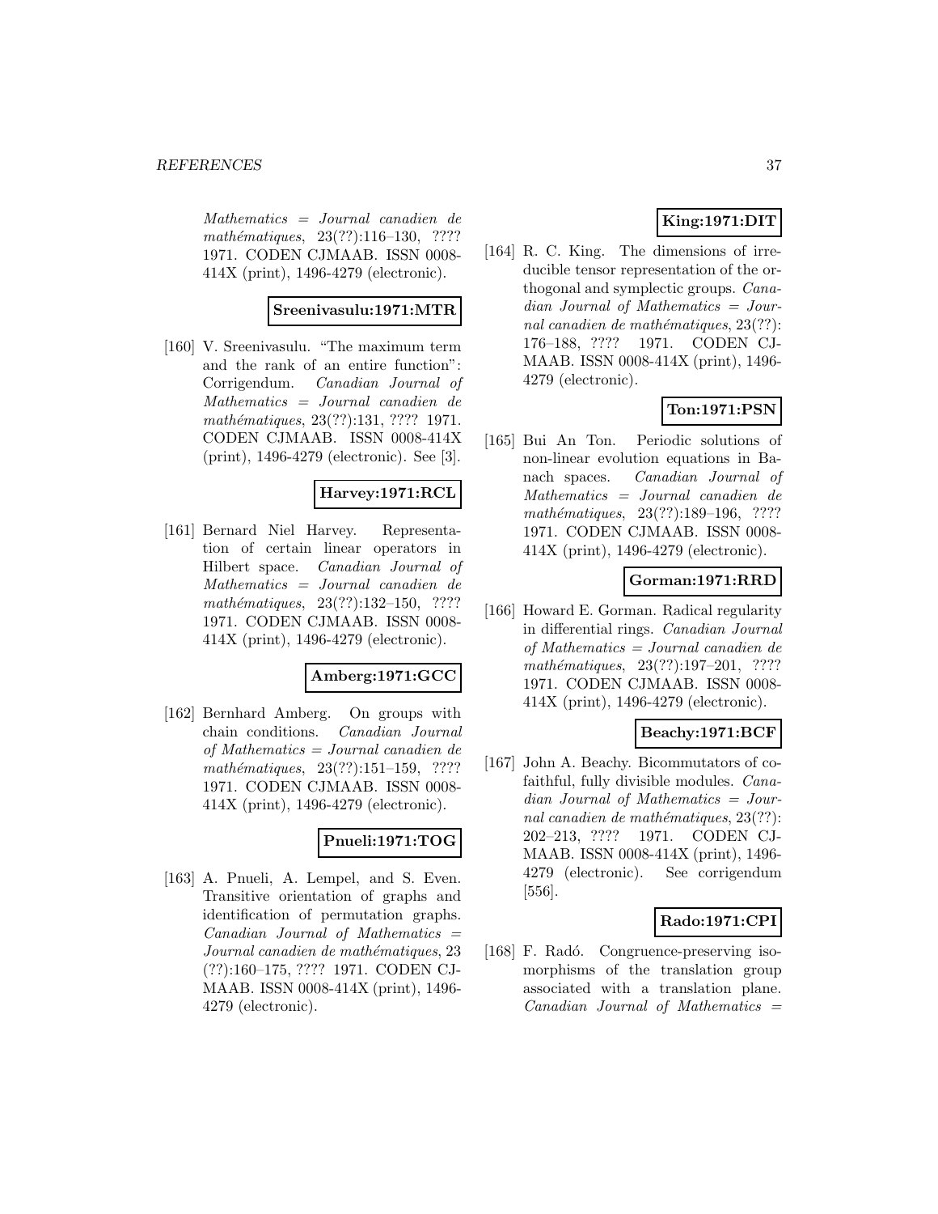*Mathematics = Journal canadien de mathématiques*, 23(??):116–130, ???? 1971. CODEN CJMAAB. ISSN 0008-414X (print), 1496-4279 (electronic).

**Sreenivasulu:1971:MTR**

[160] V. Sreenivasulu. "The maximum term and the rank of an entire function": Corrigendum. *Canadian Journal of Mathematics = Journal canadien de mathématiques*, 23(??):131, ???? 1971. CODEN CJMAAB. ISSN 0008-414X (print), 1496-4279 (electronic). See [3].

**Harvey:1971:RCL**

[161] Bernard Niel Harvey. Representation of certain linear operators in Hilbert space. *Canadian Journal of Mathematics = Journal canadien de mathématiques*, 23(??):132–150, ???? 1971. CODEN CJMAAB. ISSN 0008-414X (print), 1496-4279 (electronic).

**Amberg:1971:GCC**

[162] Bernhard Amberg. On groups with chain conditions. *Canadian Journal of Mathematics = Journal canadien de mathématiques*, 23(??):151–159, ???? 1971. CODEN CJMAAB. ISSN 0008-414X (print), 1496-4279 (electronic).

**Pnueli:1971:TOG**

[163] A. Pnueli, A. Lempel, and S. Even. Transitive orientation of graphs and identification of permutation graphs. *Canadian Journal of Mathematics = Journal canadien de mathématiques*, 23 (??):160–175, ???? 1971. CODEN CJMAAB. ISSN 0008-414X (print), 1496-4279 (electronic).

**King:1971:DIT**

[164] R. C. King. The dimensions of irreducible tensor representation of the orthogonal and symplectic groups. *Canadian Journal of Mathematics = Journal canadien de mathématiques*, 23(??): 176–188, ???? 1971. CODEN CJMAAB. ISSN 0008-414X (print), 1496-4279 (electronic).

**Ton:1971:PSN**

[165] Bui An Ton. Periodic solutions of non-linear evolution equations in Banach spaces. *Canadian Journal of Mathematics = Journal canadien de mathématiques*, 23(??):189–196, ???? 1971. CODEN CJMAAB. ISSN 0008-414X (print), 1496-4279 (electronic).

**Gorman:1971:RRD**

[166] Howard E. Gorman. Radical regularity in differential rings. *Canadian Journal of Mathematics = Journal canadien de mathématiques*, 23(??):197–201, ???? 1971. CODEN CJMAAB. ISSN 0008-414X (print), 1496-4279 (electronic).

**Beachy:1971:BCF**

[167] John A. Beachy. Bicommutators of cofaithful, fully divisible modules. *Canadian Journal of Mathematics = Journal canadien de mathématiques*, 23(??): 202–213, ???? 1971. CODEN CJMAAB. ISSN 0008-414X (print), 1496-4279 (electronic). See corrigendum [556].

**Rado:1971:CPI**

[168] F. Radó. Congruence-preserving isomorphisms of the translation group associated with a translation plane. *Canadian Journal of Mathematics =*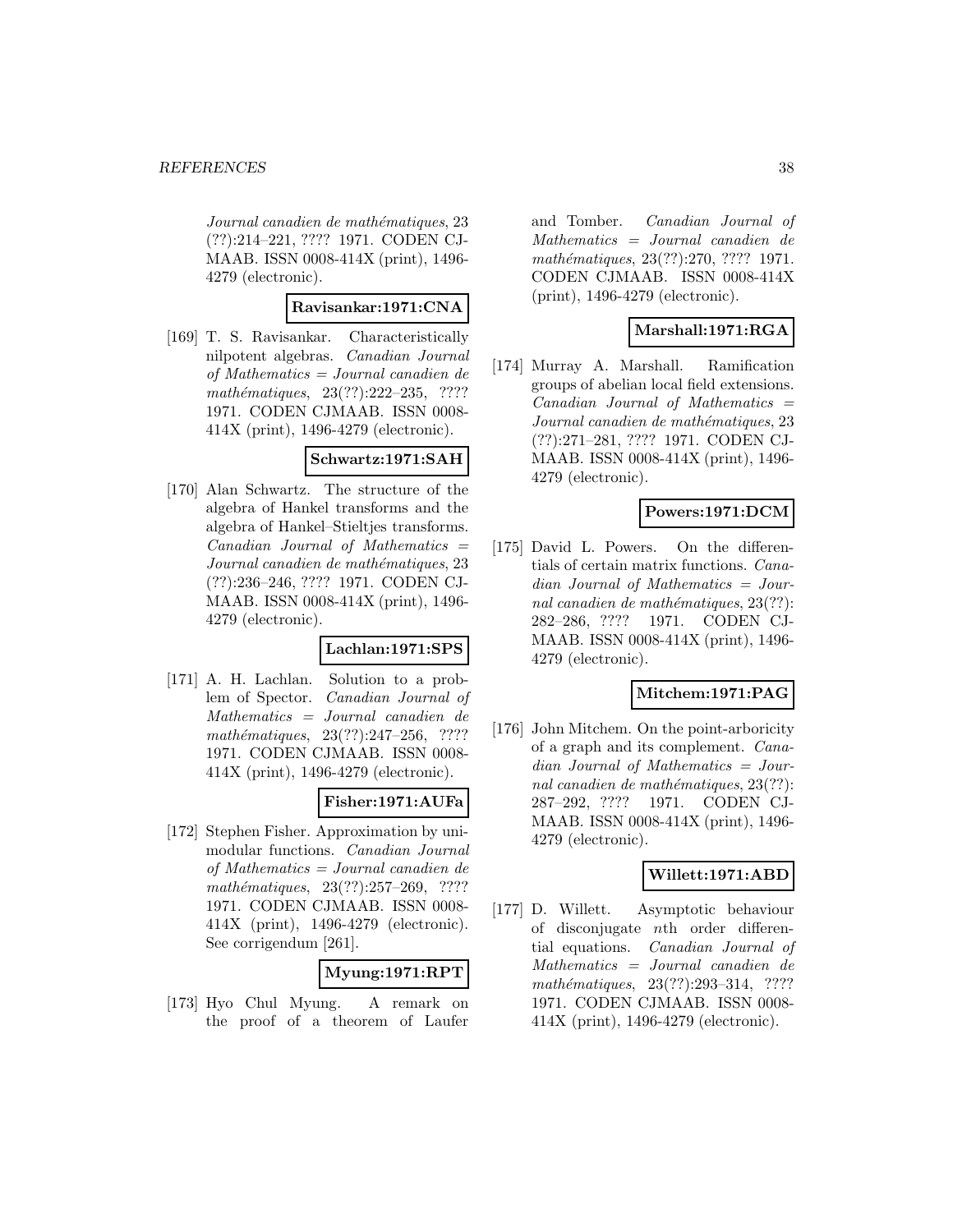*Journal canadien de mathématiques*, 23 (??):214–221, ???? 1971. CODEN CJMAAB. ISSN 0008-414X (print), 1496-4279 (electronic).

**Ravisankar:1971:CNA**

[169] T. S. Ravisankar. Characteristically nilpotent algebras. *Canadian Journal of Mathematics = Journal canadien de mathématiques*, 23(??):222–235, ???? 1971. CODEN CJMAAB. ISSN 0008-414X (print), 1496-4279 (electronic).

**Schwartz:1971:SAH**

[170] Alan Schwartz. The structure of the algebra of Hankel transforms and the algebra of Hankel–Stieltjes transforms. *Canadian Journal of Mathematics = Journal canadien de mathématiques*, 23 (??):236–246, ???? 1971. CODEN CJMAAB. ISSN 0008-414X (print), 1496-4279 (electronic).

**Lachlan:1971:SPS**

[171] A. H. Lachlan. Solution to a problem of Spector. *Canadian Journal of Mathematics = Journal canadien de mathématiques*, 23(??):247–256, ???? 1971. CODEN CJMAAB. ISSN 0008-414X (print), 1496-4279 (electronic).

**Fisher:1971:AUFa**

[172] Stephen Fisher. Approximation by unimodular functions. *Canadian Journal of Mathematics = Journal canadien de mathématiques*, 23(??):257–269, ???? 1971. CODEN CJMAAB. ISSN 0008-414X (print), 1496-4279 (electronic). See corrigendum [261].

**Myung:1971:RPT**

[173] Hyo Chul Myung. A remark on the proof of a theorem of Laufer and Tomber. *Canadian Journal of Mathematics = Journal canadien de mathématiques*, 23(??):270, ???? 1971. CODEN CJMAAB. ISSN 0008-414X (print), 1496-4279 (electronic).

**Marshall:1971:RGA**

[174] Murray A. Marshall. Ramification groups of abelian local field extensions. *Canadian Journal of Mathematics = Journal canadien de mathématiques*, 23 (??):271–281, ???? 1971. CODEN CJMAAB. ISSN 0008-414X (print), 1496-4279 (electronic).

**Powers:1971:DCM**

[175] David L. Powers. On the differentials of certain matrix functions. *Canadian Journal of Mathematics = Journal canadien de mathématiques*, 23(??): 282–286, ???? 1971. CODEN CJMAAB. ISSN 0008-414X (print), 1496-4279 (electronic).

**Mitchem:1971:PAG**

[176] John Mitchem. On the point-arboricity of a graph and its complement. *Canadian Journal of Mathematics = Journal canadien de mathématiques*, 23(??): 287–292, ???? 1971. CODEN CJMAAB. ISSN 0008-414X (print), 1496-4279 (electronic).

**Willett:1971:ABD**

[177] D. Willett. Asymptotic behaviour of disconjugate $n$th order differential equations. *Canadian Journal of Mathematics = Journal canadien de mathématiques*, 23(??):293–314, ???? 1971. CODEN CJMAAB. ISSN 0008-414X (print), 1496-4279 (electronic).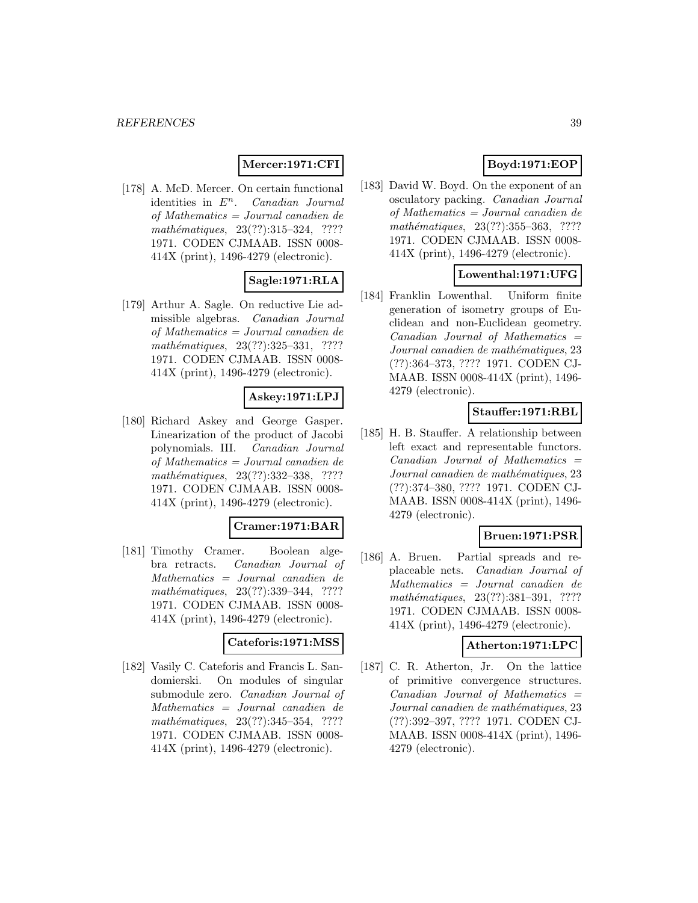**Mercer:1971:CFI**

[178] A. McD. Mercer. On certain functional identities in $E^n$. *Canadian Journal of Mathematics = Journal canadien de mathématiques*, 23(??):315–324, ???? 1971. CODEN CJMAAB. ISSN 0008-414X (print), 1496-4279 (electronic).

**Sagle:1971:RLA**

[179] Arthur A. Sagle. On reductive Lie admissible algebras. *Canadian Journal of Mathematics = Journal canadien de mathématiques*, 23(??):325–331, ???? 1971. CODEN CJMAAB. ISSN 0008-414X (print), 1496-4279 (electronic).

**Askey:1971:LPJ**

[180] Richard Askey and George Gasper. Linearization of the product of Jacobi polynomials. III. *Canadian Journal of Mathematics = Journal canadien de mathématiques*, 23(??):332–338, ???? 1971. CODEN CJMAAB. ISSN 0008-414X (print), 1496-4279 (electronic).

**Cramer:1971:BAR**

[181] Timothy Cramer. Boolean algebra retracts. *Canadian Journal of Mathematics = Journal canadien de mathématiques*, 23(??):339–344, ???? 1971. CODEN CJMAAB. ISSN 0008-414X (print), 1496-4279 (electronic).

**Cateforis:1971:MSS**

[182] Vasily C. Cateforis and Francis L. Sandomierski. On modules of singular submodule zero. *Canadian Journal of Mathematics = Journal canadien de mathématiques*, 23(??):345–354, ???? 1971. CODEN CJMAAB. ISSN 0008-414X (print), 1496-4279 (electronic).

**Boyd:1971:EOP**

[183] David W. Boyd. On the exponent of an osculatory packing. *Canadian Journal of Mathematics = Journal canadien de mathématiques*, 23(??):355–363, ???? 1971. CODEN CJMAAB. ISSN 0008-414X (print), 1496-4279 (electronic).

**Lowenthal:1971:UFG**

[184] Franklin Lowenthal. Uniform finite generation of isometry groups of Euclidean and non-Euclidean geometry. *Canadian Journal of Mathematics = Journal canadien de mathématiques*, 23 (??):364–373, ???? 1971. CODEN CJMAAB. ISSN 0008-414X (print), 1496-4279 (electronic).

**Stauffer:1971:RBL**

[185] H. B. Stauffer. A relationship between left exact and representable functors. *Canadian Journal of Mathematics = Journal canadien de mathématiques*, 23 (??):374–380, ???? 1971. CODEN CJMAAB. ISSN 0008-414X (print), 1496-4279 (electronic).

**Bruen:1971:PSR**

[186] A. Bruen. Partial spreads and replaceable nets. *Canadian Journal of Mathematics = Journal canadien de mathématiques*, 23(??):381–391, ???? 1971. CODEN CJMAAB. ISSN 0008-414X (print), 1496-4279 (electronic).

**Atherton:1971:LPC**

[187] C. R. Atherton, Jr. On the lattice of primitive convergence structures. *Canadian Journal of Mathematics = Journal canadien de mathématiques*, 23 (??):392–397, ???? 1971. CODEN CJMAAB. ISSN 0008-414X (print), 1496-4279 (electronic).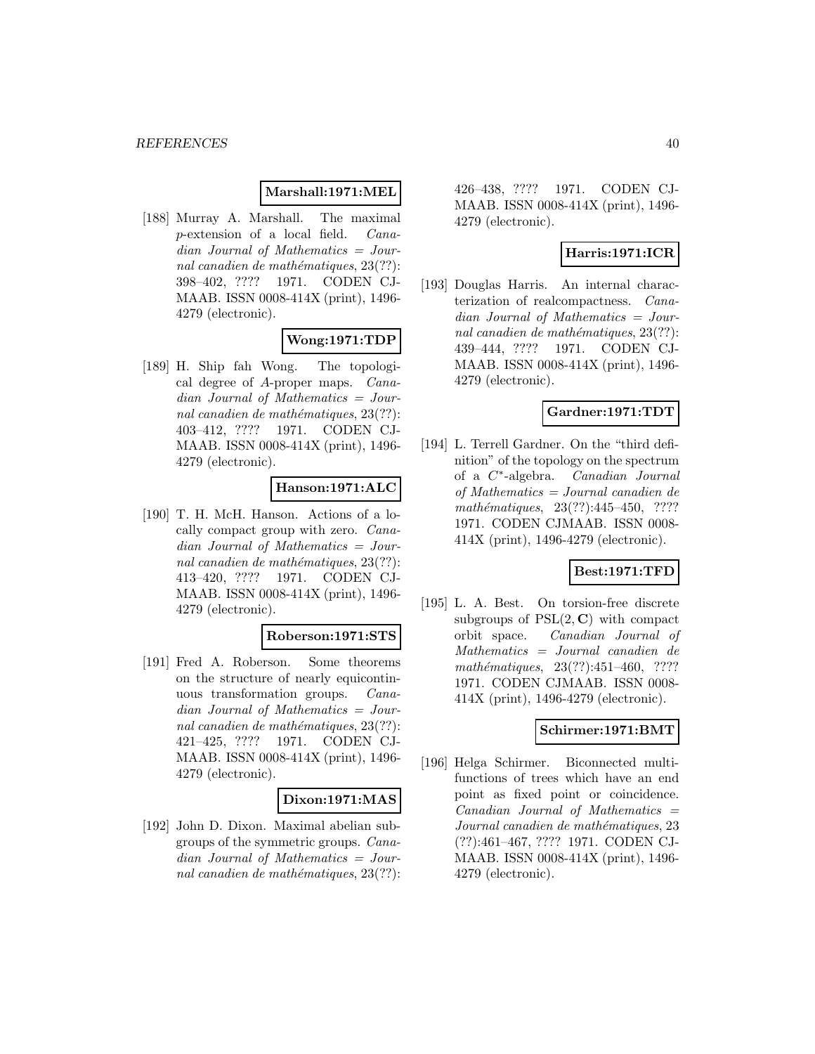**Marshall:1971:MEL**

[188] Murray A. Marshall. The maximal $p$-extension of a local field. *Canadian Journal of Mathematics = Journal canadien de mathématiques*, 23(??): 398–402, ???? 1971. CODEN CJMAAB. ISSN 0008-414X (print), 1496-4279 (electronic).

**Wong:1971:TDP**

[189] H. Ship fah Wong. The topological degree of $A$-proper maps. *Canadian Journal of Mathematics = Journal canadien de mathématiques*, 23(??): 403–412, ???? 1971. CODEN CJMAAB. ISSN 0008-414X (print), 1496-4279 (electronic).

**Hanson:1971:ALC**

[190] T. H. McH. Hanson. Actions of a locally compact group with zero. *Canadian Journal of Mathematics = Journal canadien de mathématiques*, 23(??): 413–420, ???? 1971. CODEN CJMAAB. ISSN 0008-414X (print), 1496-4279 (electronic).

**Roberson:1971:STS**

[191] Fred A. Roberson. Some theorems on the structure of nearly equicontinuous transformation groups. *Canadian Journal of Mathematics = Journal canadien de mathématiques*, 23(??): 421–425, ???? 1971. CODEN CJMAAB. ISSN 0008-414X (print), 1496-4279 (electronic).

**Dixon:1971:MAS**

[192] John D. Dixon. Maximal abelian subgroups of the symmetric groups. *Canadian Journal of Mathematics = Journal canadien de mathématiques*, 23(??): 426–438, ???? 1971. CODEN CJMAAB. ISSN 0008-414X (print), 1496-4279 (electronic).

**Harris:1971:ICR**

[193] Douglas Harris. An internal characterization of realcompactness. *Canadian Journal of Mathematics = Journal canadien de mathématiques*, 23(??): 439–444, ???? 1971. CODEN CJMAAB. ISSN 0008-414X (print), 1496-4279 (electronic).

**Gardner:1971:TDT**

[194] L. Terrell Gardner. On the "third definition" of the topology on the spectrum of a $C^*$-algebra. *Canadian Journal of Mathematics = Journal canadien de mathématiques*, 23(??):445–450, ???? 1971. CODEN CJMAAB. ISSN 0008-414X (print), 1496-4279 (electronic).

**Best:1971:TFD**

[195] L. A. Best. On torsion-free discrete subgroups of $\mathrm{PSL}(2, \mathbf{C})$ with compact orbit space. *Canadian Journal of Mathematics = Journal canadien de mathématiques*, 23(??):451–460, ???? 1971. CODEN CJMAAB. ISSN 0008-414X (print), 1496-4279 (electronic).

**Schirmer:1971:BMT**

[196] Helga Schirmer. Biconnected multifunctions of trees which have an end point as fixed point or coincidence. *Canadian Journal of Mathematics = Journal canadien de mathématiques*, 23 (??):461–467, ???? 1971. CODEN CJMAAB. ISSN 0008-414X (print), 1496-4279 (electronic).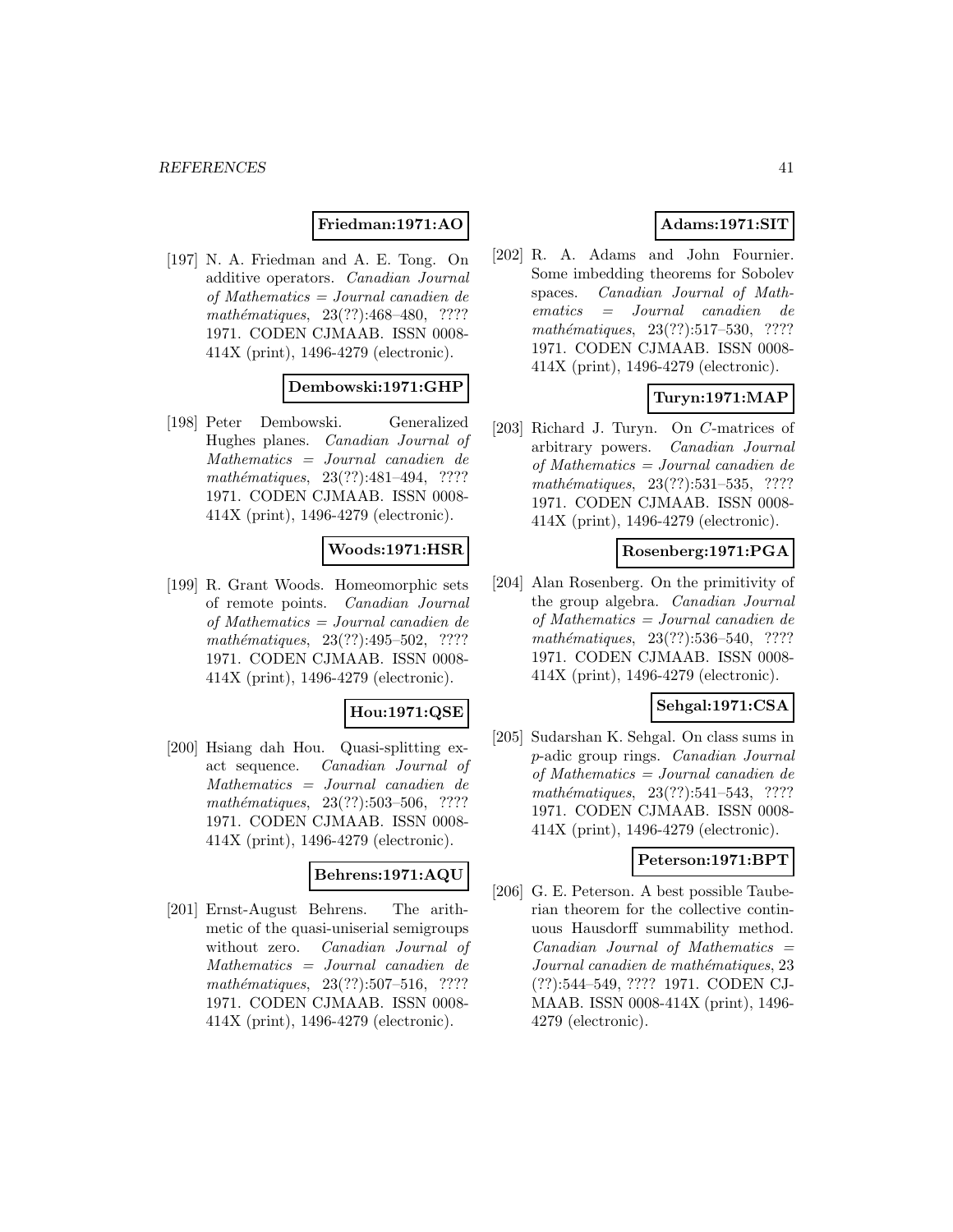**Friedman:1971:AO**

[197] N. A. Friedman and A. E. Tong. On additive operators. *Canadian Journal of Mathematics = Journal canadien de mathématiques*, 23(??):468–480, ???? 1971. CODEN CJMAAB. ISSN 0008-414X (print), 1496-4279 (electronic).

**Dembowski:1971:GHP**

[198] Peter Dembowski. Generalized Hughes planes. *Canadian Journal of Mathematics = Journal canadien de mathématiques*, 23(??):481–494, ???? 1971. CODEN CJMAAB. ISSN 0008-414X (print), 1496-4279 (electronic).

**Woods:1971:HSR**

[199] R. Grant Woods. Homeomorphic sets of remote points. *Canadian Journal of Mathematics = Journal canadien de mathématiques*, 23(??):495–502, ???? 1971. CODEN CJMAAB. ISSN 0008-414X (print), 1496-4279 (electronic).

**Hou:1971:QSE**

[200] Hsiang dah Hou. Quasi-splitting exact sequence. *Canadian Journal of Mathematics = Journal canadien de mathématiques*, 23(??):503–506, ???? 1971. CODEN CJMAAB. ISSN 0008-414X (print), 1496-4279 (electronic).

**Behrens:1971:AQU**

[201] Ernst-August Behrens. The arithmetic of the quasi-uniserial semigroups without zero. *Canadian Journal of Mathematics = Journal canadien de mathématiques*, 23(??):507–516, ???? 1971. CODEN CJMAAB. ISSN 0008-414X (print), 1496-4279 (electronic).

**Adams:1971:SIT**

[202] R. A. Adams and John Fournier. Some imbedding theorems for Sobolev spaces. *Canadian Journal of Mathematics = Journal canadien de mathématiques*, 23(??):517–530, ???? 1971. CODEN CJMAAB. ISSN 0008-414X (print), 1496-4279 (electronic).

**Turyn:1971:MAP**

[203] Richard J. Turyn. On $C$-matrices of arbitrary powers. *Canadian Journal of Mathematics = Journal canadien de mathématiques*, 23(??):531–535, ???? 1971. CODEN CJMAAB. ISSN 0008-414X (print), 1496-4279 (electronic).

**Rosenberg:1971:PGA**

[204] Alan Rosenberg. On the primitivity of the group algebra. *Canadian Journal of Mathematics = Journal canadien de mathématiques*, 23(??):536–540, ???? 1971. CODEN CJMAAB. ISSN 0008-414X (print), 1496-4279 (electronic).

**Sehgal:1971:CSA**

[205] Sudarshan K. Sehgal. On class sums in $p$-adic group rings. *Canadian Journal of Mathematics = Journal canadien de mathématiques*, 23(??):541–543, ???? 1971. CODEN CJMAAB. ISSN 0008-414X (print), 1496-4279 (electronic).

**Peterson:1971:BPT**

[206] G. E. Peterson. A best possible Tauberian theorem for the collective continuous Hausdorff summability method. *Canadian Journal of Mathematics = Journal canadien de mathématiques*, 23 (??):544–549, ???? 1971. CODEN CJMAAB. ISSN 0008-414X (print), 1496-4279 (electronic).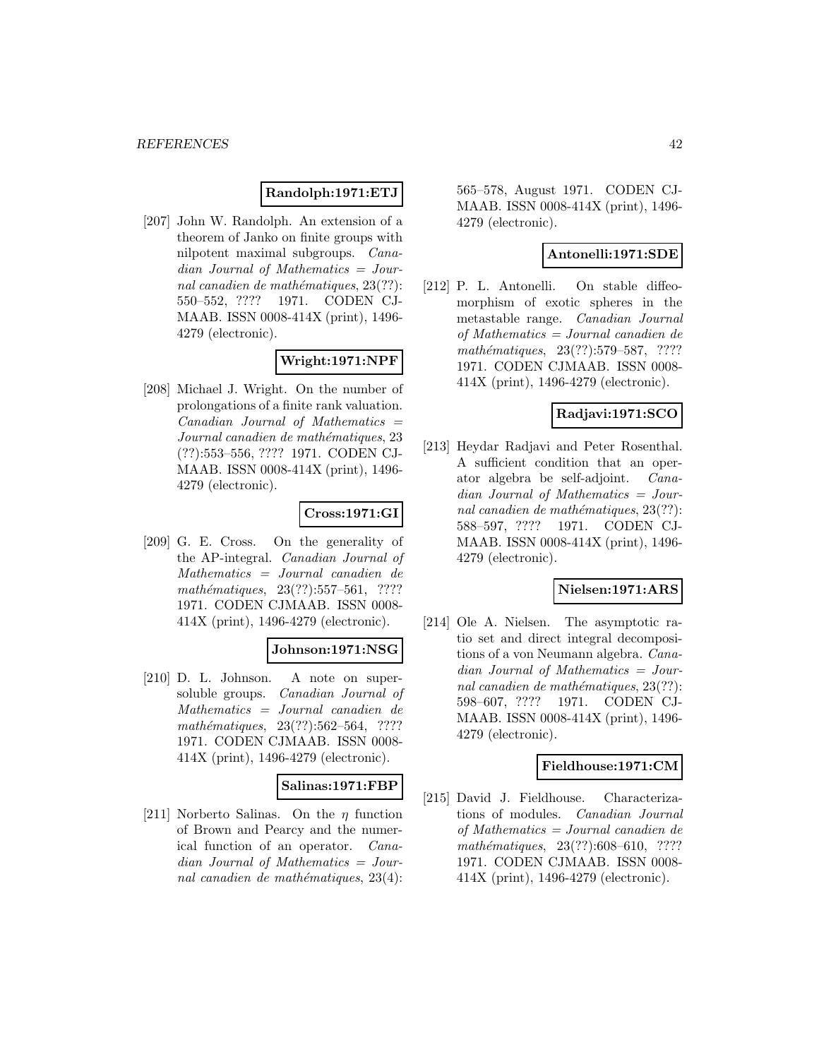**Randolph:1971:ETJ**

[207] John W. Randolph. An extension of a theorem of Janko on finite groups with nilpotent maximal subgroups. *Canadian Journal of Mathematics = Journal canadien de mathématiques*, 23(??): 550–552, ???? 1971. CODEN CJMAAB. ISSN 0008-414X (print), 1496-4279 (electronic).

**Wright:1971:NPF**

[208] Michael J. Wright. On the number of prolongations of a finite rank valuation. *Canadian Journal of Mathematics = Journal canadien de mathématiques*, 23 (??):553–556, ???? 1971. CODEN CJMAAB. ISSN 0008-414X (print), 1496-4279 (electronic).

**Cross:1971:GI**

[209] G. E. Cross. On the generality of the AP-integral. *Canadian Journal of Mathematics = Journal canadien de mathématiques*, 23(??):557–561, ???? 1971. CODEN CJMAAB. ISSN 0008-414X (print), 1496-4279 (electronic).

**Johnson:1971:NSG**

[210] D. L. Johnson. A note on supersoluble groups. *Canadian Journal of Mathematics = Journal canadien de mathématiques*, 23(??):562–564, ???? 1971. CODEN CJMAAB. ISSN 0008-414X (print), 1496-4279 (electronic).

**Salinas:1971:FBP**

[211] Norberto Salinas. On the $\eta$ function of Brown and Pearcy and the numerical function of an operator. *Canadian Journal of Mathematics = Journal canadien de mathématiques*, 23(4): 565–578, August 1971. CODEN CJMAAB. ISSN 0008-414X (print), 1496-4279 (electronic).

**Antonelli:1971:SDE**

[212] P. L. Antonelli. On stable diffeomorphism of exotic spheres in the metastable range. *Canadian Journal of Mathematics = Journal canadien de mathématiques*, 23(??):579–587, ???? 1971. CODEN CJMAAB. ISSN 0008-414X (print), 1496-4279 (electronic).

**Radjavi:1971:SCO**

[213] Heydar Radjavi and Peter Rosenthal. A sufficient condition that an operator algebra be self-adjoint. *Canadian Journal of Mathematics = Journal canadien de mathématiques*, 23(??): 588–597, ???? 1971. CODEN CJMAAB. ISSN 0008-414X (print), 1496-4279 (electronic).

**Nielsen:1971:ARS**

[214] Ole A. Nielsen. The asymptotic ratio set and direct integral decompositions of a von Neumann algebra. *Canadian Journal of Mathematics = Journal canadien de mathématiques*, 23(??): 598–607, ???? 1971. CODEN CJMAAB. ISSN 0008-414X (print), 1496-4279 (electronic).

**Fieldhouse:1971:CM**

[215] David J. Fieldhouse. Characterizations of modules. *Canadian Journal of Mathematics = Journal canadien de mathématiques*, 23(??):608–610, ???? 1971. CODEN CJMAAB. ISSN 0008-414X (print), 1496-4279 (electronic).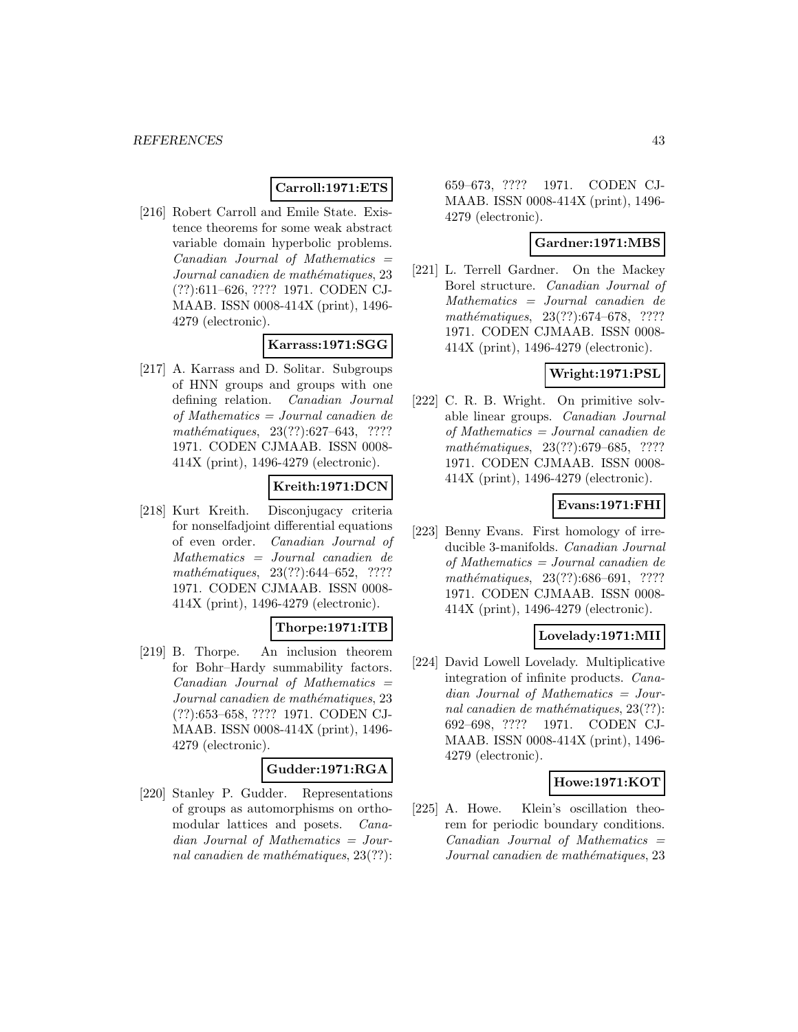**Carroll:1971:ETS**

[216] Robert Carroll and Emile State. Existence theorems for some weak abstract variable domain hyperbolic problems. *Canadian Journal of Mathematics = Journal canadien de mathématiques*, 23 (??):611–626, ???? 1971. CODEN CJMAAB. ISSN 0008-414X (print), 1496-4279 (electronic).

**Karrass:1971:SGG**

[217] A. Karrass and D. Solitar. Subgroups of HNN groups and groups with one defining relation. *Canadian Journal of Mathematics = Journal canadien de mathématiques*, 23(??):627–643, ???? 1971. CODEN CJMAAB. ISSN 0008-414X (print), 1496-4279 (electronic).

**Kreith:1971:DCN**

[218] Kurt Kreith. Disconjugacy criteria for nonselfadjoint differential equations of even order. *Canadian Journal of Mathematics = Journal canadien de mathématiques*, 23(??):644–652, ???? 1971. CODEN CJMAAB. ISSN 0008-414X (print), 1496-4279 (electronic).

**Thorpe:1971:ITB**

[219] B. Thorpe. An inclusion theorem for Bohr–Hardy summability factors. *Canadian Journal of Mathematics = Journal canadien de mathématiques*, 23 (??):653–658, ???? 1971. CODEN CJMAAB. ISSN 0008-414X (print), 1496-4279 (electronic).

**Gudder:1971:RGA**

[220] Stanley P. Gudder. Representations of groups as automorphisms on orthomodular lattices and posets. *Canadian Journal of Mathematics = Journal canadien de mathématiques*, 23(??): 659–673, ???? 1971. CODEN CJMAAB. ISSN 0008-414X (print), 1496-4279 (electronic).

**Gardner:1971:MBS**

[221] L. Terrell Gardner. On the Mackey Borel structure. *Canadian Journal of Mathematics = Journal canadien de mathématiques*, 23(??):674–678, ???? 1971. CODEN CJMAAB. ISSN 0008-414X (print), 1496-4279 (electronic).

**Wright:1971:PSL**

[222] C. R. B. Wright. On primitive solvable linear groups. *Canadian Journal of Mathematics = Journal canadien de mathématiques*, 23(??):679–685, ???? 1971. CODEN CJMAAB. ISSN 0008-414X (print), 1496-4279 (electronic).

**Evans:1971:FHI**

[223] Benny Evans. First homology of irreducible 3-manifolds. *Canadian Journal of Mathematics = Journal canadien de mathématiques*, 23(??):686–691, ???? 1971. CODEN CJMAAB. ISSN 0008-414X (print), 1496-4279 (electronic).

**Lovelady:1971:MII**

[224] David Lowell Lovelady. Multiplicative integration of infinite products. *Canadian Journal of Mathematics = Journal canadien de mathématiques*, 23(??): 692–698, ???? 1971. CODEN CJMAAB. ISSN 0008-414X (print), 1496-4279 (electronic).

**Howe:1971:KOT**

[225] A. Howe. Klein's oscillation theorem for periodic boundary conditions. *Canadian Journal of Mathematics = Journal canadien de mathématiques*, 23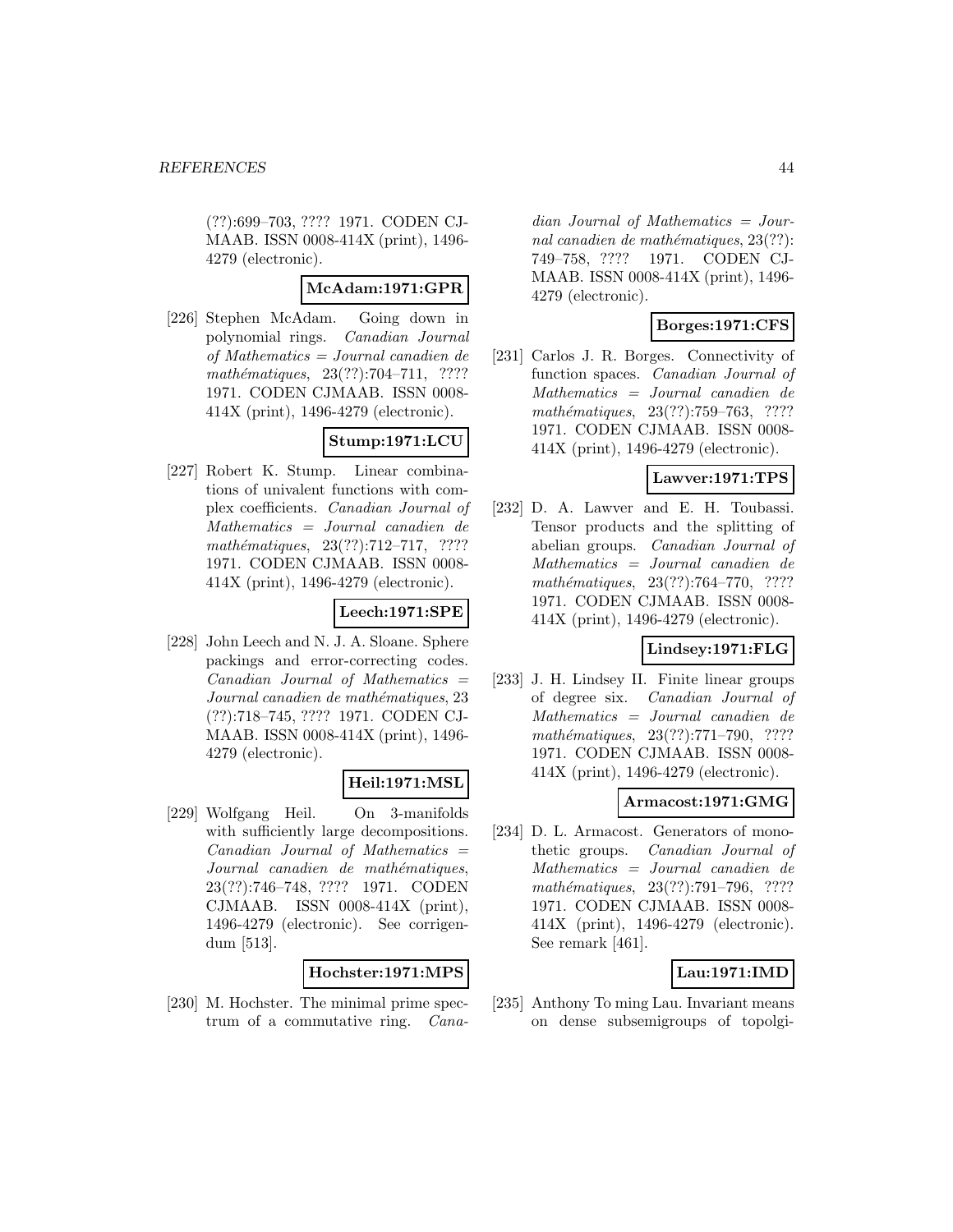(??):699–703, ???? 1971. CODEN CJMAAB. ISSN 0008-414X (print), 1496-4279 (electronic).

**McAdam:1971:GPR**

[226] Stephen McAdam. Going down in polynomial rings. *Canadian Journal of Mathematics = Journal canadien de mathématiques*, 23(??):704–711, ???? 1971. CODEN CJMAAB. ISSN 0008-414X (print), 1496-4279 (electronic).

**Stump:1971:LCU**

[227] Robert K. Stump. Linear combinations of univalent functions with complex coefficients. *Canadian Journal of Mathematics = Journal canadien de mathématiques*, 23(??):712–717, ???? 1971. CODEN CJMAAB. ISSN 0008-414X (print), 1496-4279 (electronic).

**Leech:1971:SPE**

[228] John Leech and N. J. A. Sloane. Sphere packings and error-correcting codes. *Canadian Journal of Mathematics = Journal canadien de mathématiques*, 23 (??):718–745, ???? 1971. CODEN CJMAAB. ISSN 0008-414X (print), 1496-4279 (electronic).

**Heil:1971:MSL**

[229] Wolfgang Heil. On 3-manifolds with sufficiently large decompositions. *Canadian Journal of Mathematics = Journal canadien de mathématiques*, 23(??):746–748, ???? 1971. CODEN CJMAAB. ISSN 0008-414X (print), 1496-4279 (electronic). See corrigendum [513].

**Hochster:1971:MPS**

[230] M. Hochster. The minimal prime spectrum of a commutative ring. *Canadian Journal of Mathematics = Journal canadien de mathématiques*, 23(??): 749–758, ???? 1971. CODEN CJMAAB. ISSN 0008-414X (print), 1496-4279 (electronic).

**Borges:1971:CFS**

[231] Carlos J. R. Borges. Connectivity of function spaces. *Canadian Journal of Mathematics = Journal canadien de mathématiques*, 23(??):759–763, ???? 1971. CODEN CJMAAB. ISSN 0008-414X (print), 1496-4279 (electronic).

**Lawver:1971:TPS**

[232] D. A. Lawver and E. H. Toubassi. Tensor products and the splitting of abelian groups. *Canadian Journal of Mathematics = Journal canadien de mathématiques*, 23(??):764–770, ???? 1971. CODEN CJMAAB. ISSN 0008-414X (print), 1496-4279 (electronic).

**Lindsey:1971:FLG**

[233] J. H. Lindsey II. Finite linear groups of degree six. *Canadian Journal of Mathematics = Journal canadien de mathématiques*, 23(??):771–790, ???? 1971. CODEN CJMAAB. ISSN 0008-414X (print), 1496-4279 (electronic).

**Armacost:1971:GMG**

[234] D. L. Armacost. Generators of monothetic groups. *Canadian Journal of Mathematics = Journal canadien de mathématiques*, 23(??):791–796, ???? 1971. CODEN CJMAAB. ISSN 0008-414X (print), 1496-4279 (electronic). See remark [461].

**Lau:1971:IMD**

[235] Anthony To ming Lau. Invariant means on dense subsemigroups of topolgi-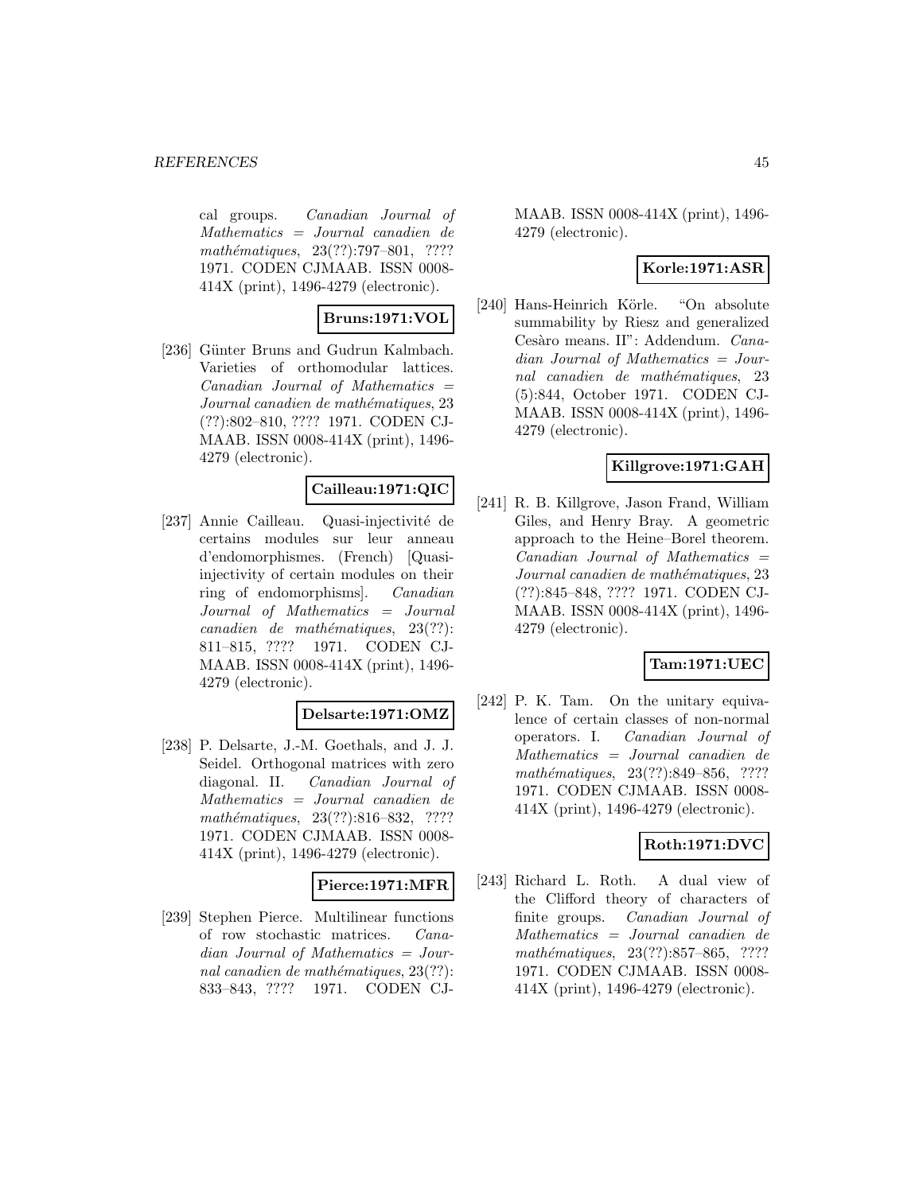cal groups. *Canadian Journal of Mathematics = Journal canadien de mathématiques*, 23(??):797–801, ???? 1971. CODEN CJMAAB. ISSN 0008-414X (print), 1496-4279 (electronic).

**Bruns:1971:VOL**

[236] Günter Bruns and Gudrun Kalmbach. Varieties of orthomodular lattices. *Canadian Journal of Mathematics = Journal canadien de mathématiques*, 23 (??):802–810, ???? 1971. CODEN CJMAAB. ISSN 0008-414X (print), 1496-4279 (electronic).

**Cailleau:1971:QIC**

[237] Annie Cailleau. Quasi-injectivité de certains modules sur leur anneau d'endomorphismes. (French) [Quasi-injectivity of certain modules on their ring of endomorphisms]. *Canadian Journal of Mathematics = Journal canadien de mathématiques*, 23(??): 811–815, ???? 1971. CODEN CJMAAB. ISSN 0008-414X (print), 1496-4279 (electronic).

**Delsarte:1971:OMZ**

[238] P. Delsarte, J.-M. Goethals, and J. J. Seidel. Orthogonal matrices with zero diagonal. II. *Canadian Journal of Mathematics = Journal canadien de mathématiques*, 23(??):816–832, ???? 1971. CODEN CJMAAB. ISSN 0008-414X (print), 1496-4279 (electronic).

**Pierce:1971:MFR**

[239] Stephen Pierce. Multilinear functions of row stochastic matrices. *Canadian Journal of Mathematics = Journal canadien de mathématiques*, 23(??): 833–843, ???? 1971. CODEN CJMAAB. ISSN 0008-414X (print), 1496-4279 (electronic).

**Korle:1971:ASR**

[240] Hans-Heinrich Körle. "On absolute summability by Riesz and generalized Cesàro means. II": Addendum. *Canadian Journal of Mathematics = Journal canadien de mathématiques*, 23 (5):844, October 1971. CODEN CJMAAB. ISSN 0008-414X (print), 1496-4279 (electronic).

**Killgrove:1971:GAH**

[241] R. B. Killgrove, Jason Frand, William Giles, and Henry Bray. A geometric approach to the Heine–Borel theorem. *Canadian Journal of Mathematics = Journal canadien de mathématiques*, 23 (??):845–848, ???? 1971. CODEN CJMAAB. ISSN 0008-414X (print), 1496-4279 (electronic).

**Tam:1971:UEC**

[242] P. K. Tam. On the unitary equivalence of certain classes of non-normal operators. I. *Canadian Journal of Mathematics = Journal canadien de mathématiques*, 23(??):849–856, ???? 1971. CODEN CJMAAB. ISSN 0008-414X (print), 1496-4279 (electronic).

**Roth:1971:DVC**

[243] Richard L. Roth. A dual view of the Clifford theory of characters of finite groups. *Canadian Journal of Mathematics = Journal canadien de mathématiques*, 23(??):857–865, ???? 1971. CODEN CJMAAB. ISSN 0008-414X (print), 1496-4279 (electronic).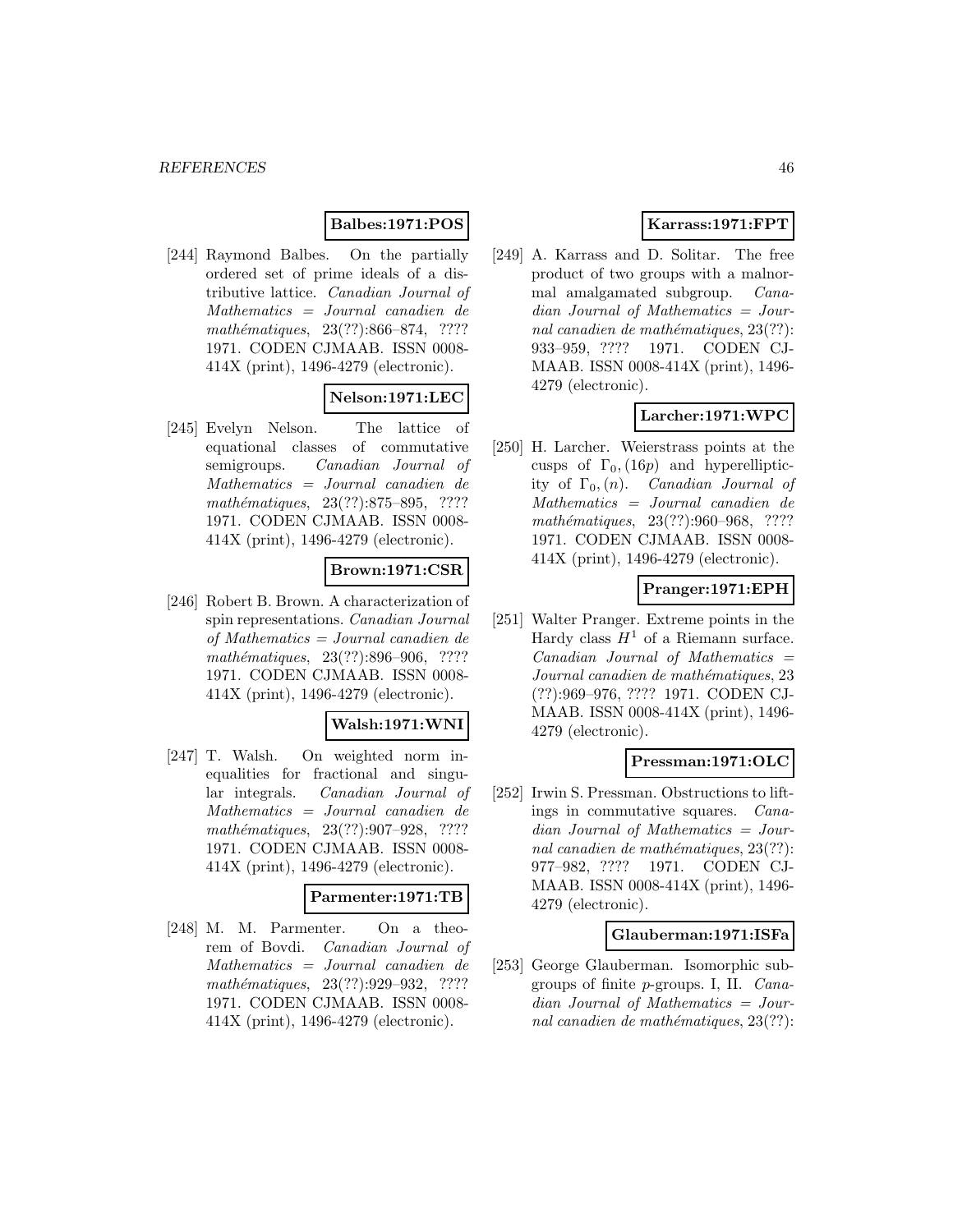**Balbes:1971:POS**

[244] Raymond Balbes. On the partially ordered set of prime ideals of a distributive lattice. *Canadian Journal of Mathematics = Journal canadien de mathématiques*, 23(??):866–874, ???? 1971. CODEN CJMAAB. ISSN 0008-414X (print), 1496-4279 (electronic).

**Nelson:1971:LEC**

[245] Evelyn Nelson. The lattice of equational classes of commutative semigroups. *Canadian Journal of Mathematics = Journal canadien de mathématiques*, 23(??):875–895, ???? 1971. CODEN CJMAAB. ISSN 0008-414X (print), 1496-4279 (electronic).

**Brown:1971:CSR**

[246] Robert B. Brown. A characterization of spin representations. *Canadian Journal of Mathematics = Journal canadien de mathématiques*, 23(??):896–906, ???? 1971. CODEN CJMAAB. ISSN 0008-414X (print), 1496-4279 (electronic).

**Walsh:1971:WNI**

[247] T. Walsh. On weighted norm inequalities for fractional and singular integrals. *Canadian Journal of Mathematics = Journal canadien de mathématiques*, 23(??):907–928, ???? 1971. CODEN CJMAAB. ISSN 0008-414X (print), 1496-4279 (electronic).

**Parmenter:1971:TB**

[248] M. M. Parmenter. On a theorem of Bovdi. *Canadian Journal of Mathematics = Journal canadien de mathématiques*, 23(??):929–932, ???? 1971. CODEN CJMAAB. ISSN 0008-414X (print), 1496-4279 (electronic).

**Karrass:1971:FPT**

[249] A. Karrass and D. Solitar. The free product of two groups with a malnormal amalgamated subgroup. *Canadian Journal of Mathematics = Journal canadien de mathématiques*, 23(??): 933–959, ???? 1971. CODEN CJMAAB. ISSN 0008-414X (print), 1496-4279 (electronic).

**Larcher:1971:WPC**

[250] H. Larcher. Weierstrass points at the cusps of $\Gamma_0, (16p)$ and hyperellipticity of $\Gamma_0, (n)$. *Canadian Journal of Mathematics = Journal canadien de mathématiques*, 23(??):960–968, ???? 1971. CODEN CJMAAB. ISSN 0008-414X (print), 1496-4279 (electronic).

**Pranger:1971:EPH**

[251] Walter Pranger. Extreme points in the Hardy class $H^1$ of a Riemann surface. *Canadian Journal of Mathematics = Journal canadien de mathématiques*, 23 (??):969–976, ???? 1971. CODEN CJMAAB. ISSN 0008-414X (print), 1496-4279 (electronic).

**Pressman:1971:OLC**

[252] Irwin S. Pressman. Obstructions to liftings in commutative squares. *Canadian Journal of Mathematics = Journal canadien de mathématiques*, 23(??): 977–982, ???? 1971. CODEN CJMAAB. ISSN 0008-414X (print), 1496-4279 (electronic).

**Glauberman:1971:ISFa**

[253] George Glauberman. Isomorphic subgroups of finite $p$-groups. I, II. *Canadian Journal of Mathematics = Journal canadien de mathématiques*, 23(??):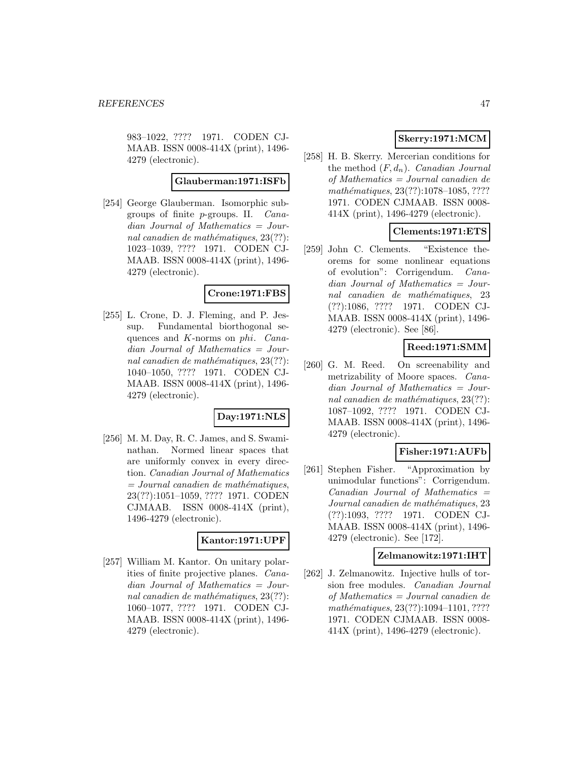983–1022, ???? 1971. CODEN CJMAAB. ISSN 0008-414X (print), 1496-4279 (electronic).

**Glauberman:1971:ISFb**

[254] George Glauberman. Isomorphic subgroups of finite $p$-groups. II. *Canadian Journal of Mathematics = Journal canadien de mathématiques*, 23(??): 1023–1039, ???? 1971. CODEN CJMAAB. ISSN 0008-414X (print), 1496-4279 (electronic).

**Crone:1971:FBS**

[255] L. Crone, D. J. Fleming, and P. Jessup. Fundamental biorthogonal sequences and $K$-norms on *phi*. *Canadian Journal of Mathematics = Journal canadien de mathématiques*, 23(??): 1040–1050, ???? 1971. CODEN CJMAAB. ISSN 0008-414X (print), 1496-4279 (electronic).

**Day:1971:NLS**

[256] M. M. Day, R. C. James, and S. Swaminathan. Normed linear spaces that are uniformly convex in every direction. *Canadian Journal of Mathematics = Journal canadien de mathématiques*, 23(??):1051–1059, ???? 1971. CODEN CJMAAB. ISSN 0008-414X (print), 1496-4279 (electronic).

**Kantor:1971:UPF**

[257] William M. Kantor. On unitary polarities of finite projective planes. *Canadian Journal of Mathematics = Journal canadien de mathématiques*, 23(??): 1060–1077, ???? 1971. CODEN CJMAAB. ISSN 0008-414X (print), 1496-4279 (electronic).

**Skerry:1971:MCM**

[258] H. B. Skerry. Mercerian conditions for the method $(F, d_n)$. *Canadian Journal of Mathematics = Journal canadien de mathématiques*, 23(??):1078–1085, ???? 1971. CODEN CJMAAB. ISSN 0008-414X (print), 1496-4279 (electronic).

**Clements:1971:ETS**

[259] John C. Clements. "Existence theorems for some nonlinear equations of evolution": Corrigendum. *Canadian Journal of Mathematics = Journal canadien de mathématiques*, 23 (??):1086, ???? 1971. CODEN CJMAAB. ISSN 0008-414X (print), 1496-4279 (electronic). See [86].

**Reed:1971:SMM**

[260] G. M. Reed. On screenability and metrizability of Moore spaces. *Canadian Journal of Mathematics = Journal canadien de mathématiques*, 23(??): 1087–1092, ???? 1971. CODEN CJMAAB. ISSN 0008-414X (print), 1496-4279 (electronic).

**Fisher:1971:AUFb**

[261] Stephen Fisher. "Approximation by unimodular functions": Corrigendum. *Canadian Journal of Mathematics = Journal canadien de mathématiques*, 23 (??):1093, ???? 1971. CODEN CJMAAB. ISSN 0008-414X (print), 1496-4279 (electronic). See [172].

**Zelmanowitz:1971:IHT**

[262] J. Zelmanowitz. Injective hulls of torsion free modules. *Canadian Journal of Mathematics = Journal canadien de mathématiques*, 23(??):1094–1101, ???? 1971. CODEN CJMAAB. ISSN 0008-414X (print), 1496-4279 (electronic).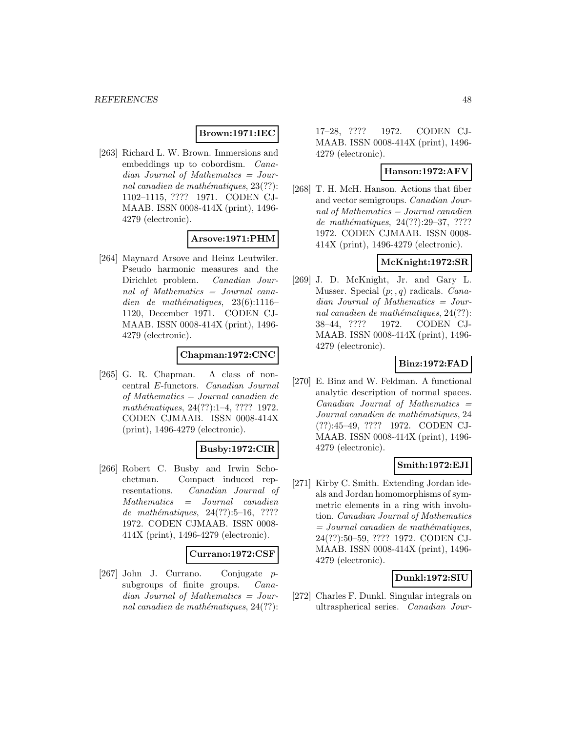**Brown:1971:IEC**

[263] Richard L. W. Brown. Immersions and embeddings up to cobordism. *Canadian Journal of Mathematics = Journal canadien de mathématiques*, 23(??): 1102–1115, ???? 1971. CODEN CJMAAB. ISSN 0008-414X (print), 1496-4279 (electronic).

**Arsove:1971:PHM**

[264] Maynard Arsove and Heinz Leutwiler. Pseudo harmonic measures and the Dirichlet problem. *Canadian Journal of Mathematics = Journal canadien de mathématiques*, 23(6):1116–1120, December 1971. CODEN CJMAAB. ISSN 0008-414X (print), 1496-4279 (electronic).

**Chapman:1972:CNC**

[265] G. R. Chapman. A class of noncentral $E$-functors. *Canadian Journal of Mathematics = Journal canadien de mathématiques*, 24(??):1–4, ???? 1972. CODEN CJMAAB. ISSN 0008-414X (print), 1496-4279 (electronic).

**Busby:1972:CIR**

[266] Robert C. Busby and Irwin Schochetman. Compact induced representations. *Canadian Journal of Mathematics = Journal canadien de mathématiques*, 24(??):5–16, ???? 1972. CODEN CJMAAB. ISSN 0008-414X (print), 1496-4279 (electronic).

**Currano:1972:CSF**

[267] John J. Currano. Conjugate $p$-subgroups of finite groups. *Canadian Journal of Mathematics = Journal canadien de mathématiques*, 24(??): 17–28, ???? 1972. CODEN CJMAAB. ISSN 0008-414X (print), 1496-4279 (electronic).

**Hanson:1972:AFV**

[268] T. H. McH. Hanson. Actions that fiber and vector semigroups. *Canadian Journal of Mathematics = Journal canadien de mathématiques*, 24(??):29–37, ???? 1972. CODEN CJMAAB. ISSN 0008-414X (print), 1496-4279 (electronic).

**McKnight:1972:SR**

[269] J. D. McKnight, Jr. and Gary L. Musser. Special $(p;,q)$ radicals. *Canadian Journal of Mathematics = Journal canadien de mathématiques*, 24(??): 38–44, ???? 1972. CODEN CJMAAB. ISSN 0008-414X (print), 1496-4279 (electronic).

**Binz:1972:FAD**

[270] E. Binz and W. Feldman. A functional analytic description of normal spaces. *Canadian Journal of Mathematics = Journal canadien de mathématiques*, 24 (??):45–49, ???? 1972. CODEN CJMAAB. ISSN 0008-414X (print), 1496-4279 (electronic).

**Smith:1972:EJI**

[271] Kirby C. Smith. Extending Jordan ideals and Jordan homomorphisms of symmetric elements in a ring with involution. *Canadian Journal of Mathematics = Journal canadien de mathématiques*, 24(??):50–59, ???? 1972. CODEN CJMAAB. ISSN 0008-414X (print), 1496-4279 (electronic).

**Dunkl:1972:SIU**

[272] Charles F. Dunkl. Singular integrals on ultraspherical series. *Canadian Jour-*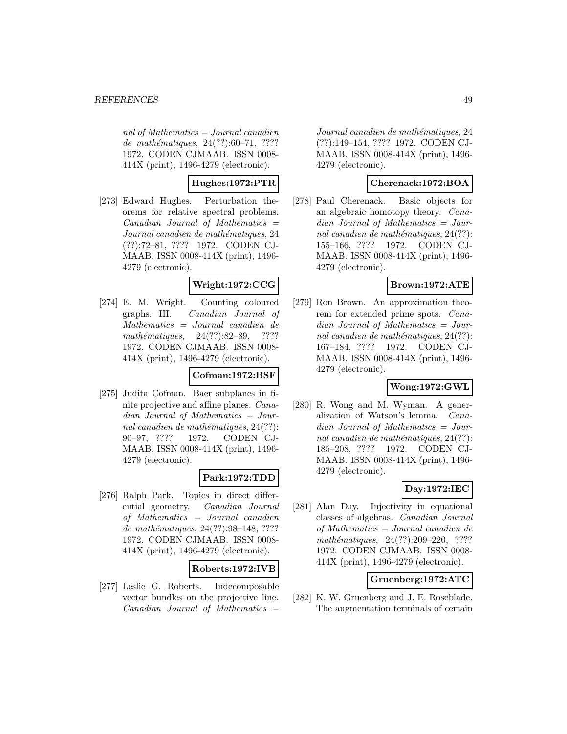*nal of Mathematics = Journal canadien de mathématiques*, 24(??):60–71, ???? 1972. CODEN CJMAAB. ISSN 0008-414X (print), 1496-4279 (electronic).

**Hughes:1972:PTR**

[273] Edward Hughes. Perturbation theorems for relative spectral problems. *Canadian Journal of Mathematics = Journal canadien de mathématiques*, 24 (??):72–81, ???? 1972. CODEN CJMAAB. ISSN 0008-414X (print), 1496-4279 (electronic).

**Wright:1972:CCG**

[274] E. M. Wright. Counting coloured graphs. III. *Canadian Journal of Mathematics = Journal canadien de mathématiques*, 24(??):82–89, ???? 1972. CODEN CJMAAB. ISSN 0008-414X (print), 1496-4279 (electronic).

**Cofman:1972:BSF**

[275] Judita Cofman. Baer subplanes in finite projective and affine planes. *Canadian Journal of Mathematics = Journal canadien de mathématiques*, 24(??): 90–97, ???? 1972. CODEN CJMAAB. ISSN 0008-414X (print), 1496-4279 (electronic).

**Park:1972:TDD**

[276] Ralph Park. Topics in direct differential geometry. *Canadian Journal of Mathematics = Journal canadien de mathématiques*, 24(??):98–148, ???? 1972. CODEN CJMAAB. ISSN 0008-414X (print), 1496-4279 (electronic).

**Roberts:1972:IVB**

[277] Leslie G. Roberts. Indecomposable vector bundles on the projective line. *Canadian Journal of Mathematics = Journal canadien de mathématiques*, 24 (??):149–154, ???? 1972. CODEN CJMAAB. ISSN 0008-414X (print), 1496-4279 (electronic).

**Cherenack:1972:BOA**

[278] Paul Cherenack. Basic objects for an algebraic homotopy theory. *Canadian Journal of Mathematics = Journal canadien de mathématiques*, 24(??): 155–166, ???? 1972. CODEN CJMAAB. ISSN 0008-414X (print), 1496-4279 (electronic).

**Brown:1972:ATE**

[279] Ron Brown. An approximation theorem for extended prime spots. *Canadian Journal of Mathematics = Journal canadien de mathématiques*, 24(??): 167–184, ???? 1972. CODEN CJMAAB. ISSN 0008-414X (print), 1496-4279 (electronic).

**Wong:1972:GWL**

[280] R. Wong and M. Wyman. A generalization of Watson's lemma. *Canadian Journal of Mathematics = Journal canadien de mathématiques*, 24(??): 185–208, ???? 1972. CODEN CJMAAB. ISSN 0008-414X (print), 1496-4279 (electronic).

**Day:1972:IEC**

[281] Alan Day. Injectivity in equational classes of algebras. *Canadian Journal of Mathematics = Journal canadien de mathématiques*, 24(??):209–220, ???? 1972. CODEN CJMAAB. ISSN 0008-414X (print), 1496-4279 (electronic).

**Gruenberg:1972:ATC**

[282] K. W. Gruenberg and J. E. Roseblade. The augmentation terminals of certain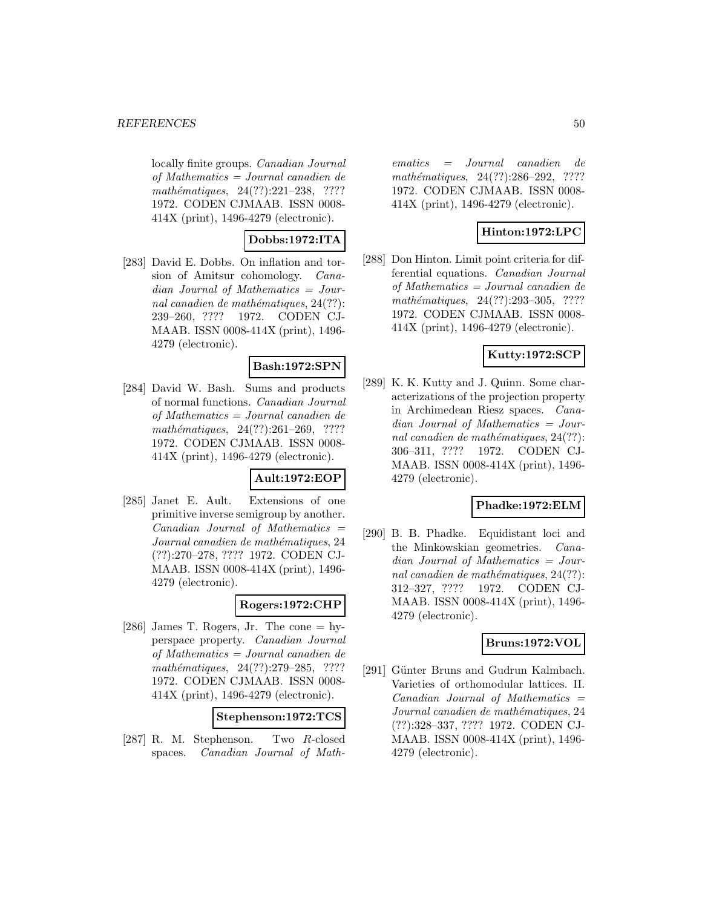locally finite groups. *Canadian Journal of Mathematics = Journal canadien de mathématiques*, 24(??):221–238, ???? 1972. CODEN CJMAAB. ISSN 0008-414X (print), 1496-4279 (electronic).

**Dobbs:1972:ITA**

[283] David E. Dobbs. On inflation and torsion of Amitsur cohomology. *Canadian Journal of Mathematics = Journal canadien de mathématiques*, 24(??): 239–260, ???? 1972. CODEN CJMAAB. ISSN 0008-414X (print), 1496-4279 (electronic).

**Bash:1972:SPN**

[284] David W. Bash. Sums and products of normal functions. *Canadian Journal of Mathematics = Journal canadien de mathématiques*, 24(??):261–269, ???? 1972. CODEN CJMAAB. ISSN 0008-414X (print), 1496-4279 (electronic).

**Ault:1972:EOP**

[285] Janet E. Ault. Extensions of one primitive inverse semigroup by another. *Canadian Journal of Mathematics = Journal canadien de mathématiques*, 24 (??):270–278, ???? 1972. CODEN CJMAAB. ISSN 0008-414X (print), 1496-4279 (electronic).

**Rogers:1972:CHP**

[286] James T. Rogers, Jr. The cone = hyperspace property. *Canadian Journal of Mathematics = Journal canadien de mathématiques*, 24(??):279–285, ???? 1972. CODEN CJMAAB. ISSN 0008-414X (print), 1496-4279 (electronic).

**Stephenson:1972:TCS**

[287] R. M. Stephenson. Two $R$-closed spaces. *Canadian Journal of Mathematics = Journal canadien de mathématiques*, 24(??):286–292, ???? 1972. CODEN CJMAAB. ISSN 0008-414X (print), 1496-4279 (electronic).

**Hinton:1972:LPC**

[288] Don Hinton. Limit point criteria for differential equations. *Canadian Journal of Mathematics = Journal canadien de mathématiques*, 24(??):293–305, ???? 1972. CODEN CJMAAB. ISSN 0008-414X (print), 1496-4279 (electronic).

**Kutty:1972:SCP**

[289] K. K. Kutty and J. Quinn. Some characterizations of the projection property in Archimedean Riesz spaces. *Canadian Journal of Mathematics = Journal canadien de mathématiques*, 24(??): 306–311, ???? 1972. CODEN CJMAAB. ISSN 0008-414X (print), 1496-4279 (electronic).

**Phadke:1972:ELM**

[290] B. B. Phadke. Equidistant loci and the Minkowskian geometries. *Canadian Journal of Mathematics = Journal canadien de mathématiques*, 24(??): 312–327, ???? 1972. CODEN CJMAAB. ISSN 0008-414X (print), 1496-4279 (electronic).

**Bruns:1972:VOL**

[291] Günter Bruns and Gudrun Kalmbach. Varieties of orthomodular lattices. II. *Canadian Journal of Mathematics = Journal canadien de mathématiques*, 24 (??):328–337, ???? 1972. CODEN CJMAAB. ISSN 0008-414X (print), 1496-4279 (electronic).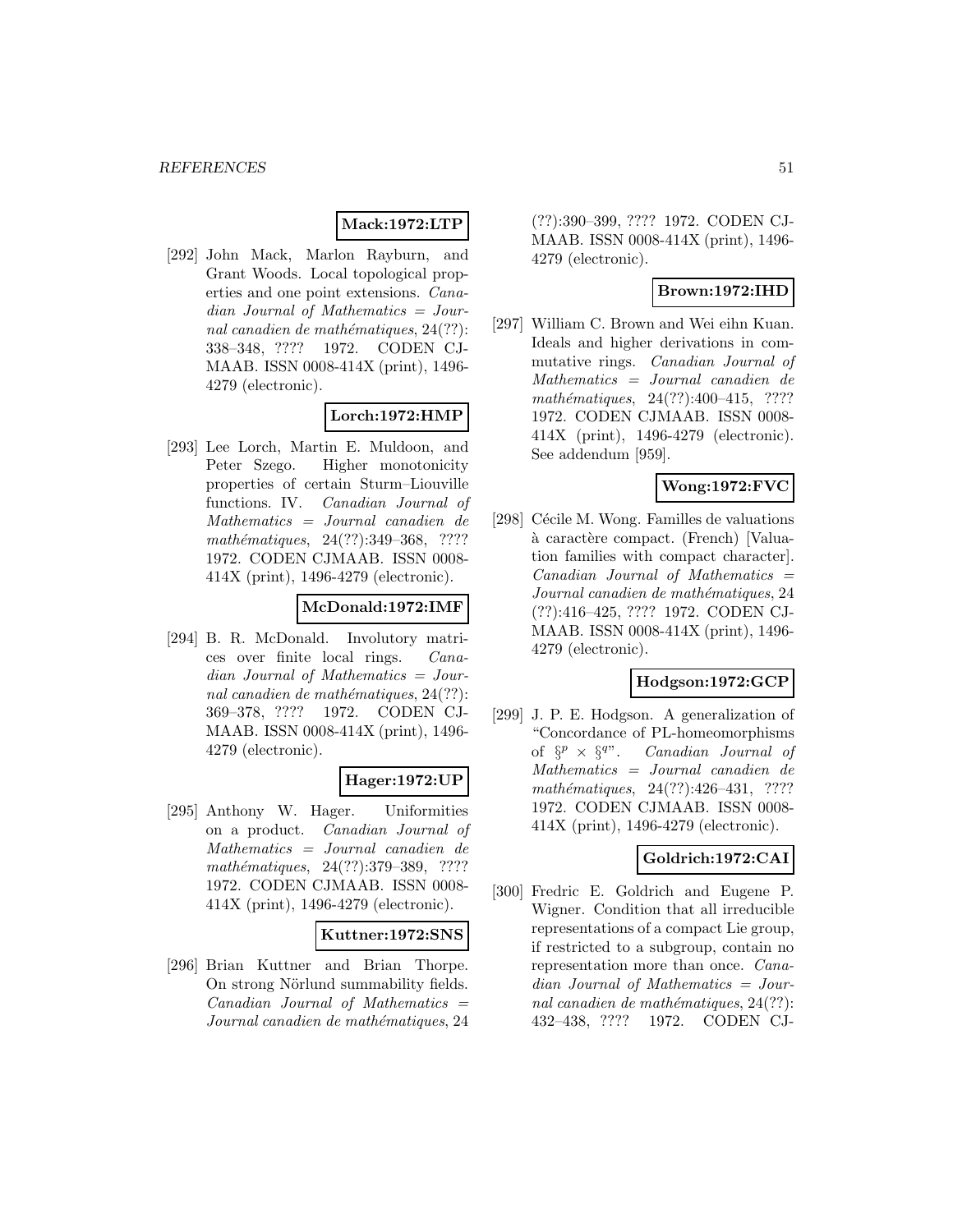**Mack:1972:LTP**

[292] John Mack, Marlon Rayburn, and Grant Woods. Local topological properties and one point extensions. *Canadian Journal of Mathematics = Journal canadien de mathématiques*, 24(??): 338–348, ???? 1972. CODEN CJMAAB. ISSN 0008-414X (print), 1496-4279 (electronic).

**Lorch:1972:HMP**

[293] Lee Lorch, Martin E. Muldoon, and Peter Szego. Higher monotonicity properties of certain Sturm–Liouville functions. IV. *Canadian Journal of Mathematics = Journal canadien de mathématiques*, 24(??):349–368, ???? 1972. CODEN CJMAAB. ISSN 0008-414X (print), 1496-4279 (electronic).

**McDonald:1972:IMF**

[294] B. R. McDonald. Involutory matrices over finite local rings. *Canadian Journal of Mathematics = Journal canadien de mathématiques*, 24(??): 369–378, ???? 1972. CODEN CJMAAB. ISSN 0008-414X (print), 1496-4279 (electronic).

**Hager:1972:UP**

[295] Anthony W. Hager. Uniformities on a product. *Canadian Journal of Mathematics = Journal canadien de mathématiques*, 24(??):379–389, ???? 1972. CODEN CJMAAB. ISSN 0008-414X (print), 1496-4279 (electronic).

**Kuttner:1972:SNS**

[296] Brian Kuttner and Brian Thorpe. On strong Nörlund summability fields. *Canadian Journal of Mathematics = Journal canadien de mathématiques*, 24 (??):390–399, ???? 1972. CODEN CJMAAB. ISSN 0008-414X (print), 1496-4279 (electronic).

**Brown:1972:IHD**

[297] William C. Brown and Wei eihn Kuan. Ideals and higher derivations in commutative rings. *Canadian Journal of Mathematics = Journal canadien de mathématiques*, 24(??):400–415, ???? 1972. CODEN CJMAAB. ISSN 0008-414X (print), 1496-4279 (electronic). See addendum [959].

**Wong:1972:FVC**

[298] Cécile M. Wong. Familles de valuations à caractère compact. (French) [Valuation families with compact character]. *Canadian Journal of Mathematics = Journal canadien de mathématiques*, 24 (??):416–425, ???? 1972. CODEN CJMAAB. ISSN 0008-414X (print), 1496-4279 (electronic).

**Hodgson:1972:GCP**

[299] J. P. E. Hodgson. A generalization of "Concordance of PL-homeomorphisms of $\S^p \times \S^q$". *Canadian Journal of Mathematics = Journal canadien de mathématiques*, 24(??):426–431, ???? 1972. CODEN CJMAAB. ISSN 0008-414X (print), 1496-4279 (electronic).

**Goldrich:1972:CAI**

[300] Fredric E. Goldrich and Eugene P. Wigner. Condition that all irreducible representations of a compact Lie group, if restricted to a subgroup, contain no representation more than once. *Canadian Journal of Mathematics = Journal canadien de mathématiques*, 24(??): 432–438, ???? 1972. CODEN CJ-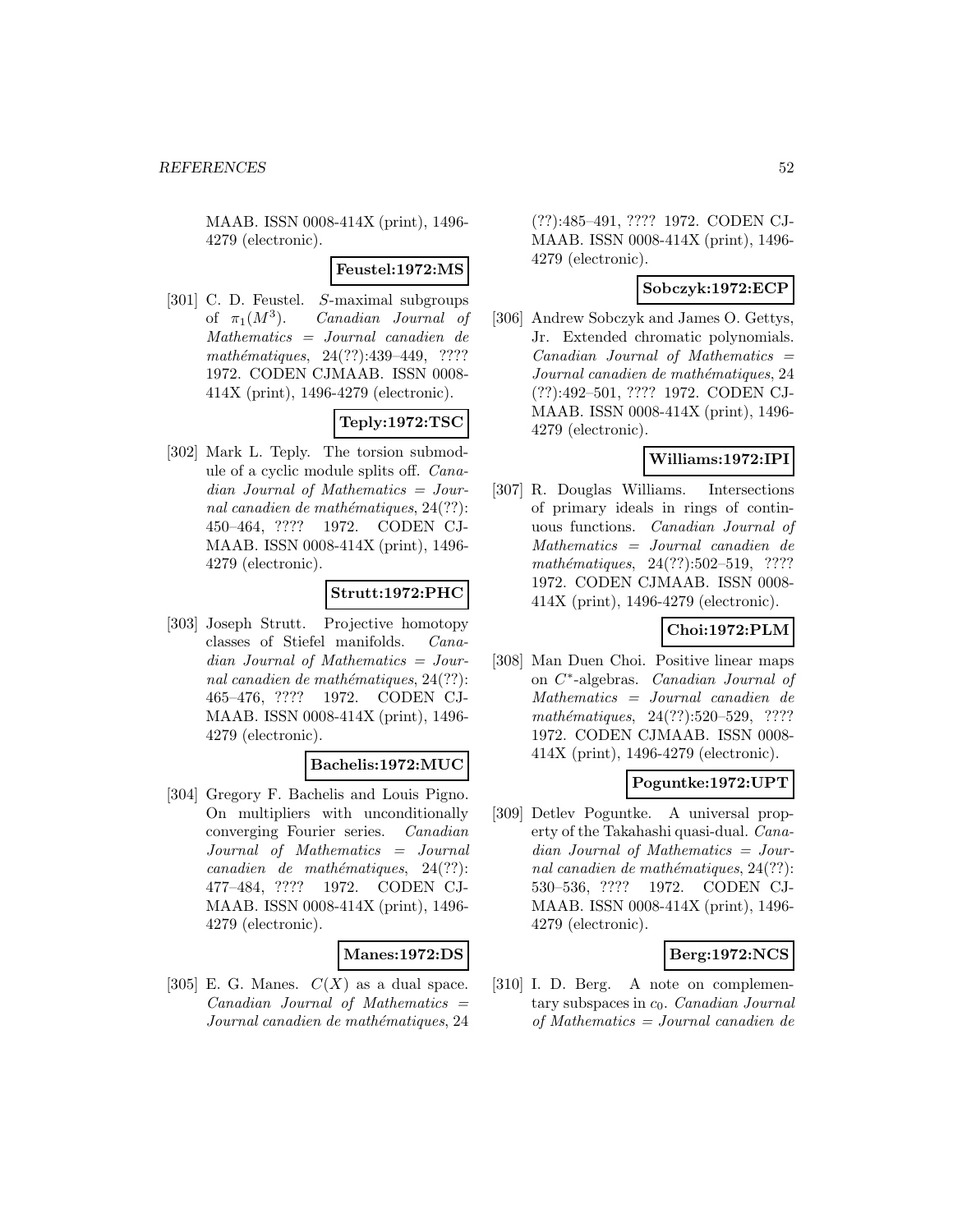MAAB. ISSN 0008-414X (print), 1496-4279 (electronic).

**Feustel:1972:MS**

[301] C. D. Feustel. $S$-maximal subgroups of $\pi_1(M^3)$. *Canadian Journal of Mathematics = Journal canadien de mathématiques*, 24(??):439–449, ???? 1972. CODEN CJMAAB. ISSN 0008-414X (print), 1496-4279 (electronic).

**Teply:1972:TSC**

[302] Mark L. Teply. The torsion submodule of a cyclic module splits off. *Canadian Journal of Mathematics = Journal canadien de mathématiques*, 24(??): 450–464, ???? 1972. CODEN CJMAAB. ISSN 0008-414X (print), 1496-4279 (electronic).

**Strutt:1972:PHC**

[303] Joseph Strutt. Projective homotopy classes of Stiefel manifolds. *Canadian Journal of Mathematics = Journal canadien de mathématiques*, 24(??): 465–476, ???? 1972. CODEN CJMAAB. ISSN 0008-414X (print), 1496-4279 (electronic).

**Bachelis:1972:MUC**

[304] Gregory F. Bachelis and Louis Pigno. On multipliers with unconditionally converging Fourier series. *Canadian Journal of Mathematics = Journal canadien de mathématiques*, 24(??): 477–484, ???? 1972. CODEN CJMAAB. ISSN 0008-414X (print), 1496-4279 (electronic).

**Manes:1972:DS**

[305] E. G. Manes. $C(X)$ as a dual space. *Canadian Journal of Mathematics = Journal canadien de mathématiques*, 24 (??):485–491, ???? 1972. CODEN CJMAAB. ISSN 0008-414X (print), 1496-4279 (electronic).

**Sobczyk:1972:ECP**

[306] Andrew Sobczyk and James O. Gettys, Jr. Extended chromatic polynomials. *Canadian Journal of Mathematics = Journal canadien de mathématiques*, 24 (??):492–501, ???? 1972. CODEN CJMAAB. ISSN 0008-414X (print), 1496-4279 (electronic).

**Williams:1972:IPI**

[307] R. Douglas Williams. Intersections of primary ideals in rings of continuous functions. *Canadian Journal of Mathematics = Journal canadien de mathématiques*, 24(??):502–519, ???? 1972. CODEN CJMAAB. ISSN 0008-414X (print), 1496-4279 (electronic).

**Choi:1972:PLM**

[308] Man Duen Choi. Positive linear maps on $C^*$-algebras. *Canadian Journal of Mathematics = Journal canadien de mathématiques*, 24(??):520–529, ???? 1972. CODEN CJMAAB. ISSN 0008-414X (print), 1496-4279 (electronic).

**Poguntke:1972:UPT**

[309] Detlev Poguntke. A universal property of the Takahashi quasi-dual. *Canadian Journal of Mathematics = Journal canadien de mathématiques*, 24(??): 530–536, ???? 1972. CODEN CJMAAB. ISSN 0008-414X (print), 1496-4279 (electronic).

**Berg:1972:NCS**

[310] I. D. Berg. A note on complementary subspaces in $c_0$. *Canadian Journal of Mathematics = Journal canadien de*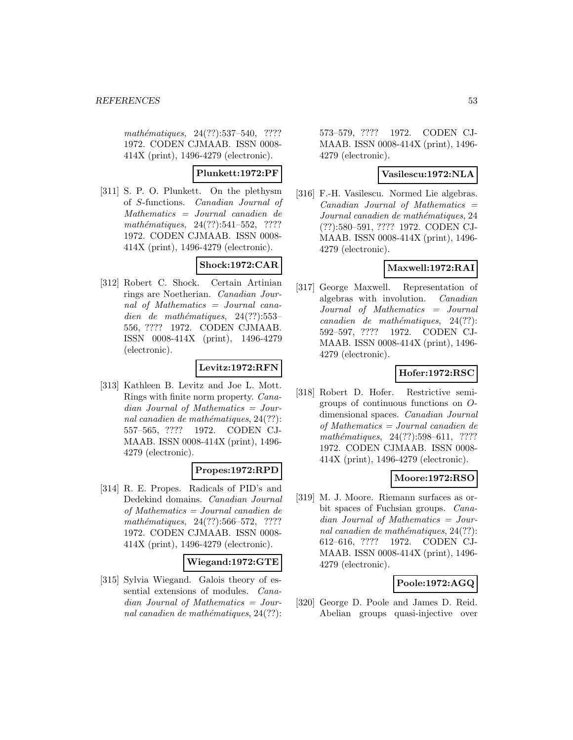*mathématiques*, 24(??):537–540, ???? 1972. CODEN CJMAAB. ISSN 0008-414X (print), 1496-4279 (electronic).

**Plunkett:1972:PF**

[311] S. P. O. Plunkett. On the plethysm of $S$-functions. *Canadian Journal of Mathematics = Journal canadien de mathématiques*, 24(??):541–552, ???? 1972. CODEN CJMAAB. ISSN 0008-414X (print), 1496-4279 (electronic).

**Shock:1972:CAR**

[312] Robert C. Shock. Certain Artinian rings are Noetherian. *Canadian Journal of Mathematics = Journal canadien de mathématiques*, 24(??):553–556, ???? 1972. CODEN CJMAAB. ISSN 0008-414X (print), 1496-4279 (electronic).

**Levitz:1972:RFN**

[313] Kathleen B. Levitz and Joe L. Mott. Rings with finite norm property. *Canadian Journal of Mathematics = Journal canadien de mathématiques*, 24(??):557–565, ???? 1972. CODEN CJMAAB. ISSN 0008-414X (print), 1496-4279 (electronic).

**Propes:1972:RPD**

[314] R. E. Propes. Radicals of PID's and Dedekind domains. *Canadian Journal of Mathematics = Journal canadien de mathématiques*, 24(??):566–572, ???? 1972. CODEN CJMAAB. ISSN 0008-414X (print), 1496-4279 (electronic).

**Wiegand:1972:GTE**

[315] Sylvia Wiegand. Galois theory of essential extensions of modules. *Canadian Journal of Mathematics = Journal canadien de mathématiques*, 24(??):573–579, ???? 1972. CODEN CJMAAB. ISSN 0008-414X (print), 1496-4279 (electronic).

**Vasilescu:1972:NLA**

[316] F.-H. Vasilescu. Normed Lie algebras. *Canadian Journal of Mathematics = Journal canadien de mathématiques*, 24 (??):580–591, ???? 1972. CODEN CJMAAB. ISSN 0008-414X (print), 1496-4279 (electronic).

**Maxwell:1972:RAI**

[317] George Maxwell. Representation of algebras with involution. *Canadian Journal of Mathematics = Journal canadien de mathématiques*, 24(??):592–597, ???? 1972. CODEN CJMAAB. ISSN 0008-414X (print), 1496-4279 (electronic).

**Hofer:1972:RSC**

[318] Robert D. Hofer. Restrictive semigroups of continuous functions on $O$-dimensional spaces. *Canadian Journal of Mathematics = Journal canadien de mathématiques*, 24(??):598–611, ???? 1972. CODEN CJMAAB. ISSN 0008-414X (print), 1496-4279 (electronic).

**Moore:1972:RSO**

[319] M. J. Moore. Riemann surfaces as orbit spaces of Fuchsian groups. *Canadian Journal of Mathematics = Journal canadien de mathématiques*, 24(??):612–616, ???? 1972. CODEN CJMAAB. ISSN 0008-414X (print), 1496-4279 (electronic).

**Poole:1972:AGQ**

[320] George D. Poole and James D. Reid. Abelian groups quasi-injective over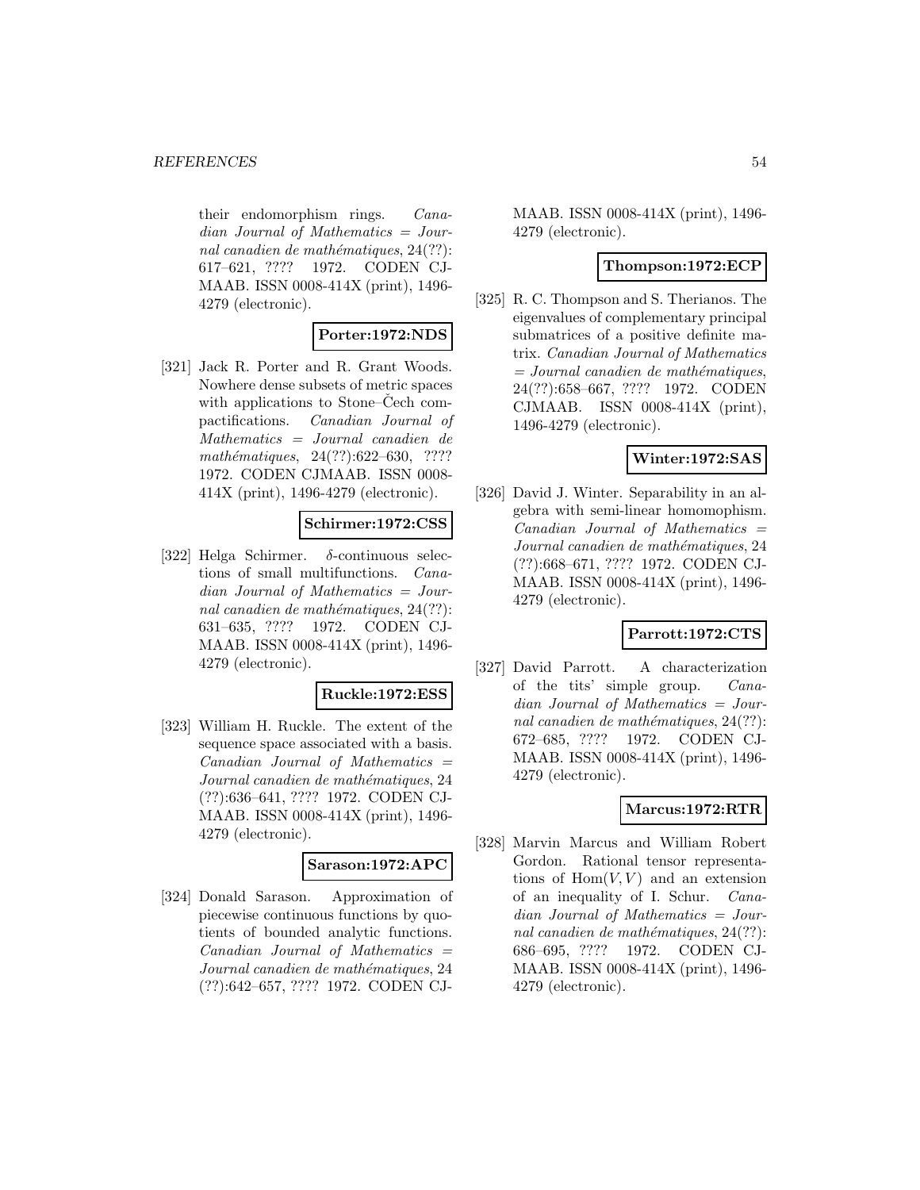their endomorphism rings. *Canadian Journal of Mathematics = Journal canadien de mathématiques*, 24(??): 617–621, ???? 1972. CODEN CJMAAB. ISSN 0008-414X (print), 1496-4279 (electronic).

**Porter:1972:NDS**

[321] Jack R. Porter and R. Grant Woods. Nowhere dense subsets of metric spaces with applications to Stone–Čech compactifications. *Canadian Journal of Mathematics = Journal canadien de mathématiques*, 24(??):622–630, ???? 1972. CODEN CJMAAB. ISSN 0008-414X (print), 1496-4279 (electronic).

**Schirmer:1972:CSS**

[322] Helga Schirmer. $\delta$-continuous selections of small multifunctions. *Canadian Journal of Mathematics = Journal canadien de mathématiques*, 24(??): 631–635, ???? 1972. CODEN CJMAAB. ISSN 0008-414X (print), 1496-4279 (electronic).

**Ruckle:1972:ESS**

[323] William H. Ruckle. The extent of the sequence space associated with a basis. *Canadian Journal of Mathematics = Journal canadien de mathématiques*, 24 (??):636–641, ???? 1972. CODEN CJMAAB. ISSN 0008-414X (print), 1496-4279 (electronic).

**Sarason:1972:APC**

[324] Donald Sarason. Approximation of piecewise continuous functions by quotients of bounded analytic functions. *Canadian Journal of Mathematics = Journal canadien de mathématiques*, 24 (??):642–657, ???? 1972. CODEN CJMAAB. ISSN 0008-414X (print), 1496-4279 (electronic).

**Thompson:1972:ECP**

[325] R. C. Thompson and S. Therianos. The eigenvalues of complementary principal submatrices of a positive definite matrix. *Canadian Journal of Mathematics = Journal canadien de mathématiques*, 24(??):658–667, ???? 1972. CODEN CJMAAB. ISSN 0008-414X (print), 1496-4279 (electronic).

**Winter:1972:SAS**

[326] David J. Winter. Separability in an algebra with semi-linear homomophism. *Canadian Journal of Mathematics = Journal canadien de mathématiques*, 24 (??):668–671, ???? 1972. CODEN CJMAAB. ISSN 0008-414X (print), 1496-4279 (electronic).

**Parrott:1972:CTS**

[327] David Parrott. A characterization of the tits' simple group. *Canadian Journal of Mathematics = Journal canadien de mathématiques*, 24(??): 672–685, ???? 1972. CODEN CJMAAB. ISSN 0008-414X (print), 1496-4279 (electronic).

**Marcus:1972:RTR**

[328] Marvin Marcus and William Robert Gordon. Rational tensor representations of $\mathrm{Hom}(V, V)$ and an extension of an inequality of I. Schur. *Canadian Journal of Mathematics = Journal canadien de mathématiques*, 24(??): 686–695, ???? 1972. CODEN CJMAAB. ISSN 0008-414X (print), 1496-4279 (electronic).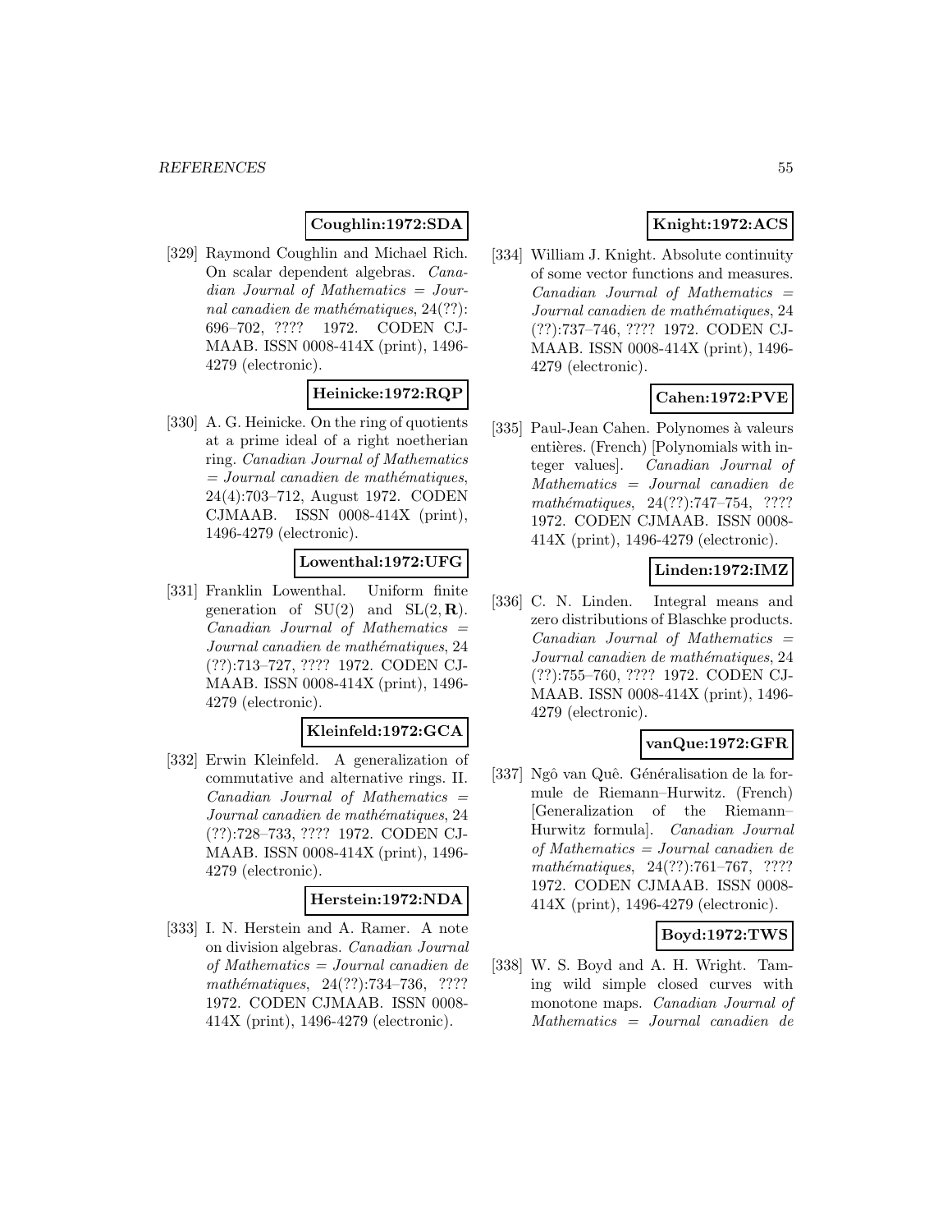**Coughlin:1972:SDA**

[329] Raymond Coughlin and Michael Rich. On scalar dependent algebras. *Canadian Journal of Mathematics = Journal canadien de mathématiques*, 24(??): 696–702, ???? 1972. CODEN CJMAAB. ISSN 0008-414X (print), 1496-4279 (electronic).

**Heinicke:1972:RQP**

[330] A. G. Heinicke. On the ring of quotients at a prime ideal of a right noetherian ring. *Canadian Journal of Mathematics = Journal canadien de mathématiques*, 24(4):703–712, August 1972. CODEN CJMAAB. ISSN 0008-414X (print), 1496-4279 (electronic).

**Lowenthal:1972:UFG**

[331] Franklin Lowenthal. Uniform finite generation of SU(2) and SL(2, **R**). *Canadian Journal of Mathematics = Journal canadien de mathématiques*, 24 (??):713–727, ???? 1972. CODEN CJMAAB. ISSN 0008-414X (print), 1496-4279 (electronic).

**Kleinfeld:1972:GCA**

[332] Erwin Kleinfeld. A generalization of commutative and alternative rings. II. *Canadian Journal of Mathematics = Journal canadien de mathématiques*, 24 (??):728–733, ???? 1972. CODEN CJMAAB. ISSN 0008-414X (print), 1496-4279 (electronic).

**Herstein:1972:NDA**

[333] I. N. Herstein and A. Ramer. A note on division algebras. *Canadian Journal of Mathematics = Journal canadien de mathématiques*, 24(??):734–736, ???? 1972. CODEN CJMAAB. ISSN 0008-414X (print), 1496-4279 (electronic).

**Knight:1972:ACS**

[334] William J. Knight. Absolute continuity of some vector functions and measures. *Canadian Journal of Mathematics = Journal canadien de mathématiques*, 24 (??):737–746, ???? 1972. CODEN CJMAAB. ISSN 0008-414X (print), 1496-4279 (electronic).

**Cahen:1972:PVE**

[335] Paul-Jean Cahen. Polynomes à valeurs entières. (French) [Polynomials with integer values]. *Canadian Journal of Mathematics = Journal canadien de mathématiques*, 24(??):747–754, ???? 1972. CODEN CJMAAB. ISSN 0008-414X (print), 1496-4279 (electronic).

**Linden:1972:IMZ**

[336] C. N. Linden. Integral means and zero distributions of Blaschke products. *Canadian Journal of Mathematics = Journal canadien de mathématiques*, 24 (??):755–760, ???? 1972. CODEN CJMAAB. ISSN 0008-414X (print), 1496-4279 (electronic).

**vanQue:1972:GFR**

[337] Ngô van Quê. Généralisation de la formule de Riemann–Hurwitz. (French) [Generalization of the Riemann–Hurwitz formula]. *Canadian Journal of Mathematics = Journal canadien de mathématiques*, 24(??):761–767, ???? 1972. CODEN CJMAAB. ISSN 0008-414X (print), 1496-4279 (electronic).

**Boyd:1972:TWS**

[338] W. S. Boyd and A. H. Wright. Taming wild simple closed curves with monotone maps. *Canadian Journal of Mathematics = Journal canadien de*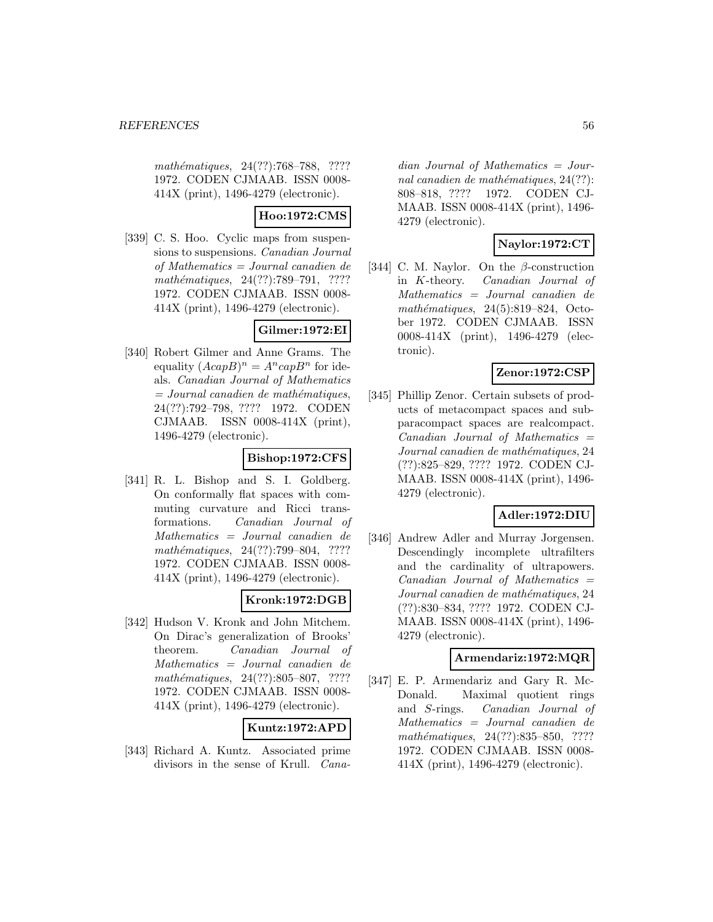*mathématiques*, 24(??):768–788, ???? 1972. CODEN CJMAAB. ISSN 0008-414X (print), 1496-4279 (electronic).

**Hoo:1972:CMS**

[339] C. S. Hoo. Cyclic maps from suspensions to suspensions. *Canadian Journal of Mathematics = Journal canadien de mathématiques*, 24(??):789–791, ???? 1972. CODEN CJMAAB. ISSN 0008-414X (print), 1496-4279 (electronic).

**Gilmer:1972:EI**

[340] Robert Gilmer and Anne Grams. The equality $(AcapB)^n = A^n capB^n$ for ideals. *Canadian Journal of Mathematics = Journal canadien de mathématiques*, 24(??):792–798, ???? 1972. CODEN CJMAAB. ISSN 0008-414X (print), 1496-4279 (electronic).

**Bishop:1972:CFS**

[341] R. L. Bishop and S. I. Goldberg. On conformally flat spaces with commuting curvature and Ricci transformations. *Canadian Journal of Mathematics = Journal canadien de mathématiques*, 24(??):799–804, ???? 1972. CODEN CJMAAB. ISSN 0008-414X (print), 1496-4279 (electronic).

**Kronk:1972:DGB**

[342] Hudson V. Kronk and John Mitchem. On Dirac's generalization of Brooks' theorem. *Canadian Journal of Mathematics = Journal canadien de mathématiques*, 24(??):805–807, ???? 1972. CODEN CJMAAB. ISSN 0008-414X (print), 1496-4279 (electronic).

**Kuntz:1972:APD**

[343] Richard A. Kuntz. Associated prime divisors in the sense of Krull. *Canadian Journal of Mathematics = Journal canadien de mathématiques*, 24(??): 808–818, ???? 1972. CODEN CJMAAB. ISSN 0008-414X (print), 1496-4279 (electronic).

**Naylor:1972:CT**

[344] C. M. Naylor. On the $\beta$-construction in $K$-theory. *Canadian Journal of Mathematics = Journal canadien de mathématiques*, 24(5):819–824, October 1972. CODEN CJMAAB. ISSN 0008-414X (print), 1496-4279 (electronic).

**Zenor:1972:CSP**

[345] Phillip Zenor. Certain subsets of products of metacompact spaces and subparacompact spaces are realcompact. *Canadian Journal of Mathematics = Journal canadien de mathématiques*, 24 (??):825–829, ???? 1972. CODEN CJMAAB. ISSN 0008-414X (print), 1496-4279 (electronic).

**Adler:1972:DIU**

[346] Andrew Adler and Murray Jorgensen. Descendingly incomplete ultrafilters and the cardinality of ultrapowers. *Canadian Journal of Mathematics = Journal canadien de mathématiques*, 24 (??):830–834, ???? 1972. CODEN CJMAAB. ISSN 0008-414X (print), 1496-4279 (electronic).

**Armendariz:1972:MQR**

[347] E. P. Armendariz and Gary R. McDonald. Maximal quotient rings and $S$-rings. *Canadian Journal of Mathematics = Journal canadien de mathématiques*, 24(??):835–850, ???? 1972. CODEN CJMAAB. ISSN 0008-414X (print), 1496-4279 (electronic).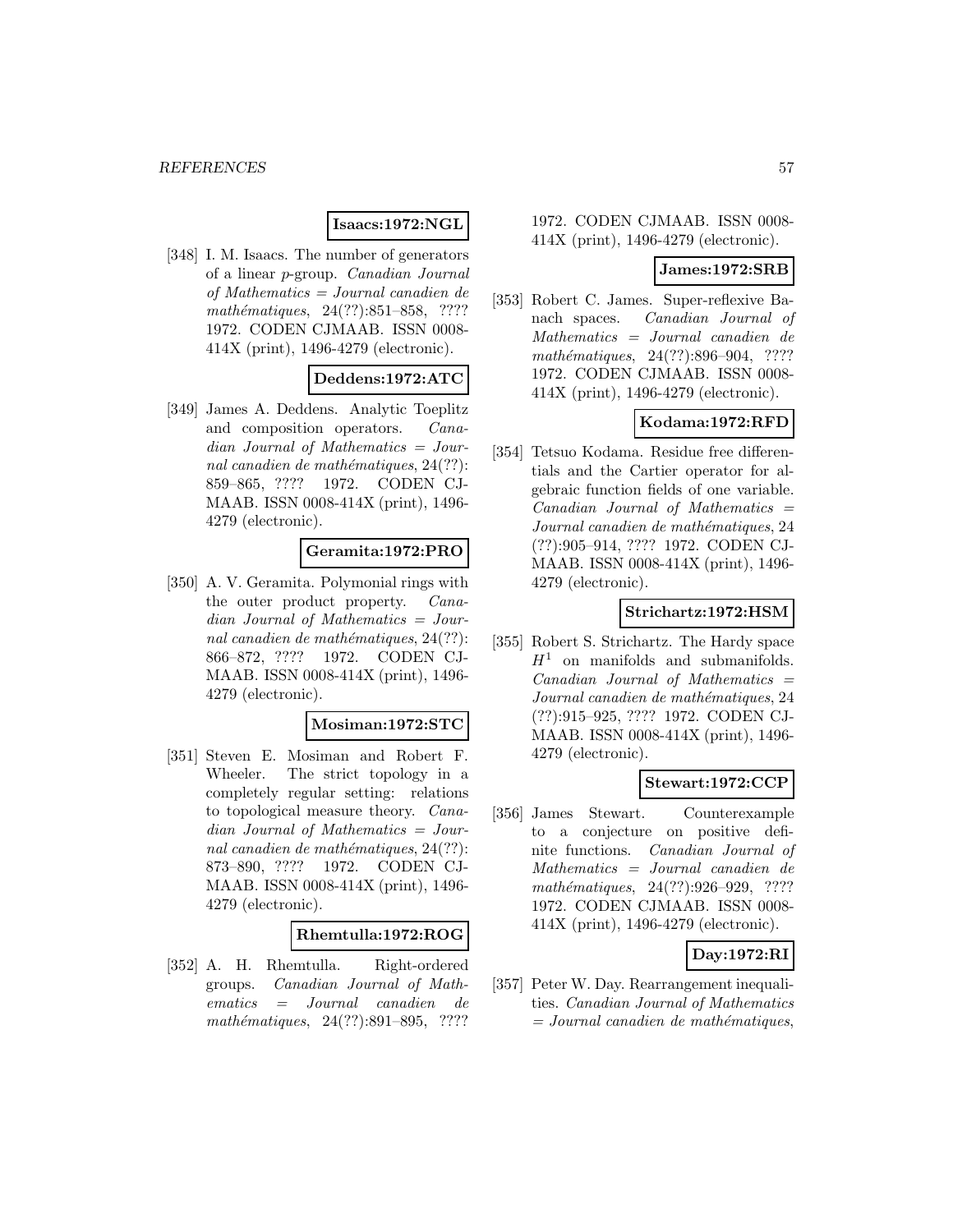**Isaacs:1972:NGL**

[348] I. M. Isaacs. The number of generators of a linear $p$-group. *Canadian Journal of Mathematics = Journal canadien de mathématiques*, 24(??):851–858, ???? 1972. CODEN CJMAAB. ISSN 0008-414X (print), 1496-4279 (electronic).

**Deddens:1972:ATC**

[349] James A. Deddens. Analytic Toeplitz and composition operators. *Canadian Journal of Mathematics = Journal canadien de mathématiques*, 24(??):859–865, ???? 1972. CODEN CJMAAB. ISSN 0008-414X (print), 1496-4279 (electronic).

**Geramita:1972:PRO**

[350] A. V. Geramita. Polymonial rings with the outer product property. *Canadian Journal of Mathematics = Journal canadien de mathématiques*, 24(??):866–872, ???? 1972. CODEN CJMAAB. ISSN 0008-414X (print), 1496-4279 (electronic).

**Mosiman:1972:STC**

[351] Steven E. Mosiman and Robert F. Wheeler. The strict topology in a completely regular setting: relations to topological measure theory. *Canadian Journal of Mathematics = Journal canadien de mathématiques*, 24(??):873–890, ???? 1972. CODEN CJMAAB. ISSN 0008-414X (print), 1496-4279 (electronic).

**Rhemtulla:1972:ROG**

[352] A. H. Rhemtulla. Right-ordered groups. *Canadian Journal of Mathematics = Journal canadien de mathématiques*, 24(??):891–895, ???? 1972. CODEN CJMAAB. ISSN 0008-414X (print), 1496-4279 (electronic).

**James:1972:SRB**

[353] Robert C. James. Super-reflexive Banach spaces. *Canadian Journal of Mathematics = Journal canadien de mathématiques*, 24(??):896–904, ???? 1972. CODEN CJMAAB. ISSN 0008-414X (print), 1496-4279 (electronic).

**Kodama:1972:RFD**

[354] Tetsuo Kodama. Residue free differentials and the Cartier operator for algebraic function fields of one variable. *Canadian Journal of Mathematics = Journal canadien de mathématiques*, 24 (??):905–914, ???? 1972. CODEN CJMAAB. ISSN 0008-414X (print), 1496-4279 (electronic).

**Strichartz:1972:HSM**

[355] Robert S. Strichartz. The Hardy space $H^1$ on manifolds and submanifolds. *Canadian Journal of Mathematics = Journal canadien de mathématiques*, 24 (??):915–925, ???? 1972. CODEN CJMAAB. ISSN 0008-414X (print), 1496-4279 (electronic).

**Stewart:1972:CCP**

[356] James Stewart. Counterexample to a conjecture on positive definite functions. *Canadian Journal of Mathematics = Journal canadien de mathématiques*, 24(??):926–929, ???? 1972. CODEN CJMAAB. ISSN 0008-414X (print), 1496-4279 (electronic).

**Day:1972:RI**

[357] Peter W. Day. Rearrangement inequalities. *Canadian Journal of Mathematics = Journal canadien de mathématiques*,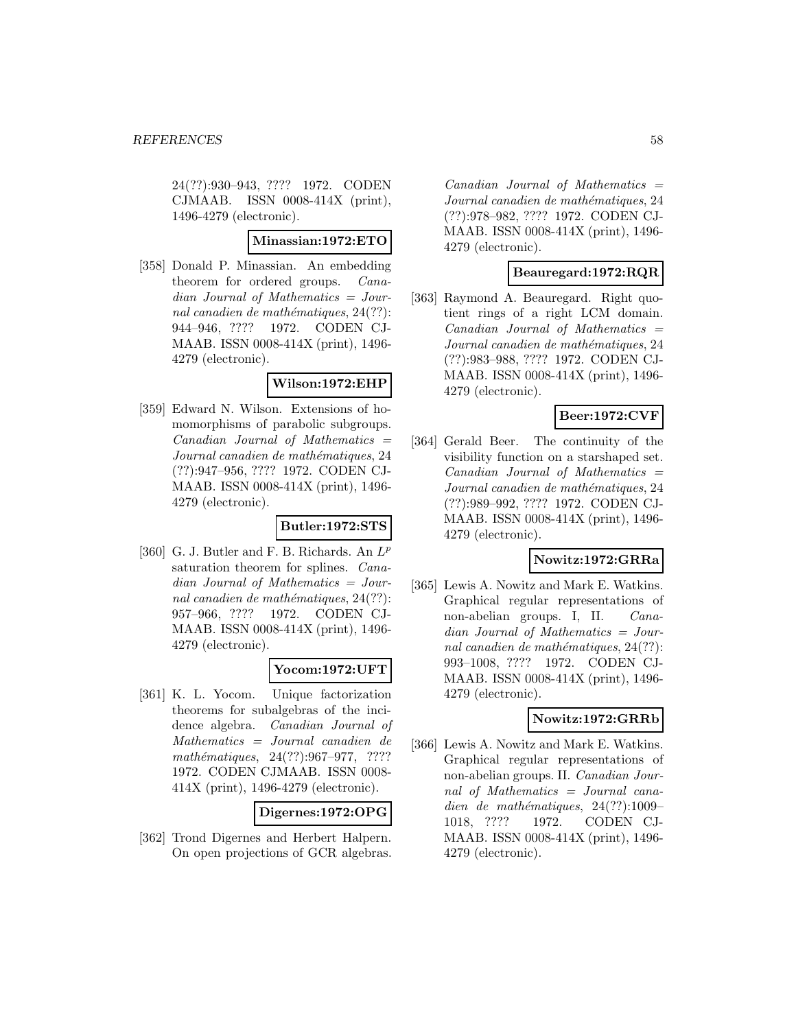24(??):930–943, ???? 1972. CODEN CJMAAB. ISSN 0008-414X (print), 1496-4279 (electronic).

**Minassian:1972:ETO**

[358] Donald P. Minassian. An embedding theorem for ordered groups. *Canadian Journal of Mathematics = Journal canadien de mathématiques*, 24(??): 944–946, ???? 1972. CODEN CJMAAB. ISSN 0008-414X (print), 1496-4279 (electronic).

**Wilson:1972:EHP**

[359] Edward N. Wilson. Extensions of homomorphisms of parabolic subgroups. *Canadian Journal of Mathematics = Journal canadien de mathématiques*, 24 (??):947–956, ???? 1972. CODEN CJMAAB. ISSN 0008-414X (print), 1496-4279 (electronic).

**Butler:1972:STS**

[360] G. J. Butler and F. B. Richards. An $L^p$ saturation theorem for splines. *Canadian Journal of Mathematics = Journal canadien de mathématiques*, 24(??): 957–966, ???? 1972. CODEN CJMAAB. ISSN 0008-414X (print), 1496-4279 (electronic).

**Yocom:1972:UFT**

[361] K. L. Yocom. Unique factorization theorems for subalgebras of the incidence algebra. *Canadian Journal of Mathematics = Journal canadien de mathématiques*, 24(??):967–977, ???? 1972. CODEN CJMAAB. ISSN 0008-414X (print), 1496-4279 (electronic).

**Digernes:1972:OPG**

[362] Trond Digernes and Herbert Halpern. On open projections of GCR algebras. *Canadian Journal of Mathematics = Journal canadien de mathématiques*, 24 (??):978–982, ???? 1972. CODEN CJMAAB. ISSN 0008-414X (print), 1496-4279 (electronic).

**Beauregard:1972:RQR**

[363] Raymond A. Beauregard. Right quotient rings of a right LCM domain. *Canadian Journal of Mathematics = Journal canadien de mathématiques*, 24 (??):983–988, ???? 1972. CODEN CJMAAB. ISSN 0008-414X (print), 1496-4279 (electronic).

**Beer:1972:CVF**

[364] Gerald Beer. The continuity of the visibility function on a starshaped set. *Canadian Journal of Mathematics = Journal canadien de mathématiques*, 24 (??):989–992, ???? 1972. CODEN CJMAAB. ISSN 0008-414X (print), 1496-4279 (electronic).

**Nowitz:1972:GRRa**

[365] Lewis A. Nowitz and Mark E. Watkins. Graphical regular representations of non-abelian groups. I, II. *Canadian Journal of Mathematics = Journal canadien de mathématiques*, 24(??): 993–1008, ???? 1972. CODEN CJMAAB. ISSN 0008-414X (print), 1496-4279 (electronic).

**Nowitz:1972:GRRb**

[366] Lewis A. Nowitz and Mark E. Watkins. Graphical regular representations of non-abelian groups. II. *Canadian Journal of Mathematics = Journal canadien de mathématiques*, 24(??):1009–1018, ???? 1972. CODEN CJMAAB. ISSN 0008-414X (print), 1496-4279 (electronic).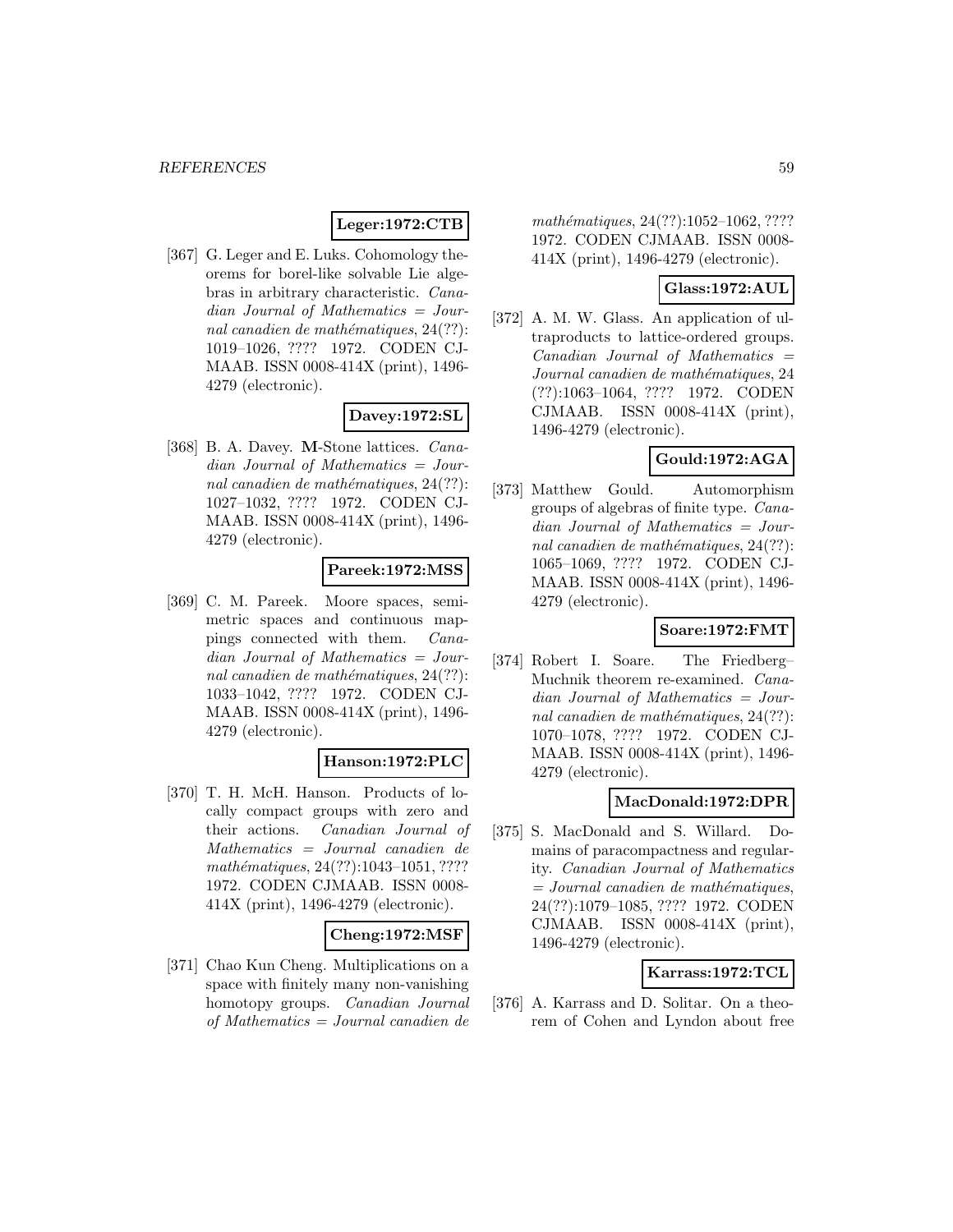**Leger:1972:CTB**

[367] G. Leger and E. Luks. Cohomology theorems for borel-like solvable Lie algebras in arbitrary characteristic. *Canadian Journal of Mathematics = Journal canadien de mathématiques*, 24(??): 1019–1026, ???? 1972. CODEN CJMAAB. ISSN 0008-414X (print), 1496-4279 (electronic).

**Davey:1972:SL**

[368] B. A. Davey. **M**-Stone lattices. *Canadian Journal of Mathematics = Journal canadien de mathématiques*, 24(??): 1027–1032, ???? 1972. CODEN CJMAAB. ISSN 0008-414X (print), 1496-4279 (electronic).

**Pareek:1972:MSS**

[369] C. M. Pareek. Moore spaces, semi-metric spaces and continuous mappings connected with them. *Canadian Journal of Mathematics = Journal canadien de mathématiques*, 24(??): 1033–1042, ???? 1972. CODEN CJMAAB. ISSN 0008-414X (print), 1496-4279 (electronic).

**Hanson:1972:PLC**

[370] T. H. McH. Hanson. Products of locally compact groups with zero and their actions. *Canadian Journal of Mathematics = Journal canadien de mathématiques*, 24(??):1043–1051, ???? 1972. CODEN CJMAAB. ISSN 0008-414X (print), 1496-4279 (electronic).

**Cheng:1972:MSF**

[371] Chao Kun Cheng. Multiplications on a space with finitely many non-vanishing homotopy groups. *Canadian Journal of Mathematics = Journal canadien de mathématiques*, 24(??):1052–1062, ???? 1972. CODEN CJMAAB. ISSN 0008-414X (print), 1496-4279 (electronic).

**Glass:1972:AUL**

[372] A. M. W. Glass. An application of ultraproducts to lattice-ordered groups. *Canadian Journal of Mathematics = Journal canadien de mathématiques*, 24 (??):1063–1064, ???? 1972. CODEN CJMAAB. ISSN 0008-414X (print), 1496-4279 (electronic).

**Gould:1972:AGA**

[373] Matthew Gould. Automorphism groups of algebras of finite type. *Canadian Journal of Mathematics = Journal canadien de mathématiques*, 24(??): 1065–1069, ???? 1972. CODEN CJMAAB. ISSN 0008-414X (print), 1496-4279 (electronic).

**Soare:1972:FMT**

[374] Robert I. Soare. The Friedberg–Muchnik theorem re-examined. *Canadian Journal of Mathematics = Journal canadien de mathématiques*, 24(??): 1070–1078, ???? 1972. CODEN CJMAAB. ISSN 0008-414X (print), 1496-4279 (electronic).

**MacDonald:1972:DPR**

[375] S. MacDonald and S. Willard. Domains of paracompactness and regularity. *Canadian Journal of Mathematics = Journal canadien de mathématiques*, 24(??):1079–1085, ???? 1972. CODEN CJMAAB. ISSN 0008-414X (print), 1496-4279 (electronic).

**Karrass:1972:TCL**

[376] A. Karrass and D. Solitar. On a theorem of Cohen and Lyndon about free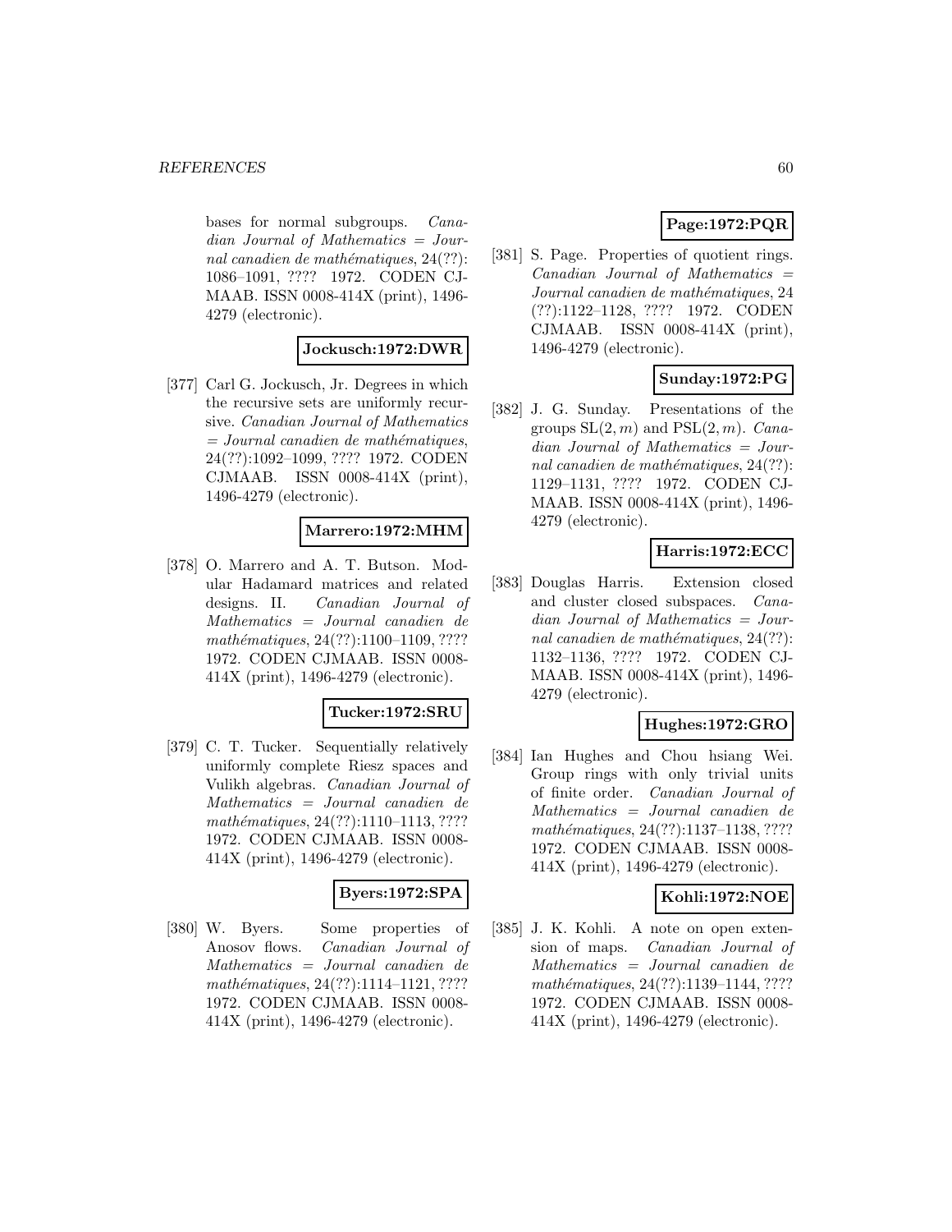bases for normal subgroups. *Canadian Journal of Mathematics = Journal canadien de mathématiques*, 24(??): 1086–1091, ???? 1972. CODEN CJMAAB. ISSN 0008-414X (print), 1496-4279 (electronic).

**Jockusch:1972:DWR**

[377] Carl G. Jockusch, Jr. Degrees in which the recursive sets are uniformly recursive. *Canadian Journal of Mathematics = Journal canadien de mathématiques*, 24(??):1092–1099, ???? 1972. CODEN CJMAAB. ISSN 0008-414X (print), 1496-4279 (electronic).

**Marrero:1972:MHM**

[378] O. Marrero and A. T. Butson. Modular Hadamard matrices and related designs. II. *Canadian Journal of Mathematics = Journal canadien de mathématiques*, 24(??):1100–1109, ???? 1972. CODEN CJMAAB. ISSN 0008-414X (print), 1496-4279 (electronic).

**Tucker:1972:SRU**

[379] C. T. Tucker. Sequentially relatively uniformly complete Riesz spaces and Vulikh algebras. *Canadian Journal of Mathematics = Journal canadien de mathématiques*, 24(??):1110–1113, ???? 1972. CODEN CJMAAB. ISSN 0008-414X (print), 1496-4279 (electronic).

**Byers:1972:SPA**

[380] W. Byers. Some properties of Anosov flows. *Canadian Journal of Mathematics = Journal canadien de mathématiques*, 24(??):1114–1121, ???? 1972. CODEN CJMAAB. ISSN 0008-414X (print), 1496-4279 (electronic).

**Page:1972:PQR**

[381] S. Page. Properties of quotient rings. *Canadian Journal of Mathematics = Journal canadien de mathématiques*, 24 (??):1122–1128, ???? 1972. CODEN CJMAAB. ISSN 0008-414X (print), 1496-4279 (electronic).

**Sunday:1972:PG**

[382] J. G. Sunday. Presentations of the groups $\mathrm{SL}(2, m)$ and $\mathrm{PSL}(2, m)$. *Canadian Journal of Mathematics = Journal canadien de mathématiques*, 24(??): 1129–1131, ???? 1972. CODEN CJMAAB. ISSN 0008-414X (print), 1496-4279 (electronic).

**Harris:1972:ECC**

[383] Douglas Harris. Extension closed and cluster closed subspaces. *Canadian Journal of Mathematics = Journal canadien de mathématiques*, 24(??): 1132–1136, ???? 1972. CODEN CJMAAB. ISSN 0008-414X (print), 1496-4279 (electronic).

**Hughes:1972:GRO**

[384] Ian Hughes and Chou hsiang Wei. Group rings with only trivial units of finite order. *Canadian Journal of Mathematics = Journal canadien de mathématiques*, 24(??):1137–1138, ???? 1972. CODEN CJMAAB. ISSN 0008-414X (print), 1496-4279 (electronic).

**Kohli:1972:NOE**

[385] J. K. Kohli. A note on open extension of maps. *Canadian Journal of Mathematics = Journal canadien de mathématiques*, 24(??):1139–1144, ???? 1972. CODEN CJMAAB. ISSN 0008-414X (print), 1496-4279 (electronic).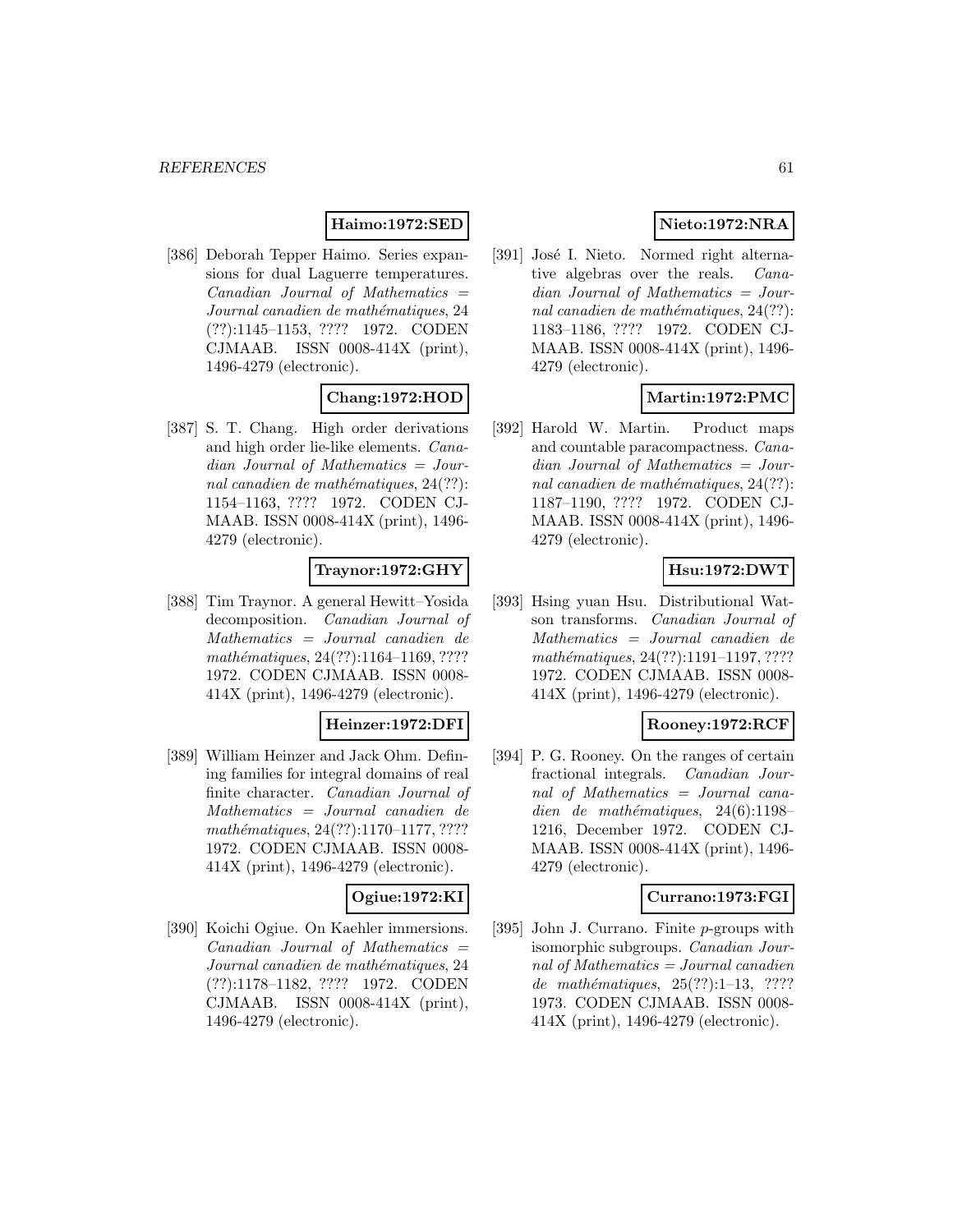**Haimo:1972:SED**

[386] Deborah Tepper Haimo. Series expansions for dual Laguerre temperatures. *Canadian Journal of Mathematics = Journal canadien de mathématiques*, 24 (??):1145–1153, ???? 1972. CODEN CJMAAB. ISSN 0008-414X (print), 1496-4279 (electronic).

**Chang:1972:HOD**

[387] S. T. Chang. High order derivations and high order lie-like elements. *Canadian Journal of Mathematics = Journal canadien de mathématiques*, 24(??): 1154–1163, ???? 1972. CODEN CJMAAB. ISSN 0008-414X (print), 1496-4279 (electronic).

**Traynor:1972:GHY**

[388] Tim Traynor. A general Hewitt–Yosida decomposition. *Canadian Journal of Mathematics = Journal canadien de mathématiques*, 24(??):1164–1169, ???? 1972. CODEN CJMAAB. ISSN 0008-414X (print), 1496-4279 (electronic).

**Heinzer:1972:DFI**

[389] William Heinzer and Jack Ohm. Defining families for integral domains of real finite character. *Canadian Journal of Mathematics = Journal canadien de mathématiques*, 24(??):1170–1177, ???? 1972. CODEN CJMAAB. ISSN 0008-414X (print), 1496-4279 (electronic).

**Ogiue:1972:KI**

[390] Koichi Ogiue. On Kaehler immersions. *Canadian Journal of Mathematics = Journal canadien de mathématiques*, 24 (??):1178–1182, ???? 1972. CODEN CJMAAB. ISSN 0008-414X (print), 1496-4279 (electronic).

**Nieto:1972:NRA**

[391] José I. Nieto. Normed right alternative algebras over the reals. *Canadian Journal of Mathematics = Journal canadien de mathématiques*, 24(??): 1183–1186, ???? 1972. CODEN CJMAAB. ISSN 0008-414X (print), 1496-4279 (electronic).

**Martin:1972:PMC**

[392] Harold W. Martin. Product maps and countable paracompactness. *Canadian Journal of Mathematics = Journal canadien de mathématiques*, 24(??): 1187–1190, ???? 1972. CODEN CJMAAB. ISSN 0008-414X (print), 1496-4279 (electronic).

**Hsu:1972:DWT**

[393] Hsing yuan Hsu. Distributional Watson transforms. *Canadian Journal of Mathematics = Journal canadien de mathématiques*, 24(??):1191–1197, ???? 1972. CODEN CJMAAB. ISSN 0008-414X (print), 1496-4279 (electronic).

**Rooney:1972:RCF**

[394] P. G. Rooney. On the ranges of certain fractional integrals. *Canadian Journal of Mathematics = Journal canadien de mathématiques*, 24(6):1198–1216, December 1972. CODEN CJMAAB. ISSN 0008-414X (print), 1496-4279 (electronic).

**Currano:1973:FGI**

[395] John J. Currano. Finite $p$-groups with isomorphic subgroups. *Canadian Journal of Mathematics = Journal canadien de mathématiques*, 25(??):1–13, ???? 1973. CODEN CJMAAB. ISSN 0008-414X (print), 1496-4279 (electronic).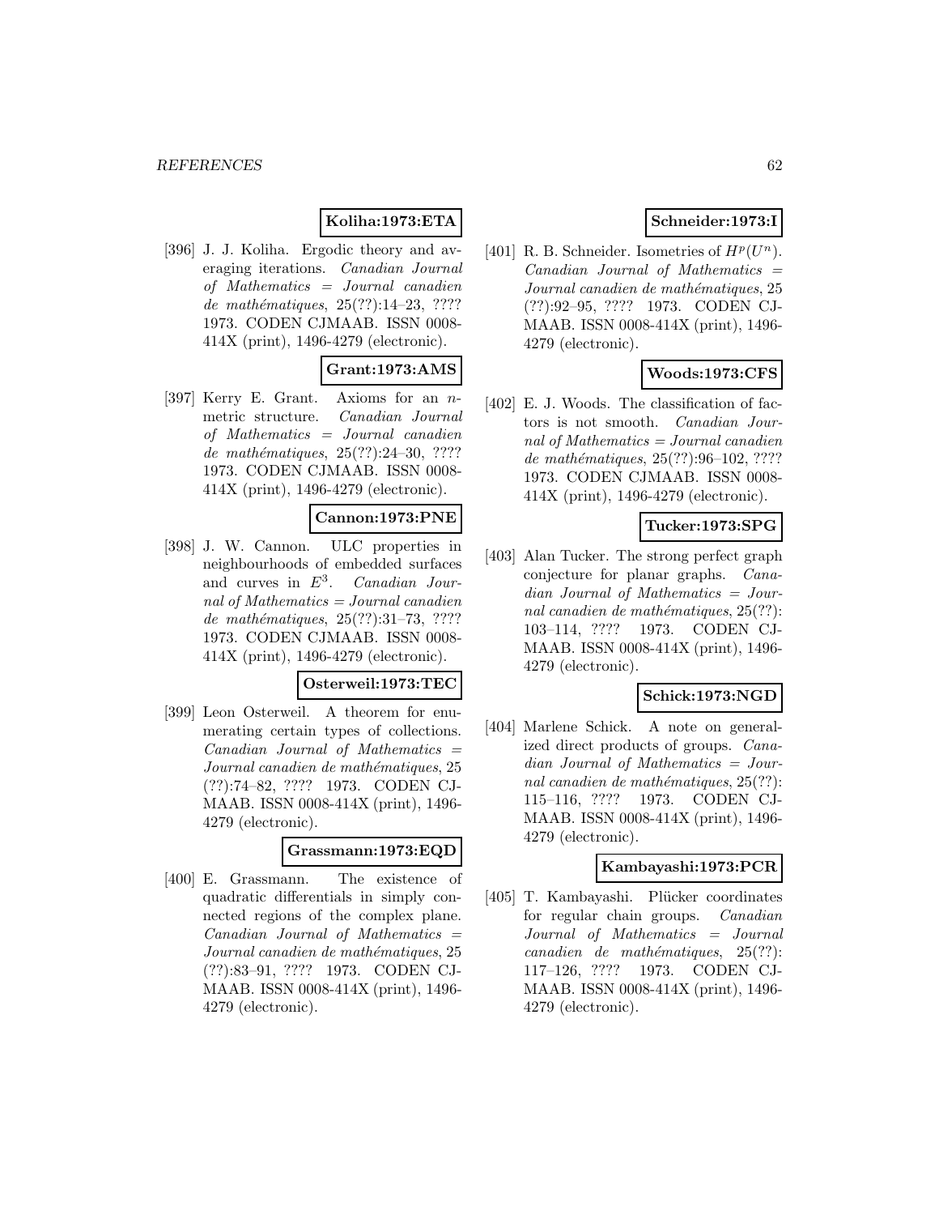**Koliha:1973:ETA**

[396] J. J. Koliha. Ergodic theory and averaging iterations. *Canadian Journal of Mathematics = Journal canadien de mathématiques*, 25(??):14–23, ???? 1973. CODEN CJMAAB. ISSN 0008-414X (print), 1496-4279 (electronic).

**Grant:1973:AMS**

[397] Kerry E. Grant. Axioms for an $n$-metric structure. *Canadian Journal of Mathematics = Journal canadien de mathématiques*, 25(??):24–30, ???? 1973. CODEN CJMAAB. ISSN 0008-414X (print), 1496-4279 (electronic).

**Cannon:1973:PNE**

[398] J. W. Cannon. ULC properties in neighbourhoods of embedded surfaces and curves in $E^3$. *Canadian Journal of Mathematics = Journal canadien de mathématiques*, 25(??):31–73, ???? 1973. CODEN CJMAAB. ISSN 0008-414X (print), 1496-4279 (electronic).

**Osterweil:1973:TEC**

[399] Leon Osterweil. A theorem for enumerating certain types of collections. *Canadian Journal of Mathematics = Journal canadien de mathématiques*, 25 (??):74–82, ???? 1973. CODEN CJMAAB. ISSN 0008-414X (print), 1496-4279 (electronic).

**Grassmann:1973:EQD**

[400] E. Grassmann. The existence of quadratic differentials in simply connected regions of the complex plane. *Canadian Journal of Mathematics = Journal canadien de mathématiques*, 25 (??):83–91, ???? 1973. CODEN CJMAAB. ISSN 0008-414X (print), 1496-4279 (electronic).

**Schneider:1973:I**

[401] R. B. Schneider. Isometries of $H^p(U^n)$. *Canadian Journal of Mathematics = Journal canadien de mathématiques*, 25 (??):92–95, ???? 1973. CODEN CJMAAB. ISSN 0008-414X (print), 1496-4279 (electronic).

**Woods:1973:CFS**

[402] E. J. Woods. The classification of factors is not smooth. *Canadian Journal of Mathematics = Journal canadien de mathématiques*, 25(??):96–102, ???? 1973. CODEN CJMAAB. ISSN 0008-414X (print), 1496-4279 (electronic).

**Tucker:1973:SPG**

[403] Alan Tucker. The strong perfect graph conjecture for planar graphs. *Canadian Journal of Mathematics = Journal canadien de mathématiques*, 25(??): 103–114, ???? 1973. CODEN CJMAAB. ISSN 0008-414X (print), 1496-4279 (electronic).

**Schick:1973:NGD**

[404] Marlene Schick. A note on generalized direct products of groups. *Canadian Journal of Mathematics = Journal canadien de mathématiques*, 25(??): 115–116, ???? 1973. CODEN CJMAAB. ISSN 0008-414X (print), 1496-4279 (electronic).

**Kambayashi:1973:PCR**

[405] T. Kambayashi. Plücker coordinates for regular chain groups. *Canadian Journal of Mathematics = Journal canadien de mathématiques*, 25(??): 117–126, ???? 1973. CODEN CJMAAB. ISSN 0008-414X (print), 1496-4279 (electronic).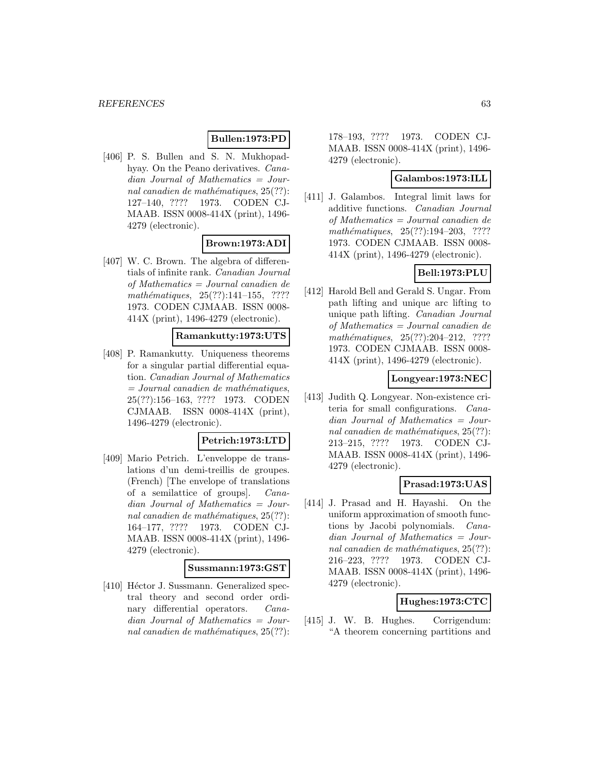**Bullen:1973:PD**

[406] P. S. Bullen and S. N. Mukhopadhyay. On the Peano derivatives. *Canadian Journal of Mathematics = Journal canadien de mathématiques*, 25(??): 127–140, ???? 1973. CODEN CJMAAB. ISSN 0008-414X (print), 1496-4279 (electronic).

**Brown:1973:ADI**

[407] W. C. Brown. The algebra of differentials of infinite rank. *Canadian Journal of Mathematics = Journal canadien de mathématiques*, 25(??):141–155, ???? 1973. CODEN CJMAAB. ISSN 0008-414X (print), 1496-4279 (electronic).

**Ramankutty:1973:UTS**

[408] P. Ramankutty. Uniqueness theorems for a singular partial differential equation. *Canadian Journal of Mathematics = Journal canadien de mathématiques*, 25(??):156–163, ???? 1973. CODEN CJMAAB. ISSN 0008-414X (print), 1496-4279 (electronic).

**Petrich:1973:LTD**

[409] Mario Petrich. L'enveloppe de translations d'un demi-treillis de groupes. (French) [The envelope of translations of a semilattice of groups]. *Canadian Journal of Mathematics = Journal canadien de mathématiques*, 25(??): 164–177, ???? 1973. CODEN CJMAAB. ISSN 0008-414X (print), 1496-4279 (electronic).

**Sussmann:1973:GST**

[410] Héctor J. Sussmann. Generalized spectral theory and second order ordinary differential operators. *Canadian Journal of Mathematics = Journal canadien de mathématiques*, 25(??): 178–193, ???? 1973. CODEN CJMAAB. ISSN 0008-414X (print), 1496-4279 (electronic).

**Galambos:1973:ILL**

[411] J. Galambos. Integral limit laws for additive functions. *Canadian Journal of Mathematics = Journal canadien de mathématiques*, 25(??):194–203, ???? 1973. CODEN CJMAAB. ISSN 0008-414X (print), 1496-4279 (electronic).

**Bell:1973:PLU**

[412] Harold Bell and Gerald S. Ungar. From path lifting and unique arc lifting to unique path lifting. *Canadian Journal of Mathematics = Journal canadien de mathématiques*, 25(??):204–212, ???? 1973. CODEN CJMAAB. ISSN 0008-414X (print), 1496-4279 (electronic).

**Longyear:1973:NEC**

[413] Judith Q. Longyear. Non-existence criteria for small configurations. *Canadian Journal of Mathematics = Journal canadien de mathématiques*, 25(??): 213–215, ???? 1973. CODEN CJMAAB. ISSN 0008-414X (print), 1496-4279 (electronic).

**Prasad:1973:UAS**

[414] J. Prasad and H. Hayashi. On the uniform approximation of smooth functions by Jacobi polynomials. *Canadian Journal of Mathematics = Journal canadien de mathématiques*, 25(??): 216–223, ???? 1973. CODEN CJMAAB. ISSN 0008-414X (print), 1496-4279 (electronic).

**Hughes:1973:CTC**

[415] J. W. B. Hughes. Corrigendum: "A theorem concerning partitions and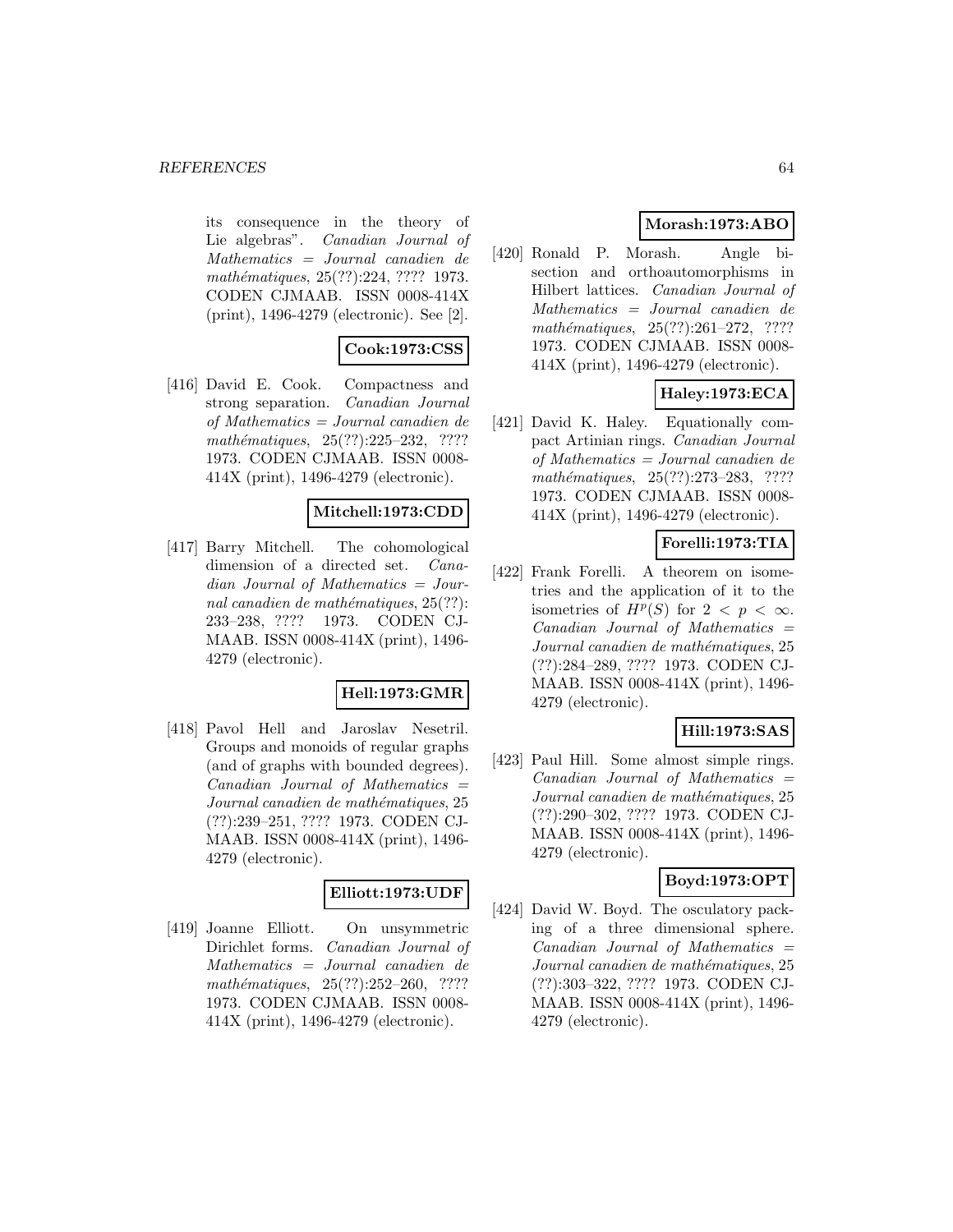its consequence in the theory of Lie algebras". *Canadian Journal of Mathematics = Journal canadien de mathématiques*, 25(??):224, ???? 1973. CODEN CJMAAB. ISSN 0008-414X (print), 1496-4279 (electronic). See [2].

**Cook:1973:CSS**

[416] David E. Cook. Compactness and strong separation. *Canadian Journal of Mathematics = Journal canadien de mathématiques*, 25(??):225–232, ???? 1973. CODEN CJMAAB. ISSN 0008-414X (print), 1496-4279 (electronic).

**Mitchell:1973:CDD**

[417] Barry Mitchell. The cohomological dimension of a directed set. *Canadian Journal of Mathematics = Journal canadien de mathématiques*, 25(??): 233–238, ???? 1973. CODEN CJMAAB. ISSN 0008-414X (print), 1496-4279 (electronic).

**Hell:1973:GMR**

[418] Pavol Hell and Jaroslav Nesetril. Groups and monoids of regular graphs (and of graphs with bounded degrees). *Canadian Journal of Mathematics = Journal canadien de mathématiques*, 25 (??):239–251, ???? 1973. CODEN CJMAAB. ISSN 0008-414X (print), 1496-4279 (electronic).

**Elliott:1973:UDF**

[419] Joanne Elliott. On unsymmetric Dirichlet forms. *Canadian Journal of Mathematics = Journal canadien de mathématiques*, 25(??):252–260, ???? 1973. CODEN CJMAAB. ISSN 0008-414X (print), 1496-4279 (electronic).

**Morash:1973:ABO**

[420] Ronald P. Morash. Angle bisection and orthoautomorphisms in Hilbert lattices. *Canadian Journal of Mathematics = Journal canadien de mathématiques*, 25(??):261–272, ???? 1973. CODEN CJMAAB. ISSN 0008-414X (print), 1496-4279 (electronic).

**Haley:1973:ECA**

[421] David K. Haley. Equationally compact Artinian rings. *Canadian Journal of Mathematics = Journal canadien de mathématiques*, 25(??):273–283, ???? 1973. CODEN CJMAAB. ISSN 0008-414X (print), 1496-4279 (electronic).

**Forelli:1973:TIA**

[422] Frank Forelli. A theorem on isometries and the application of it to the isometries of $H^p(S)$ for $2 < p < \infty$. *Canadian Journal of Mathematics = Journal canadien de mathématiques*, 25 (??):284–289, ???? 1973. CODEN CJMAAB. ISSN 0008-414X (print), 1496-4279 (electronic).

**Hill:1973:SAS**

[423] Paul Hill. Some almost simple rings. *Canadian Journal of Mathematics = Journal canadien de mathématiques*, 25 (??):290–302, ???? 1973. CODEN CJMAAB. ISSN 0008-414X (print), 1496-4279 (electronic).

**Boyd:1973:OPT**

[424] David W. Boyd. The osculatory packing of a three dimensional sphere. *Canadian Journal of Mathematics = Journal canadien de mathématiques*, 25 (??):303–322, ???? 1973. CODEN CJMAAB. ISSN 0008-414X (print), 1496-4279 (electronic).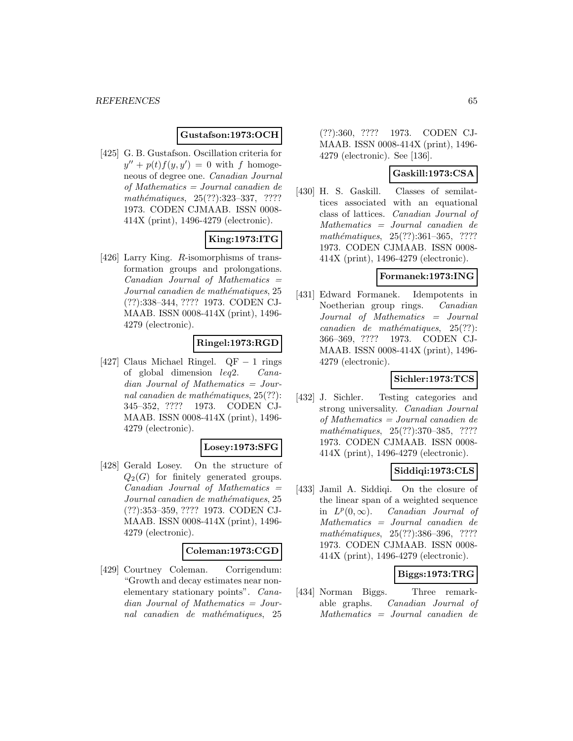**Gustafson:1973:OCH**

[425] G. B. Gustafson. Oscillation criteria for $y'' + p(t)f(y, y') = 0$ with $f$ homogeneous of degree one. *Canadian Journal of Mathematics = Journal canadien de mathématiques*, 25(??):323–337, ???? 1973. CODEN CJMAAB. ISSN 0008-414X (print), 1496-4279 (electronic).

**King:1973:ITG**

[426] Larry King. $R$-isomorphisms of transformation groups and prolongations. *Canadian Journal of Mathematics = Journal canadien de mathématiques*, 25 (??):338–344, ???? 1973. CODEN CJMAAB. ISSN 0008-414X (print), 1496-4279 (electronic).

**Ringel:1973:RGD**

[427] Claus Michael Ringel. QF − 1 rings of global dimension $leq2$. *Canadian Journal of Mathematics = Journal canadien de mathématiques*, 25(??): 345–352, ???? 1973. CODEN CJMAAB. ISSN 0008-414X (print), 1496-4279 (electronic).

**Losey:1973:SFG**

[428] Gerald Losey. On the structure of $Q_2(G)$ for finitely generated groups. *Canadian Journal of Mathematics = Journal canadien de mathématiques*, 25 (??):353–359, ???? 1973. CODEN CJMAAB. ISSN 0008-414X (print), 1496-4279 (electronic).

**Coleman:1973:CGD**

[429] Courtney Coleman. Corrigendum: "Growth and decay estimates near nonelementary stationary points". *Canadian Journal of Mathematics = Journal canadien de mathématiques*, 25 (??):360, ???? 1973. CODEN CJMAAB. ISSN 0008-414X (print), 1496-4279 (electronic). See [136].

**Gaskill:1973:CSA**

[430] H. S. Gaskill. Classes of semilattices associated with an equational class of lattices. *Canadian Journal of Mathematics = Journal canadien de mathématiques*, 25(??):361–365, ???? 1973. CODEN CJMAAB. ISSN 0008-414X (print), 1496-4279 (electronic).

**Formanek:1973:ING**

[431] Edward Formanek. Idempotents in Noetherian group rings. *Canadian Journal of Mathematics = Journal canadien de mathématiques*, 25(??): 366–369, ???? 1973. CODEN CJMAAB. ISSN 0008-414X (print), 1496-4279 (electronic).

**Sichler:1973:TCS**

[432] J. Sichler. Testing categories and strong universality. *Canadian Journal of Mathematics = Journal canadien de mathématiques*, 25(??):370–385, ???? 1973. CODEN CJMAAB. ISSN 0008-414X (print), 1496-4279 (electronic).

**Siddiqi:1973:CLS**

[433] Jamil A. Siddiqi. On the closure of the linear span of a weighted sequence in $L^p(0, \infty)$. *Canadian Journal of Mathematics = Journal canadien de mathématiques*, 25(??):386–396, ???? 1973. CODEN CJMAAB. ISSN 0008-414X (print), 1496-4279 (electronic).

**Biggs:1973:TRG**

[434] Norman Biggs. Three remarkable graphs. *Canadian Journal of Mathematics = Journal canadien de*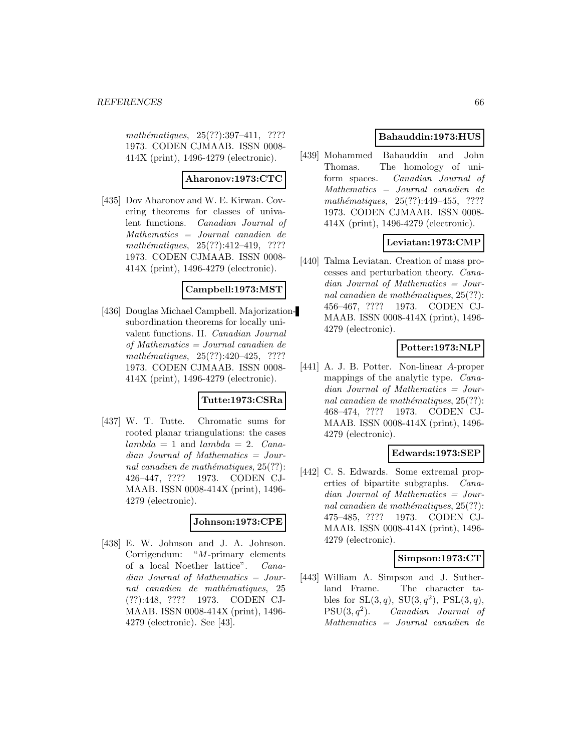*mathématiques*, 25(??):397–411, ???? 1973. CODEN CJMAAB. ISSN 0008-414X (print), 1496-4279 (electronic).

**Aharonov:1973:CTC**

[435] Dov Aharonov and W. E. Kirwan. Covering theorems for classes of univalent functions. *Canadian Journal of Mathematics = Journal canadien de mathématiques*, 25(??):412–419, ???? 1973. CODEN CJMAAB. ISSN 0008-414X (print), 1496-4279 (electronic).

**Campbell:1973:MST**

[436] Douglas Michael Campbell. Majorization-subordination theorems for locally univalent functions. II. *Canadian Journal of Mathematics = Journal canadien de mathématiques*, 25(??):420–425, ???? 1973. CODEN CJMAAB. ISSN 0008-414X (print), 1496-4279 (electronic).

**Tutte:1973:CSRa**

[437] W. T. Tutte. Chromatic sums for rooted planar triangulations: the cases $lambda = 1$ and $lambda = 2$. *Canadian Journal of Mathematics = Journal canadien de mathématiques*, 25(??):426–447, ???? 1973. CODEN CJMAAB. ISSN 0008-414X (print), 1496-4279 (electronic).

**Johnson:1973:CPE**

[438] E. W. Johnson and J. A. Johnson. Corrigendum: "$M$-primary elements of a local Noether lattice". *Canadian Journal of Mathematics = Journal canadien de mathématiques*, 25 (??):448, ???? 1973. CODEN CJMAAB. ISSN 0008-414X (print), 1496-4279 (electronic). See [43].

**Bahauddin:1973:HUS**

[439] Mohammed Bahauddin and John Thomas. The homology of uniform spaces. *Canadian Journal of Mathematics = Journal canadien de mathématiques*, 25(??):449–455, ???? 1973. CODEN CJMAAB. ISSN 0008-414X (print), 1496-4279 (electronic).

**Leviatan:1973:CMP**

[440] Talma Leviatan. Creation of mass processes and perturbation theory. *Canadian Journal of Mathematics = Journal canadien de mathématiques*, 25(??):456–467, ???? 1973. CODEN CJMAAB. ISSN 0008-414X (print), 1496-4279 (electronic).

**Potter:1973:NLP**

[441] A. J. B. Potter. Non-linear $A$-proper mappings of the analytic type. *Canadian Journal of Mathematics = Journal canadien de mathématiques*, 25(??):468–474, ???? 1973. CODEN CJMAAB. ISSN 0008-414X (print), 1496-4279 (electronic).

**Edwards:1973:SEP**

[442] C. S. Edwards. Some extremal properties of bipartite subgraphs. *Canadian Journal of Mathematics = Journal canadien de mathématiques*, 25(??):475–485, ???? 1973. CODEN CJMAAB. ISSN 0008-414X (print), 1496-4279 (electronic).

**Simpson:1973:CT**

[443] William A. Simpson and J. Sutherland Frame. The character tables for $\mathrm{SL}(3,q)$, $\mathrm{SU}(3,q^2)$, $\mathrm{PSL}(3,q)$, $\mathrm{PSU}(3,q^2)$. *Canadian Journal of Mathematics = Journal canadien de*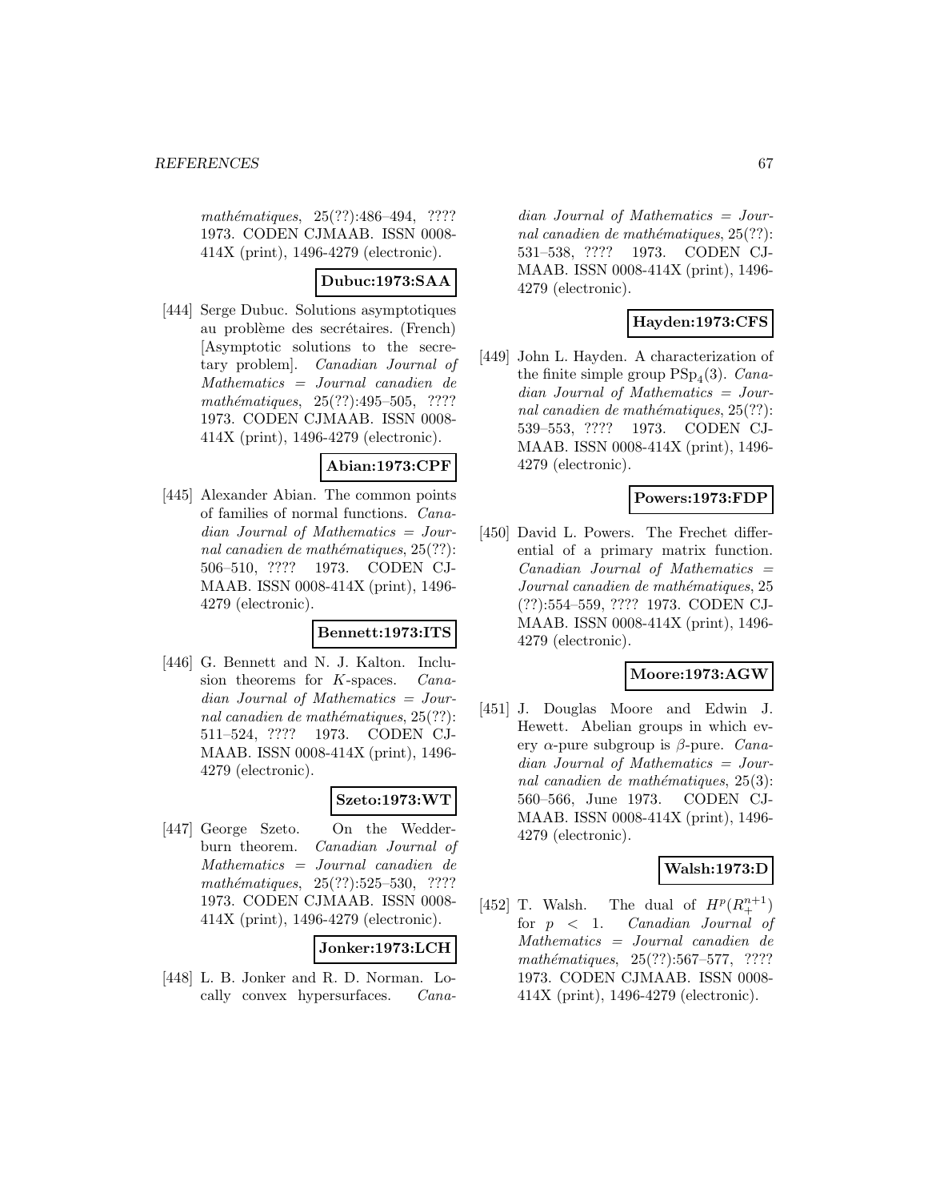*mathématiques*, 25(??):486–494, ???? 1973. CODEN CJMAAB. ISSN 0008-414X (print), 1496-4279 (electronic).

**Dubuc:1973:SAA**

[444] Serge Dubuc. Solutions asymptotiques au problème des secrétaires. (French) [Asymptotic solutions to the secretary problem]. *Canadian Journal of Mathematics = Journal canadien de mathématiques*, 25(??):495–505, ???? 1973. CODEN CJMAAB. ISSN 0008-414X (print), 1496-4279 (electronic).

**Abian:1973:CPF**

[445] Alexander Abian. The common points of families of normal functions. *Canadian Journal of Mathematics = Journal canadien de mathématiques*, 25(??): 506–510, ???? 1973. CODEN CJMAAB. ISSN 0008-414X (print), 1496-4279 (electronic).

**Bennett:1973:ITS**

[446] G. Bennett and N. J. Kalton. Inclusion theorems for $K$-spaces. *Canadian Journal of Mathematics = Journal canadien de mathématiques*, 25(??): 511–524, ???? 1973. CODEN CJMAAB. ISSN 0008-414X (print), 1496-4279 (electronic).

**Szeto:1973:WT**

[447] George Szeto. On the Wedderburn theorem. *Canadian Journal of Mathematics = Journal canadien de mathématiques*, 25(??):525–530, ???? 1973. CODEN CJMAAB. ISSN 0008-414X (print), 1496-4279 (electronic).

**Jonker:1973:LCH**

[448] L. B. Jonker and R. D. Norman. Locally convex hypersurfaces. *Canadian Journal of Mathematics = Journal canadien de mathématiques*, 25(??): 531–538, ???? 1973. CODEN CJMAAB. ISSN 0008-414X (print), 1496-4279 (electronic).

**Hayden:1973:CFS**

[449] John L. Hayden. A characterization of the finite simple group $\mathrm{PSp}_4(3)$. *Canadian Journal of Mathematics = Journal canadien de mathématiques*, 25(??): 539–553, ???? 1973. CODEN CJMAAB. ISSN 0008-414X (print), 1496-4279 (electronic).

**Powers:1973:FDP**

[450] David L. Powers. The Frechet differential of a primary matrix function. *Canadian Journal of Mathematics = Journal canadien de mathématiques*, 25 (??):554–559, ???? 1973. CODEN CJMAAB. ISSN 0008-414X (print), 1496-4279 (electronic).

**Moore:1973:AGW**

[451] J. Douglas Moore and Edwin J. Hewett. Abelian groups in which every $\alpha$-pure subgroup is $\beta$-pure. *Canadian Journal of Mathematics = Journal canadien de mathématiques*, 25(3): 560–566, June 1973. CODEN CJMAAB. ISSN 0008-414X (print), 1496-4279 (electronic).

**Walsh:1973:D**

[452] T. Walsh. The dual of $H^p(R_+^{n+1})$ for $p < 1$. *Canadian Journal of Mathematics = Journal canadien de mathématiques*, 25(??):567–577, ???? 1973. CODEN CJMAAB. ISSN 0008-414X (print), 1496-4279 (electronic).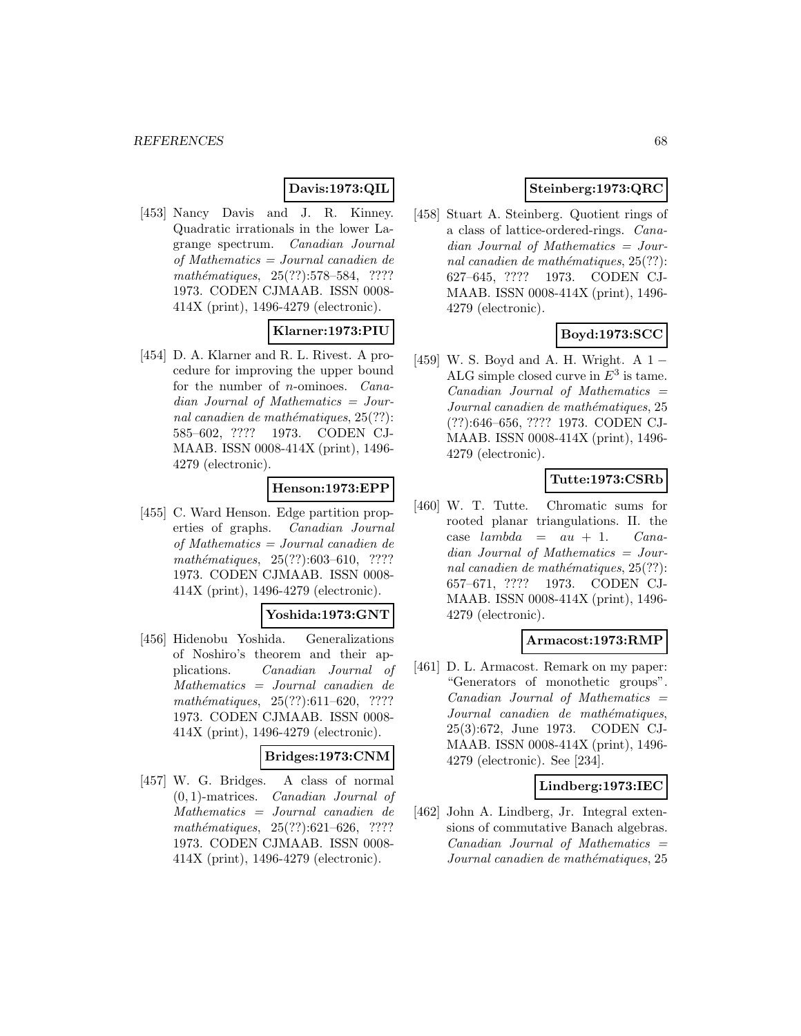**Davis:1973:QIL**

[453] Nancy Davis and J. R. Kinney. Quadratic irrationals in the lower Lagrange spectrum. *Canadian Journal of Mathematics = Journal canadien de mathématiques*, 25(??):578–584, ???? 1973. CODEN CJMAAB. ISSN 0008-414X (print), 1496-4279 (electronic).

**Klarner:1973:PIU**

[454] D. A. Klarner and R. L. Rivest. A procedure for improving the upper bound for the number of $n$-ominoes. *Canadian Journal of Mathematics = Journal canadien de mathématiques*, 25(??):585–602, ???? 1973. CODEN CJMAAB. ISSN 0008-414X (print), 1496-4279 (electronic).

**Henson:1973:EPP**

[455] C. Ward Henson. Edge partition properties of graphs. *Canadian Journal of Mathematics = Journal canadien de mathématiques*, 25(??):603–610, ???? 1973. CODEN CJMAAB. ISSN 0008-414X (print), 1496-4279 (electronic).

**Yoshida:1973:GNT**

[456] Hidenobu Yoshida. Generalizations of Noshiro's theorem and their applications. *Canadian Journal of Mathematics = Journal canadien de mathématiques*, 25(??):611–620, ???? 1973. CODEN CJMAAB. ISSN 0008-414X (print), 1496-4279 (electronic).

**Bridges:1973:CNM**

[457] W. G. Bridges. A class of normal $(0, 1)$-matrices. *Canadian Journal of Mathematics = Journal canadien de mathématiques*, 25(??):621–626, ???? 1973. CODEN CJMAAB. ISSN 0008-414X (print), 1496-4279 (electronic).

**Steinberg:1973:QRC**

[458] Stuart A. Steinberg. Quotient rings of a class of lattice-ordered-rings. *Canadian Journal of Mathematics = Journal canadien de mathématiques*, 25(??):627–645, ???? 1973. CODEN CJMAAB. ISSN 0008-414X (print), 1496-4279 (electronic).

**Boyd:1973:SCC**

[459] W. S. Boyd and A. H. Wright. A $1-$ ALG simple closed curve in $E^3$ is tame. *Canadian Journal of Mathematics = Journal canadien de mathématiques*, 25(??):646–656, ???? 1973. CODEN CJMAAB. ISSN 0008-414X (print), 1496-4279 (electronic).

**Tutte:1973:CSRb**

[460] W. T. Tutte. Chromatic sums for rooted planar triangulations. II. the case $lambda = au + 1$. *Canadian Journal of Mathematics = Journal canadien de mathématiques*, 25(??):657–671, ???? 1973. CODEN CJMAAB. ISSN 0008-414X (print), 1496-4279 (electronic).

**Armacost:1973:RMP**

[461] D. L. Armacost. Remark on my paper: "Generators of monothetic groups". *Canadian Journal of Mathematics = Journal canadien de mathématiques*, 25(3):672, June 1973. CODEN CJMAAB. ISSN 0008-414X (print), 1496-4279 (electronic). See [234].

**Lindberg:1973:IEC**

[462] John A. Lindberg, Jr. Integral extensions of commutative Banach algebras. *Canadian Journal of Mathematics = Journal canadien de mathématiques*, 25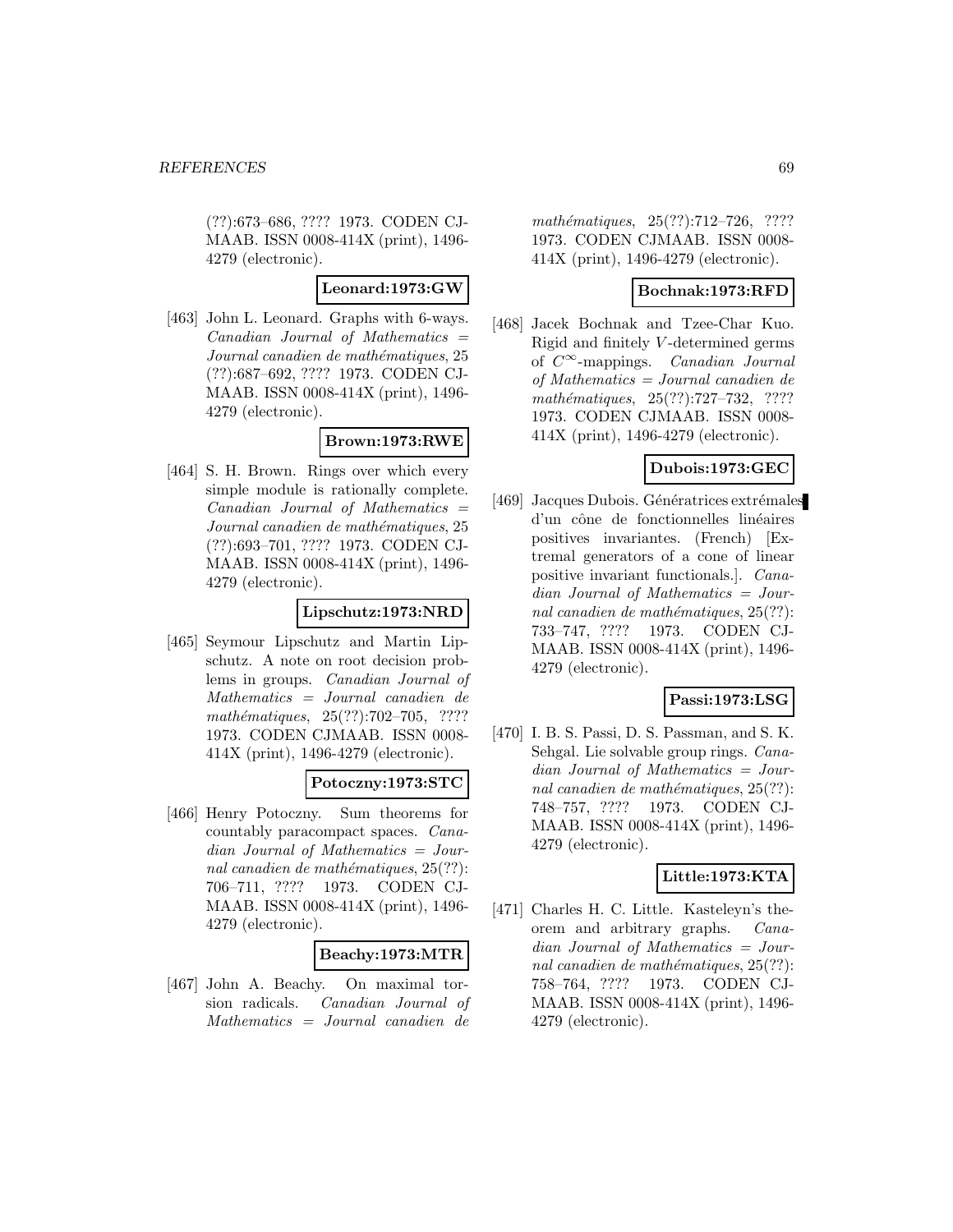(??):673–686, ???? 1973. CODEN CJMAAB. ISSN 0008-414X (print), 1496-4279 (electronic).

**Leonard:1973:GW**

[463] John L. Leonard. Graphs with 6-ways. *Canadian Journal of Mathematics = Journal canadien de mathématiques*, 25 (??):687–692, ???? 1973. CODEN CJMAAB. ISSN 0008-414X (print), 1496-4279 (electronic).

**Brown:1973:RWE**

[464] S. H. Brown. Rings over which every simple module is rationally complete. *Canadian Journal of Mathematics = Journal canadien de mathématiques*, 25 (??):693–701, ???? 1973. CODEN CJMAAB. ISSN 0008-414X (print), 1496-4279 (electronic).

**Lipschutz:1973:NRD**

[465] Seymour Lipschutz and Martin Lipschutz. A note on root decision problems in groups. *Canadian Journal of Mathematics = Journal canadien de mathématiques*, 25(??):702–705, ???? 1973. CODEN CJMAAB. ISSN 0008-414X (print), 1496-4279 (electronic).

**Potoczny:1973:STC**

[466] Henry Potoczny. Sum theorems for countably paracompact spaces. *Canadian Journal of Mathematics = Journal canadien de mathématiques*, 25(??): 706–711, ???? 1973. CODEN CJMAAB. ISSN 0008-414X (print), 1496-4279 (electronic).

**Beachy:1973:MTR**

[467] John A. Beachy. On maximal torsion radicals. *Canadian Journal of Mathematics = Journal canadien de mathématiques*, 25(??):712–726, ???? 1973. CODEN CJMAAB. ISSN 0008-414X (print), 1496-4279 (electronic).

**Bochnak:1973:RFD**

[468] Jacek Bochnak and Tzee-Char Kuo. Rigid and finitely $V$-determined germs of $C^\infty$-mappings. *Canadian Journal of Mathematics = Journal canadien de mathématiques*, 25(??):727–732, ???? 1973. CODEN CJMAAB. ISSN 0008-414X (print), 1496-4279 (electronic).

**Dubois:1973:GEC**

[469] Jacques Dubois. Génératrices extrémales d'un cône de fonctionnelles linéaires positives invariantes. (French) [Extremal generators of a cone of linear positive invariant functionals.]. *Canadian Journal of Mathematics = Journal canadien de mathématiques*, 25(??): 733–747, ???? 1973. CODEN CJMAAB. ISSN 0008-414X (print), 1496-4279 (electronic).

**Passi:1973:LSG**

[470] I. B. S. Passi, D. S. Passman, and S. K. Sehgal. Lie solvable group rings. *Canadian Journal of Mathematics = Journal canadien de mathématiques*, 25(??): 748–757, ???? 1973. CODEN CJMAAB. ISSN 0008-414X (print), 1496-4279 (electronic).

**Little:1973:KTA**

[471] Charles H. C. Little. Kasteleyn's theorem and arbitrary graphs. *Canadian Journal of Mathematics = Journal canadien de mathématiques*, 25(??): 758–764, ???? 1973. CODEN CJMAAB. ISSN 0008-414X (print), 1496-4279 (electronic).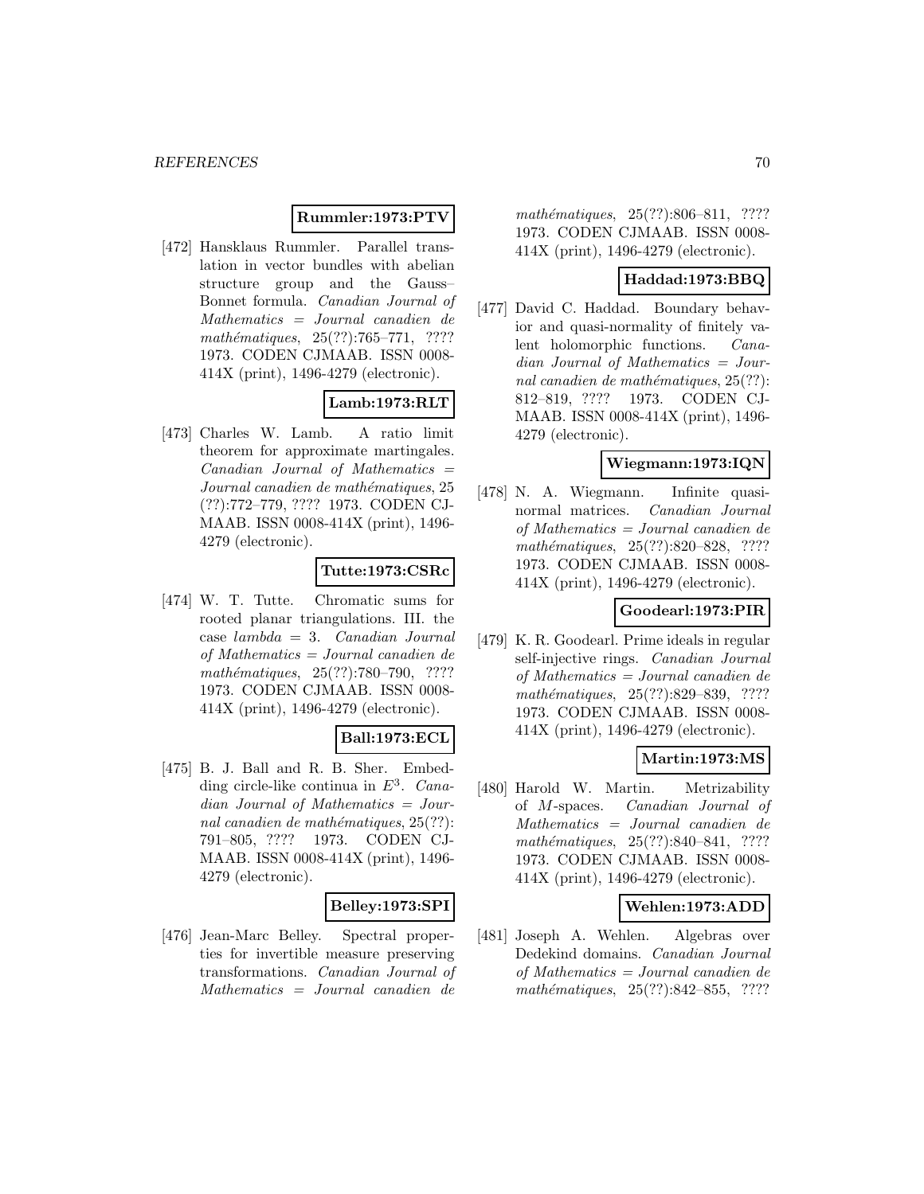**Rummler:1973:PTV**

[472] Hansklaus Rummler. Parallel translation in vector bundles with abelian structure group and the Gauss–Bonnet formula. *Canadian Journal of Mathematics = Journal canadien de mathématiques*, 25(??):765–771, ???? 1973. CODEN CJMAAB. ISSN 0008-414X (print), 1496-4279 (electronic).

**Lamb:1973:RLT**

[473] Charles W. Lamb. A ratio limit theorem for approximate martingales. *Canadian Journal of Mathematics = Journal canadien de mathématiques*, 25 (??):772–779, ???? 1973. CODEN CJMAAB. ISSN 0008-414X (print), 1496-4279 (electronic).

**Tutte:1973:CSRc**

[474] W. T. Tutte. Chromatic sums for rooted planar triangulations. III. the case *lambda* = 3. *Canadian Journal of Mathematics = Journal canadien de mathématiques*, 25(??):780–790, ???? 1973. CODEN CJMAAB. ISSN 0008-414X (print), 1496-4279 (electronic).

**Ball:1973:ECL**

[475] B. J. Ball and R. B. Sher. Embedding circle-like continua in $E^3$. *Canadian Journal of Mathematics = Journal canadien de mathématiques*, 25(??): 791–805, ???? 1973. CODEN CJMAAB. ISSN 0008-414X (print), 1496-4279 (electronic).

**Belley:1973:SPI**

[476] Jean-Marc Belley. Spectral properties for invertible measure preserving transformations. *Canadian Journal of Mathematics = Journal canadien de mathématiques*, 25(??):806–811, ???? 1973. CODEN CJMAAB. ISSN 0008-414X (print), 1496-4279 (electronic).

**Haddad:1973:BBQ**

[477] David C. Haddad. Boundary behavior and quasi-normality of finitely valent holomorphic functions. *Canadian Journal of Mathematics = Journal canadien de mathématiques*, 25(??): 812–819, ???? 1973. CODEN CJMAAB. ISSN 0008-414X (print), 1496-4279 (electronic).

**Wiegmann:1973:IQN**

[478] N. A. Wiegmann. Infinite quasi-normal matrices. *Canadian Journal of Mathematics = Journal canadien de mathématiques*, 25(??):820–828, ???? 1973. CODEN CJMAAB. ISSN 0008-414X (print), 1496-4279 (electronic).

**Goodearl:1973:PIR**

[479] K. R. Goodearl. Prime ideals in regular self-injective rings. *Canadian Journal of Mathematics = Journal canadien de mathématiques*, 25(??):829–839, ???? 1973. CODEN CJMAAB. ISSN 0008-414X (print), 1496-4279 (electronic).

**Martin:1973:MS**

[480] Harold W. Martin. Metrizability of $M$-spaces. *Canadian Journal of Mathematics = Journal canadien de mathématiques*, 25(??):840–841, ???? 1973. CODEN CJMAAB. ISSN 0008-414X (print), 1496-4279 (electronic).

**Wehlen:1973:ADD**

[481] Joseph A. Wehlen. Algebras over Dedekind domains. *Canadian Journal of Mathematics = Journal canadien de mathématiques*, 25(??):842–855, ????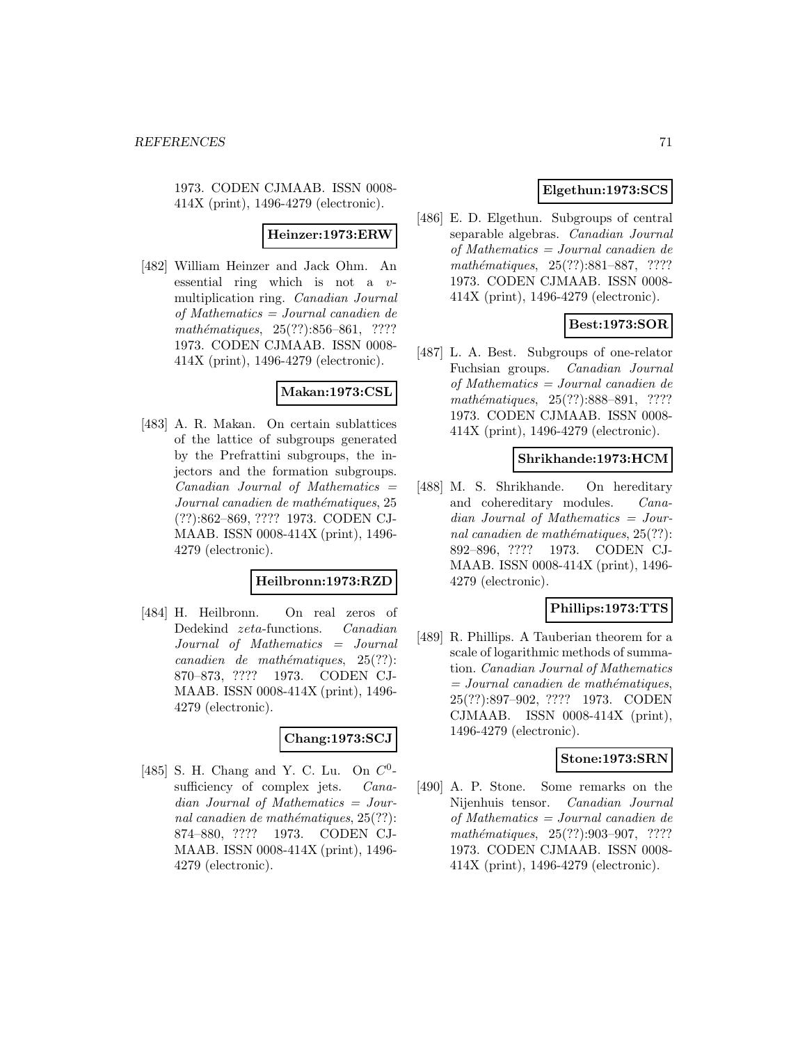1973. CODEN CJMAAB. ISSN 0008-414X (print), 1496-4279 (electronic).

**Heinzer:1973:ERW**

[482] William Heinzer and Jack Ohm. An essential ring which is not a $v$-multiplication ring. *Canadian Journal of Mathematics = Journal canadien de mathématiques*, 25(??):856–861, ???? 1973. CODEN CJMAAB. ISSN 0008-414X (print), 1496-4279 (electronic).

**Makan:1973:CSL**

[483] A. R. Makan. On certain sublattices of the lattice of subgroups generated by the Prefrattini subgroups, the injectors and the formation subgroups. *Canadian Journal of Mathematics = Journal canadien de mathématiques*, 25 (??):862–869, ???? 1973. CODEN CJMAAB. ISSN 0008-414X (print), 1496-4279 (electronic).

**Heilbronn:1973:RZD**

[484] H. Heilbronn. On real zeros of Dedekind *zeta*-functions. *Canadian Journal of Mathematics = Journal canadien de mathématiques*, 25(??):870–873, ???? 1973. CODEN CJMAAB. ISSN 0008-414X (print), 1496-4279 (electronic).

**Chang:1973:SCJ**

[485] S. H. Chang and Y. C. Lu. On $C^0$-sufficiency of complex jets. *Canadian Journal of Mathematics = Journal canadien de mathématiques*, 25(??):874–880, ???? 1973. CODEN CJMAAB. ISSN 0008-414X (print), 1496-4279 (electronic).

**Elgethun:1973:SCS**

[486] E. D. Elgethun. Subgroups of central separable algebras. *Canadian Journal of Mathematics = Journal canadien de mathématiques*, 25(??):881–887, ???? 1973. CODEN CJMAAB. ISSN 0008-414X (print), 1496-4279 (electronic).

**Best:1973:SOR**

[487] L. A. Best. Subgroups of one-relator Fuchsian groups. *Canadian Journal of Mathematics = Journal canadien de mathématiques*, 25(??):888–891, ???? 1973. CODEN CJMAAB. ISSN 0008-414X (print), 1496-4279 (electronic).

**Shrikhande:1973:HCM**

[488] M. S. Shrikhande. On hereditary and cohereditary modules. *Canadian Journal of Mathematics = Journal canadien de mathématiques*, 25(??):892–896, ???? 1973. CODEN CJMAAB. ISSN 0008-414X (print), 1496-4279 (electronic).

**Phillips:1973:TTS**

[489] R. Phillips. A Tauberian theorem for a scale of logarithmic methods of summation. *Canadian Journal of Mathematics = Journal canadien de mathématiques*, 25(??):897–902, ???? 1973. CODEN CJMAAB. ISSN 0008-414X (print), 1496-4279 (electronic).

**Stone:1973:SRN**

[490] A. P. Stone. Some remarks on the Nijenhuis tensor. *Canadian Journal of Mathematics = Journal canadien de mathématiques*, 25(??):903–907, ???? 1973. CODEN CJMAAB. ISSN 0008-414X (print), 1496-4279 (electronic).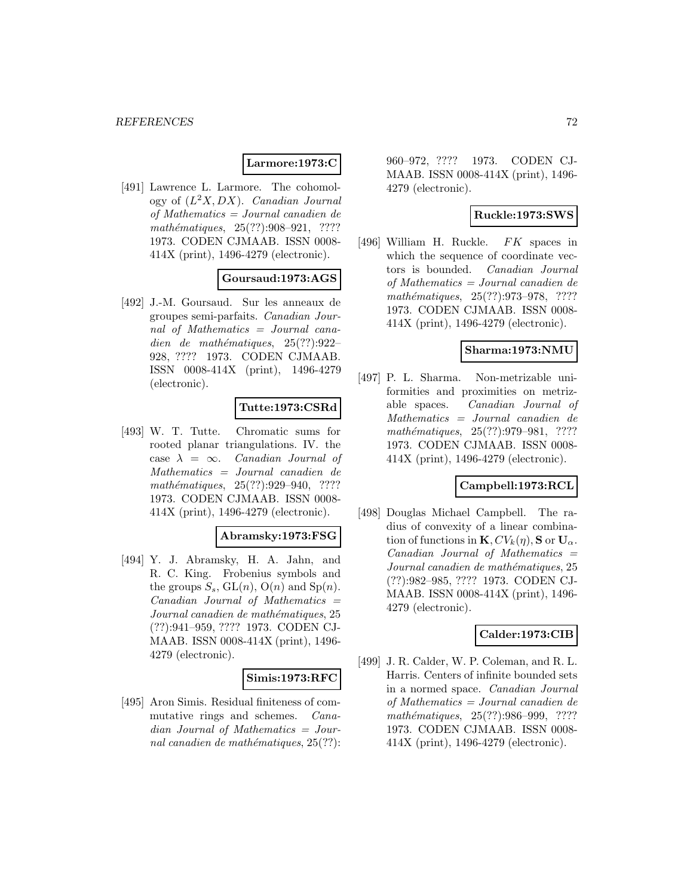**Larmore:1973:C**

[491] Lawrence L. Larmore. The cohomology of $(L^2X, DX)$. *Canadian Journal of Mathematics = Journal canadien de mathématiques*, 25(??):908–921, ???? 1973. CODEN CJMAAB. ISSN 0008-414X (print), 1496-4279 (electronic).

**Goursaud:1973:AGS**

[492] J.-M. Goursaud. Sur les anneaux de groupes semi-parfaits. *Canadian Journal of Mathematics = Journal canadien de mathématiques*, 25(??):922–928, ???? 1973. CODEN CJMAAB. ISSN 0008-414X (print), 1496-4279 (electronic).

**Tutte:1973:CSRd**

[493] W. T. Tutte. Chromatic sums for rooted planar triangulations. IV. the case $\lambda = \infty$. *Canadian Journal of Mathematics = Journal canadien de mathématiques*, 25(??):929–940, ???? 1973. CODEN CJMAAB. ISSN 0008-414X (print), 1496-4279 (electronic).

**Abramsky:1973:FSG**

[494] Y. J. Abramsky, H. A. Jahn, and R. C. King. Frobenius symbols and the groups $S_s$, $\mathrm{GL}(n)$, $\mathrm{O}(n)$ and $\mathrm{Sp}(n)$. *Canadian Journal of Mathematics = Journal canadien de mathématiques*, 25(??):941–959, ???? 1973. CODEN CJMAAB. ISSN 0008-414X (print), 1496-4279 (electronic).

**Simis:1973:RFC**

[495] Aron Simis. Residual finiteness of commutative rings and schemes. *Canadian Journal of Mathematics = Journal canadien de mathématiques*, 25(??):960–972, ???? 1973. CODEN CJMAAB. ISSN 0008-414X (print), 1496-4279 (electronic).

**Ruckle:1973:SWS**

[496] William H. Ruckle. $FK$ spaces in which the sequence of coordinate vectors is bounded. *Canadian Journal of Mathematics = Journal canadien de mathématiques*, 25(??):973–978, ???? 1973. CODEN CJMAAB. ISSN 0008-414X (print), 1496-4279 (electronic).

**Sharma:1973:NMU**

[497] P. L. Sharma. Non-metrizable uniformities and proximities on metrizable spaces. *Canadian Journal of Mathematics = Journal canadien de mathématiques*, 25(??):979–981, ???? 1973. CODEN CJMAAB. ISSN 0008-414X (print), 1496-4279 (electronic).

**Campbell:1973:RCL**

[498] Douglas Michael Campbell. The radius of convexity of a linear combination of functions in $\mathbf{K}, CV_k(\eta), \mathbf{S}$ or $\mathbf{U}_\alpha$. *Canadian Journal of Mathematics = Journal canadien de mathématiques*, 25(??):982–985, ???? 1973. CODEN CJMAAB. ISSN 0008-414X (print), 1496-4279 (electronic).

**Calder:1973:CIB**

[499] J. R. Calder, W. P. Coleman, and R. L. Harris. Centers of infinite bounded sets in a normed space. *Canadian Journal of Mathematics = Journal canadien de mathématiques*, 25(??):986–999, ???? 1973. CODEN CJMAAB. ISSN 0008-414X (print), 1496-4279 (electronic).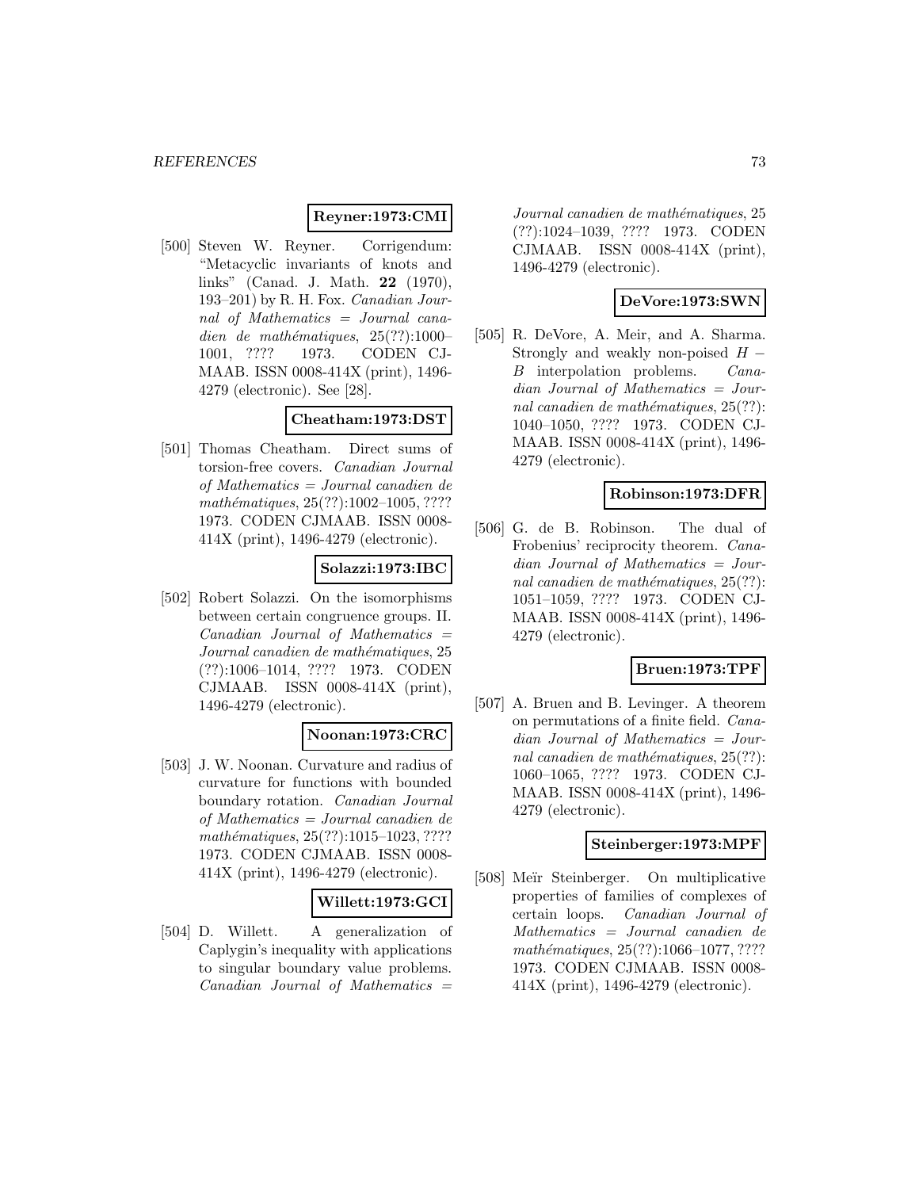**Reyner:1973:CMI**

[500] Steven W. Reyner. Corrigendum: "Metacyclic invariants of knots and links" (Canad. J. Math. **22** (1970), 193–201) by R. H. Fox. *Canadian Journal of Mathematics = Journal canadien de mathématiques*, 25(??):1000–1001, ???? 1973. CODEN CJMAAB. ISSN 0008-414X (print), 1496-4279 (electronic). See [28].

**Cheatham:1973:DST**

[501] Thomas Cheatham. Direct sums of torsion-free covers. *Canadian Journal of Mathematics = Journal canadien de mathématiques*, 25(??):1002–1005, ???? 1973. CODEN CJMAAB. ISSN 0008-414X (print), 1496-4279 (electronic).

**Solazzi:1973:IBC**

[502] Robert Solazzi. On the isomorphisms between certain congruence groups. II. *Canadian Journal of Mathematics = Journal canadien de mathématiques*, 25 (??):1006–1014, ???? 1973. CODEN CJMAAB. ISSN 0008-414X (print), 1496-4279 (electronic).

**Noonan:1973:CRC**

[503] J. W. Noonan. Curvature and radius of curvature for functions with bounded boundary rotation. *Canadian Journal of Mathematics = Journal canadien de mathématiques*, 25(??):1015–1023, ???? 1973. CODEN CJMAAB. ISSN 0008-414X (print), 1496-4279 (electronic).

**Willett:1973:GCI**

[504] D. Willett. A generalization of Caplygin's inequality with applications to singular boundary value problems. *Canadian Journal of Mathematics = Journal canadien de mathématiques*, 25 (??):1024–1039, ???? 1973. CODEN CJMAAB. ISSN 0008-414X (print), 1496-4279 (electronic).

**DeVore:1973:SWN**

[505] R. DeVore, A. Meir, and A. Sharma. Strongly and weakly non-poised $H-B$ interpolation problems. *Canadian Journal of Mathematics = Journal canadien de mathématiques*, 25(??): 1040–1050, ???? 1973. CODEN CJMAAB. ISSN 0008-414X (print), 1496-4279 (electronic).

**Robinson:1973:DFR**

[506] G. de B. Robinson. The dual of Frobenius' reciprocity theorem. *Canadian Journal of Mathematics = Journal canadien de mathématiques*, 25(??): 1051–1059, ???? 1973. CODEN CJMAAB. ISSN 0008-414X (print), 1496-4279 (electronic).

**Bruen:1973:TPF**

[507] A. Bruen and B. Levinger. A theorem on permutations of a finite field. *Canadian Journal of Mathematics = Journal canadien de mathématiques*, 25(??): 1060–1065, ???? 1973. CODEN CJMAAB. ISSN 0008-414X (print), 1496-4279 (electronic).

**Steinberger:1973:MPF**

[508] Meïr Steinberger. On multiplicative properties of families of complexes of certain loops. *Canadian Journal of Mathematics = Journal canadien de mathématiques*, 25(??):1066–1077, ???? 1973. CODEN CJMAAB. ISSN 0008-414X (print), 1496-4279 (electronic).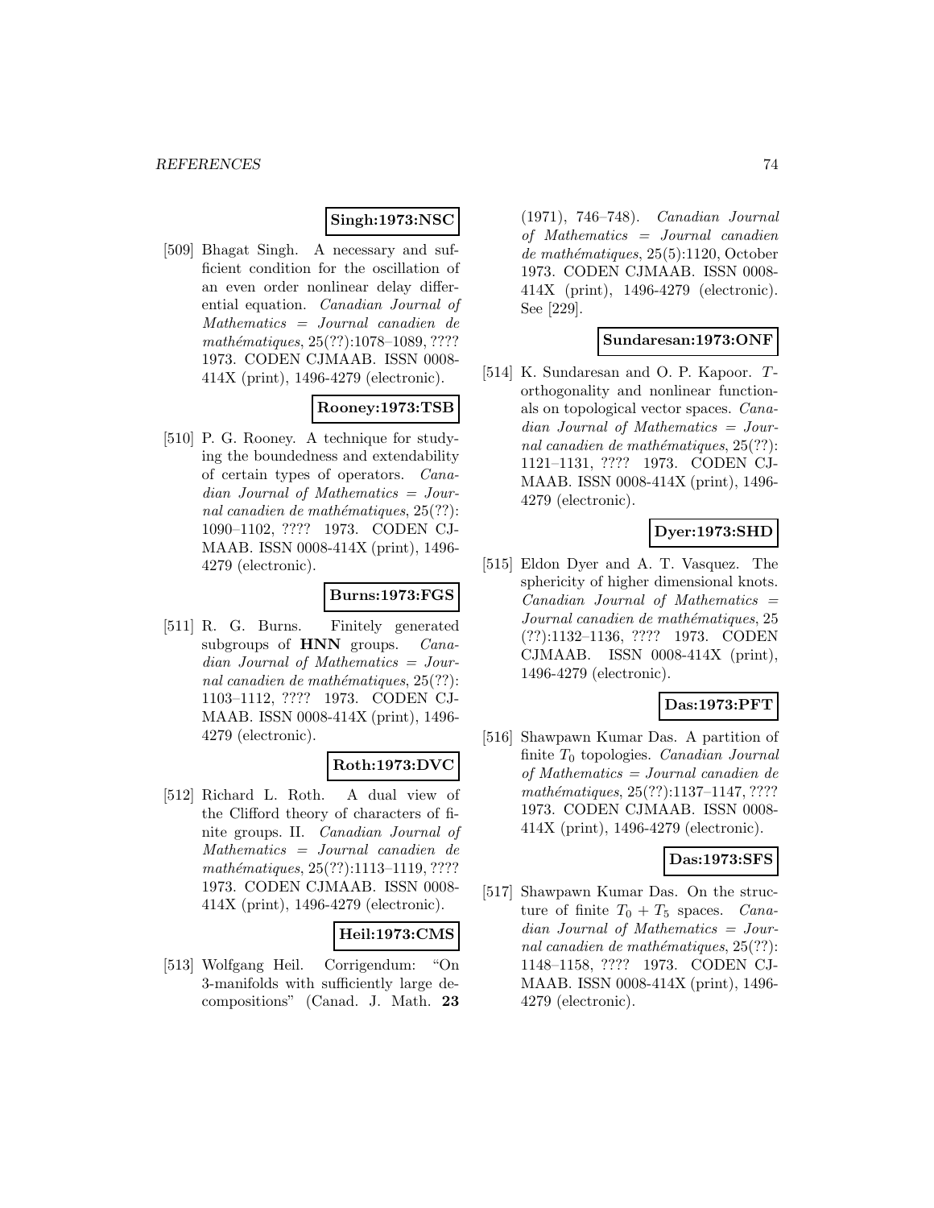**Singh:1973:NSC**

[509] Bhagat Singh. A necessary and sufficient condition for the oscillation of an even order nonlinear delay differential equation. *Canadian Journal of Mathematics = Journal canadien de mathématiques*, 25(??):1078–1089, ???? 1973. CODEN CJMAAB. ISSN 0008-414X (print), 1496-4279 (electronic).

**Rooney:1973:TSB**

[510] P. G. Rooney. A technique for studying the boundedness and extendability of certain types of operators. *Canadian Journal of Mathematics = Journal canadien de mathématiques*, 25(??): 1090–1102, ???? 1973. CODEN CJMAAB. ISSN 0008-414X (print), 1496-4279 (electronic).

**Burns:1973:FGS**

[511] R. G. Burns. Finitely generated subgroups of **HNN** groups. *Canadian Journal of Mathematics = Journal canadien de mathématiques*, 25(??): 1103–1112, ???? 1973. CODEN CJMAAB. ISSN 0008-414X (print), 1496-4279 (electronic).

**Roth:1973:DVC**

[512] Richard L. Roth. A dual view of the Clifford theory of characters of finite groups. II. *Canadian Journal of Mathematics = Journal canadien de mathématiques*, 25(??):1113–1119, ???? 1973. CODEN CJMAAB. ISSN 0008-414X (print), 1496-4279 (electronic).

**Heil:1973:CMS**

[513] Wolfgang Heil. Corrigendum: "On 3-manifolds with sufficiently large decompositions" (Canad. J. Math. **23** (1971), 746–748). *Canadian Journal of Mathematics = Journal canadien de mathématiques*, 25(5):1120, October 1973. CODEN CJMAAB. ISSN 0008-414X (print), 1496-4279 (electronic). See [229].

**Sundaresan:1973:ONF**

[514] K. Sundaresan and O. P. Kapoor. $T$-orthogonality and nonlinear functionals on topological vector spaces. *Canadian Journal of Mathematics = Journal canadien de mathématiques*, 25(??): 1121–1131, ???? 1973. CODEN CJMAAB. ISSN 0008-414X (print), 1496-4279 (electronic).

**Dyer:1973:SHD**

[515] Eldon Dyer and A. T. Vasquez. The sphericity of higher dimensional knots. *Canadian Journal of Mathematics = Journal canadien de mathématiques*, 25 (??):1132–1136, ???? 1973. CODEN CJMAAB. ISSN 0008-414X (print), 1496-4279 (electronic).

**Das:1973:PFT**

[516] Shawpawn Kumar Das. A partition of finite $T_0$ topologies. *Canadian Journal of Mathematics = Journal canadien de mathématiques*, 25(??):1137–1147, ???? 1973. CODEN CJMAAB. ISSN 0008-414X (print), 1496-4279 (electronic).

**Das:1973:SFS**

[517] Shawpawn Kumar Das. On the structure of finite $T_0 + T_5$ spaces. *Canadian Journal of Mathematics = Journal canadien de mathématiques*, 25(??): 1148–1158, ???? 1973. CODEN CJMAAB. ISSN 0008-414X (print), 1496-4279 (electronic).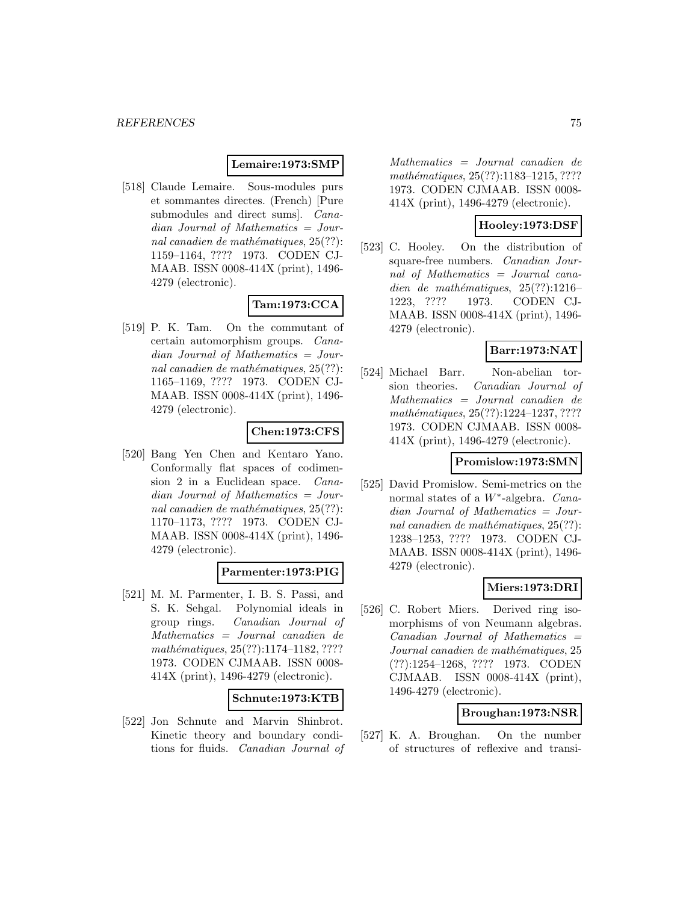**Lemaire:1973:SMP**

[518] Claude Lemaire. Sous-modules purs et sommantes directes. (French) [Pure submodules and direct sums]. *Canadian Journal of Mathematics = Journal canadien de mathématiques*, 25(??): 1159–1164, ???? 1973. CODEN CJMAAB. ISSN 0008-414X (print), 1496-4279 (electronic).

**Tam:1973:CCA**

[519] P. K. Tam. On the commutant of certain automorphism groups. *Canadian Journal of Mathematics = Journal canadien de mathématiques*, 25(??): 1165–1169, ???? 1973. CODEN CJMAAB. ISSN 0008-414X (print), 1496-4279 (electronic).

**Chen:1973:CFS**

[520] Bang Yen Chen and Kentaro Yano. Conformally flat spaces of codimension 2 in a Euclidean space. *Canadian Journal of Mathematics = Journal canadien de mathématiques*, 25(??): 1170–1173, ???? 1973. CODEN CJMAAB. ISSN 0008-414X (print), 1496-4279 (electronic).

**Parmenter:1973:PIG**

[521] M. M. Parmenter, I. B. S. Passi, and S. K. Sehgal. Polynomial ideals in group rings. *Canadian Journal of Mathematics = Journal canadien de mathématiques*, 25(??):1174–1182, ???? 1973. CODEN CJMAAB. ISSN 0008-414X (print), 1496-4279 (electronic).

**Schnute:1973:KTB**

[522] Jon Schnute and Marvin Shinbrot. Kinetic theory and boundary conditions for fluids. *Canadian Journal of Mathematics = Journal canadien de mathématiques*, 25(??):1183–1215, ???? 1973. CODEN CJMAAB. ISSN 0008-414X (print), 1496-4279 (electronic).

**Hooley:1973:DSF**

[523] C. Hooley. On the distribution of square-free numbers. *Canadian Journal of Mathematics = Journal canadien de mathématiques*, 25(??):1216–1223, ???? 1973. CODEN CJMAAB. ISSN 0008-414X (print), 1496-4279 (electronic).

**Barr:1973:NAT**

[524] Michael Barr. Non-abelian torsion theories. *Canadian Journal of Mathematics = Journal canadien de mathématiques*, 25(??):1224–1237, ???? 1973. CODEN CJMAAB. ISSN 0008-414X (print), 1496-4279 (electronic).

**Promislow:1973:SMN**

[525] David Promislow. Semi-metrics on the normal states of a $W^*$-algebra. *Canadian Journal of Mathematics = Journal canadien de mathématiques*, 25(??): 1238–1253, ???? 1973. CODEN CJMAAB. ISSN 0008-414X (print), 1496-4279 (electronic).

**Miers:1973:DRI**

[526] C. Robert Miers. Derived ring isomorphisms of von Neumann algebras. *Canadian Journal of Mathematics = Journal canadien de mathématiques*, 25 (??):1254–1268, ???? 1973. CODEN CJMAAB. ISSN 0008-414X (print), 1496-4279 (electronic).

**Broughan:1973:NSR**

[527] K. A. Broughan. On the number of structures of reflexive and transi-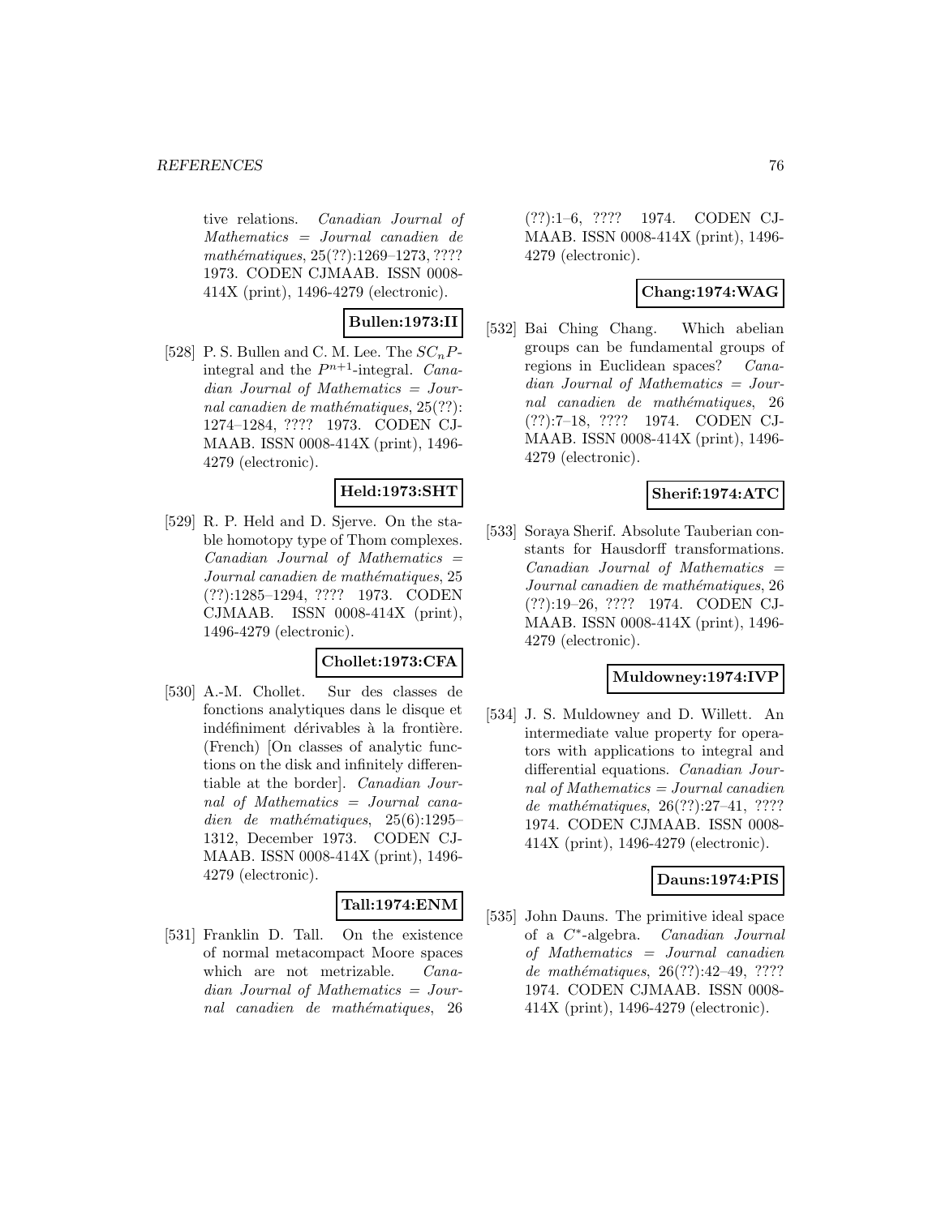tive relations. *Canadian Journal of Mathematics = Journal canadien de mathématiques*, 25(??):1269–1273, ???? 1973. CODEN CJMAAB. ISSN 0008-414X (print), 1496-4279 (electronic).

**Bullen:1973:II**

[528] P. S. Bullen and C. M. Lee. The $SC_nP$-integral and the $P^{n+1}$-integral. *Canadian Journal of Mathematics = Journal canadien de mathématiques*, 25(??): 1274–1284, ???? 1973. CODEN CJMAAB. ISSN 0008-414X (print), 1496-4279 (electronic).

**Held:1973:SHT**

[529] R. P. Held and D. Sjerve. On the stable homotopy type of Thom complexes. *Canadian Journal of Mathematics = Journal canadien de mathématiques*, 25 (??):1285–1294, ???? 1973. CODEN CJMAAB. ISSN 0008-414X (print), 1496-4279 (electronic).

**Chollet:1973:CFA**

[530] A.-M. Chollet. Sur des classes de fonctions analytiques dans le disque et indéfiniment dérivables à la frontière. (French) [On classes of analytic functions on the disk and infinitely differentiable at the border]. *Canadian Journal of Mathematics = Journal canadien de mathématiques*, 25(6):1295–1312, December 1973. CODEN CJMAAB. ISSN 0008-414X (print), 1496-4279 (electronic).

**Tall:1974:ENM**

[531] Franklin D. Tall. On the existence of normal metacompact Moore spaces which are not metrizable. *Canadian Journal of Mathematics = Journal canadien de mathématiques*, 26 (??):1–6, ???? 1974. CODEN CJMAAB. ISSN 0008-414X (print), 1496-4279 (electronic).

**Chang:1974:WAG**

[532] Bai Ching Chang. Which abelian groups can be fundamental groups of regions in Euclidean spaces? *Canadian Journal of Mathematics = Journal canadien de mathématiques*, 26 (??):7–18, ???? 1974. CODEN CJMAAB. ISSN 0008-414X (print), 1496-4279 (electronic).

**Sherif:1974:ATC**

[533] Soraya Sherif. Absolute Tauberian constants for Hausdorff transformations. *Canadian Journal of Mathematics = Journal canadien de mathématiques*, 26 (??):19–26, ???? 1974. CODEN CJMAAB. ISSN 0008-414X (print), 1496-4279 (electronic).

**Muldowney:1974:IVP**

[534] J. S. Muldowney and D. Willett. An intermediate value property for operators with applications to integral and differential equations. *Canadian Journal of Mathematics = Journal canadien de mathématiques*, 26(??):27–41, ???? 1974. CODEN CJMAAB. ISSN 0008-414X (print), 1496-4279 (electronic).

**Dauns:1974:PIS**

[535] John Dauns. The primitive ideal space of a $C^*$-algebra. *Canadian Journal of Mathematics = Journal canadien de mathématiques*, 26(??):42–49, ???? 1974. CODEN CJMAAB. ISSN 0008-414X (print), 1496-4279 (electronic).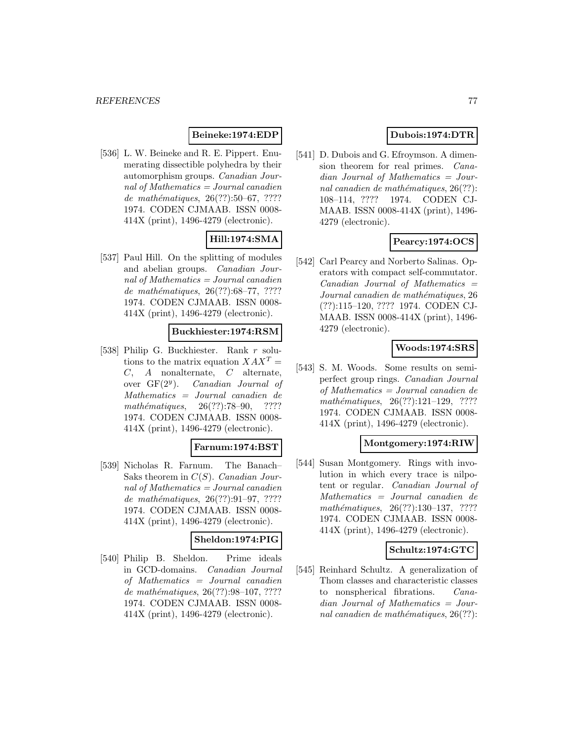**Beineke:1974:EDP**

[536] L. W. Beineke and R. E. Pippert. Enumerating dissectible polyhedra by their automorphism groups. *Canadian Journal of Mathematics = Journal canadien de mathématiques*, 26(??):50–67, ???? 1974. CODEN CJMAAB. ISSN 0008-414X (print), 1496-4279 (electronic).

**Hill:1974:SMA**

[537] Paul Hill. On the splitting of modules and abelian groups. *Canadian Journal of Mathematics = Journal canadien de mathématiques*, 26(??):68–77, ???? 1974. CODEN CJMAAB. ISSN 0008-414X (print), 1496-4279 (electronic).

**Buckhiester:1974:RSM**

[538] Philip G. Buckhiester. Rank $r$ solutions to the matrix equation $XAX^T = C$, $A$ nonalternate, $C$ alternate, over $\mathrm{GF}(2^y)$. *Canadian Journal of Mathematics = Journal canadien de mathématiques*, 26(??):78–90, ???? 1974. CODEN CJMAAB. ISSN 0008-414X (print), 1496-4279 (electronic).

**Farnum:1974:BST**

[539] Nicholas R. Farnum. The Banach–Saks theorem in $C(S)$. *Canadian Journal of Mathematics = Journal canadien de mathématiques*, 26(??):91–97, ???? 1974. CODEN CJMAAB. ISSN 0008-414X (print), 1496-4279 (electronic).

**Sheldon:1974:PIG**

[540] Philip B. Sheldon. Prime ideals in GCD-domains. *Canadian Journal of Mathematics = Journal canadien de mathématiques*, 26(??):98–107, ???? 1974. CODEN CJMAAB. ISSN 0008-414X (print), 1496-4279 (electronic).

**Dubois:1974:DTR**

[541] D. Dubois and G. Efroymson. A dimension theorem for real primes. *Canadian Journal of Mathematics = Journal canadien de mathématiques*, 26(??):108–114, ???? 1974. CODEN CJMAAB. ISSN 0008-414X (print), 1496-4279 (electronic).

**Pearcy:1974:OCS**

[542] Carl Pearcy and Norberto Salinas. Operators with compact self-commutator. *Canadian Journal of Mathematics = Journal canadien de mathématiques*, 26(??):115–120, ???? 1974. CODEN CJMAAB. ISSN 0008-414X (print), 1496-4279 (electronic).

**Woods:1974:SRS**

[543] S. M. Woods. Some results on semi-perfect group rings. *Canadian Journal of Mathematics = Journal canadien de mathématiques*, 26(??):121–129, ???? 1974. CODEN CJMAAB. ISSN 0008-414X (print), 1496-4279 (electronic).

**Montgomery:1974:RIW**

[544] Susan Montgomery. Rings with involution in which every trace is nilpotent or regular. *Canadian Journal of Mathematics = Journal canadien de mathématiques*, 26(??):130–137, ???? 1974. CODEN CJMAAB. ISSN 0008-414X (print), 1496-4279 (electronic).

**Schultz:1974:GTC**

[545] Reinhard Schultz. A generalization of Thom classes and characteristic classes to nonspherical fibrations. *Canadian Journal of Mathematics = Journal canadien de mathématiques*, 26(??):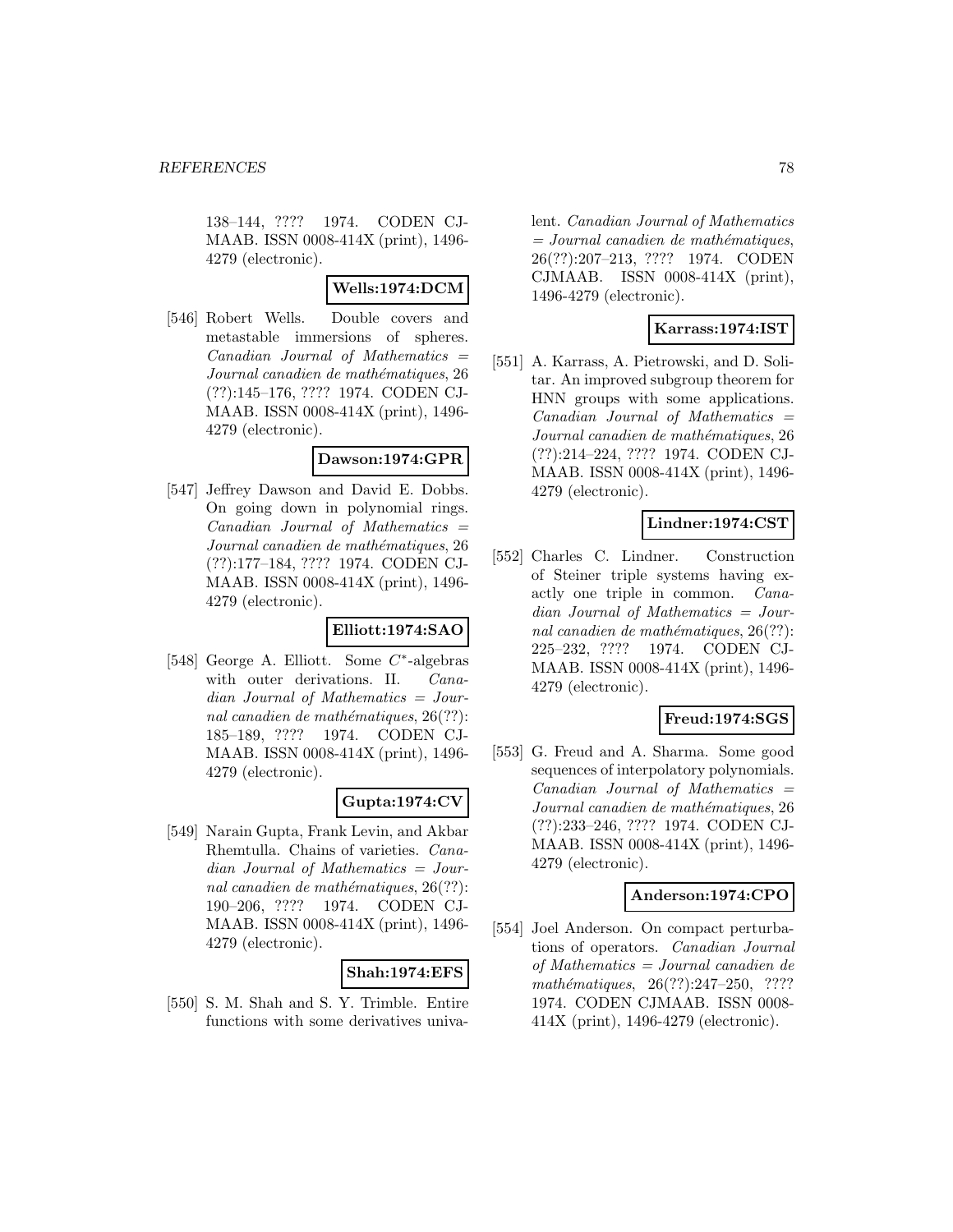138–144, ???? 1974. CODEN CJMAAB. ISSN 0008-414X (print), 1496-4279 (electronic).

**Wells:1974:DCM**

[546] Robert Wells. Double covers and metastable immersions of spheres. *Canadian Journal of Mathematics = Journal canadien de mathématiques*, 26 (??):145–176, ???? 1974. CODEN CJMAAB. ISSN 0008-414X (print), 1496-4279 (electronic).

**Dawson:1974:GPR**

[547] Jeffrey Dawson and David E. Dobbs. On going down in polynomial rings. *Canadian Journal of Mathematics = Journal canadien de mathématiques*, 26 (??):177–184, ???? 1974. CODEN CJMAAB. ISSN 0008-414X (print), 1496-4279 (electronic).

**Elliott:1974:SAO**

[548] George A. Elliott. Some $C^*$-algebras with outer derivations. II. *Canadian Journal of Mathematics = Journal canadien de mathématiques*, 26(??): 185–189, ???? 1974. CODEN CJMAAB. ISSN 0008-414X (print), 1496-4279 (electronic).

**Gupta:1974:CV**

[549] Narain Gupta, Frank Levin, and Akbar Rhemtulla. Chains of varieties. *Canadian Journal of Mathematics = Journal canadien de mathématiques*, 26(??): 190–206, ???? 1974. CODEN CJMAAB. ISSN 0008-414X (print), 1496-4279 (electronic).

**Shah:1974:EFS**

[550] S. M. Shah and S. Y. Trimble. Entire functions with some derivatives univalent. *Canadian Journal of Mathematics = Journal canadien de mathématiques*, 26(??):207–213, ???? 1974. CODEN CJMAAB. ISSN 0008-414X (print), 1496-4279 (electronic).

**Karrass:1974:IST**

[551] A. Karrass, A. Pietrowski, and D. Solitar. An improved subgroup theorem for HNN groups with some applications. *Canadian Journal of Mathematics = Journal canadien de mathématiques*, 26 (??):214–224, ???? 1974. CODEN CJMAAB. ISSN 0008-414X (print), 1496-4279 (electronic).

**Lindner:1974:CST**

[552] Charles C. Lindner. Construction of Steiner triple systems having exactly one triple in common. *Canadian Journal of Mathematics = Journal canadien de mathématiques*, 26(??): 225–232, ???? 1974. CODEN CJMAAB. ISSN 0008-414X (print), 1496-4279 (electronic).

**Freud:1974:SGS**

[553] G. Freud and A. Sharma. Some good sequences of interpolatory polynomials. *Canadian Journal of Mathematics = Journal canadien de mathématiques*, 26 (??):233–246, ???? 1974. CODEN CJMAAB. ISSN 0008-414X (print), 1496-4279 (electronic).

**Anderson:1974:CPO**

[554] Joel Anderson. On compact perturbations of operators. *Canadian Journal of Mathematics = Journal canadien de mathématiques*, 26(??):247–250, ???? 1974. CODEN CJMAAB. ISSN 0008-414X (print), 1496-4279 (electronic).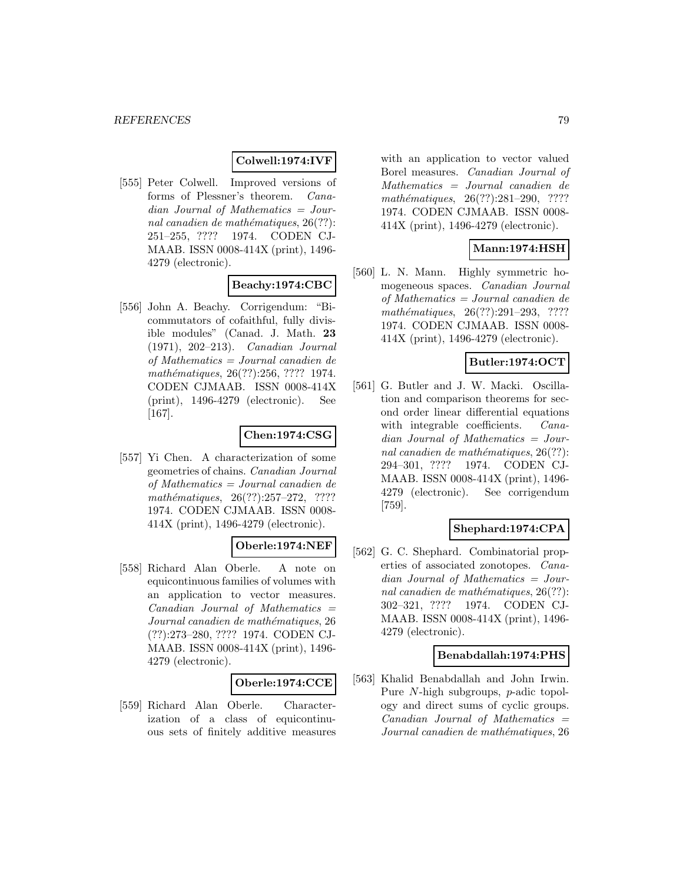**Colwell:1974:IVF**

[555] Peter Colwell. Improved versions of forms of Plessner's theorem. *Canadian Journal of Mathematics = Journal canadien de mathématiques*, 26(??): 251–255, ???? 1974. CODEN CJMAAB. ISSN 0008-414X (print), 1496-4279 (electronic).

**Beachy:1974:CBC**

[556] John A. Beachy. Corrigendum: "Bicommutators of cofaithful, fully divisible modules" (Canad. J. Math. **23** (1971), 202–213). *Canadian Journal of Mathematics = Journal canadien de mathématiques*, 26(??):256, ???? 1974. CODEN CJMAAB. ISSN 0008-414X (print), 1496-4279 (electronic). See [167].

**Chen:1974:CSG**

[557] Yi Chen. A characterization of some geometries of chains. *Canadian Journal of Mathematics = Journal canadien de mathématiques*, 26(??):257–272, ???? 1974. CODEN CJMAAB. ISSN 0008-414X (print), 1496-4279 (electronic).

**Oberle:1974:NEF**

[558] Richard Alan Oberle. A note on equicontinuous families of volumes with an application to vector measures. *Canadian Journal of Mathematics = Journal canadien de mathématiques*, 26 (??):273–280, ???? 1974. CODEN CJMAAB. ISSN 0008-414X (print), 1496-4279 (electronic).

**Oberle:1974:CCE**

[559] Richard Alan Oberle. Characterization of a class of equicontinuous sets of finitely additive measures with an application to vector valued Borel measures. *Canadian Journal of Mathematics = Journal canadien de mathématiques*, 26(??):281–290, ???? 1974. CODEN CJMAAB. ISSN 0008-414X (print), 1496-4279 (electronic).

**Mann:1974:HSH**

[560] L. N. Mann. Highly symmetric homogeneous spaces. *Canadian Journal of Mathematics = Journal canadien de mathématiques*, 26(??):291–293, ???? 1974. CODEN CJMAAB. ISSN 0008-414X (print), 1496-4279 (electronic).

**Butler:1974:OCT**

[561] G. Butler and J. W. Macki. Oscillation and comparison theorems for second order linear differential equations with integrable coefficients. *Canadian Journal of Mathematics = Journal canadien de mathématiques*, 26(??): 294–301, ???? 1974. CODEN CJMAAB. ISSN 0008-414X (print), 1496-4279 (electronic). See corrigendum [759].

**Shephard:1974:CPA**

[562] G. C. Shephard. Combinatorial properties of associated zonotopes. *Canadian Journal of Mathematics = Journal canadien de mathématiques*, 26(??): 302–321, ???? 1974. CODEN CJMAAB. ISSN 0008-414X (print), 1496-4279 (electronic).

**Benabdallah:1974:PHS**

[563] Khalid Benabdallah and John Irwin. Pure $N$-high subgroups, $p$-adic topology and direct sums of cyclic groups. *Canadian Journal of Mathematics = Journal canadien de mathématiques*, 26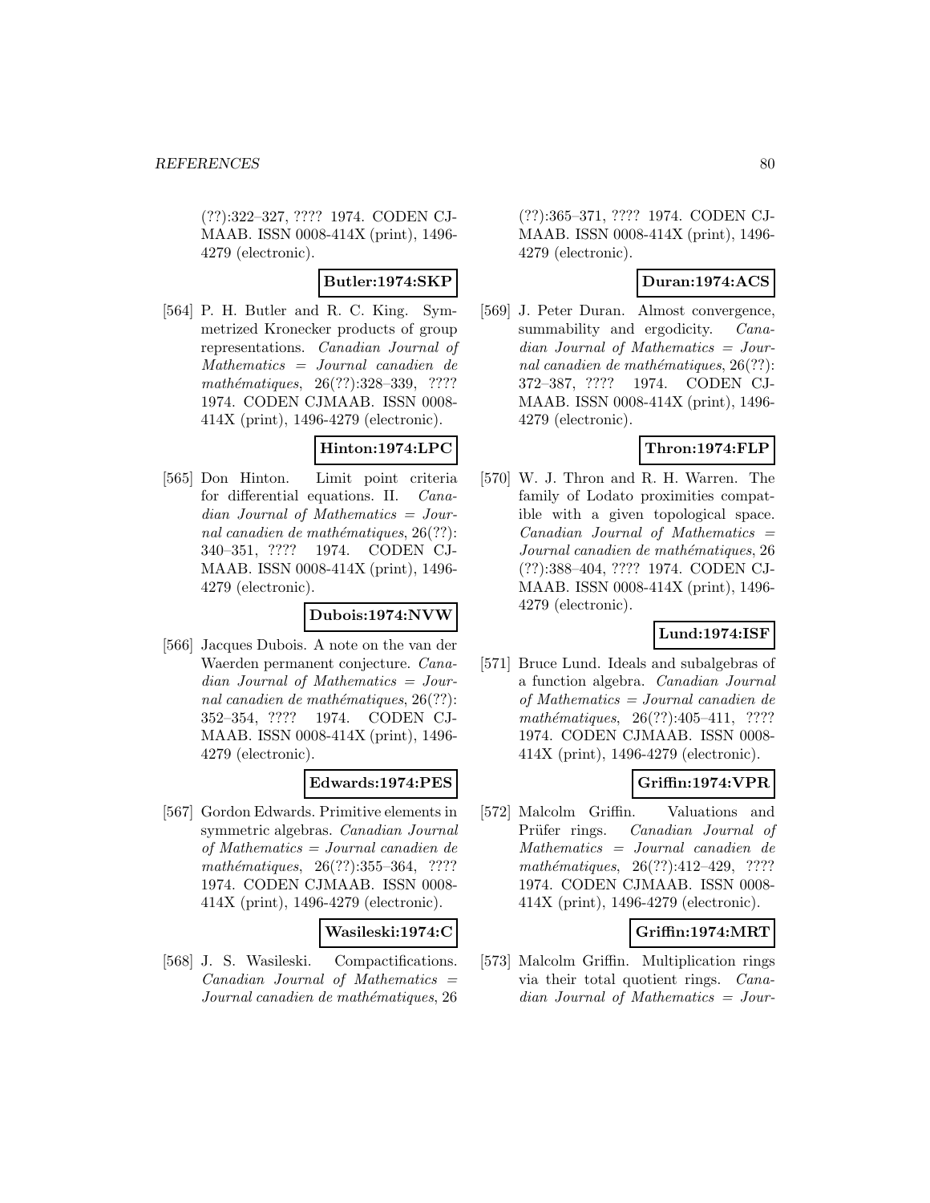(??):322–327, ???? 1974. CODEN CJMAAB. ISSN 0008-414X (print), 1496-4279 (electronic).

**Butler:1974:SKP**

[564] P. H. Butler and R. C. King. Symmetrized Kronecker products of group representations. *Canadian Journal of Mathematics = Journal canadien de mathématiques*, 26(??):328–339, ???? 1974. CODEN CJMAAB. ISSN 0008-414X (print), 1496-4279 (electronic).

**Hinton:1974:LPC**

[565] Don Hinton. Limit point criteria for differential equations. II. *Canadian Journal of Mathematics = Journal canadien de mathématiques*, 26(??): 340–351, ???? 1974. CODEN CJMAAB. ISSN 0008-414X (print), 1496-4279 (electronic).

**Dubois:1974:NVW**

[566] Jacques Dubois. A note on the van der Waerden permanent conjecture. *Canadian Journal of Mathematics = Journal canadien de mathématiques*, 26(??): 352–354, ???? 1974. CODEN CJMAAB. ISSN 0008-414X (print), 1496-4279 (electronic).

**Edwards:1974:PES**

[567] Gordon Edwards. Primitive elements in symmetric algebras. *Canadian Journal of Mathematics = Journal canadien de mathématiques*, 26(??):355–364, ???? 1974. CODEN CJMAAB. ISSN 0008-414X (print), 1496-4279 (electronic).

**Wasileski:1974:C**

[568] J. S. Wasileski. Compactifications. *Canadian Journal of Mathematics = Journal canadien de mathématiques*, 26 (??):365–371, ???? 1974. CODEN CJMAAB. ISSN 0008-414X (print), 1496-4279 (electronic).

**Duran:1974:ACS**

[569] J. Peter Duran. Almost convergence, summability and ergodicity. *Canadian Journal of Mathematics = Journal canadien de mathématiques*, 26(??): 372–387, ???? 1974. CODEN CJMAAB. ISSN 0008-414X (print), 1496-4279 (electronic).

**Thron:1974:FLP**

[570] W. J. Thron and R. H. Warren. The family of Lodato proximities compatible with a given topological space. *Canadian Journal of Mathematics = Journal canadien de mathématiques*, 26 (??):388–404, ???? 1974. CODEN CJMAAB. ISSN 0008-414X (print), 1496-4279 (electronic).

**Lund:1974:ISF**

[571] Bruce Lund. Ideals and subalgebras of a function algebra. *Canadian Journal of Mathematics = Journal canadien de mathématiques*, 26(??):405–411, ???? 1974. CODEN CJMAAB. ISSN 0008-414X (print), 1496-4279 (electronic).

**Griffin:1974:VPR**

[572] Malcolm Griffin. Valuations and Prüfer rings. *Canadian Journal of Mathematics = Journal canadien de mathématiques*, 26(??):412–429, ???? 1974. CODEN CJMAAB. ISSN 0008-414X (print), 1496-4279 (electronic).

**Griffin:1974:MRT**

[573] Malcolm Griffin. Multiplication rings via their total quotient rings. *Canadian Journal of Mathematics = Jour-*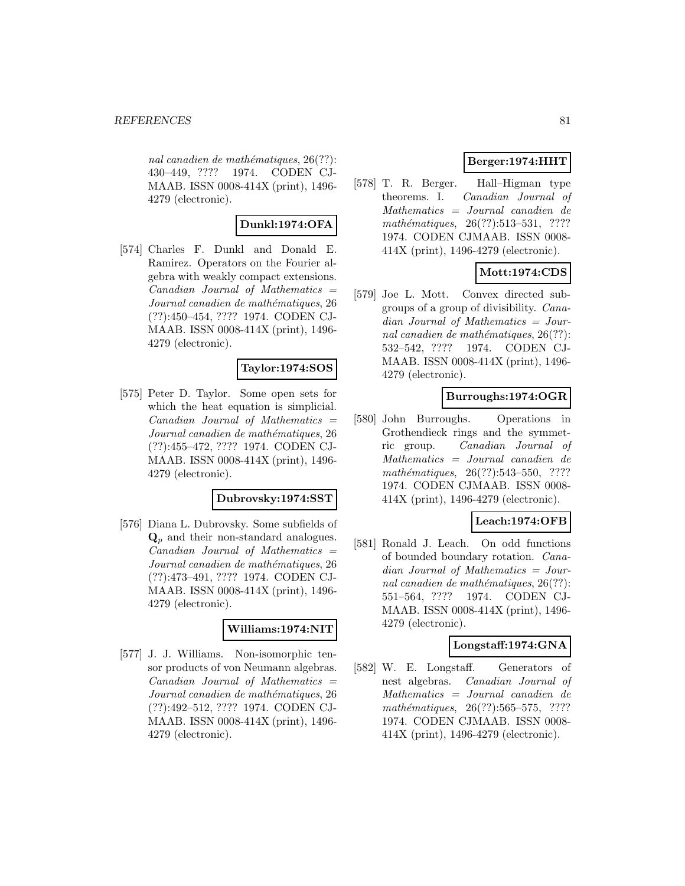*nal canadien de mathématiques*, 26(??): 430–449, ???? 1974. CODEN CJMAAB. ISSN 0008-414X (print), 1496-4279 (electronic).

**Dunkl:1974:OFA**

[574] Charles F. Dunkl and Donald E. Ramirez. Operators on the Fourier algebra with weakly compact extensions. *Canadian Journal of Mathematics = Journal canadien de mathématiques*, 26 (??):450–454, ???? 1974. CODEN CJMAAB. ISSN 0008-414X (print), 1496-4279 (electronic).

**Taylor:1974:SOS**

[575] Peter D. Taylor. Some open sets for which the heat equation is simplicial. *Canadian Journal of Mathematics = Journal canadien de mathématiques*, 26 (??):455–472, ???? 1974. CODEN CJMAAB. ISSN 0008-414X (print), 1496-4279 (electronic).

**Dubrovsky:1974:SST**

[576] Diana L. Dubrovsky. Some subfields of $\mathbf{Q}_p$ and their non-standard analogues. *Canadian Journal of Mathematics = Journal canadien de mathématiques*, 26 (??):473–491, ???? 1974. CODEN CJMAAB. ISSN 0008-414X (print), 1496-4279 (electronic).

**Williams:1974:NIT**

[577] J. J. Williams. Non-isomorphic tensor products of von Neumann algebras. *Canadian Journal of Mathematics = Journal canadien de mathématiques*, 26 (??):492–512, ???? 1974. CODEN CJMAAB. ISSN 0008-414X (print), 1496-4279 (electronic).

**Berger:1974:HHT**

[578] T. R. Berger. Hall–Higman type theorems. I. *Canadian Journal of Mathematics = Journal canadien de mathématiques*, 26(??):513–531, ???? 1974. CODEN CJMAAB. ISSN 0008-414X (print), 1496-4279 (electronic).

**Mott:1974:CDS**

[579] Joe L. Mott. Convex directed subgroups of a group of divisibility. *Canadian Journal of Mathematics = Journal canadien de mathématiques*, 26(??): 532–542, ???? 1974. CODEN CJMAAB. ISSN 0008-414X (print), 1496-4279 (electronic).

**Burroughs:1974:OGR**

[580] John Burroughs. Operations in Grothendieck rings and the symmetric group. *Canadian Journal of Mathematics = Journal canadien de mathématiques*, 26(??):543–550, ???? 1974. CODEN CJMAAB. ISSN 0008-414X (print), 1496-4279 (electronic).

**Leach:1974:OFB**

[581] Ronald J. Leach. On odd functions of bounded boundary rotation. *Canadian Journal of Mathematics = Journal canadien de mathématiques*, 26(??): 551–564, ???? 1974. CODEN CJMAAB. ISSN 0008-414X (print), 1496-4279 (electronic).

**Longstaff:1974:GNA**

[582] W. E. Longstaff. Generators of nest algebras. *Canadian Journal of Mathematics = Journal canadien de mathématiques*, 26(??):565–575, ???? 1974. CODEN CJMAAB. ISSN 0008-414X (print), 1496-4279 (electronic).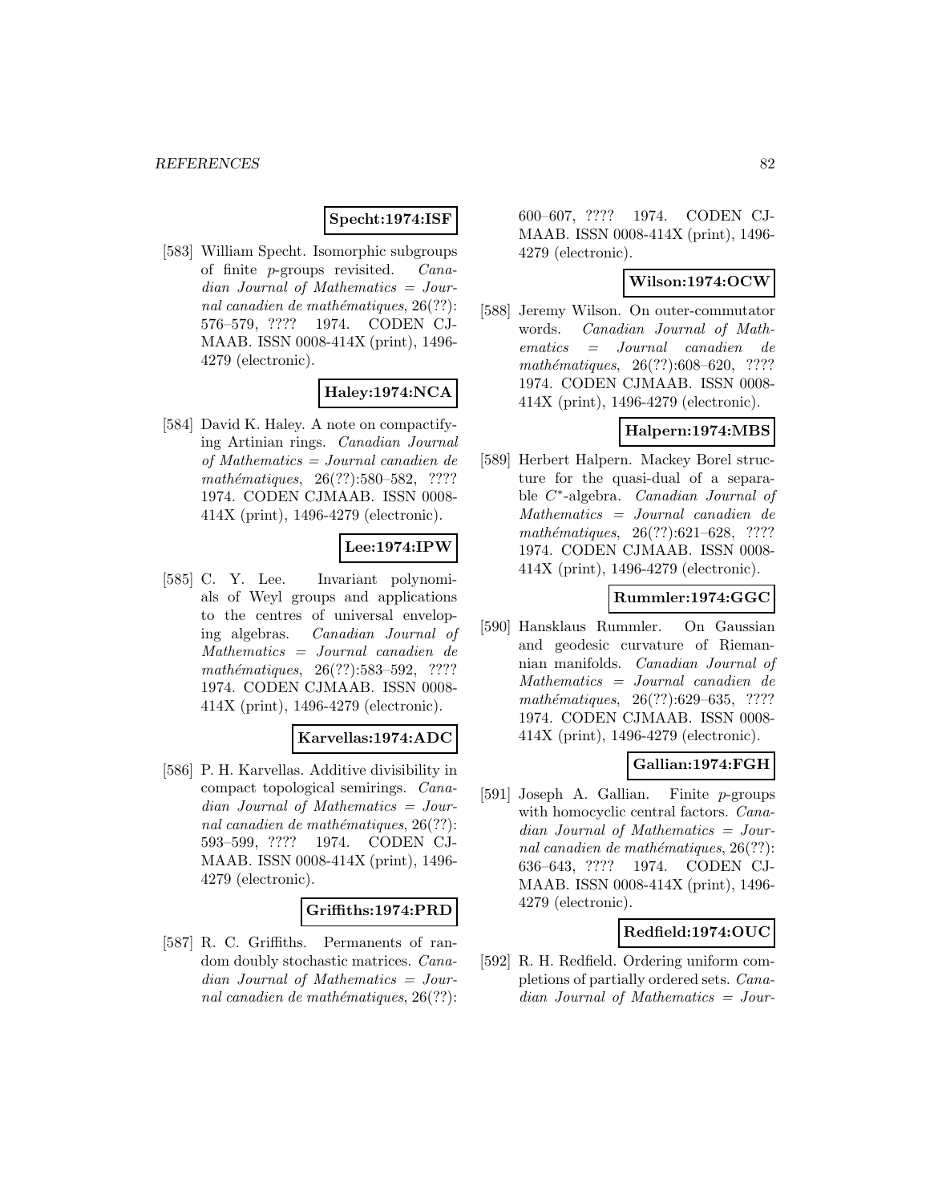**Specht:1974:ISF**

[583] William Specht. Isomorphic subgroups of finite $p$-groups revisited. *Canadian Journal of Mathematics = Journal canadien de mathématiques*, 26(??): 576–579, ???? 1974. CODEN CJMAAB. ISSN 0008-414X (print), 1496-4279 (electronic).

**Haley:1974:NCA**

[584] David K. Haley. A note on compactifying Artinian rings. *Canadian Journal of Mathematics = Journal canadien de mathématiques*, 26(??):580–582, ???? 1974. CODEN CJMAAB. ISSN 0008-414X (print), 1496-4279 (electronic).

**Lee:1974:IPW**

[585] C. Y. Lee. Invariant polynomials of Weyl groups and applications to the centres of universal enveloping algebras. *Canadian Journal of Mathematics = Journal canadien de mathématiques*, 26(??):583–592, ???? 1974. CODEN CJMAAB. ISSN 0008-414X (print), 1496-4279 (electronic).

**Karvellas:1974:ADC**

[586] P. H. Karvellas. Additive divisibility in compact topological semirings. *Canadian Journal of Mathematics = Journal canadien de mathématiques*, 26(??): 593–599, ???? 1974. CODEN CJMAAB. ISSN 0008-414X (print), 1496-4279 (electronic).

**Griffiths:1974:PRD**

[587] R. C. Griffiths. Permanents of random doubly stochastic matrices. *Canadian Journal of Mathematics = Journal canadien de mathématiques*, 26(??): 600–607, ???? 1974. CODEN CJMAAB. ISSN 0008-414X (print), 1496-4279 (electronic).

**Wilson:1974:OCW**

[588] Jeremy Wilson. On outer-commutator words. *Canadian Journal of Mathematics = Journal canadien de mathématiques*, 26(??):608–620, ???? 1974. CODEN CJMAAB. ISSN 0008-414X (print), 1496-4279 (electronic).

**Halpern:1974:MBS**

[589] Herbert Halpern. Mackey Borel structure for the quasi-dual of a separable $C^*$-algebra. *Canadian Journal of Mathematics = Journal canadien de mathématiques*, 26(??):621–628, ???? 1974. CODEN CJMAAB. ISSN 0008-414X (print), 1496-4279 (electronic).

**Rummler:1974:GGC**

[590] Hansklaus Rummler. On Gaussian and geodesic curvature of Riemannian manifolds. *Canadian Journal of Mathematics = Journal canadien de mathématiques*, 26(??):629–635, ???? 1974. CODEN CJMAAB. ISSN 0008-414X (print), 1496-4279 (electronic).

**Gallian:1974:FGH**

[591] Joseph A. Gallian. Finite $p$-groups with homocyclic central factors. *Canadian Journal of Mathematics = Journal canadien de mathématiques*, 26(??): 636–643, ???? 1974. CODEN CJMAAB. ISSN 0008-414X (print), 1496-4279 (electronic).

**Redfield:1974:OUC**

[592] R. H. Redfield. Ordering uniform completions of partially ordered sets. *Canadian Journal of Mathematics = Jour-*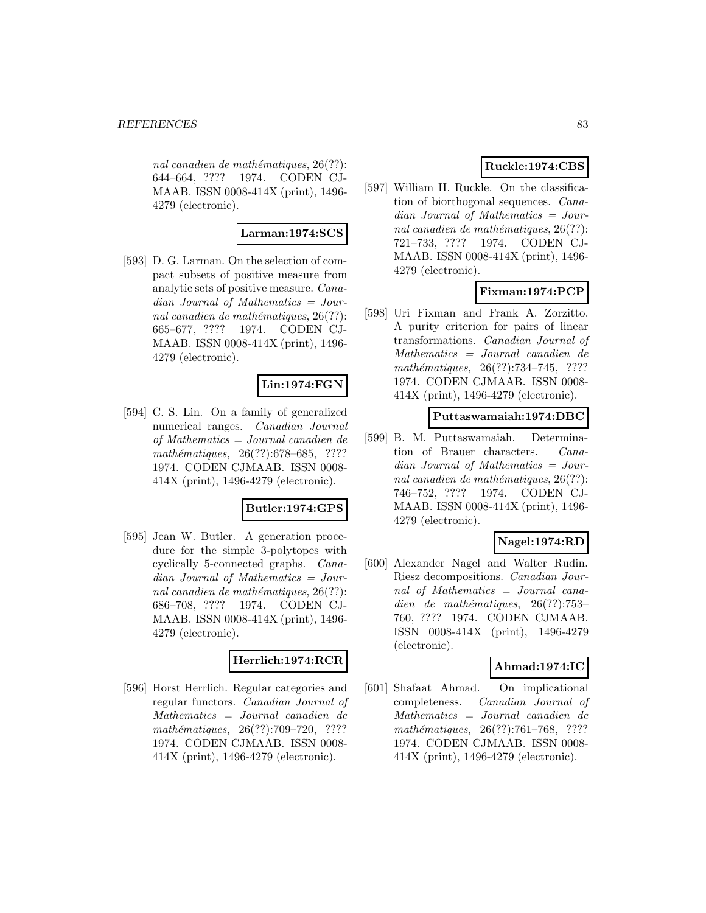*nal canadien de mathématiques*, 26(??): 644–664, ???? 1974. CODEN CJMAAB. ISSN 0008-414X (print), 1496-4279 (electronic).

**Larman:1974:SCS**

[593] D. G. Larman. On the selection of compact subsets of positive measure from analytic sets of positive measure. *Canadian Journal of Mathematics = Journal canadien de mathématiques*, 26(??): 665–677, ???? 1974. CODEN CJMAAB. ISSN 0008-414X (print), 1496-4279 (electronic).

**Lin:1974:FGN**

[594] C. S. Lin. On a family of generalized numerical ranges. *Canadian Journal of Mathematics = Journal canadien de mathématiques*, 26(??):678–685, ???? 1974. CODEN CJMAAB. ISSN 0008-414X (print), 1496-4279 (electronic).

**Butler:1974:GPS**

[595] Jean W. Butler. A generation procedure for the simple 3-polytopes with cyclically 5-connected graphs. *Canadian Journal of Mathematics = Journal canadien de mathématiques*, 26(??): 686–708, ???? 1974. CODEN CJMAAB. ISSN 0008-414X (print), 1496-4279 (electronic).

**Herrlich:1974:RCR**

[596] Horst Herrlich. Regular categories and regular functors. *Canadian Journal of Mathematics = Journal canadien de mathématiques*, 26(??):709–720, ???? 1974. CODEN CJMAAB. ISSN 0008-414X (print), 1496-4279 (electronic).

**Ruckle:1974:CBS**

[597] William H. Ruckle. On the classification of biorthogonal sequences. *Canadian Journal of Mathematics = Journal canadien de mathématiques*, 26(??): 721–733, ???? 1974. CODEN CJMAAB. ISSN 0008-414X (print), 1496-4279 (electronic).

**Fixman:1974:PCP**

[598] Uri Fixman and Frank A. Zorzitto. A purity criterion for pairs of linear transformations. *Canadian Journal of Mathematics = Journal canadien de mathématiques*, 26(??):734–745, ???? 1974. CODEN CJMAAB. ISSN 0008-414X (print), 1496-4279 (electronic).

**Puttaswamaiah:1974:DBC**

[599] B. M. Puttaswamaiah. Determination of Brauer characters. *Canadian Journal of Mathematics = Journal canadien de mathématiques*, 26(??): 746–752, ???? 1974. CODEN CJMAAB. ISSN 0008-414X (print), 1496-4279 (electronic).

**Nagel:1974:RD**

[600] Alexander Nagel and Walter Rudin. Riesz decompositions. *Canadian Journal of Mathematics = Journal canadien de mathématiques*, 26(??):753–760, ???? 1974. CODEN CJMAAB. ISSN 0008-414X (print), 1496-4279 (electronic).

**Ahmad:1974:IC**

[601] Shafaat Ahmad. On implicational completeness. *Canadian Journal of Mathematics = Journal canadien de mathématiques*, 26(??):761–768, ???? 1974. CODEN CJMAAB. ISSN 0008-414X (print), 1496-4279 (electronic).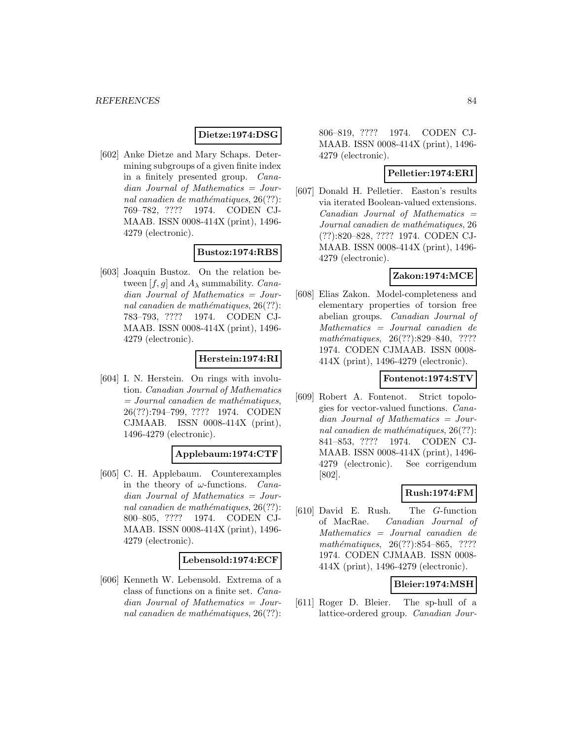**Dietze:1974:DSG**

[602] Anke Dietze and Mary Schaps. Determining subgroups of a given finite index in a finitely presented group. *Canadian Journal of Mathematics = Journal canadien de mathématiques*, 26(??): 769–782, ???? 1974. CODEN CJMAAB. ISSN 0008-414X (print), 1496-4279 (electronic).

**Bustoz:1974:RBS**

[603] Joaquin Bustoz. On the relation between $[f, g]$ and $A_\lambda$ summability. *Canadian Journal of Mathematics = Journal canadien de mathématiques*, 26(??): 783–793, ???? 1974. CODEN CJMAAB. ISSN 0008-414X (print), 1496-4279 (electronic).

**Herstein:1974:RI**

[604] I. N. Herstein. On rings with involution. *Canadian Journal of Mathematics = Journal canadien de mathématiques*, 26(??):794–799, ???? 1974. CODEN CJMAAB. ISSN 0008-414X (print), 1496-4279 (electronic).

**Applebaum:1974:CTF**

[605] C. H. Applebaum. Counterexamples in the theory of $\omega$-functions. *Canadian Journal of Mathematics = Journal canadien de mathématiques*, 26(??): 800–805, ???? 1974. CODEN CJMAAB. ISSN 0008-414X (print), 1496-4279 (electronic).

**Lebensold:1974:ECF**

[606] Kenneth W. Lebensold. Extrema of a class of functions on a finite set. *Canadian Journal of Mathematics = Journal canadien de mathématiques*, 26(??): 806–819, ???? 1974. CODEN CJMAAB. ISSN 0008-414X (print), 1496-4279 (electronic).

**Pelletier:1974:ERI**

[607] Donald H. Pelletier. Easton's results via iterated Boolean-valued extensions. *Canadian Journal of Mathematics = Journal canadien de mathématiques*, 26 (??):820–828, ???? 1974. CODEN CJMAAB. ISSN 0008-414X (print), 1496-4279 (electronic).

**Zakon:1974:MCE**

[608] Elias Zakon. Model-completeness and elementary properties of torsion free abelian groups. *Canadian Journal of Mathematics = Journal canadien de mathématiques*, 26(??):829–840, ???? 1974. CODEN CJMAAB. ISSN 0008-414X (print), 1496-4279 (electronic).

**Fontenot:1974:STV**

[609] Robert A. Fontenot. Strict topologies for vector-valued functions. *Canadian Journal of Mathematics = Journal canadien de mathématiques*, 26(??): 841–853, ???? 1974. CODEN CJMAAB. ISSN 0008-414X (print), 1496-4279 (electronic). See corrigendum [802].

**Rush:1974:FM**

[610] David E. Rush. The $G$-function of MacRae. *Canadian Journal of Mathematics = Journal canadien de mathématiques*, 26(??):854–865, ???? 1974. CODEN CJMAAB. ISSN 0008-414X (print), 1496-4279 (electronic).

**Bleier:1974:MSH**

[611] Roger D. Bleier. The sp-hull of a lattice-ordered group. *Canadian Jour-*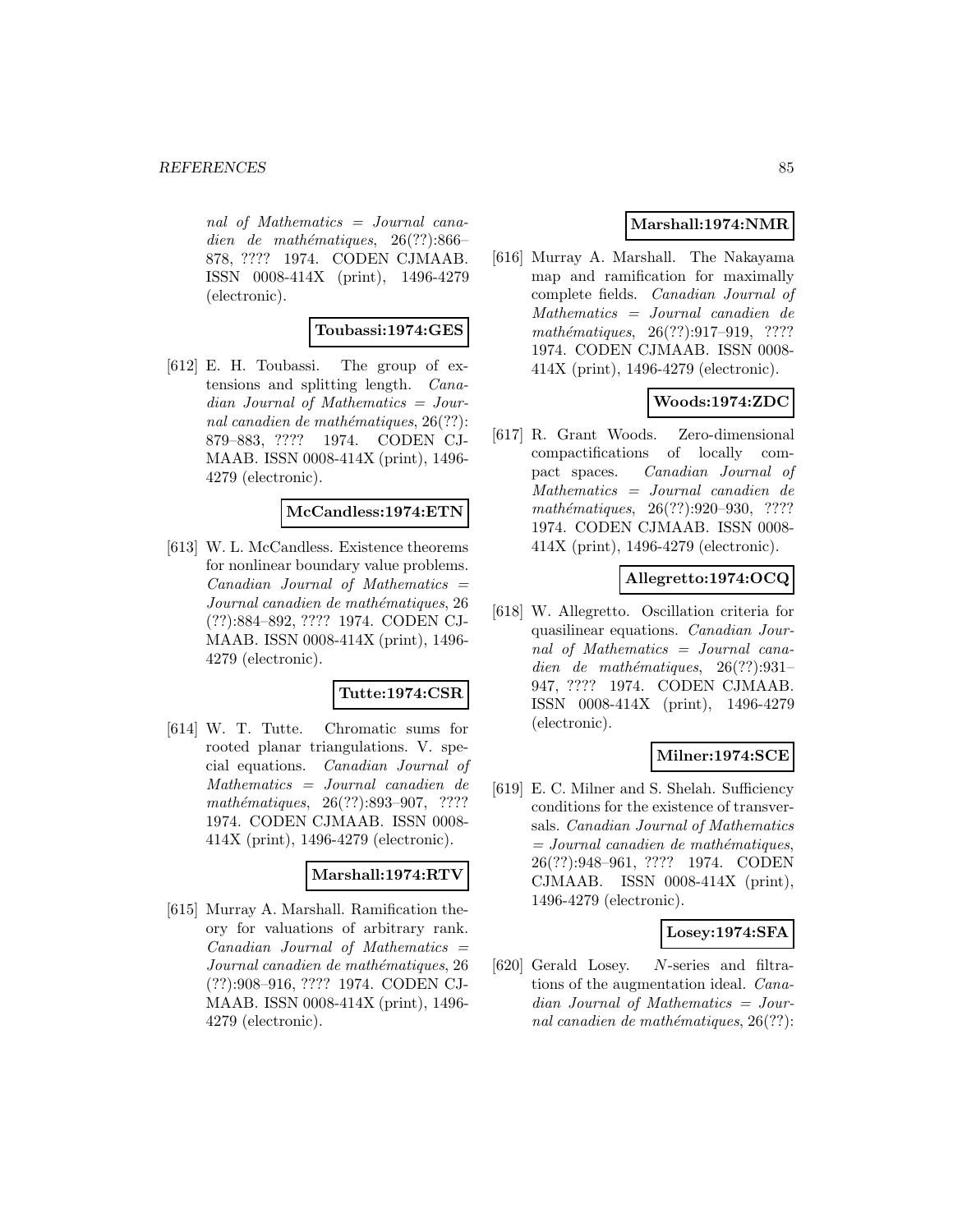*nal of Mathematics = Journal canadien de mathématiques*, 26(??):866–878, ???? 1974. CODEN CJMAAB. ISSN 0008-414X (print), 1496-4279 (electronic).

**Toubassi:1974:GES**

[612] E. H. Toubassi. The group of extensions and splitting length. *Canadian Journal of Mathematics = Journal canadien de mathématiques*, 26(??): 879–883, ???? 1974. CODEN CJMAAB. ISSN 0008-414X (print), 1496-4279 (electronic).

**McCandless:1974:ETN**

[613] W. L. McCandless. Existence theorems for nonlinear boundary value problems. *Canadian Journal of Mathematics = Journal canadien de mathématiques*, 26 (??):884–892, ???? 1974. CODEN CJMAAB. ISSN 0008-414X (print), 1496-4279 (electronic).

**Tutte:1974:CSR**

[614] W. T. Tutte. Chromatic sums for rooted planar triangulations. V. special equations. *Canadian Journal of Mathematics = Journal canadien de mathématiques*, 26(??):893–907, ???? 1974. CODEN CJMAAB. ISSN 0008-414X (print), 1496-4279 (electronic).

**Marshall:1974:RTV**

[615] Murray A. Marshall. Ramification theory for valuations of arbitrary rank. *Canadian Journal of Mathematics = Journal canadien de mathématiques*, 26 (??):908–916, ???? 1974. CODEN CJMAAB. ISSN 0008-414X (print), 1496-4279 (electronic).

**Marshall:1974:NMR**

[616] Murray A. Marshall. The Nakayama map and ramification for maximally complete fields. *Canadian Journal of Mathematics = Journal canadien de mathématiques*, 26(??):917–919, ???? 1974. CODEN CJMAAB. ISSN 0008-414X (print), 1496-4279 (electronic).

**Woods:1974:ZDC**

[617] R. Grant Woods. Zero-dimensional compactifications of locally compact spaces. *Canadian Journal of Mathematics = Journal canadien de mathématiques*, 26(??):920–930, ???? 1974. CODEN CJMAAB. ISSN 0008-414X (print), 1496-4279 (electronic).

**Allegretto:1974:OCQ**

[618] W. Allegretto. Oscillation criteria for quasilinear equations. *Canadian Journal of Mathematics = Journal canadien de mathématiques*, 26(??):931–947, ???? 1974. CODEN CJMAAB. ISSN 0008-414X (print), 1496-4279 (electronic).

**Milner:1974:SCE**

[619] E. C. Milner and S. Shelah. Sufficiency conditions for the existence of transversals. *Canadian Journal of Mathematics = Journal canadien de mathématiques*, 26(??):948–961, ???? 1974. CODEN CJMAAB. ISSN 0008-414X (print), 1496-4279 (electronic).

**Losey:1974:SFA**

[620] Gerald Losey. $N$-series and filtrations of the augmentation ideal. *Canadian Journal of Mathematics = Journal canadien de mathématiques*, 26(??):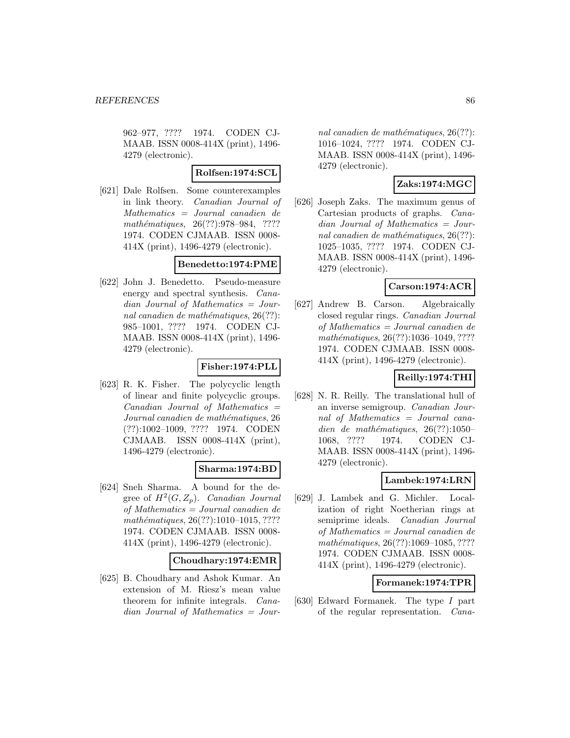962–977, ???? 1974. CODEN CJMAAB. ISSN 0008-414X (print), 1496-4279 (electronic).

**Rolfsen:1974:SCL**

[621] Dale Rolfsen. Some counterexamples in link theory. *Canadian Journal of Mathematics = Journal canadien de mathématiques*, 26(??):978–984, ???? 1974. CODEN CJMAAB. ISSN 0008-414X (print), 1496-4279 (electronic).

**Benedetto:1974:PME**

[622] John J. Benedetto. Pseudo-measure energy and spectral synthesis. *Canadian Journal of Mathematics = Journal canadien de mathématiques*, 26(??):985–1001, ???? 1974. CODEN CJMAAB. ISSN 0008-414X (print), 1496-4279 (electronic).

**Fisher:1974:PLL**

[623] R. K. Fisher. The polycyclic length of linear and finite polycyclic groups. *Canadian Journal of Mathematics = Journal canadien de mathématiques*, 26(??):1002–1009, ???? 1974. CODEN CJMAAB. ISSN 0008-414X (print), 1496-4279 (electronic).

**Sharma:1974:BD**

[624] Sneh Sharma. A bound for the degree of $H^2(G, Z_p)$. *Canadian Journal of Mathematics = Journal canadien de mathématiques*, 26(??):1010–1015, ???? 1974. CODEN CJMAAB. ISSN 0008-414X (print), 1496-4279 (electronic).

**Choudhary:1974:EMR**

[625] B. Choudhary and Ashok Kumar. An extension of M. Riesz's mean value theorem for infinite integrals. *Canadian Journal of Mathematics = Journal canadien de mathématiques*, 26(??):1016–1024, ???? 1974. CODEN CJMAAB. ISSN 0008-414X (print), 1496-4279 (electronic).

**Zaks:1974:MGC**

[626] Joseph Zaks. The maximum genus of Cartesian products of graphs. *Canadian Journal of Mathematics = Journal canadien de mathématiques*, 26(??):1025–1035, ???? 1974. CODEN CJMAAB. ISSN 0008-414X (print), 1496-4279 (electronic).

**Carson:1974:ACR**

[627] Andrew B. Carson. Algebraically closed regular rings. *Canadian Journal of Mathematics = Journal canadien de mathématiques*, 26(??):1036–1049, ???? 1974. CODEN CJMAAB. ISSN 0008-414X (print), 1496-4279 (electronic).

**Reilly:1974:THI**

[628] N. R. Reilly. The translational hull of an inverse semigroup. *Canadian Journal of Mathematics = Journal canadien de mathématiques*, 26(??):1050–1068, ???? 1974. CODEN CJMAAB. ISSN 0008-414X (print), 1496-4279 (electronic).

**Lambek:1974:LRN**

[629] J. Lambek and G. Michler. Localization of right Noetherian rings at semiprime ideals. *Canadian Journal of Mathematics = Journal canadien de mathématiques*, 26(??):1069–1085, ???? 1974. CODEN CJMAAB. ISSN 0008-414X (print), 1496-4279 (electronic).

**Formanek:1974:TPR**

[630] Edward Formanek. The type $I$ part of the regular representation. *Cana-*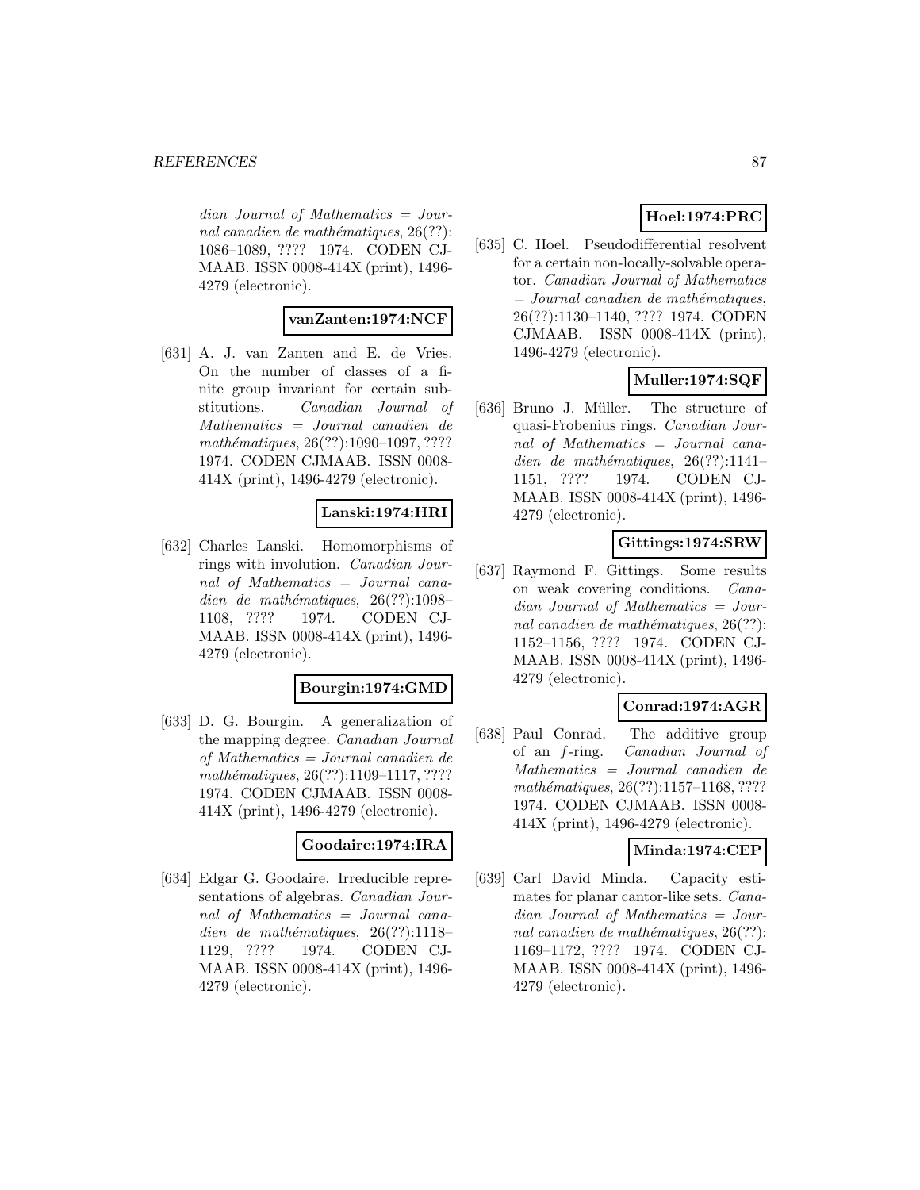*dian Journal of Mathematics = Journal canadien de mathématiques*, 26(??): 1086–1089, ???? 1974. CODEN CJMAAB. ISSN 0008-414X (print), 1496-4279 (electronic).

**vanZanten:1974:NCF**

[631] A. J. van Zanten and E. de Vries. On the number of classes of a finite group invariant for certain substitutions. *Canadian Journal of Mathematics = Journal canadien de mathématiques*, 26(??):1090–1097, ???? 1974. CODEN CJMAAB. ISSN 0008-414X (print), 1496-4279 (electronic).

**Lanski:1974:HRI**

[632] Charles Lanski. Homomorphisms of rings with involution. *Canadian Journal of Mathematics = Journal canadien de mathématiques*, 26(??):1098–1108, ???? 1974. CODEN CJMAAB. ISSN 0008-414X (print), 1496-4279 (electronic).

**Bourgin:1974:GMD**

[633] D. G. Bourgin. A generalization of the mapping degree. *Canadian Journal of Mathematics = Journal canadien de mathématiques*, 26(??):1109–1117, ???? 1974. CODEN CJMAAB. ISSN 0008-414X (print), 1496-4279 (electronic).

**Goodaire:1974:IRA**

[634] Edgar G. Goodaire. Irreducible representations of algebras. *Canadian Journal of Mathematics = Journal canadien de mathématiques*, 26(??):1118–1129, ???? 1974. CODEN CJMAAB. ISSN 0008-414X (print), 1496-4279 (electronic).

**Hoel:1974:PRC**

[635] C. Hoel. Pseudodifferential resolvent for a certain non-locally-solvable operator. *Canadian Journal of Mathematics = Journal canadien de mathématiques*, 26(??):1130–1140, ???? 1974. CODEN CJMAAB. ISSN 0008-414X (print), 1496-4279 (electronic).

**Muller:1974:SQF**

[636] Bruno J. Müller. The structure of quasi-Frobenius rings. *Canadian Journal of Mathematics = Journal canadien de mathématiques*, 26(??):1141–1151, ???? 1974. CODEN CJMAAB. ISSN 0008-414X (print), 1496-4279 (electronic).

**Gittings:1974:SRW**

[637] Raymond F. Gittings. Some results on weak covering conditions. *Canadian Journal of Mathematics = Journal canadien de mathématiques*, 26(??):1152–1156, ???? 1974. CODEN CJMAAB. ISSN 0008-414X (print), 1496-4279 (electronic).

**Conrad:1974:AGR**

[638] Paul Conrad. The additive group of an $f$-ring. *Canadian Journal of Mathematics = Journal canadien de mathématiques*, 26(??):1157–1168, ???? 1974. CODEN CJMAAB. ISSN 0008-414X (print), 1496-4279 (electronic).

**Minda:1974:CEP**

[639] Carl David Minda. Capacity estimates for planar cantor-like sets. *Canadian Journal of Mathematics = Journal canadien de mathématiques*, 26(??):1169–1172, ???? 1974. CODEN CJMAAB. ISSN 0008-414X (print), 1496-4279 (electronic).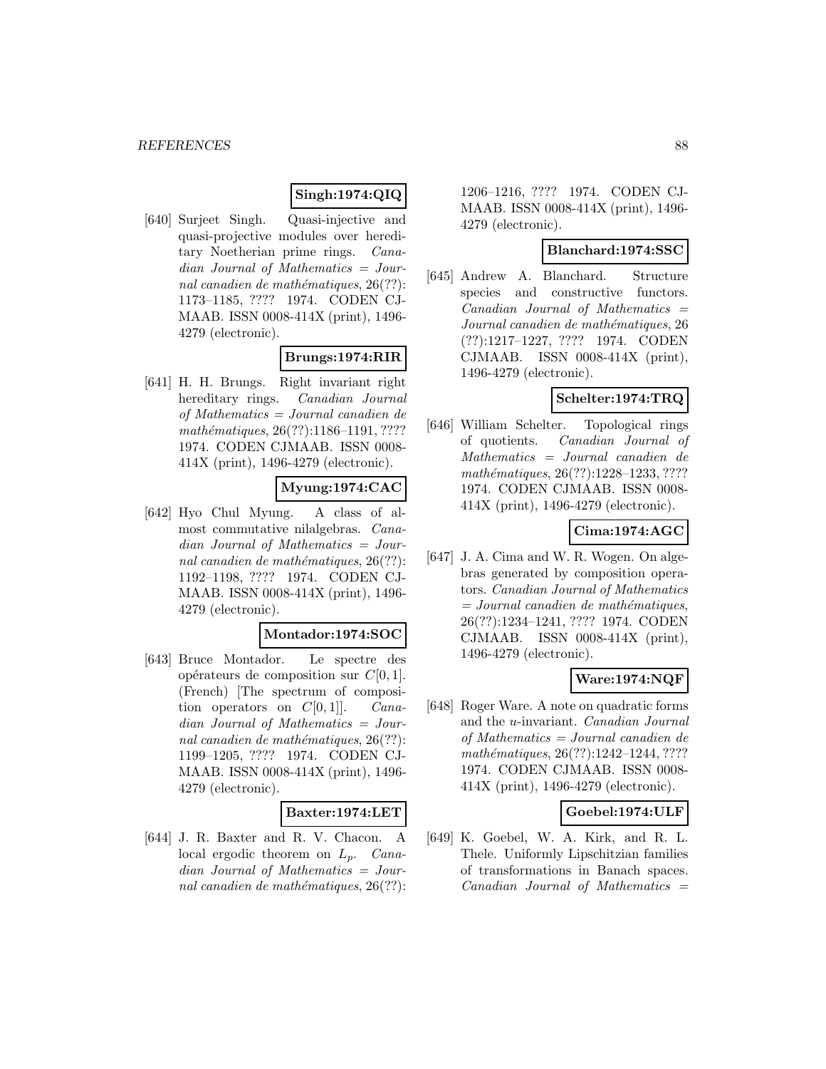**Singh:1974:QIQ**

[640] Surjeet Singh. Quasi-injective and quasi-projective modules over hereditary Noetherian prime rings. *Canadian Journal of Mathematics = Journal canadien de mathématiques*, 26(??): 1173–1185, ???? 1974. CODEN CJMAAB. ISSN 0008-414X (print), 1496-4279 (electronic).

**Brungs:1974:RIR**

[641] H. H. Brungs. Right invariant right hereditary rings. *Canadian Journal of Mathematics = Journal canadien de mathématiques*, 26(??):1186–1191, ???? 1974. CODEN CJMAAB. ISSN 0008-414X (print), 1496-4279 (electronic).

**Myung:1974:CAC**

[642] Hyo Chul Myung. A class of almost commutative nilalgebras. *Canadian Journal of Mathematics = Journal canadien de mathématiques*, 26(??): 1192–1198, ???? 1974. CODEN CJMAAB. ISSN 0008-414X (print), 1496-4279 (electronic).

**Montador:1974:SOC**

[643] Bruce Montador. Le spectre des opérateurs de composition sur $C[0, 1]$. (French) [The spectrum of composition operators on $C[0, 1]$]. *Canadian Journal of Mathematics = Journal canadien de mathématiques*, 26(??): 1199–1205, ???? 1974. CODEN CJMAAB. ISSN 0008-414X (print), 1496-4279 (electronic).

**Baxter:1974:LET**

[644] J. R. Baxter and R. V. Chacon. A local ergodic theorem on $L_p$. *Canadian Journal of Mathematics = Journal canadien de mathématiques*, 26(??): 1206–1216, ???? 1974. CODEN CJMAAB. ISSN 0008-414X (print), 1496-4279 (electronic).

**Blanchard:1974:SSC**

[645] Andrew A. Blanchard. Structure species and constructive functors. *Canadian Journal of Mathematics = Journal canadien de mathématiques*, 26 (??):1217–1227, ???? 1974. CODEN CJMAAB. ISSN 0008-414X (print), 1496-4279 (electronic).

**Schelter:1974:TRQ**

[646] William Schelter. Topological rings of quotients. *Canadian Journal of Mathematics = Journal canadien de mathématiques*, 26(??):1228–1233, ???? 1974. CODEN CJMAAB. ISSN 0008-414X (print), 1496-4279 (electronic).

**Cima:1974:AGC**

[647] J. A. Cima and W. R. Wogen. On algebras generated by composition operators. *Canadian Journal of Mathematics = Journal canadien de mathématiques*, 26(??):1234–1241, ???? 1974. CODEN CJMAAB. ISSN 0008-414X (print), 1496-4279 (electronic).

**Ware:1974:NQF**

[648] Roger Ware. A note on quadratic forms and the $u$-invariant. *Canadian Journal of Mathematics = Journal canadien de mathématiques*, 26(??):1242–1244, ???? 1974. CODEN CJMAAB. ISSN 0008-414X (print), 1496-4279 (electronic).

**Goebel:1974:ULF**

[649] K. Goebel, W. A. Kirk, and R. L. Thele. Uniformly Lipschitzian families of transformations in Banach spaces. *Canadian Journal of Mathematics =*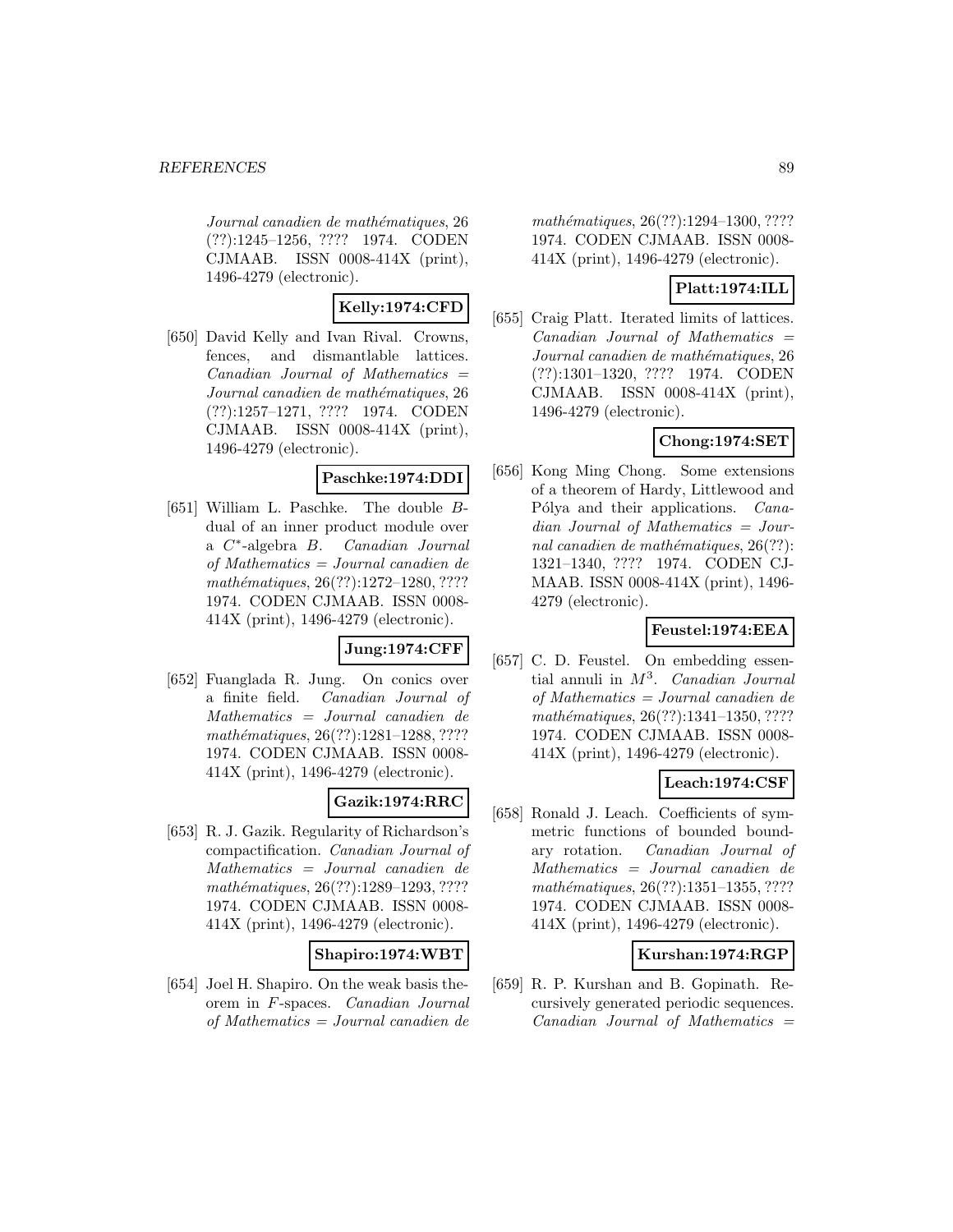*Journal canadien de mathématiques*, 26 (??):1245–1256, ???? 1974. CODEN CJMAAB. ISSN 0008-414X (print), 1496-4279 (electronic).

**Kelly:1974:CFD**

[650] David Kelly and Ivan Rival. Crowns, fences, and dismantlable lattices. *Canadian Journal of Mathematics = Journal canadien de mathématiques*, 26 (??):1257–1271, ???? 1974. CODEN CJMAAB. ISSN 0008-414X (print), 1496-4279 (electronic).

**Paschke:1974:DDI**

[651] William L. Paschke. The double $B$-dual of an inner product module over a $C^*$-algebra $B$. *Canadian Journal of Mathematics = Journal canadien de mathématiques*, 26(??):1272–1280, ???? 1974. CODEN CJMAAB. ISSN 0008-414X (print), 1496-4279 (electronic).

**Jung:1974:CFF**

[652] Fuanglada R. Jung. On conics over a finite field. *Canadian Journal of Mathematics = Journal canadien de mathématiques*, 26(??):1281–1288, ???? 1974. CODEN CJMAAB. ISSN 0008-414X (print), 1496-4279 (electronic).

**Gazik:1974:RRC**

[653] R. J. Gazik. Regularity of Richardson's compactification. *Canadian Journal of Mathematics = Journal canadien de mathématiques*, 26(??):1289–1293, ???? 1974. CODEN CJMAAB. ISSN 0008-414X (print), 1496-4279 (electronic).

**Shapiro:1974:WBT**

[654] Joel H. Shapiro. On the weak basis theorem in $F$-spaces. *Canadian Journal of Mathematics = Journal canadien de mathématiques*, 26(??):1294–1300, ???? 1974. CODEN CJMAAB. ISSN 0008-414X (print), 1496-4279 (electronic).

**Platt:1974:ILL**

[655] Craig Platt. Iterated limits of lattices. *Canadian Journal of Mathematics = Journal canadien de mathématiques*, 26 (??):1301–1320, ???? 1974. CODEN CJMAAB. ISSN 0008-414X (print), 1496-4279 (electronic).

**Chong:1974:SET**

[656] Kong Ming Chong. Some extensions of a theorem of Hardy, Littlewood and Pólya and their applications. *Canadian Journal of Mathematics = Journal canadien de mathématiques*, 26(??): 1321–1340, ???? 1974. CODEN CJMAAB. ISSN 0008-414X (print), 1496-4279 (electronic).

**Feustel:1974:EEA**

[657] C. D. Feustel. On embedding essential annuli in $M^3$. *Canadian Journal of Mathematics = Journal canadien de mathématiques*, 26(??):1341–1350, ???? 1974. CODEN CJMAAB. ISSN 0008-414X (print), 1496-4279 (electronic).

**Leach:1974:CSF**

[658] Ronald J. Leach. Coefficients of symmetric functions of bounded boundary rotation. *Canadian Journal of Mathematics = Journal canadien de mathématiques*, 26(??):1351–1355, ???? 1974. CODEN CJMAAB. ISSN 0008-414X (print), 1496-4279 (electronic).

**Kurshan:1974:RGP**

[659] R. P. Kurshan and B. Gopinath. Recursively generated periodic sequences. *Canadian Journal of Mathematics =*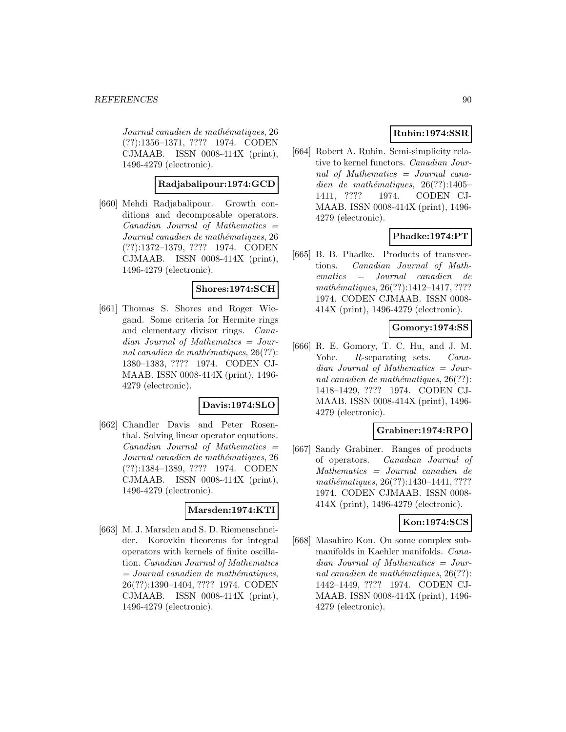*Journal canadien de mathématiques*, 26 (??):1356–1371, ???? 1974. CODEN CJMAAB. ISSN 0008-414X (print), 1496-4279 (electronic).

**Radjabalipour:1974:GCD**

[660] Mehdi Radjabalipour. Growth conditions and decomposable operators. *Canadian Journal of Mathematics = Journal canadien de mathématiques*, 26 (??):1372–1379, ???? 1974. CODEN CJMAAB. ISSN 0008-414X (print), 1496-4279 (electronic).

**Shores:1974:SCH**

[661] Thomas S. Shores and Roger Wiegand. Some criteria for Hermite rings and elementary divisor rings. *Canadian Journal of Mathematics = Journal canadien de mathématiques*, 26(??): 1380–1383, ???? 1974. CODEN CJMAAB. ISSN 0008-414X (print), 1496-4279 (electronic).

**Davis:1974:SLO**

[662] Chandler Davis and Peter Rosenthal. Solving linear operator equations. *Canadian Journal of Mathematics = Journal canadien de mathématiques*, 26 (??):1384–1389, ???? 1974. CODEN CJMAAB. ISSN 0008-414X (print), 1496-4279 (electronic).

**Marsden:1974:KTI**

[663] M. J. Marsden and S. D. Riemenschneider. Korovkin theorems for integral operators with kernels of finite oscillation. *Canadian Journal of Mathematics = Journal canadien de mathématiques*, 26(??):1390–1404, ???? 1974. CODEN CJMAAB. ISSN 0008-414X (print), 1496-4279 (electronic).

**Rubin:1974:SSR**

[664] Robert A. Rubin. Semi-simplicity relative to kernel functors. *Canadian Journal of Mathematics = Journal canadien de mathématiques*, 26(??):1405–1411, ???? 1974. CODEN CJMAAB. ISSN 0008-414X (print), 1496-4279 (electronic).

**Phadke:1974:PT**

[665] B. B. Phadke. Products of transvections. *Canadian Journal of Mathematics = Journal canadien de mathématiques*, 26(??):1412–1417, ???? 1974. CODEN CJMAAB. ISSN 0008-414X (print), 1496-4279 (electronic).

**Gomory:1974:SS**

[666] R. E. Gomory, T. C. Hu, and J. M. Yohe. $R$-separating sets. *Canadian Journal of Mathematics = Journal canadien de mathématiques*, 26(??): 1418–1429, ???? 1974. CODEN CJMAAB. ISSN 0008-414X (print), 1496-4279 (electronic).

**Grabiner:1974:RPO**

[667] Sandy Grabiner. Ranges of products of operators. *Canadian Journal of Mathematics = Journal canadien de mathématiques*, 26(??):1430–1441, ???? 1974. CODEN CJMAAB. ISSN 0008-414X (print), 1496-4279 (electronic).

**Kon:1974:SCS**

[668] Masahiro Kon. On some complex submanifolds in Kaehler manifolds. *Canadian Journal of Mathematics = Journal canadien de mathématiques*, 26(??): 1442–1449, ???? 1974. CODEN CJMAAB. ISSN 0008-414X (print), 1496-4279 (electronic).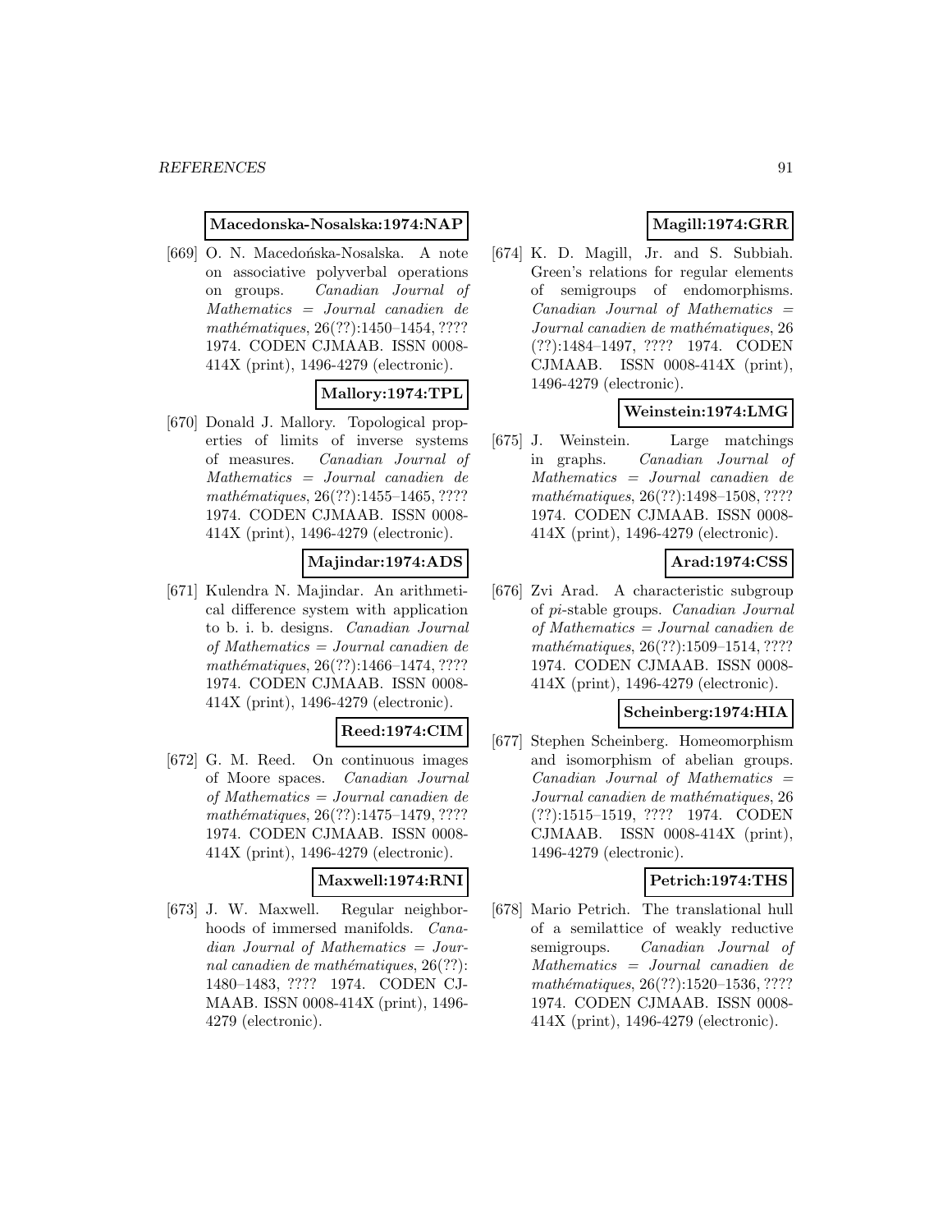**Macedonska-Nosalska:1974:NAP**

[669] O. N. Macedońska-Nosalska. A note on associative polyverbal operations on groups. *Canadian Journal of Mathematics = Journal canadien de mathématiques*, 26(??):1450–1454, ???? 1974. CODEN CJMAAB. ISSN 0008-414X (print), 1496-4279 (electronic).

**Mallory:1974:TPL**

[670] Donald J. Mallory. Topological properties of limits of inverse systems of measures. *Canadian Journal of Mathematics = Journal canadien de mathématiques*, 26(??):1455–1465, ???? 1974. CODEN CJMAAB. ISSN 0008-414X (print), 1496-4279 (electronic).

**Majindar:1974:ADS**

[671] Kulendra N. Majindar. An arithmetical difference system with application to b. i. b. designs. *Canadian Journal of Mathematics = Journal canadien de mathématiques*, 26(??):1466–1474, ???? 1974. CODEN CJMAAB. ISSN 0008-414X (print), 1496-4279 (electronic).

**Reed:1974:CIM**

[672] G. M. Reed. On continuous images of Moore spaces. *Canadian Journal of Mathematics = Journal canadien de mathématiques*, 26(??):1475–1479, ???? 1974. CODEN CJMAAB. ISSN 0008-414X (print), 1496-4279 (electronic).

**Maxwell:1974:RNI**

[673] J. W. Maxwell. Regular neighborhoods of immersed manifolds. *Canadian Journal of Mathematics = Journal canadien de mathématiques*, 26(??):1480–1483, ???? 1974. CODEN CJMAAB. ISSN 0008-414X (print), 1496-4279 (electronic).

**Magill:1974:GRR**

[674] K. D. Magill, Jr. and S. Subbiah. Green's relations for regular elements of semigroups of endomorphisms. *Canadian Journal of Mathematics = Journal canadien de mathématiques*, 26(??):1484–1497, ???? 1974. CODEN CJMAAB. ISSN 0008-414X (print), 1496-4279 (electronic).

**Weinstein:1974:LMG**

[675] J. Weinstein. Large matchings in graphs. *Canadian Journal of Mathematics = Journal canadien de mathématiques*, 26(??):1498–1508, ???? 1974. CODEN CJMAAB. ISSN 0008-414X (print), 1496-4279 (electronic).

**Arad:1974:CSS**

[676] Zvi Arad. A characteristic subgroup of pi-stable groups. *Canadian Journal of Mathematics = Journal canadien de mathématiques*, 26(??):1509–1514, ???? 1974. CODEN CJMAAB. ISSN 0008-414X (print), 1496-4279 (electronic).

**Scheinberg:1974:HIA**

[677] Stephen Scheinberg. Homeomorphism and isomorphism of abelian groups. *Canadian Journal of Mathematics = Journal canadien de mathématiques*, 26(??):1515–1519, ???? 1974. CODEN CJMAAB. ISSN 0008-414X (print), 1496-4279 (electronic).

**Petrich:1974:THS**

[678] Mario Petrich. The translational hull of a semilattice of weakly reductive semigroups. *Canadian Journal of Mathematics = Journal canadien de mathématiques*, 26(??):1520–1536, ???? 1974. CODEN CJMAAB. ISSN 0008-414X (print), 1496-4279 (electronic).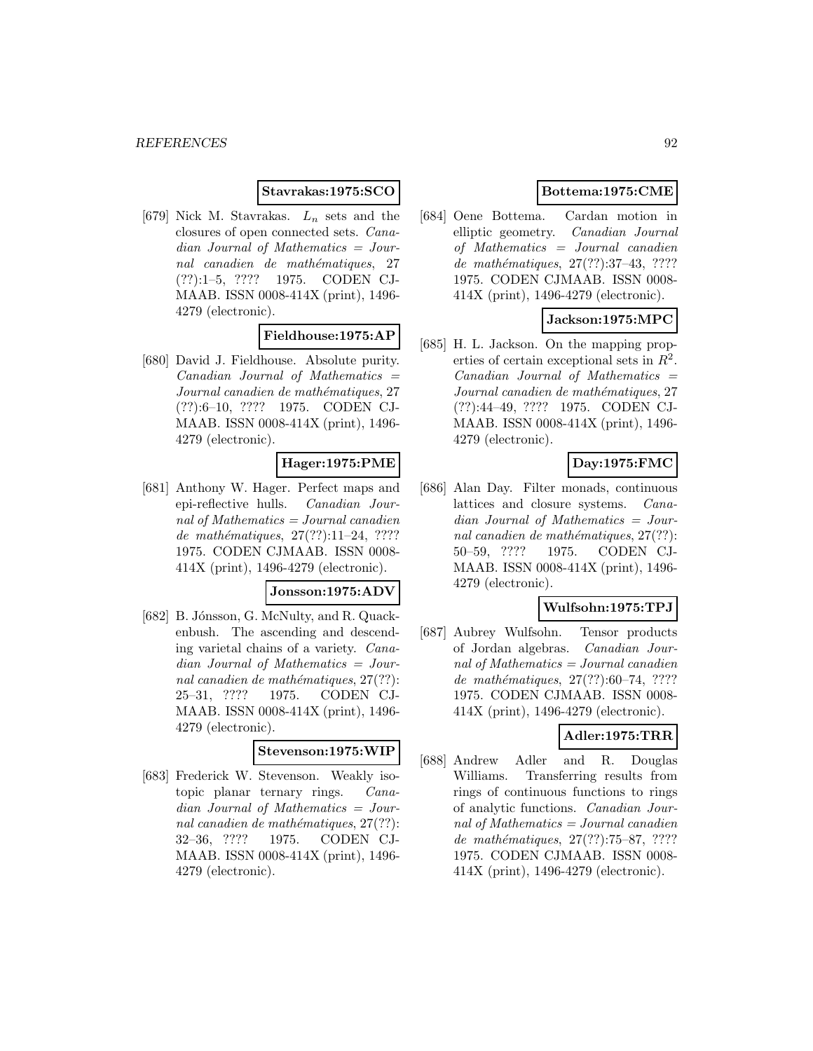**Stavrakas:1975:SCO**

[679] Nick M. Stavrakas. $L_n$ sets and the closures of open connected sets. *Canadian Journal of Mathematics = Journal canadien de mathématiques*, 27 (??):1–5, ???? 1975. CODEN CJMAAB. ISSN 0008-414X (print), 1496-4279 (electronic).

**Fieldhouse:1975:AP**

[680] David J. Fieldhouse. Absolute purity. *Canadian Journal of Mathematics = Journal canadien de mathématiques*, 27 (??):6–10, ???? 1975. CODEN CJMAAB. ISSN 0008-414X (print), 1496-4279 (electronic).

**Hager:1975:PME**

[681] Anthony W. Hager. Perfect maps and epi-reflective hulls. *Canadian Journal of Mathematics = Journal canadien de mathématiques*, 27(??):11–24, ???? 1975. CODEN CJMAAB. ISSN 0008-414X (print), 1496-4279 (electronic).

**Jonsson:1975:ADV**

[682] B. Jónsson, G. McNulty, and R. Quackenbush. The ascending and descending varietal chains of a variety. *Canadian Journal of Mathematics = Journal canadien de mathématiques*, 27(??):25–31, ???? 1975. CODEN CJMAAB. ISSN 0008-414X (print), 1496-4279 (electronic).

**Stevenson:1975:WIP**

[683] Frederick W. Stevenson. Weakly isotopic planar ternary rings. *Canadian Journal of Mathematics = Journal canadien de mathématiques*, 27(??):32–36, ???? 1975. CODEN CJMAAB. ISSN 0008-414X (print), 1496-4279 (electronic).

**Bottema:1975:CME**

[684] Oene Bottema. Cardan motion in elliptic geometry. *Canadian Journal of Mathematics = Journal canadien de mathématiques*, 27(??):37–43, ???? 1975. CODEN CJMAAB. ISSN 0008-414X (print), 1496-4279 (electronic).

**Jackson:1975:MPC**

[685] H. L. Jackson. On the mapping properties of certain exceptional sets in $R^2$. *Canadian Journal of Mathematics = Journal canadien de mathématiques*, 27 (??):44–49, ???? 1975. CODEN CJMAAB. ISSN 0008-414X (print), 1496-4279 (electronic).

**Day:1975:FMC**

[686] Alan Day. Filter monads, continuous lattices and closure systems. *Canadian Journal of Mathematics = Journal canadien de mathématiques*, 27(??):50–59, ???? 1975. CODEN CJMAAB. ISSN 0008-414X (print), 1496-4279 (electronic).

**Wulfsohn:1975:TPJ**

[687] Aubrey Wulfsohn. Tensor products of Jordan algebras. *Canadian Journal of Mathematics = Journal canadien de mathématiques*, 27(??):60–74, ???? 1975. CODEN CJMAAB. ISSN 0008-414X (print), 1496-4279 (electronic).

**Adler:1975:TRR**

[688] Andrew Adler and R. Douglas Williams. Transferring results from rings of continuous functions to rings of analytic functions. *Canadian Journal of Mathematics = Journal canadien de mathématiques*, 27(??):75–87, ???? 1975. CODEN CJMAAB. ISSN 0008-414X (print), 1496-4279 (electronic).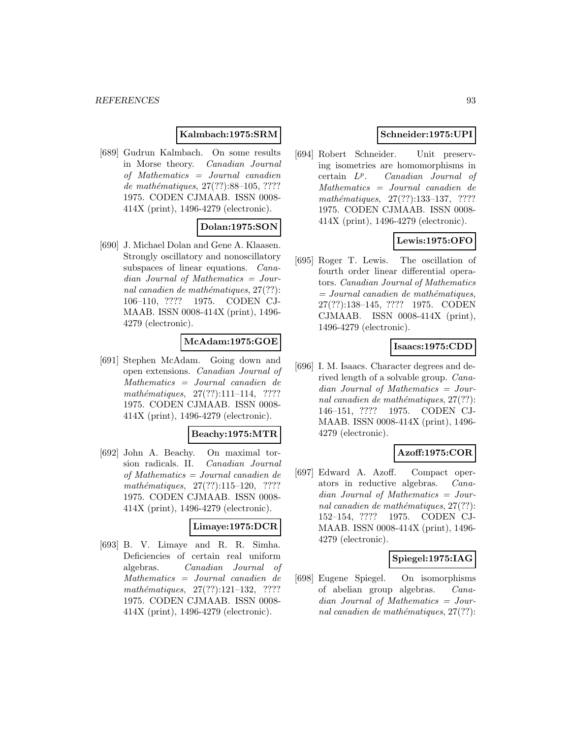**Kalmbach:1975:SRM**

[689] Gudrun Kalmbach. On some results in Morse theory. *Canadian Journal of Mathematics = Journal canadien de mathématiques*, 27(??):88–105, ???? 1975. CODEN CJMAAB. ISSN 0008-414X (print), 1496-4279 (electronic).

**Dolan:1975:SON**

[690] J. Michael Dolan and Gene A. Klaasen. Strongly oscillatory and nonoscillatory subspaces of linear equations. *Canadian Journal of Mathematics = Journal canadien de mathématiques*, 27(??): 106–110, ???? 1975. CODEN CJMAAB. ISSN 0008-414X (print), 1496-4279 (electronic).

**McAdam:1975:GOE**

[691] Stephen McAdam. Going down and open extensions. *Canadian Journal of Mathematics = Journal canadien de mathématiques*, 27(??):111–114, ???? 1975. CODEN CJMAAB. ISSN 0008-414X (print), 1496-4279 (electronic).

**Beachy:1975:MTR**

[692] John A. Beachy. On maximal torsion radicals. II. *Canadian Journal of Mathematics = Journal canadien de mathématiques*, 27(??):115–120, ???? 1975. CODEN CJMAAB. ISSN 0008-414X (print), 1496-4279 (electronic).

**Limaye:1975:DCR**

[693] B. V. Limaye and R. R. Simha. Deficiencies of certain real uniform algebras. *Canadian Journal of Mathematics = Journal canadien de mathématiques*, 27(??):121–132, ???? 1975. CODEN CJMAAB. ISSN 0008-414X (print), 1496-4279 (electronic).

**Schneider:1975:UPI**

[694] Robert Schneider. Unit preserving isometries are homomorphisms in certain $L^p$. *Canadian Journal of Mathematics = Journal canadien de mathématiques*, 27(??):133–137, ???? 1975. CODEN CJMAAB. ISSN 0008-414X (print), 1496-4279 (electronic).

**Lewis:1975:OFO**

[695] Roger T. Lewis. The oscillation of fourth order linear differential operators. *Canadian Journal of Mathematics = Journal canadien de mathématiques*, 27(??):138–145, ???? 1975. CODEN CJMAAB. ISSN 0008-414X (print), 1496-4279 (electronic).

**Isaacs:1975:CDD**

[696] I. M. Isaacs. Character degrees and derived length of a solvable group. *Canadian Journal of Mathematics = Journal canadien de mathématiques*, 27(??): 146–151, ???? 1975. CODEN CJMAAB. ISSN 0008-414X (print), 1496-4279 (electronic).

**Azoff:1975:COR**

[697] Edward A. Azoff. Compact operators in reductive algebras. *Canadian Journal of Mathematics = Journal canadien de mathématiques*, 27(??): 152–154, ???? 1975. CODEN CJMAAB. ISSN 0008-414X (print), 1496-4279 (electronic).

**Spiegel:1975:IAG**

[698] Eugene Spiegel. On isomorphisms of abelian group algebras. *Canadian Journal of Mathematics = Journal canadien de mathématiques*, 27(??):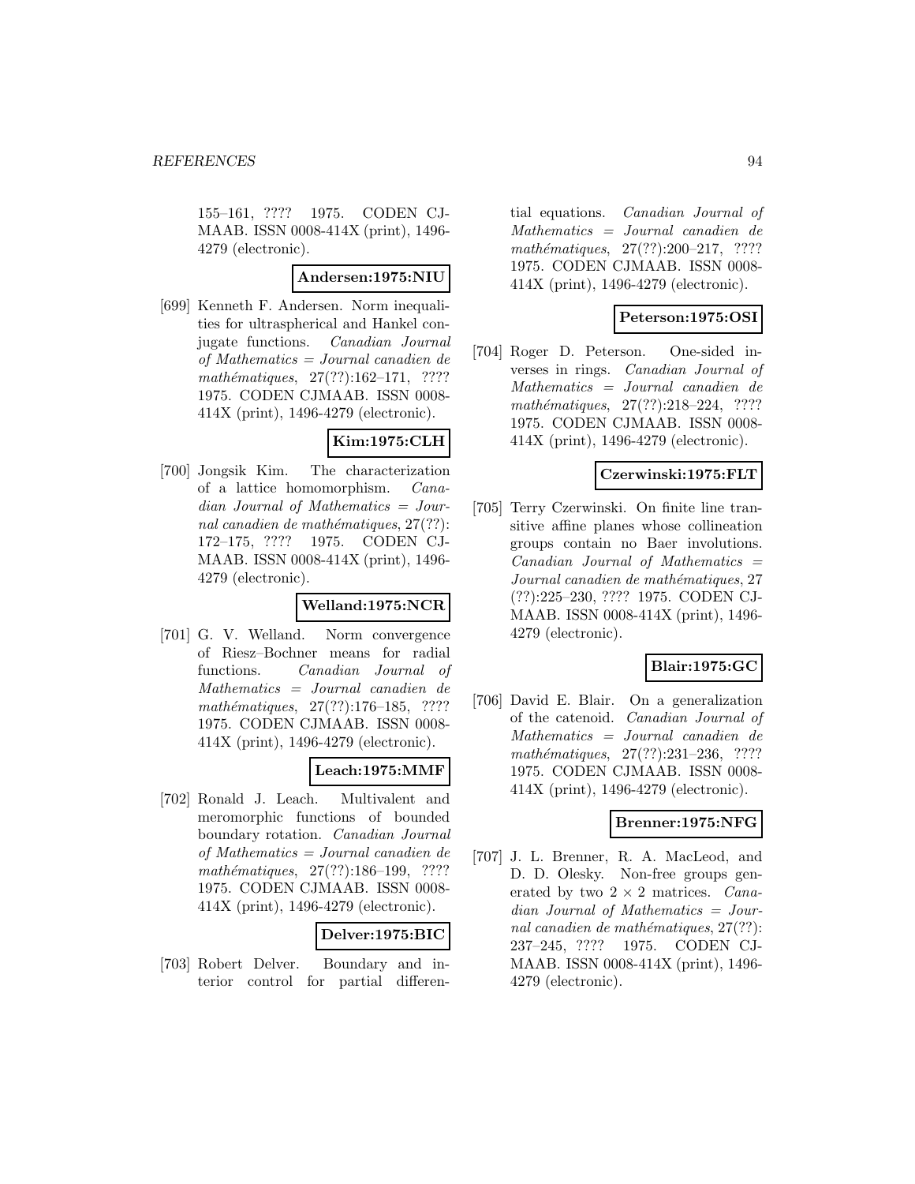155–161, ???? 1975. CODEN CJMAAB. ISSN 0008-414X (print), 1496-4279 (electronic).

**Andersen:1975:NIU**

[699] Kenneth F. Andersen. Norm inequalities for ultraspherical and Hankel conjugate functions. *Canadian Journal of Mathematics = Journal canadien de mathématiques*, 27(??):162–171, ???? 1975. CODEN CJMAAB. ISSN 0008-414X (print), 1496-4279 (electronic).

**Kim:1975:CLH**

[700] Jongsik Kim. The characterization of a lattice homomorphism. *Canadian Journal of Mathematics = Journal canadien de mathématiques*, 27(??):172–175, ???? 1975. CODEN CJMAAB. ISSN 0008-414X (print), 1496-4279 (electronic).

**Welland:1975:NCR**

[701] G. V. Welland. Norm convergence of Riesz–Bochner means for radial functions. *Canadian Journal of Mathematics = Journal canadien de mathématiques*, 27(??):176–185, ???? 1975. CODEN CJMAAB. ISSN 0008-414X (print), 1496-4279 (electronic).

**Leach:1975:MMF**

[702] Ronald J. Leach. Multivalent and meromorphic functions of bounded boundary rotation. *Canadian Journal of Mathematics = Journal canadien de mathématiques*, 27(??):186–199, ???? 1975. CODEN CJMAAB. ISSN 0008-414X (print), 1496-4279 (electronic).

**Delver:1975:BIC**

[703] Robert Delver. Boundary and interior control for partial differential equations. *Canadian Journal of Mathematics = Journal canadien de mathématiques*, 27(??):200–217, ???? 1975. CODEN CJMAAB. ISSN 0008-414X (print), 1496-4279 (electronic).

**Peterson:1975:OSI**

[704] Roger D. Peterson. One-sided inverses in rings. *Canadian Journal of Mathematics = Journal canadien de mathématiques*, 27(??):218–224, ???? 1975. CODEN CJMAAB. ISSN 0008-414X (print), 1496-4279 (electronic).

**Czerwinski:1975:FLT**

[705] Terry Czerwinski. On finite line transitive affine planes whose collineation groups contain no Baer involutions. *Canadian Journal of Mathematics = Journal canadien de mathématiques*, 27(??):225–230, ???? 1975. CODEN CJMAAB. ISSN 0008-414X (print), 1496-4279 (electronic).

**Blair:1975:GC**

[706] David E. Blair. On a generalization of the catenoid. *Canadian Journal of Mathematics = Journal canadien de mathématiques*, 27(??):231–236, ???? 1975. CODEN CJMAAB. ISSN 0008-414X (print), 1496-4279 (electronic).

**Brenner:1975:NFG**

[707] J. L. Brenner, R. A. MacLeod, and D. D. Olesky. Non-free groups generated by two $2 \times 2$ matrices. *Canadian Journal of Mathematics = Journal canadien de mathématiques*, 27(??):237–245, ???? 1975. CODEN CJMAAB. ISSN 0008-414X (print), 1496-4279 (electronic).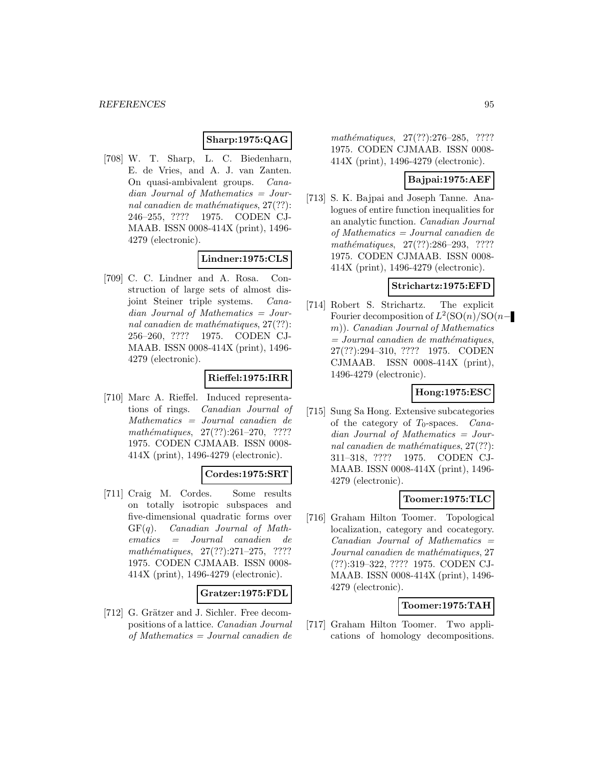**Sharp:1975:QAG**

[708] W. T. Sharp, L. C. Biedenharn, E. de Vries, and A. J. van Zanten. On quasi-ambivalent groups. *Canadian Journal of Mathematics = Journal canadien de mathématiques*, 27(??): 246–255, ???? 1975. CODEN CJMAAB. ISSN 0008-414X (print), 1496-4279 (electronic).

**Lindner:1975:CLS**

[709] C. C. Lindner and A. Rosa. Construction of large sets of almost disjoint Steiner triple systems. *Canadian Journal of Mathematics = Journal canadien de mathématiques*, 27(??): 256–260, ???? 1975. CODEN CJMAAB. ISSN 0008-414X (print), 1496-4279 (electronic).

**Rieffel:1975:IRR**

[710] Marc A. Rieffel. Induced representations of rings. *Canadian Journal of Mathematics = Journal canadien de mathématiques*, 27(??):261–270, ???? 1975. CODEN CJMAAB. ISSN 0008-414X (print), 1496-4279 (electronic).

**Cordes:1975:SRT**

[711] Craig M. Cordes. Some results on totally isotropic subspaces and five-dimensional quadratic forms over $GF(q)$. *Canadian Journal of Mathematics = Journal canadien de mathématiques*, 27(??):271–275, ???? 1975. CODEN CJMAAB. ISSN 0008-414X (print), 1496-4279 (electronic).

**Gratzer:1975:FDL**

[712] G. Grätzer and J. Sichler. Free decompositions of a lattice. *Canadian Journal of Mathematics = Journal canadien de mathématiques*, 27(??):276–285, ???? 1975. CODEN CJMAAB. ISSN 0008-414X (print), 1496-4279 (electronic).

**Bajpai:1975:AEF**

[713] S. K. Bajpai and Joseph Tanne. Analogues of entire function inequalities for an analytic function. *Canadian Journal of Mathematics = Journal canadien de mathématiques*, 27(??):286–293, ???? 1975. CODEN CJMAAB. ISSN 0008-414X (print), 1496-4279 (electronic).

**Strichartz:1975:EFD**

[714] Robert S. Strichartz. The explicit Fourier decomposition of $L^2(\mathrm{SO}(n)/\mathrm{SO}(n-m))$. *Canadian Journal of Mathematics = Journal canadien de mathématiques*, 27(??):294–310, ???? 1975. CODEN CJMAAB. ISSN 0008-414X (print), 1496-4279 (electronic).

**Hong:1975:ESC**

[715] Sung Sa Hong. Extensive subcategories of the category of $T_0$-spaces. *Canadian Journal of Mathematics = Journal canadien de mathématiques*, 27(??): 311–318, ???? 1975. CODEN CJMAAB. ISSN 0008-414X (print), 1496-4279 (electronic).

**Toomer:1975:TLC**

[716] Graham Hilton Toomer. Topological localization, category and cocategory. *Canadian Journal of Mathematics = Journal canadien de mathématiques*, 27 (??):319–322, ???? 1975. CODEN CJMAAB. ISSN 0008-414X (print), 1496-4279 (electronic).

**Toomer:1975:TAH**

[717] Graham Hilton Toomer. Two applications of homology decompositions.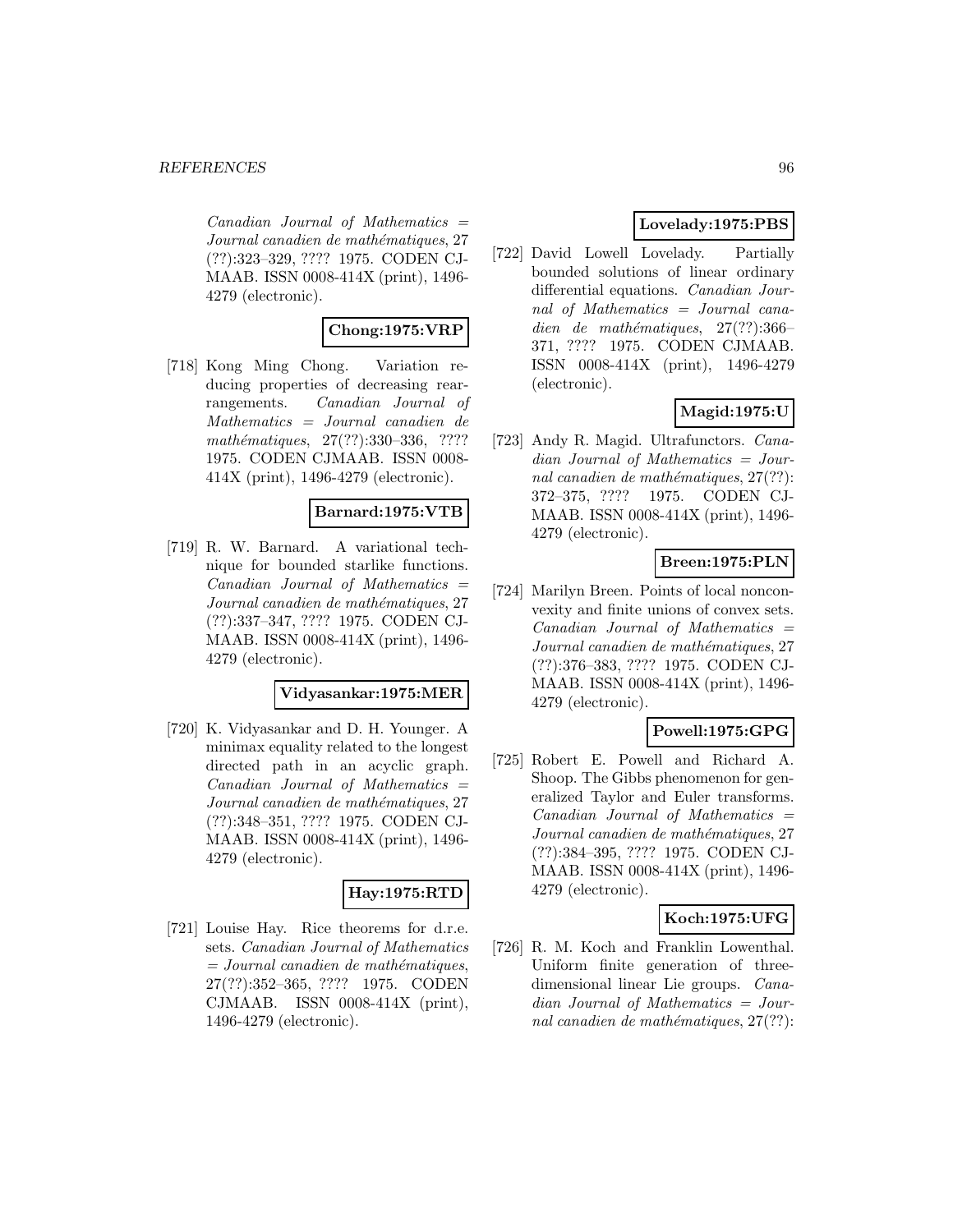*Canadian Journal of Mathematics = Journal canadien de mathématiques*, 27 (??):323–329, ???? 1975. CODEN CJMAAB. ISSN 0008-414X (print), 1496-4279 (electronic).

**Chong:1975:VRP**

[718] Kong Ming Chong. Variation reducing properties of decreasing rearrangements. *Canadian Journal of Mathematics = Journal canadien de mathématiques*, 27(??):330–336, ???? 1975. CODEN CJMAAB. ISSN 0008-414X (print), 1496-4279 (electronic).

**Barnard:1975:VTB**

[719] R. W. Barnard. A variational technique for bounded starlike functions. *Canadian Journal of Mathematics = Journal canadien de mathématiques*, 27 (??):337–347, ???? 1975. CODEN CJMAAB. ISSN 0008-414X (print), 1496-4279 (electronic).

**Vidyasankar:1975:MER**

[720] K. Vidyasankar and D. H. Younger. A minimax equality related to the longest directed path in an acyclic graph. *Canadian Journal of Mathematics = Journal canadien de mathématiques*, 27 (??):348–351, ???? 1975. CODEN CJMAAB. ISSN 0008-414X (print), 1496-4279 (electronic).

**Hay:1975:RTD**

[721] Louise Hay. Rice theorems for d.r.e. sets. *Canadian Journal of Mathematics = Journal canadien de mathématiques*, 27(??):352–365, ???? 1975. CODEN CJMAAB. ISSN 0008-414X (print), 1496-4279 (electronic).

**Lovelady:1975:PBS**

[722] David Lowell Lovelady. Partially bounded solutions of linear ordinary differential equations. *Canadian Journal of Mathematics = Journal canadien de mathématiques*, 27(??):366–371, ???? 1975. CODEN CJMAAB. ISSN 0008-414X (print), 1496-4279 (electronic).

**Magid:1975:U**

[723] Andy R. Magid. Ultrafunctors. *Canadian Journal of Mathematics = Journal canadien de mathématiques*, 27(??): 372–375, ???? 1975. CODEN CJMAAB. ISSN 0008-414X (print), 1496-4279 (electronic).

**Breen:1975:PLN**

[724] Marilyn Breen. Points of local nonconvexity and finite unions of convex sets. *Canadian Journal of Mathematics = Journal canadien de mathématiques*, 27 (??):376–383, ???? 1975. CODEN CJMAAB. ISSN 0008-414X (print), 1496-4279 (electronic).

**Powell:1975:GPG**

[725] Robert E. Powell and Richard A. Shoop. The Gibbs phenomenon for generalized Taylor and Euler transforms. *Canadian Journal of Mathematics = Journal canadien de mathématiques*, 27 (??):384–395, ???? 1975. CODEN CJMAAB. ISSN 0008-414X (print), 1496-4279 (electronic).

**Koch:1975:UFG**

[726] R. M. Koch and Franklin Lowenthal. Uniform finite generation of three-dimensional linear Lie groups. *Canadian Journal of Mathematics = Journal canadien de mathématiques*, 27(??):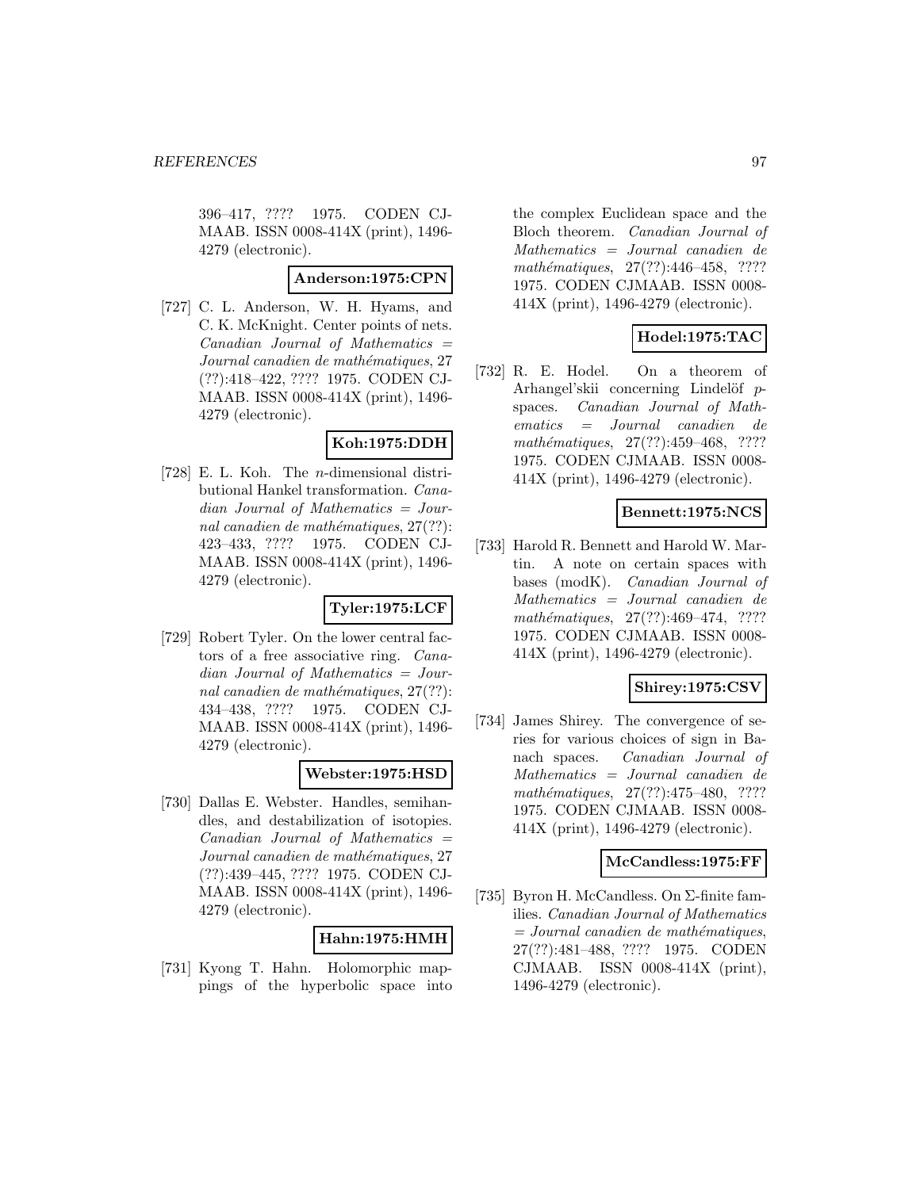396–417, ???? 1975. CODEN CJMAAB. ISSN 0008-414X (print), 1496-4279 (electronic).

**Anderson:1975:CPN**

[727] C. L. Anderson, W. H. Hyams, and C. K. McKnight. Center points of nets. *Canadian Journal of Mathematics = Journal canadien de mathématiques*, 27 (??):418–422, ???? 1975. CODEN CJMAAB. ISSN 0008-414X (print), 1496-4279 (electronic).

**Koh:1975:DDH**

[728] E. L. Koh. The $n$-dimensional distributional Hankel transformation. *Canadian Journal of Mathematics = Journal canadien de mathématiques*, 27(??): 423–433, ???? 1975. CODEN CJMAAB. ISSN 0008-414X (print), 1496-4279 (electronic).

**Tyler:1975:LCF**

[729] Robert Tyler. On the lower central factors of a free associative ring. *Canadian Journal of Mathematics = Journal canadien de mathématiques*, 27(??): 434–438, ???? 1975. CODEN CJMAAB. ISSN 0008-414X (print), 1496-4279 (electronic).

**Webster:1975:HSD**

[730] Dallas E. Webster. Handles, semihandles, and destabilization of isotopies. *Canadian Journal of Mathematics = Journal canadien de mathématiques*, 27 (??):439–445, ???? 1975. CODEN CJMAAB. ISSN 0008-414X (print), 1496-4279 (electronic).

**Hahn:1975:HMH**

[731] Kyong T. Hahn. Holomorphic mappings of the hyperbolic space into the complex Euclidean space and the Bloch theorem. *Canadian Journal of Mathematics = Journal canadien de mathématiques*, 27(??):446–458, ???? 1975. CODEN CJMAAB. ISSN 0008-414X (print), 1496-4279 (electronic).

**Hodel:1975:TAC**

[732] R. E. Hodel. On a theorem of Arhangel'skii concerning Lindelöf $p$-spaces. *Canadian Journal of Mathematics = Journal canadien de mathématiques*, 27(??):459–468, ???? 1975. CODEN CJMAAB. ISSN 0008-414X (print), 1496-4279 (electronic).

**Bennett:1975:NCS**

[733] Harold R. Bennett and Harold W. Martin. A note on certain spaces with bases (modK). *Canadian Journal of Mathematics = Journal canadien de mathématiques*, 27(??):469–474, ???? 1975. CODEN CJMAAB. ISSN 0008-414X (print), 1496-4279 (electronic).

**Shirey:1975:CSV**

[734] James Shirey. The convergence of series for various choices of sign in Banach spaces. *Canadian Journal of Mathematics = Journal canadien de mathématiques*, 27(??):475–480, ???? 1975. CODEN CJMAAB. ISSN 0008-414X (print), 1496-4279 (electronic).

**McCandless:1975:FF**

[735] Byron H. McCandless. On $\Sigma$-finite families. *Canadian Journal of Mathematics = Journal canadien de mathématiques*, 27(??):481–488, ???? 1975. CODEN CJMAAB. ISSN 0008-414X (print), 1496-4279 (electronic).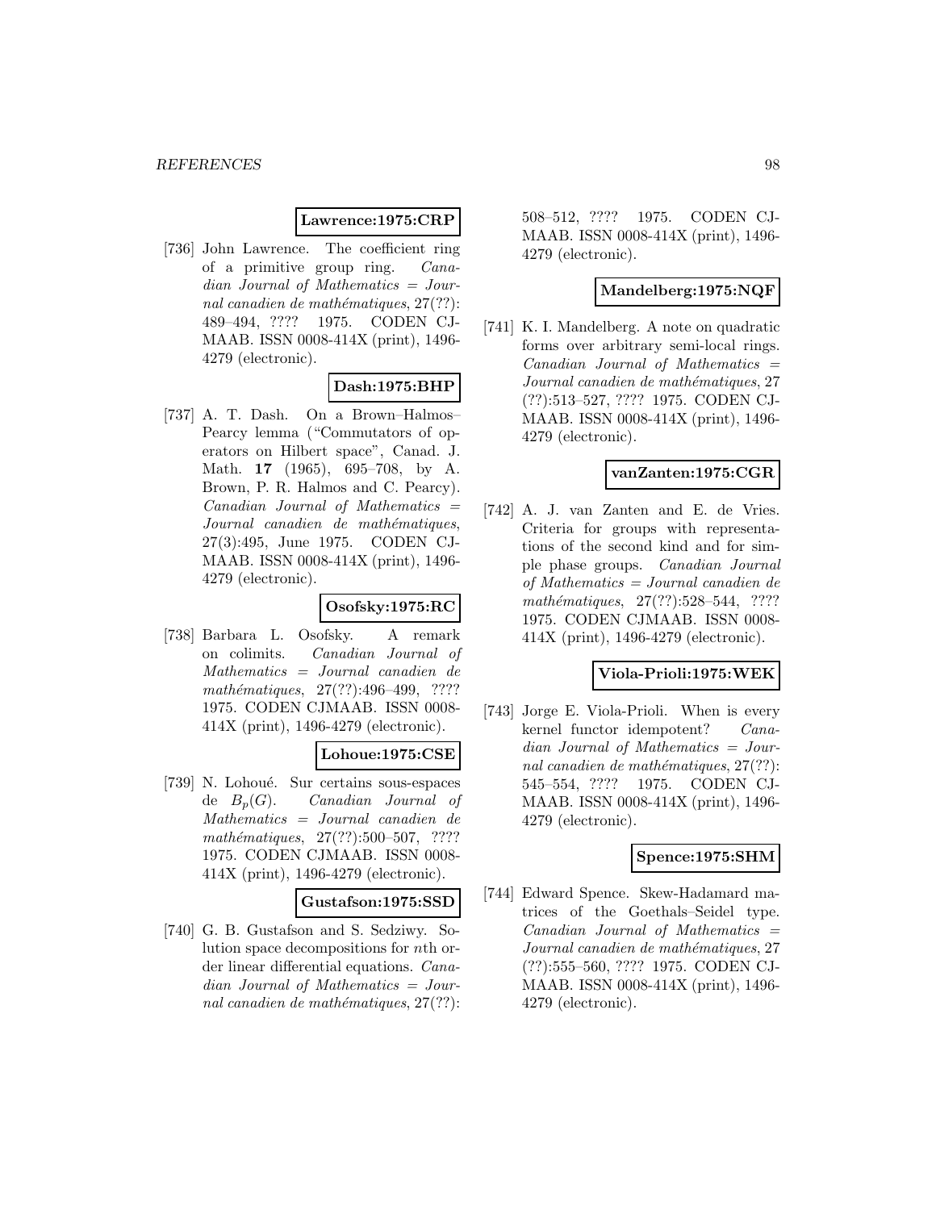**Lawrence:1975:CRP**

[736] John Lawrence. The coefficient ring of a primitive group ring. *Canadian Journal of Mathematics = Journal canadien de mathématiques*, 27(??): 489–494, ???? 1975. CODEN CJ-MAAB. ISSN 0008-414X (print), 1496-4279 (electronic).

**Dash:1975:BHP**

[737] A. T. Dash. On a Brown–Halmos–Pearcy lemma ("Commutators of operators on Hilbert space", Canad. J. Math. **17** (1965), 695–708, by A. Brown, P. R. Halmos and C. Pearcy). *Canadian Journal of Mathematics = Journal canadien de mathématiques*, 27(3):495, June 1975. CODEN CJ-MAAB. ISSN 0008-414X (print), 1496-4279 (electronic).

**Osofsky:1975:RC**

[738] Barbara L. Osofsky. A remark on colimits. *Canadian Journal of Mathematics = Journal canadien de mathématiques*, 27(??):496–499, ???? 1975. CODEN CJMAAB. ISSN 0008-414X (print), 1496-4279 (electronic).

**Lohoue:1975:CSE**

[739] N. Lohoué. Sur certains sous-espaces de $B_p(G)$. *Canadian Journal of Mathematics = Journal canadien de mathématiques*, 27(??):500–507, ???? 1975. CODEN CJMAAB. ISSN 0008-414X (print), 1496-4279 (electronic).

**Gustafson:1975:SSD**

[740] G. B. Gustafson and S. Sedziwy. Solution space decompositions for $n$th order linear differential equations. *Canadian Journal of Mathematics = Journal canadien de mathématiques*, 27(??): 508–512, ???? 1975. CODEN CJ-MAAB. ISSN 0008-414X (print), 1496-4279 (electronic).

**Mandelberg:1975:NQF**

[741] K. I. Mandelberg. A note on quadratic forms over arbitrary semi-local rings. *Canadian Journal of Mathematics = Journal canadien de mathématiques*, 27 (??):513–527, ???? 1975. CODEN CJ-MAAB. ISSN 0008-414X (print), 1496-4279 (electronic).

**vanZanten:1975:CGR**

[742] A. J. van Zanten and E. de Vries. Criteria for groups with representations of the second kind and for simple phase groups. *Canadian Journal of Mathematics = Journal canadien de mathématiques*, 27(??):528–544, ???? 1975. CODEN CJMAAB. ISSN 0008-414X (print), 1496-4279 (electronic).

**Viola-Prioli:1975:WEK**

[743] Jorge E. Viola-Prioli. When is every kernel functor idempotent? *Canadian Journal of Mathematics = Journal canadien de mathématiques*, 27(??): 545–554, ???? 1975. CODEN CJ-MAAB. ISSN 0008-414X (print), 1496-4279 (electronic).

**Spence:1975:SHM**

[744] Edward Spence. Skew-Hadamard matrices of the Goethals–Seidel type. *Canadian Journal of Mathematics = Journal canadien de mathématiques*, 27 (??):555–560, ???? 1975. CODEN CJ-MAAB. ISSN 0008-414X (print), 1496-4279 (electronic).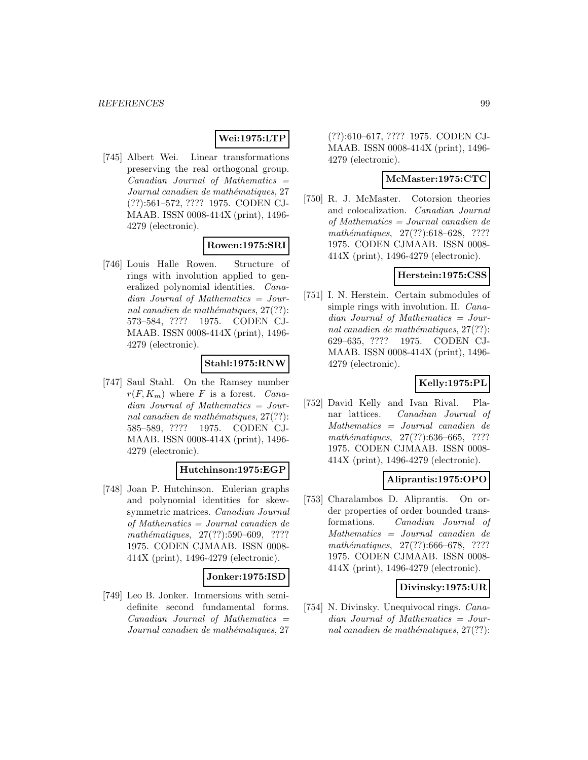**Wei:1975:LTP**

[745] Albert Wei. Linear transformations preserving the real orthogonal group. *Canadian Journal of Mathematics = Journal canadien de mathématiques*, 27 (??):561–572, ???? 1975. CODEN CJMAAB. ISSN 0008-414X (print), 1496-4279 (electronic).

**Rowen:1975:SRI**

[746] Louis Halle Rowen. Structure of rings with involution applied to generalized polynomial identities. *Canadian Journal of Mathematics = Journal canadien de mathématiques*, 27(??): 573–584, ???? 1975. CODEN CJMAAB. ISSN 0008-414X (print), 1496-4279 (electronic).

**Stahl:1975:RNW**

[747] Saul Stahl. On the Ramsey number $r(F, K_m)$ where $F$ is a forest. *Canadian Journal of Mathematics = Journal canadien de mathématiques*, 27(??): 585–589, ???? 1975. CODEN CJMAAB. ISSN 0008-414X (print), 1496-4279 (electronic).

**Hutchinson:1975:EGP**

[748] Joan P. Hutchinson. Eulerian graphs and polynomial identities for skew-symmetric matrices. *Canadian Journal of Mathematics = Journal canadien de mathématiques*, 27(??):590–609, ???? 1975. CODEN CJMAAB. ISSN 0008-414X (print), 1496-4279 (electronic).

**Jonker:1975:ISD**

[749] Leo B. Jonker. Immersions with semi-definite second fundamental forms. *Canadian Journal of Mathematics = Journal canadien de mathématiques*, 27 (??):610–617, ???? 1975. CODEN CJMAAB. ISSN 0008-414X (print), 1496-4279 (electronic).

**McMaster:1975:CTC**

[750] R. J. McMaster. Cotorsion theories and colocalization. *Canadian Journal of Mathematics = Journal canadien de mathématiques*, 27(??):618–628, ???? 1975. CODEN CJMAAB. ISSN 0008-414X (print), 1496-4279 (electronic).

**Herstein:1975:CSS**

[751] I. N. Herstein. Certain submodules of simple rings with involution. II. *Canadian Journal of Mathematics = Journal canadien de mathématiques*, 27(??): 629–635, ???? 1975. CODEN CJMAAB. ISSN 0008-414X (print), 1496-4279 (electronic).

**Kelly:1975:PL**

[752] David Kelly and Ivan Rival. Planar lattices. *Canadian Journal of Mathematics = Journal canadien de mathématiques*, 27(??):636–665, ???? 1975. CODEN CJMAAB. ISSN 0008-414X (print), 1496-4279 (electronic).

**Aliprantis:1975:OPO**

[753] Charalambos D. Aliprantis. On order properties of order bounded transformations. *Canadian Journal of Mathematics = Journal canadien de mathématiques*, 27(??):666–678, ???? 1975. CODEN CJMAAB. ISSN 0008-414X (print), 1496-4279 (electronic).

**Divinsky:1975:UR**

[754] N. Divinsky. Unequivocal rings. *Canadian Journal of Mathematics = Journal canadien de mathématiques*, 27(??):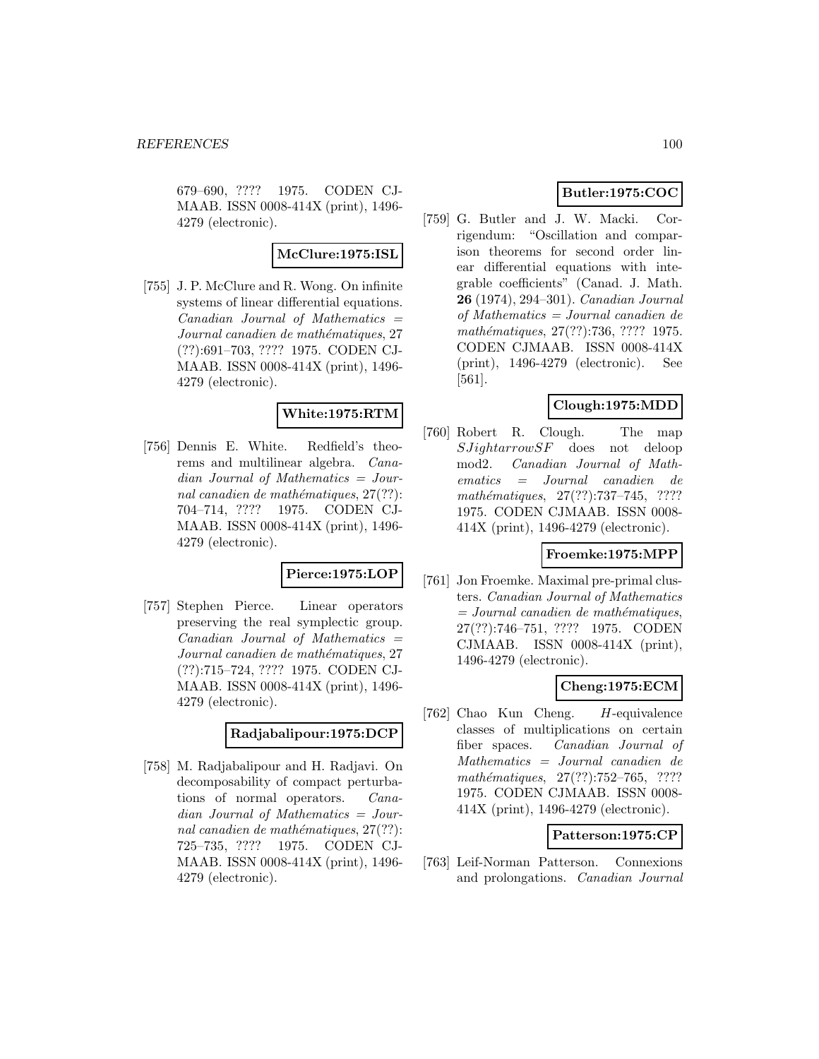679–690, ???? 1975. CODEN CJMAAB. ISSN 0008-414X (print), 1496-4279 (electronic).

**McClure:1975:ISL**

[755] J. P. McClure and R. Wong. On infinite systems of linear differential equations. *Canadian Journal of Mathematics = Journal canadien de mathématiques*, 27 (??):691–703, ???? 1975. CODEN CJMAAB. ISSN 0008-414X (print), 1496-4279 (electronic).

**White:1975:RTM**

[756] Dennis E. White. Redfield's theorems and multilinear algebra. *Canadian Journal of Mathematics = Journal canadien de mathématiques*, 27(??): 704–714, ???? 1975. CODEN CJMAAB. ISSN 0008-414X (print), 1496-4279 (electronic).

**Pierce:1975:LOP**

[757] Stephen Pierce. Linear operators preserving the real symplectic group. *Canadian Journal of Mathematics = Journal canadien de mathématiques*, 27 (??):715–724, ???? 1975. CODEN CJMAAB. ISSN 0008-414X (print), 1496-4279 (electronic).

**Radjabalipour:1975:DCP**

[758] M. Radjabalipour and H. Radjavi. On decomposability of compact perturbations of normal operators. *Canadian Journal of Mathematics = Journal canadien de mathématiques*, 27(??): 725–735, ???? 1975. CODEN CJMAAB. ISSN 0008-414X (print), 1496-4279 (electronic).

**Butler:1975:COC**

[759] G. Butler and J. W. Macki. Corrigendum: "Oscillation and comparison theorems for second order linear differential equations with integrable coefficients" (Canad. J. Math. **26** (1974), 294–301). *Canadian Journal of Mathematics = Journal canadien de mathématiques*, 27(??):736, ???? 1975. CODEN CJMAAB. ISSN 0008-414X (print), 1496-4279 (electronic). See [561].

**Clough:1975:MDD**

[760] Robert R. Clough. The map $SJightarrowSF$ does not deloop mod2. *Canadian Journal of Mathematics = Journal canadien de mathématiques*, 27(??):737–745, ???? 1975. CODEN CJMAAB. ISSN 0008-414X (print), 1496-4279 (electronic).

**Froemke:1975:MPP**

[761] Jon Froemke. Maximal pre-primal clusters. *Canadian Journal of Mathematics = Journal canadien de mathématiques*, 27(??):746–751, ???? 1975. CODEN CJMAAB. ISSN 0008-414X (print), 1496-4279 (electronic).

**Cheng:1975:ECM**

[762] Chao Kun Cheng. $H$-equivalence classes of multiplications on certain fiber spaces. *Canadian Journal of Mathematics = Journal canadien de mathématiques*, 27(??):752–765, ???? 1975. CODEN CJMAAB. ISSN 0008-414X (print), 1496-4279 (electronic).

**Patterson:1975:CP**

[763] Leif-Norman Patterson. Connexions and prolongations. *Canadian Journal*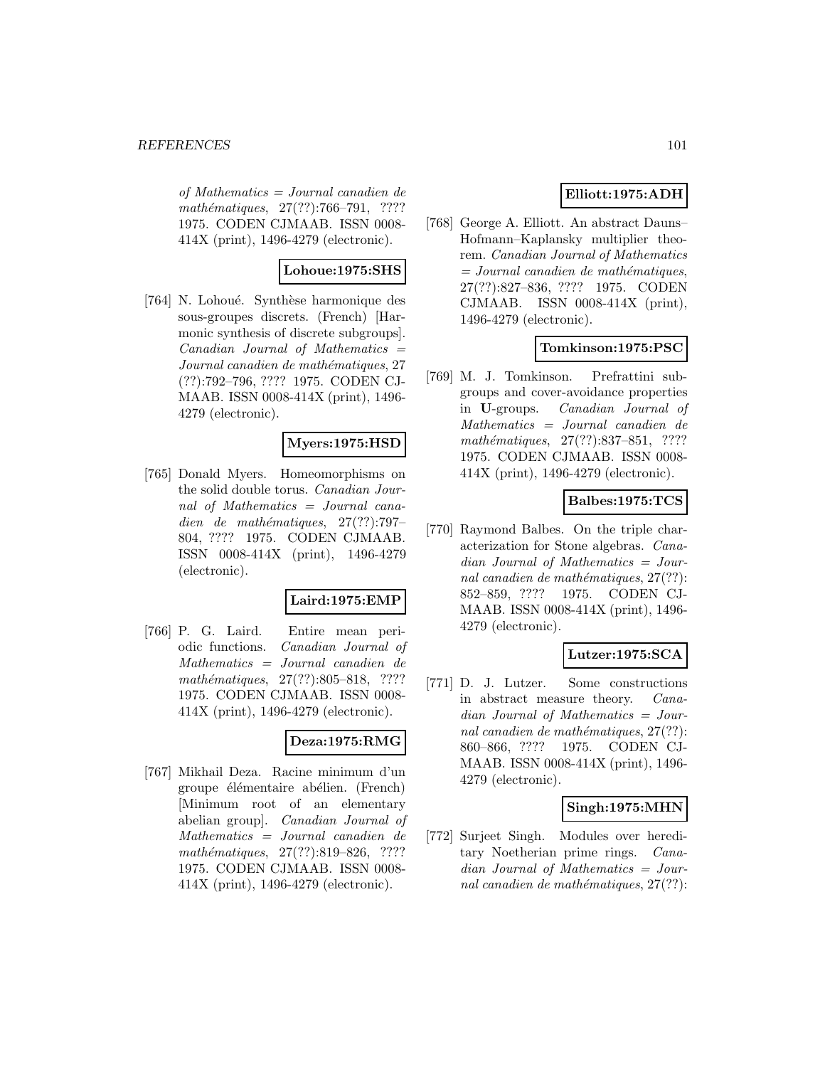*of Mathematics = Journal canadien de mathématiques*, 27(??):766–791, ???? 1975. CODEN CJMAAB. ISSN 0008-414X (print), 1496-4279 (electronic).

**Lohoue:1975:SHS**

[764] N. Lohoué. Synthèse harmonique des sous-groupes discrets. (French) [Harmonic synthesis of discrete subgroups]. *Canadian Journal of Mathematics = Journal canadien de mathématiques*, 27 (??):792–796, ???? 1975. CODEN CJMAAB. ISSN 0008-414X (print), 1496-4279 (electronic).

**Myers:1975:HSD**

[765] Donald Myers. Homeomorphisms on the solid double torus. *Canadian Journal of Mathematics = Journal canadien de mathématiques*, 27(??):797–804, ???? 1975. CODEN CJMAAB. ISSN 0008-414X (print), 1496-4279 (electronic).

**Laird:1975:EMP**

[766] P. G. Laird. Entire mean periodic functions. *Canadian Journal of Mathematics = Journal canadien de mathématiques*, 27(??):805–818, ???? 1975. CODEN CJMAAB. ISSN 0008-414X (print), 1496-4279 (electronic).

**Deza:1975:RMG**

[767] Mikhail Deza. Racine minimum d'un groupe élémentaire abélien. (French) [Minimum root of an elementary abelian group]. *Canadian Journal of Mathematics = Journal canadien de mathématiques*, 27(??):819–826, ???? 1975. CODEN CJMAAB. ISSN 0008-414X (print), 1496-4279 (electronic).

**Elliott:1975:ADH**

[768] George A. Elliott. An abstract Dauns–Hofmann–Kaplansky multiplier theorem. *Canadian Journal of Mathematics = Journal canadien de mathématiques*, 27(??):827–836, ???? 1975. CODEN CJMAAB. ISSN 0008-414X (print), 1496-4279 (electronic).

**Tomkinson:1975:PSC**

[769] M. J. Tomkinson. Prefrattini subgroups and cover-avoidance properties in **U**-groups. *Canadian Journal of Mathematics = Journal canadien de mathématiques*, 27(??):837–851, ???? 1975. CODEN CJMAAB. ISSN 0008-414X (print), 1496-4279 (electronic).

**Balbes:1975:TCS**

[770] Raymond Balbes. On the triple characterization for Stone algebras. *Canadian Journal of Mathematics = Journal canadien de mathématiques*, 27(??): 852–859, ???? 1975. CODEN CJMAAB. ISSN 0008-414X (print), 1496-4279 (electronic).

**Lutzer:1975:SCA**

[771] D. J. Lutzer. Some constructions in abstract measure theory. *Canadian Journal of Mathematics = Journal canadien de mathématiques*, 27(??): 860–866, ???? 1975. CODEN CJMAAB. ISSN 0008-414X (print), 1496-4279 (electronic).

**Singh:1975:MHN**

[772] Surjeet Singh. Modules over hereditary Noetherian prime rings. *Canadian Journal of Mathematics = Journal canadien de mathématiques*, 27(??):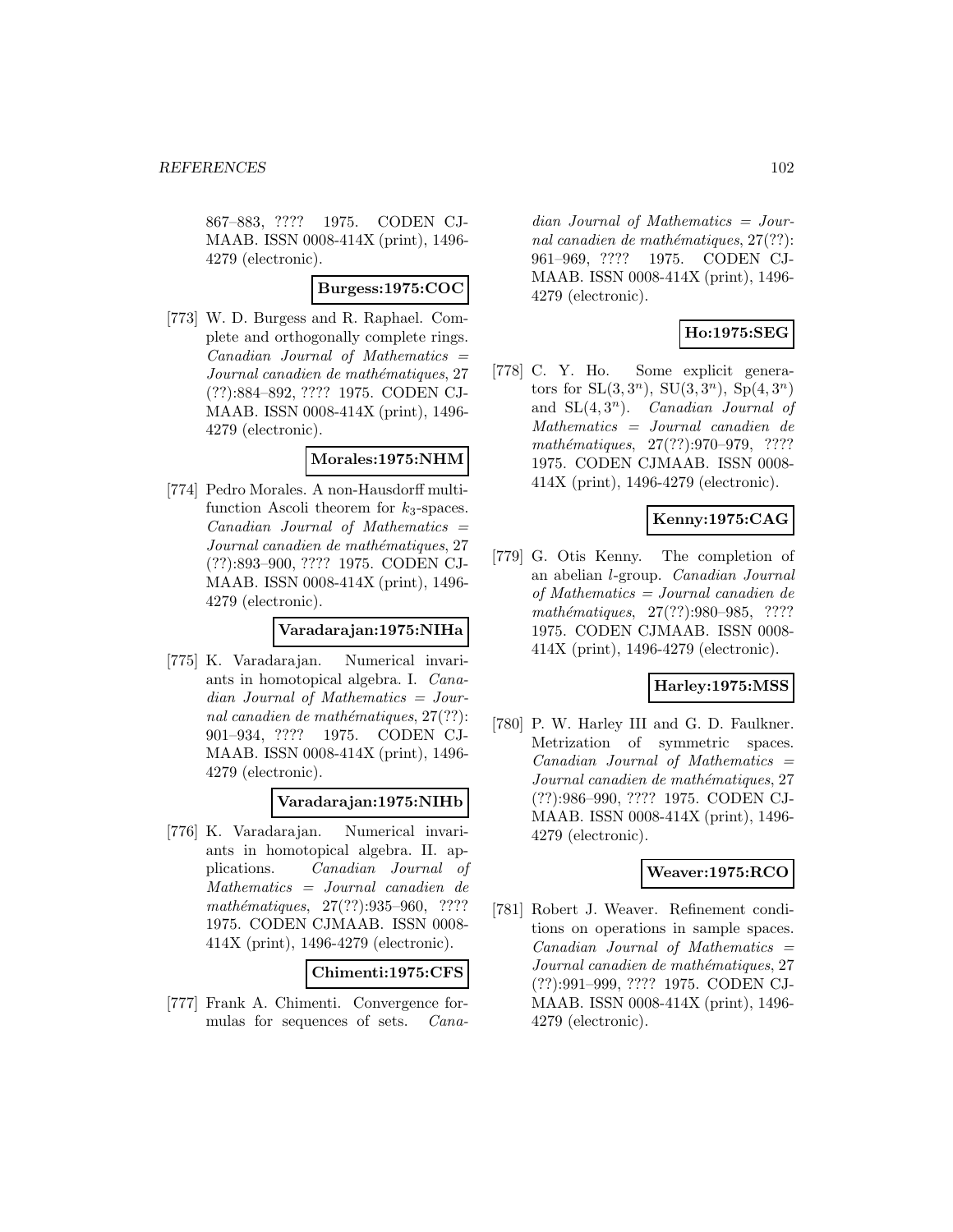867–883, ???? 1975. CODEN CJMAAB. ISSN 0008-414X (print), 1496-4279 (electronic).

**Burgess:1975:COC**

[773] W. D. Burgess and R. Raphael. Complete and orthogonally complete rings. *Canadian Journal of Mathematics = Journal canadien de mathématiques*, 27 (??):884–892, ???? 1975. CODEN CJMAAB. ISSN 0008-414X (print), 1496-4279 (electronic).

**Morales:1975:NHM**

[774] Pedro Morales. A non-Hausdorff multifunction Ascoli theorem for $k_3$-spaces. *Canadian Journal of Mathematics = Journal canadien de mathématiques*, 27 (??):893–900, ???? 1975. CODEN CJMAAB. ISSN 0008-414X (print), 1496-4279 (electronic).

**Varadarajan:1975:NIHa**

[775] K. Varadarajan. Numerical invariants in homotopical algebra. I. *Canadian Journal of Mathematics = Journal canadien de mathématiques*, 27(??): 901–934, ???? 1975. CODEN CJMAAB. ISSN 0008-414X (print), 1496-4279 (electronic).

**Varadarajan:1975:NIHb**

[776] K. Varadarajan. Numerical invariants in homotopical algebra. II. applications. *Canadian Journal of Mathematics = Journal canadien de mathématiques*, 27(??):935–960, ???? 1975. CODEN CJMAAB. ISSN 0008-414X (print), 1496-4279 (electronic).

**Chimenti:1975:CFS**

[777] Frank A. Chimenti. Convergence formulas for sequences of sets. *Canadian Journal of Mathematics = Journal canadien de mathématiques*, 27(??): 961–969, ???? 1975. CODEN CJMAAB. ISSN 0008-414X (print), 1496-4279 (electronic).

**Ho:1975:SEG**

[778] C. Y. Ho. Some explicit generators for $\mathrm{SL}(3, 3^n)$, $\mathrm{SU}(3, 3^n)$, $\mathrm{Sp}(4, 3^n)$ and $\mathrm{SL}(4, 3^n)$. *Canadian Journal of Mathematics = Journal canadien de mathématiques*, 27(??):970–979, ???? 1975. CODEN CJMAAB. ISSN 0008-414X (print), 1496-4279 (electronic).

**Kenny:1975:CAG**

[779] G. Otis Kenny. The completion of an abelian $l$-group. *Canadian Journal of Mathematics = Journal canadien de mathématiques*, 27(??):980–985, ???? 1975. CODEN CJMAAB. ISSN 0008-414X (print), 1496-4279 (electronic).

**Harley:1975:MSS**

[780] P. W. Harley III and G. D. Faulkner. Metrization of symmetric spaces. *Canadian Journal of Mathematics = Journal canadien de mathématiques*, 27 (??):986–990, ???? 1975. CODEN CJMAAB. ISSN 0008-414X (print), 1496-4279 (electronic).

**Weaver:1975:RCO**

[781] Robert J. Weaver. Refinement conditions on operations in sample spaces. *Canadian Journal of Mathematics = Journal canadien de mathématiques*, 27 (??):991–999, ???? 1975. CODEN CJMAAB. ISSN 0008-414X (print), 1496-4279 (electronic).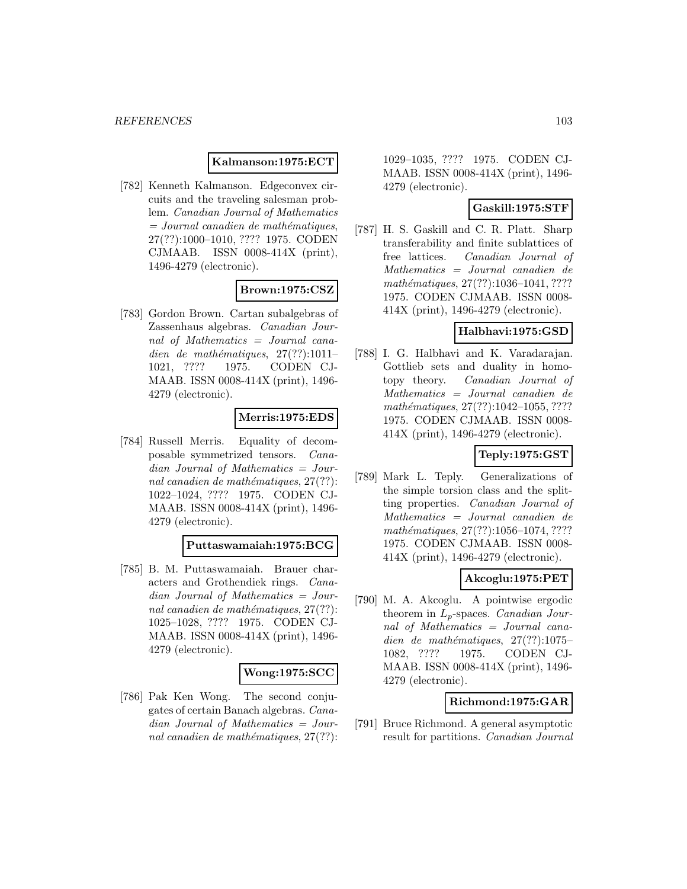**Kalmanson:1975:ECT**

[782] Kenneth Kalmanson. Edgeconvex circuits and the traveling salesman problem. *Canadian Journal of Mathematics = Journal canadien de mathématiques*, 27(??):1000–1010, ???? 1975. CODEN CJMAAB. ISSN 0008-414X (print), 1496-4279 (electronic).

**Brown:1975:CSZ**

[783] Gordon Brown. Cartan subalgebras of Zassenhaus algebras. *Canadian Journal of Mathematics = Journal canadien de mathématiques*, 27(??):1011–1021, ???? 1975. CODEN CJMAAB. ISSN 0008-414X (print), 1496-4279 (electronic).

**Merris:1975:EDS**

[784] Russell Merris. Equality of decomposable symmetrized tensors. *Canadian Journal of Mathematics = Journal canadien de mathématiques*, 27(??):1022–1024, ???? 1975. CODEN CJMAAB. ISSN 0008-414X (print), 1496-4279 (electronic).

**Puttaswamaiah:1975:BCG**

[785] B. M. Puttaswamaiah. Brauer characters and Grothendiek rings. *Canadian Journal of Mathematics = Journal canadien de mathématiques*, 27(??):1025–1028, ???? 1975. CODEN CJMAAB. ISSN 0008-414X (print), 1496-4279 (electronic).

**Wong:1975:SCC**

[786] Pak Ken Wong. The second conjugates of certain Banach algebras. *Canadian Journal of Mathematics = Journal canadien de mathématiques*, 27(??):1029–1035, ???? 1975. CODEN CJMAAB. ISSN 0008-414X (print), 1496-4279 (electronic).

**Gaskill:1975:STF**

[787] H. S. Gaskill and C. R. Platt. Sharp transferability and finite sublattices of free lattices. *Canadian Journal of Mathematics = Journal canadien de mathématiques*, 27(??):1036–1041, ???? 1975. CODEN CJMAAB. ISSN 0008-414X (print), 1496-4279 (electronic).

**Halbhavi:1975:GSD**

[788] I. G. Halbhavi and K. Varadarajan. Gottlieb sets and duality in homotopy theory. *Canadian Journal of Mathematics = Journal canadien de mathématiques*, 27(??):1042–1055, ???? 1975. CODEN CJMAAB. ISSN 0008-414X (print), 1496-4279 (electronic).

**Teply:1975:GST**

[789] Mark L. Teply. Generalizations of the simple torsion class and the splitting properties. *Canadian Journal of Mathematics = Journal canadien de mathématiques*, 27(??):1056–1074, ???? 1975. CODEN CJMAAB. ISSN 0008-414X (print), 1496-4279 (electronic).

**Akcoglu:1975:PET**

[790] M. A. Akcoglu. A pointwise ergodic theorem in $L_p$-spaces. *Canadian Journal of Mathematics = Journal canadien de mathématiques*, 27(??):1075–1082, ???? 1975. CODEN CJMAAB. ISSN 0008-414X (print), 1496-4279 (electronic).

**Richmond:1975:GAR**

[791] Bruce Richmond. A general asymptotic result for partitions. *Canadian Journal*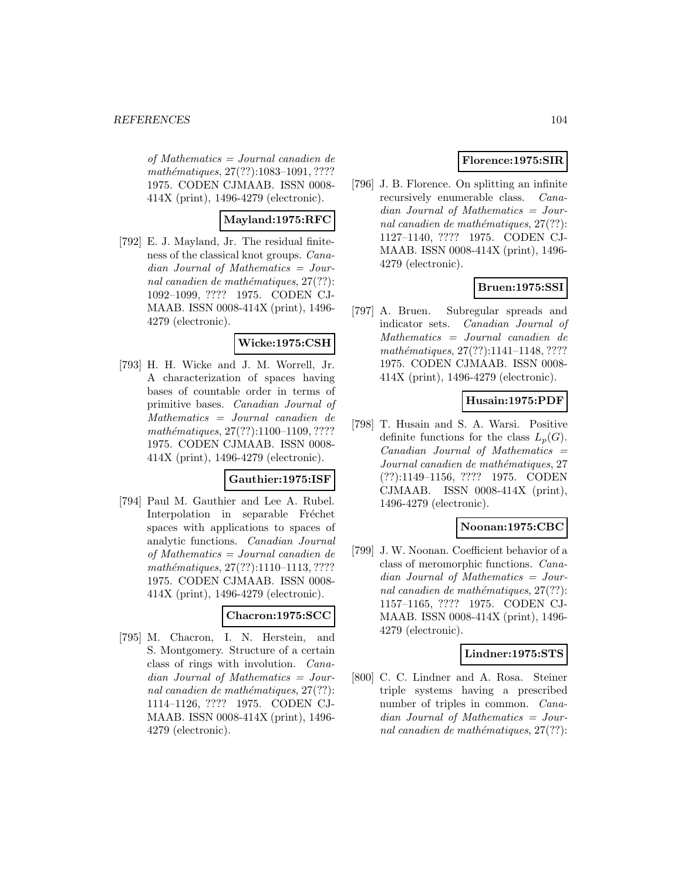*of Mathematics = Journal canadien de mathématiques*, 27(??):1083–1091, ???? 1975. CODEN CJMAAB. ISSN 0008-414X (print), 1496-4279 (electronic).

**Mayland:1975:RFC**

[792] E. J. Mayland, Jr. The residual finiteness of the classical knot groups. *Canadian Journal of Mathematics = Journal canadien de mathématiques*, 27(??): 1092–1099, ???? 1975. CODEN CJMAAB. ISSN 0008-414X (print), 1496-4279 (electronic).

**Wicke:1975:CSH**

[793] H. H. Wicke and J. M. Worrell, Jr. A characterization of spaces having bases of countable order in terms of primitive bases. *Canadian Journal of Mathematics = Journal canadien de mathématiques*, 27(??):1100–1109, ???? 1975. CODEN CJMAAB. ISSN 0008-414X (print), 1496-4279 (electronic).

**Gauthier:1975:ISF**

[794] Paul M. Gauthier and Lee A. Rubel. Interpolation in separable Fréchet spaces with applications to spaces of analytic functions. *Canadian Journal of Mathematics = Journal canadien de mathématiques*, 27(??):1110–1113, ???? 1975. CODEN CJMAAB. ISSN 0008-414X (print), 1496-4279 (electronic).

**Chacron:1975:SCC**

[795] M. Chacron, I. N. Herstein, and S. Montgomery. Structure of a certain class of rings with involution. *Canadian Journal of Mathematics = Journal canadien de mathématiques*, 27(??): 1114–1126, ???? 1975. CODEN CJMAAB. ISSN 0008-414X (print), 1496-4279 (electronic).

**Florence:1975:SIR**

[796] J. B. Florence. On splitting an infinite recursively enumerable class. *Canadian Journal of Mathematics = Journal canadien de mathématiques*, 27(??): 1127–1140, ???? 1975. CODEN CJMAAB. ISSN 0008-414X (print), 1496-4279 (electronic).

**Bruen:1975:SSI**

[797] A. Bruen. Subregular spreads and indicator sets. *Canadian Journal of Mathematics = Journal canadien de mathématiques*, 27(??):1141–1148, ???? 1975. CODEN CJMAAB. ISSN 0008-414X (print), 1496-4279 (electronic).

**Husain:1975:PDF**

[798] T. Husain and S. A. Warsi. Positive definite functions for the class $L_p(G)$. *Canadian Journal of Mathematics = Journal canadien de mathématiques*, 27 (??):1149–1156, ???? 1975. CODEN CJMAAB. ISSN 0008-414X (print), 1496-4279 (electronic).

**Noonan:1975:CBC**

[799] J. W. Noonan. Coefficient behavior of a class of meromorphic functions. *Canadian Journal of Mathematics = Journal canadien de mathématiques*, 27(??): 1157–1165, ???? 1975. CODEN CJMAAB. ISSN 0008-414X (print), 1496-4279 (electronic).

**Lindner:1975:STS**

[800] C. C. Lindner and A. Rosa. Steiner triple systems having a prescribed number of triples in common. *Canadian Journal of Mathematics = Journal canadien de mathématiques*, 27(??):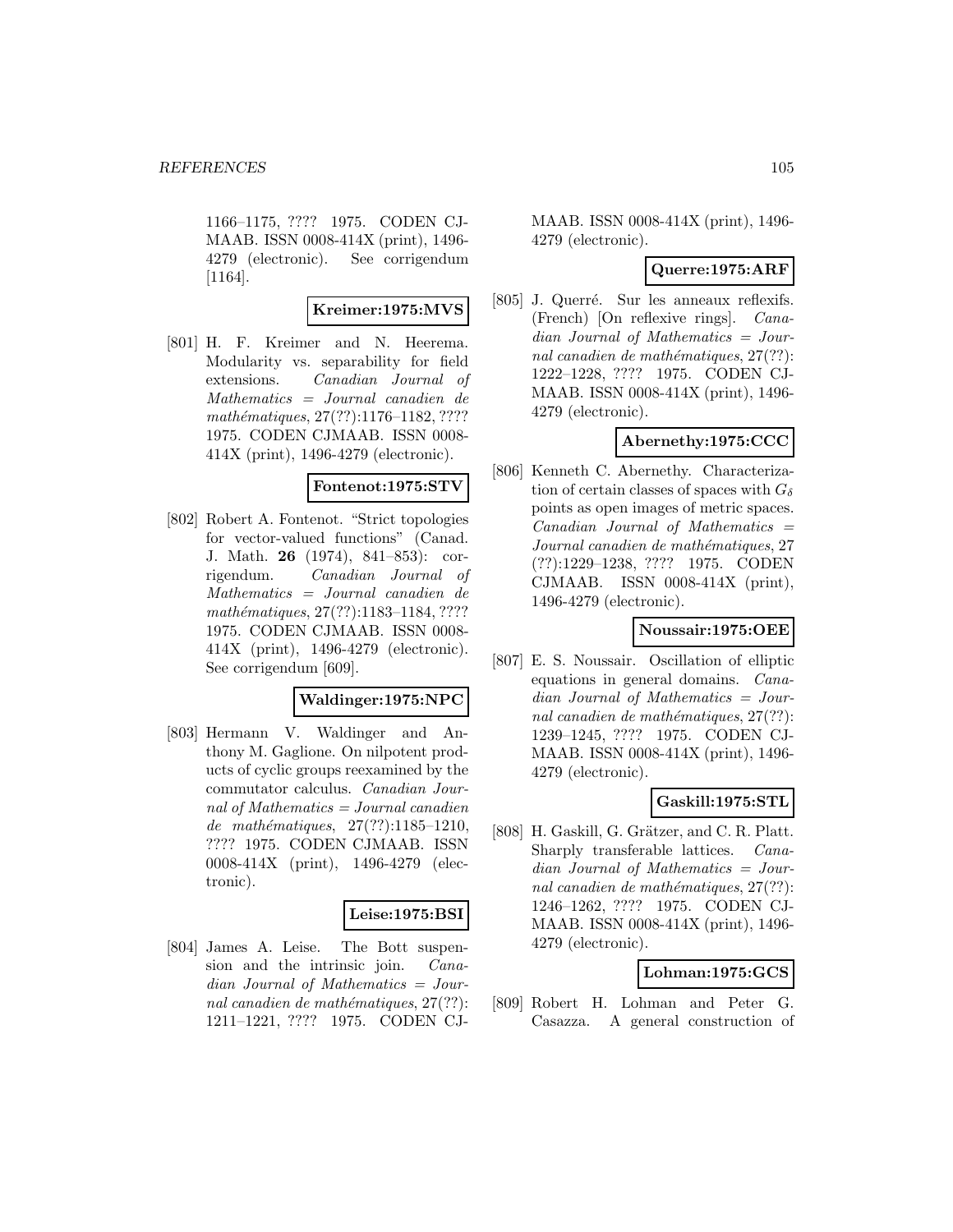1166–1175, ???? 1975. CODEN CJMAAB. ISSN 0008-414X (print), 1496-4279 (electronic). See corrigendum [1164].

**Kreimer:1975:MVS**

[801] H. F. Kreimer and N. Heerema. Modularity vs. separability for field extensions. *Canadian Journal of Mathematics = Journal canadien de mathématiques*, 27(??):1176–1182, ???? 1975. CODEN CJMAAB. ISSN 0008-414X (print), 1496-4279 (electronic).

**Fontenot:1975:STV**

[802] Robert A. Fontenot. "Strict topologies for vector-valued functions" (Canad. J. Math. **26** (1974), 841–853): corrigendum. *Canadian Journal of Mathematics = Journal canadien de mathématiques*, 27(??):1183–1184, ???? 1975. CODEN CJMAAB. ISSN 0008-414X (print), 1496-4279 (electronic). See corrigendum [609].

**Waldinger:1975:NPC**

[803] Hermann V. Waldinger and Anthony M. Gaglione. On nilpotent products of cyclic groups reexamined by the commutator calculus. *Canadian Journal of Mathematics = Journal canadien de mathématiques*, 27(??):1185–1210, ???? 1975. CODEN CJMAAB. ISSN 0008-414X (print), 1496-4279 (electronic).

**Leise:1975:BSI**

[804] James A. Leise. The Bott suspension and the intrinsic join. *Canadian Journal of Mathematics = Journal canadien de mathématiques*, 27(??):1211–1221, ???? 1975. CODEN CJMAAB. ISSN 0008-414X (print), 1496-4279 (electronic).

**Querre:1975:ARF**

[805] J. Querré. Sur les anneaux reflexifs. (French) [On reflexive rings]. *Canadian Journal of Mathematics = Journal canadien de mathématiques*, 27(??):1222–1228, ???? 1975. CODEN CJMAAB. ISSN 0008-414X (print), 1496-4279 (electronic).

**Abernethy:1975:CCC**

[806] Kenneth C. Abernethy. Characterization of certain classes of spaces with $G_\delta$ points as open images of metric spaces. *Canadian Journal of Mathematics = Journal canadien de mathématiques*, 27(??):1229–1238, ???? 1975. CODEN CJMAAB. ISSN 0008-414X (print), 1496-4279 (electronic).

**Noussair:1975:OEE**

[807] E. S. Noussair. Oscillation of elliptic equations in general domains. *Canadian Journal of Mathematics = Journal canadien de mathématiques*, 27(??):1239–1245, ???? 1975. CODEN CJMAAB. ISSN 0008-414X (print), 1496-4279 (electronic).

**Gaskill:1975:STL**

[808] H. Gaskill, G. Grätzer, and C. R. Platt. Sharply transferable lattices. *Canadian Journal of Mathematics = Journal canadien de mathématiques*, 27(??):1246–1262, ???? 1975. CODEN CJMAAB. ISSN 0008-414X (print), 1496-4279 (electronic).

**Lohman:1975:GCS**

[809] Robert H. Lohman and Peter G. Casazza. A general construction of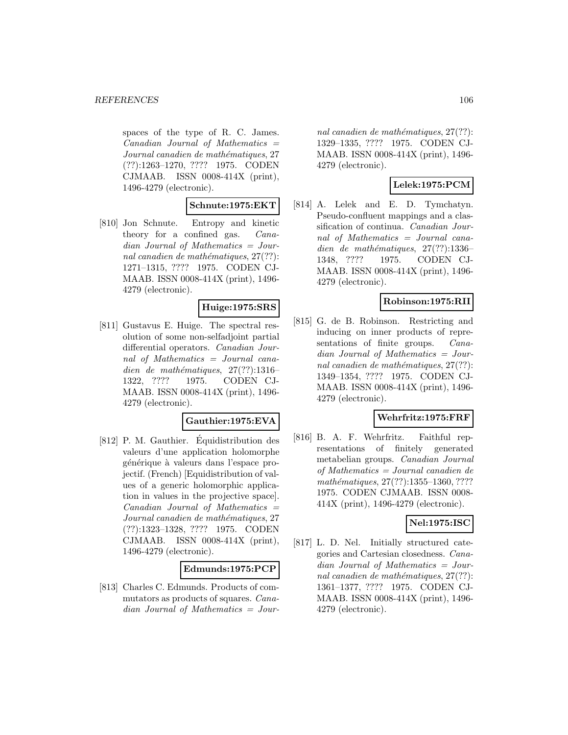spaces of the type of R. C. James. *Canadian Journal of Mathematics = Journal canadien de mathématiques*, 27 (??):1263–1270, ???? 1975. CODEN CJMAAB. ISSN 0008-414X (print), 1496-4279 (electronic).

**Schnute:1975:EKT**

[810] Jon Schnute. Entropy and kinetic theory for a confined gas. *Canadian Journal of Mathematics = Journal canadien de mathématiques*, 27(??): 1271–1315, ???? 1975. CODEN CJMAAB. ISSN 0008-414X (print), 1496-4279 (electronic).

**Huige:1975:SRS**

[811] Gustavus E. Huige. The spectral resolution of some non-selfadjoint partial differential operators. *Canadian Journal of Mathematics = Journal canadien de mathématiques*, 27(??):1316–1322, ???? 1975. CODEN CJMAAB. ISSN 0008-414X (print), 1496-4279 (electronic).

**Gauthier:1975:EVA**

[812] P. M. Gauthier. Équidistribution des valeurs d'une application holomorphe générique à valeurs dans l'espace projectif. (French) [Equidistribution of values of a generic holomorphic application in values in the projective space]. *Canadian Journal of Mathematics = Journal canadien de mathématiques*, 27 (??):1323–1328, ???? 1975. CODEN CJMAAB. ISSN 0008-414X (print), 1496-4279 (electronic).

**Edmunds:1975:PCP**

[813] Charles C. Edmunds. Products of commutators as products of squares. *Canadian Journal of Mathematics = Journal canadien de mathématiques*, 27(??): 1329–1335, ???? 1975. CODEN CJMAAB. ISSN 0008-414X (print), 1496-4279 (electronic).

**Lelek:1975:PCM**

[814] A. Lelek and E. D. Tymchatyn. Pseudo-confluent mappings and a classification of continua. *Canadian Journal of Mathematics = Journal canadien de mathématiques*, 27(??):1336–1348, ???? 1975. CODEN CJMAAB. ISSN 0008-414X (print), 1496-4279 (electronic).

**Robinson:1975:RII**

[815] G. de B. Robinson. Restricting and inducing on inner products of representations of finite groups. *Canadian Journal of Mathematics = Journal canadien de mathématiques*, 27(??): 1349–1354, ???? 1975. CODEN CJMAAB. ISSN 0008-414X (print), 1496-4279 (electronic).

**Wehrfritz:1975:FRF**

[816] B. A. F. Wehrfritz. Faithful representations of finitely generated metabelian groups. *Canadian Journal of Mathematics = Journal canadien de mathématiques*, 27(??):1355–1360, ???? 1975. CODEN CJMAAB. ISSN 0008-414X (print), 1496-4279 (electronic).

**Nel:1975:ISC**

[817] L. D. Nel. Initially structured categories and Cartesian closedness. *Canadian Journal of Mathematics = Journal canadien de mathématiques*, 27(??): 1361–1377, ???? 1975. CODEN CJMAAB. ISSN 0008-414X (print), 1496-4279 (electronic).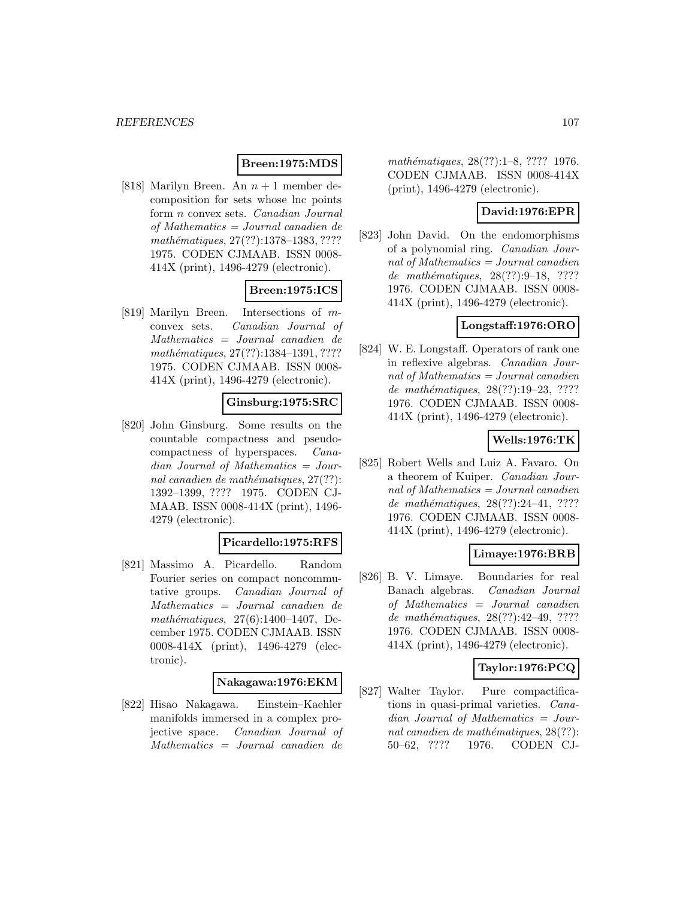**Breen:1975:MDS**

[818] Marilyn Breen. An $n+1$ member decomposition for sets whose lnc points form $n$ convex sets. *Canadian Journal of Mathematics = Journal canadien de mathématiques*, 27(??):1378–1383, ???? 1975. CODEN CJMAAB. ISSN 0008-414X (print), 1496-4279 (electronic).

**Breen:1975:ICS**

[819] Marilyn Breen. Intersections of $m$-convex sets. *Canadian Journal of Mathematics = Journal canadien de mathématiques*, 27(??):1384–1391, ???? 1975. CODEN CJMAAB. ISSN 0008-414X (print), 1496-4279 (electronic).

**Ginsburg:1975:SRC**

[820] John Ginsburg. Some results on the countable compactness and pseudocompactness of hyperspaces. *Canadian Journal of Mathematics = Journal canadien de mathématiques*, 27(??):1392–1399, ???? 1975. CODEN CJMAAB. ISSN 0008-414X (print), 1496-4279 (electronic).

**Picardello:1975:RFS**

[821] Massimo A. Picardello. Random Fourier series on compact noncommutative groups. *Canadian Journal of Mathematics = Journal canadien de mathématiques*, 27(6):1400–1407, December 1975. CODEN CJMAAB. ISSN 0008-414X (print), 1496-4279 (electronic).

**Nakagawa:1976:EKM**

[822] Hisao Nakagawa. Einstein–Kaehler manifolds immersed in a complex projective space. *Canadian Journal of Mathematics = Journal canadien de mathématiques*, 28(??):1–8, ???? 1976. CODEN CJMAAB. ISSN 0008-414X (print), 1496-4279 (electronic).

**David:1976:EPR**

[823] John David. On the endomorphisms of a polynomial ring. *Canadian Journal of Mathematics = Journal canadien de mathématiques*, 28(??):9–18, ???? 1976. CODEN CJMAAB. ISSN 0008-414X (print), 1496-4279 (electronic).

**Longstaff:1976:ORO**

[824] W. E. Longstaff. Operators of rank one in reflexive algebras. *Canadian Journal of Mathematics = Journal canadien de mathématiques*, 28(??):19–23, ???? 1976. CODEN CJMAAB. ISSN 0008-414X (print), 1496-4279 (electronic).

**Wells:1976:TK**

[825] Robert Wells and Luiz A. Favaro. On a theorem of Kuiper. *Canadian Journal of Mathematics = Journal canadien de mathématiques*, 28(??):24–41, ???? 1976. CODEN CJMAAB. ISSN 0008-414X (print), 1496-4279 (electronic).

**Limaye:1976:BRB**

[826] B. V. Limaye. Boundaries for real Banach algebras. *Canadian Journal of Mathematics = Journal canadien de mathématiques*, 28(??):42–49, ???? 1976. CODEN CJMAAB. ISSN 0008-414X (print), 1496-4279 (electronic).

**Taylor:1976:PCQ**

[827] Walter Taylor. Pure compactifications in quasi-primal varieties. *Canadian Journal of Mathematics = Journal canadien de mathématiques*, 28(??):50–62, ???? 1976. CODEN CJ-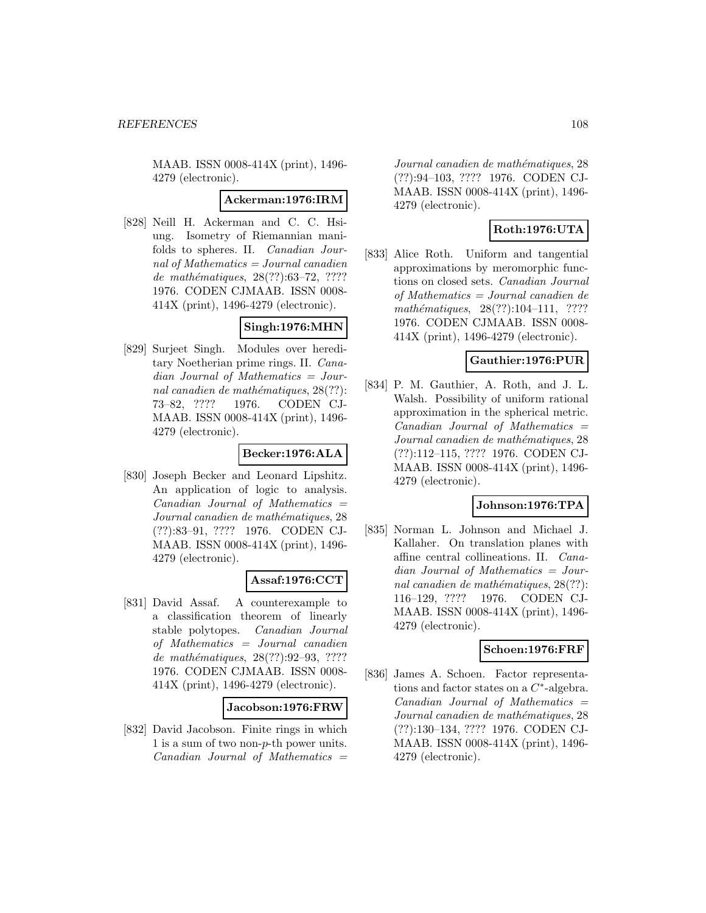MAAB. ISSN 0008-414X (print), 1496-4279 (electronic).

**Ackerman:1976:IRM**

[828] Neill H. Ackerman and C. C. Hsiung. Isometry of Riemannian manifolds to spheres. II. *Canadian Journal of Mathematics = Journal canadien de mathématiques*, 28(??):63–72, ???? 1976. CODEN CJMAAB. ISSN 0008-414X (print), 1496-4279 (electronic).

**Singh:1976:MHN**

[829] Surjeet Singh. Modules over hereditary Noetherian prime rings. II. *Canadian Journal of Mathematics = Journal canadien de mathématiques*, 28(??):73–82, ???? 1976. CODEN CJMAAB. ISSN 0008-414X (print), 1496-4279 (electronic).

**Becker:1976:ALA**

[830] Joseph Becker and Leonard Lipshitz. An application of logic to analysis. *Canadian Journal of Mathematics = Journal canadien de mathématiques*, 28(??):83–91, ???? 1976. CODEN CJMAAB. ISSN 0008-414X (print), 1496-4279 (electronic).

**Assaf:1976:CCT**

[831] David Assaf. A counterexample to a classification theorem of linearly stable polytopes. *Canadian Journal of Mathematics = Journal canadien de mathématiques*, 28(??):92–93, ???? 1976. CODEN CJMAAB. ISSN 0008-414X (print), 1496-4279 (electronic).

**Jacobson:1976:FRW**

[832] David Jacobson. Finite rings in which 1 is a sum of two non-$p$-th power units. *Canadian Journal of Mathematics = Journal canadien de mathématiques*, 28(??):94–103, ???? 1976. CODEN CJMAAB. ISSN 0008-414X (print), 1496-4279 (electronic).

**Roth:1976:UTA**

[833] Alice Roth. Uniform and tangential approximations by meromorphic functions on closed sets. *Canadian Journal of Mathematics = Journal canadien de mathématiques*, 28(??):104–111, ???? 1976. CODEN CJMAAB. ISSN 0008-414X (print), 1496-4279 (electronic).

**Gauthier:1976:PUR**

[834] P. M. Gauthier, A. Roth, and J. L. Walsh. Possibility of uniform rational approximation in the spherical metric. *Canadian Journal of Mathematics = Journal canadien de mathématiques*, 28(??):112–115, ???? 1976. CODEN CJMAAB. ISSN 0008-414X (print), 1496-4279 (electronic).

**Johnson:1976:TPA**

[835] Norman L. Johnson and Michael J. Kallaher. On translation planes with affine central collineations. II. *Canadian Journal of Mathematics = Journal canadien de mathématiques*, 28(??):116–129, ???? 1976. CODEN CJMAAB. ISSN 0008-414X (print), 1496-4279 (electronic).

**Schoen:1976:FRF**

[836] James A. Schoen. Factor representations and factor states on a $C^*$-algebra. *Canadian Journal of Mathematics = Journal canadien de mathématiques*, 28(??):130–134, ???? 1976. CODEN CJMAAB. ISSN 0008-414X (print), 1496-4279 (electronic).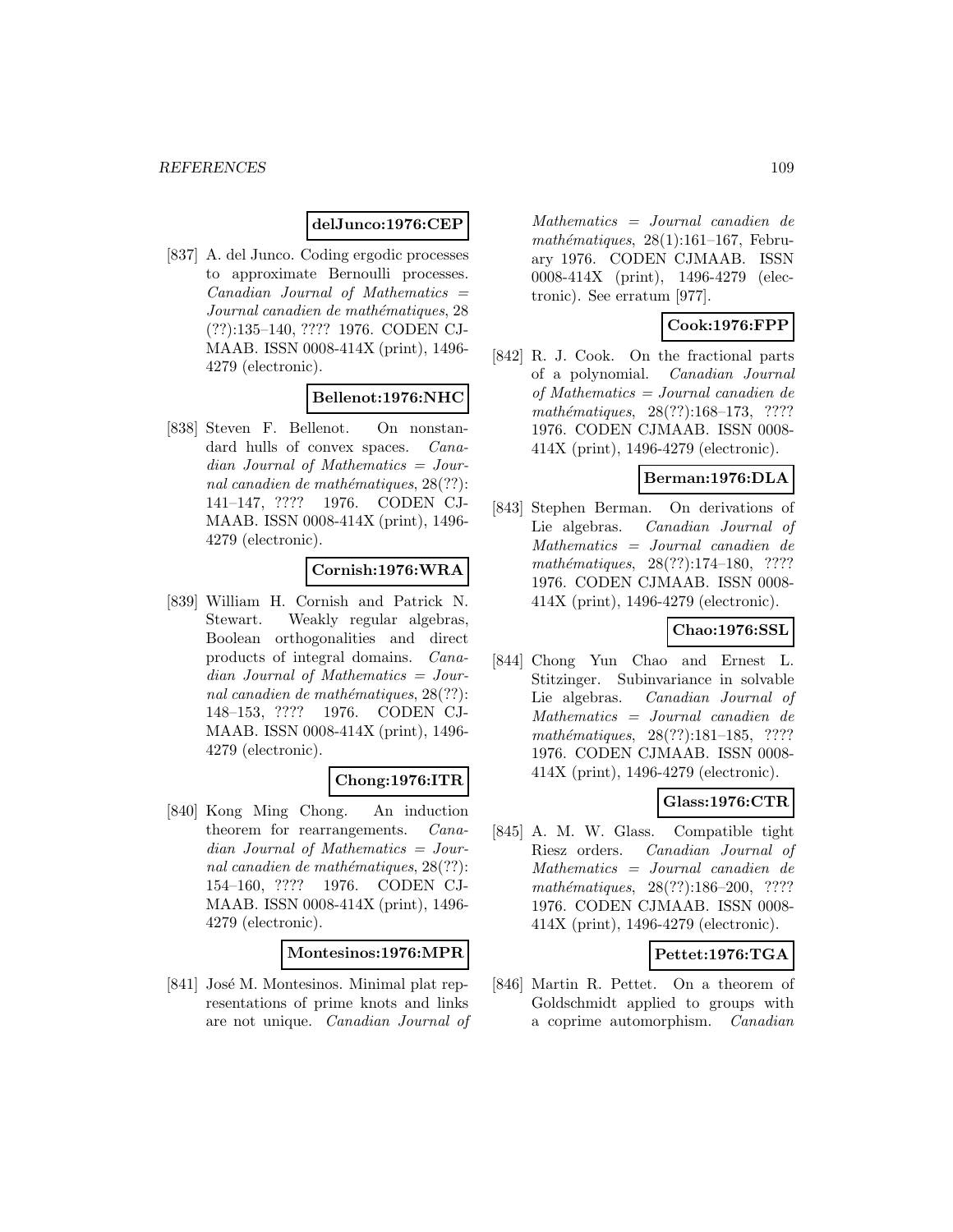**delJunco:1976:CEP**

[837] A. del Junco. Coding ergodic processes to approximate Bernoulli processes. *Canadian Journal of Mathematics = Journal canadien de mathématiques*, 28 (??):135–140, ???? 1976. CODEN CJMAAB. ISSN 0008-414X (print), 1496-4279 (electronic).

**Bellenot:1976:NHC**

[838] Steven F. Bellenot. On nonstandard hulls of convex spaces. *Canadian Journal of Mathematics = Journal canadien de mathématiques*, 28(??): 141–147, ???? 1976. CODEN CJMAAB. ISSN 0008-414X (print), 1496-4279 (electronic).

**Cornish:1976:WRA**

[839] William H. Cornish and Patrick N. Stewart. Weakly regular algebras, Boolean orthogonalities and direct products of integral domains. *Canadian Journal of Mathematics = Journal canadien de mathématiques*, 28(??): 148–153, ???? 1976. CODEN CJMAAB. ISSN 0008-414X (print), 1496-4279 (electronic).

**Chong:1976:ITR**

[840] Kong Ming Chong. An induction theorem for rearrangements. *Canadian Journal of Mathematics = Journal canadien de mathématiques*, 28(??): 154–160, ???? 1976. CODEN CJMAAB. ISSN 0008-414X (print), 1496-4279 (electronic).

**Montesinos:1976:MPR**

[841] José M. Montesinos. Minimal plat representations of prime knots and links are not unique. *Canadian Journal of Mathematics = Journal canadien de mathématiques*, 28(1):161–167, February 1976. CODEN CJMAAB. ISSN 0008-414X (print), 1496-4279 (electronic). See erratum [977].

**Cook:1976:FPP**

[842] R. J. Cook. On the fractional parts of a polynomial. *Canadian Journal of Mathematics = Journal canadien de mathématiques*, 28(??):168–173, ???? 1976. CODEN CJMAAB. ISSN 0008-414X (print), 1496-4279 (electronic).

**Berman:1976:DLA**

[843] Stephen Berman. On derivations of Lie algebras. *Canadian Journal of Mathematics = Journal canadien de mathématiques*, 28(??):174–180, ???? 1976. CODEN CJMAAB. ISSN 0008-414X (print), 1496-4279 (electronic).

**Chao:1976:SSL**

[844] Chong Yun Chao and Ernest L. Stitzinger. Subinvariance in solvable Lie algebras. *Canadian Journal of Mathematics = Journal canadien de mathématiques*, 28(??):181–185, ???? 1976. CODEN CJMAAB. ISSN 0008-414X (print), 1496-4279 (electronic).

**Glass:1976:CTR**

[845] A. M. W. Glass. Compatible tight Riesz orders. *Canadian Journal of Mathematics = Journal canadien de mathématiques*, 28(??):186–200, ???? 1976. CODEN CJMAAB. ISSN 0008-414X (print), 1496-4279 (electronic).

**Pettet:1976:TGA**

[846] Martin R. Pettet. On a theorem of Goldschmidt applied to groups with a coprime automorphism. *Canadian*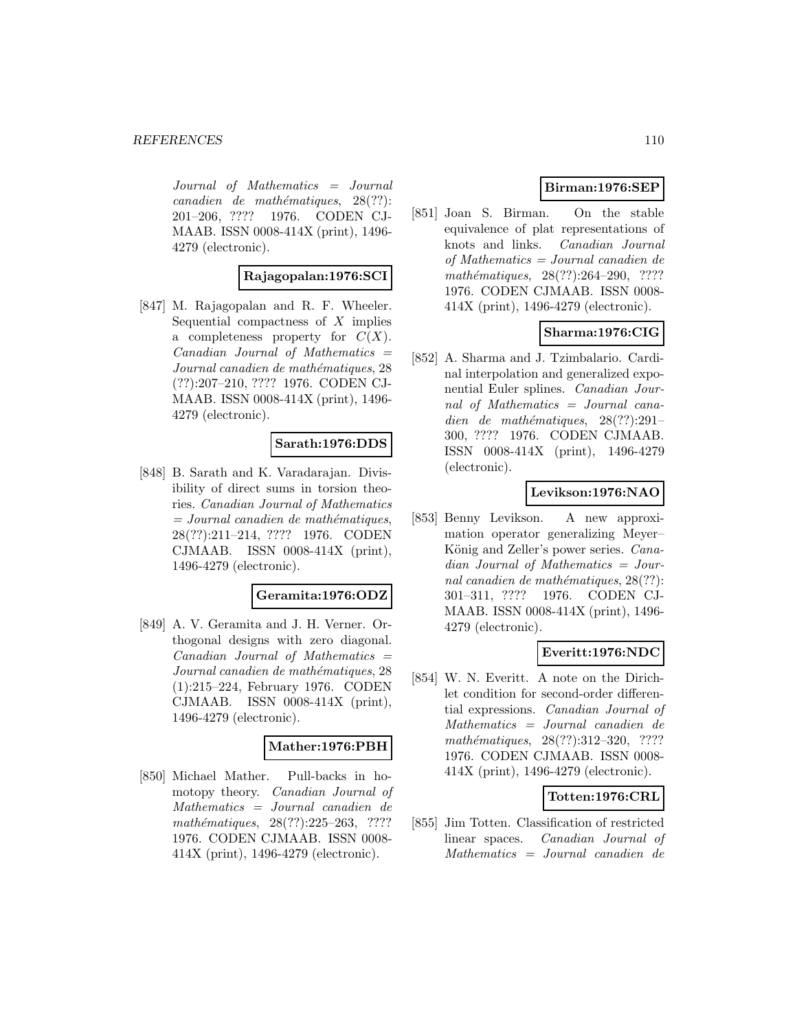*Journal of Mathematics = Journal canadien de mathématiques*, 28(??): 201–206, ???? 1976. CODEN CJMAAB. ISSN 0008-414X (print), 1496-4279 (electronic).

**Rajagopalan:1976:SCI**

[847] M. Rajagopalan and R. F. Wheeler. Sequential compactness of $X$ implies a completeness property for $C(X)$. *Canadian Journal of Mathematics = Journal canadien de mathématiques*, 28 (??):207–210, ???? 1976. CODEN CJMAAB. ISSN 0008-414X (print), 1496-4279 (electronic).

**Sarath:1976:DDS**

[848] B. Sarath and K. Varadarajan. Divisibility of direct sums in torsion theories. *Canadian Journal of Mathematics = Journal canadien de mathématiques*, 28(??):211–214, ???? 1976. CODEN CJMAAB. ISSN 0008-414X (print), 1496-4279 (electronic).

**Geramita:1976:ODZ**

[849] A. V. Geramita and J. H. Verner. Orthogonal designs with zero diagonal. *Canadian Journal of Mathematics = Journal canadien de mathématiques*, 28 (1):215–224, February 1976. CODEN CJMAAB. ISSN 0008-414X (print), 1496-4279 (electronic).

**Mather:1976:PBH**

[850] Michael Mather. Pull-backs in homotopy theory. *Canadian Journal of Mathematics = Journal canadien de mathématiques*, 28(??):225–263, ???? 1976. CODEN CJMAAB. ISSN 0008-414X (print), 1496-4279 (electronic).

**Birman:1976:SEP**

[851] Joan S. Birman. On the stable equivalence of plat representations of knots and links. *Canadian Journal of Mathematics = Journal canadien de mathématiques*, 28(??):264–290, ???? 1976. CODEN CJMAAB. ISSN 0008-414X (print), 1496-4279 (electronic).

**Sharma:1976:CIG**

[852] A. Sharma and J. Tzimbalario. Cardinal interpolation and generalized exponential Euler splines. *Canadian Journal of Mathematics = Journal canadien de mathématiques*, 28(??):291–300, ???? 1976. CODEN CJMAAB. ISSN 0008-414X (print), 1496-4279 (electronic).

**Levikson:1976:NAO**

[853] Benny Levikson. A new approximation operator generalizing Meyer–König and Zeller's power series. *Canadian Journal of Mathematics = Journal canadien de mathématiques*, 28(??): 301–311, ???? 1976. CODEN CJMAAB. ISSN 0008-414X (print), 1496-4279 (electronic).

**Everitt:1976:NDC**

[854] W. N. Everitt. A note on the Dirichlet condition for second-order differential expressions. *Canadian Journal of Mathematics = Journal canadien de mathématiques*, 28(??):312–320, ???? 1976. CODEN CJMAAB. ISSN 0008-414X (print), 1496-4279 (electronic).

**Totten:1976:CRL**

[855] Jim Totten. Classification of restricted linear spaces. *Canadian Journal of Mathematics = Journal canadien de*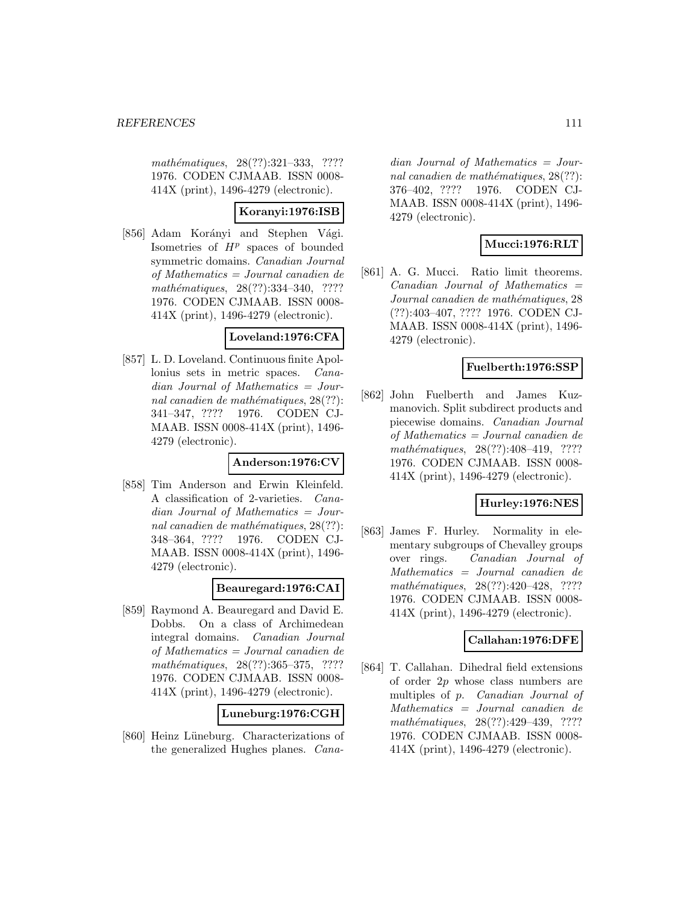*mathématiques*, 28(??):321–333, ???? 1976. CODEN CJMAAB. ISSN 0008-414X (print), 1496-4279 (electronic).

**Koranyi:1976:ISB**

[856] Adam Korányi and Stephen Vági. Isometries of $H^p$ spaces of bounded symmetric domains. *Canadian Journal of Mathematics = Journal canadien de mathématiques*, 28(??):334–340, ???? 1976. CODEN CJMAAB. ISSN 0008-414X (print), 1496-4279 (electronic).

**Loveland:1976:CFA**

[857] L. D. Loveland. Continuous finite Apollonius sets in metric spaces. *Canadian Journal of Mathematics = Journal canadien de mathématiques*, 28(??):341–347, ???? 1976. CODEN CJMAAB. ISSN 0008-414X (print), 1496-4279 (electronic).

**Anderson:1976:CV**

[858] Tim Anderson and Erwin Kleinfeld. A classification of 2-varieties. *Canadian Journal of Mathematics = Journal canadien de mathématiques*, 28(??):348–364, ???? 1976. CODEN CJMAAB. ISSN 0008-414X (print), 1496-4279 (electronic).

**Beauregard:1976:CAI**

[859] Raymond A. Beauregard and David E. Dobbs. On a class of Archimedean integral domains. *Canadian Journal of Mathematics = Journal canadien de mathématiques*, 28(??):365–375, ???? 1976. CODEN CJMAAB. ISSN 0008-414X (print), 1496-4279 (electronic).

**Luneburg:1976:CGH**

[860] Heinz Lüneburg. Characterizations of the generalized Hughes planes. *Canadian Journal of Mathematics = Journal canadien de mathématiques*, 28(??):376–402, ???? 1976. CODEN CJMAAB. ISSN 0008-414X (print), 1496-4279 (electronic).

**Mucci:1976:RLT**

[861] A. G. Mucci. Ratio limit theorems. *Canadian Journal of Mathematics = Journal canadien de mathématiques*, 28(??):403–407, ???? 1976. CODEN CJMAAB. ISSN 0008-414X (print), 1496-4279 (electronic).

**Fuelberth:1976:SSP**

[862] John Fuelberth and James Kuzmanovich. Split subdirect products and piecewise domains. *Canadian Journal of Mathematics = Journal canadien de mathématiques*, 28(??):408–419, ???? 1976. CODEN CJMAAB. ISSN 0008-414X (print), 1496-4279 (electronic).

**Hurley:1976:NES**

[863] James F. Hurley. Normality in elementary subgroups of Chevalley groups over rings. *Canadian Journal of Mathematics = Journal canadien de mathématiques*, 28(??):420–428, ???? 1976. CODEN CJMAAB. ISSN 0008-414X (print), 1496-4279 (electronic).

**Callahan:1976:DFE**

[864] T. Callahan. Dihedral field extensions of order $2p$ whose class numbers are multiples of $p$. *Canadian Journal of Mathematics = Journal canadien de mathématiques*, 28(??):429–439, ???? 1976. CODEN CJMAAB. ISSN 0008-414X (print), 1496-4279 (electronic).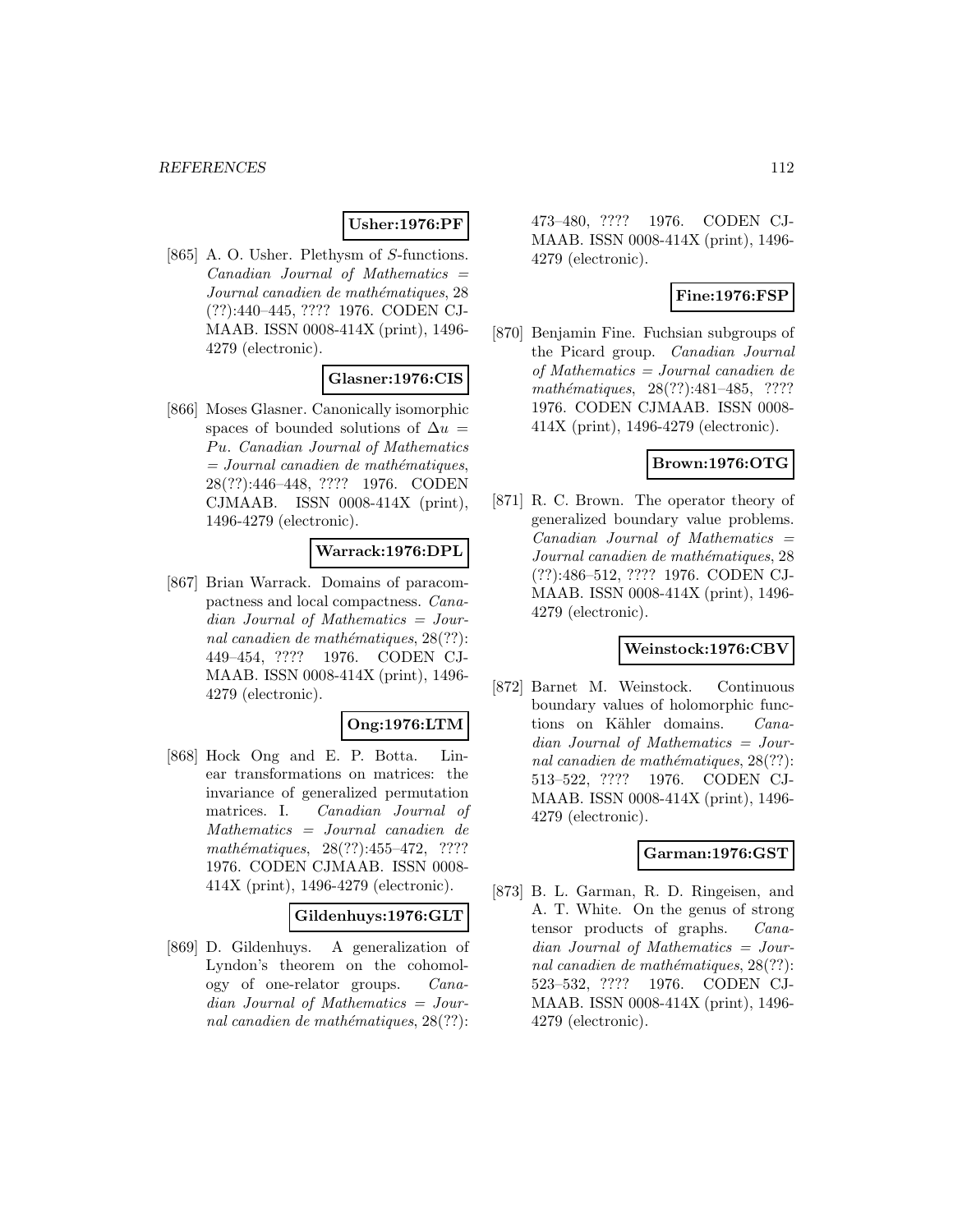**Usher:1976:PF**

[865] A. O. Usher. Plethysm of $S$-functions. *Canadian Journal of Mathematics = Journal canadien de mathématiques*, 28 (??):440–445, ???? 1976. CODEN CJMAAB. ISSN 0008-414X (print), 1496-4279 (electronic).

**Glasner:1976:CIS**

[866] Moses Glasner. Canonically isomorphic spaces of bounded solutions of $\Delta u = Pu$. *Canadian Journal of Mathematics = Journal canadien de mathématiques*, 28(??):446–448, ???? 1976. CODEN CJMAAB. ISSN 0008-414X (print), 1496-4279 (electronic).

**Warrack:1976:DPL**

[867] Brian Warrack. Domains of paracompactness and local compactness. *Canadian Journal of Mathematics = Journal canadien de mathématiques*, 28(??): 449–454, ???? 1976. CODEN CJMAAB. ISSN 0008-414X (print), 1496-4279 (electronic).

**Ong:1976:LTM**

[868] Hock Ong and E. P. Botta. Linear transformations on matrices: the invariance of generalized permutation matrices. I. *Canadian Journal of Mathematics = Journal canadien de mathématiques*, 28(??):455–472, ???? 1976. CODEN CJMAAB. ISSN 0008-414X (print), 1496-4279 (electronic).

**Gildenhuys:1976:GLT**

[869] D. Gildenhuys. A generalization of Lyndon's theorem on the cohomology of one-relator groups. *Canadian Journal of Mathematics = Journal canadien de mathématiques*, 28(??): 473–480, ???? 1976. CODEN CJMAAB. ISSN 0008-414X (print), 1496-4279 (electronic).

**Fine:1976:FSP**

[870] Benjamin Fine. Fuchsian subgroups of the Picard group. *Canadian Journal of Mathematics = Journal canadien de mathématiques*, 28(??):481–485, ???? 1976. CODEN CJMAAB. ISSN 0008-414X (print), 1496-4279 (electronic).

**Brown:1976:OTG**

[871] R. C. Brown. The operator theory of generalized boundary value problems. *Canadian Journal of Mathematics = Journal canadien de mathématiques*, 28 (??):486–512, ???? 1976. CODEN CJMAAB. ISSN 0008-414X (print), 1496-4279 (electronic).

**Weinstock:1976:CBV**

[872] Barnet M. Weinstock. Continuous boundary values of holomorphic functions on Kähler domains. *Canadian Journal of Mathematics = Journal canadien de mathématiques*, 28(??): 513–522, ???? 1976. CODEN CJMAAB. ISSN 0008-414X (print), 1496-4279 (electronic).

**Garman:1976:GST**

[873] B. L. Garman, R. D. Ringeisen, and A. T. White. On the genus of strong tensor products of graphs. *Canadian Journal of Mathematics = Journal canadien de mathématiques*, 28(??): 523–532, ???? 1976. CODEN CJMAAB. ISSN 0008-414X (print), 1496-4279 (electronic).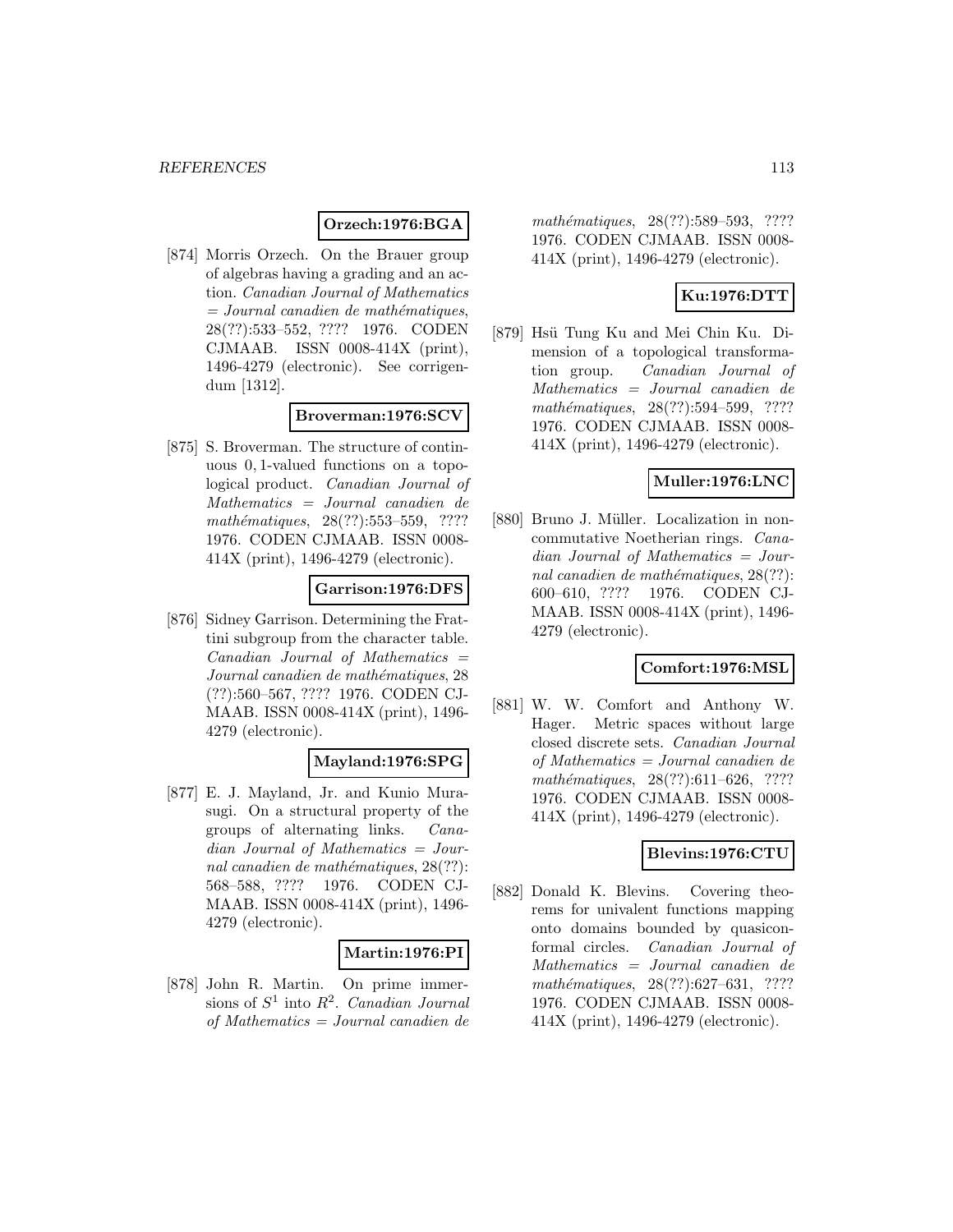**Orzech:1976:BGA**

[874] Morris Orzech. On the Brauer group of algebras having a grading and an action. *Canadian Journal of Mathematics = Journal canadien de mathématiques*, 28(??):533–552, ???? 1976. CODEN CJMAAB. ISSN 0008-414X (print), 1496-4279 (electronic). See corrigendum [1312].

**Broverman:1976:SCV**

[875] S. Broverman. The structure of continuous 0, 1-valued functions on a topological product. *Canadian Journal of Mathematics = Journal canadien de mathématiques*, 28(??):553–559, ???? 1976. CODEN CJMAAB. ISSN 0008-414X (print), 1496-4279 (electronic).

**Garrison:1976:DFS**

[876] Sidney Garrison. Determining the Frattini subgroup from the character table. *Canadian Journal of Mathematics = Journal canadien de mathématiques*, 28 (??):560–567, ???? 1976. CODEN CJMAAB. ISSN 0008-414X (print), 1496-4279 (electronic).

**Mayland:1976:SPG**

[877] E. J. Mayland, Jr. and Kunio Murasugi. On a structural property of the groups of alternating links. *Canadian Journal of Mathematics = Journal canadien de mathématiques*, 28(??): 568–588, ???? 1976. CODEN CJMAAB. ISSN 0008-414X (print), 1496-4279 (electronic).

**Martin:1976:PI**

[878] John R. Martin. On prime immersions of $S^1$ into $R^2$. *Canadian Journal of Mathematics = Journal canadien de mathématiques*, 28(??):589–593, ???? 1976. CODEN CJMAAB. ISSN 0008-414X (print), 1496-4279 (electronic).

**Ku:1976:DTT**

[879] Hsü Tung Ku and Mei Chin Ku. Dimension of a topological transformation group. *Canadian Journal of Mathematics = Journal canadien de mathématiques*, 28(??):594–599, ???? 1976. CODEN CJMAAB. ISSN 0008-414X (print), 1496-4279 (electronic).

**Muller:1976:LNC**

[880] Bruno J. Müller. Localization in noncommutative Noetherian rings. *Canadian Journal of Mathematics = Journal canadien de mathématiques*, 28(??): 600–610, ???? 1976. CODEN CJMAAB. ISSN 0008-414X (print), 1496-4279 (electronic).

**Comfort:1976:MSL**

[881] W. W. Comfort and Anthony W. Hager. Metric spaces without large closed discrete sets. *Canadian Journal of Mathematics = Journal canadien de mathématiques*, 28(??):611–626, ???? 1976. CODEN CJMAAB. ISSN 0008-414X (print), 1496-4279 (electronic).

**Blevins:1976:CTU**

[882] Donald K. Blevins. Covering theorems for univalent functions mapping onto domains bounded by quasiconformal circles. *Canadian Journal of Mathematics = Journal canadien de mathématiques*, 28(??):627–631, ???? 1976. CODEN CJMAAB. ISSN 0008-414X (print), 1496-4279 (electronic).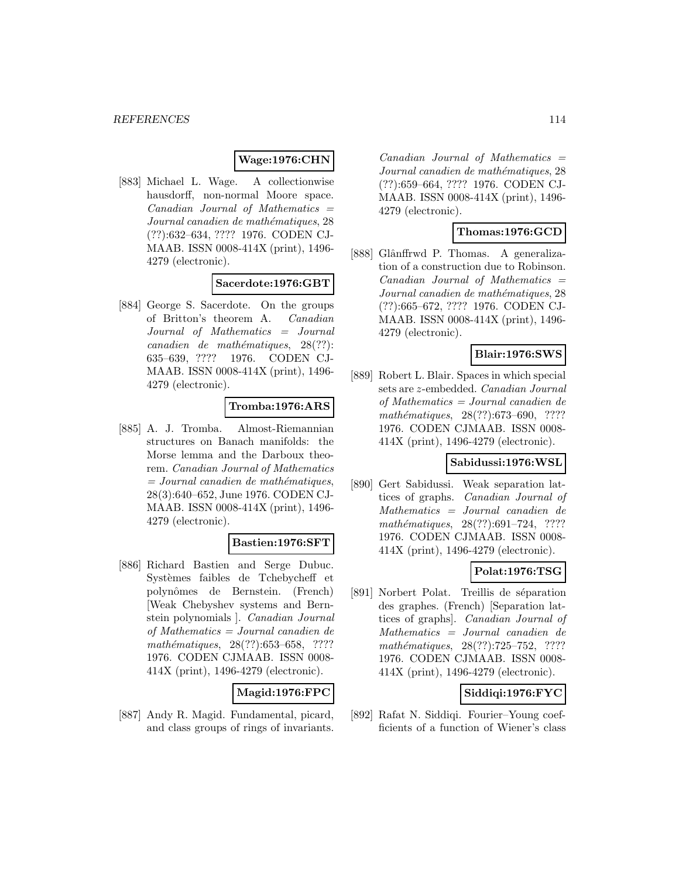**Wage:1976:CHN**

[883] Michael L. Wage. A collectionwise hausdorff, non-normal Moore space. *Canadian Journal of Mathematics = Journal canadien de mathématiques*, 28 (??):632–634, ???? 1976. CODEN CJMAAB. ISSN 0008-414X (print), 1496-4279 (electronic).

**Sacerdote:1976:GBT**

[884] George S. Sacerdote. On the groups of Britton's theorem A. *Canadian Journal of Mathematics = Journal canadien de mathématiques*, 28(??):635–639, ???? 1976. CODEN CJMAAB. ISSN 0008-414X (print), 1496-4279 (electronic).

**Tromba:1976:ARS**

[885] A. J. Tromba. Almost-Riemannian structures on Banach manifolds: the Morse lemma and the Darboux theorem. *Canadian Journal of Mathematics = Journal canadien de mathématiques*, 28(3):640–652, June 1976. CODEN CJMAAB. ISSN 0008-414X (print), 1496-4279 (electronic).

**Bastien:1976:SFT**

[886] Richard Bastien and Serge Dubuc. Systèmes faibles de Tchebycheff et polynômes de Bernstein. (French) [Weak Chebyshev systems and Bernstein polynomials ]. *Canadian Journal of Mathematics = Journal canadien de mathématiques*, 28(??):653–658, ???? 1976. CODEN CJMAAB. ISSN 0008-414X (print), 1496-4279 (electronic).

**Magid:1976:FPC**

[887] Andy R. Magid. Fundamental, picard, and class groups of rings of invariants. *Canadian Journal of Mathematics = Journal canadien de mathématiques*, 28 (??):659–664, ???? 1976. CODEN CJMAAB. ISSN 0008-414X (print), 1496-4279 (electronic).

**Thomas:1976:GCD**

[888] Glânffrwd P. Thomas. A generalization of a construction due to Robinson. *Canadian Journal of Mathematics = Journal canadien de mathématiques*, 28 (??):665–672, ???? 1976. CODEN CJMAAB. ISSN 0008-414X (print), 1496-4279 (electronic).

**Blair:1976:SWS**

[889] Robert L. Blair. Spaces in which special sets are $z$-embedded. *Canadian Journal of Mathematics = Journal canadien de mathématiques*, 28(??):673–690, ???? 1976. CODEN CJMAAB. ISSN 0008-414X (print), 1496-4279 (electronic).

**Sabidussi:1976:WSL**

[890] Gert Sabidussi. Weak separation lattices of graphs. *Canadian Journal of Mathematics = Journal canadien de mathématiques*, 28(??):691–724, ???? 1976. CODEN CJMAAB. ISSN 0008-414X (print), 1496-4279 (electronic).

**Polat:1976:TSG**

[891] Norbert Polat. Treillis de séparation des graphes. (French) [Separation lattices of graphs]. *Canadian Journal of Mathematics = Journal canadien de mathématiques*, 28(??):725–752, ???? 1976. CODEN CJMAAB. ISSN 0008-414X (print), 1496-4279 (electronic).

**Siddiqi:1976:FYC**

[892] Rafat N. Siddiqi. Fourier–Young coefficients of a function of Wiener's class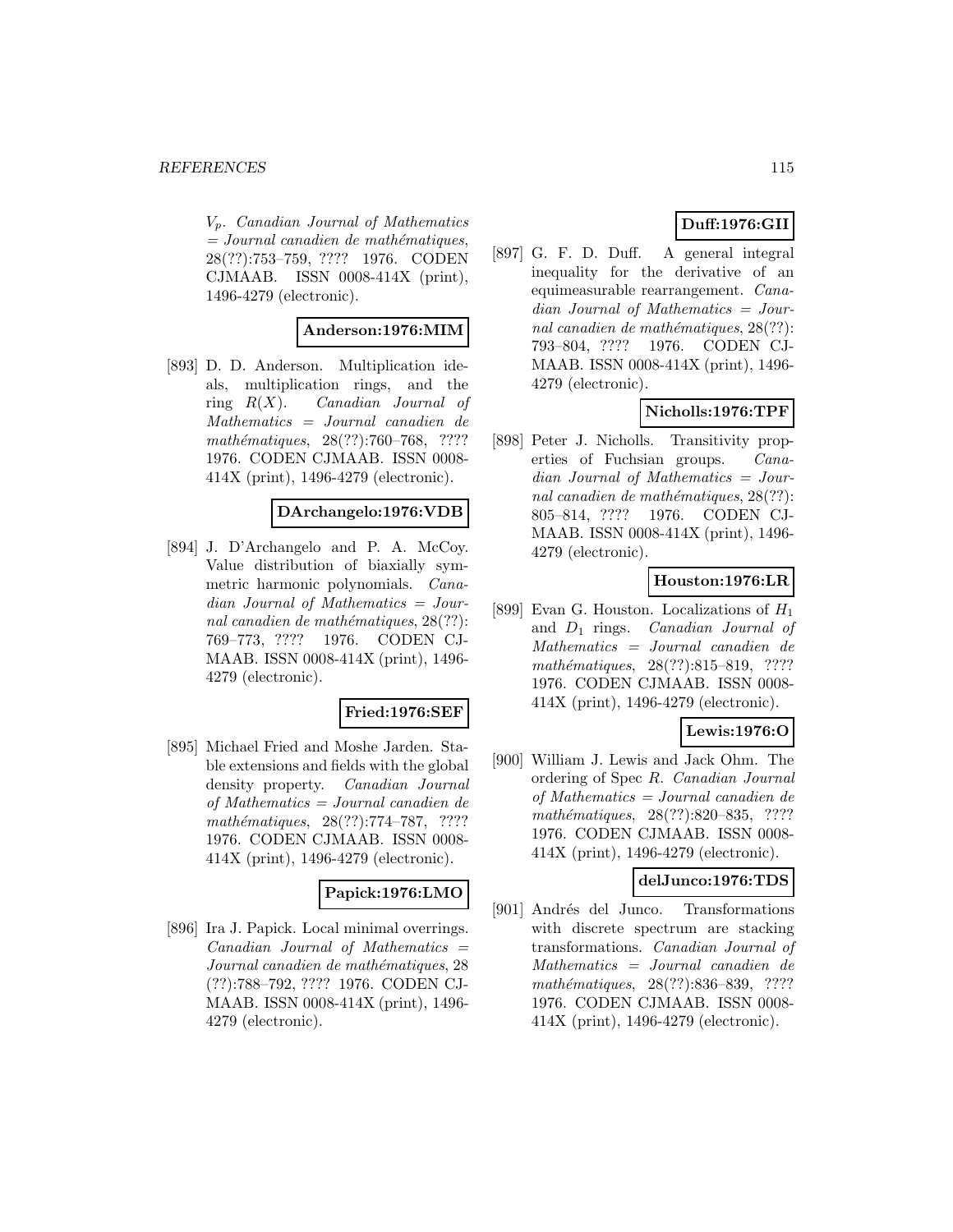$V_p$. *Canadian Journal of Mathematics = Journal canadien de mathématiques*, 28(??):753–759, ???? 1976. CODEN CJMAAB. ISSN 0008-414X (print), 1496-4279 (electronic).

**Anderson:1976:MIM**

[893] D. D. Anderson. Multiplication ideals, multiplication rings, and the ring $R(X)$. *Canadian Journal of Mathematics = Journal canadien de mathématiques*, 28(??):760–768, ???? 1976. CODEN CJMAAB. ISSN 0008-414X (print), 1496-4279 (electronic).

**DArchangelo:1976:VDB**

[894] J. D'Archangelo and P. A. McCoy. Value distribution of biaxially symmetric harmonic polynomials. *Canadian Journal of Mathematics = Journal canadien de mathématiques*, 28(??):769–773, ???? 1976. CODEN CJMAAB. ISSN 0008-414X (print), 1496-4279 (electronic).

**Fried:1976:SEF**

[895] Michael Fried and Moshe Jarden. Stable extensions and fields with the global density property. *Canadian Journal of Mathematics = Journal canadien de mathématiques*, 28(??):774–787, ???? 1976. CODEN CJMAAB. ISSN 0008-414X (print), 1496-4279 (electronic).

**Papick:1976:LMO**

[896] Ira J. Papick. Local minimal overrings. *Canadian Journal of Mathematics = Journal canadien de mathématiques*, 28(??):788–792, ???? 1976. CODEN CJMAAB. ISSN 0008-414X (print), 1496-4279 (electronic).

**Duff:1976:GII**

[897] G. F. D. Duff. A general integral inequality for the derivative of an equimeasurable rearrangement. *Canadian Journal of Mathematics = Journal canadien de mathématiques*, 28(??):793–804, ???? 1976. CODEN CJMAAB. ISSN 0008-414X (print), 1496-4279 (electronic).

**Nicholls:1976:TPF**

[898] Peter J. Nicholls. Transitivity properties of Fuchsian groups. *Canadian Journal of Mathematics = Journal canadien de mathématiques*, 28(??):805–814, ???? 1976. CODEN CJMAAB. ISSN 0008-414X (print), 1496-4279 (electronic).

**Houston:1976:LR**

[899] Evan G. Houston. Localizations of $H_1$ and $D_1$ rings. *Canadian Journal of Mathematics = Journal canadien de mathématiques*, 28(??):815–819, ???? 1976. CODEN CJMAAB. ISSN 0008-414X (print), 1496-4279 (electronic).

**Lewis:1976:O**

[900] William J. Lewis and Jack Ohm. The ordering of Spec $R$. *Canadian Journal of Mathematics = Journal canadien de mathématiques*, 28(??):820–835, ???? 1976. CODEN CJMAAB. ISSN 0008-414X (print), 1496-4279 (electronic).

**delJunco:1976:TDS**

[901] Andrés del Junco. Transformations with discrete spectrum are stacking transformations. *Canadian Journal of Mathematics = Journal canadien de mathématiques*, 28(??):836–839, ???? 1976. CODEN CJMAAB. ISSN 0008-414X (print), 1496-4279 (electronic).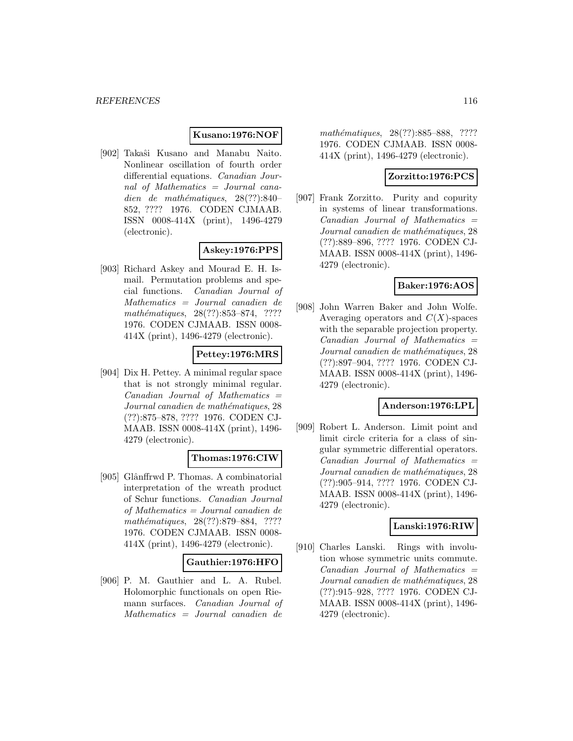**Kusano:1976:NOF**

[902] Takaŝi Kusano and Manabu Naito. Nonlinear oscillation of fourth order differential equations. *Canadian Journal of Mathematics = Journal canadien de mathématiques*, 28(??):840–852, ???? 1976. CODEN CJMAAB. ISSN 0008-414X (print), 1496-4279 (electronic).

**Askey:1976:PPS**

[903] Richard Askey and Mourad E. H. Ismail. Permutation problems and special functions. *Canadian Journal of Mathematics = Journal canadien de mathématiques*, 28(??):853–874, ???? 1976. CODEN CJMAAB. ISSN 0008-414X (print), 1496-4279 (electronic).

**Pettey:1976:MRS**

[904] Dix H. Pettey. A minimal regular space that is not strongly minimal regular. *Canadian Journal of Mathematics = Journal canadien de mathématiques*, 28 (??):875–878, ???? 1976. CODEN CJMAAB. ISSN 0008-414X (print), 1496-4279 (electronic).

**Thomas:1976:CIW**

[905] Glânffrwd P. Thomas. A combinatorial interpretation of the wreath product of Schur functions. *Canadian Journal of Mathematics = Journal canadien de mathématiques*, 28(??):879–884, ???? 1976. CODEN CJMAAB. ISSN 0008-414X (print), 1496-4279 (electronic).

**Gauthier:1976:HFO**

[906] P. M. Gauthier and L. A. Rubel. Holomorphic functionals on open Riemann surfaces. *Canadian Journal of Mathematics = Journal canadien de mathématiques*, 28(??):885–888, ???? 1976. CODEN CJMAAB. ISSN 0008-414X (print), 1496-4279 (electronic).

**Zorzitto:1976:PCS**

[907] Frank Zorzitto. Purity and copurity in systems of linear transformations. *Canadian Journal of Mathematics = Journal canadien de mathématiques*, 28 (??):889–896, ???? 1976. CODEN CJMAAB. ISSN 0008-414X (print), 1496-4279 (electronic).

**Baker:1976:AOS**

[908] John Warren Baker and John Wolfe. Averaging operators and $C(X)$-spaces with the separable projection property. *Canadian Journal of Mathematics = Journal canadien de mathématiques*, 28 (??):897–904, ???? 1976. CODEN CJMAAB. ISSN 0008-414X (print), 1496-4279 (electronic).

**Anderson:1976:LPL**

[909] Robert L. Anderson. Limit point and limit circle criteria for a class of singular symmetric differential operators. *Canadian Journal of Mathematics = Journal canadien de mathématiques*, 28 (??):905–914, ???? 1976. CODEN CJMAAB. ISSN 0008-414X (print), 1496-4279 (electronic).

**Lanski:1976:RIW**

[910] Charles Lanski. Rings with involution whose symmetric units commute. *Canadian Journal of Mathematics = Journal canadien de mathématiques*, 28 (??):915–928, ???? 1976. CODEN CJMAAB. ISSN 0008-414X (print), 1496-4279 (electronic).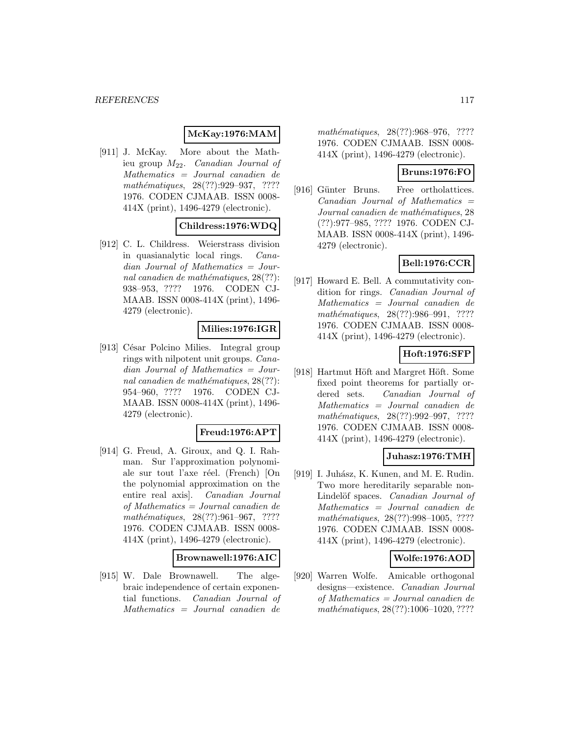**McKay:1976:MAM**

[911] J. McKay. More about the Mathieu group $M_{22}$. *Canadian Journal of Mathematics = Journal canadien de mathématiques*, 28(??):929–937, ???? 1976. CODEN CJMAAB. ISSN 0008-414X (print), 1496-4279 (electronic).

**Childress:1976:WDQ**

[912] C. L. Childress. Weierstrass division in quasianalytic local rings. *Canadian Journal of Mathematics = Journal canadien de mathématiques*, 28(??): 938–953, ???? 1976. CODEN CJMAAB. ISSN 0008-414X (print), 1496-4279 (electronic).

**Milies:1976:IGR**

[913] César Polcino Milies. Integral group rings with nilpotent unit groups. *Canadian Journal of Mathematics = Journal canadien de mathématiques*, 28(??): 954–960, ???? 1976. CODEN CJMAAB. ISSN 0008-414X (print), 1496-4279 (electronic).

**Freud:1976:APT**

[914] G. Freud, A. Giroux, and Q. I. Rahman. Sur l'approximation polynomiale sur tout l'axe réel. (French) [On the polynomial approximation on the entire real axis]. *Canadian Journal of Mathematics = Journal canadien de mathématiques*, 28(??):961–967, ???? 1976. CODEN CJMAAB. ISSN 0008-414X (print), 1496-4279 (electronic).

**Brownawell:1976:AIC**

[915] W. Dale Brownawell. The algebraic independence of certain exponential functions. *Canadian Journal of Mathematics = Journal canadien de mathématiques*, 28(??):968–976, ???? 1976. CODEN CJMAAB. ISSN 0008-414X (print), 1496-4279 (electronic).

**Bruns:1976:FO**

[916] Günter Bruns. Free ortholattices. *Canadian Journal of Mathematics = Journal canadien de mathématiques*, 28 (??):977–985, ???? 1976. CODEN CJMAAB. ISSN 0008-414X (print), 1496-4279 (electronic).

**Bell:1976:CCR**

[917] Howard E. Bell. A commutativity condition for rings. *Canadian Journal of Mathematics = Journal canadien de mathématiques*, 28(??):986–991, ???? 1976. CODEN CJMAAB. ISSN 0008-414X (print), 1496-4279 (electronic).

**Hoft:1976:SFP**

[918] Hartmut Höft and Margret Höft. Some fixed point theorems for partially ordered sets. *Canadian Journal of Mathematics = Journal canadien de mathématiques*, 28(??):992–997, ???? 1976. CODEN CJMAAB. ISSN 0008-414X (print), 1496-4279 (electronic).

**Juhasz:1976:TMH**

[919] I. Juhász, K. Kunen, and M. E. Rudin. Two more hereditarily separable non-Lindelöf spaces. *Canadian Journal of Mathematics = Journal canadien de mathématiques*, 28(??):998–1005, ???? 1976. CODEN CJMAAB. ISSN 0008-414X (print), 1496-4279 (electronic).

**Wolfe:1976:AOD**

[920] Warren Wolfe. Amicable orthogonal designs—existence. *Canadian Journal of Mathematics = Journal canadien de mathématiques*, 28(??):1006–1020, ????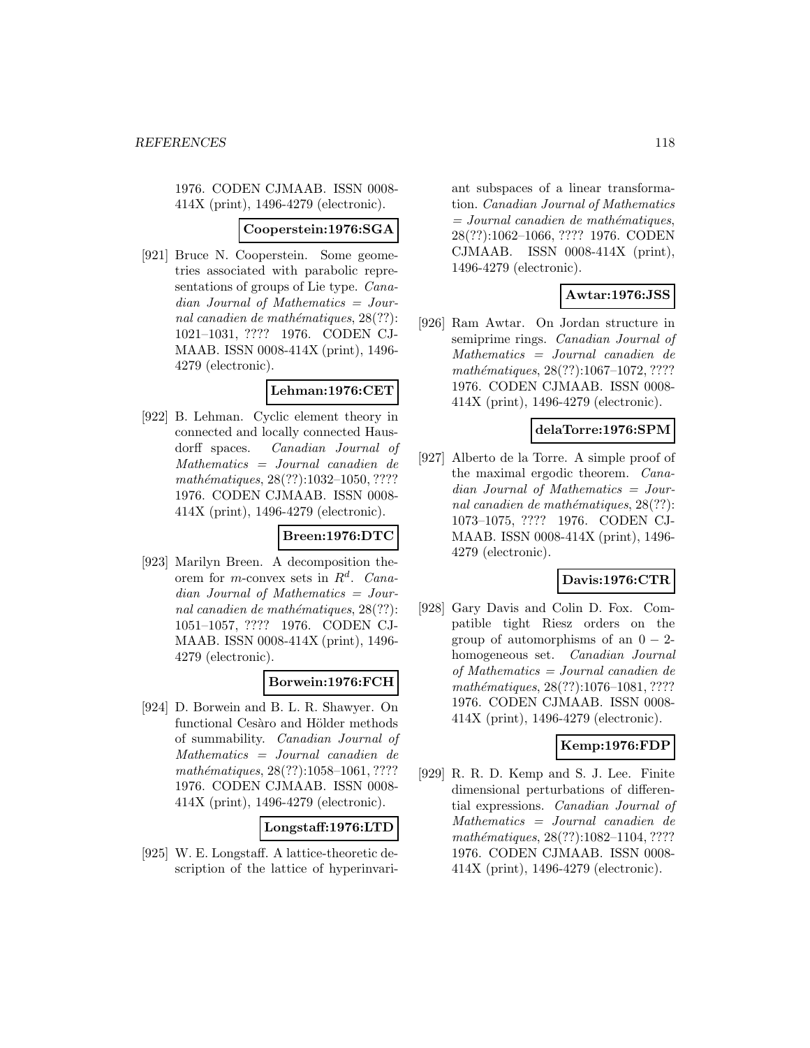1976. CODEN CJMAAB. ISSN 0008-414X (print), 1496-4279 (electronic).

**Cooperstein:1976:SGA**

[921] Bruce N. Cooperstein. Some geometries associated with parabolic representations of groups of Lie type. *Canadian Journal of Mathematics = Journal canadien de mathématiques*, 28(??): 1021–1031, ???? 1976. CODEN CJMAAB. ISSN 0008-414X (print), 1496-4279 (electronic).

**Lehman:1976:CET**

[922] B. Lehman. Cyclic element theory in connected and locally connected Hausdorff spaces. *Canadian Journal of Mathematics = Journal canadien de mathématiques*, 28(??):1032–1050, ???? 1976. CODEN CJMAAB. ISSN 0008-414X (print), 1496-4279 (electronic).

**Breen:1976:DTC**

[923] Marilyn Breen. A decomposition theorem for $m$-convex sets in $R^d$. *Canadian Journal of Mathematics = Journal canadien de mathématiques*, 28(??): 1051–1057, ???? 1976. CODEN CJMAAB. ISSN 0008-414X (print), 1496-4279 (electronic).

**Borwein:1976:FCH**

[924] D. Borwein and B. L. R. Shawyer. On functional Cesàro and Hölder methods of summability. *Canadian Journal of Mathematics = Journal canadien de mathématiques*, 28(??):1058–1061, ???? 1976. CODEN CJMAAB. ISSN 0008-414X (print), 1496-4279 (electronic).

**Longstaff:1976:LTD**

[925] W. E. Longstaff. A lattice-theoretic description of the lattice of hyperinvariant subspaces of a linear transformation. *Canadian Journal of Mathematics = Journal canadien de mathématiques*, 28(??):1062–1066, ???? 1976. CODEN CJMAAB. ISSN 0008-414X (print), 1496-4279 (electronic).

**Awtar:1976:JSS**

[926] Ram Awtar. On Jordan structure in semiprime rings. *Canadian Journal of Mathematics = Journal canadien de mathématiques*, 28(??):1067–1072, ???? 1976. CODEN CJMAAB. ISSN 0008-414X (print), 1496-4279 (electronic).

**delaTorre:1976:SPM**

[927] Alberto de la Torre. A simple proof of the maximal ergodic theorem. *Canadian Journal of Mathematics = Journal canadien de mathématiques*, 28(??): 1073–1075, ???? 1976. CODEN CJMAAB. ISSN 0008-414X (print), 1496-4279 (electronic).

**Davis:1976:CTR**

[928] Gary Davis and Colin D. Fox. Compatible tight Riesz orders on the group of automorphisms of an $0-2$-homogeneous set. *Canadian Journal of Mathematics = Journal canadien de mathématiques*, 28(??):1076–1081, ???? 1976. CODEN CJMAAB. ISSN 0008-414X (print), 1496-4279 (electronic).

**Kemp:1976:FDP**

[929] R. R. D. Kemp and S. J. Lee. Finite dimensional perturbations of differential expressions. *Canadian Journal of Mathematics = Journal canadien de mathématiques*, 28(??):1082–1104, ???? 1976. CODEN CJMAAB. ISSN 0008-414X (print), 1496-4279 (electronic).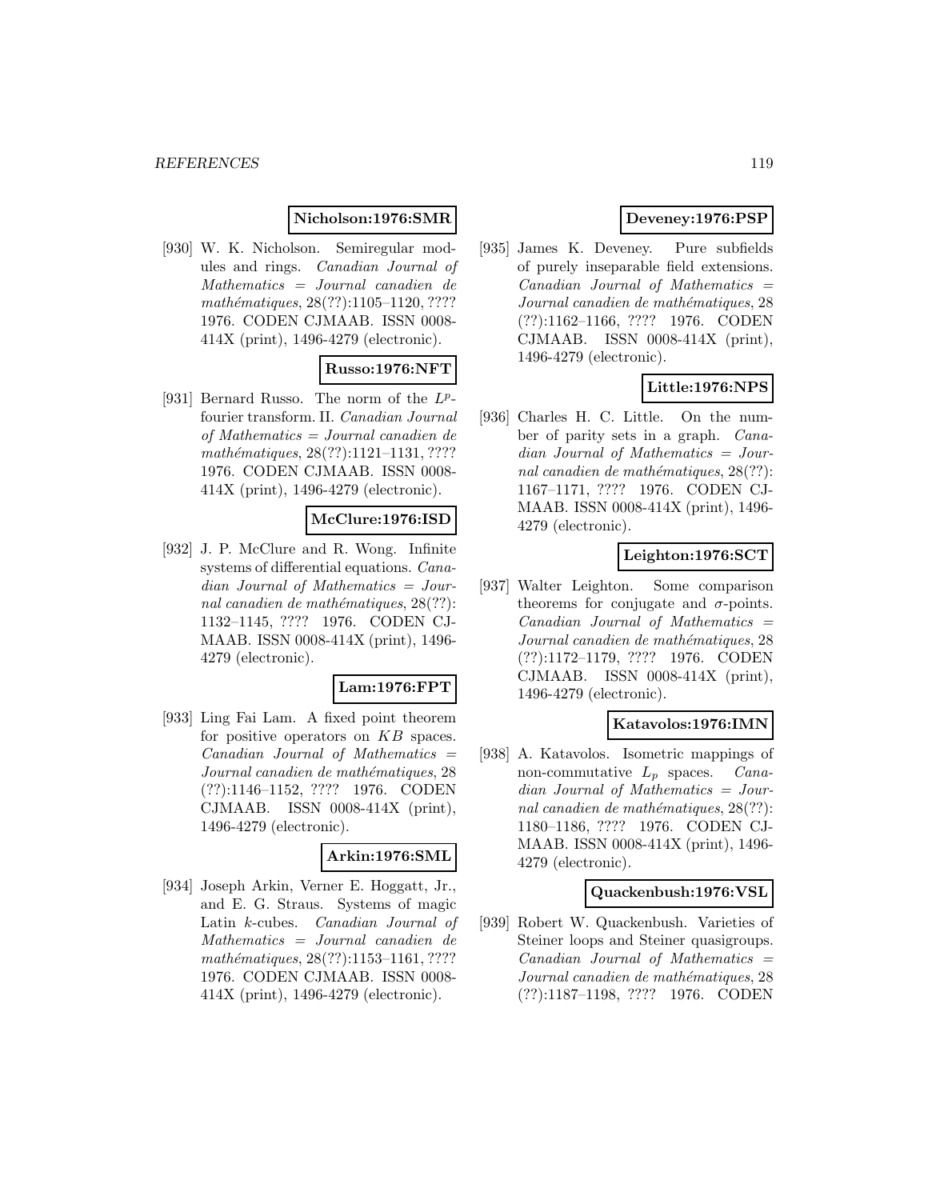**Nicholson:1976:SMR**

[930] W. K. Nicholson. Semiregular modules and rings. *Canadian Journal of Mathematics = Journal canadien de mathématiques*, 28(??):1105–1120, ???? 1976. CODEN CJMAAB. ISSN 0008-414X (print), 1496-4279 (electronic).

**Russo:1976:NFT**

[931] Bernard Russo. The norm of the $L^p$-fourier transform. II. *Canadian Journal of Mathematics = Journal canadien de mathématiques*, 28(??):1121–1131, ???? 1976. CODEN CJMAAB. ISSN 0008-414X (print), 1496-4279 (electronic).

**McClure:1976:ISD**

[932] J. P. McClure and R. Wong. Infinite systems of differential equations. *Canadian Journal of Mathematics = Journal canadien de mathématiques*, 28(??):1132–1145, ???? 1976. CODEN CJMAAB. ISSN 0008-414X (print), 1496-4279 (electronic).

**Lam:1976:FPT**

[933] Ling Fai Lam. A fixed point theorem for positive operators on $KB$ spaces. *Canadian Journal of Mathematics = Journal canadien de mathématiques*, 28 (??):1146–1152, ???? 1976. CODEN CJMAAB. ISSN 0008-414X (print), 1496-4279 (electronic).

**Arkin:1976:SML**

[934] Joseph Arkin, Verner E. Hoggatt, Jr., and E. G. Straus. Systems of magic Latin $k$-cubes. *Canadian Journal of Mathematics = Journal canadien de mathématiques*, 28(??):1153–1161, ???? 1976. CODEN CJMAAB. ISSN 0008-414X (print), 1496-4279 (electronic).

**Deveney:1976:PSP**

[935] James K. Deveney. Pure subfields of purely inseparable field extensions. *Canadian Journal of Mathematics = Journal canadien de mathématiques*, 28 (??):1162–1166, ???? 1976. CODEN CJMAAB. ISSN 0008-414X (print), 1496-4279 (electronic).

**Little:1976:NPS**

[936] Charles H. C. Little. On the number of parity sets in a graph. *Canadian Journal of Mathematics = Journal canadien de mathématiques*, 28(??):1167–1171, ???? 1976. CODEN CJMAAB. ISSN 0008-414X (print), 1496-4279 (electronic).

**Leighton:1976:SCT**

[937] Walter Leighton. Some comparison theorems for conjugate and $\sigma$-points. *Canadian Journal of Mathematics = Journal canadien de mathématiques*, 28 (??):1172–1179, ???? 1976. CODEN CJMAAB. ISSN 0008-414X (print), 1496-4279 (electronic).

**Katavolos:1976:IMN**

[938] A. Katavolos. Isometric mappings of non-commutative $L_p$ spaces. *Canadian Journal of Mathematics = Journal canadien de mathématiques*, 28(??):1180–1186, ???? 1976. CODEN CJMAAB. ISSN 0008-414X (print), 1496-4279 (electronic).

**Quackenbush:1976:VSL**

[939] Robert W. Quackenbush. Varieties of Steiner loops and Steiner quasigroups. *Canadian Journal of Mathematics = Journal canadien de mathématiques*, 28 (??):1187–1198, ???? 1976. CODEN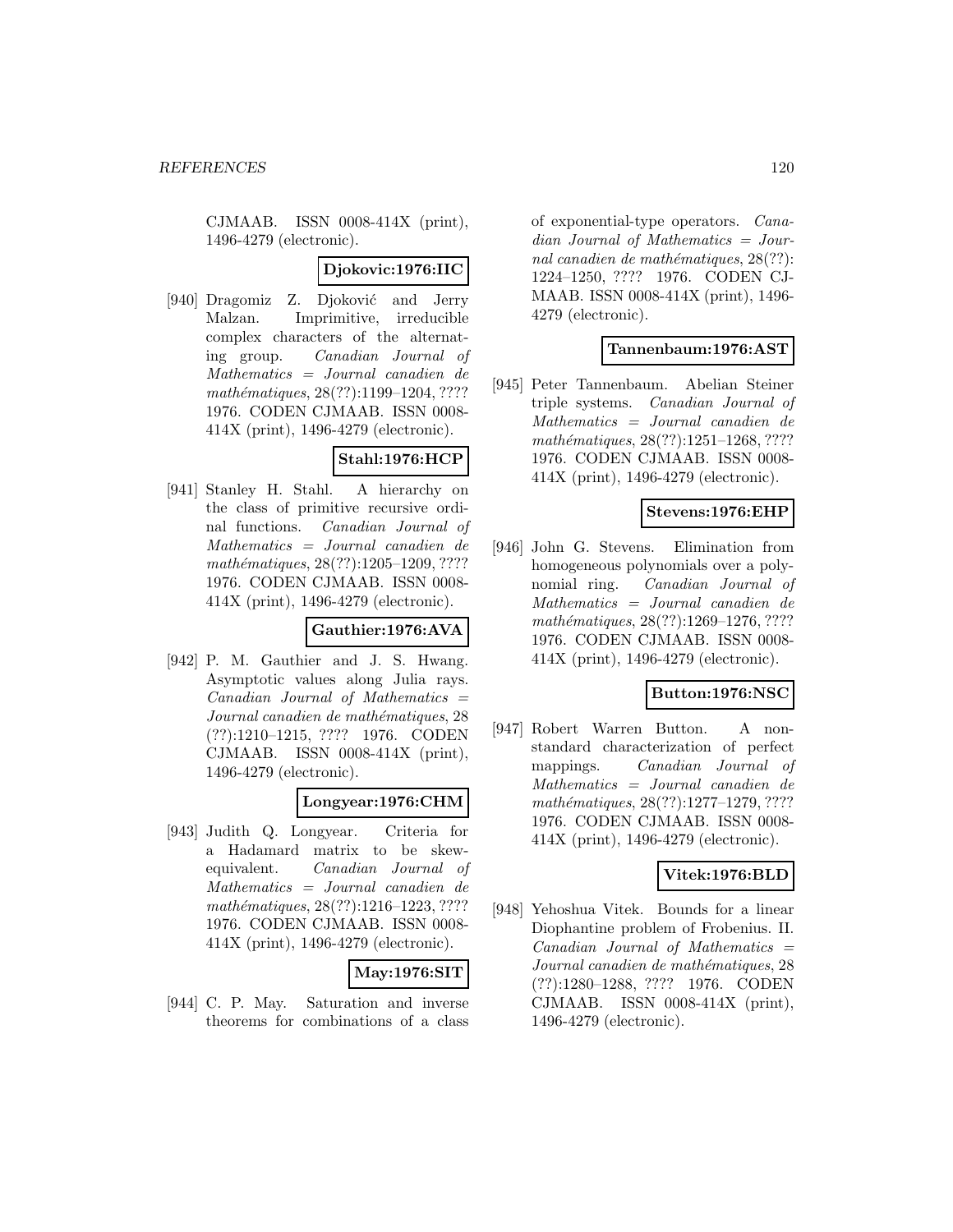CJMAAB. ISSN 0008-414X (print), 1496-4279 (electronic).

**Djokovic:1976:IIC**

[940] Dragomiz Z. Djoković and Jerry Malzan. Imprimitive, irreducible complex characters of the alternating group. *Canadian Journal of Mathematics = Journal canadien de mathématiques*, 28(??):1199–1204, ???? 1976. CODEN CJMAAB. ISSN 0008-414X (print), 1496-4279 (electronic).

**Stahl:1976:HCP**

[941] Stanley H. Stahl. A hierarchy on the class of primitive recursive ordinal functions. *Canadian Journal of Mathematics = Journal canadien de mathématiques*, 28(??):1205–1209, ???? 1976. CODEN CJMAAB. ISSN 0008-414X (print), 1496-4279 (electronic).

**Gauthier:1976:AVA**

[942] P. M. Gauthier and J. S. Hwang. Asymptotic values along Julia rays. *Canadian Journal of Mathematics = Journal canadien de mathématiques*, 28 (??):1210–1215, ???? 1976. CODEN CJMAAB. ISSN 0008-414X (print), 1496-4279 (electronic).

**Longyear:1976:CHM**

[943] Judith Q. Longyear. Criteria for a Hadamard matrix to be skew-equivalent. *Canadian Journal of Mathematics = Journal canadien de mathématiques*, 28(??):1216–1223, ???? 1976. CODEN CJMAAB. ISSN 0008-414X (print), 1496-4279 (electronic).

**May:1976:SIT**

[944] C. P. May. Saturation and inverse theorems for combinations of a class of exponential-type operators. *Canadian Journal of Mathematics = Journal canadien de mathématiques*, 28(??): 1224–1250, ???? 1976. CODEN CJMAAB. ISSN 0008-414X (print), 1496-4279 (electronic).

**Tannenbaum:1976:AST**

[945] Peter Tannenbaum. Abelian Steiner triple systems. *Canadian Journal of Mathematics = Journal canadien de mathématiques*, 28(??):1251–1268, ???? 1976. CODEN CJMAAB. ISSN 0008-414X (print), 1496-4279 (electronic).

**Stevens:1976:EHP**

[946] John G. Stevens. Elimination from homogeneous polynomials over a polynomial ring. *Canadian Journal of Mathematics = Journal canadien de mathématiques*, 28(??):1269–1276, ???? 1976. CODEN CJMAAB. ISSN 0008-414X (print), 1496-4279 (electronic).

**Button:1976:NSC**

[947] Robert Warren Button. A non-standard characterization of perfect mappings. *Canadian Journal of Mathematics = Journal canadien de mathématiques*, 28(??):1277–1279, ???? 1976. CODEN CJMAAB. ISSN 0008-414X (print), 1496-4279 (electronic).

**Vitek:1976:BLD**

[948] Yehoshua Vitek. Bounds for a linear Diophantine problem of Frobenius. II. *Canadian Journal of Mathematics = Journal canadien de mathématiques*, 28 (??):1280–1288, ???? 1976. CODEN CJMAAB. ISSN 0008-414X (print), 1496-4279 (electronic).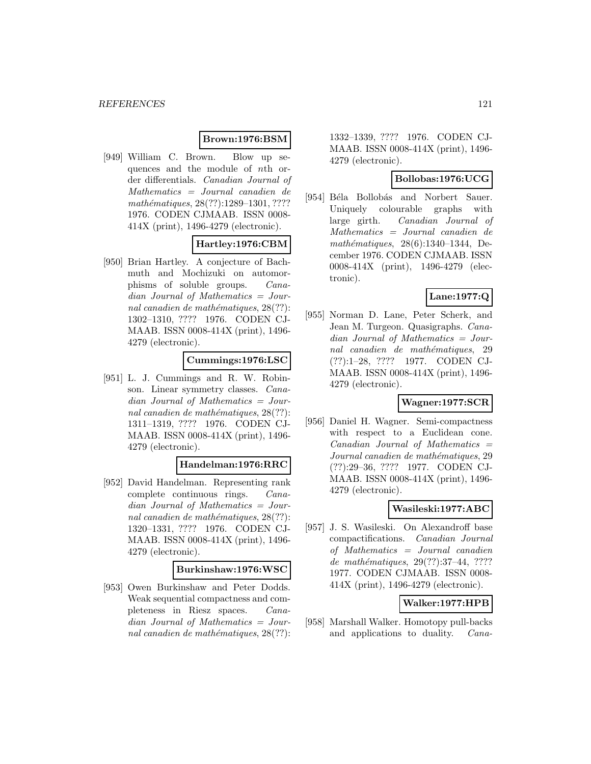**Brown:1976:BSM**

[949] William C. Brown. Blow up sequences and the module of $n$th order differentials. *Canadian Journal of Mathematics = Journal canadien de mathématiques*, 28(??):1289–1301, ???? 1976. CODEN CJMAAB. ISSN 0008-414X (print), 1496-4279 (electronic).

**Hartley:1976:CBM**

[950] Brian Hartley. A conjecture of Bachmuth and Mochizuki on automorphisms of soluble groups. *Canadian Journal of Mathematics = Journal canadien de mathématiques*, 28(??): 1302–1310, ???? 1976. CODEN CJMAAB. ISSN 0008-414X (print), 1496-4279 (electronic).

**Cummings:1976:LSC**

[951] L. J. Cummings and R. W. Robinson. Linear symmetry classes. *Canadian Journal of Mathematics = Journal canadien de mathématiques*, 28(??): 1311–1319, ???? 1976. CODEN CJMAAB. ISSN 0008-414X (print), 1496-4279 (electronic).

**Handelman:1976:RRC**

[952] David Handelman. Representing rank complete continuous rings. *Canadian Journal of Mathematics = Journal canadien de mathématiques*, 28(??): 1320–1331, ???? 1976. CODEN CJMAAB. ISSN 0008-414X (print), 1496-4279 (electronic).

**Burkinshaw:1976:WSC**

[953] Owen Burkinshaw and Peter Dodds. Weak sequential compactness and completeness in Riesz spaces. *Canadian Journal of Mathematics = Journal canadien de mathématiques*, 28(??): 1332–1339, ???? 1976. CODEN CJMAAB. ISSN 0008-414X (print), 1496-4279 (electronic).

**Bollobas:1976:UCG**

[954] Béla Bollobás and Norbert Sauer. Uniquely colourable graphs with large girth. *Canadian Journal of Mathematics = Journal canadien de mathématiques*, 28(6):1340–1344, December 1976. CODEN CJMAAB. ISSN 0008-414X (print), 1496-4279 (electronic).

**Lane:1977:Q**

[955] Norman D. Lane, Peter Scherk, and Jean M. Turgeon. Quasigraphs. *Canadian Journal of Mathematics = Journal canadien de mathématiques*, 29 (??):1–28, ???? 1977. CODEN CJMAAB. ISSN 0008-414X (print), 1496-4279 (electronic).

**Wagner:1977:SCR**

[956] Daniel H. Wagner. Semi-compactness with respect to a Euclidean cone. *Canadian Journal of Mathematics = Journal canadien de mathématiques*, 29 (??):29–36, ???? 1977. CODEN CJMAAB. ISSN 0008-414X (print), 1496-4279 (electronic).

**Wasileski:1977:ABC**

[957] J. S. Wasileski. On Alexandroff base compactifications. *Canadian Journal of Mathematics = Journal canadien de mathématiques*, 29(??):37–44, ???? 1977. CODEN CJMAAB. ISSN 0008-414X (print), 1496-4279 (electronic).

**Walker:1977:HPB**

[958] Marshall Walker. Homotopy pull-backs and applications to duality. *Cana-*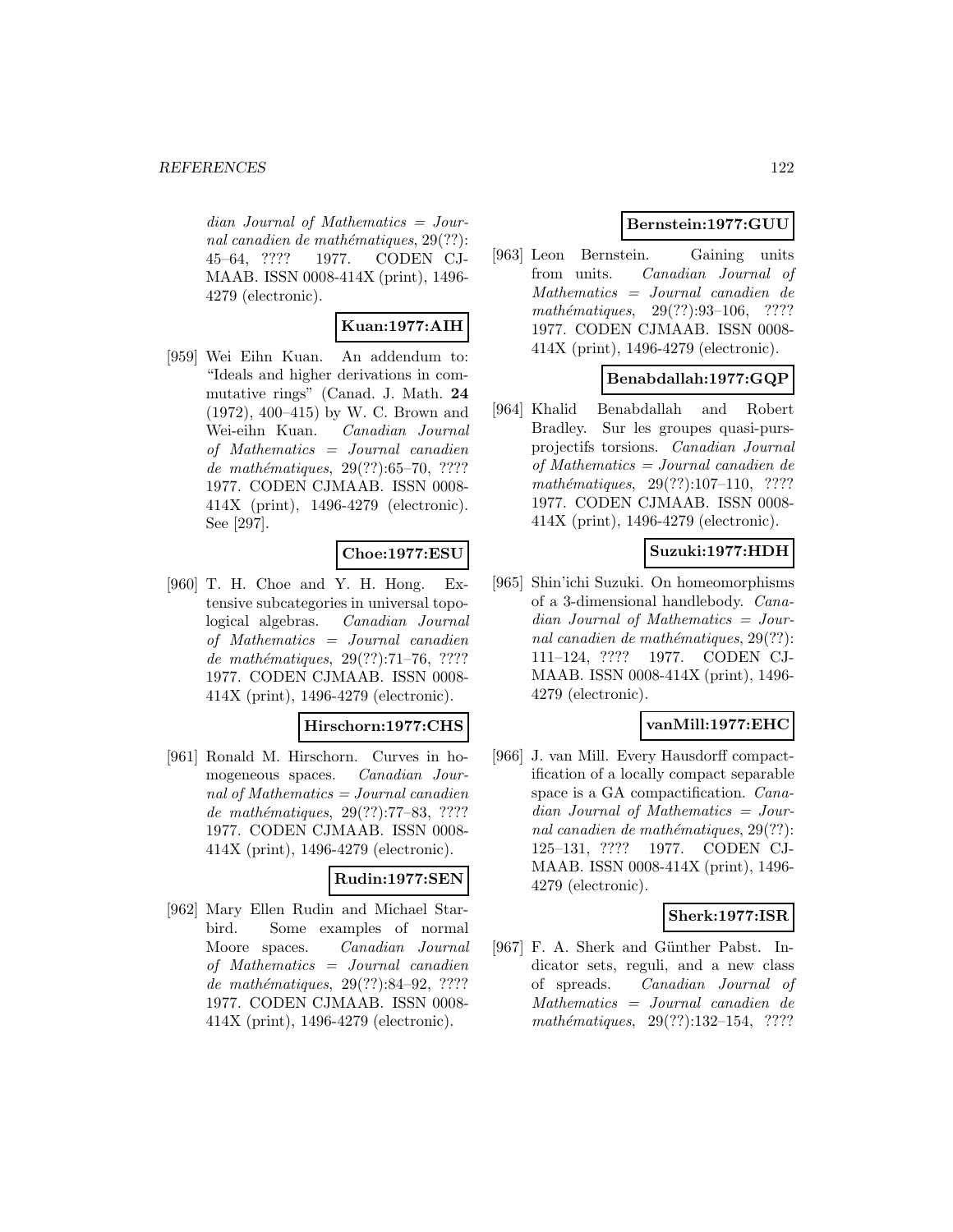*dian Journal of Mathematics = Journal canadien de mathématiques*, 29(??): 45–64, ???? 1977. CODEN CJMAAB. ISSN 0008-414X (print), 1496-4279 (electronic).

**Kuan:1977:AIH**

[959] Wei Eihn Kuan. An addendum to: "Ideals and higher derivations in commutative rings" (Canad. J. Math. **24** (1972), 400–415) by W. C. Brown and Wei-eihn Kuan. *Canadian Journal of Mathematics = Journal canadien de mathématiques*, 29(??):65–70, ???? 1977. CODEN CJMAAB. ISSN 0008-414X (print), 1496-4279 (electronic). See [297].

**Choe:1977:ESU**

[960] T. H. Choe and Y. H. Hong. Extensive subcategories in universal topological algebras. *Canadian Journal of Mathematics = Journal canadien de mathématiques*, 29(??):71–76, ???? 1977. CODEN CJMAAB. ISSN 0008-414X (print), 1496-4279 (electronic).

**Hirschorn:1977:CHS**

[961] Ronald M. Hirschorn. Curves in homogeneous spaces. *Canadian Journal of Mathematics = Journal canadien de mathématiques*, 29(??):77–83, ???? 1977. CODEN CJMAAB. ISSN 0008-414X (print), 1496-4279 (electronic).

**Rudin:1977:SEN**

[962] Mary Ellen Rudin and Michael Starbird. Some examples of normal Moore spaces. *Canadian Journal of Mathematics = Journal canadien de mathématiques*, 29(??):84–92, ???? 1977. CODEN CJMAAB. ISSN 0008-414X (print), 1496-4279 (electronic).

**Bernstein:1977:GUU**

[963] Leon Bernstein. Gaining units from units. *Canadian Journal of Mathematics = Journal canadien de mathématiques*, 29(??):93–106, ???? 1977. CODEN CJMAAB. ISSN 0008-414X (print), 1496-4279 (electronic).

**Benabdallah:1977:GQP**

[964] Khalid Benabdallah and Robert Bradley. Sur les groupes quasi-purs-projectifs torsions. *Canadian Journal of Mathematics = Journal canadien de mathématiques*, 29(??):107–110, ???? 1977. CODEN CJMAAB. ISSN 0008-414X (print), 1496-4279 (electronic).

**Suzuki:1977:HDH**

[965] Shin'ichi Suzuki. On homeomorphisms of a 3-dimensional handlebody. *Canadian Journal of Mathematics = Journal canadien de mathématiques*, 29(??): 111–124, ???? 1977. CODEN CJMAAB. ISSN 0008-414X (print), 1496-4279 (electronic).

**vanMill:1977:EHC**

[966] J. van Mill. Every Hausdorff compactification of a locally compact separable space is a GA compactification. *Canadian Journal of Mathematics = Journal canadien de mathématiques*, 29(??): 125–131, ???? 1977. CODEN CJMAAB. ISSN 0008-414X (print), 1496-4279 (electronic).

**Sherk:1977:ISR**

[967] F. A. Sherk and Günther Pabst. Indicator sets, reguli, and a new class of spreads. *Canadian Journal of Mathematics = Journal canadien de mathématiques*, 29(??):132–154, ????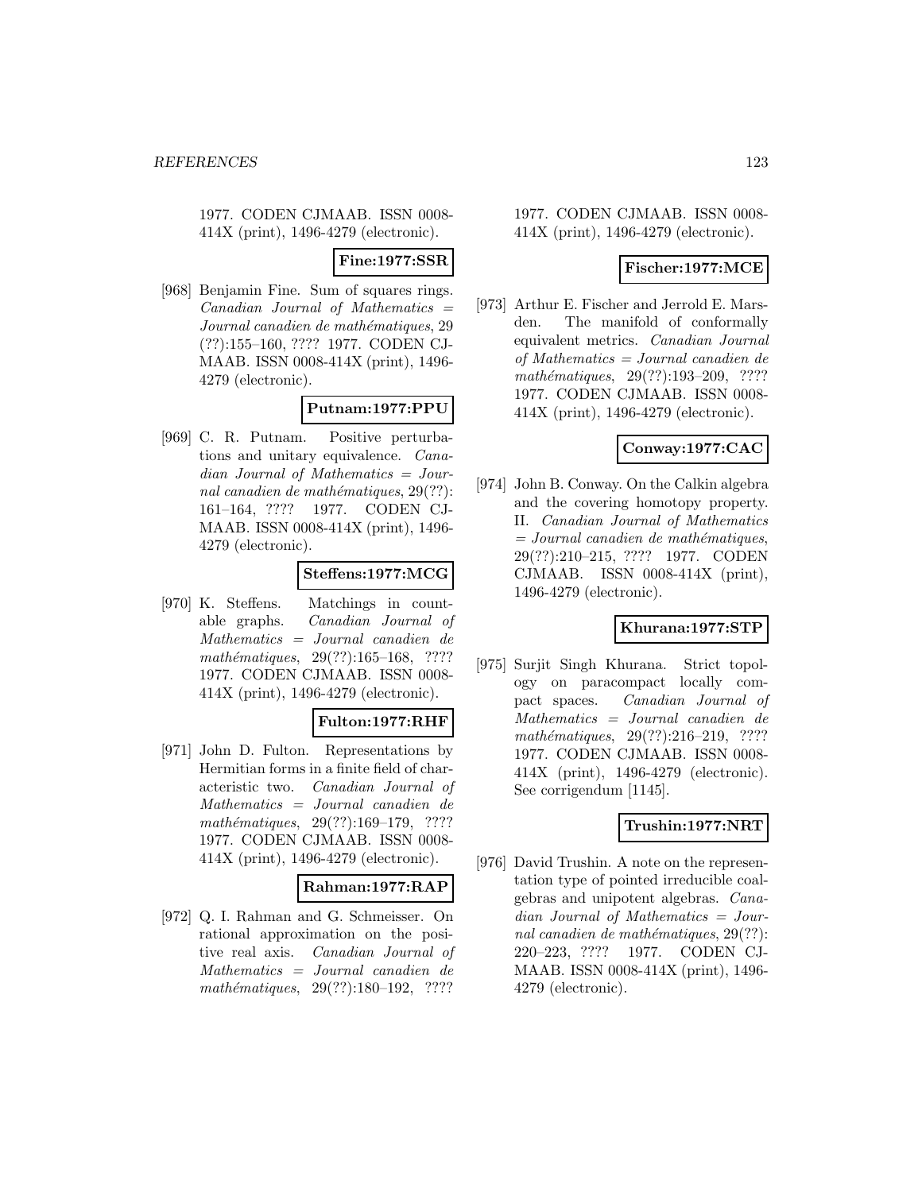1977. CODEN CJMAAB. ISSN 0008-414X (print), 1496-4279 (electronic).

**Fine:1977:SSR**

[968] Benjamin Fine. Sum of squares rings. *Canadian Journal of Mathematics = Journal canadien de mathématiques*, 29 (??):155–160, ???? 1977. CODEN CJMAAB. ISSN 0008-414X (print), 1496-4279 (electronic).

**Putnam:1977:PPU**

[969] C. R. Putnam. Positive perturbations and unitary equivalence. *Canadian Journal of Mathematics = Journal canadien de mathématiques*, 29(??): 161–164, ???? 1977. CODEN CJMAAB. ISSN 0008-414X (print), 1496-4279 (electronic).

**Steffens:1977:MCG**

[970] K. Steffens. Matchings in countable graphs. *Canadian Journal of Mathematics = Journal canadien de mathématiques*, 29(??):165–168, ???? 1977. CODEN CJMAAB. ISSN 0008-414X (print), 1496-4279 (electronic).

**Fulton:1977:RHF**

[971] John D. Fulton. Representations by Hermitian forms in a finite field of characteristic two. *Canadian Journal of Mathematics = Journal canadien de mathématiques*, 29(??):169–179, ???? 1977. CODEN CJMAAB. ISSN 0008-414X (print), 1496-4279 (electronic).

**Rahman:1977:RAP**

[972] Q. I. Rahman and G. Schmeisser. On rational approximation on the positive real axis. *Canadian Journal of Mathematics = Journal canadien de mathématiques*, 29(??):180–192, ???? 1977. CODEN CJMAAB. ISSN 0008-414X (print), 1496-4279 (electronic).

**Fischer:1977:MCE**

[973] Arthur E. Fischer and Jerrold E. Marsden. The manifold of conformally equivalent metrics. *Canadian Journal of Mathematics = Journal canadien de mathématiques*, 29(??):193–209, ???? 1977. CODEN CJMAAB. ISSN 0008-414X (print), 1496-4279 (electronic).

**Conway:1977:CAC**

[974] John B. Conway. On the Calkin algebra and the covering homotopy property. II. *Canadian Journal of Mathematics = Journal canadien de mathématiques*, 29(??):210–215, ???? 1977. CODEN CJMAAB. ISSN 0008-414X (print), 1496-4279 (electronic).

**Khurana:1977:STP**

[975] Surjit Singh Khurana. Strict topology on paracompact locally compact spaces. *Canadian Journal of Mathematics = Journal canadien de mathématiques*, 29(??):216–219, ???? 1977. CODEN CJMAAB. ISSN 0008-414X (print), 1496-4279 (electronic). See corrigendum [1145].

**Trushin:1977:NRT**

[976] David Trushin. A note on the representation type of pointed irreducible coalgebras and unipotent algebras. *Canadian Journal of Mathematics = Journal canadien de mathématiques*, 29(??): 220–223, ???? 1977. CODEN CJMAAB. ISSN 0008-414X (print), 1496-4279 (electronic).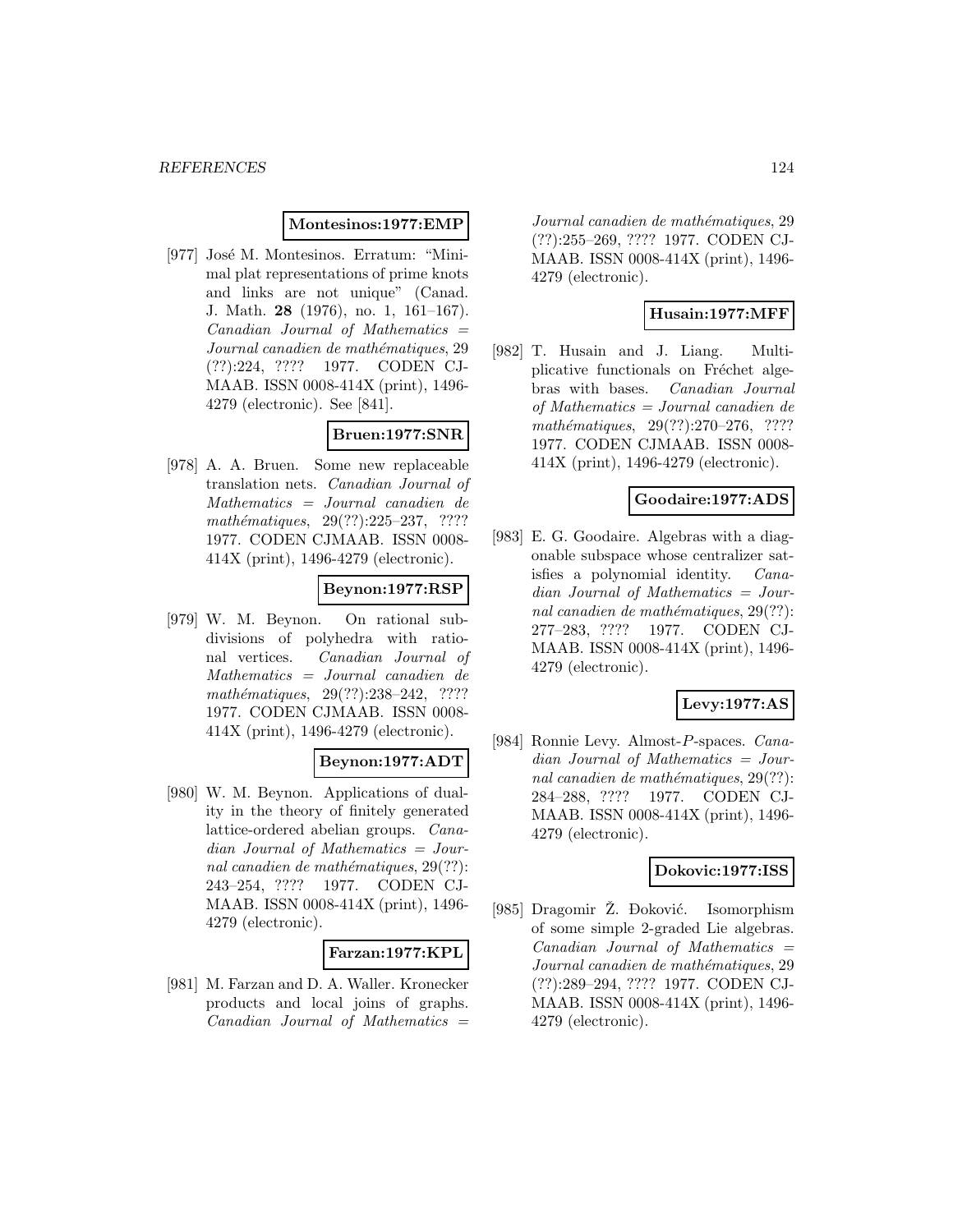**Montesinos:1977:EMP**

[977] José M. Montesinos. Erratum: "Minimal plat representations of prime knots and links are not unique" (Canad. J. Math. **28** (1976), no. 1, 161–167). *Canadian Journal of Mathematics = Journal canadien de mathématiques*, 29 (??):224, ???? 1977. CODEN CJMAAB. ISSN 0008-414X (print), 1496-4279 (electronic). See [841].

**Bruen:1977:SNR**

[978] A. A. Bruen. Some new replaceable translation nets. *Canadian Journal of Mathematics = Journal canadien de mathématiques*, 29(??):225–237, ???? 1977. CODEN CJMAAB. ISSN 0008-414X (print), 1496-4279 (electronic).

**Beynon:1977:RSP**

[979] W. M. Beynon. On rational subdivisions of polyhedra with rational vertices. *Canadian Journal of Mathematics = Journal canadien de mathématiques*, 29(??):238–242, ???? 1977. CODEN CJMAAB. ISSN 0008-414X (print), 1496-4279 (electronic).

**Beynon:1977:ADT**

[980] W. M. Beynon. Applications of duality in the theory of finitely generated lattice-ordered abelian groups. *Canadian Journal of Mathematics = Journal canadien de mathématiques*, 29(??): 243–254, ???? 1977. CODEN CJMAAB. ISSN 0008-414X (print), 1496-4279 (electronic).

**Farzan:1977:KPL**

[981] M. Farzan and D. A. Waller. Kronecker products and local joins of graphs. *Canadian Journal of Mathematics = Journal canadien de mathématiques*, 29 (??):255–269, ???? 1977. CODEN CJMAAB. ISSN 0008-414X (print), 1496-4279 (electronic).

**Husain:1977:MFF**

[982] T. Husain and J. Liang. Multiplicative functionals on Fréchet algebras with bases. *Canadian Journal of Mathematics = Journal canadien de mathématiques*, 29(??):270–276, ???? 1977. CODEN CJMAAB. ISSN 0008-414X (print), 1496-4279 (electronic).

**Goodaire:1977:ADS**

[983] E. G. Goodaire. Algebras with a diagonable subspace whose centralizer satisfies a polynomial identity. *Canadian Journal of Mathematics = Journal canadien de mathématiques*, 29(??): 277–283, ???? 1977. CODEN CJMAAB. ISSN 0008-414X (print), 1496-4279 (electronic).

**Levy:1977:AS**

[984] Ronnie Levy. Almost-$P$-spaces. *Canadian Journal of Mathematics = Journal canadien de mathématiques*, 29(??): 284–288, ???? 1977. CODEN CJMAAB. ISSN 0008-414X (print), 1496-4279 (electronic).

**Dokovic:1977:ISS**

[985] Dragomir Ž. Đoković. Isomorphism of some simple 2-graded Lie algebras. *Canadian Journal of Mathematics = Journal canadien de mathématiques*, 29 (??):289–294, ???? 1977. CODEN CJMAAB. ISSN 0008-414X (print), 1496-4279 (electronic).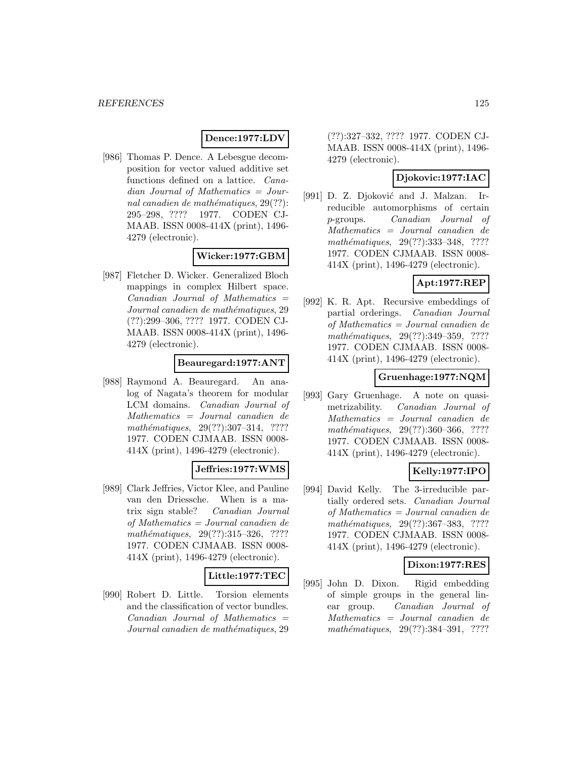**Dence:1977:LDV**

[986] Thomas P. Dence. A Lebesgue decomposition for vector valued additive set functions defined on a lattice. *Canadian Journal of Mathematics = Journal canadien de mathématiques*, 29(??): 295–298, ???? 1977. CODEN CJMAAB. ISSN 0008-414X (print), 1496-4279 (electronic).

**Wicker:1977:GBM**

[987] Fletcher D. Wicker. Generalized Bloch mappings in complex Hilbert space. *Canadian Journal of Mathematics = Journal canadien de mathématiques*, 29 (??):299–306, ???? 1977. CODEN CJMAAB. ISSN 0008-414X (print), 1496-4279 (electronic).

**Beauregard:1977:ANT**

[988] Raymond A. Beauregard. An analog of Nagata's theorem for modular LCM domains. *Canadian Journal of Mathematics = Journal canadien de mathématiques*, 29(??):307–314, ???? 1977. CODEN CJMAAB. ISSN 0008-414X (print), 1496-4279 (electronic).

**Jeffries:1977:WMS**

[989] Clark Jeffries, Victor Klee, and Pauline van den Driessche. When is a matrix sign stable? *Canadian Journal of Mathematics = Journal canadien de mathématiques*, 29(??):315–326, ???? 1977. CODEN CJMAAB. ISSN 0008-414X (print), 1496-4279 (electronic).

**Little:1977:TEC**

[990] Robert D. Little. Torsion elements and the classification of vector bundles. *Canadian Journal of Mathematics = Journal canadien de mathématiques*, 29 (??):327–332, ???? 1977. CODEN CJMAAB. ISSN 0008-414X (print), 1496-4279 (electronic).

**Djokovic:1977:IAC**

[991] D. Z. Djoković and J. Malzan. Irreducible automorphisms of certain $p$-groups. *Canadian Journal of Mathematics = Journal canadien de mathématiques*, 29(??):333–348, ???? 1977. CODEN CJMAAB. ISSN 0008-414X (print), 1496-4279 (electronic).

**Apt:1977:REP**

[992] K. R. Apt. Recursive embeddings of partial orderings. *Canadian Journal of Mathematics = Journal canadien de mathématiques*, 29(??):349–359, ???? 1977. CODEN CJMAAB. ISSN 0008-414X (print), 1496-4279 (electronic).

**Gruenhage:1977:NQM**

[993] Gary Gruenhage. A note on quasi-metrizability. *Canadian Journal of Mathematics = Journal canadien de mathématiques*, 29(??):360–366, ???? 1977. CODEN CJMAAB. ISSN 0008-414X (print), 1496-4279 (electronic).

**Kelly:1977:IPO**

[994] David Kelly. The 3-irreducible partially ordered sets. *Canadian Journal of Mathematics = Journal canadien de mathématiques*, 29(??):367–383, ???? 1977. CODEN CJMAAB. ISSN 0008-414X (print), 1496-4279 (electronic).

**Dixon:1977:RES**

[995] John D. Dixon. Rigid embedding of simple groups in the general linear group. *Canadian Journal of Mathematics = Journal canadien de mathématiques*, 29(??):384–391, ????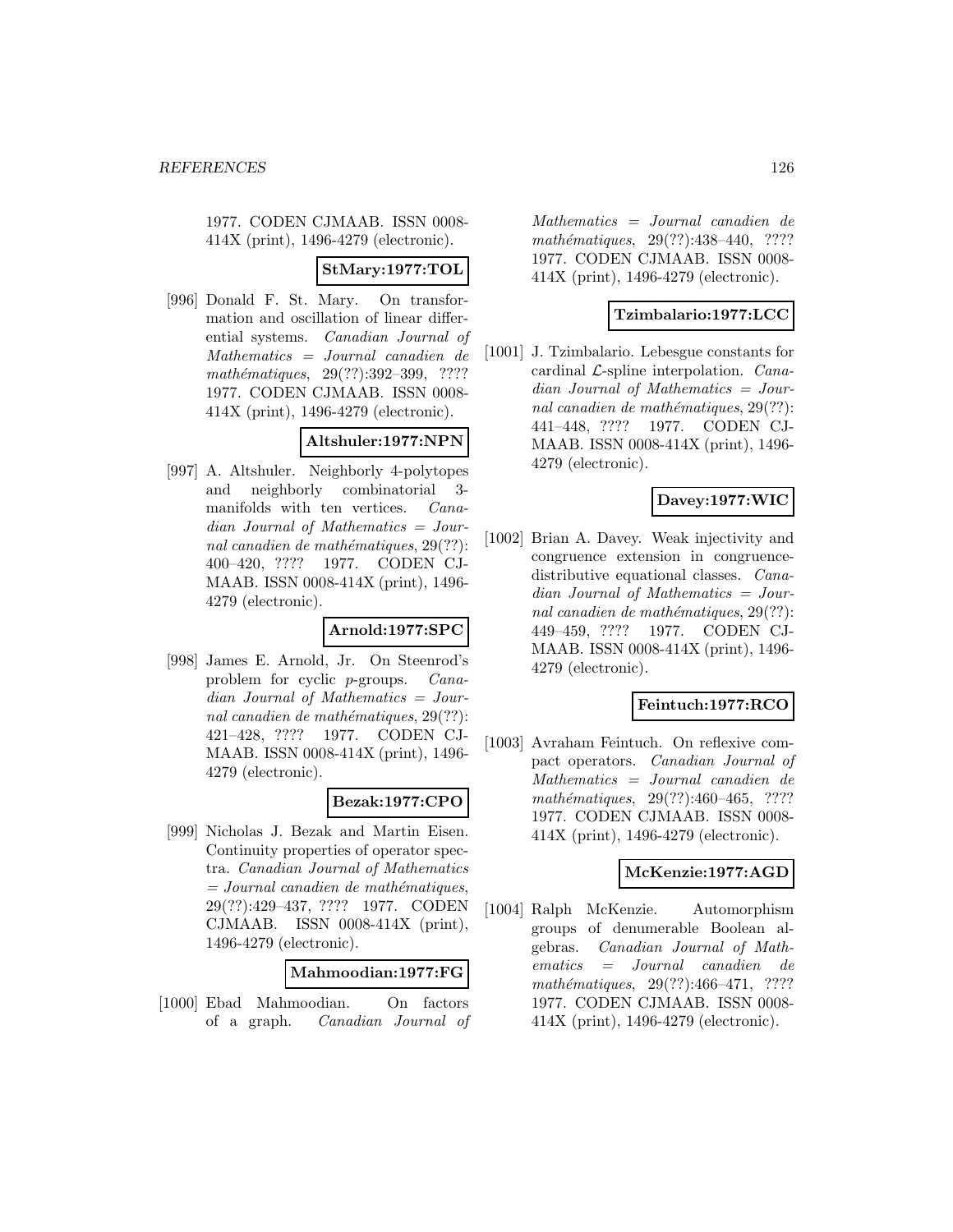1977. CODEN CJMAAB. ISSN 0008-414X (print), 1496-4279 (electronic).

**StMary:1977:TOL**

[996] Donald F. St. Mary. On transformation and oscillation of linear differential systems. *Canadian Journal of Mathematics = Journal canadien de mathématiques*, 29(??):392–399, ???? 1977. CODEN CJMAAB. ISSN 0008-414X (print), 1496-4279 (electronic).

**Altshuler:1977:NPN**

[997] A. Altshuler. Neighborly 4-polytopes and neighborly combinatorial 3-manifolds with ten vertices. *Canadian Journal of Mathematics = Journal canadien de mathématiques*, 29(??): 400–420, ???? 1977. CODEN CJMAAB. ISSN 0008-414X (print), 1496-4279 (electronic).

**Arnold:1977:SPC**

[998] James E. Arnold, Jr. On Steenrod's problem for cyclic $p$-groups. *Canadian Journal of Mathematics = Journal canadien de mathématiques*, 29(??): 421–428, ???? 1977. CODEN CJMAAB. ISSN 0008-414X (print), 1496-4279 (electronic).

**Bezak:1977:CPO**

[999] Nicholas J. Bezak and Martin Eisen. Continuity properties of operator spectra. *Canadian Journal of Mathematics = Journal canadien de mathématiques*, 29(??):429–437, ???? 1977. CODEN CJMAAB. ISSN 0008-414X (print), 1496-4279 (electronic).

**Mahmoodian:1977:FG**

[1000] Ebad Mahmoodian. On factors of a graph. *Canadian Journal of Mathematics = Journal canadien de mathématiques*, 29(??):438–440, ???? 1977. CODEN CJMAAB. ISSN 0008-414X (print), 1496-4279 (electronic).

**Tzimbalario:1977:LCC**

[1001] J. Tzimbalario. Lebesgue constants for cardinal $\mathcal{L}$-spline interpolation. *Canadian Journal of Mathematics = Journal canadien de mathématiques*, 29(??): 441–448, ???? 1977. CODEN CJMAAB. ISSN 0008-414X (print), 1496-4279 (electronic).

**Davey:1977:WIC**

[1002] Brian A. Davey. Weak injectivity and congruence extension in congruence-distributive equational classes. *Canadian Journal of Mathematics = Journal canadien de mathématiques*, 29(??): 449–459, ???? 1977. CODEN CJMAAB. ISSN 0008-414X (print), 1496-4279 (electronic).

**Feintuch:1977:RCO**

[1003] Avraham Feintuch. On reflexive compact operators. *Canadian Journal of Mathematics = Journal canadien de mathématiques*, 29(??):460–465, ???? 1977. CODEN CJMAAB. ISSN 0008-414X (print), 1496-4279 (electronic).

**McKenzie:1977:AGD**

[1004] Ralph McKenzie. Automorphism groups of denumerable Boolean algebras. *Canadian Journal of Mathematics = Journal canadien de mathématiques*, 29(??):466–471, ???? 1977. CODEN CJMAAB. ISSN 0008-414X (print), 1496-4279 (electronic).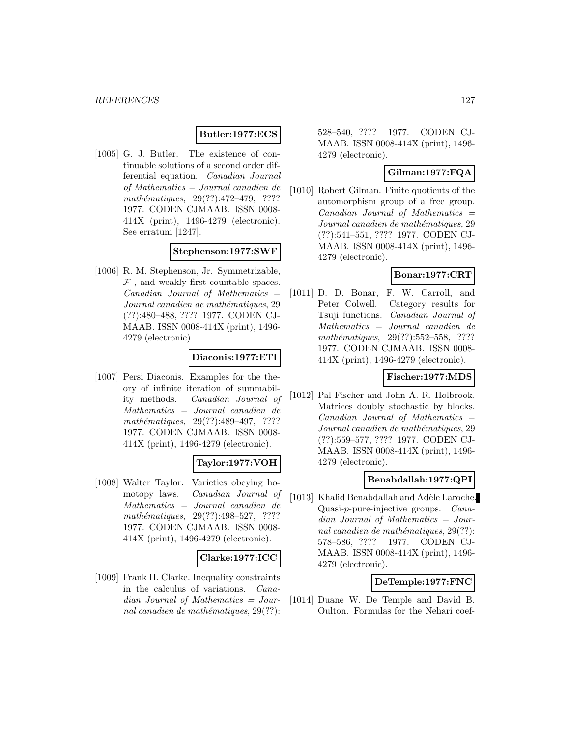**Butler:1977:ECS**

[1005] G. J. Butler. The existence of continuable solutions of a second order differential equation. *Canadian Journal of Mathematics = Journal canadien de mathématiques*, 29(??):472–479, ???? 1977. CODEN CJMAAB. ISSN 0008-414X (print), 1496-4279 (electronic). See erratum [1247].

**Stephenson:1977:SWF**

[1006] R. M. Stephenson, Jr. Symmetrizable, $\mathcal{F}$-, and weakly first countable spaces. *Canadian Journal of Mathematics = Journal canadien de mathématiques*, 29 (??):480–488, ???? 1977. CODEN CJMAAB. ISSN 0008-414X (print), 1496-4279 (electronic).

**Diaconis:1977:ETI**

[1007] Persi Diaconis. Examples for the theory of infinite iteration of summability methods. *Canadian Journal of Mathematics = Journal canadien de mathématiques*, 29(??):489–497, ???? 1977. CODEN CJMAAB. ISSN 0008-414X (print), 1496-4279 (electronic).

**Taylor:1977:VOH**

[1008] Walter Taylor. Varieties obeying homotopy laws. *Canadian Journal of Mathematics = Journal canadien de mathématiques*, 29(??):498–527, ???? 1977. CODEN CJMAAB. ISSN 0008-414X (print), 1496-4279 (electronic).

**Clarke:1977:ICC**

[1009] Frank H. Clarke. Inequality constraints in the calculus of variations. *Canadian Journal of Mathematics = Journal canadien de mathématiques*, 29(??): 528–540, ???? 1977. CODEN CJMAAB. ISSN 0008-414X (print), 1496-4279 (electronic).

**Gilman:1977:FQA**

[1010] Robert Gilman. Finite quotients of the automorphism group of a free group. *Canadian Journal of Mathematics = Journal canadien de mathématiques*, 29 (??):541–551, ???? 1977. CODEN CJMAAB. ISSN 0008-414X (print), 1496-4279 (electronic).

**Bonar:1977:CRT**

[1011] D. D. Bonar, F. W. Carroll, and Peter Colwell. Category results for Tsuji functions. *Canadian Journal of Mathematics = Journal canadien de mathématiques*, 29(??):552–558, ???? 1977. CODEN CJMAAB. ISSN 0008-414X (print), 1496-4279 (electronic).

**Fischer:1977:MDS**

[1012] Pal Fischer and John A. R. Holbrook. Matrices doubly stochastic by blocks. *Canadian Journal of Mathematics = Journal canadien de mathématiques*, 29 (??):559–577, ???? 1977. CODEN CJMAAB. ISSN 0008-414X (print), 1496-4279 (electronic).

**Benabdallah:1977:QPI**

[1013] Khalid Benabdallah and Adèle Laroche. Quasi-$p$-pure-injective groups. *Canadian Journal of Mathematics = Journal canadien de mathématiques*, 29(??): 578–586, ???? 1977. CODEN CJMAAB. ISSN 0008-414X (print), 1496-4279 (electronic).

**DeTemple:1977:FNC**

[1014] Duane W. De Temple and David B. Oulton. Formulas for the Nehari coef-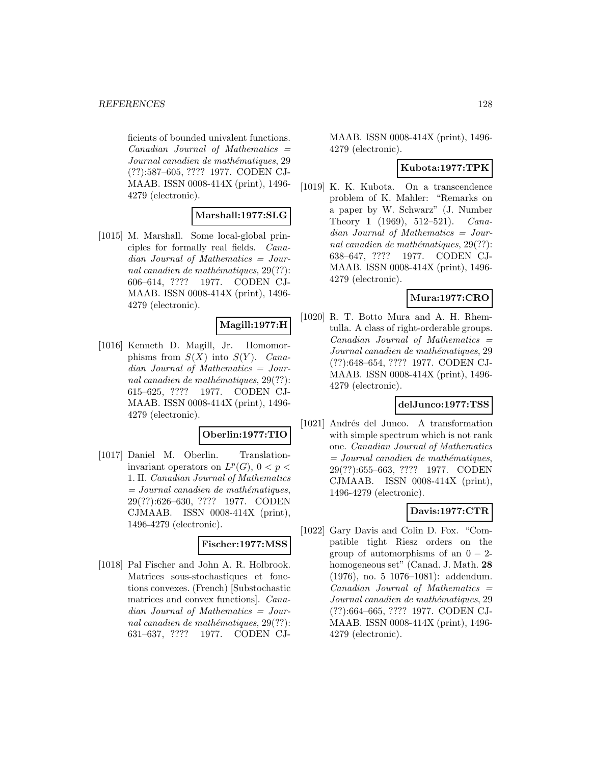ficients of bounded univalent functions. *Canadian Journal of Mathematics = Journal canadien de mathématiques*, 29 (??):587–605, ???? 1977. CODEN CJMAAB. ISSN 0008-414X (print), 1496-4279 (electronic).

**Marshall:1977:SLG**

[1015] M. Marshall. Some local-global principles for formally real fields. *Canadian Journal of Mathematics = Journal canadien de mathématiques*, 29(??): 606–614, ???? 1977. CODEN CJMAAB. ISSN 0008-414X (print), 1496-4279 (electronic).

**Magill:1977:H**

[1016] Kenneth D. Magill, Jr. Homomorphisms from $S(X)$ into $S(Y)$. *Canadian Journal of Mathematics = Journal canadien de mathématiques*, 29(??): 615–625, ???? 1977. CODEN CJMAAB. ISSN 0008-414X (print), 1496-4279 (electronic).

**Oberlin:1977:TIO**

[1017] Daniel M. Oberlin. Translation-invariant operators on $L^p(G)$, $0 < p < 1$. II. *Canadian Journal of Mathematics = Journal canadien de mathématiques*, 29(??):626–630, ???? 1977. CODEN CJMAAB. ISSN 0008-414X (print), 1496-4279 (electronic).

**Fischer:1977:MSS**

[1018] Pal Fischer and John A. R. Holbrook. Matrices sous-stochastiques et fonctions convexes. (French) [Substochastic matrices and convex functions]. *Canadian Journal of Mathematics = Journal canadien de mathématiques*, 29(??): 631–637, ???? 1977. CODEN CJMAAB. ISSN 0008-414X (print), 1496-4279 (electronic).

**Kubota:1977:TPK**

[1019] K. K. Kubota. On a transcendence problem of K. Mahler: "Remarks on a paper by W. Schwarz" (J. Number Theory **1** (1969), 512–521). *Canadian Journal of Mathematics = Journal canadien de mathématiques*, 29(??): 638–647, ???? 1977. CODEN CJMAAB. ISSN 0008-414X (print), 1496-4279 (electronic).

**Mura:1977:CRO**

[1020] R. T. Botto Mura and A. H. Rhemtulla. A class of right-orderable groups. *Canadian Journal of Mathematics = Journal canadien de mathématiques*, 29 (??):648–654, ???? 1977. CODEN CJMAAB. ISSN 0008-414X (print), 1496-4279 (electronic).

**delJunco:1977:TSS**

[1021] Andrés del Junco. A transformation with simple spectrum which is not rank one. *Canadian Journal of Mathematics = Journal canadien de mathématiques*, 29(??):655–663, ???? 1977. CODEN CJMAAB. ISSN 0008-414X (print), 1496-4279 (electronic).

**Davis:1977:CTR**

[1022] Gary Davis and Colin D. Fox. "Compatible tight Riesz orders on the group of automorphisms of an $0-2$-homogeneous set" (Canad. J. Math. **28** (1976), no. 5 1076–1081): addendum. *Canadian Journal of Mathematics = Journal canadien de mathématiques*, 29 (??):664–665, ???? 1977. CODEN CJMAAB. ISSN 0008-414X (print), 1496-4279 (electronic).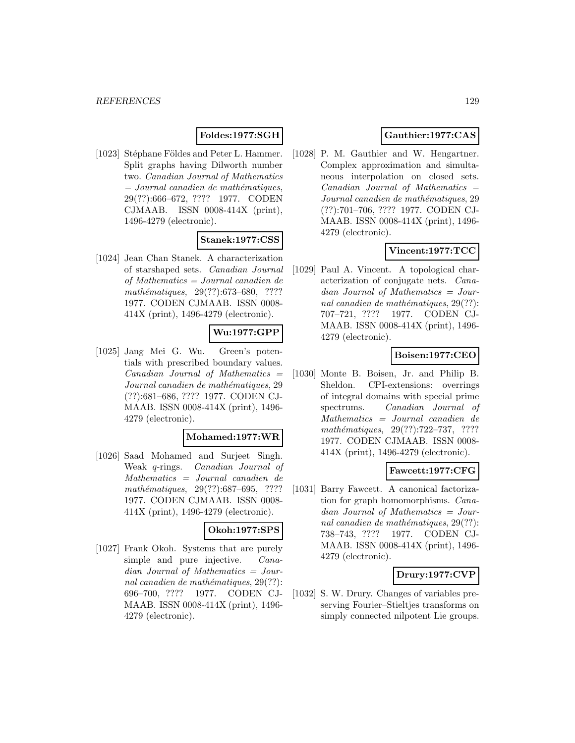**Foldes:1977:SGH**

[1023] Stéphane Földes and Peter L. Hammer. Split graphs having Dilworth number two. *Canadian Journal of Mathematics = Journal canadien de mathématiques*, 29(??):666–672, ???? 1977. CODEN CJMAAB. ISSN 0008-414X (print), 1496-4279 (electronic).

**Stanek:1977:CSS**

[1024] Jean Chan Stanek. A characterization of starshaped sets. *Canadian Journal of Mathematics = Journal canadien de mathématiques*, 29(??):673–680, ???? 1977. CODEN CJMAAB. ISSN 0008-414X (print), 1496-4279 (electronic).

**Wu:1977:GPP**

[1025] Jang Mei G. Wu. Green's potentials with prescribed boundary values. *Canadian Journal of Mathematics = Journal canadien de mathématiques*, 29(??):681–686, ???? 1977. CODEN CJMAAB. ISSN 0008-414X (print), 1496-4279 (electronic).

**Mohamed:1977:WR**

[1026] Saad Mohamed and Surjeet Singh. Weak $q$-rings. *Canadian Journal of Mathematics = Journal canadien de mathématiques*, 29(??):687–695, ???? 1977. CODEN CJMAAB. ISSN 0008-414X (print), 1496-4279 (electronic).

**Okoh:1977:SPS**

[1027] Frank Okoh. Systems that are purely simple and pure injective. *Canadian Journal of Mathematics = Journal canadien de mathématiques*, 29(??):696–700, ???? 1977. CODEN CJMAAB. ISSN 0008-414X (print), 1496-4279 (electronic).

**Gauthier:1977:CAS**

[1028] P. M. Gauthier and W. Hengartner. Complex approximation and simultaneous interpolation on closed sets. *Canadian Journal of Mathematics = Journal canadien de mathématiques*, 29(??):701–706, ???? 1977. CODEN CJMAAB. ISSN 0008-414X (print), 1496-4279 (electronic).

**Vincent:1977:TCC**

[1029] Paul A. Vincent. A topological characterization of conjugate nets. *Canadian Journal of Mathematics = Journal canadien de mathématiques*, 29(??):707–721, ???? 1977. CODEN CJMAAB. ISSN 0008-414X (print), 1496-4279 (electronic).

**Boisen:1977:CEO**

[1030] Monte B. Boisen, Jr. and Philip B. Sheldon. CPI-extensions: overrings of integral domains with special prime spectrums. *Canadian Journal of Mathematics = Journal canadien de mathématiques*, 29(??):722–737, ???? 1977. CODEN CJMAAB. ISSN 0008-414X (print), 1496-4279 (electronic).

**Fawcett:1977:CFG**

[1031] Barry Fawcett. A canonical factorization for graph homomorphisms. *Canadian Journal of Mathematics = Journal canadien de mathématiques*, 29(??):738–743, ???? 1977. CODEN CJMAAB. ISSN 0008-414X (print), 1496-4279 (electronic).

**Drury:1977:CVP**

[1032] S. W. Drury. Changes of variables preserving Fourier–Stieltjes transforms on simply connected nilpotent Lie groups.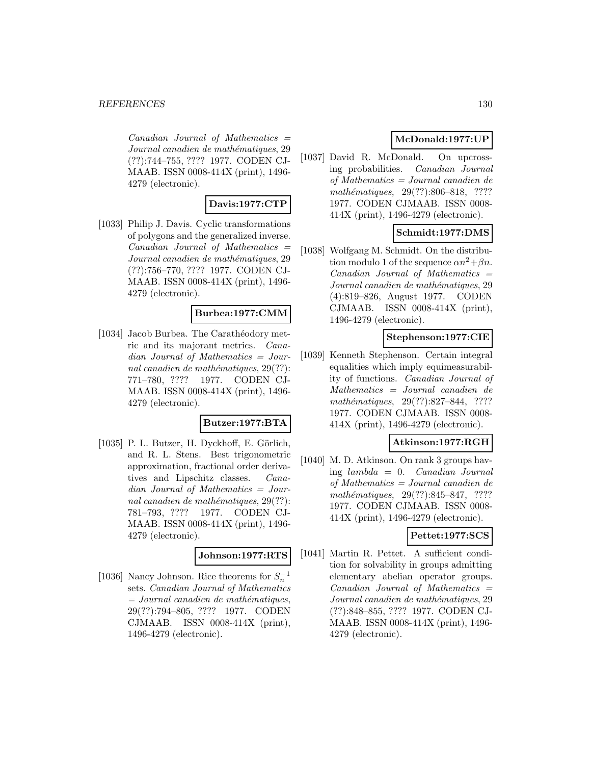*Canadian Journal of Mathematics = Journal canadien de mathématiques*, 29 (??):744–755, ???? 1977. CODEN CJMAAB. ISSN 0008-414X (print), 1496-4279 (electronic).

**Davis:1977:CTP**

[1033] Philip J. Davis. Cyclic transformations of polygons and the generalized inverse. *Canadian Journal of Mathematics = Journal canadien de mathématiques*, 29 (??):756–770, ???? 1977. CODEN CJMAAB. ISSN 0008-414X (print), 1496-4279 (electronic).

**Burbea:1977:CMM**

[1034] Jacob Burbea. The Carathéodory metric and its majorant metrics. *Canadian Journal of Mathematics = Journal canadien de mathématiques*, 29(??): 771–780, ???? 1977. CODEN CJMAAB. ISSN 0008-414X (print), 1496-4279 (electronic).

**Butzer:1977:BTA**

[1035] P. L. Butzer, H. Dyckhoff, E. Görlich, and R. L. Stens. Best trigonometric approximation, fractional order derivatives and Lipschitz classes. *Canadian Journal of Mathematics = Journal canadien de mathématiques*, 29(??): 781–793, ???? 1977. CODEN CJMAAB. ISSN 0008-414X (print), 1496-4279 (electronic).

**Johnson:1977:RTS**

[1036] Nancy Johnson. Rice theorems for $S_n^{-1}$ sets. *Canadian Journal of Mathematics = Journal canadien de mathématiques*, 29(??):794–805, ???? 1977. CODEN CJMAAB. ISSN 0008-414X (print), 1496-4279 (electronic).

**McDonald:1977:UP**

[1037] David R. McDonald. On upcrossing probabilities. *Canadian Journal of Mathematics = Journal canadien de mathématiques*, 29(??):806–818, ???? 1977. CODEN CJMAAB. ISSN 0008-414X (print), 1496-4279 (electronic).

**Schmidt:1977:DMS**

[1038] Wolfgang M. Schmidt. On the distribution modulo 1 of the sequence $\alpha n^2 + \beta n$. *Canadian Journal of Mathematics = Journal canadien de mathématiques*, 29 (4):819–826, August 1977. CODEN CJMAAB. ISSN 0008-414X (print), 1496-4279 (electronic).

**Stephenson:1977:CIE**

[1039] Kenneth Stephenson. Certain integral equalities which imply equimeasurability of functions. *Canadian Journal of Mathematics = Journal canadien de mathématiques*, 29(??):827–844, ???? 1977. CODEN CJMAAB. ISSN 0008-414X (print), 1496-4279 (electronic).

**Atkinson:1977:RGH**

[1040] M. D. Atkinson. On rank 3 groups having *lambda* = 0. *Canadian Journal of Mathematics = Journal canadien de mathématiques*, 29(??):845–847, ???? 1977. CODEN CJMAAB. ISSN 0008-414X (print), 1496-4279 (electronic).

**Pettet:1977:SCS**

[1041] Martin R. Pettet. A sufficient condition for solvability in groups admitting elementary abelian operator groups. *Canadian Journal of Mathematics = Journal canadien de mathématiques*, 29 (??):848–855, ???? 1977. CODEN CJMAAB. ISSN 0008-414X (print), 1496-4279 (electronic).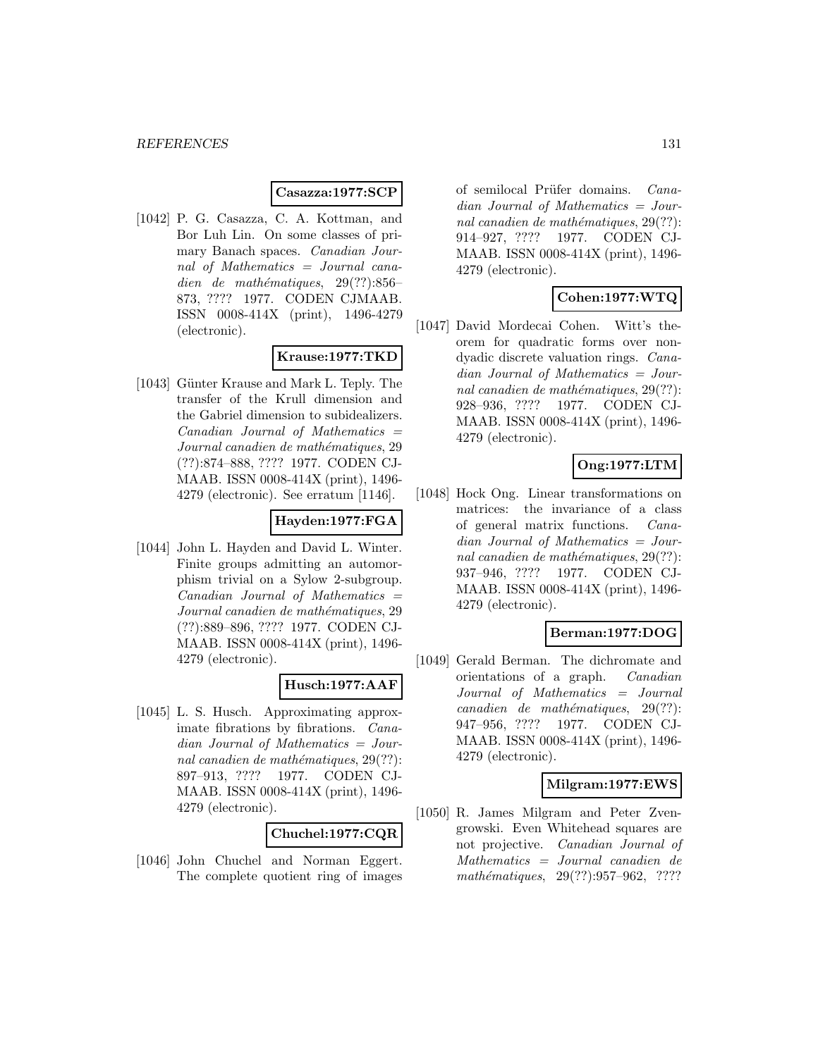**Casazza:1977:SCP**

[1042] P. G. Casazza, C. A. Kottman, and Bor Luh Lin. On some classes of primary Banach spaces. *Canadian Journal of Mathematics = Journal canadien de mathématiques*, 29(??):856–873, ???? 1977. CODEN CJMAAB. ISSN 0008-414X (print), 1496-4279 (electronic).

**Krause:1977:TKD**

[1043] Günter Krause and Mark L. Teply. The transfer of the Krull dimension and the Gabriel dimension to subidealizers. *Canadian Journal of Mathematics = Journal canadien de mathématiques*, 29 (??):874–888, ???? 1977. CODEN CJMAAB. ISSN 0008-414X (print), 1496-4279 (electronic). See erratum [1146].

**Hayden:1977:FGA**

[1044] John L. Hayden and David L. Winter. Finite groups admitting an automorphism trivial on a Sylow 2-subgroup. *Canadian Journal of Mathematics = Journal canadien de mathématiques*, 29 (??):889–896, ???? 1977. CODEN CJMAAB. ISSN 0008-414X (print), 1496-4279 (electronic).

**Husch:1977:AAF**

[1045] L. S. Husch. Approximating approximate fibrations by fibrations. *Canadian Journal of Mathematics = Journal canadien de mathématiques*, 29(??):897–913, ???? 1977. CODEN CJMAAB. ISSN 0008-414X (print), 1496-4279 (electronic).

**Chuchel:1977:CQR**

[1046] John Chuchel and Norman Eggert. The complete quotient ring of images of semilocal Prüfer domains. *Canadian Journal of Mathematics = Journal canadien de mathématiques*, 29(??):914–927, ???? 1977. CODEN CJMAAB. ISSN 0008-414X (print), 1496-4279 (electronic).

**Cohen:1977:WTQ**

[1047] David Mordecai Cohen. Witt's theorem for quadratic forms over nondyadic discrete valuation rings. *Canadian Journal of Mathematics = Journal canadien de mathématiques*, 29(??):928–936, ???? 1977. CODEN CJMAAB. ISSN 0008-414X (print), 1496-4279 (electronic).

**Ong:1977:LTM**

[1048] Hock Ong. Linear transformations on matrices: the invariance of a class of general matrix functions. *Canadian Journal of Mathematics = Journal canadien de mathématiques*, 29(??):937–946, ???? 1977. CODEN CJMAAB. ISSN 0008-414X (print), 1496-4279 (electronic).

**Berman:1977:DOG**

[1049] Gerald Berman. The dichromate and orientations of a graph. *Canadian Journal of Mathematics = Journal canadien de mathématiques*, 29(??):947–956, ???? 1977. CODEN CJMAAB. ISSN 0008-414X (print), 1496-4279 (electronic).

**Milgram:1977:EWS**

[1050] R. James Milgram and Peter Zvengrowski. Even Whitehead squares are not projective. *Canadian Journal of Mathematics = Journal canadien de mathématiques*, 29(??):957–962, ????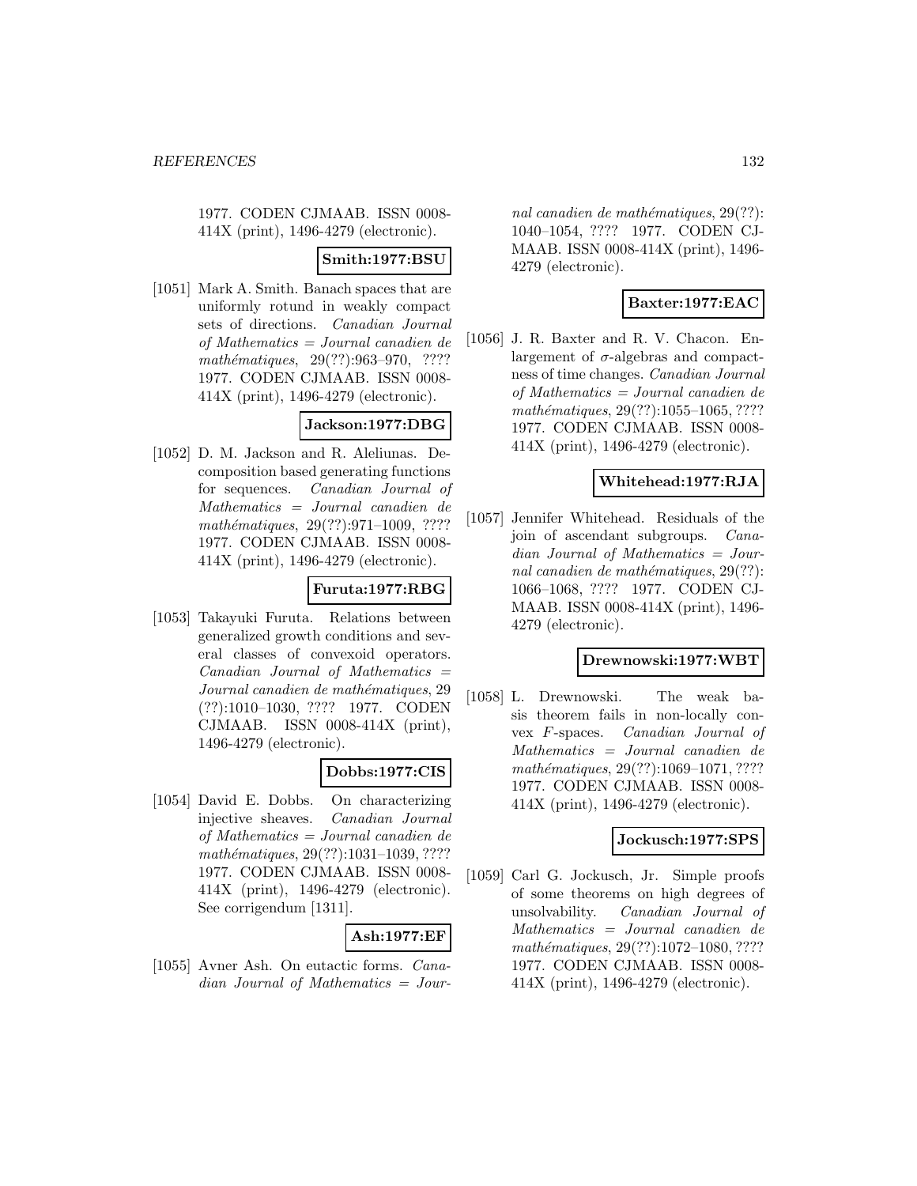1977. CODEN CJMAAB. ISSN 0008-414X (print), 1496-4279 (electronic).

**Smith:1977:BSU**

[1051] Mark A. Smith. Banach spaces that are uniformly rotund in weakly compact sets of directions. *Canadian Journal of Mathematics = Journal canadien de mathématiques*, 29(??):963–970, ???? 1977. CODEN CJMAAB. ISSN 0008-414X (print), 1496-4279 (electronic).

**Jackson:1977:DBG**

[1052] D. M. Jackson and R. Aleliunas. Decomposition based generating functions for sequences. *Canadian Journal of Mathematics = Journal canadien de mathématiques*, 29(??):971–1009, ???? 1977. CODEN CJMAAB. ISSN 0008-414X (print), 1496-4279 (electronic).

**Furuta:1977:RBG**

[1053] Takayuki Furuta. Relations between generalized growth conditions and several classes of convexoid operators. *Canadian Journal of Mathematics = Journal canadien de mathématiques*, 29 (??):1010–1030, ???? 1977. CODEN CJMAAB. ISSN 0008-414X (print), 1496-4279 (electronic).

**Dobbs:1977:CIS**

[1054] David E. Dobbs. On characterizing injective sheaves. *Canadian Journal of Mathematics = Journal canadien de mathématiques*, 29(??):1031–1039, ???? 1977. CODEN CJMAAB. ISSN 0008-414X (print), 1496-4279 (electronic). See corrigendum [1311].

**Ash:1977:EF**

[1055] Avner Ash. On eutactic forms. *Canadian Journal of Mathematics = Journal canadien de mathématiques*, 29(??): 1040–1054, ???? 1977. CODEN CJMAAB. ISSN 0008-414X (print), 1496-4279 (electronic).

**Baxter:1977:EAC**

[1056] J. R. Baxter and R. V. Chacon. Enlargement of $\sigma$-algebras and compactness of time changes. *Canadian Journal of Mathematics = Journal canadien de mathématiques*, 29(??):1055–1065, ???? 1977. CODEN CJMAAB. ISSN 0008-414X (print), 1496-4279 (electronic).

**Whitehead:1977:RJA**

[1057] Jennifer Whitehead. Residuals of the join of ascendant subgroups. *Canadian Journal of Mathematics = Journal canadien de mathématiques*, 29(??): 1066–1068, ???? 1977. CODEN CJMAAB. ISSN 0008-414X (print), 1496-4279 (electronic).

**Drewnowski:1977:WBT**

[1058] L. Drewnowski. The weak basis theorem fails in non-locally convex $F$-spaces. *Canadian Journal of Mathematics = Journal canadien de mathématiques*, 29(??):1069–1071, ???? 1977. CODEN CJMAAB. ISSN 0008-414X (print), 1496-4279 (electronic).

**Jockusch:1977:SPS**

[1059] Carl G. Jockusch, Jr. Simple proofs of some theorems on high degrees of unsolvability. *Canadian Journal of Mathematics = Journal canadien de mathématiques*, 29(??):1072–1080, ???? 1977. CODEN CJMAAB. ISSN 0008-414X (print), 1496-4279 (electronic).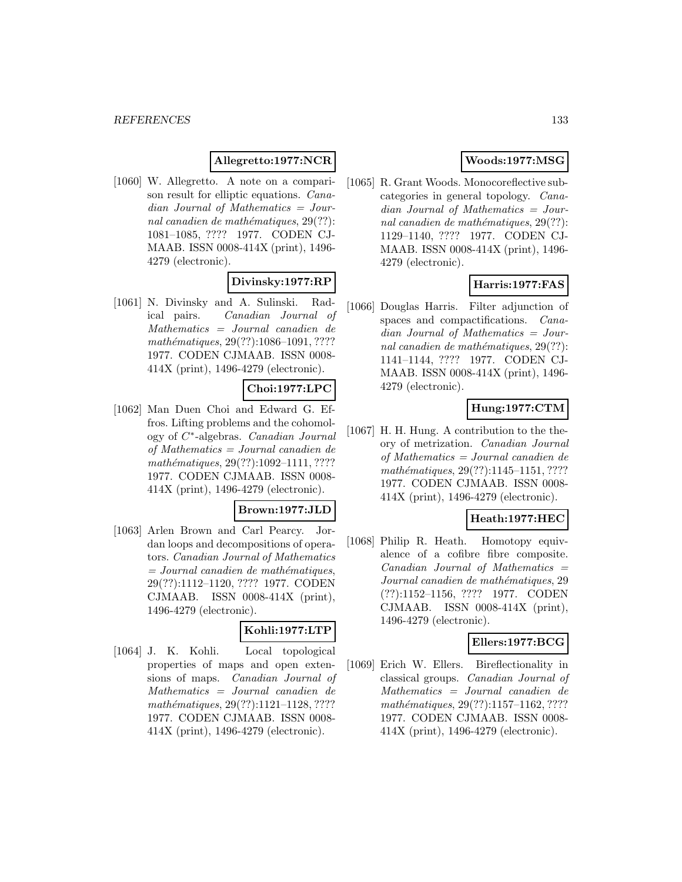**Allegretto:1977:NCR**

[1060] W. Allegretto. A note on a comparison result for elliptic equations. *Canadian Journal of Mathematics = Journal canadien de mathématiques*, 29(??): 1081–1085, ???? 1977. CODEN CJMAAB. ISSN 0008-414X (print), 1496-4279 (electronic).

**Divinsky:1977:RP**

[1061] N. Divinsky and A. Sulinski. Radical pairs. *Canadian Journal of Mathematics = Journal canadien de mathématiques*, 29(??):1086–1091, ???? 1977. CODEN CJMAAB. ISSN 0008-414X (print), 1496-4279 (electronic).

**Choi:1977:LPC**

[1062] Man Duen Choi and Edward G. Effros. Lifting problems and the cohomology of $C^*$-algebras. *Canadian Journal of Mathematics = Journal canadien de mathématiques*, 29(??):1092–1111, ???? 1977. CODEN CJMAAB. ISSN 0008-414X (print), 1496-4279 (electronic).

**Brown:1977:JLD**

[1063] Arlen Brown and Carl Pearcy. Jordan loops and decompositions of operators. *Canadian Journal of Mathematics = Journal canadien de mathématiques*, 29(??):1112–1120, ???? 1977. CODEN CJMAAB. ISSN 0008-414X (print), 1496-4279 (electronic).

**Kohli:1977:LTP**

[1064] J. K. Kohli. Local topological properties of maps and open extensions of maps. *Canadian Journal of Mathematics = Journal canadien de mathématiques*, 29(??):1121–1128, ???? 1977. CODEN CJMAAB. ISSN 0008-414X (print), 1496-4279 (electronic).

**Woods:1977:MSG**

[1065] R. Grant Woods. Monocoreflective subcategories in general topology. *Canadian Journal of Mathematics = Journal canadien de mathématiques*, 29(??): 1129–1140, ???? 1977. CODEN CJMAAB. ISSN 0008-414X (print), 1496-4279 (electronic).

**Harris:1977:FAS**

[1066] Douglas Harris. Filter adjunction of spaces and compactifications. *Canadian Journal of Mathematics = Journal canadien de mathématiques*, 29(??): 1141–1144, ???? 1977. CODEN CJMAAB. ISSN 0008-414X (print), 1496-4279 (electronic).

**Hung:1977:CTM**

[1067] H. H. Hung. A contribution to the theory of metrization. *Canadian Journal of Mathematics = Journal canadien de mathématiques*, 29(??):1145–1151, ???? 1977. CODEN CJMAAB. ISSN 0008-414X (print), 1496-4279 (electronic).

**Heath:1977:HEC**

[1068] Philip R. Heath. Homotopy equivalence of a cofibre fibre composite. *Canadian Journal of Mathematics = Journal canadien de mathématiques*, 29 (??):1152–1156, ???? 1977. CODEN CJMAAB. ISSN 0008-414X (print), 1496-4279 (electronic).

**Ellers:1977:BCG**

[1069] Erich W. Ellers. Bireflectionality in classical groups. *Canadian Journal of Mathematics = Journal canadien de mathématiques*, 29(??):1157–1162, ???? 1977. CODEN CJMAAB. ISSN 0008-414X (print), 1496-4279 (electronic).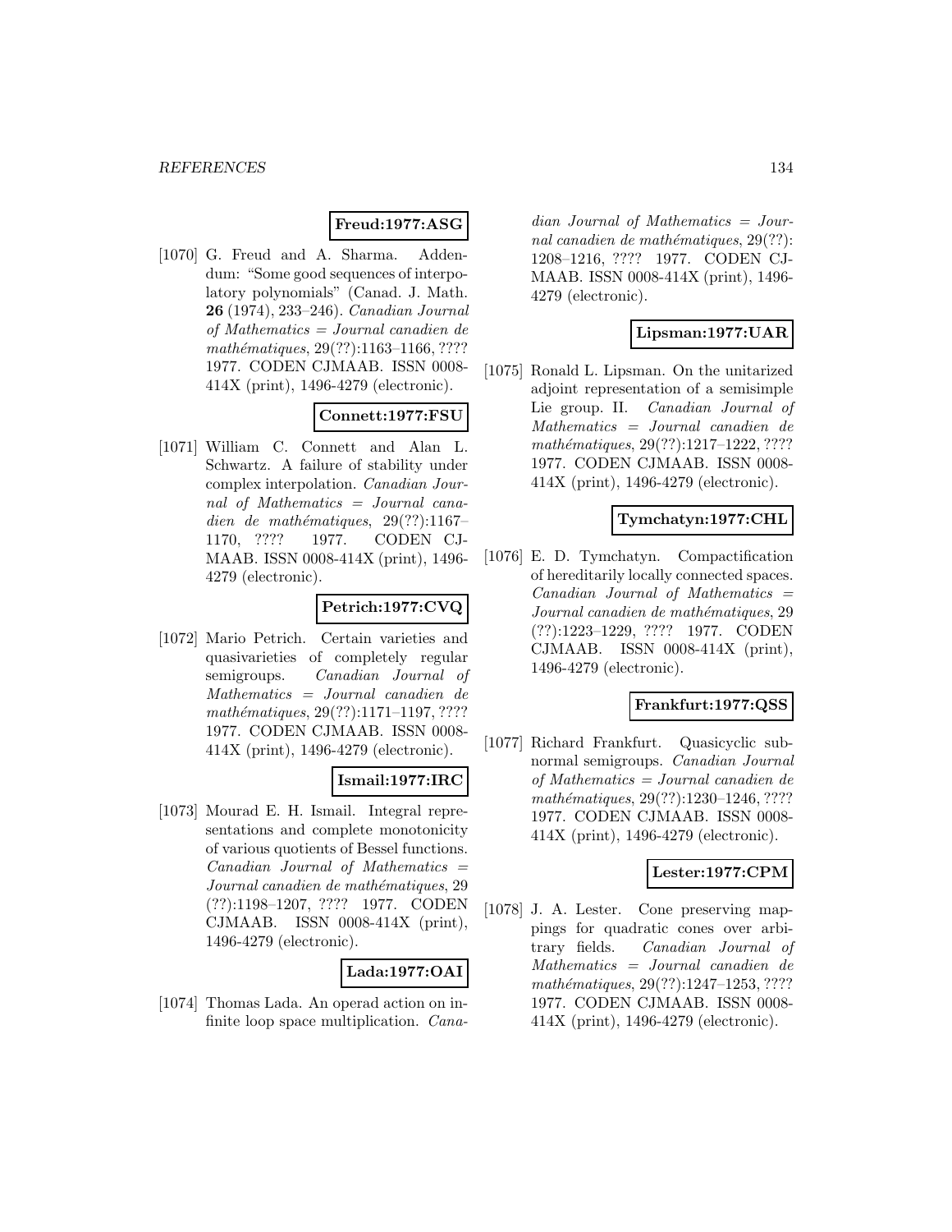**Freud:1977:ASG**

[1070] G. Freud and A. Sharma. Addendum: "Some good sequences of interpolatory polynomials" (Canad. J. Math. **26** (1974), 233–246). *Canadian Journal of Mathematics = Journal canadien de mathématiques*, 29(??):1163–1166, ???? 1977. CODEN CJMAAB. ISSN 0008-414X (print), 1496-4279 (electronic).

**Connett:1977:FSU**

[1071] William C. Connett and Alan L. Schwartz. A failure of stability under complex interpolation. *Canadian Journal of Mathematics = Journal canadien de mathématiques*, 29(??):1167–1170, ???? 1977. CODEN CJMAAB. ISSN 0008-414X (print), 1496-4279 (electronic).

**Petrich:1977:CVQ**

[1072] Mario Petrich. Certain varieties and quasivarieties of completely regular semigroups. *Canadian Journal of Mathematics = Journal canadien de mathématiques*, 29(??):1171–1197, ???? 1977. CODEN CJMAAB. ISSN 0008-414X (print), 1496-4279 (electronic).

**Ismail:1977:IRC**

[1073] Mourad E. H. Ismail. Integral representations and complete monotonicity of various quotients of Bessel functions. *Canadian Journal of Mathematics = Journal canadien de mathématiques*, 29 (??):1198–1207, ???? 1977. CODEN CJMAAB. ISSN 0008-414X (print), 1496-4279 (electronic).

**Lada:1977:OAI**

[1074] Thomas Lada. An operad action on infinite loop space multiplication. *Canadian Journal of Mathematics = Journal canadien de mathématiques*, 29(??): 1208–1216, ???? 1977. CODEN CJMAAB. ISSN 0008-414X (print), 1496-4279 (electronic).

**Lipsman:1977:UAR**

[1075] Ronald L. Lipsman. On the unitarized adjoint representation of a semisimple Lie group. II. *Canadian Journal of Mathematics = Journal canadien de mathématiques*, 29(??):1217–1222, ???? 1977. CODEN CJMAAB. ISSN 0008-414X (print), 1496-4279 (electronic).

**Tymchatyn:1977:CHL**

[1076] E. D. Tymchatyn. Compactification of hereditarily locally connected spaces. *Canadian Journal of Mathematics = Journal canadien de mathématiques*, 29 (??):1223–1229, ???? 1977. CODEN CJMAAB. ISSN 0008-414X (print), 1496-4279 (electronic).

**Frankfurt:1977:QSS**

[1077] Richard Frankfurt. Quasicyclic subnormal semigroups. *Canadian Journal of Mathematics = Journal canadien de mathématiques*, 29(??):1230–1246, ???? 1977. CODEN CJMAAB. ISSN 0008-414X (print), 1496-4279 (electronic).

**Lester:1977:CPM**

[1078] J. A. Lester. Cone preserving mappings for quadratic cones over arbitrary fields. *Canadian Journal of Mathematics = Journal canadien de mathématiques*, 29(??):1247–1253, ???? 1977. CODEN CJMAAB. ISSN 0008-414X (print), 1496-4279 (electronic).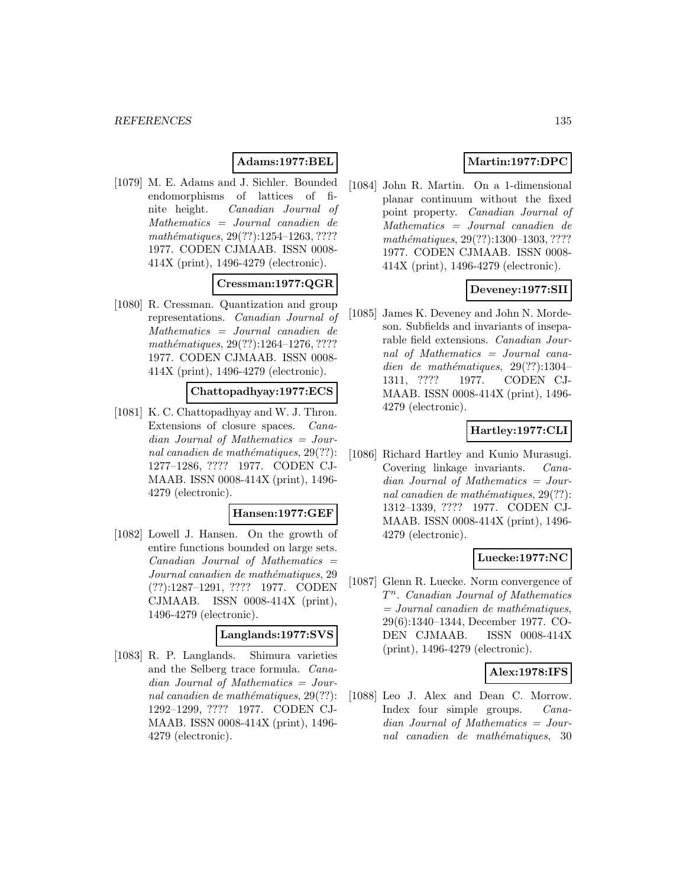**Adams:1977:BEL**

[1079] M. E. Adams and J. Sichler. Bounded endomorphisms of lattices of finite height. *Canadian Journal of Mathematics = Journal canadien de mathématiques*, 29(??):1254–1263, ???? 1977. CODEN CJMAAB. ISSN 0008-414X (print), 1496-4279 (electronic).

**Cressman:1977:QGR**

[1080] R. Cressman. Quantization and group representations. *Canadian Journal of Mathematics = Journal canadien de mathématiques*, 29(??):1264–1276, ???? 1977. CODEN CJMAAB. ISSN 0008-414X (print), 1496-4279 (electronic).

**Chattopadhyay:1977:ECS**

[1081] K. C. Chattopadhyay and W. J. Thron. Extensions of closure spaces. *Canadian Journal of Mathematics = Journal canadien de mathématiques*, 29(??): 1277–1286, ???? 1977. CODEN CJMAAB. ISSN 0008-414X (print), 1496-4279 (electronic).

**Hansen:1977:GEF**

[1082] Lowell J. Hansen. On the growth of entire functions bounded on large sets. *Canadian Journal of Mathematics = Journal canadien de mathématiques*, 29 (??):1287–1291, ???? 1977. CODEN CJMAAB. ISSN 0008-414X (print), 1496-4279 (electronic).

**Langlands:1977:SVS**

[1083] R. P. Langlands. Shimura varieties and the Selberg trace formula. *Canadian Journal of Mathematics = Journal canadien de mathématiques*, 29(??): 1292–1299, ???? 1977. CODEN CJMAAB. ISSN 0008-414X (print), 1496-4279 (electronic).

**Martin:1977:DPC**

[1084] John R. Martin. On a 1-dimensional planar continuum without the fixed point property. *Canadian Journal of Mathematics = Journal canadien de mathématiques*, 29(??):1300–1303, ???? 1977. CODEN CJMAAB. ISSN 0008-414X (print), 1496-4279 (electronic).

**Deveney:1977:SII**

[1085] James K. Deveney and John N. Mordeson. Subfields and invariants of inseparable field extensions. *Canadian Journal of Mathematics = Journal canadien de mathématiques*, 29(??):1304–1311, ???? 1977. CODEN CJMAAB. ISSN 0008-414X (print), 1496-4279 (electronic).

**Hartley:1977:CLI**

[1086] Richard Hartley and Kunio Murasugi. Covering linkage invariants. *Canadian Journal of Mathematics = Journal canadien de mathématiques*, 29(??): 1312–1339, ???? 1977. CODEN CJMAAB. ISSN 0008-414X (print), 1496-4279 (electronic).

**Luecke:1977:NC**

[1087] Glenn R. Luecke. Norm convergence of $T^n$. *Canadian Journal of Mathematics = Journal canadien de mathématiques*, 29(6):1340–1344, December 1977. CODEN CJMAAB. ISSN 0008-414X (print), 1496-4279 (electronic).

**Alex:1978:IFS**

[1088] Leo J. Alex and Dean C. Morrow. Index four simple groups. *Canadian Journal of Mathematics = Journal canadien de mathématiques*, 30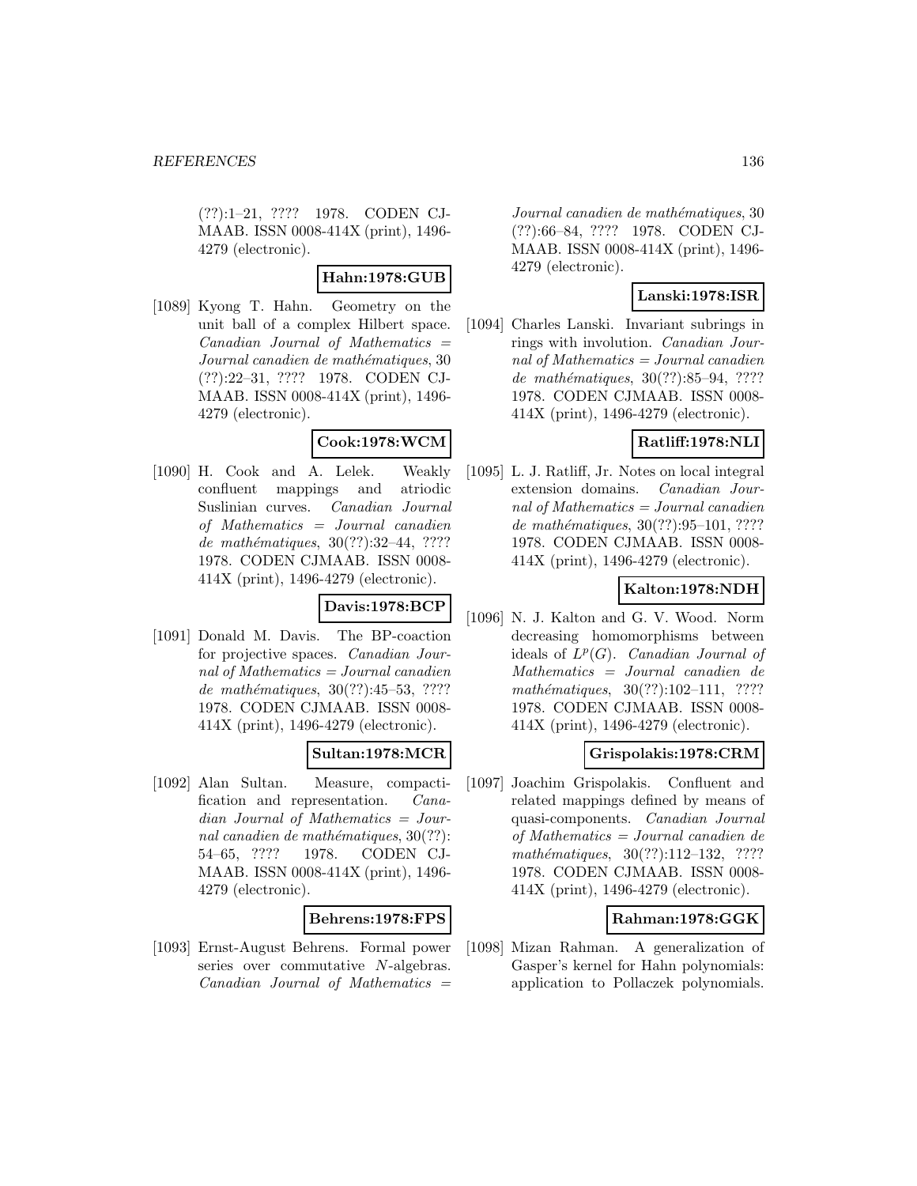(??):1–21, ???? 1978. CODEN CJMAAB. ISSN 0008-414X (print), 1496-4279 (electronic).

**Hahn:1978:GUB**

[1089] Kyong T. Hahn. Geometry on the unit ball of a complex Hilbert space. *Canadian Journal of Mathematics = Journal canadien de mathématiques*, 30 (??):22–31, ???? 1978. CODEN CJMAAB. ISSN 0008-414X (print), 1496-4279 (electronic).

**Cook:1978:WCM**

[1090] H. Cook and A. Lelek. Weakly confluent mappings and atriodic Suslinian curves. *Canadian Journal of Mathematics = Journal canadien de mathématiques*, 30(??):32–44, ???? 1978. CODEN CJMAAB. ISSN 0008-414X (print), 1496-4279 (electronic).

**Davis:1978:BCP**

[1091] Donald M. Davis. The BP-coaction for projective spaces. *Canadian Journal of Mathematics = Journal canadien de mathématiques*, 30(??):45–53, ???? 1978. CODEN CJMAAB. ISSN 0008-414X (print), 1496-4279 (electronic).

**Sultan:1978:MCR**

[1092] Alan Sultan. Measure, compactification and representation. *Canadian Journal of Mathematics = Journal canadien de mathématiques*, 30(??): 54–65, ???? 1978. CODEN CJMAAB. ISSN 0008-414X (print), 1496-4279 (electronic).

**Behrens:1978:FPS**

[1093] Ernst-August Behrens. Formal power series over commutative $N$-algebras. *Canadian Journal of Mathematics = Journal canadien de mathématiques*, 30 (??):66–84, ???? 1978. CODEN CJMAAB. ISSN 0008-414X (print), 1496-4279 (electronic).

**Lanski:1978:ISR**

[1094] Charles Lanski. Invariant subrings in rings with involution. *Canadian Journal of Mathematics = Journal canadien de mathématiques*, 30(??):85–94, ???? 1978. CODEN CJMAAB. ISSN 0008-414X (print), 1496-4279 (electronic).

**Ratliff:1978:NLI**

[1095] L. J. Ratliff, Jr. Notes on local integral extension domains. *Canadian Journal of Mathematics = Journal canadien de mathématiques*, 30(??):95–101, ???? 1978. CODEN CJMAAB. ISSN 0008-414X (print), 1496-4279 (electronic).

**Kalton:1978:NDH**

[1096] N. J. Kalton and G. V. Wood. Norm decreasing homomorphisms between ideals of $L^p(G)$. *Canadian Journal of Mathematics = Journal canadien de mathématiques*, 30(??):102–111, ???? 1978. CODEN CJMAAB. ISSN 0008-414X (print), 1496-4279 (electronic).

**Grispolakis:1978:CRM**

[1097] Joachim Grispolakis. Confluent and related mappings defined by means of quasi-components. *Canadian Journal of Mathematics = Journal canadien de mathématiques*, 30(??):112–132, ???? 1978. CODEN CJMAAB. ISSN 0008-414X (print), 1496-4279 (electronic).

**Rahman:1978:GGK**

[1098] Mizan Rahman. A generalization of Gasper's kernel for Hahn polynomials: application to Pollaczek polynomials.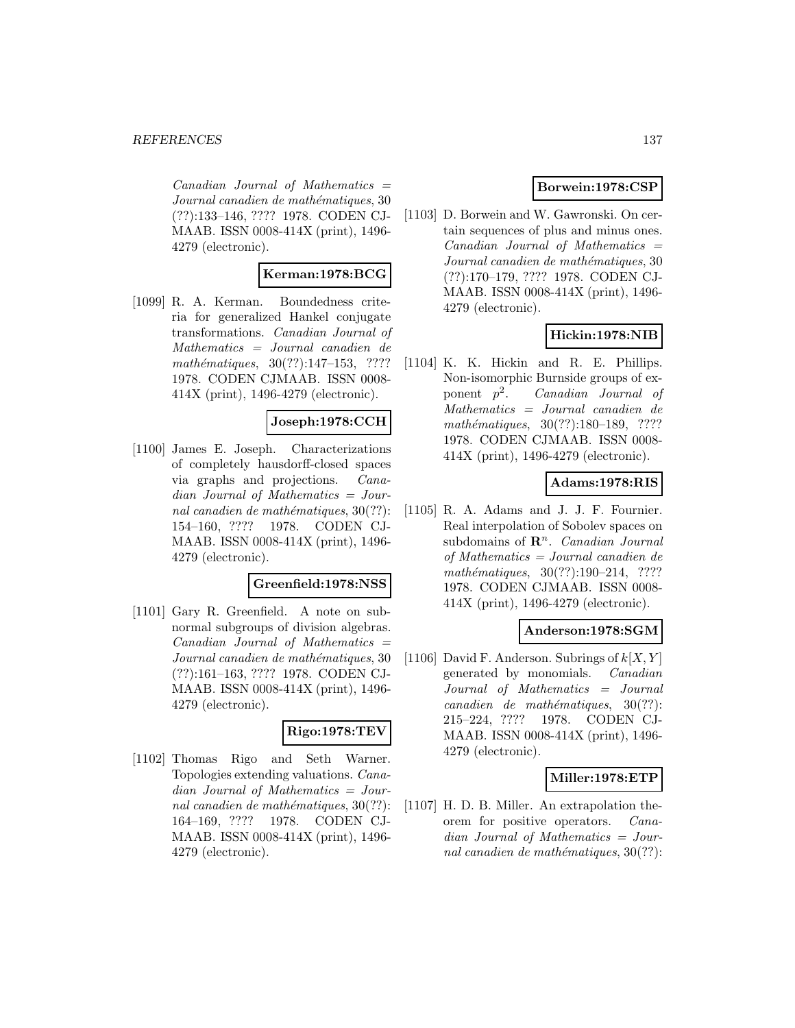*Canadian Journal of Mathematics = Journal canadien de mathématiques*, 30 (??):133–146, ???? 1978. CODEN CJMAAB. ISSN 0008-414X (print), 1496-4279 (electronic).

**Kerman:1978:BCG**

[1099] R. A. Kerman. Boundedness criteria for generalized Hankel conjugate transformations. *Canadian Journal of Mathematics = Journal canadien de mathématiques*, 30(??):147–153, ???? 1978. CODEN CJMAAB. ISSN 0008-414X (print), 1496-4279 (electronic).

**Joseph:1978:CCH**

[1100] James E. Joseph. Characterizations of completely hausdorff-closed spaces via graphs and projections. *Canadian Journal of Mathematics = Journal canadien de mathématiques*, 30(??):154–160, ???? 1978. CODEN CJMAAB. ISSN 0008-414X (print), 1496-4279 (electronic).

**Greenfield:1978:NSS**

[1101] Gary R. Greenfield. A note on subnormal subgroups of division algebras. *Canadian Journal of Mathematics = Journal canadien de mathématiques*, 30 (??):161–163, ???? 1978. CODEN CJMAAB. ISSN 0008-414X (print), 1496-4279 (electronic).

**Rigo:1978:TEV**

[1102] Thomas Rigo and Seth Warner. Topologies extending valuations. *Canadian Journal of Mathematics = Journal canadien de mathématiques*, 30(??):164–169, ???? 1978. CODEN CJMAAB. ISSN 0008-414X (print), 1496-4279 (electronic).

**Borwein:1978:CSP**

[1103] D. Borwein and W. Gawronski. On certain sequences of plus and minus ones. *Canadian Journal of Mathematics = Journal canadien de mathématiques*, 30 (??):170–179, ???? 1978. CODEN CJMAAB. ISSN 0008-414X (print), 1496-4279 (electronic).

**Hickin:1978:NIB**

[1104] K. K. Hickin and R. E. Phillips. Non-isomorphic Burnside groups of exponent $p^2$. *Canadian Journal of Mathematics = Journal canadien de mathématiques*, 30(??):180–189, ???? 1978. CODEN CJMAAB. ISSN 0008-414X (print), 1496-4279 (electronic).

**Adams:1978:RIS**

[1105] R. A. Adams and J. J. F. Fournier. Real interpolation of Sobolev spaces on subdomains of $\mathbf{R}^n$. *Canadian Journal of Mathematics = Journal canadien de mathématiques*, 30(??):190–214, ???? 1978. CODEN CJMAAB. ISSN 0008-414X (print), 1496-4279 (electronic).

**Anderson:1978:SGM**

[1106] David F. Anderson. Subrings of $k[X, Y]$ generated by monomials. *Canadian Journal of Mathematics = Journal canadien de mathématiques*, 30(??):215–224, ???? 1978. CODEN CJMAAB. ISSN 0008-414X (print), 1496-4279 (electronic).

**Miller:1978:ETP**

[1107] H. D. B. Miller. An extrapolation theorem for positive operators. *Canadian Journal of Mathematics = Journal canadien de mathématiques*, 30(??):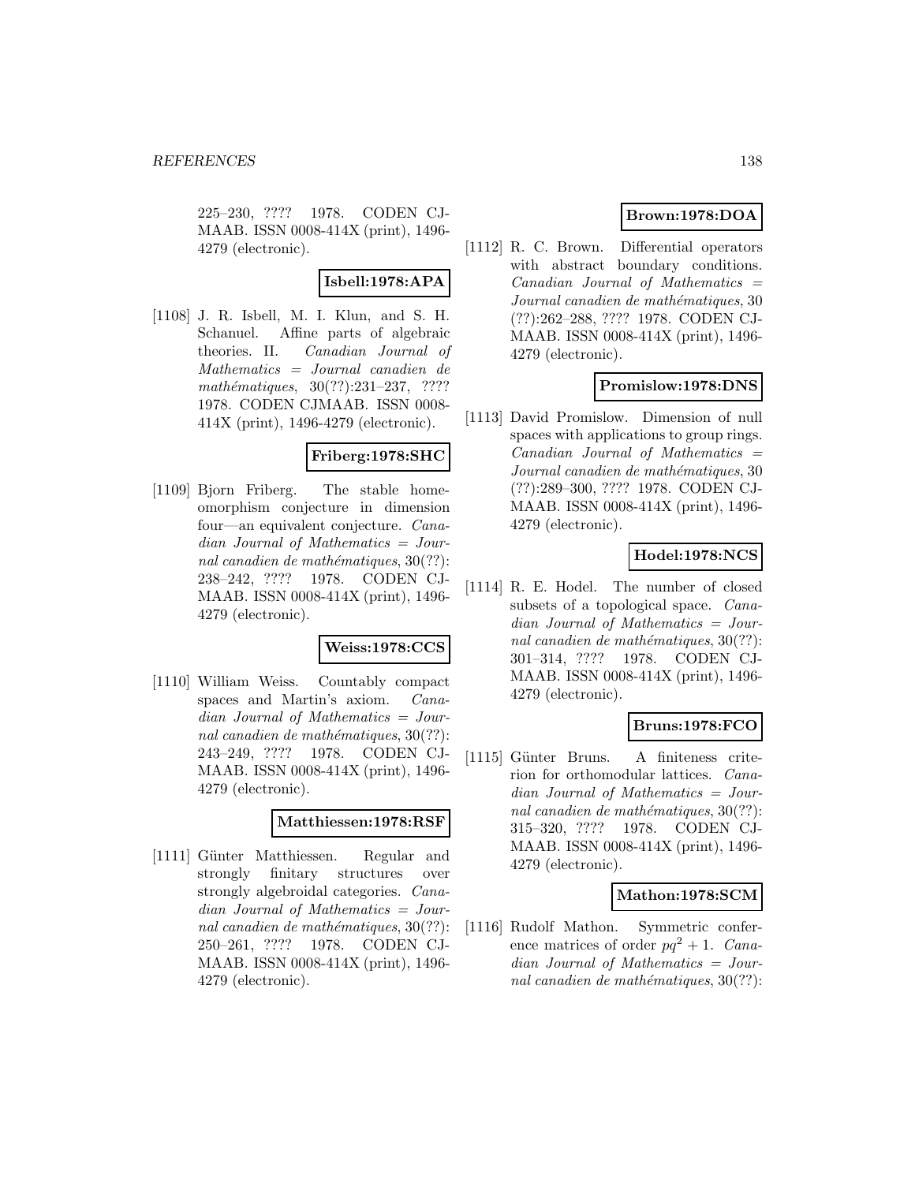225–230, ???? 1978. CODEN CJMAAB. ISSN 0008-414X (print), 1496-4279 (electronic).

**Isbell:1978:APA**

[1108] J. R. Isbell, M. I. Klun, and S. H. Schanuel. Affine parts of algebraic theories. II. *Canadian Journal of Mathematics = Journal canadien de mathématiques*, 30(??):231–237, ???? 1978. CODEN CJMAAB. ISSN 0008-414X (print), 1496-4279 (electronic).

**Friberg:1978:SHC**

[1109] Bjorn Friberg. The stable homeomorphism conjecture in dimension four—an equivalent conjecture. *Canadian Journal of Mathematics = Journal canadien de mathématiques*, 30(??): 238–242, ???? 1978. CODEN CJMAAB. ISSN 0008-414X (print), 1496-4279 (electronic).

**Weiss:1978:CCS**

[1110] William Weiss. Countably compact spaces and Martin's axiom. *Canadian Journal of Mathematics = Journal canadien de mathématiques*, 30(??): 243–249, ???? 1978. CODEN CJMAAB. ISSN 0008-414X (print), 1496-4279 (electronic).

**Matthiessen:1978:RSF**

[1111] Günter Matthiessen. Regular and strongly finitary structures over strongly algebroidal categories. *Canadian Journal of Mathematics = Journal canadien de mathématiques*, 30(??): 250–261, ???? 1978. CODEN CJMAAB. ISSN 0008-414X (print), 1496-4279 (electronic).

**Brown:1978:DOA**

[1112] R. C. Brown. Differential operators with abstract boundary conditions. *Canadian Journal of Mathematics = Journal canadien de mathématiques*, 30 (??):262–288, ???? 1978. CODEN CJMAAB. ISSN 0008-414X (print), 1496-4279 (electronic).

**Promislow:1978:DNS**

[1113] David Promislow. Dimension of null spaces with applications to group rings. *Canadian Journal of Mathematics = Journal canadien de mathématiques*, 30 (??):289–300, ???? 1978. CODEN CJMAAB. ISSN 0008-414X (print), 1496-4279 (electronic).

**Hodel:1978:NCS**

[1114] R. E. Hodel. The number of closed subsets of a topological space. *Canadian Journal of Mathematics = Journal canadien de mathématiques*, 30(??): 301–314, ???? 1978. CODEN CJMAAB. ISSN 0008-414X (print), 1496-4279 (electronic).

**Bruns:1978:FCO**

[1115] Günter Bruns. A finiteness criterion for orthomodular lattices. *Canadian Journal of Mathematics = Journal canadien de mathématiques*, 30(??): 315–320, ???? 1978. CODEN CJMAAB. ISSN 0008-414X (print), 1496-4279 (electronic).

**Mathon:1978:SCM**

[1116] Rudolf Mathon. Symmetric conference matrices of order $pq^2 + 1$. *Canadian Journal of Mathematics = Journal canadien de mathématiques*, 30(??):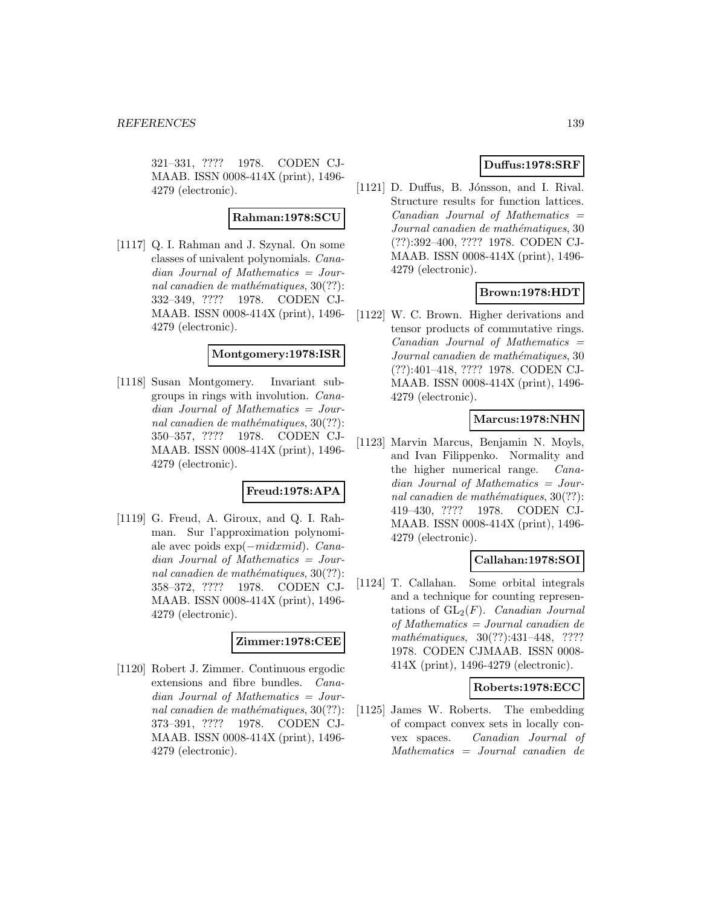321–331, ???? 1978. CODEN CJMAAB. ISSN 0008-414X (print), 1496-4279 (electronic).

**Rahman:1978:SCU**

[1117] Q. I. Rahman and J. Szynal. On some classes of univalent polynomials. *Canadian Journal of Mathematics = Journal canadien de mathématiques*, 30(??): 332–349, ???? 1978. CODEN CJMAAB. ISSN 0008-414X (print), 1496-4279 (electronic).

**Montgomery:1978:ISR**

[1118] Susan Montgomery. Invariant subgroups in rings with involution. *Canadian Journal of Mathematics = Journal canadien de mathématiques*, 30(??): 350–357, ???? 1978. CODEN CJMAAB. ISSN 0008-414X (print), 1496-4279 (electronic).

**Freud:1978:APA**

[1119] G. Freud, A. Giroux, and Q. I. Rahman. Sur l'approximation polynomiale avec poids $\exp(-midxmid)$. *Canadian Journal of Mathematics = Journal canadien de mathématiques*, 30(??): 358–372, ???? 1978. CODEN CJMAAB. ISSN 0008-414X (print), 1496-4279 (electronic).

**Zimmer:1978:CEE**

[1120] Robert J. Zimmer. Continuous ergodic extensions and fibre bundles. *Canadian Journal of Mathematics = Journal canadien de mathématiques*, 30(??): 373–391, ???? 1978. CODEN CJMAAB. ISSN 0008-414X (print), 1496-4279 (electronic).

**Duffus:1978:SRF**

[1121] D. Duffus, B. Jónsson, and I. Rival. Structure results for function lattices. *Canadian Journal of Mathematics = Journal canadien de mathématiques*, 30 (??):392–400, ???? 1978. CODEN CJMAAB. ISSN 0008-414X (print), 1496-4279 (electronic).

**Brown:1978:HDT**

[1122] W. C. Brown. Higher derivations and tensor products of commutative rings. *Canadian Journal of Mathematics = Journal canadien de mathématiques*, 30 (??):401–418, ???? 1978. CODEN CJMAAB. ISSN 0008-414X (print), 1496-4279 (electronic).

**Marcus:1978:NHN**

[1123] Marvin Marcus, Benjamin N. Moyls, and Ivan Filippenko. Normality and the higher numerical range. *Canadian Journal of Mathematics = Journal canadien de mathématiques*, 30(??): 419–430, ???? 1978. CODEN CJMAAB. ISSN 0008-414X (print), 1496-4279 (electronic).

**Callahan:1978:SOI**

[1124] T. Callahan. Some orbital integrals and a technique for counting representations of $\mathrm{GL}_2(F)$. *Canadian Journal of Mathematics = Journal canadien de mathématiques*, 30(??):431–448, ???? 1978. CODEN CJMAAB. ISSN 0008-414X (print), 1496-4279 (electronic).

**Roberts:1978:ECC**

[1125] James W. Roberts. The embedding of compact convex sets in locally convex spaces. *Canadian Journal of Mathematics = Journal canadien de*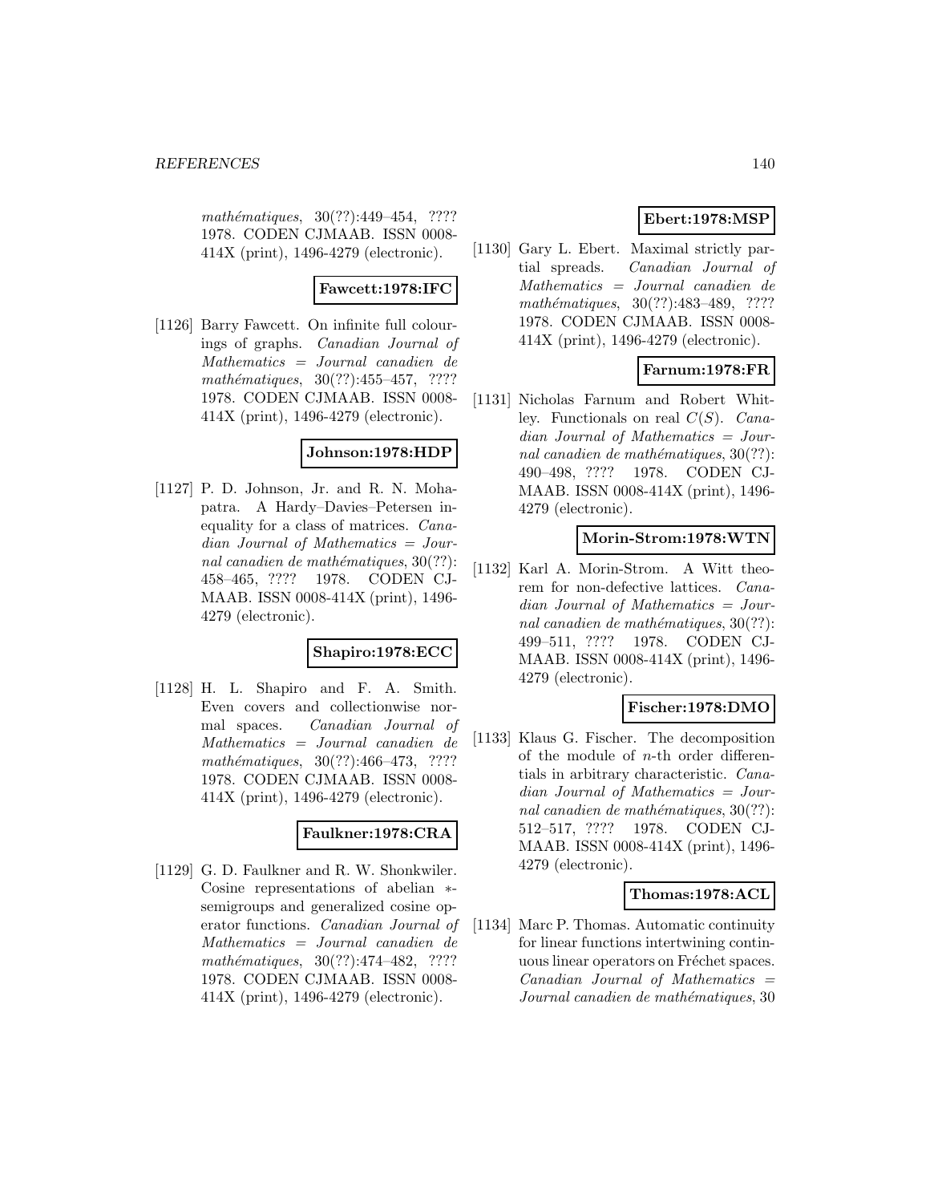*mathématiques*, 30(??):449–454, ???? 1978. CODEN CJMAAB. ISSN 0008-414X (print), 1496-4279 (electronic).

**Fawcett:1978:IFC**

[1126] Barry Fawcett. On infinite full colourings of graphs. *Canadian Journal of Mathematics = Journal canadien de mathématiques*, 30(??):455–457, ???? 1978. CODEN CJMAAB. ISSN 0008-414X (print), 1496-4279 (electronic).

**Johnson:1978:HDP**

[1127] P. D. Johnson, Jr. and R. N. Mohapatra. A Hardy–Davies–Petersen inequality for a class of matrices. *Canadian Journal of Mathematics = Journal canadien de mathématiques*, 30(??):458–465, ???? 1978. CODEN CJMAAB. ISSN 0008-414X (print), 1496-4279 (electronic).

**Shapiro:1978:ECC**

[1128] H. L. Shapiro and F. A. Smith. Even covers and collectionwise normal spaces. *Canadian Journal of Mathematics = Journal canadien de mathématiques*, 30(??):466–473, ???? 1978. CODEN CJMAAB. ISSN 0008-414X (print), 1496-4279 (electronic).

**Faulkner:1978:CRA**

[1129] G. D. Faulkner and R. W. Shonkwiler. Cosine representations of abelian $*$-semigroups and generalized cosine operator functions. *Canadian Journal of Mathematics = Journal canadien de mathématiques*, 30(??):474–482, ???? 1978. CODEN CJMAAB. ISSN 0008-414X (print), 1496-4279 (electronic).

**Ebert:1978:MSP**

[1130] Gary L. Ebert. Maximal strictly partial spreads. *Canadian Journal of Mathematics = Journal canadien de mathématiques*, 30(??):483–489, ???? 1978. CODEN CJMAAB. ISSN 0008-414X (print), 1496-4279 (electronic).

**Farnum:1978:FR**

[1131] Nicholas Farnum and Robert Whitley. Functionals on real $C(S)$. *Canadian Journal of Mathematics = Journal canadien de mathématiques*, 30(??):490–498, ???? 1978. CODEN CJMAAB. ISSN 0008-414X (print), 1496-4279 (electronic).

**Morin-Strom:1978:WTN**

[1132] Karl A. Morin-Strom. A Witt theorem for non-defective lattices. *Canadian Journal of Mathematics = Journal canadien de mathématiques*, 30(??):499–511, ???? 1978. CODEN CJMAAB. ISSN 0008-414X (print), 1496-4279 (electronic).

**Fischer:1978:DMO**

[1133] Klaus G. Fischer. The decomposition of the module of $n$-th order differentials in arbitrary characteristic. *Canadian Journal of Mathematics = Journal canadien de mathématiques*, 30(??):512–517, ???? 1978. CODEN CJMAAB. ISSN 0008-414X (print), 1496-4279 (electronic).

**Thomas:1978:ACL**

[1134] Marc P. Thomas. Automatic continuity for linear functions intertwining continuous linear operators on Fréchet spaces. *Canadian Journal of Mathematics = Journal canadien de mathématiques*, 30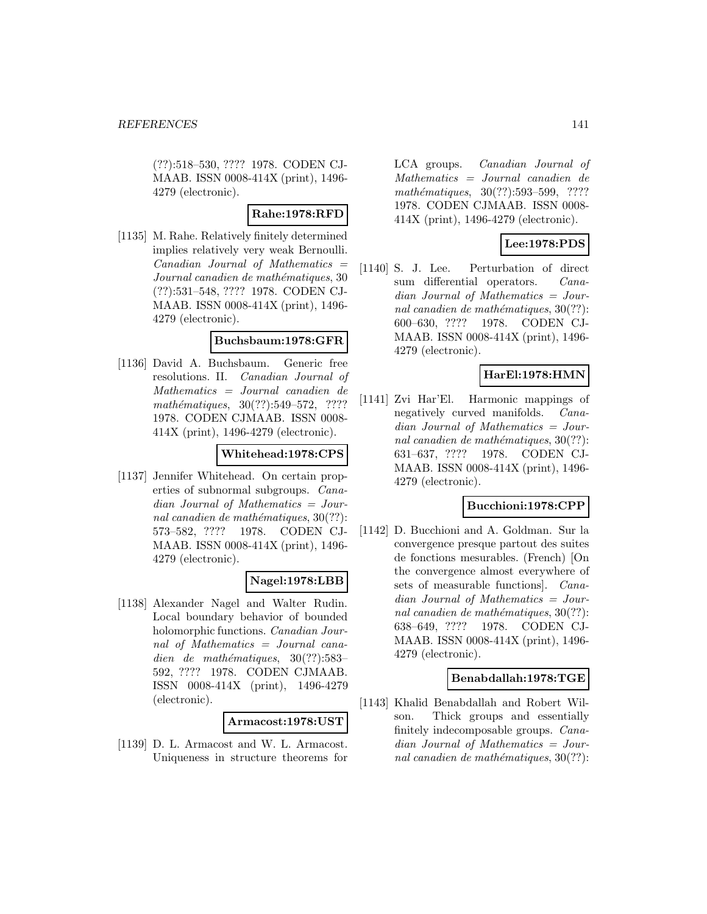(??):518–530, ???? 1978. CODEN CJMAAB. ISSN 0008-414X (print), 1496-4279 (electronic).

**Rahe:1978:RFD**

[1135] M. Rahe. Relatively finitely determined implies relatively very weak Bernoulli. *Canadian Journal of Mathematics = Journal canadien de mathématiques*, 30 (??):531–548, ???? 1978. CODEN CJMAAB. ISSN 0008-414X (print), 1496-4279 (electronic).

**Buchsbaum:1978:GFR**

[1136] David A. Buchsbaum. Generic free resolutions. II. *Canadian Journal of Mathematics = Journal canadien de mathématiques*, 30(??):549–572, ???? 1978. CODEN CJMAAB. ISSN 0008-414X (print), 1496-4279 (electronic).

**Whitehead:1978:CPS**

[1137] Jennifer Whitehead. On certain properties of subnormal subgroups. *Canadian Journal of Mathematics = Journal canadien de mathématiques*, 30(??): 573–582, ???? 1978. CODEN CJMAAB. ISSN 0008-414X (print), 1496-4279 (electronic).

**Nagel:1978:LBB**

[1138] Alexander Nagel and Walter Rudin. Local boundary behavior of bounded holomorphic functions. *Canadian Journal of Mathematics = Journal canadien de mathématiques*, 30(??):583–592, ???? 1978. CODEN CJMAAB. ISSN 0008-414X (print), 1496-4279 (electronic).

**Armacost:1978:UST**

[1139] D. L. Armacost and W. L. Armacost. Uniqueness in structure theorems for LCA groups. *Canadian Journal of Mathematics = Journal canadien de mathématiques*, 30(??):593–599, ???? 1978. CODEN CJMAAB. ISSN 0008-414X (print), 1496-4279 (electronic).

**Lee:1978:PDS**

[1140] S. J. Lee. Perturbation of direct sum differential operators. *Canadian Journal of Mathematics = Journal canadien de mathématiques*, 30(??): 600–630, ???? 1978. CODEN CJMAAB. ISSN 0008-414X (print), 1496-4279 (electronic).

**HarEl:1978:HMN**

[1141] Zvi Har'El. Harmonic mappings of negatively curved manifolds. *Canadian Journal of Mathematics = Journal canadien de mathématiques*, 30(??): 631–637, ???? 1978. CODEN CJMAAB. ISSN 0008-414X (print), 1496-4279 (electronic).

**Bucchioni:1978:CPP**

[1142] D. Bucchioni and A. Goldman. Sur la convergence presque partout des suites de fonctions mesurables. (French) [On the convergence almost everywhere of sets of measurable functions]. *Canadian Journal of Mathematics = Journal canadien de mathématiques*, 30(??): 638–649, ???? 1978. CODEN CJMAAB. ISSN 0008-414X (print), 1496-4279 (electronic).

**Benabdallah:1978:TGE**

[1143] Khalid Benabdallah and Robert Wilson. Thick groups and essentially finitely indecomposable groups. *Canadian Journal of Mathematics = Journal canadien de mathématiques*, 30(??):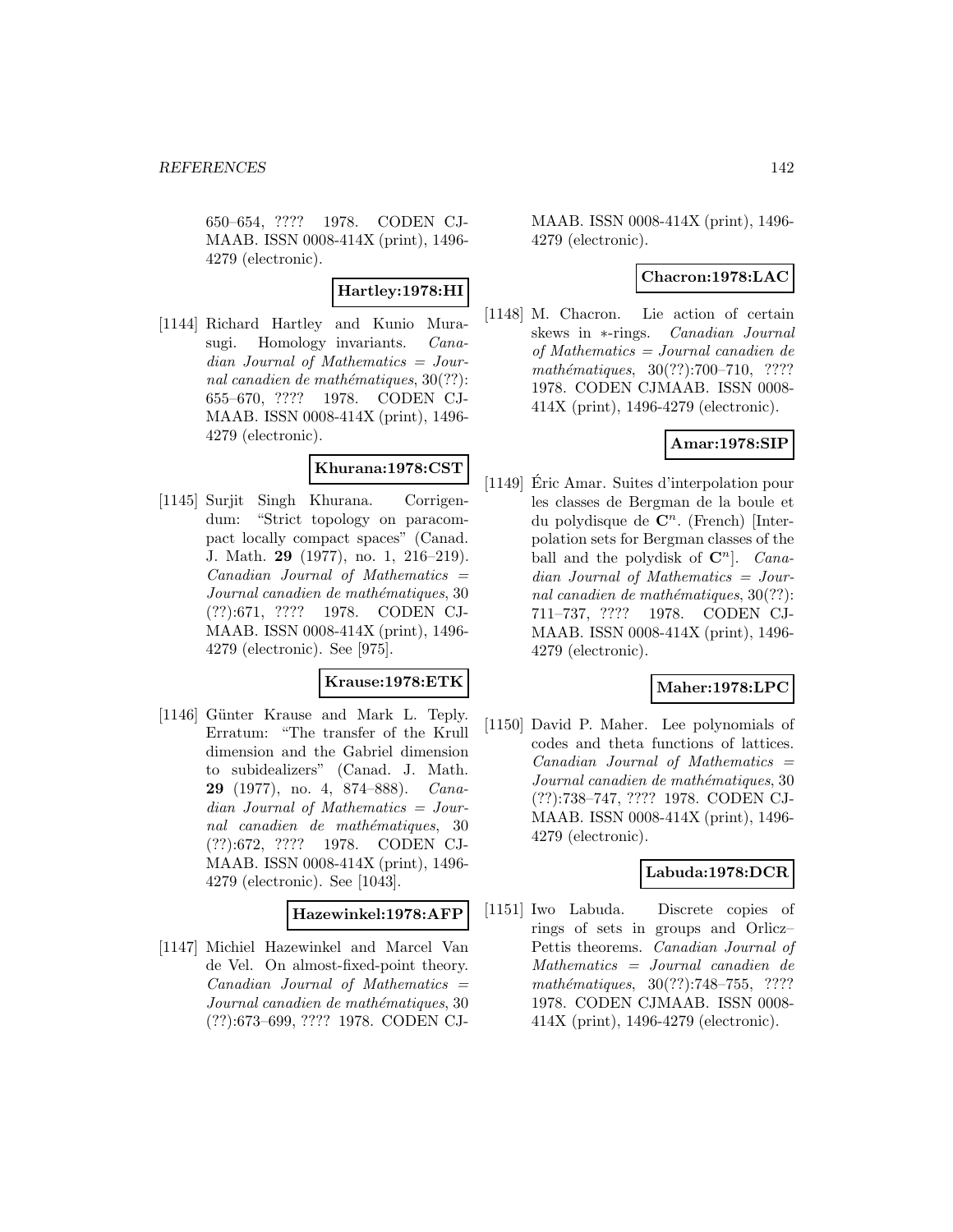650–654, ???? 1978. CODEN CJMAAB. ISSN 0008-414X (print), 1496-4279 (electronic).

**Hartley:1978:HI**

[1144] Richard Hartley and Kunio Murasugi. Homology invariants. *Canadian Journal of Mathematics = Journal canadien de mathématiques*, 30(??): 655–670, ???? 1978. CODEN CJMAAB. ISSN 0008-414X (print), 1496-4279 (electronic).

**Khurana:1978:CST**

[1145] Surjit Singh Khurana. Corrigendum: "Strict topology on paracompact locally compact spaces" (Canad. J. Math. **29** (1977), no. 1, 216–219). *Canadian Journal of Mathematics = Journal canadien de mathématiques*, 30 (??):671, ???? 1978. CODEN CJMAAB. ISSN 0008-414X (print), 1496-4279 (electronic). See [975].

**Krause:1978:ETK**

[1146] Günter Krause and Mark L. Teply. Erratum: "The transfer of the Krull dimension and the Gabriel dimension to subidealizers" (Canad. J. Math. **29** (1977), no. 4, 874–888). *Canadian Journal of Mathematics = Journal canadien de mathématiques*, 30 (??):672, ???? 1978. CODEN CJMAAB. ISSN 0008-414X (print), 1496-4279 (electronic). See [1043].

**Hazewinkel:1978:AFP**

[1147] Michiel Hazewinkel and Marcel Van de Vel. On almost-fixed-point theory. *Canadian Journal of Mathematics = Journal canadien de mathématiques*, 30 (??):673–699, ???? 1978. CODEN CJMAAB. ISSN 0008-414X (print), 1496-4279 (electronic).

**Chacron:1978:LAC**

[1148] M. Chacron. Lie action of certain skews in ∗-rings. *Canadian Journal of Mathematics = Journal canadien de mathématiques*, 30(??):700–710, ???? 1978. CODEN CJMAAB. ISSN 0008-414X (print), 1496-4279 (electronic).

**Amar:1978:SIP**

[1149] Éric Amar. Suites d'interpolation pour les classes de Bergman de la boule et du polydisque de $\mathbf{C}^n$. (French) [Interpolation sets for Bergman classes of the ball and the polydisk of $\mathbf{C}^n$]. *Canadian Journal of Mathematics = Journal canadien de mathématiques*, 30(??): 711–737, ???? 1978. CODEN CJMAAB. ISSN 0008-414X (print), 1496-4279 (electronic).

**Maher:1978:LPC**

[1150] David P. Maher. Lee polynomials of codes and theta functions of lattices. *Canadian Journal of Mathematics = Journal canadien de mathématiques*, 30 (??):738–747, ???? 1978. CODEN CJMAAB. ISSN 0008-414X (print), 1496-4279 (electronic).

**Labuda:1978:DCR**

[1151] Iwo Labuda. Discrete copies of rings of sets in groups and Orlicz–Pettis theorems. *Canadian Journal of Mathematics = Journal canadien de mathématiques*, 30(??):748–755, ???? 1978. CODEN CJMAAB. ISSN 0008-414X (print), 1496-4279 (electronic).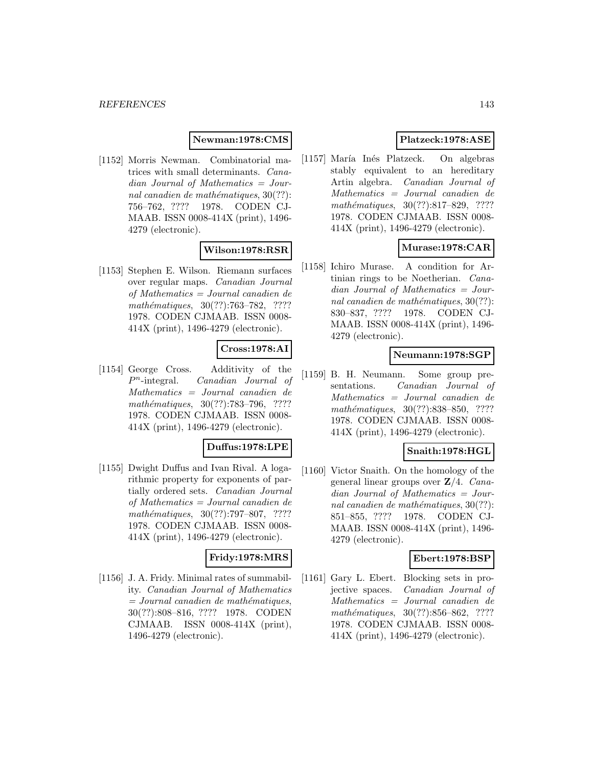**Newman:1978:CMS**

[1152] Morris Newman. Combinatorial matrices with small determinants. *Canadian Journal of Mathematics = Journal canadien de mathématiques*, 30(??): 756–762, ???? 1978. CODEN CJMAAB. ISSN 0008-414X (print), 1496-4279 (electronic).

**Wilson:1978:RSR**

[1153] Stephen E. Wilson. Riemann surfaces over regular maps. *Canadian Journal of Mathematics = Journal canadien de mathématiques*, 30(??):763–782, ???? 1978. CODEN CJMAAB. ISSN 0008-414X (print), 1496-4279 (electronic).

**Cross:1978:AI**

[1154] George Cross. Additivity of the $P^n$-integral. *Canadian Journal of Mathematics = Journal canadien de mathématiques*, 30(??):783–796, ???? 1978. CODEN CJMAAB. ISSN 0008-414X (print), 1496-4279 (electronic).

**Duffus:1978:LPE**

[1155] Dwight Duffus and Ivan Rival. A logarithmic property for exponents of partially ordered sets. *Canadian Journal of Mathematics = Journal canadien de mathématiques*, 30(??):797–807, ???? 1978. CODEN CJMAAB. ISSN 0008-414X (print), 1496-4279 (electronic).

**Fridy:1978:MRS**

[1156] J. A. Fridy. Minimal rates of summability. *Canadian Journal of Mathematics = Journal canadien de mathématiques*, 30(??):808–816, ???? 1978. CODEN CJMAAB. ISSN 0008-414X (print), 1496-4279 (electronic).

**Platzeck:1978:ASE**

[1157] María Inés Platzeck. On algebras stably equivalent to an hereditary Artin algebra. *Canadian Journal of Mathematics = Journal canadien de mathématiques*, 30(??):817–829, ???? 1978. CODEN CJMAAB. ISSN 0008-414X (print), 1496-4279 (electronic).

**Murase:1978:CAR**

[1158] Ichiro Murase. A condition for Artinian rings to be Noetherian. *Canadian Journal of Mathematics = Journal canadien de mathématiques*, 30(??): 830–837, ???? 1978. CODEN CJMAAB. ISSN 0008-414X (print), 1496-4279 (electronic).

**Neumann:1978:SGP**

[1159] B. H. Neumann. Some group presentations. *Canadian Journal of Mathematics = Journal canadien de mathématiques*, 30(??):838–850, ???? 1978. CODEN CJMAAB. ISSN 0008-414X (print), 1496-4279 (electronic).

**Snaith:1978:HGL**

[1160] Victor Snaith. On the homology of the general linear groups over $\mathbf{Z}/4$. *Canadian Journal of Mathematics = Journal canadien de mathématiques*, 30(??): 851–855, ???? 1978. CODEN CJMAAB. ISSN 0008-414X (print), 1496-4279 (electronic).

**Ebert:1978:BSP**

[1161] Gary L. Ebert. Blocking sets in projective spaces. *Canadian Journal of Mathematics = Journal canadien de mathématiques*, 30(??):856–862, ???? 1978. CODEN CJMAAB. ISSN 0008-414X (print), 1496-4279 (electronic).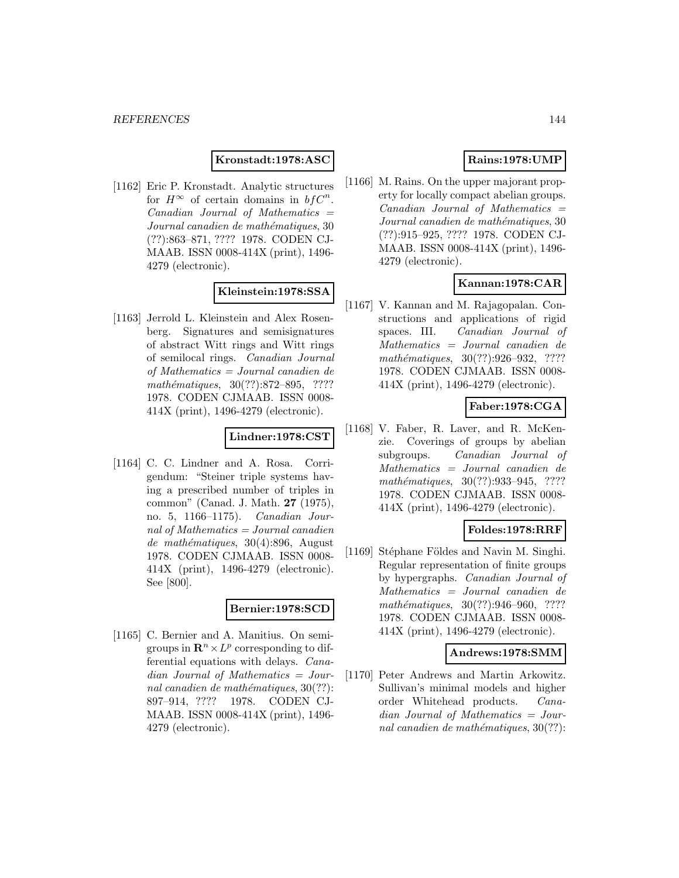**Kronstadt:1978:ASC**

[1162] Eric P. Kronstadt. Analytic structures for $H^\infty$ of certain domains in $bfC^n$. *Canadian Journal of Mathematics = Journal canadien de mathématiques*, 30 (??):863–871, ???? 1978. CODEN CJMAAB. ISSN 0008-414X (print), 1496-4279 (electronic).

**Kleinstein:1978:SSA**

[1163] Jerrold L. Kleinstein and Alex Rosenberg. Signatures and semisignatures of abstract Witt rings and Witt rings of semilocal rings. *Canadian Journal of Mathematics = Journal canadien de mathématiques*, 30(??):872–895, ???? 1978. CODEN CJMAAB. ISSN 0008-414X (print), 1496-4279 (electronic).

**Lindner:1978:CST**

[1164] C. C. Lindner and A. Rosa. Corrigendum: "Steiner triple systems having a prescribed number of triples in common" (Canad. J. Math. **27** (1975), no. 5, 1166–1175). *Canadian Journal of Mathematics = Journal canadien de mathématiques*, 30(4):896, August 1978. CODEN CJMAAB. ISSN 0008-414X (print), 1496-4279 (electronic). See [800].

**Bernier:1978:SCD**

[1165] C. Bernier and A. Manitius. On semigroups in $\mathbf{R}^n \times L^p$ corresponding to differential equations with delays. *Canadian Journal of Mathematics = Journal canadien de mathématiques*, 30(??): 897–914, ???? 1978. CODEN CJMAAB. ISSN 0008-414X (print), 1496-4279 (electronic).

**Rains:1978:UMP**

[1166] M. Rains. On the upper majorant property for locally compact abelian groups. *Canadian Journal of Mathematics = Journal canadien de mathématiques*, 30 (??):915–925, ???? 1978. CODEN CJMAAB. ISSN 0008-414X (print), 1496-4279 (electronic).

**Kannan:1978:CAR**

[1167] V. Kannan and M. Rajagopalan. Constructions and applications of rigid spaces. III. *Canadian Journal of Mathematics = Journal canadien de mathématiques*, 30(??):926–932, ???? 1978. CODEN CJMAAB. ISSN 0008-414X (print), 1496-4279 (electronic).

**Faber:1978:CGA**

[1168] V. Faber, R. Laver, and R. McKenzie. Coverings of groups by abelian subgroups. *Canadian Journal of Mathematics = Journal canadien de mathématiques*, 30(??):933–945, ???? 1978. CODEN CJMAAB. ISSN 0008-414X (print), 1496-4279 (electronic).

**Foldes:1978:RRF**

[1169] Stéphane Földes and Navin M. Singhi. Regular representation of finite groups by hypergraphs. *Canadian Journal of Mathematics = Journal canadien de mathématiques*, 30(??):946–960, ???? 1978. CODEN CJMAAB. ISSN 0008-414X (print), 1496-4279 (electronic).

**Andrews:1978:SMM**

[1170] Peter Andrews and Martin Arkowitz. Sullivan's minimal models and higher order Whitehead products. *Canadian Journal of Mathematics = Journal canadien de mathématiques*, 30(??):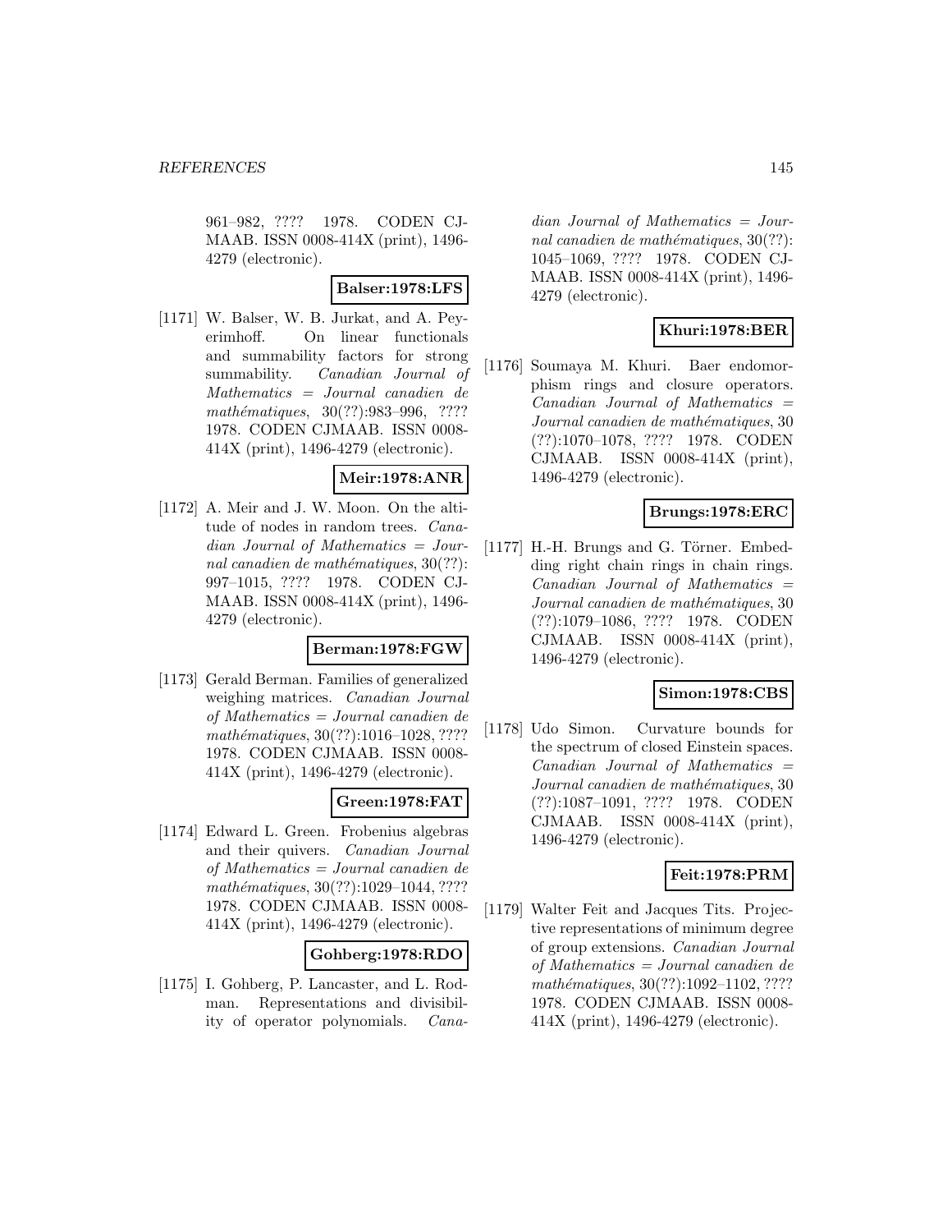961–982, ???? 1978. CODEN CJMAAB. ISSN 0008-414X (print), 1496-4279 (electronic).

**Balser:1978:LFS**

[1171] W. Balser, W. B. Jurkat, and A. Peyerimhoff. On linear functionals and summability factors for strong summability. *Canadian Journal of Mathematics = Journal canadien de mathématiques*, 30(??):983–996, ???? 1978. CODEN CJMAAB. ISSN 0008-414X (print), 1496-4279 (electronic).

**Meir:1978:ANR**

[1172] A. Meir and J. W. Moon. On the altitude of nodes in random trees. *Canadian Journal of Mathematics = Journal canadien de mathématiques*, 30(??):997–1015, ???? 1978. CODEN CJMAAB. ISSN 0008-414X (print), 1496-4279 (electronic).

**Berman:1978:FGW**

[1173] Gerald Berman. Families of generalized weighing matrices. *Canadian Journal of Mathematics = Journal canadien de mathématiques*, 30(??):1016–1028, ???? 1978. CODEN CJMAAB. ISSN 0008-414X (print), 1496-4279 (electronic).

**Green:1978:FAT**

[1174] Edward L. Green. Frobenius algebras and their quivers. *Canadian Journal of Mathematics = Journal canadien de mathématiques*, 30(??):1029–1044, ???? 1978. CODEN CJMAAB. ISSN 0008-414X (print), 1496-4279 (electronic).

**Gohberg:1978:RDO**

[1175] I. Gohberg, P. Lancaster, and L. Rodman. Representations and divisibility of operator polynomials. *Canadian Journal of Mathematics = Journal canadien de mathématiques*, 30(??):1045–1069, ???? 1978. CODEN CJMAAB. ISSN 0008-414X (print), 1496-4279 (electronic).

**Khuri:1978:BER**

[1176] Soumaya M. Khuri. Baer endomorphism rings and closure operators. *Canadian Journal of Mathematics = Journal canadien de mathématiques*, 30(??):1070–1078, ???? 1978. CODEN CJMAAB. ISSN 0008-414X (print), 1496-4279 (electronic).

**Brungs:1978:ERC**

[1177] H.-H. Brungs and G. Törner. Embedding right chain rings in chain rings. *Canadian Journal of Mathematics = Journal canadien de mathématiques*, 30(??):1079–1086, ???? 1978. CODEN CJMAAB. ISSN 0008-414X (print), 1496-4279 (electronic).

**Simon:1978:CBS**

[1178] Udo Simon. Curvature bounds for the spectrum of closed Einstein spaces. *Canadian Journal of Mathematics = Journal canadien de mathématiques*, 30(??):1087–1091, ???? 1978. CODEN CJMAAB. ISSN 0008-414X (print), 1496-4279 (electronic).

**Feit:1978:PRM**

[1179] Walter Feit and Jacques Tits. Projective representations of minimum degree of group extensions. *Canadian Journal of Mathematics = Journal canadien de mathématiques*, 30(??):1092–1102, ???? 1978. CODEN CJMAAB. ISSN 0008-414X (print), 1496-4279 (electronic).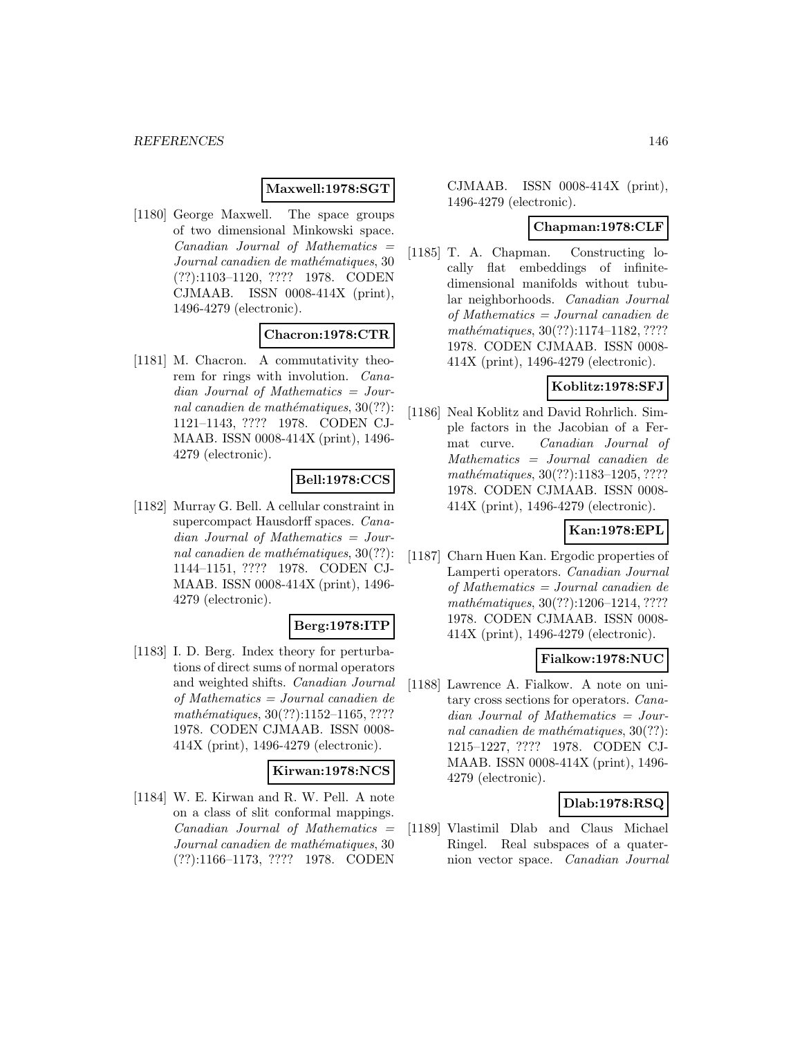**Maxwell:1978:SGT**

[1180] George Maxwell. The space groups of two dimensional Minkowski space. *Canadian Journal of Mathematics = Journal canadien de mathématiques*, 30 (??):1103–1120, ???? 1978. CODEN CJMAAB. ISSN 0008-414X (print), 1496-4279 (electronic).

**Chacron:1978:CTR**

[1181] M. Chacron. A commutativity theorem for rings with involution. *Canadian Journal of Mathematics = Journal canadien de mathématiques*, 30(??): 1121–1143, ???? 1978. CODEN CJMAAB. ISSN 0008-414X (print), 1496-4279 (electronic).

**Bell:1978:CCS**

[1182] Murray G. Bell. A cellular constraint in supercompact Hausdorff spaces. *Canadian Journal of Mathematics = Journal canadien de mathématiques*, 30(??): 1144–1151, ???? 1978. CODEN CJMAAB. ISSN 0008-414X (print), 1496-4279 (electronic).

**Berg:1978:ITP**

[1183] I. D. Berg. Index theory for perturbations of direct sums of normal operators and weighted shifts. *Canadian Journal of Mathematics = Journal canadien de mathématiques*, 30(??):1152–1165, ???? 1978. CODEN CJMAAB. ISSN 0008-414X (print), 1496-4279 (electronic).

**Kirwan:1978:NCS**

[1184] W. E. Kirwan and R. W. Pell. A note on a class of slit conformal mappings. *Canadian Journal of Mathematics = Journal canadien de mathématiques*, 30 (??):1166–1173, ???? 1978. CODEN CJMAAB. ISSN 0008-414X (print), 1496-4279 (electronic).

**Chapman:1978:CLF**

[1185] T. A. Chapman. Constructing locally flat embeddings of infinite-dimensional manifolds without tubular neighborhoods. *Canadian Journal of Mathematics = Journal canadien de mathématiques*, 30(??):1174–1182, ???? 1978. CODEN CJMAAB. ISSN 0008-414X (print), 1496-4279 (electronic).

**Koblitz:1978:SFJ**

[1186] Neal Koblitz and David Rohrlich. Simple factors in the Jacobian of a Fermat curve. *Canadian Journal of Mathematics = Journal canadien de mathématiques*, 30(??):1183–1205, ???? 1978. CODEN CJMAAB. ISSN 0008-414X (print), 1496-4279 (electronic).

**Kan:1978:EPL**

[1187] Charn Huen Kan. Ergodic properties of Lamperti operators. *Canadian Journal of Mathematics = Journal canadien de mathématiques*, 30(??):1206–1214, ???? 1978. CODEN CJMAAB. ISSN 0008-414X (print), 1496-4279 (electronic).

**Fialkow:1978:NUC**

[1188] Lawrence A. Fialkow. A note on unitary cross sections for operators. *Canadian Journal of Mathematics = Journal canadien de mathématiques*, 30(??): 1215–1227, ???? 1978. CODEN CJMAAB. ISSN 0008-414X (print), 1496-4279 (electronic).

**Dlab:1978:RSQ**

[1189] Vlastimil Dlab and Claus Michael Ringel. Real subspaces of a quaternion vector space. *Canadian Journal*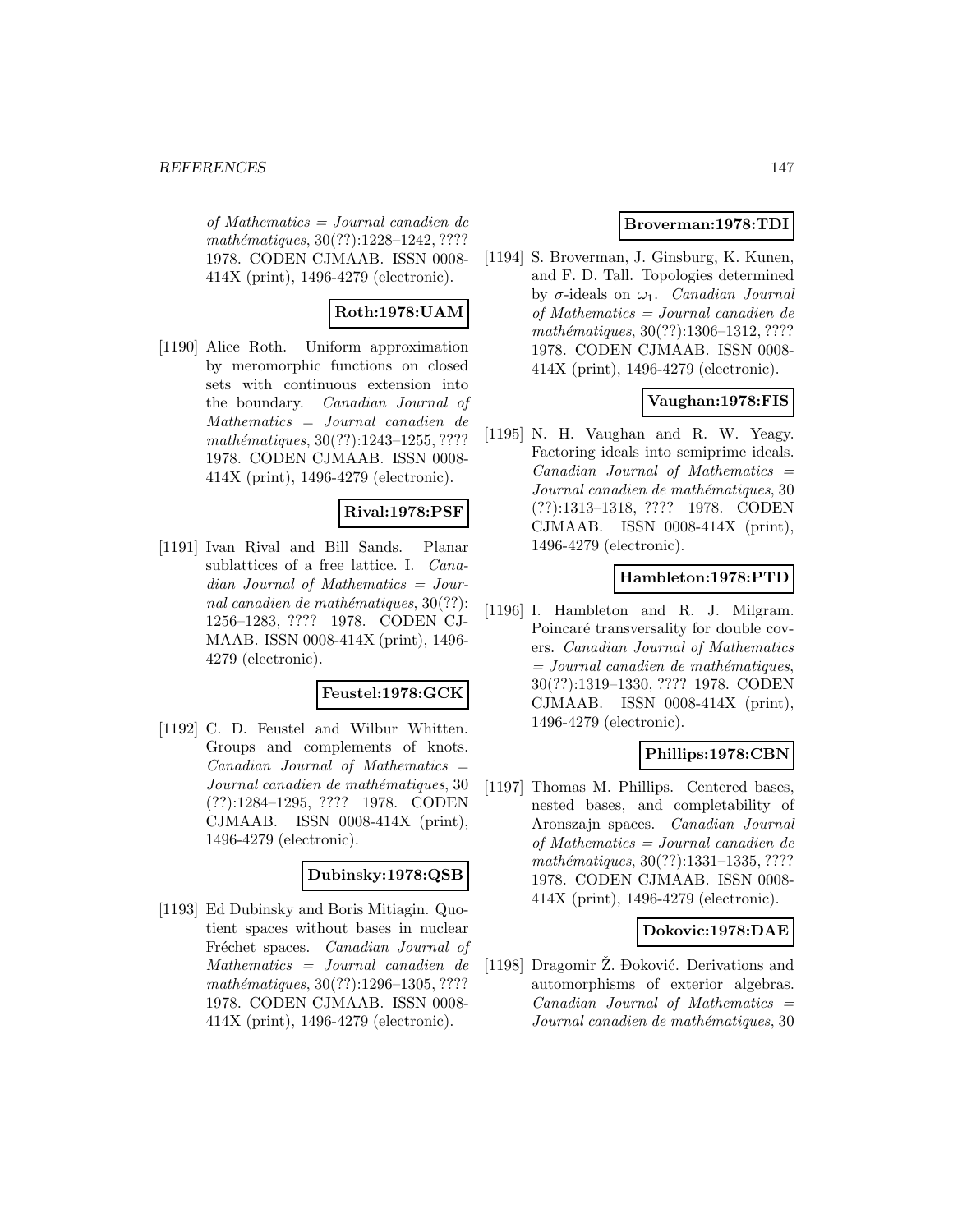*of Mathematics = Journal canadien de mathématiques*, 30(??):1228–1242, ???? 1978. CODEN CJMAAB. ISSN 0008-414X (print), 1496-4279 (electronic).

**Roth:1978:UAM**

[1190] Alice Roth. Uniform approximation by meromorphic functions on closed sets with continuous extension into the boundary. *Canadian Journal of Mathematics = Journal canadien de mathématiques*, 30(??):1243–1255, ???? 1978. CODEN CJMAAB. ISSN 0008-414X (print), 1496-4279 (electronic).

**Rival:1978:PSF**

[1191] Ivan Rival and Bill Sands. Planar sublattices of a free lattice. I. *Canadian Journal of Mathematics = Journal canadien de mathématiques*, 30(??): 1256–1283, ???? 1978. CODEN CJMAAB. ISSN 0008-414X (print), 1496-4279 (electronic).

**Feustel:1978:GCK**

[1192] C. D. Feustel and Wilbur Whitten. Groups and complements of knots. *Canadian Journal of Mathematics = Journal canadien de mathématiques*, 30 (??):1284–1295, ???? 1978. CODEN CJMAAB. ISSN 0008-414X (print), 1496-4279 (electronic).

**Dubinsky:1978:QSB**

[1193] Ed Dubinsky and Boris Mitiagin. Quotient spaces without bases in nuclear Fréchet spaces. *Canadian Journal of Mathematics = Journal canadien de mathématiques*, 30(??):1296–1305, ???? 1978. CODEN CJMAAB. ISSN 0008-414X (print), 1496-4279 (electronic).

**Broverman:1978:TDI**

[1194] S. Broverman, J. Ginsburg, K. Kunen, and F. D. Tall. Topologies determined by $\sigma$-ideals on $\omega_1$. *Canadian Journal of Mathematics = Journal canadien de mathématiques*, 30(??):1306–1312, ???? 1978. CODEN CJMAAB. ISSN 0008-414X (print), 1496-4279 (electronic).

**Vaughan:1978:FIS**

[1195] N. H. Vaughan and R. W. Yeagy. Factoring ideals into semiprime ideals. *Canadian Journal of Mathematics = Journal canadien de mathématiques*, 30 (??):1313–1318, ???? 1978. CODEN CJMAAB. ISSN 0008-414X (print), 1496-4279 (electronic).

**Hambleton:1978:PTD**

[1196] I. Hambleton and R. J. Milgram. Poincaré transversality for double covers. *Canadian Journal of Mathematics = Journal canadien de mathématiques*, 30(??):1319–1330, ???? 1978. CODEN CJMAAB. ISSN 0008-414X (print), 1496-4279 (electronic).

**Phillips:1978:CBN**

[1197] Thomas M. Phillips. Centered bases, nested bases, and completability of Aronszajn spaces. *Canadian Journal of Mathematics = Journal canadien de mathématiques*, 30(??):1331–1335, ???? 1978. CODEN CJMAAB. ISSN 0008-414X (print), 1496-4279 (electronic).

**Dokovic:1978:DAE**

[1198] Dragomir Ž. Đoković. Derivations and automorphisms of exterior algebras. *Canadian Journal of Mathematics = Journal canadien de mathématiques*, 30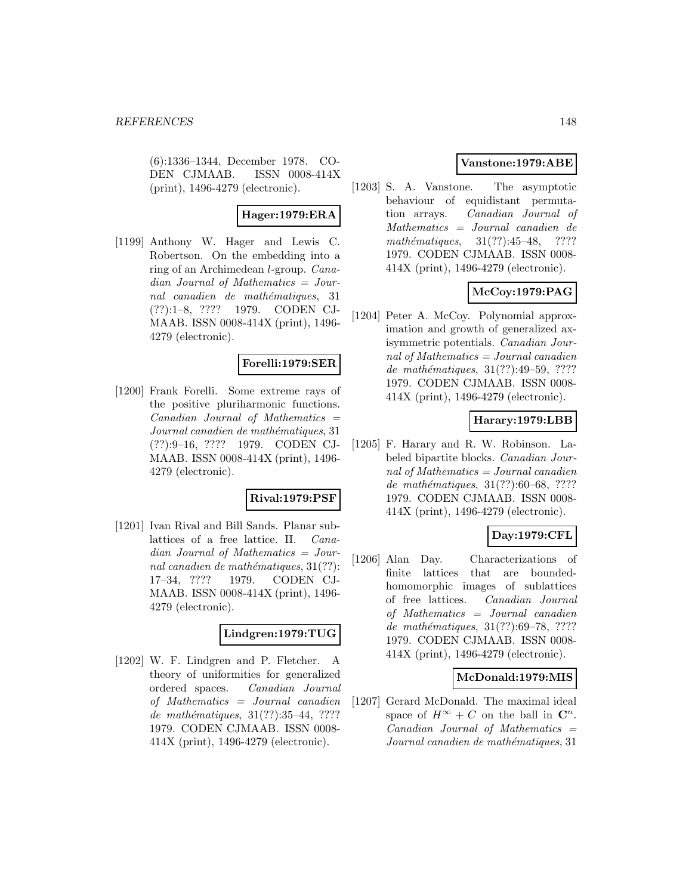(6):1336–1344, December 1978. CODEN CJMAAB. ISSN 0008-414X (print), 1496-4279 (electronic).

**Hager:1979:ERA**

[1199] Anthony W. Hager and Lewis C. Robertson. On the embedding into a ring of an Archimedean $l$-group. *Canadian Journal of Mathematics = Journal canadien de mathématiques*, 31 (??):1–8, ???? 1979. CODEN CJMAAB. ISSN 0008-414X (print), 1496-4279 (electronic).

**Forelli:1979:SER**

[1200] Frank Forelli. Some extreme rays of the positive pluriharmonic functions. *Canadian Journal of Mathematics = Journal canadien de mathématiques*, 31 (??):9–16, ???? 1979. CODEN CJMAAB. ISSN 0008-414X (print), 1496-4279 (electronic).

**Rival:1979:PSF**

[1201] Ivan Rival and Bill Sands. Planar sublattices of a free lattice. II. *Canadian Journal of Mathematics = Journal canadien de mathématiques*, 31(??): 17–34, ???? 1979. CODEN CJMAAB. ISSN 0008-414X (print), 1496-4279 (electronic).

**Lindgren:1979:TUG**

[1202] W. F. Lindgren and P. Fletcher. A theory of uniformities for generalized ordered spaces. *Canadian Journal of Mathematics = Journal canadien de mathématiques*, 31(??):35–44, ???? 1979. CODEN CJMAAB. ISSN 0008-414X (print), 1496-4279 (electronic).

**Vanstone:1979:ABE**

[1203] S. A. Vanstone. The asymptotic behaviour of equidistant permutation arrays. *Canadian Journal of Mathematics = Journal canadien de mathématiques*, 31(??):45–48, ???? 1979. CODEN CJMAAB. ISSN 0008-414X (print), 1496-4279 (electronic).

**McCoy:1979:PAG**

[1204] Peter A. McCoy. Polynomial approximation and growth of generalized axisymmetric potentials. *Canadian Journal of Mathematics = Journal canadien de mathématiques*, 31(??):49–59, ???? 1979. CODEN CJMAAB. ISSN 0008-414X (print), 1496-4279 (electronic).

**Harary:1979:LBB**

[1205] F. Harary and R. W. Robinson. Labeled bipartite blocks. *Canadian Journal of Mathematics = Journal canadien de mathématiques*, 31(??):60–68, ???? 1979. CODEN CJMAAB. ISSN 0008-414X (print), 1496-4279 (electronic).

**Day:1979:CFL**

[1206] Alan Day. Characterizations of finite lattices that are bounded-homomorphic images of sublattices of free lattices. *Canadian Journal of Mathematics = Journal canadien de mathématiques*, 31(??):69–78, ???? 1979. CODEN CJMAAB. ISSN 0008-414X (print), 1496-4279 (electronic).

**McDonald:1979:MIS**

[1207] Gerard McDonald. The maximal ideal space of $H^\infty + C$ on the ball in $\mathbf{C}^n$. *Canadian Journal of Mathematics = Journal canadien de mathématiques*, 31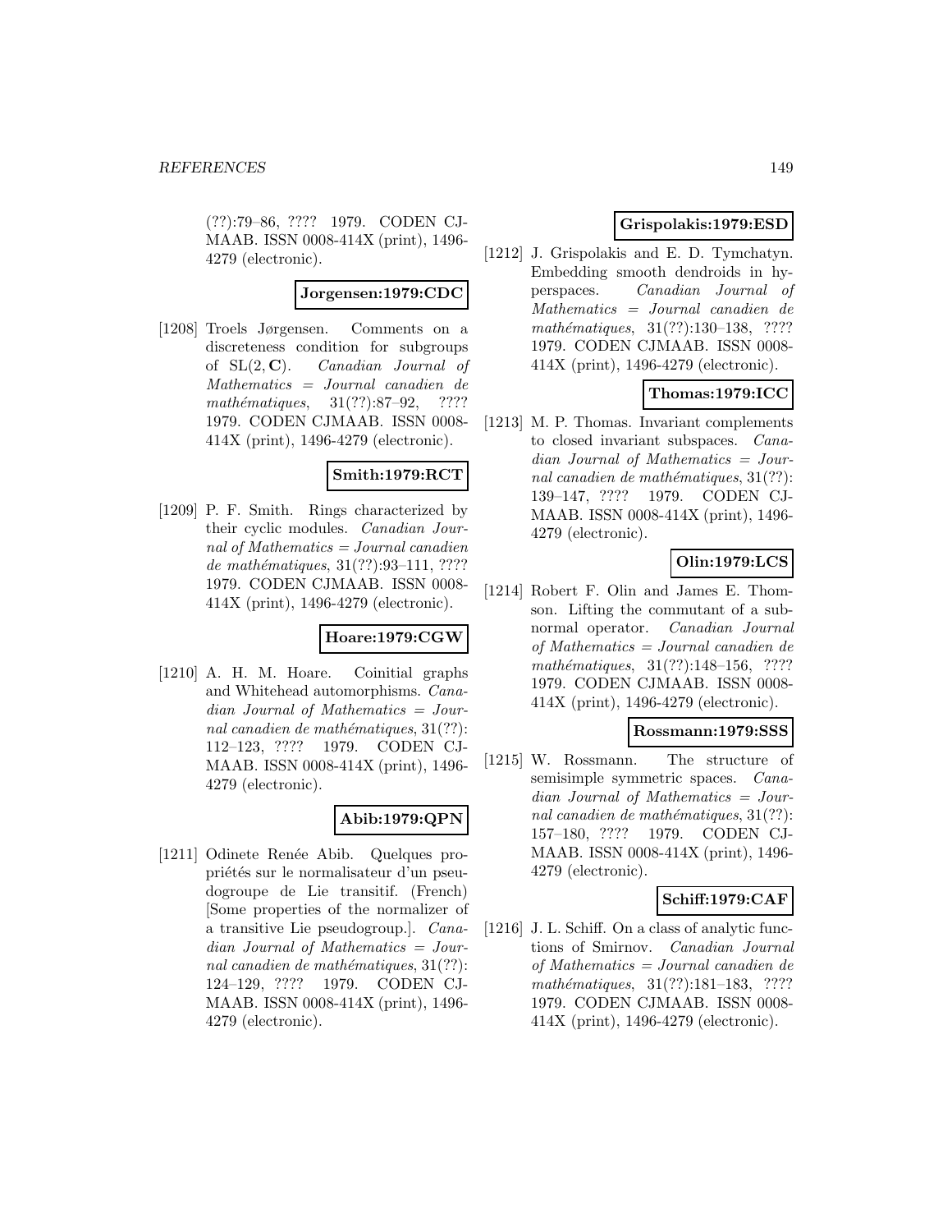(??):79–86, ???? 1979. CODEN CJMAAB. ISSN 0008-414X (print), 1496-4279 (electronic).

**Jorgensen:1979:CDC**

[1208] Troels Jørgensen. Comments on a discreteness condition for subgroups of $\mathrm{SL}(2, \mathbf{C})$. *Canadian Journal of Mathematics = Journal canadien de mathématiques*, 31(??):87–92, ???? 1979. CODEN CJMAAB. ISSN 0008-414X (print), 1496-4279 (electronic).

**Smith:1979:RCT**

[1209] P. F. Smith. Rings characterized by their cyclic modules. *Canadian Journal of Mathematics = Journal canadien de mathématiques*, 31(??):93–111, ???? 1979. CODEN CJMAAB. ISSN 0008-414X (print), 1496-4279 (electronic).

**Hoare:1979:CGW**

[1210] A. H. M. Hoare. Coinitial graphs and Whitehead automorphisms. *Canadian Journal of Mathematics = Journal canadien de mathématiques*, 31(??):112–123, ???? 1979. CODEN CJMAAB. ISSN 0008-414X (print), 1496-4279 (electronic).

**Abib:1979:QPN**

[1211] Odinete Renée Abib. Quelques propriétés sur le normalisateur d'un pseudogroupe de Lie transitif. (French) [Some properties of the normalizer of a transitive Lie pseudogroup.]. *Canadian Journal of Mathematics = Journal canadien de mathématiques*, 31(??):124–129, ???? 1979. CODEN CJMAAB. ISSN 0008-414X (print), 1496-4279 (electronic).

**Grispolakis:1979:ESD**

[1212] J. Grispolakis and E. D. Tymchatyn. Embedding smooth dendroids in hyperspaces. *Canadian Journal of Mathematics = Journal canadien de mathématiques*, 31(??):130–138, ???? 1979. CODEN CJMAAB. ISSN 0008-414X (print), 1496-4279 (electronic).

**Thomas:1979:ICC**

[1213] M. P. Thomas. Invariant complements to closed invariant subspaces. *Canadian Journal of Mathematics = Journal canadien de mathématiques*, 31(??):139–147, ???? 1979. CODEN CJMAAB. ISSN 0008-414X (print), 1496-4279 (electronic).

**Olin:1979:LCS**

[1214] Robert F. Olin and James E. Thomson. Lifting the commutant of a subnormal operator. *Canadian Journal of Mathematics = Journal canadien de mathématiques*, 31(??):148–156, ???? 1979. CODEN CJMAAB. ISSN 0008-414X (print), 1496-4279 (electronic).

**Rossmann:1979:SSS**

[1215] W. Rossmann. The structure of semisimple symmetric spaces. *Canadian Journal of Mathematics = Journal canadien de mathématiques*, 31(??):157–180, ???? 1979. CODEN CJMAAB. ISSN 0008-414X (print), 1496-4279 (electronic).

**Schiff:1979:CAF**

[1216] J. L. Schiff. On a class of analytic functions of Smirnov. *Canadian Journal of Mathematics = Journal canadien de mathématiques*, 31(??):181–183, ???? 1979. CODEN CJMAAB. ISSN 0008-414X (print), 1496-4279 (electronic).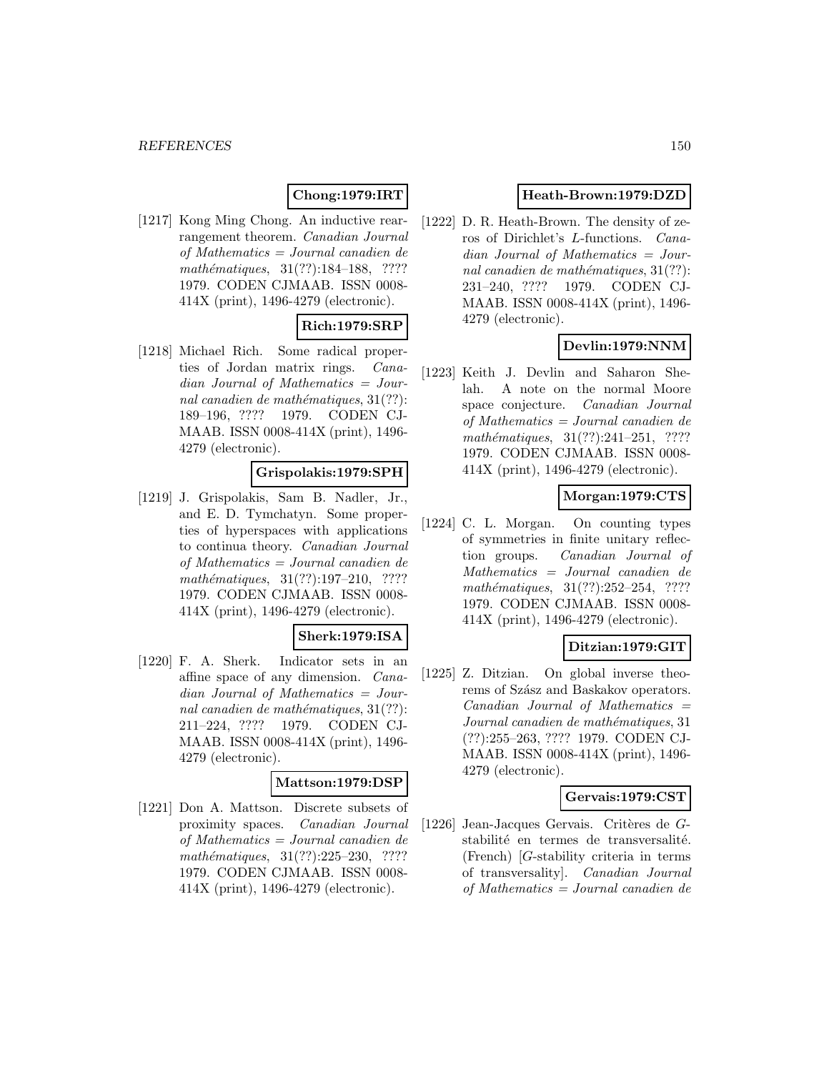**Chong:1979:IRT**

[1217] Kong Ming Chong. An inductive rearrangement theorem. *Canadian Journal of Mathematics = Journal canadien de mathématiques*, 31(??):184–188, ???? 1979. CODEN CJMAAB. ISSN 0008-414X (print), 1496-4279 (electronic).

**Rich:1979:SRP**

[1218] Michael Rich. Some radical properties of Jordan matrix rings. *Canadian Journal of Mathematics = Journal canadien de mathématiques*, 31(??): 189–196, ???? 1979. CODEN CJMAAB. ISSN 0008-414X (print), 1496-4279 (electronic).

**Grispolakis:1979:SPH**

[1219] J. Grispolakis, Sam B. Nadler, Jr., and E. D. Tymchatyn. Some properties of hyperspaces with applications to continua theory. *Canadian Journal of Mathematics = Journal canadien de mathématiques*, 31(??):197–210, ???? 1979. CODEN CJMAAB. ISSN 0008-414X (print), 1496-4279 (electronic).

**Sherk:1979:ISA**

[1220] F. A. Sherk. Indicator sets in an affine space of any dimension. *Canadian Journal of Mathematics = Journal canadien de mathématiques*, 31(??): 211–224, ???? 1979. CODEN CJMAAB. ISSN 0008-414X (print), 1496-4279 (electronic).

**Mattson:1979:DSP**

[1221] Don A. Mattson. Discrete subsets of proximity spaces. *Canadian Journal of Mathematics = Journal canadien de mathématiques*, 31(??):225–230, ???? 1979. CODEN CJMAAB. ISSN 0008-414X (print), 1496-4279 (electronic).

**Heath-Brown:1979:DZD**

[1222] D. R. Heath-Brown. The density of zeros of Dirichlet's $L$-functions. *Canadian Journal of Mathematics = Journal canadien de mathématiques*, 31(??): 231–240, ???? 1979. CODEN CJMAAB. ISSN 0008-414X (print), 1496-4279 (electronic).

**Devlin:1979:NNM**

[1223] Keith J. Devlin and Saharon Shelah. A note on the normal Moore space conjecture. *Canadian Journal of Mathematics = Journal canadien de mathématiques*, 31(??):241–251, ???? 1979. CODEN CJMAAB. ISSN 0008-414X (print), 1496-4279 (electronic).

**Morgan:1979:CTS**

[1224] C. L. Morgan. On counting types of symmetries in finite unitary reflection groups. *Canadian Journal of Mathematics = Journal canadien de mathématiques*, 31(??):252–254, ???? 1979. CODEN CJMAAB. ISSN 0008-414X (print), 1496-4279 (electronic).

**Ditzian:1979:GIT**

[1225] Z. Ditzian. On global inverse theorems of Szász and Baskakov operators. *Canadian Journal of Mathematics = Journal canadien de mathématiques*, 31 (??):255–263, ???? 1979. CODEN CJMAAB. ISSN 0008-414X (print), 1496-4279 (electronic).

**Gervais:1979:CST**

[1226] Jean-Jacques Gervais. Critères de $G$-stabilité en termes de transversalité. (French) [$G$-stability criteria in terms of transversality]. *Canadian Journal of Mathematics = Journal canadien de*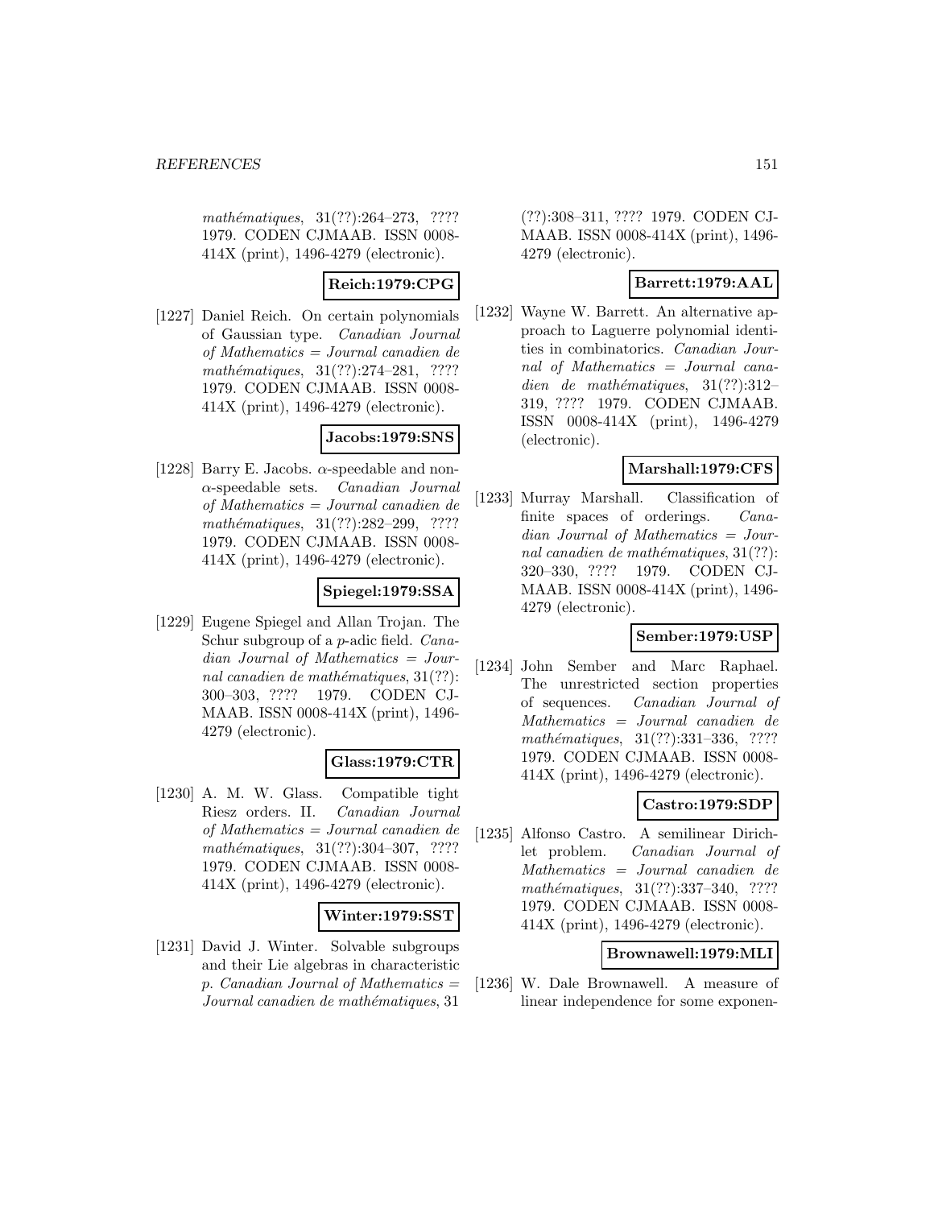*mathématiques*, 31(??):264–273, ???? 1979. CODEN CJMAAB. ISSN 0008-414X (print), 1496-4279 (electronic).

**Reich:1979:CPG**

[1227] Daniel Reich. On certain polynomials of Gaussian type. *Canadian Journal of Mathematics = Journal canadien de mathématiques*, 31(??):274–281, ???? 1979. CODEN CJMAAB. ISSN 0008-414X (print), 1496-4279 (electronic).

**Jacobs:1979:SNS**

[1228] Barry E. Jacobs. $\alpha$-speedable and non-$\alpha$-speedable sets. *Canadian Journal of Mathematics = Journal canadien de mathématiques*, 31(??):282–299, ???? 1979. CODEN CJMAAB. ISSN 0008-414X (print), 1496-4279 (electronic).

**Spiegel:1979:SSA**

[1229] Eugene Spiegel and Allan Trojan. The Schur subgroup of a $p$-adic field. *Canadian Journal of Mathematics = Journal canadien de mathématiques*, 31(??):300–303, ???? 1979. CODEN CJMAAB. ISSN 0008-414X (print), 1496-4279 (electronic).

**Glass:1979:CTR**

[1230] A. M. W. Glass. Compatible tight Riesz orders. II. *Canadian Journal of Mathematics = Journal canadien de mathématiques*, 31(??):304–307, ???? 1979. CODEN CJMAAB. ISSN 0008-414X (print), 1496-4279 (electronic).

**Winter:1979:SST**

[1231] David J. Winter. Solvable subgroups and their Lie algebras in characteristic $p$. *Canadian Journal of Mathematics = Journal canadien de mathématiques*, 31(??):308–311, ???? 1979. CODEN CJMAAB. ISSN 0008-414X (print), 1496-4279 (electronic).

**Barrett:1979:AAL**

[1232] Wayne W. Barrett. An alternative approach to Laguerre polynomial identities in combinatorics. *Canadian Journal of Mathematics = Journal canadien de mathématiques*, 31(??):312–319, ???? 1979. CODEN CJMAAB. ISSN 0008-414X (print), 1496-4279 (electronic).

**Marshall:1979:CFS**

[1233] Murray Marshall. Classification of finite spaces of orderings. *Canadian Journal of Mathematics = Journal canadien de mathématiques*, 31(??):320–330, ???? 1979. CODEN CJMAAB. ISSN 0008-414X (print), 1496-4279 (electronic).

**Sember:1979:USP**

[1234] John Sember and Marc Raphael. The unrestricted section properties of sequences. *Canadian Journal of Mathematics = Journal canadien de mathématiques*, 31(??):331–336, ???? 1979. CODEN CJMAAB. ISSN 0008-414X (print), 1496-4279 (electronic).

**Castro:1979:SDP**

[1235] Alfonso Castro. A semilinear Dirichlet problem. *Canadian Journal of Mathematics = Journal canadien de mathématiques*, 31(??):337–340, ???? 1979. CODEN CJMAAB. ISSN 0008-414X (print), 1496-4279 (electronic).

**Brownawell:1979:MLI**

[1236] W. Dale Brownawell. A measure of linear independence for some exponen-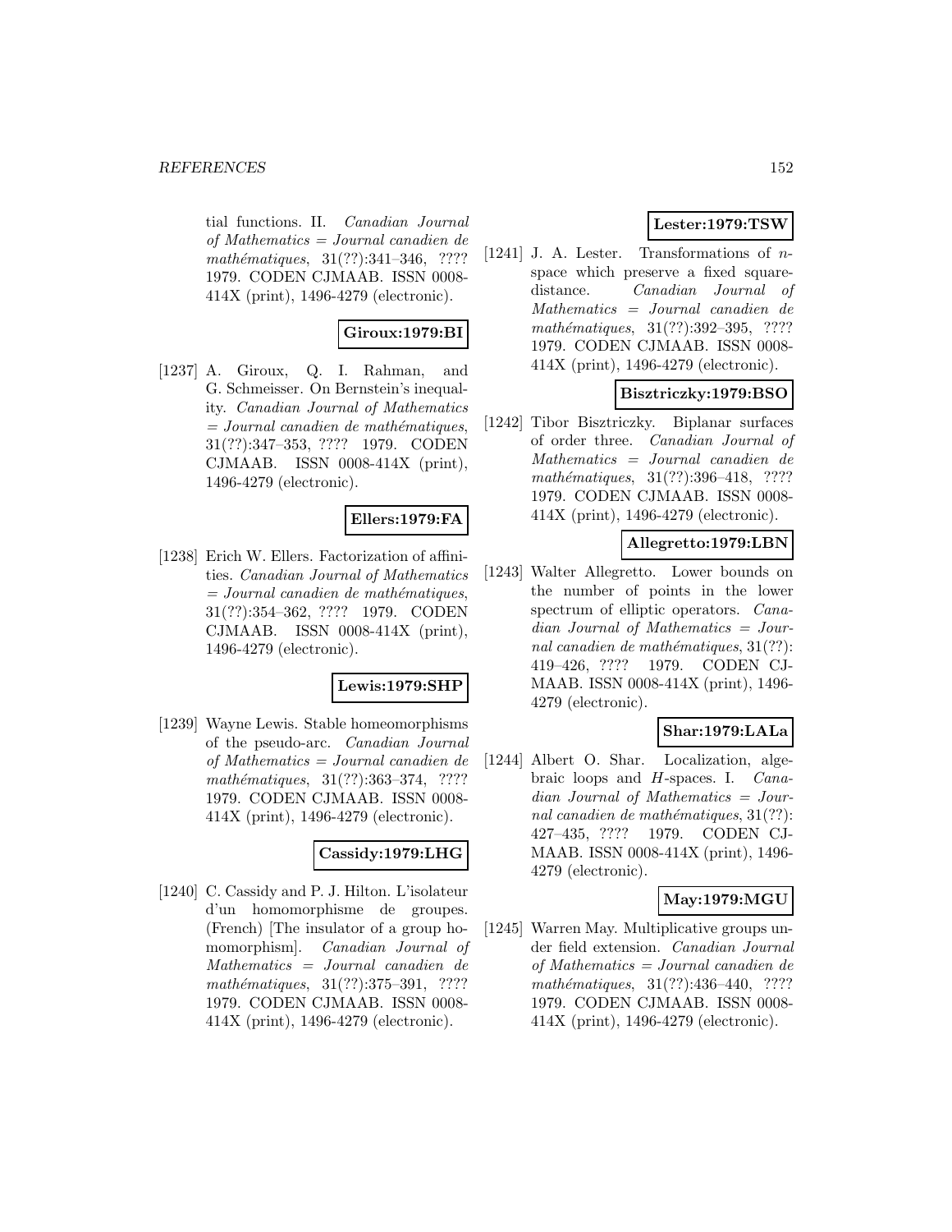tial functions. II. *Canadian Journal of Mathematics = Journal canadien de mathématiques*, 31(??):341–346, ???? 1979. CODEN CJMAAB. ISSN 0008-414X (print), 1496-4279 (electronic).

**Giroux:1979:BI**

[1237] A. Giroux, Q. I. Rahman, and G. Schmeisser. On Bernstein's inequality. *Canadian Journal of Mathematics = Journal canadien de mathématiques*, 31(??):347–353, ???? 1979. CODEN CJMAAB. ISSN 0008-414X (print), 1496-4279 (electronic).

**Ellers:1979:FA**

[1238] Erich W. Ellers. Factorization of affinities. *Canadian Journal of Mathematics = Journal canadien de mathématiques*, 31(??):354–362, ???? 1979. CODEN CJMAAB. ISSN 0008-414X (print), 1496-4279 (electronic).

**Lewis:1979:SHP**

[1239] Wayne Lewis. Stable homeomorphisms of the pseudo-arc. *Canadian Journal of Mathematics = Journal canadien de mathématiques*, 31(??):363–374, ???? 1979. CODEN CJMAAB. ISSN 0008-414X (print), 1496-4279 (electronic).

**Cassidy:1979:LHG**

[1240] C. Cassidy and P. J. Hilton. L'isolateur d'un homomorphisme de groupes. (French) [The insulator of a group homomorphism]. *Canadian Journal of Mathematics = Journal canadien de mathématiques*, 31(??):375–391, ???? 1979. CODEN CJMAAB. ISSN 0008-414X (print), 1496-4279 (electronic).

**Lester:1979:TSW**

[1241] J. A. Lester. Transformations of $n$-space which preserve a fixed square-distance. *Canadian Journal of Mathematics = Journal canadien de mathématiques*, 31(??):392–395, ???? 1979. CODEN CJMAAB. ISSN 0008-414X (print), 1496-4279 (electronic).

**Bisztriczky:1979:BSO**

[1242] Tibor Bisztriczky. Biplanar surfaces of order three. *Canadian Journal of Mathematics = Journal canadien de mathématiques*, 31(??):396–418, ???? 1979. CODEN CJMAAB. ISSN 0008-414X (print), 1496-4279 (electronic).

**Allegretto:1979:LBN**

[1243] Walter Allegretto. Lower bounds on the number of points in the lower spectrum of elliptic operators. *Canadian Journal of Mathematics = Journal canadien de mathématiques*, 31(??): 419–426, ???? 1979. CODEN CJMAAB. ISSN 0008-414X (print), 1496-4279 (electronic).

**Shar:1979:LALa**

[1244] Albert O. Shar. Localization, algebraic loops and $H$-spaces. I. *Canadian Journal of Mathematics = Journal canadien de mathématiques*, 31(??): 427–435, ???? 1979. CODEN CJMAAB. ISSN 0008-414X (print), 1496-4279 (electronic).

**May:1979:MGU**

[1245] Warren May. Multiplicative groups under field extension. *Canadian Journal of Mathematics = Journal canadien de mathématiques*, 31(??):436–440, ???? 1979. CODEN CJMAAB. ISSN 0008-414X (print), 1496-4279 (electronic).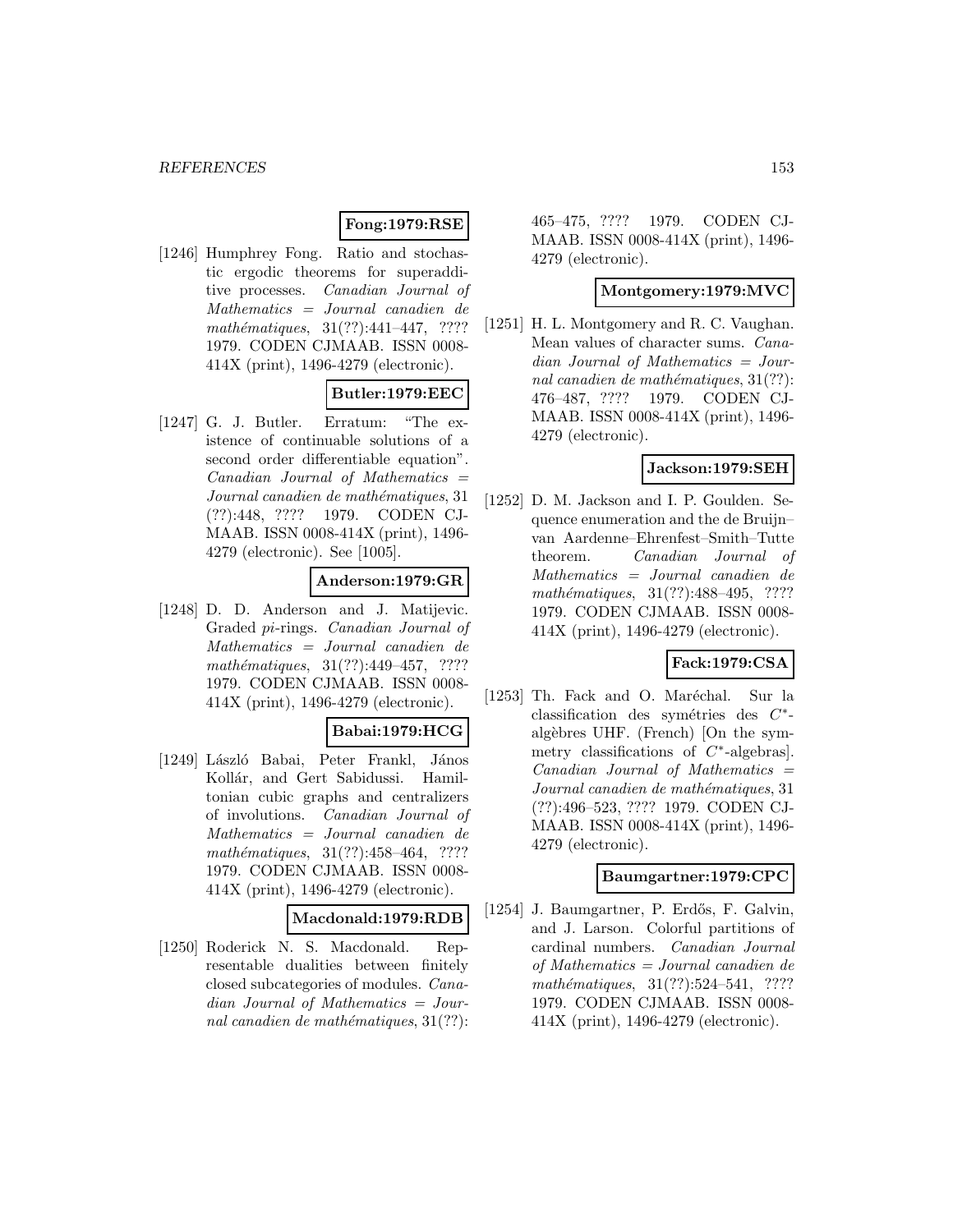**Fong:1979:RSE**

[1246] Humphrey Fong. Ratio and stochastic ergodic theorems for superadditive processes. *Canadian Journal of Mathematics = Journal canadien de mathématiques*, 31(??):441–447, ???? 1979. CODEN CJMAAB. ISSN 0008-414X (print), 1496-4279 (electronic).

**Butler:1979:EEC**

[1247] G. J. Butler. Erratum: "The existence of continuable solutions of a second order differentiable equation". *Canadian Journal of Mathematics = Journal canadien de mathématiques*, 31 (??):448, ???? 1979. CODEN CJMAAB. ISSN 0008-414X (print), 1496-4279 (electronic). See [1005].

**Anderson:1979:GR**

[1248] D. D. Anderson and J. Matijevic. Graded *pi*-rings. *Canadian Journal of Mathematics = Journal canadien de mathématiques*, 31(??):449–457, ???? 1979. CODEN CJMAAB. ISSN 0008-414X (print), 1496-4279 (electronic).

**Babai:1979:HCG**

[1249] László Babai, Peter Frankl, János Kollár, and Gert Sabidussi. Hamiltonian cubic graphs and centralizers of involutions. *Canadian Journal of Mathematics = Journal canadien de mathématiques*, 31(??):458–464, ???? 1979. CODEN CJMAAB. ISSN 0008-414X (print), 1496-4279 (electronic).

**Macdonald:1979:RDB**

[1250] Roderick N. S. Macdonald. Representable dualities between finitely closed subcategories of modules. *Canadian Journal of Mathematics = Journal canadien de mathématiques*, 31(??): 465–475, ???? 1979. CODEN CJMAAB. ISSN 0008-414X (print), 1496-4279 (electronic).

**Montgomery:1979:MVC**

[1251] H. L. Montgomery and R. C. Vaughan. Mean values of character sums. *Canadian Journal of Mathematics = Journal canadien de mathématiques*, 31(??): 476–487, ???? 1979. CODEN CJMAAB. ISSN 0008-414X (print), 1496-4279 (electronic).

**Jackson:1979:SEH**

[1252] D. M. Jackson and I. P. Goulden. Sequence enumeration and the de Bruijn–van Aardenne–Ehrenfest–Smith–Tutte theorem. *Canadian Journal of Mathematics = Journal canadien de mathématiques*, 31(??):488–495, ???? 1979. CODEN CJMAAB. ISSN 0008-414X (print), 1496-4279 (electronic).

**Fack:1979:CSA**

[1253] Th. Fack and O. Maréchal. Sur la classification des symétries des $C^*$-algèbres UHF. (French) [On the symmetry classifications of $C^*$-algebras]. *Canadian Journal of Mathematics = Journal canadien de mathématiques*, 31 (??):496–523, ???? 1979. CODEN CJMAAB. ISSN 0008-414X (print), 1496-4279 (electronic).

**Baumgartner:1979:CPC**

[1254] J. Baumgartner, P. Erdős, F. Galvin, and J. Larson. Colorful partitions of cardinal numbers. *Canadian Journal of Mathematics = Journal canadien de mathématiques*, 31(??):524–541, ???? 1979. CODEN CJMAAB. ISSN 0008-414X (print), 1496-4279 (electronic).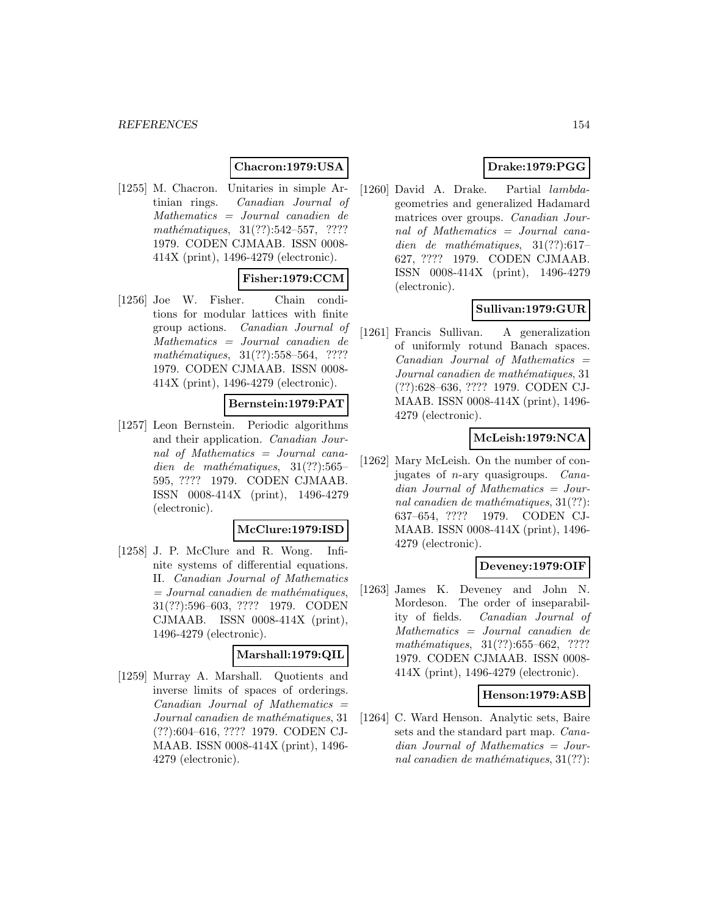**Chacron:1979:USA**

[1255] M. Chacron. Unitaries in simple Artinian rings. *Canadian Journal of Mathematics = Journal canadien de mathématiques*, 31(??):542–557, ???? 1979. CODEN CJMAAB. ISSN 0008-414X (print), 1496-4279 (electronic).

**Fisher:1979:CCM**

[1256] Joe W. Fisher. Chain conditions for modular lattices with finite group actions. *Canadian Journal of Mathematics = Journal canadien de mathématiques*, 31(??):558–564, ???? 1979. CODEN CJMAAB. ISSN 0008-414X (print), 1496-4279 (electronic).

**Bernstein:1979:PAT**

[1257] Leon Bernstein. Periodic algorithms and their application. *Canadian Journal of Mathematics = Journal canadien de mathématiques*, 31(??):565–595, ???? 1979. CODEN CJMAAB. ISSN 0008-414X (print), 1496-4279 (electronic).

**McClure:1979:ISD**

[1258] J. P. McClure and R. Wong. Infinite systems of differential equations. II. *Canadian Journal of Mathematics = Journal canadien de mathématiques*, 31(??):596–603, ???? 1979. CODEN CJMAAB. ISSN 0008-414X (print), 1496-4279 (electronic).

**Marshall:1979:QIL**

[1259] Murray A. Marshall. Quotients and inverse limits of spaces of orderings. *Canadian Journal of Mathematics = Journal canadien de mathématiques*, 31 (??):604–616, ???? 1979. CODEN CJMAAB. ISSN 0008-414X (print), 1496-4279 (electronic).

**Drake:1979:PGG**

[1260] David A. Drake. Partial *lambda*-geometries and generalized Hadamard matrices over groups. *Canadian Journal of Mathematics = Journal canadien de mathématiques*, 31(??):617–627, ???? 1979. CODEN CJMAAB. ISSN 0008-414X (print), 1496-4279 (electronic).

**Sullivan:1979:GUR**

[1261] Francis Sullivan. A generalization of uniformly rotund Banach spaces. *Canadian Journal of Mathematics = Journal canadien de mathématiques*, 31 (??):628–636, ???? 1979. CODEN CJMAAB. ISSN 0008-414X (print), 1496-4279 (electronic).

**McLeish:1979:NCA**

[1262] Mary McLeish. On the number of conjugates of $n$-ary quasigroups. *Canadian Journal of Mathematics = Journal canadien de mathématiques*, 31(??): 637–654, ???? 1979. CODEN CJMAAB. ISSN 0008-414X (print), 1496-4279 (electronic).

**Deveney:1979:OIF**

[1263] James K. Deveney and John N. Mordeson. The order of inseparability of fields. *Canadian Journal of Mathematics = Journal canadien de mathématiques*, 31(??):655–662, ???? 1979. CODEN CJMAAB. ISSN 0008-414X (print), 1496-4279 (electronic).

**Henson:1979:ASB**

[1264] C. Ward Henson. Analytic sets, Baire sets and the standard part map. *Canadian Journal of Mathematics = Journal canadien de mathématiques*, 31(??):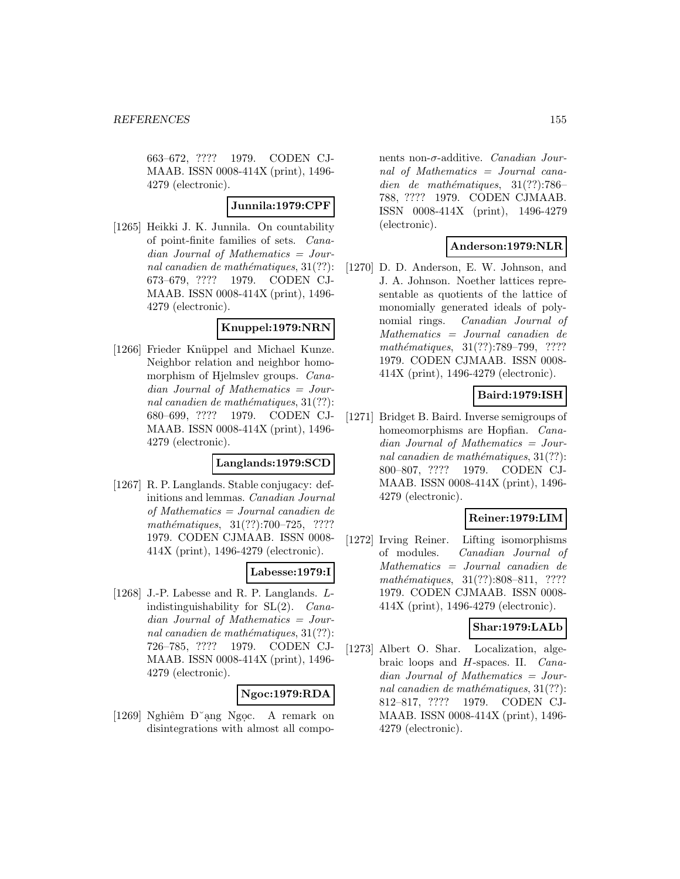663–672, ???? 1979. CODEN CJMAAB. ISSN 0008-414X (print), 1496-4279 (electronic).

**Junnila:1979:CPF**

[1265] Heikki J. K. Junnila. On countability of point-finite families of sets. *Canadian Journal of Mathematics = Journal canadien de mathématiques*, 31(??): 673–679, ???? 1979. CODEN CJMAAB. ISSN 0008-414X (print), 1496-4279 (electronic).

**Knuppel:1979:NRN**

[1266] Frieder Knüppel and Michael Kunze. Neighbor relation and neighbor homomorphism of Hjelmslev groups. *Canadian Journal of Mathematics = Journal canadien de mathématiques*, 31(??): 680–699, ???? 1979. CODEN CJMAAB. ISSN 0008-414X (print), 1496-4279 (electronic).

**Langlands:1979:SCD**

[1267] R. P. Langlands. Stable conjugacy: definitions and lemmas. *Canadian Journal of Mathematics = Journal canadien de mathématiques*, 31(??):700–725, ???? 1979. CODEN CJMAAB. ISSN 0008-414X (print), 1496-4279 (electronic).

**Labesse:1979:I**

[1268] J.-P. Labesse and R. P. Langlands. $L$-indistinguishability for SL(2). *Canadian Journal of Mathematics = Journal canadien de mathématiques*, 31(??): 726–785, ???? 1979. CODEN CJMAAB. ISSN 0008-414X (print), 1496-4279 (electronic).

**Ngoc:1979:RDA**

[1269] Nghiêm Đ˘ạng Ngọc. A remark on disintegrations with almost all components non-$\sigma$-additive. *Canadian Journal of Mathematics = Journal canadien de mathématiques*, 31(??):786–788, ???? 1979. CODEN CJMAAB. ISSN 0008-414X (print), 1496-4279 (electronic).

**Anderson:1979:NLR**

[1270] D. D. Anderson, E. W. Johnson, and J. A. Johnson. Noether lattices representable as quotients of the lattice of monomially generated ideals of polynomial rings. *Canadian Journal of Mathematics = Journal canadien de mathématiques*, 31(??):789–799, ???? 1979. CODEN CJMAAB. ISSN 0008-414X (print), 1496-4279 (electronic).

**Baird:1979:ISH**

[1271] Bridget B. Baird. Inverse semigroups of homeomorphisms are Hopfian. *Canadian Journal of Mathematics = Journal canadien de mathématiques*, 31(??): 800–807, ???? 1979. CODEN CJMAAB. ISSN 0008-414X (print), 1496-4279 (electronic).

**Reiner:1979:LIM**

[1272] Irving Reiner. Lifting isomorphisms of modules. *Canadian Journal of Mathematics = Journal canadien de mathématiques*, 31(??):808–811, ???? 1979. CODEN CJMAAB. ISSN 0008-414X (print), 1496-4279 (electronic).

**Shar:1979:LALb**

[1273] Albert O. Shar. Localization, algebraic loops and $H$-spaces. II. *Canadian Journal of Mathematics = Journal canadien de mathématiques*, 31(??): 812–817, ???? 1979. CODEN CJMAAB. ISSN 0008-414X (print), 1496-4279 (electronic).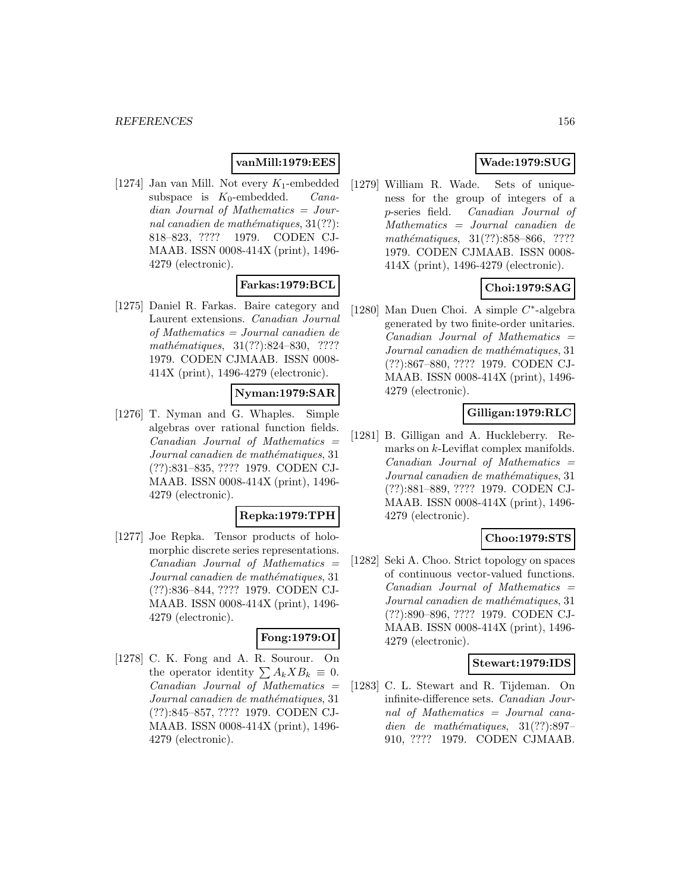**vanMill:1979:EES**

[1274] Jan van Mill. Not every $K_1$-embedded subspace is $K_0$-embedded. *Canadian Journal of Mathematics = Journal canadien de mathématiques*, 31(??): 818–823, ???? 1979. CODEN CJMAAB. ISSN 0008-414X (print), 1496-4279 (electronic).

**Farkas:1979:BCL**

[1275] Daniel R. Farkas. Baire category and Laurent extensions. *Canadian Journal of Mathematics = Journal canadien de mathématiques*, 31(??):824–830, ???? 1979. CODEN CJMAAB. ISSN 0008-414X (print), 1496-4279 (electronic).

**Nyman:1979:SAR**

[1276] T. Nyman and G. Whaples. Simple algebras over rational function fields. *Canadian Journal of Mathematics = Journal canadien de mathématiques*, 31 (??):831–835, ???? 1979. CODEN CJMAAB. ISSN 0008-414X (print), 1496-4279 (electronic).

**Repka:1979:TPH**

[1277] Joe Repka. Tensor products of holomorphic discrete series representations. *Canadian Journal of Mathematics = Journal canadien de mathématiques*, 31 (??):836–844, ???? 1979. CODEN CJMAAB. ISSN 0008-414X (print), 1496-4279 (electronic).

**Fong:1979:OI**

[1278] C. K. Fong and A. R. Sourour. On the operator identity $\sum A_k X B_k \equiv 0$. *Canadian Journal of Mathematics = Journal canadien de mathématiques*, 31 (??):845–857, ???? 1979. CODEN CJMAAB. ISSN 0008-414X (print), 1496-4279 (electronic).

**Wade:1979:SUG**

[1279] William R. Wade. Sets of uniqueness for the group of integers of a $p$-series field. *Canadian Journal of Mathematics = Journal canadien de mathématiques*, 31(??):858–866, ???? 1979. CODEN CJMAAB. ISSN 0008-414X (print), 1496-4279 (electronic).

**Choi:1979:SAG**

[1280] Man Duen Choi. A simple $C^*$-algebra generated by two finite-order unitaries. *Canadian Journal of Mathematics = Journal canadien de mathématiques*, 31 (??):867–880, ???? 1979. CODEN CJMAAB. ISSN 0008-414X (print), 1496-4279 (electronic).

**Gilligan:1979:RLC**

[1281] B. Gilligan and A. Huckleberry. Remarks on $k$-Leviflat complex manifolds. *Canadian Journal of Mathematics = Journal canadien de mathématiques*, 31 (??):881–889, ???? 1979. CODEN CJMAAB. ISSN 0008-414X (print), 1496-4279 (electronic).

**Choo:1979:STS**

[1282] Seki A. Choo. Strict topology on spaces of continuous vector-valued functions. *Canadian Journal of Mathematics = Journal canadien de mathématiques*, 31 (??):890–896, ???? 1979. CODEN CJMAAB. ISSN 0008-414X (print), 1496-4279 (electronic).

**Stewart:1979:IDS**

[1283] C. L. Stewart and R. Tijdeman. On infinite-difference sets. *Canadian Journal of Mathematics = Journal canadien de mathématiques*, 31(??):897–910, ???? 1979. CODEN CJMAAB.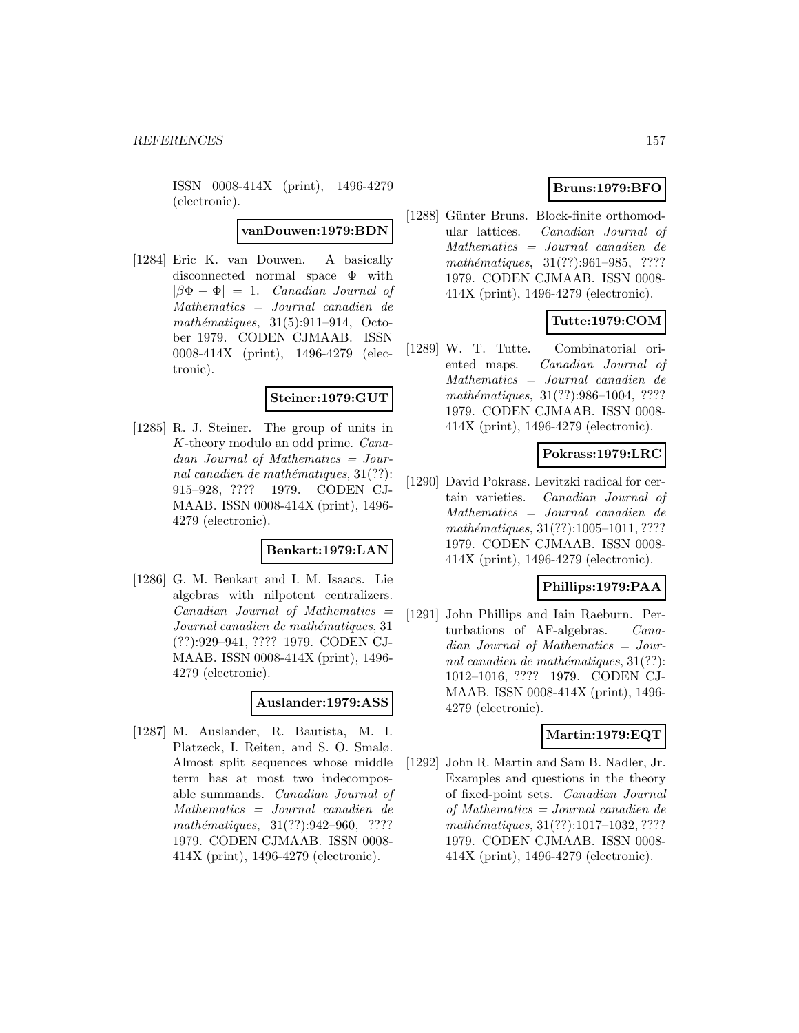ISSN 0008-414X (print), 1496-4279 (electronic).

**vanDouwen:1979:BDN**

[1284] Eric K. van Douwen. A basically disconnected normal space $\Phi$ with $|\beta\Phi - \Phi| = 1$. *Canadian Journal of Mathematics = Journal canadien de mathématiques*, 31(5):911–914, October 1979. CODEN CJMAAB. ISSN 0008-414X (print), 1496-4279 (electronic).

**Steiner:1979:GUT**

[1285] R. J. Steiner. The group of units in $K$-theory modulo an odd prime. *Canadian Journal of Mathematics = Journal canadien de mathématiques*, 31(??): 915–928, ???? 1979. CODEN CJMAAB. ISSN 0008-414X (print), 1496-4279 (electronic).

**Benkart:1979:LAN**

[1286] G. M. Benkart and I. M. Isaacs. Lie algebras with nilpotent centralizers. *Canadian Journal of Mathematics = Journal canadien de mathématiques*, 31 (??):929–941, ???? 1979. CODEN CJMAAB. ISSN 0008-414X (print), 1496-4279 (electronic).

**Auslander:1979:ASS**

[1287] M. Auslander, R. Bautista, M. I. Platzeck, I. Reiten, and S. O. Smalø. Almost split sequences whose middle term has at most two indecomposable summands. *Canadian Journal of Mathematics = Journal canadien de mathématiques*, 31(??):942–960, ???? 1979. CODEN CJMAAB. ISSN 0008-414X (print), 1496-4279 (electronic).

**Bruns:1979:BFO**

[1288] Günter Bruns. Block-finite orthomodular lattices. *Canadian Journal of Mathematics = Journal canadien de mathématiques*, 31(??):961–985, ???? 1979. CODEN CJMAAB. ISSN 0008-414X (print), 1496-4279 (electronic).

**Tutte:1979:COM**

[1289] W. T. Tutte. Combinatorial oriented maps. *Canadian Journal of Mathematics = Journal canadien de mathématiques*, 31(??):986–1004, ???? 1979. CODEN CJMAAB. ISSN 0008-414X (print), 1496-4279 (electronic).

**Pokrass:1979:LRC**

[1290] David Pokrass. Levitzki radical for certain varieties. *Canadian Journal of Mathematics = Journal canadien de mathématiques*, 31(??):1005–1011, ???? 1979. CODEN CJMAAB. ISSN 0008-414X (print), 1496-4279 (electronic).

**Phillips:1979:PAA**

[1291] John Phillips and Iain Raeburn. Perturbations of AF-algebras. *Canadian Journal of Mathematics = Journal canadien de mathématiques*, 31(??): 1012–1016, ???? 1979. CODEN CJMAAB. ISSN 0008-414X (print), 1496-4279 (electronic).

**Martin:1979:EQT**

[1292] John R. Martin and Sam B. Nadler, Jr. Examples and questions in the theory of fixed-point sets. *Canadian Journal of Mathematics = Journal canadien de mathématiques*, 31(??):1017–1032, ???? 1979. CODEN CJMAAB. ISSN 0008-414X (print), 1496-4279 (electronic).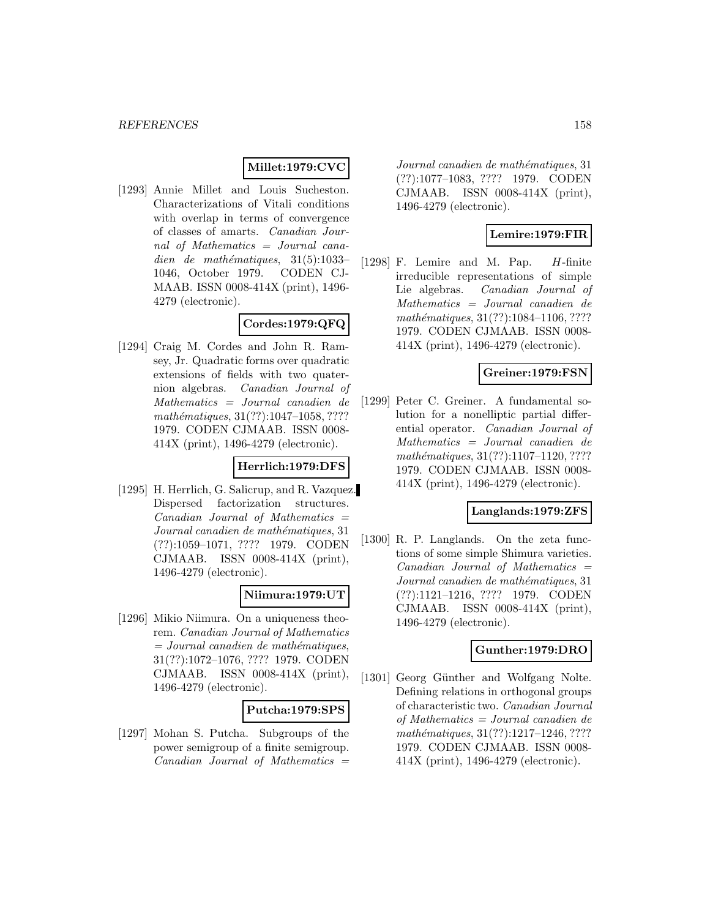**Millet:1979:CVC**

[1293] Annie Millet and Louis Sucheston. Characterizations of Vitali conditions with overlap in terms of convergence of classes of amarts. *Canadian Journal of Mathematics = Journal canadien de mathématiques*, 31(5):1033–1046, October 1979. CODEN CJMAAB. ISSN 0008-414X (print), 1496-4279 (electronic).

**Cordes:1979:QFQ**

[1294] Craig M. Cordes and John R. Ramsey, Jr. Quadratic forms over quadratic extensions of fields with two quaternion algebras. *Canadian Journal of Mathematics = Journal canadien de mathématiques*, 31(??):1047–1058, ???? 1979. CODEN CJMAAB. ISSN 0008-414X (print), 1496-4279 (electronic).

**Herrlich:1979:DFS**

[1295] H. Herrlich, G. Salicrup, and R. Vazquez. Dispersed factorization structures. *Canadian Journal of Mathematics = Journal canadien de mathématiques*, 31 (??):1059–1071, ???? 1979. CODEN CJMAAB. ISSN 0008-414X (print), 1496-4279 (electronic).

**Niimura:1979:UT**

[1296] Mikio Niimura. On a uniqueness theorem. *Canadian Journal of Mathematics = Journal canadien de mathématiques*, 31(??):1072–1076, ???? 1979. CODEN CJMAAB. ISSN 0008-414X (print), 1496-4279 (electronic).

**Putcha:1979:SPS**

[1297] Mohan S. Putcha. Subgroups of the power semigroup of a finite semigroup. *Canadian Journal of Mathematics = Journal canadien de mathématiques*, 31 (??):1077–1083, ???? 1979. CODEN CJMAAB. ISSN 0008-414X (print), 1496-4279 (electronic).

**Lemire:1979:FIR**

[1298] F. Lemire and M. Pap. $H$-finite irreducible representations of simple Lie algebras. *Canadian Journal of Mathematics = Journal canadien de mathématiques*, 31(??):1084–1106, ???? 1979. CODEN CJMAAB. ISSN 0008-414X (print), 1496-4279 (electronic).

**Greiner:1979:FSN**

[1299] Peter C. Greiner. A fundamental solution for a nonelliptic partial differential operator. *Canadian Journal of Mathematics = Journal canadien de mathématiques*, 31(??):1107–1120, ???? 1979. CODEN CJMAAB. ISSN 0008-414X (print), 1496-4279 (electronic).

**Langlands:1979:ZFS**

[1300] R. P. Langlands. On the zeta functions of some simple Shimura varieties. *Canadian Journal of Mathematics = Journal canadien de mathématiques*, 31 (??):1121–1216, ???? 1979. CODEN CJMAAB. ISSN 0008-414X (print), 1496-4279 (electronic).

**Gunther:1979:DRO**

[1301] Georg Günther and Wolfgang Nolte. Defining relations in orthogonal groups of characteristic two. *Canadian Journal of Mathematics = Journal canadien de mathématiques*, 31(??):1217–1246, ???? 1979. CODEN CJMAAB. ISSN 0008-414X (print), 1496-4279 (electronic).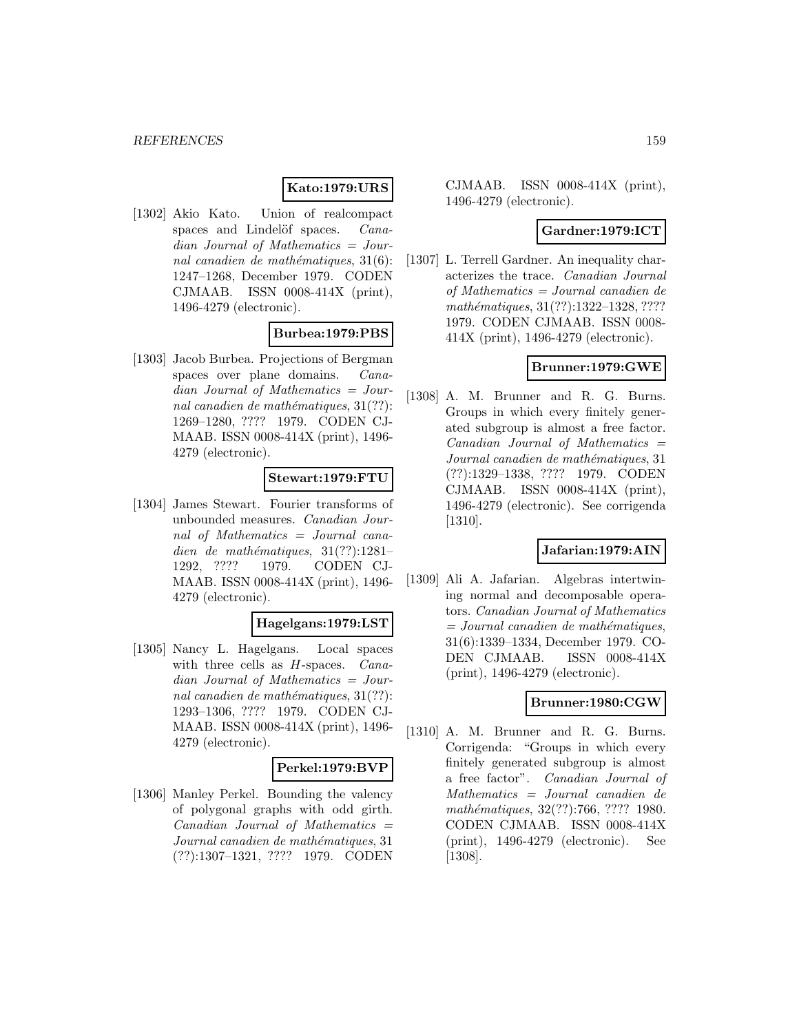**Kato:1979:URS**

[1302] Akio Kato. Union of realcompact spaces and Lindelöf spaces. *Canadian Journal of Mathematics = Journal canadien de mathématiques*, 31(6): 1247–1268, December 1979. CODEN CJMAAB. ISSN 0008-414X (print), 1496-4279 (electronic).

**Burbea:1979:PBS**

[1303] Jacob Burbea. Projections of Bergman spaces over plane domains. *Canadian Journal of Mathematics = Journal canadien de mathématiques*, 31(??): 1269–1280, ???? 1979. CODEN CJMAAB. ISSN 0008-414X (print), 1496-4279 (electronic).

**Stewart:1979:FTU**

[1304] James Stewart. Fourier transforms of unbounded measures. *Canadian Journal of Mathematics = Journal canadien de mathématiques*, 31(??):1281–1292, ???? 1979. CODEN CJMAAB. ISSN 0008-414X (print), 1496-4279 (electronic).

**Hagelgans:1979:LST**

[1305] Nancy L. Hagelgans. Local spaces with three cells as $H$-spaces. *Canadian Journal of Mathematics = Journal canadien de mathématiques*, 31(??): 1293–1306, ???? 1979. CODEN CJMAAB. ISSN 0008-414X (print), 1496-4279 (electronic).

**Perkel:1979:BVP**

[1306] Manley Perkel. Bounding the valency of polygonal graphs with odd girth. *Canadian Journal of Mathematics = Journal canadien de mathématiques*, 31 (??):1307–1321, ???? 1979. CODEN CJMAAB. ISSN 0008-414X (print), 1496-4279 (electronic).

**Gardner:1979:ICT**

[1307] L. Terrell Gardner. An inequality characterizes the trace. *Canadian Journal of Mathematics = Journal canadien de mathématiques*, 31(??):1322–1328, ???? 1979. CODEN CJMAAB. ISSN 0008-414X (print), 1496-4279 (electronic).

**Brunner:1979:GWE**

[1308] A. M. Brunner and R. G. Burns. Groups in which every finitely generated subgroup is almost a free factor. *Canadian Journal of Mathematics = Journal canadien de mathématiques*, 31 (??):1329–1338, ???? 1979. CODEN CJMAAB. ISSN 0008-414X (print), 1496-4279 (electronic). See corrigenda [1310].

**Jafarian:1979:AIN**

[1309] Ali A. Jafarian. Algebras intertwining normal and decomposable operators. *Canadian Journal of Mathematics = Journal canadien de mathématiques*, 31(6):1339–1334, December 1979. CODEN CJMAAB. ISSN 0008-414X (print), 1496-4279 (electronic).

**Brunner:1980:CGW**

[1310] A. M. Brunner and R. G. Burns. Corrigenda: "Groups in which every finitely generated subgroup is almost a free factor". *Canadian Journal of Mathematics = Journal canadien de mathématiques*, 32(??):766, ???? 1980. CODEN CJMAAB. ISSN 0008-414X (print), 1496-4279 (electronic). See [1308].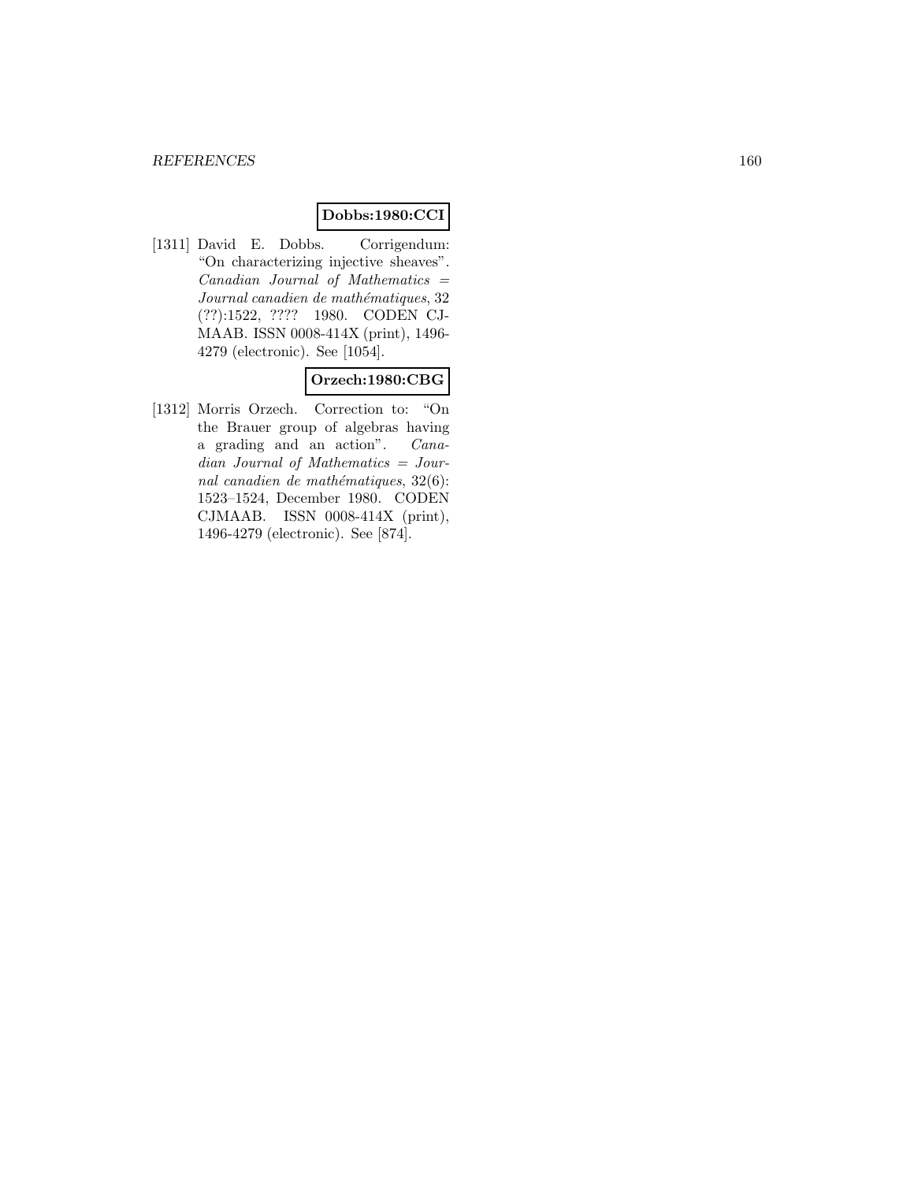**Dobbs:1980:CCI**

[1311] David E. Dobbs. Corrigendum: "On characterizing injective sheaves". *Canadian Journal of Mathematics = Journal canadien de mathématiques*, 32 (??):1522, ???? 1980. CODEN CJMAAB. ISSN 0008-414X (print), 1496-4279 (electronic). See [1054].

**Orzech:1980:CBG**

[1312] Morris Orzech. Correction to: "On the Brauer group of algebras having a grading and an action". *Canadian Journal of Mathematics = Journal canadien de mathématiques*, 32(6): 1523–1524, December 1980. CODEN CJMAAB. ISSN 0008-414X (print), 1496-4279 (electronic). See [874].